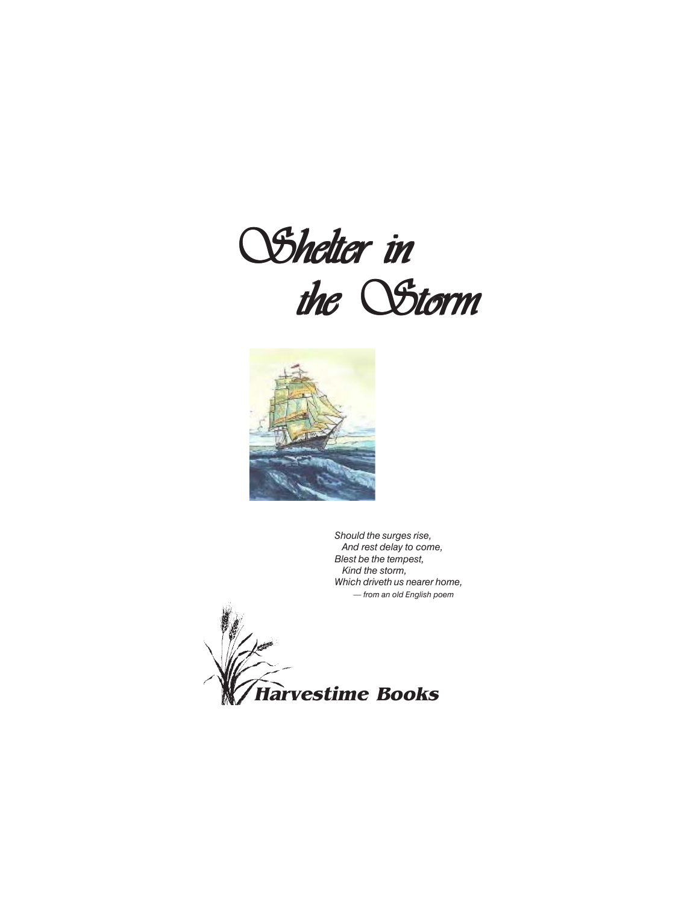# Shelter in the Storm

*Should the surges rise,*
*And rest delay to come,*
*Blest be the tempest,*
*Kind the storm,*
*Which driveth us nearer home,*
*— from an old English poem*

**Harvestime Books**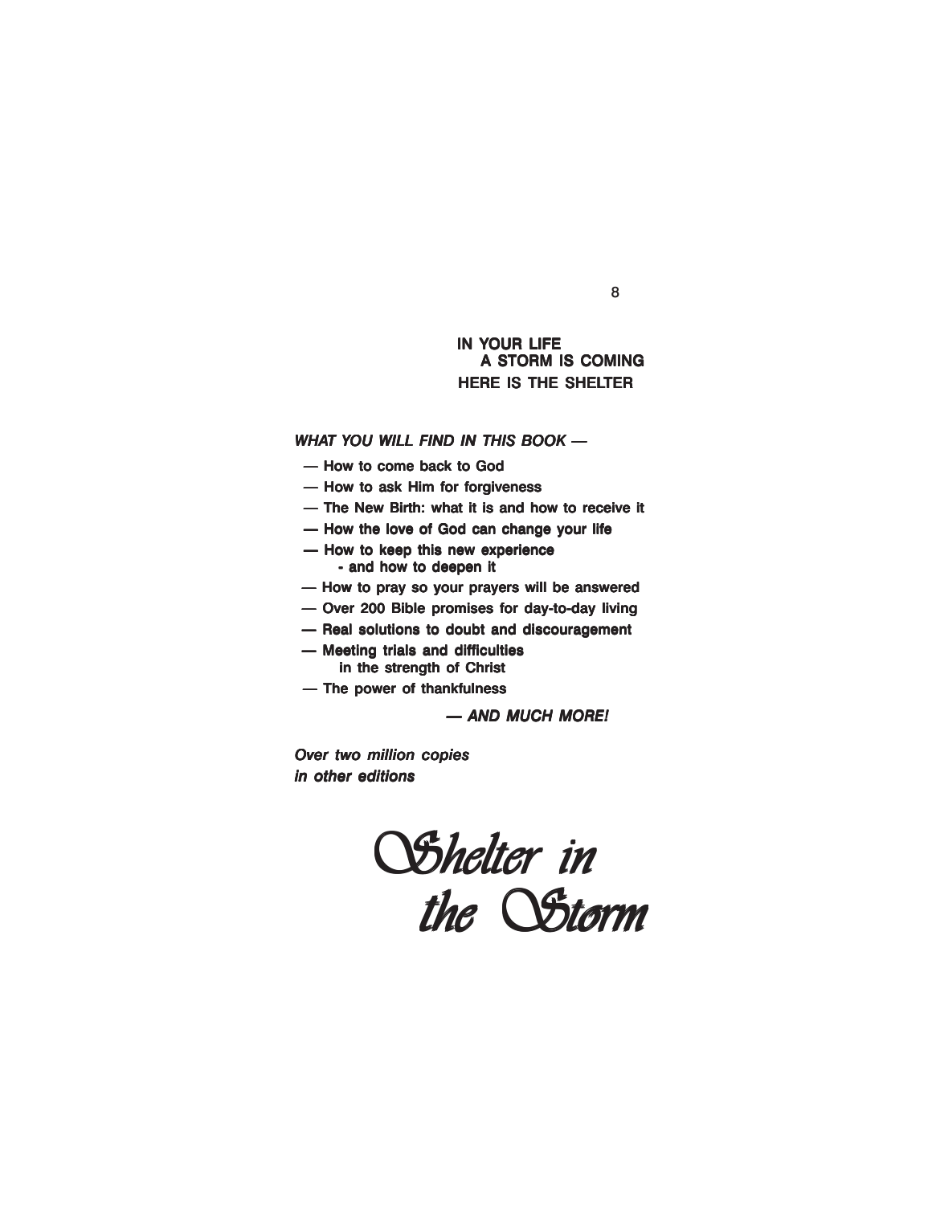**IN YOUR LIFE**
**A STORM IS COMING**
**HERE IS THE SHELTER**

***WHAT YOU WILL FIND IN THIS BOOK —***

- **— How to come back to God**
- **— How to ask Him for forgiveness**
- **— The New Birth: what it is and how to receive it**
- **— How the love of God can change your life**
- **— How to keep this new experience - and how to deepen it**
- **— How to pray so your prayers will be answered**
- **— Over 200 Bible promises for day-to-day living**
- **— Real solutions to doubt and discouragement**
- **— Meeting trials and difficulties in the strength of Christ**
- **— The power of thankfulness**

***— AND MUCH MORE!***

***Over two million copies in other editions***

# *Shelter in the Storm*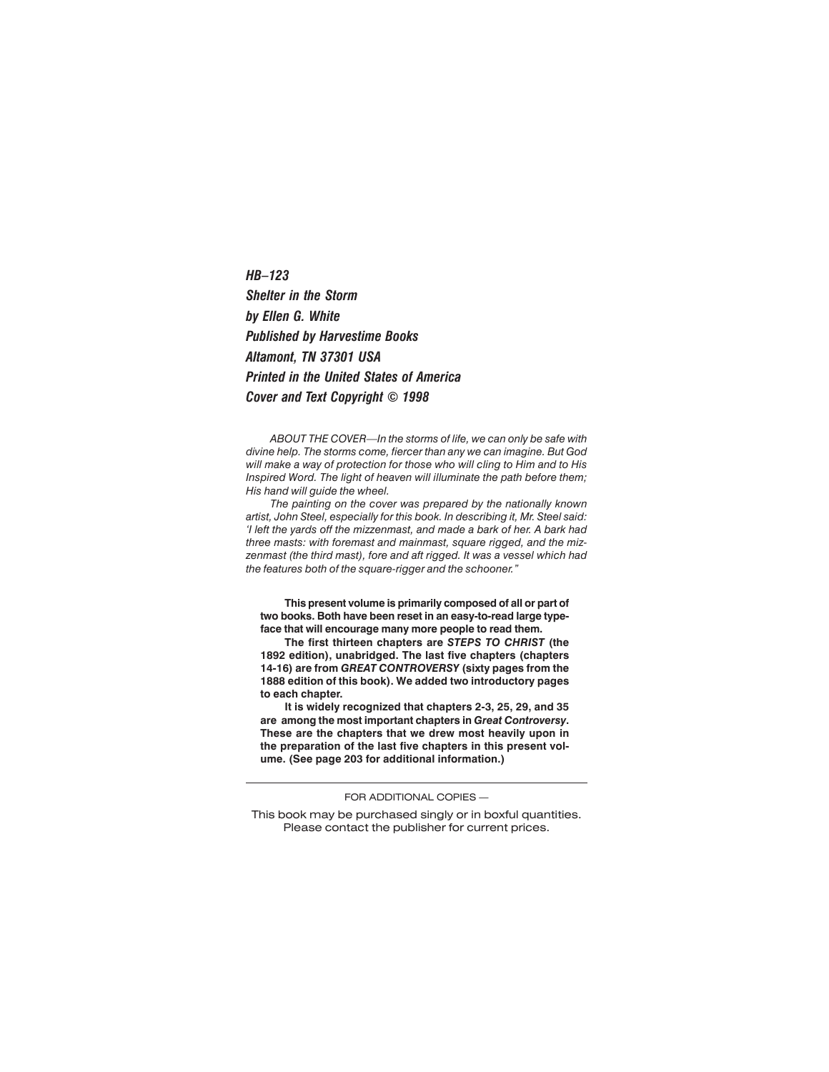***HB–123***

***Shelter in the Storm***

***by Ellen G. White***

***Published by Harvestime Books***

***Altamont, TN 37301 USA***

***Printed in the United States of America***

***Cover and Text Copyright © 1998***

*ABOUT THE COVER—In the storms of life, we can only be safe with divine help. The storms come, fiercer than any we can imagine. But God will make a way of protection for those who will cling to Him and to His Inspired Word. The light of heaven will illuminate the path before them; His hand will guide the wheel.*

*The painting on the cover was prepared by the nationally known artist, John Steel, especially for this book. In describing it, Mr. Steel said: 'I left the yards off the mizzenmast, and made a bark of her. A bark had three masts: with foremast and mainmast, square rigged, and the mizzenmast (the third mast), fore and aft rigged. It was a vessel which had the features both of the square-rigger and the schooner."*

**This present volume is primarily composed of all or part of two books. Both have been reset in an easy-to-read large typeface that will encourage many more people to read them.**

**The first thirteen chapters are *STEPS TO CHRIST* (the 1892 edition), unabridged. The last five chapters (chapters 14-16) are from *GREAT CONTROVERSY* (sixty pages from the 1888 edition of this book). We added two introductory pages to each chapter.**

**It is widely recognized that chapters 2-3, 25, 29, and 35 are among the most important chapters in *Great Controversy*. These are the chapters that we drew most heavily upon in the preparation of the last five chapters in this present volume. (See page 203 for additional information.)**

---

FOR ADDITIONAL COPIES —

This book may be purchased singly or in boxful quantities. Please contact the publisher for current prices.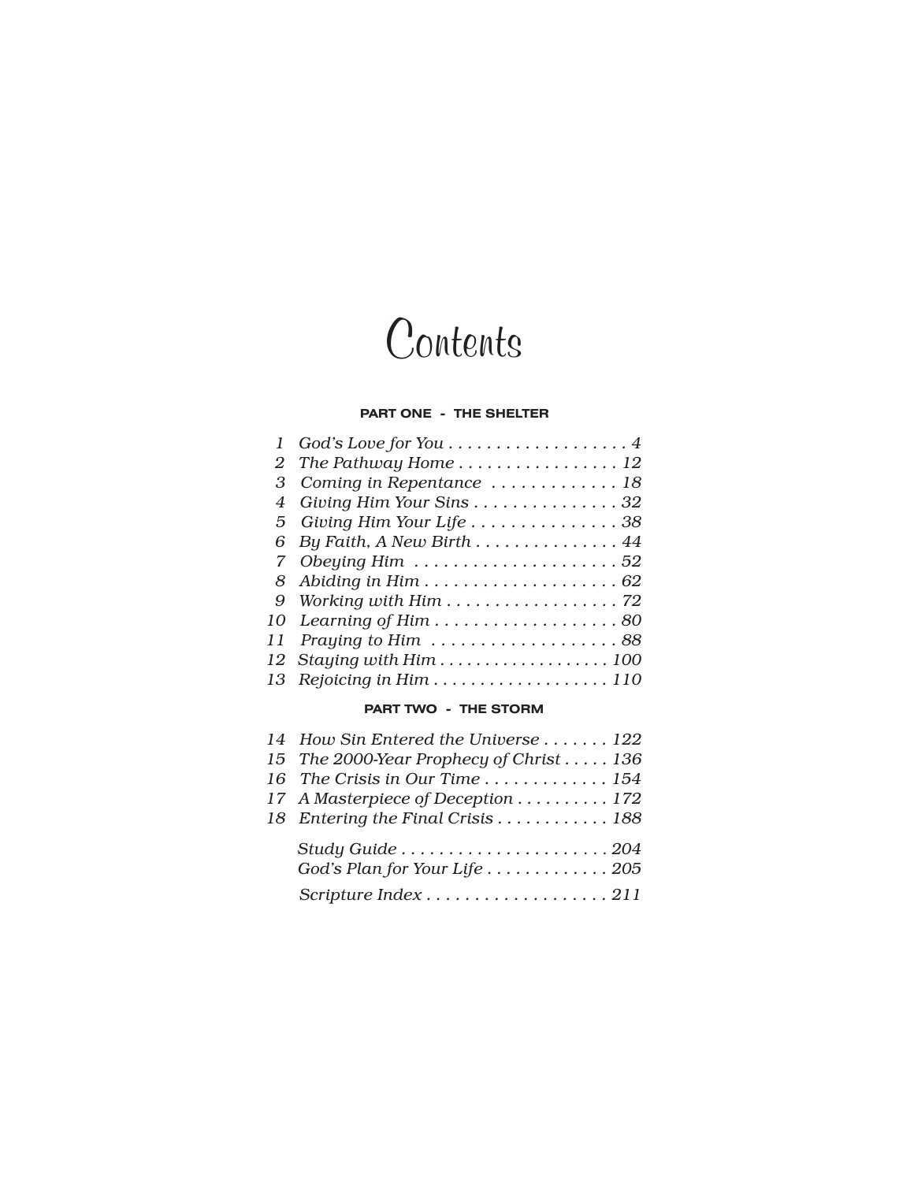# Contents

**PART ONE - THE SHELTER**

1 *God's Love for You . . . . . . . . . . . . . . . . . . . 4*
2 *The Pathway Home . . . . . . . . . . . . . . . . . 12*
3 *Coming in Repentance . . . . . . . . . . . . . 18*
4 *Giving Him Your Sins . . . . . . . . . . . . . . . 32*
5 *Giving Him Your Life . . . . . . . . . . . . . . . 38*
6 *By Faith, A New Birth . . . . . . . . . . . . . . . 44*
7 *Obeying Him . . . . . . . . . . . . . . . . . . . . . 52*
8 *Abiding in Him . . . . . . . . . . . . . . . . . . . . 62*
9 *Working with Him . . . . . . . . . . . . . . . . . . 72*
10 *Learning of Him . . . . . . . . . . . . . . . . . . . 80*
11 *Praying to Him . . . . . . . . . . . . . . . . . . . 88*
12 *Staying with Him . . . . . . . . . . . . . . . . . . 100*
13 *Rejoicing in Him . . . . . . . . . . . . . . . . . . 110*

**PART TWO - THE STORM**

14 *How Sin Entered the Universe . . . . . . . 122*
15 *The 2000-Year Prophecy of Christ . . . . . 136*
16 *The Crisis in Our Time . . . . . . . . . . . . . 154*
17 *A Masterpiece of Deception . . . . . . . . . . 172*
18 *Entering the Final Crisis . . . . . . . . . . . . 188*

*Study Guide . . . . . . . . . . . . . . . . . . . . . . 204*
*God's Plan for Your Life . . . . . . . . . . . . . 205*

*Scripture Index . . . . . . . . . . . . . . . . . . . 211*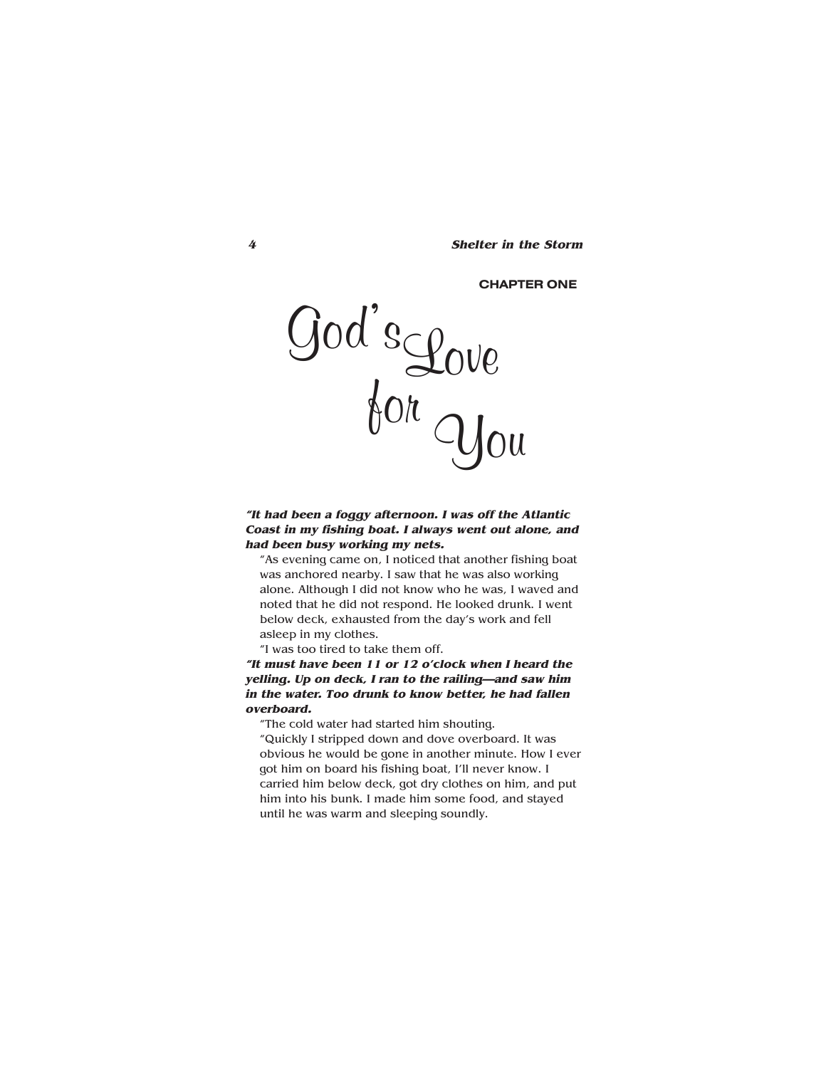CHAPTER ONE

# God's Love for You

***"It had been a foggy afternoon. I was off the Atlantic Coast in my fishing boat. I always went out alone, and had been busy working my nets.***

"As evening came on, I noticed that another fishing boat was anchored nearby. I saw that he was also working alone. Although I did not know who he was, I waved and noted that he did not respond. He looked drunk. I went below deck, exhausted from the day's work and fell asleep in my clothes.

"I was too tired to take them off.

***"It must have been 11 or 12 o'clock when I heard the yelling. Up on deck, I ran to the railing—and saw him in the water. Too drunk to know better, he had fallen overboard.***

"The cold water had started him shouting.

"Quickly I stripped down and dove overboard. It was obvious he would be gone in another minute. How I ever got him on board his fishing boat, I'll never know. I carried him below deck, got dry clothes on him, and put him into his bunk. I made him some food, and stayed until he was warm and sleeping soundly.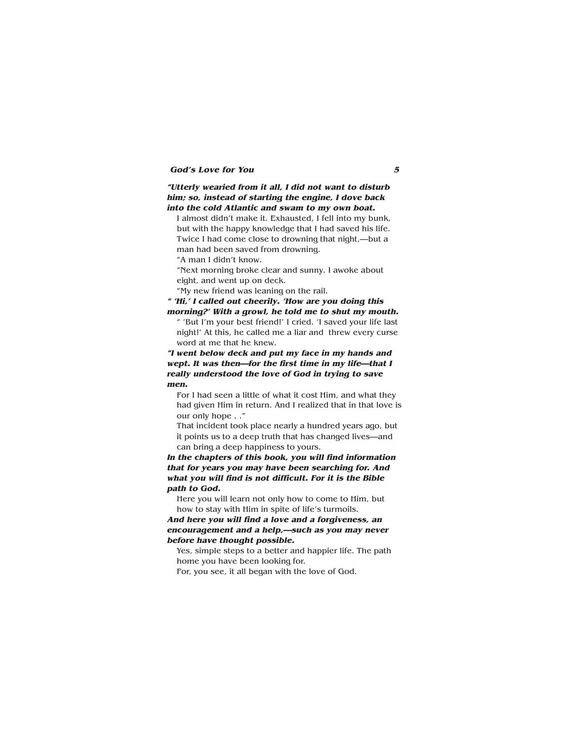***"Utterly wearied from it all, I did not want to disturb him; so, instead of starting the engine, I dove back into the cold Atlantic and swam to my own boat.***

I almost didn't make it. Exhausted, I fell into my bunk, but with the happy knowledge that I had saved his life. Twice I had come close to drowning that night,—but a man had been saved from drowning.

"A man I didn't know.

"Next morning broke clear and sunny. I awoke about eight, and went up on deck.

"My new friend was leaning on the rail.

***" 'Hi,' I called out cheerily. 'How are you doing this morning?' With a growl, he told me to shut my mouth.***

" 'But I'm your best friend!' I cried. 'I saved your life last night!' At this, he called me a liar and threw every curse word at me that he knew.

***"I went below deck and put my face in my hands and wept. It was then—for the first time in my life—that I really understood the love of God in trying to save men.***

For I had seen a little of what it cost Him, and what they had given Him in return. And I realized that in that love is our only hope . ."

That incident took place nearly a hundred years ago, but it points us to a deep truth that has changed lives—and can bring a deep happiness to yours.

***In the chapters of this book, you will find information that for years you may have been searching for. And what you will find is not difficult. For it is the Bible path to God.***

Here you will learn not only how to come to Him, but how to stay with Him in spite of life's turmoils.

***And here you will find a love and a forgiveness, an encouragement and a help,—such as you may never before have thought possible.***

Yes, simple steps to a better and happier life. The path home you have been looking for.

For, you see, it all began with the love of God.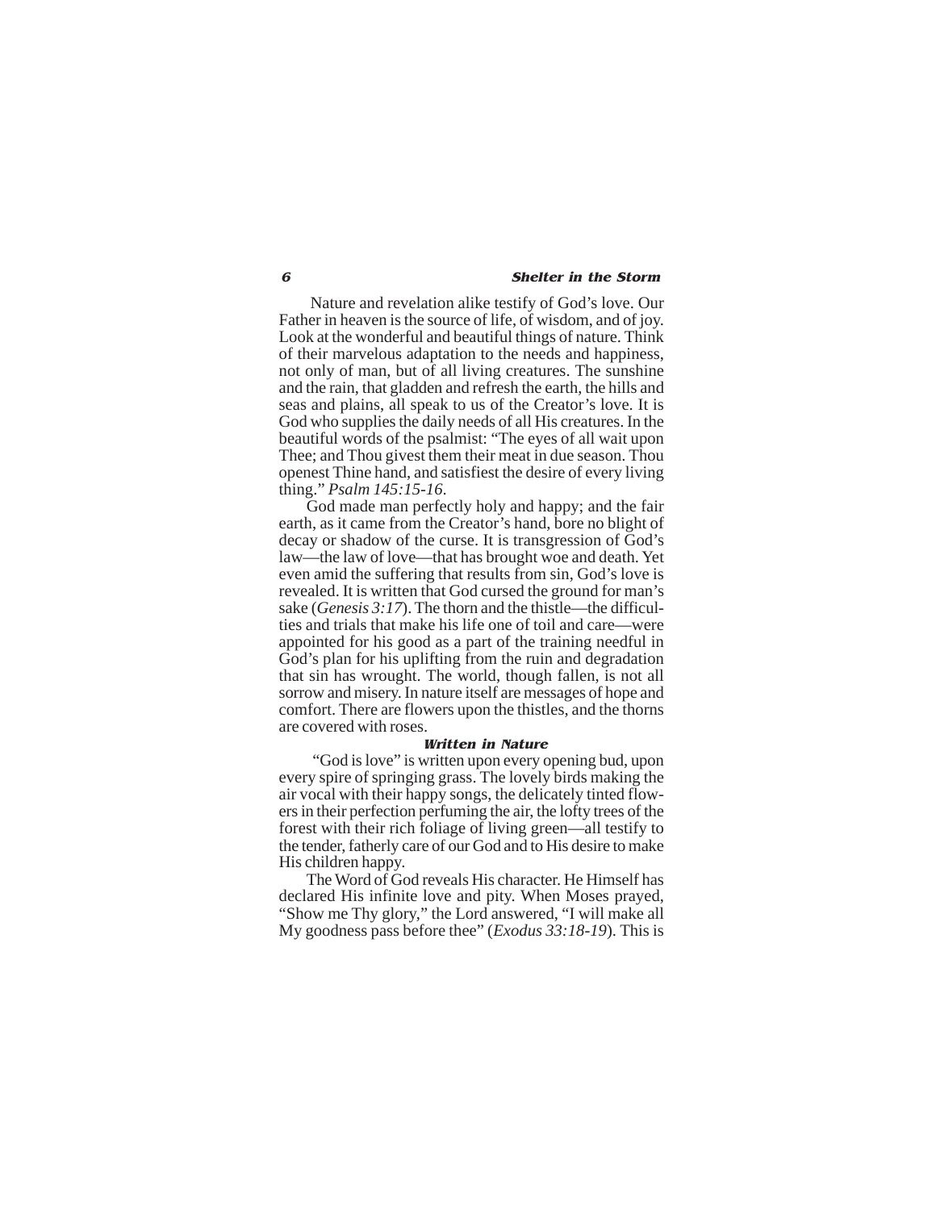Nature and revelation alike testify of God's love. Our Father in heaven is the source of life, of wisdom, and of joy. Look at the wonderful and beautiful things of nature. Think of their marvelous adaptation to the needs and happiness, not only of man, but of all living creatures. The sunshine and the rain, that gladden and refresh the earth, the hills and seas and plains, all speak to us of the Creator's love. It is God who supplies the daily needs of all His creatures. In the beautiful words of the psalmist: "The eyes of all wait upon Thee; and Thou givest them their meat in due season. Thou openest Thine hand, and satisfiest the desire of every living thing." *Psalm 145:15-16*.

God made man perfectly holy and happy; and the fair earth, as it came from the Creator's hand, bore no blight of decay or shadow of the curse. It is transgression of God's law—the law of love—that has brought woe and death. Yet even amid the suffering that results from sin, God's love is revealed. It is written that God cursed the ground for man's sake (*Genesis 3:17*). The thorn and the thistle—the difficulties and trials that make his life one of toil and care—were appointed for his good as a part of the training needful in God's plan for his uplifting from the ruin and degradation that sin has wrought. The world, though fallen, is not all sorrow and misery. In nature itself are messages of hope and comfort. There are flowers upon the thistles, and the thorns are covered with roses.

### Written in Nature

"God is love" is written upon every opening bud, upon every spire of springing grass. The lovely birds making the air vocal with their happy songs, the delicately tinted flowers in their perfection perfuming the air, the lofty trees of the forest with their rich foliage of living green—all testify to the tender, fatherly care of our God and to His desire to make His children happy.

The Word of God reveals His character. He Himself has declared His infinite love and pity. When Moses prayed, "Show me Thy glory," the Lord answered, "I will make all My goodness pass before thee" (*Exodus 33:18-19*). This is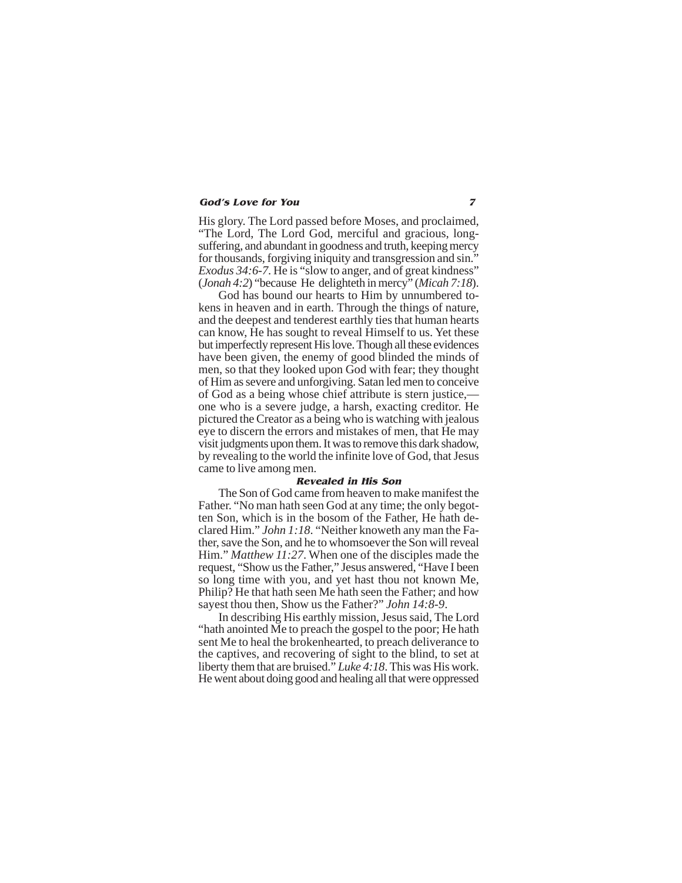His glory. The Lord passed before Moses, and proclaimed, "The Lord, The Lord God, merciful and gracious, longsuffering, and abundant in goodness and truth, keeping mercy for thousands, forgiving iniquity and transgression and sin." *Exodus 34:6-7*. He is "slow to anger, and of great kindness" (*Jonah 4:2*) "because He delighteth in mercy" (*Micah 7:18*).

God has bound our hearts to Him by unnumbered tokens in heaven and in earth. Through the things of nature, and the deepest and tenderest earthly ties that human hearts can know, He has sought to reveal Himself to us. Yet these but imperfectly represent His love. Though all these evidences have been given, the enemy of good blinded the minds of men, so that they looked upon God with fear; they thought of Him as severe and unforgiving. Satan led men to conceive of God as a being whose chief attribute is stern justice,—one who is a severe judge, a harsh, exacting creditor. He pictured the Creator as a being who is watching with jealous eye to discern the errors and mistakes of men, that He may visit judgments upon them. It was to remove this dark shadow, by revealing to the world the infinite love of God, that Jesus came to live among men.

### Revealed in His Son

The Son of God came from heaven to make manifest the Father. "No man hath seen God at any time; the only begotten Son, which is in the bosom of the Father, He hath declared Him." *John 1:18*. "Neither knoweth any man the Father, save the Son, and he to whomsoever the Son will reveal Him." *Matthew 11:27*. When one of the disciples made the request, "Show us the Father," Jesus answered, "Have I been so long time with you, and yet hast thou not known Me, Philip? He that hath seen Me hath seen the Father; and how sayest thou then, Show us the Father?" *John 14:8-9*.

In describing His earthly mission, Jesus said, The Lord "hath anointed Me to preach the gospel to the poor; He hath sent Me to heal the brokenhearted, to preach deliverance to the captives, and recovering of sight to the blind, to set at liberty them that are bruised." *Luke 4:18*. This was His work. He went about doing good and healing all that were oppressed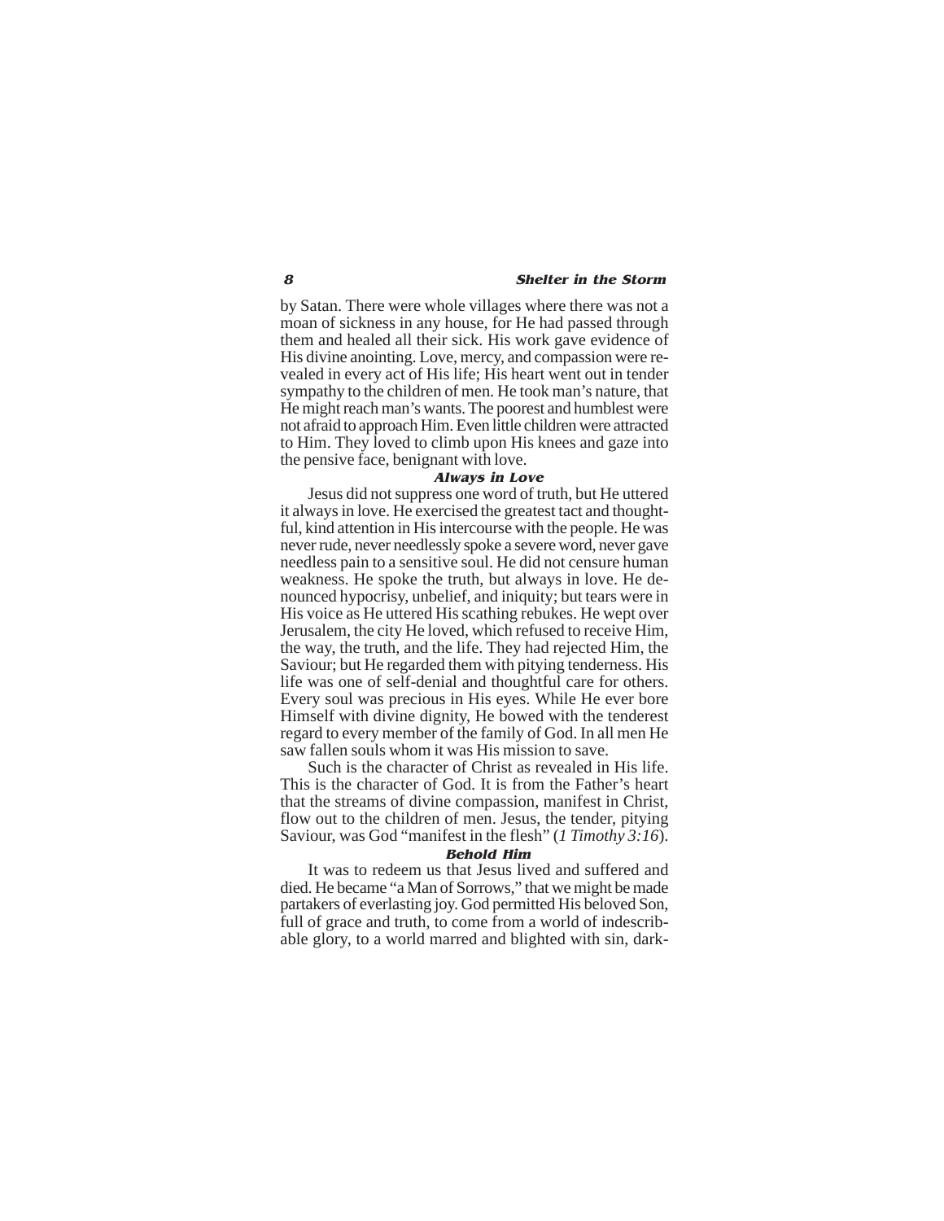by Satan. There were whole villages where there was not a moan of sickness in any house, for He had passed through them and healed all their sick. His work gave evidence of His divine anointing. Love, mercy, and compassion were revealed in every act of His life; His heart went out in tender sympathy to the children of men. He took man's nature, that He might reach man's wants. The poorest and humblest were not afraid to approach Him. Even little children were attracted to Him. They loved to climb upon His knees and gaze into the pensive face, benignant with love.

### Always in Love

Jesus did not suppress one word of truth, but He uttered it always in love. He exercised the greatest tact and thoughtful, kind attention in His intercourse with the people. He was never rude, never needlessly spoke a severe word, never gave needless pain to a sensitive soul. He did not censure human weakness. He spoke the truth, but always in love. He denounced hypocrisy, unbelief, and iniquity; but tears were in His voice as He uttered His scathing rebukes. He wept over Jerusalem, the city He loved, which refused to receive Him, the way, the truth, and the life. They had rejected Him, the Saviour; but He regarded them with pitying tenderness. His life was one of self-denial and thoughtful care for others. Every soul was precious in His eyes. While He ever bore Himself with divine dignity, He bowed with the tenderest regard to every member of the family of God. In all men He saw fallen souls whom it was His mission to save.

Such is the character of Christ as revealed in His life. This is the character of God. It is from the Father's heart that the streams of divine compassion, manifest in Christ, flow out to the children of men. Jesus, the tender, pitying Saviour, was God "manifest in the flesh" (*1 Timothy 3:16*).

### Behold Him

It was to redeem us that Jesus lived and suffered and died. He became "a Man of Sorrows," that we might be made partakers of everlasting joy. God permitted His beloved Son, full of grace and truth, to come from a world of indescribable glory, to a world marred and blighted with sin, dark-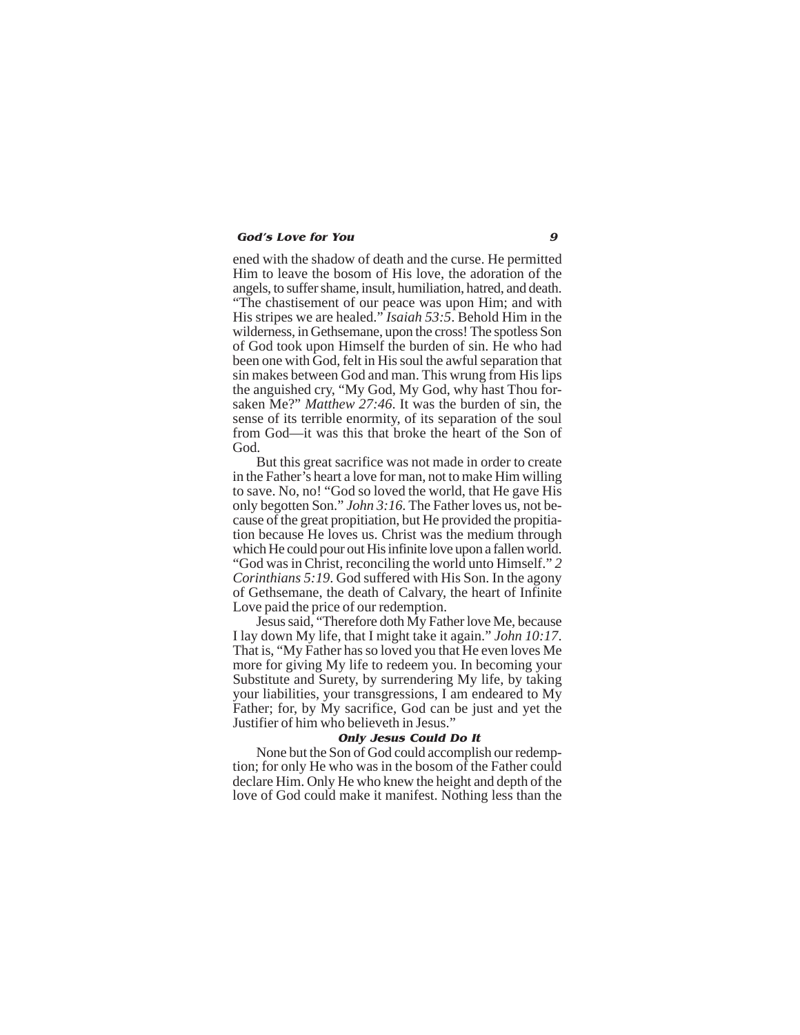ened with the shadow of death and the curse. He permitted Him to leave the bosom of His love, the adoration of the angels, to suffer shame, insult, humiliation, hatred, and death. "The chastisement of our peace was upon Him; and with His stripes we are healed." *Isaiah 53:5*. Behold Him in the wilderness, in Gethsemane, upon the cross! The spotless Son of God took upon Himself the burden of sin. He who had been one with God, felt in His soul the awful separation that sin makes between God and man. This wrung from His lips the anguished cry, "My God, My God, why hast Thou forsaken Me?" *Matthew 27:46*. It was the burden of sin, the sense of its terrible enormity, of its separation of the soul from God—it was this that broke the heart of the Son of God.

But this great sacrifice was not made in order to create in the Father's heart a love for man, not to make Him willing to save. No, no! "God so loved the world, that He gave His only begotten Son." *John 3:16*. The Father loves us, not because of the great propitiation, but He provided the propitiation because He loves us. Christ was the medium through which He could pour out His infinite love upon a fallen world. "God was in Christ, reconciling the world unto Himself." *2 Corinthians 5:19*. God suffered with His Son. In the agony of Gethsemane, the death of Calvary, the heart of Infinite Love paid the price of our redemption.

Jesus said, "Therefore doth My Father love Me, because I lay down My life, that I might take it again." *John 10:17*. That is, "My Father has so loved you that He even loves Me more for giving My life to redeem you. In becoming your Substitute and Surety, by surrendering My life, by taking your liabilities, your transgressions, I am endeared to My Father; for, by My sacrifice, God can be just and yet the Justifier of him who believeth in Jesus."

### Only Jesus Could Do It

None but the Son of God could accomplish our redemption; for only He who was in the bosom of the Father could declare Him. Only He who knew the height and depth of the love of God could make it manifest. Nothing less than the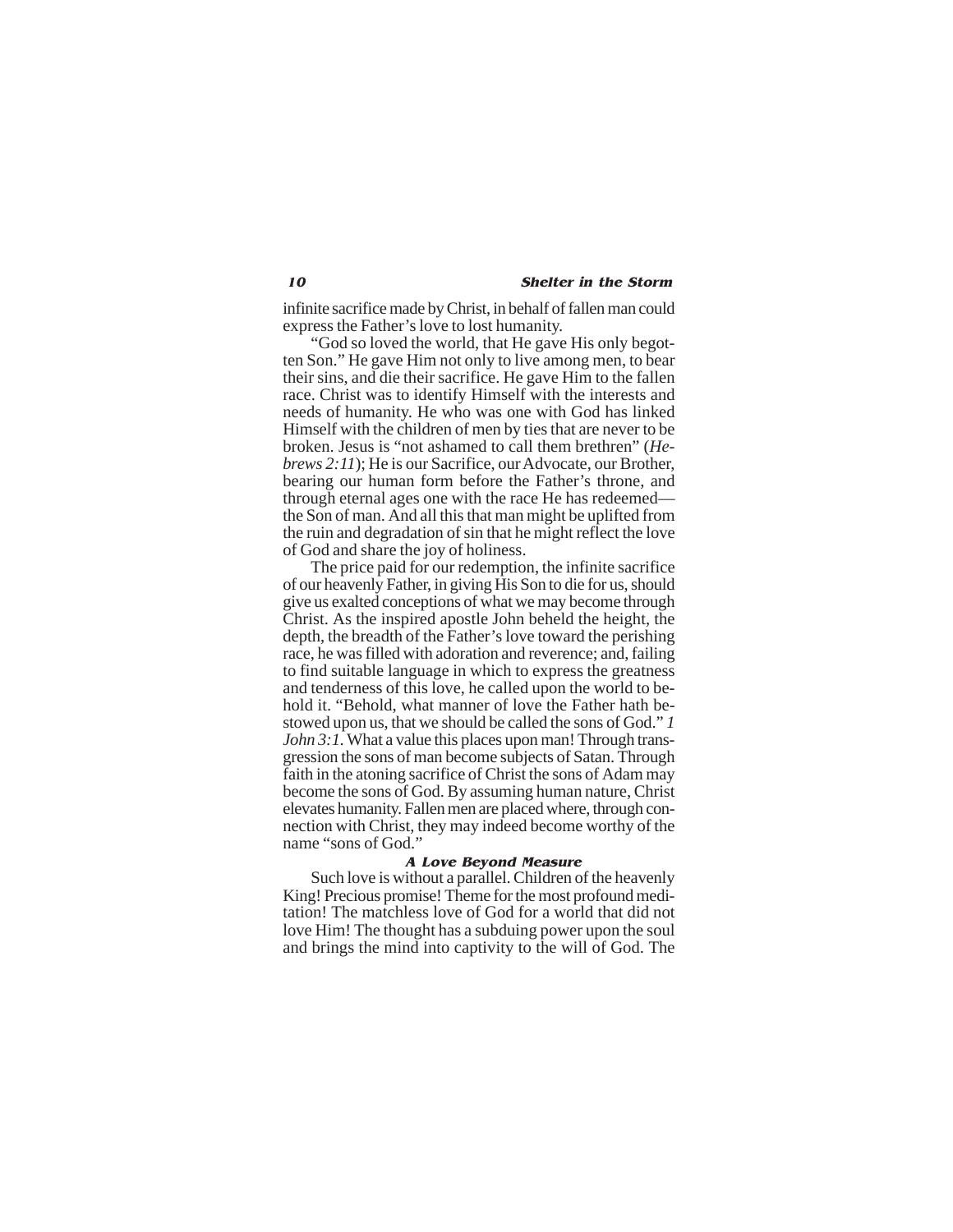infinite sacrifice made by Christ, in behalf of fallen man could express the Father's love to lost humanity.

"God so loved the world, that He gave His only begotten Son." He gave Him not only to live among men, to bear their sins, and die their sacrifice. He gave Him to the fallen race. Christ was to identify Himself with the interests and needs of humanity. He who was one with God has linked Himself with the children of men by ties that are never to be broken. Jesus is "not ashamed to call them brethren" (*Hebrews 2:11*); He is our Sacrifice, our Advocate, our Brother, bearing our human form before the Father's throne, and through eternal ages one with the race He has redeemed—the Son of man. And all this that man might be uplifted from the ruin and degradation of sin that he might reflect the love of God and share the joy of holiness.

The price paid for our redemption, the infinite sacrifice of our heavenly Father, in giving His Son to die for us, should give us exalted conceptions of what we may become through Christ. As the inspired apostle John beheld the height, the depth, the breadth of the Father's love toward the perishing race, he was filled with adoration and reverence; and, failing to find suitable language in which to express the greatness and tenderness of this love, he called upon the world to behold it. "Behold, what manner of love the Father hath bestowed upon us, that we should be called the sons of God." *1 John 3:1*. What a value this places upon man! Through transgression the sons of man become subjects of Satan. Through faith in the atoning sacrifice of Christ the sons of Adam may become the sons of God. By assuming human nature, Christ elevates humanity. Fallen men are placed where, through connection with Christ, they may indeed become worthy of the name "sons of God."

### *A Love Beyond Measure*

Such love is without a parallel. Children of the heavenly King! Precious promise! Theme for the most profound meditation! The matchless love of God for a world that did not love Him! The thought has a subduing power upon the soul and brings the mind into captivity to the will of God. The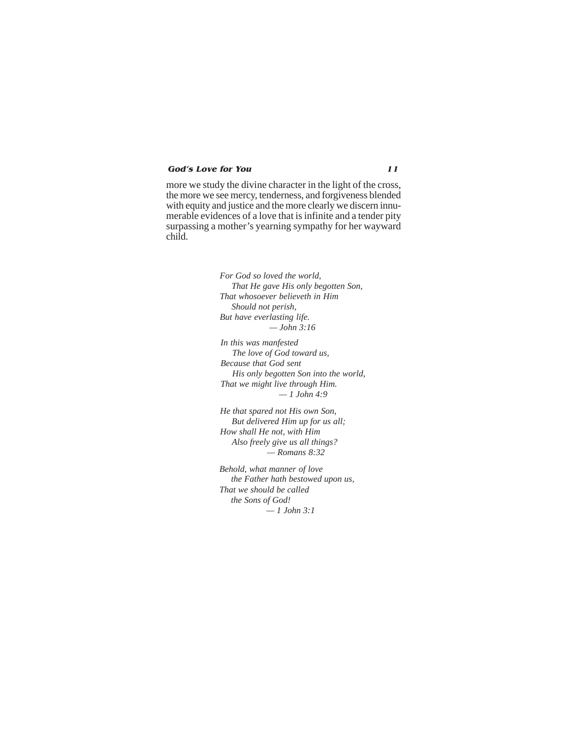more we study the divine character in the light of the cross, the more we see mercy, tenderness, and forgiveness blended with equity and justice and the more clearly we discern innumerable evidences of a love that is infinite and a tender pity surpassing a mother's yearning sympathy for her wayward child.

*For God so loved the world,*
*That He gave His only begotten Son,*
*That whosoever believeth in Him*
*Should not perish,*
*But have everlasting life.*
*— John 3:16*

*In this was manfested*
*The love of God toward us,*
*Because that God sent*
*His only begotten Son into the world,*
*That we might live through Him.*
*— 1 John 4:9*

*He that spared not His own Son,*
*But delivered Him up for us all;*
*How shall He not, with Him*
*Also freely give us all things?*
*— Romans 8:32*

*Behold, what manner of love*
*the Father hath bestowed upon us,*
*That we should be called*
*the Sons of God!*
*— 1 John 3:1*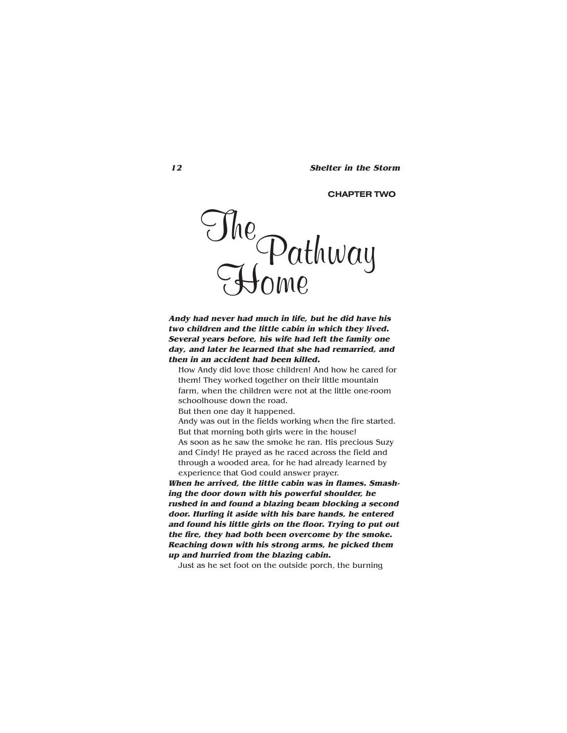CHAPTER TWO

# The Pathway Home

***Andy had never had much in life, but he did have his two children and the little cabin in which they lived. Several years before, his wife had left the family one day, and later he learned that she had remarried, and then in an accident had been killed.***

How Andy did love those children! And how he cared for them! They worked together on their little mountain farm, when the children were not at the little one-room schoolhouse down the road.

But then one day it happened.

Andy was out in the fields working when the fire started. But that morning both girls were in the house!

As soon as he saw the smoke he ran. His precious Suzy and Cindy! He prayed as he raced across the field and through a wooded area, for he had already learned by experience that God could answer prayer.

***When he arrived, the little cabin was in flames. Smashing the door down with his powerful shoulder, he rushed in and found a blazing beam blocking a second door. Hurling it aside with his bare hands, he entered and found his little girls on the floor. Trying to put out the fire, they had both been overcome by the smoke. Reaching down with his strong arms, he picked them up and hurried from the blazing cabin.***

Just as he set foot on the outside porch, the burning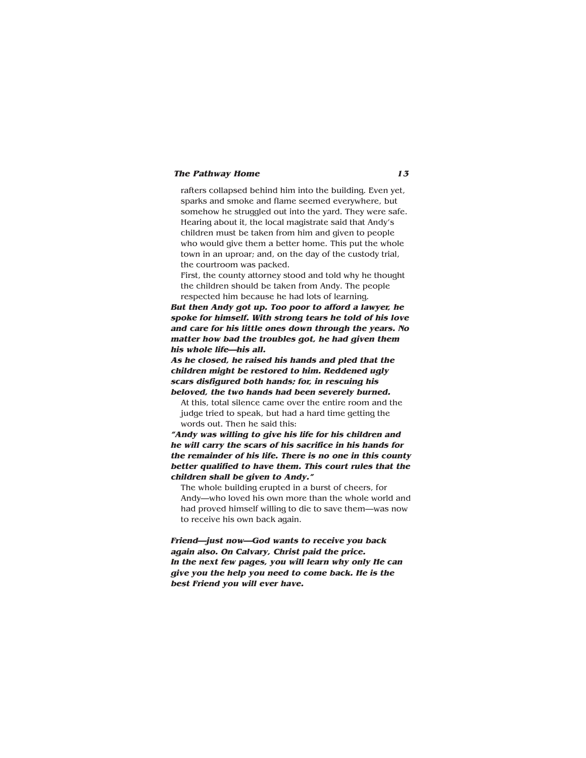rafters collapsed behind him into the building. Even yet, sparks and smoke and flame seemed everywhere, but somehow he struggled out into the yard. They were safe. Hearing about it, the local magistrate said that Andy's children must be taken from him and given to people who would give them a better home. This put the whole town in an uproar; and, on the day of the custody trial, the courtroom was packed.

First, the county attorney stood and told why he thought the children should be taken from Andy. The people respected him because he had lots of learning.

***But then Andy got up. Too poor to afford a lawyer, he spoke for himself. With strong tears he told of his love and care for his little ones down through the years. No matter how bad the troubles got, he had given them his whole life—his all.***

***As he closed, he raised his hands and pled that the children might be restored to him. Reddened ugly scars disfigured both hands; for, in rescuing his beloved, the two hands had been severely burned.***

At this, total silence came over the entire room and the judge tried to speak, but had a hard time getting the words out. Then he said this:

***"Andy was willing to give his life for his children and he will carry the scars of his sacrifice in his hands for the remainder of his life. There is no one in this county better qualified to have them. This court rules that the children shall be given to Andy."***

The whole building erupted in a burst of cheers, for Andy—who loved his own more than the whole world and had proved himself willing to die to save them—was now to receive his own back again.

***Friend—just now—God wants to receive you back again also. On Calvary, Christ paid the price.***
***In the next few pages, you will learn why only He can give you the help you need to come back. He is the best Friend you will ever have.***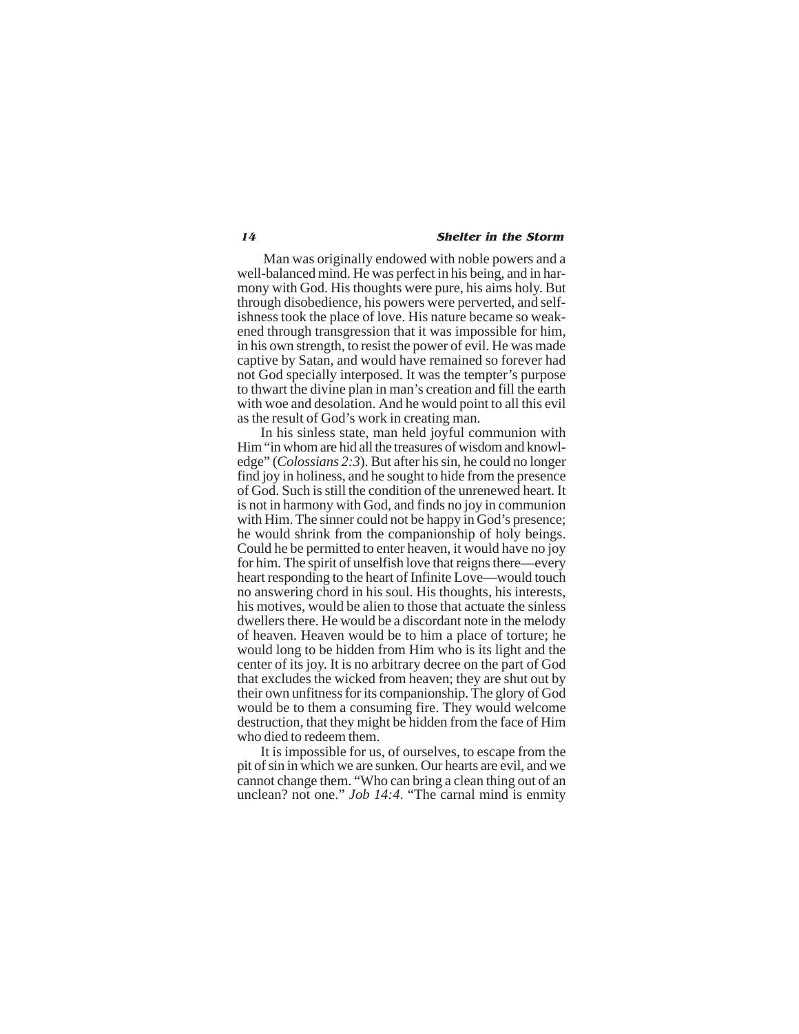Man was originally endowed with noble powers and a well-balanced mind. He was perfect in his being, and in harmony with God. His thoughts were pure, his aims holy. But through disobedience, his powers were perverted, and selfishness took the place of love. His nature became so weakened through transgression that it was impossible for him, in his own strength, to resist the power of evil. He was made captive by Satan, and would have remained so forever had not God specially interposed. It was the tempter's purpose to thwart the divine plan in man's creation and fill the earth with woe and desolation. And he would point to all this evil as the result of God's work in creating man.

In his sinless state, man held joyful communion with Him "in whom are hid all the treasures of wisdom and knowledge" (*Colossians 2:3*). But after his sin, he could no longer find joy in holiness, and he sought to hide from the presence of God. Such is still the condition of the unrenewed heart. It is not in harmony with God, and finds no joy in communion with Him. The sinner could not be happy in God's presence; he would shrink from the companionship of holy beings. Could he be permitted to enter heaven, it would have no joy for him. The spirit of unselfish love that reigns there—every heart responding to the heart of Infinite Love—would touch no answering chord in his soul. His thoughts, his interests, his motives, would be alien to those that actuate the sinless dwellers there. He would be a discordant note in the melody of heaven. Heaven would be to him a place of torture; he would long to be hidden from Him who is its light and the center of its joy. It is no arbitrary decree on the part of God that excludes the wicked from heaven; they are shut out by their own unfitness for its companionship. The glory of God would be to them a consuming fire. They would welcome destruction, that they might be hidden from the face of Him who died to redeem them.

It is impossible for us, of ourselves, to escape from the pit of sin in which we are sunken. Our hearts are evil, and we cannot change them. "Who can bring a clean thing out of an unclean? not one." *Job 14:4*. "The carnal mind is enmity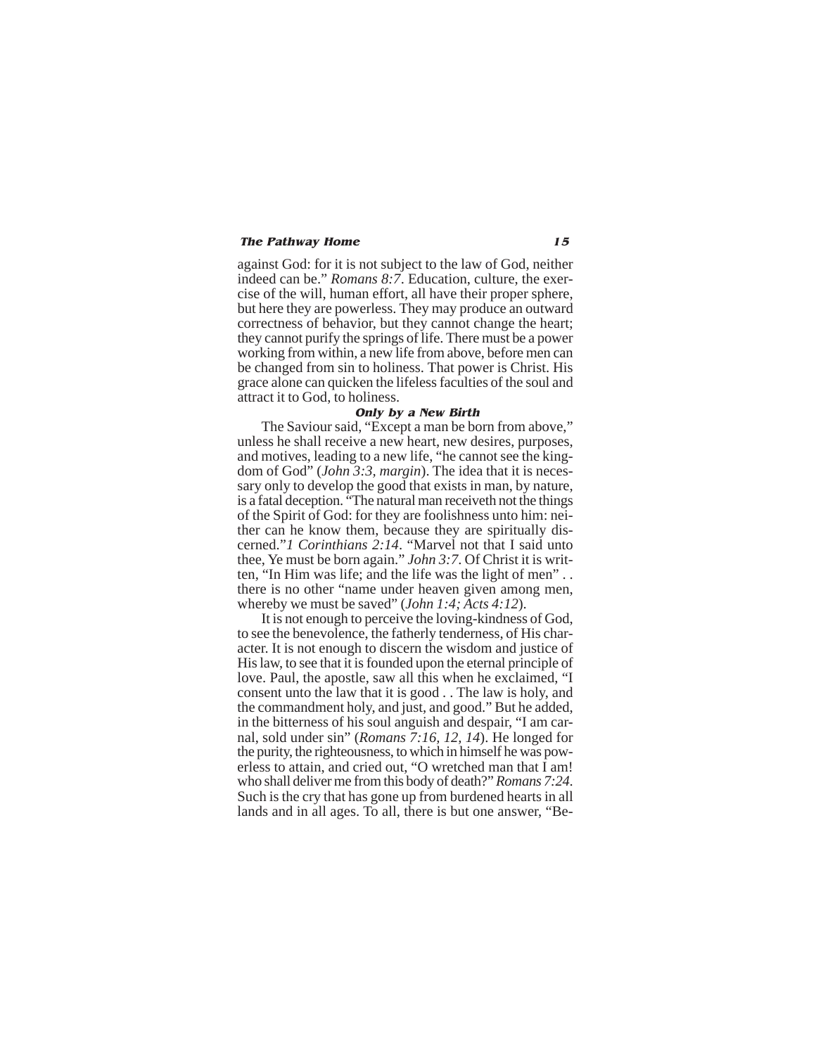against God: for it is not subject to the law of God, neither indeed can be." *Romans 8:7*. Education, culture, the exercise of the will, human effort, all have their proper sphere, but here they are powerless. They may produce an outward correctness of behavior, but they cannot change the heart; they cannot purify the springs of life. There must be a power working from within, a new life from above, before men can be changed from sin to holiness. That power is Christ. His grace alone can quicken the lifeless faculties of the soul and attract it to God, to holiness.

### Only by a New Birth

The Saviour said, "Except a man be born from above," unless he shall receive a new heart, new desires, purposes, and motives, leading to a new life, "he cannot see the kingdom of God" (*John 3:3, margin*). The idea that it is necessary only to develop the good that exists in man, by nature, is a fatal deception. "The natural man receiveth not the things of the Spirit of God: for they are foolishness unto him: neither can he know them, because they are spiritually discerned."*1 Corinthians 2:14*. "Marvel not that I said unto thee, Ye must be born again." *John 3:7*. Of Christ it is written, "In Him was life; and the life was the light of men" . . there is no other "name under heaven given among men, whereby we must be saved" (*John 1:4; Acts 4:12*).

It is not enough to perceive the loving-kindness of God, to see the benevolence, the fatherly tenderness, of His character. It is not enough to discern the wisdom and justice of His law, to see that it is founded upon the eternal principle of love. Paul, the apostle, saw all this when he exclaimed, "I consent unto the law that it is good . . The law is holy, and the commandment holy, and just, and good." But he added, in the bitterness of his soul anguish and despair, "I am carnal, sold under sin" (*Romans 7:16, 12, 14*). He longed for the purity, the righteousness, to which in himself he was powerless to attain, and cried out, "O wretched man that I am! who shall deliver me from this body of death?" *Romans 7:24*. Such is the cry that has gone up from burdened hearts in all lands and in all ages. To all, there is but one answer, "Be-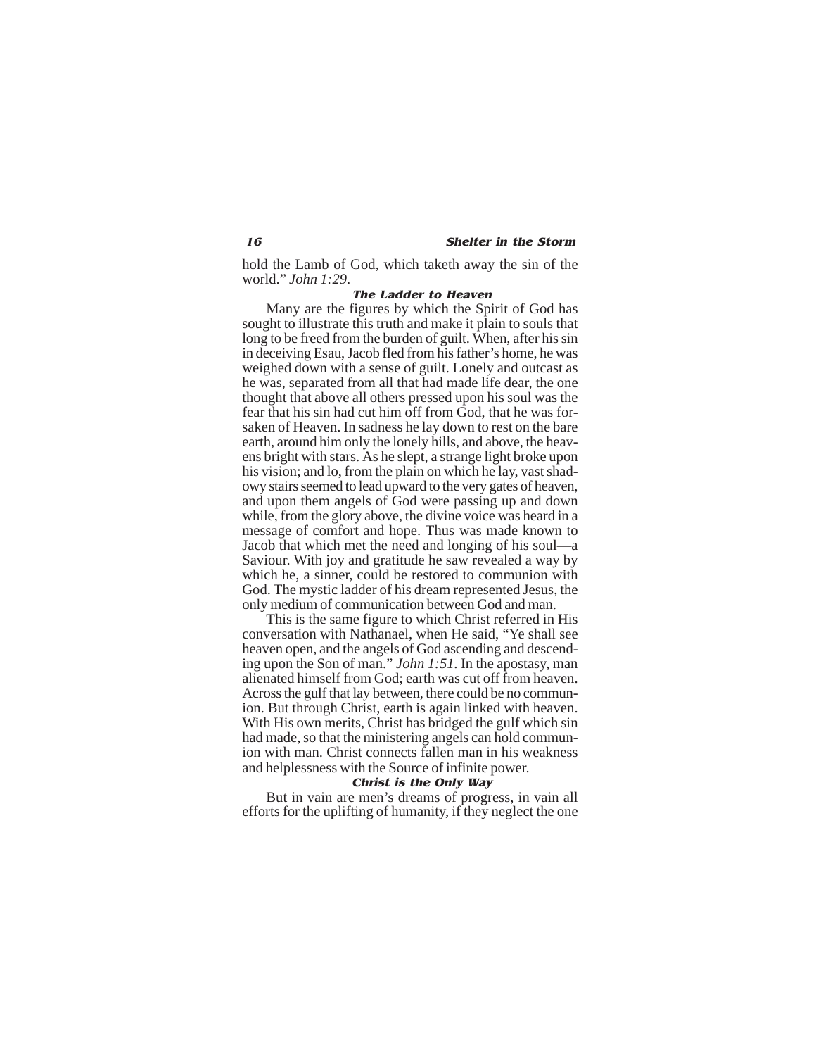hold the Lamb of God, which taketh away the sin of the world." *John 1:29.*

### The Ladder to Heaven

Many are the figures by which the Spirit of God has sought to illustrate this truth and make it plain to souls that long to be freed from the burden of guilt. When, after his sin in deceiving Esau, Jacob fled from his father's home, he was weighed down with a sense of guilt. Lonely and outcast as he was, separated from all that had made life dear, the one thought that above all others pressed upon his soul was the fear that his sin had cut him off from God, that he was forsaken of Heaven. In sadness he lay down to rest on the bare earth, around him only the lonely hills, and above, the heavens bright with stars. As he slept, a strange light broke upon his vision; and lo, from the plain on which he lay, vast shadowy stairs seemed to lead upward to the very gates of heaven, and upon them angels of God were passing up and down while, from the glory above, the divine voice was heard in a message of comfort and hope. Thus was made known to Jacob that which met the need and longing of his soul—a Saviour. With joy and gratitude he saw revealed a way by which he, a sinner, could be restored to communion with God. The mystic ladder of his dream represented Jesus, the only medium of communication between God and man.

This is the same figure to which Christ referred in His conversation with Nathanael, when He said, "Ye shall see heaven open, and the angels of God ascending and descending upon the Son of man." *John 1:51.* In the apostasy, man alienated himself from God; earth was cut off from heaven. Across the gulf that lay between, there could be no communion. But through Christ, earth is again linked with heaven. With His own merits, Christ has bridged the gulf which sin had made, so that the ministering angels can hold communion with man. Christ connects fallen man in his weakness and helplessness with the Source of infinite power.

### Christ is the Only Way

But in vain are men's dreams of progress, in vain all efforts for the uplifting of humanity, if they neglect the one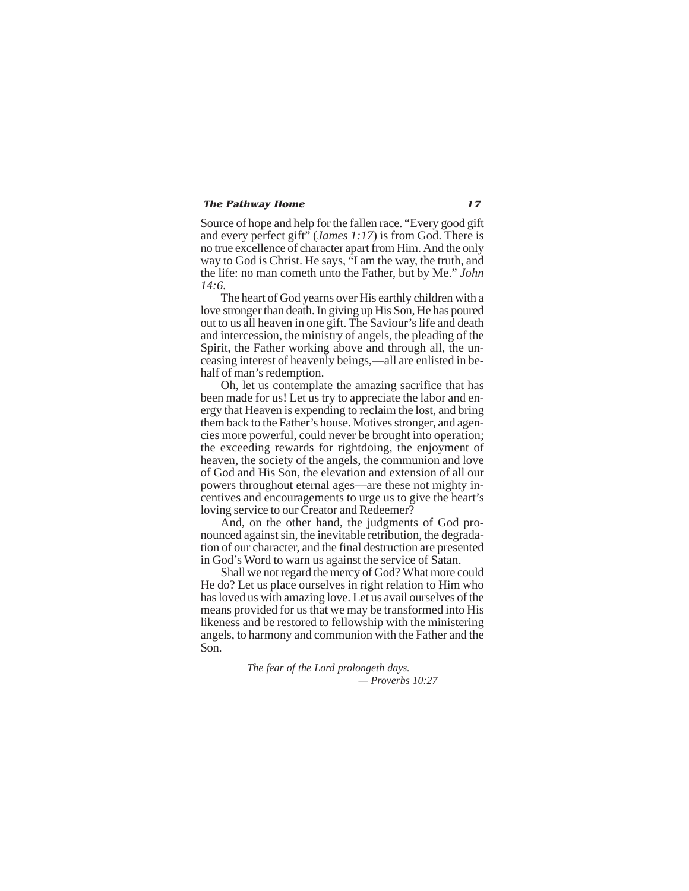Source of hope and help for the fallen race. "Every good gift and every perfect gift" (*James 1:17*) is from God. There is no true excellence of character apart from Him. And the only way to God is Christ. He says, "I am the way, the truth, and the life: no man cometh unto the Father, but by Me." *John 14:6*.

The heart of God yearns over His earthly children with a love stronger than death. In giving up His Son, He has poured out to us all heaven in one gift. The Saviour's life and death and intercession, the ministry of angels, the pleading of the Spirit, the Father working above and through all, the unceasing interest of heavenly beings,—all are enlisted in behalf of man's redemption.

Oh, let us contemplate the amazing sacrifice that has been made for us! Let us try to appreciate the labor and energy that Heaven is expending to reclaim the lost, and bring them back to the Father's house. Motives stronger, and agencies more powerful, could never be brought into operation; the exceeding rewards for rightdoing, the enjoyment of heaven, the society of the angels, the communion and love of God and His Son, the elevation and extension of all our powers throughout eternal ages—are these not mighty incentives and encouragements to urge us to give the heart's loving service to our Creator and Redeemer?

And, on the other hand, the judgments of God pronounced against sin, the inevitable retribution, the degradation of our character, and the final destruction are presented in God's Word to warn us against the service of Satan.

Shall we not regard the mercy of God? What more could He do? Let us place ourselves in right relation to Him who has loved us with amazing love. Let us avail ourselves of the means provided for us that we may be transformed into His likeness and be restored to fellowship with the ministering angels, to harmony and communion with the Father and the Son.

*The fear of the Lord prolongeth days.*
*— Proverbs 10:27*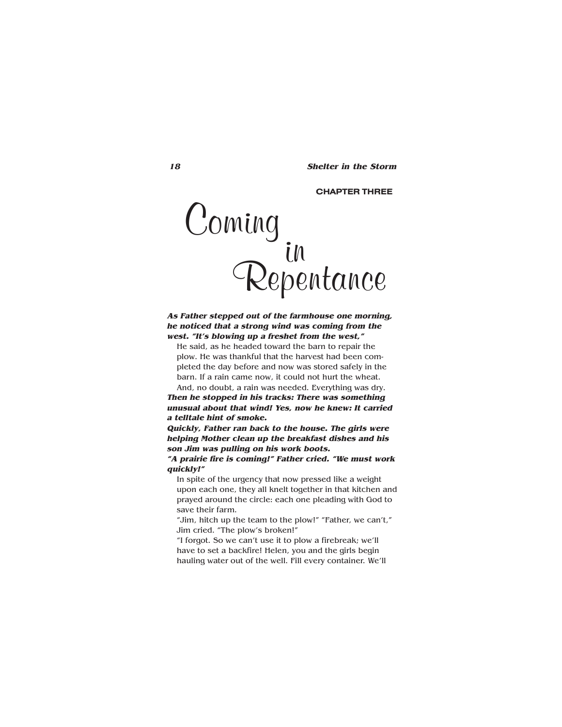CHAPTER THREE

# Coming in Repentance

***As Father stepped out of the farmhouse one morning, he noticed that a strong wind was coming from the west. "It's blowing up a freshet from the west,"***

He said, as he headed toward the barn to repair the plow. He was thankful that the harvest had been completed the day before and now was stored safely in the barn. If a rain came now, it could not hurt the wheat. And, no doubt, a rain was needed. Everything was dry.

***Then he stopped in his tracks: There was something unusual about that wind! Yes, now he knew: It carried a telltale hint of smoke.***

***Quickly, Father ran back to the house. The girls were helping Mother clean up the breakfast dishes and his son Jim was pulling on his work boots.***

***"A prairie fire is coming!" Father cried. "We must work quickly!"***

In spite of the urgency that now pressed like a weight upon each one, they all knelt together in that kitchen and prayed around the circle: each one pleading with God to save their farm.

"Jim, hitch up the team to the plow!" "Father, we can't," Jim cried. "The plow's broken!"

"I forgot. So we can't use it to plow a firebreak; we'll have to set a backfire! Helen, you and the girls begin hauling water out of the well. Fill every container. We'll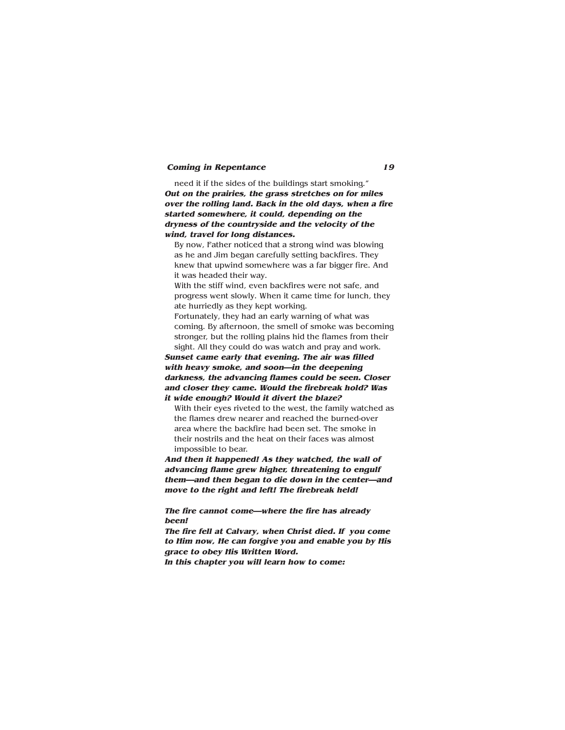need it if the sides of the buildings start smoking."

***Out on the prairies, the grass stretches on for miles over the rolling land. Back in the old days, when a fire started somewhere, it could, depending on the dryness of the countryside and the velocity of the wind, travel for long distances.***

By now, Father noticed that a strong wind was blowing as he and Jim began carefully setting backfires. They knew that upwind somewhere was a far bigger fire. And it was headed their way.

With the stiff wind, even backfires were not safe, and progress went slowly. When it came time for lunch, they ate hurriedly as they kept working.

Fortunately, they had an early warning of what was coming. By afternoon, the smell of smoke was becoming stronger, but the rolling plains hid the flames from their sight. All they could do was watch and pray and work.

***Sunset came early that evening. The air was filled with heavy smoke, and soon—in the deepening darkness, the advancing flames could be seen. Closer and closer they came. Would the firebreak hold? Was it wide enough? Would it divert the blaze?***

With their eyes riveted to the west, the family watched as the flames drew nearer and reached the burned-over area where the backfire had been set. The smoke in their nostrils and the heat on their faces was almost impossible to bear.

***And then it happened! As they watched, the wall of advancing flame grew higher, threatening to engulf them—and then began to die down in the center—and move to the right and left! The firebreak held!***

***The fire cannot come—where the fire has already been!***

***The fire fell at Calvary, when Christ died. If you come to Him now, He can forgive you and enable you by His grace to obey His Written Word.***

***In this chapter you will learn how to come:***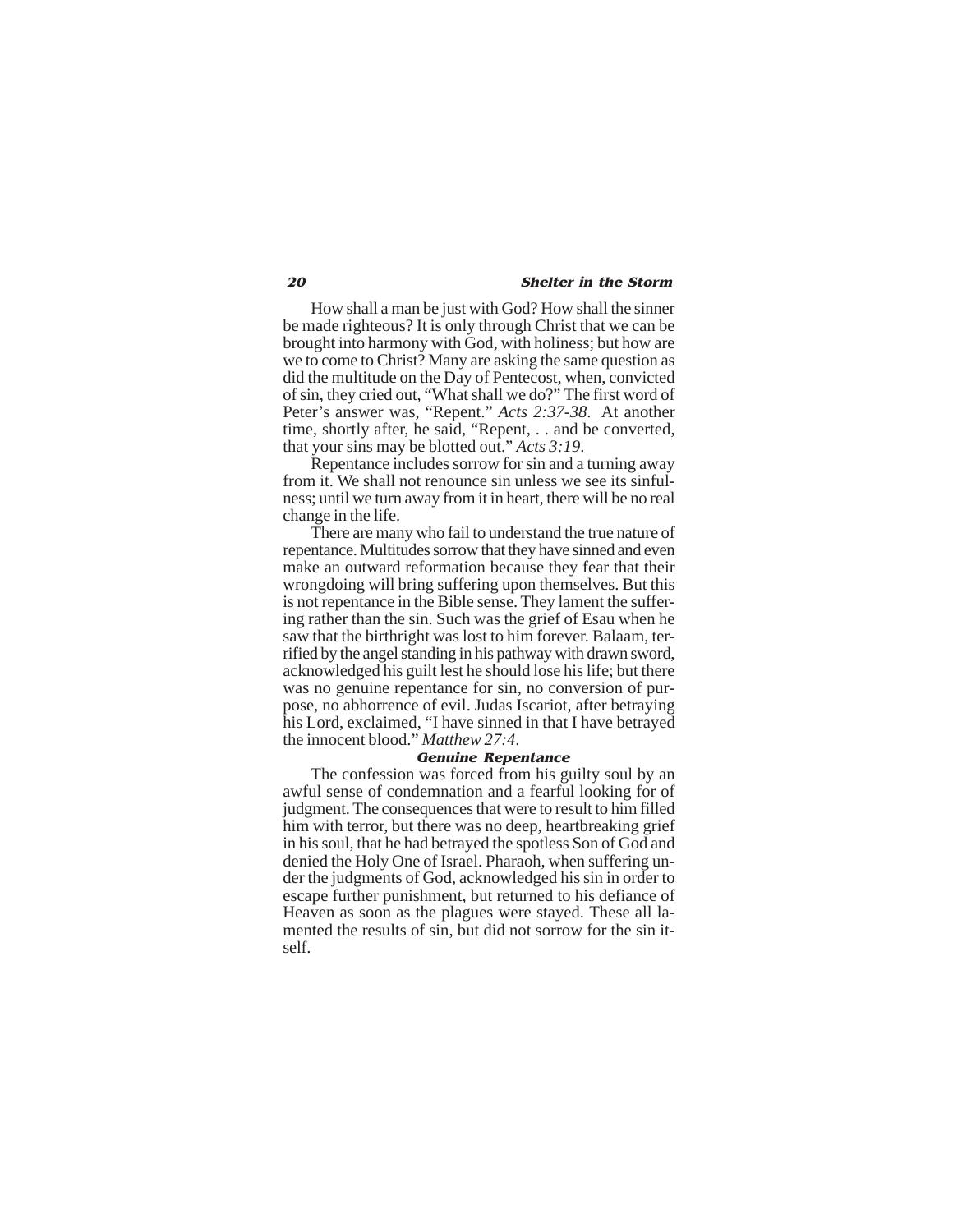How shall a man be just with God? How shall the sinner be made righteous? It is only through Christ that we can be brought into harmony with God, with holiness; but how are we to come to Christ? Many are asking the same question as did the multitude on the Day of Pentecost, when, convicted of sin, they cried out, "What shall we do?" The first word of Peter's answer was, "Repent." *Acts 2:37-38*. At another time, shortly after, he said, "Repent, . . and be converted, that your sins may be blotted out." *Acts 3:19*.

Repentance includes sorrow for sin and a turning away from it. We shall not renounce sin unless we see its sinfulness; until we turn away from it in heart, there will be no real change in the life.

There are many who fail to understand the true nature of repentance. Multitudes sorrow that they have sinned and even make an outward reformation because they fear that their wrongdoing will bring suffering upon themselves. But this is not repentance in the Bible sense. They lament the suffering rather than the sin. Such was the grief of Esau when he saw that the birthright was lost to him forever. Balaam, terrified by the angel standing in his pathway with drawn sword, acknowledged his guilt lest he should lose his life; but there was no genuine repentance for sin, no conversion of purpose, no abhorrence of evil. Judas Iscariot, after betraying his Lord, exclaimed, "I have sinned in that I have betrayed the innocent blood." *Matthew 27:4*.

### Genuine Repentance

The confession was forced from his guilty soul by an awful sense of condemnation and a fearful looking for of judgment. The consequences that were to result to him filled him with terror, but there was no deep, heartbreaking grief in his soul, that he had betrayed the spotless Son of God and denied the Holy One of Israel. Pharaoh, when suffering under the judgments of God, acknowledged his sin in order to escape further punishment, but returned to his defiance of Heaven as soon as the plagues were stayed. These all lamented the results of sin, but did not sorrow for the sin itself.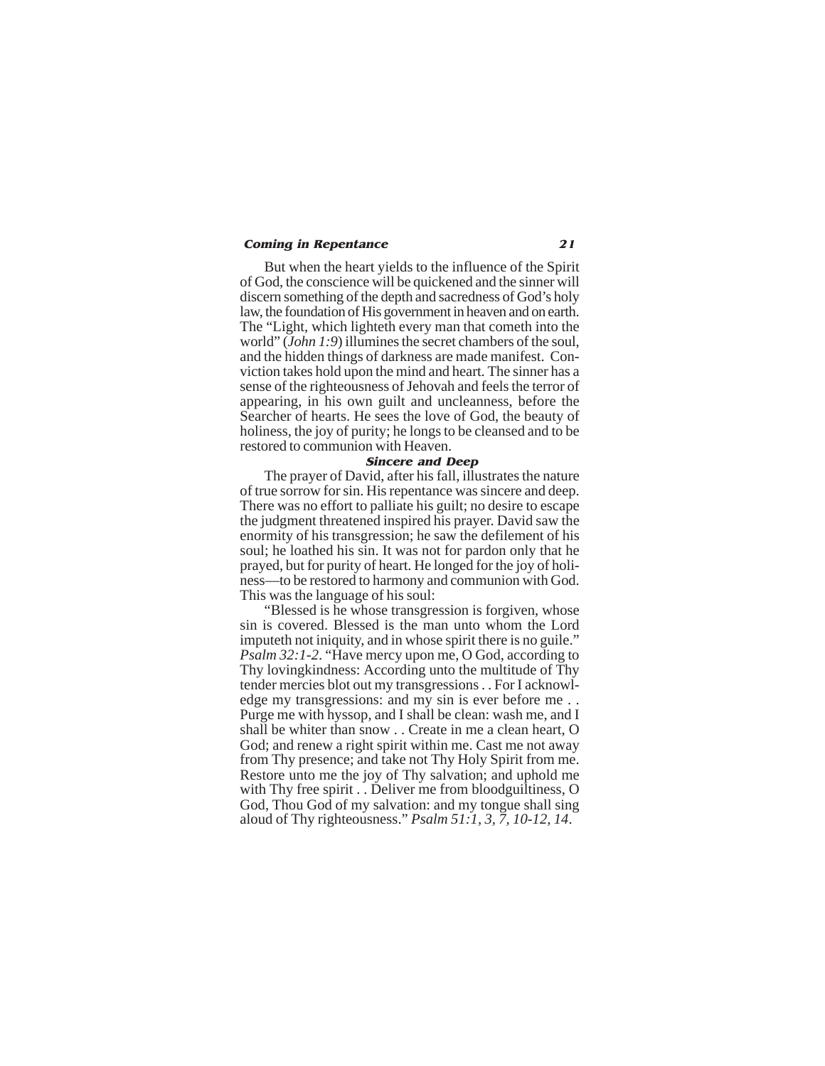But when the heart yields to the influence of the Spirit of God, the conscience will be quickened and the sinner will discern something of the depth and sacredness of God's holy law, the foundation of His government in heaven and on earth. The "Light, which lighteth every man that cometh into the world" (*John 1:9*) illumines the secret chambers of the soul, and the hidden things of darkness are made manifest. Conviction takes hold upon the mind and heart. The sinner has a sense of the righteousness of Jehovah and feels the terror of appearing, in his own guilt and uncleanness, before the Searcher of hearts. He sees the love of God, the beauty of holiness, the joy of purity; he longs to be cleansed and to be restored to communion with Heaven.

### Sincere and Deep

The prayer of David, after his fall, illustrates the nature of true sorrow for sin. His repentance was sincere and deep. There was no effort to palliate his guilt; no desire to escape the judgment threatened inspired his prayer. David saw the enormity of his transgression; he saw the defilement of his soul; he loathed his sin. It was not for pardon only that he prayed, but for purity of heart. He longed for the joy of holiness—to be restored to harmony and communion with God. This was the language of his soul:

"Blessed is he whose transgression is forgiven, whose sin is covered. Blessed is the man unto whom the Lord imputeth not iniquity, and in whose spirit there is no guile." *Psalm 32:1-2*. "Have mercy upon me, O God, according to Thy lovingkindness: According unto the multitude of Thy tender mercies blot out my transgressions . . For I acknowledge my transgressions: and my sin is ever before me . . Purge me with hyssop, and I shall be clean: wash me, and I shall be whiter than snow . . Create in me a clean heart, O God; and renew a right spirit within me. Cast me not away from Thy presence; and take not Thy Holy Spirit from me. Restore unto me the joy of Thy salvation; and uphold me with Thy free spirit . . Deliver me from bloodguiltiness, O God, Thou God of my salvation: and my tongue shall sing aloud of Thy righteousness." *Psalm 51:1, 3, 7, 10-12, 14*.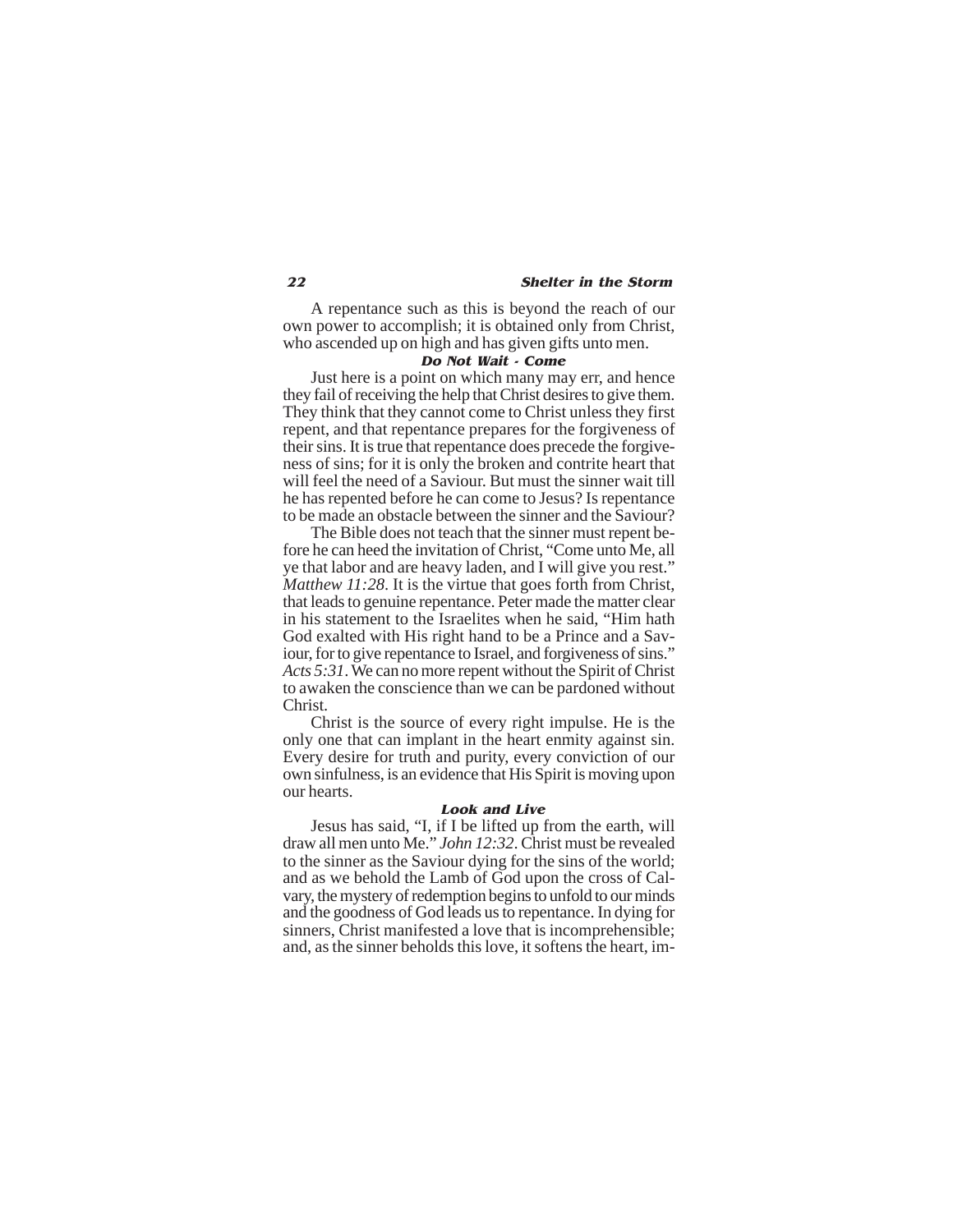A repentance such as this is beyond the reach of our own power to accomplish; it is obtained only from Christ, who ascended up on high and has given gifts unto men.

### *Do Not Wait - Come*

Just here is a point on which many may err, and hence they fail of receiving the help that Christ desires to give them. They think that they cannot come to Christ unless they first repent, and that repentance prepares for the forgiveness of their sins. It is true that repentance does precede the forgiveness of sins; for it is only the broken and contrite heart that will feel the need of a Saviour. But must the sinner wait till he has repented before he can come to Jesus? Is repentance to be made an obstacle between the sinner and the Saviour?

The Bible does not teach that the sinner must repent before he can heed the invitation of Christ, "Come unto Me, all ye that labor and are heavy laden, and I will give you rest." *Matthew 11:28*. It is the virtue that goes forth from Christ, that leads to genuine repentance. Peter made the matter clear in his statement to the Israelites when he said, "Him hath God exalted with His right hand to be a Prince and a Saviour, for to give repentance to Israel, and forgiveness of sins." *Acts 5:31*. We can no more repent without the Spirit of Christ to awaken the conscience than we can be pardoned without Christ.

Christ is the source of every right impulse. He is the only one that can implant in the heart enmity against sin. Every desire for truth and purity, every conviction of our own sinfulness, is an evidence that His Spirit is moving upon our hearts.

### *Look and Live*

Jesus has said, "I, if I be lifted up from the earth, will draw all men unto Me." *John 12:32*. Christ must be revealed to the sinner as the Saviour dying for the sins of the world; and as we behold the Lamb of God upon the cross of Calvary, the mystery of redemption begins to unfold to our minds and the goodness of God leads us to repentance. In dying for sinners, Christ manifested a love that is incomprehensible; and, as the sinner beholds this love, it softens the heart, im-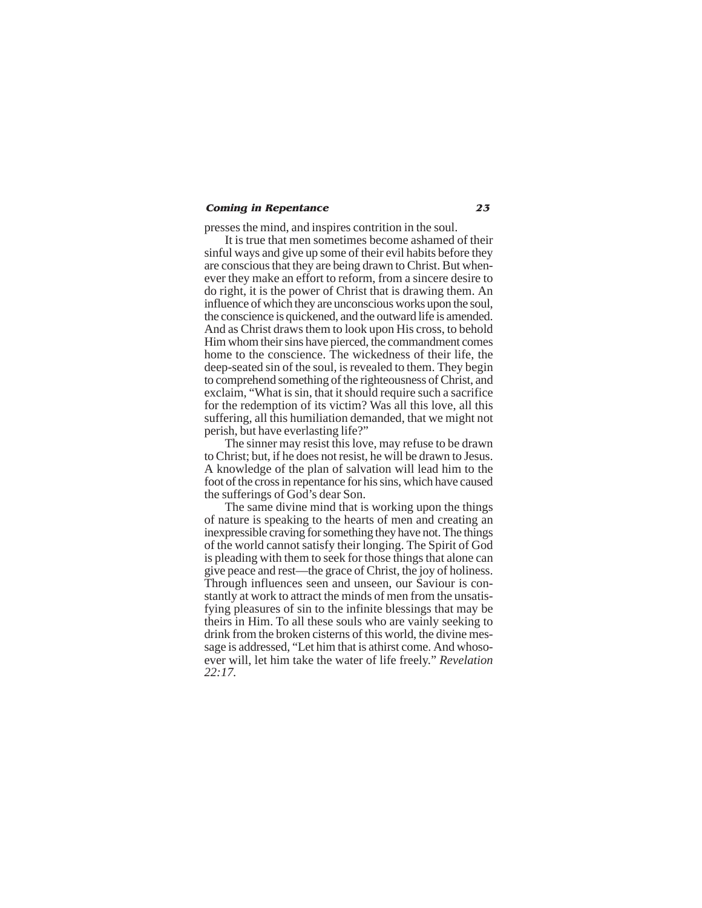presses the mind, and inspires contrition in the soul.

It is true that men sometimes become ashamed of their sinful ways and give up some of their evil habits before they are conscious that they are being drawn to Christ. But whenever they make an effort to reform, from a sincere desire to do right, it is the power of Christ that is drawing them. An influence of which they are unconscious works upon the soul, the conscience is quickened, and the outward life is amended. And as Christ draws them to look upon His cross, to behold Him whom their sins have pierced, the commandment comes home to the conscience. The wickedness of their life, the deep-seated sin of the soul, is revealed to them. They begin to comprehend something of the righteousness of Christ, and exclaim, "What is sin, that it should require such a sacrifice for the redemption of its victim? Was all this love, all this suffering, all this humiliation demanded, that we might not perish, but have everlasting life?"

The sinner may resist this love, may refuse to be drawn to Christ; but, if he does not resist, he will be drawn to Jesus. A knowledge of the plan of salvation will lead him to the foot of the cross in repentance for his sins, which have caused the sufferings of God's dear Son.

The same divine mind that is working upon the things of nature is speaking to the hearts of men and creating an inexpressible craving for something they have not. The things of the world cannot satisfy their longing. The Spirit of God is pleading with them to seek for those things that alone can give peace and rest—the grace of Christ, the joy of holiness. Through influences seen and unseen, our Saviour is constantly at work to attract the minds of men from the unsatisfying pleasures of sin to the infinite blessings that may be theirs in Him. To all these souls who are vainly seeking to drink from the broken cisterns of this world, the divine message is addressed, "Let him that is athirst come. And whosoever will, let him take the water of life freely." *Revelation 22:17.*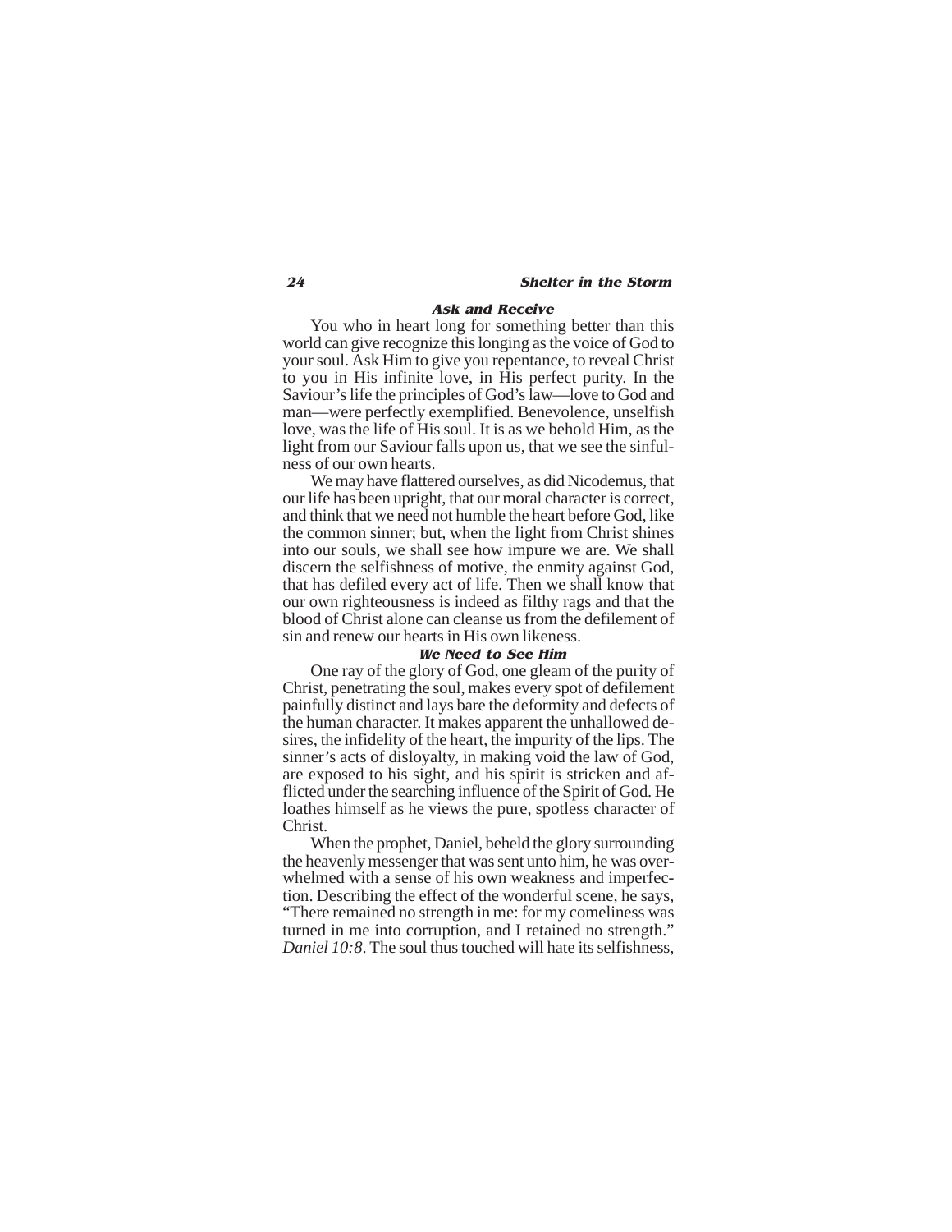### Ask and Receive

You who in heart long for something better than this world can give recognize this longing as the voice of God to your soul. Ask Him to give you repentance, to reveal Christ to you in His infinite love, in His perfect purity. In the Saviour's life the principles of God's law—love to God and man—were perfectly exemplified. Benevolence, unselfish love, was the life of His soul. It is as we behold Him, as the light from our Saviour falls upon us, that we see the sinfulness of our own hearts.

We may have flattered ourselves, as did Nicodemus, that our life has been upright, that our moral character is correct, and think that we need not humble the heart before God, like the common sinner; but, when the light from Christ shines into our souls, we shall see how impure we are. We shall discern the selfishness of motive, the enmity against God, that has defiled every act of life. Then we shall know that our own righteousness is indeed as filthy rags and that the blood of Christ alone can cleanse us from the defilement of sin and renew our hearts in His own likeness.

### We Need to See Him

One ray of the glory of God, one gleam of the purity of Christ, penetrating the soul, makes every spot of defilement painfully distinct and lays bare the deformity and defects of the human character. It makes apparent the unhallowed desires, the infidelity of the heart, the impurity of the lips. The sinner's acts of disloyalty, in making void the law of God, are exposed to his sight, and his spirit is stricken and afflicted under the searching influence of the Spirit of God. He loathes himself as he views the pure, spotless character of Christ.

When the prophet, Daniel, beheld the glory surrounding the heavenly messenger that was sent unto him, he was overwhelmed with a sense of his own weakness and imperfection. Describing the effect of the wonderful scene, he says, "There remained no strength in me: for my comeliness was turned in me into corruption, and I retained no strength." *Daniel 10:8*. The soul thus touched will hate its selfishness,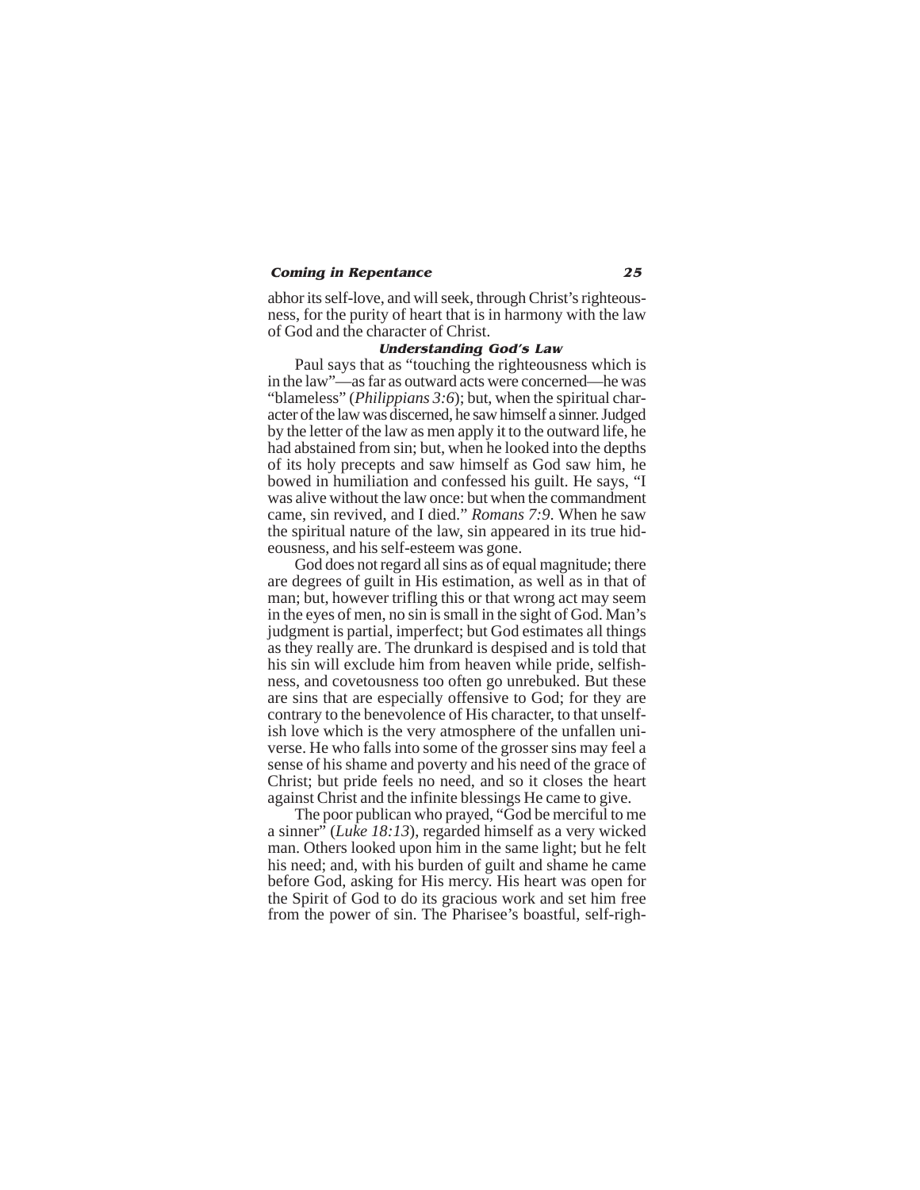abhor its self-love, and will seek, through Christ's righteousness, for the purity of heart that is in harmony with the law of God and the character of Christ.

### *Understanding God's Law*

Paul says that as "touching the righteousness which is in the law"—as far as outward acts were concerned—he was "blameless" (*Philippians 3:6*); but, when the spiritual character of the law was discerned, he saw himself a sinner. Judged by the letter of the law as men apply it to the outward life, he had abstained from sin; but, when he looked into the depths of its holy precepts and saw himself as God saw him, he bowed in humiliation and confessed his guilt. He says, "I was alive without the law once: but when the commandment came, sin revived, and I died." *Romans 7:9*. When he saw the spiritual nature of the law, sin appeared in its true hideousness, and his self-esteem was gone.

God does not regard all sins as of equal magnitude; there are degrees of guilt in His estimation, as well as in that of man; but, however trifling this or that wrong act may seem in the eyes of men, no sin is small in the sight of God. Man's judgment is partial, imperfect; but God estimates all things as they really are. The drunkard is despised and is told that his sin will exclude him from heaven while pride, selfishness, and covetousness too often go unrebuked. But these are sins that are especially offensive to God; for they are contrary to the benevolence of His character, to that unselfish love which is the very atmosphere of the unfallen universe. He who falls into some of the grosser sins may feel a sense of his shame and poverty and his need of the grace of Christ; but pride feels no need, and so it closes the heart against Christ and the infinite blessings He came to give.

The poor publican who prayed, "God be merciful to me a sinner" (*Luke 18:13*), regarded himself as a very wicked man. Others looked upon him in the same light; but he felt his need; and, with his burden of guilt and shame he came before God, asking for His mercy. His heart was open for the Spirit of God to do its gracious work and set him free from the power of sin. The Pharisee's boastful, self-righ-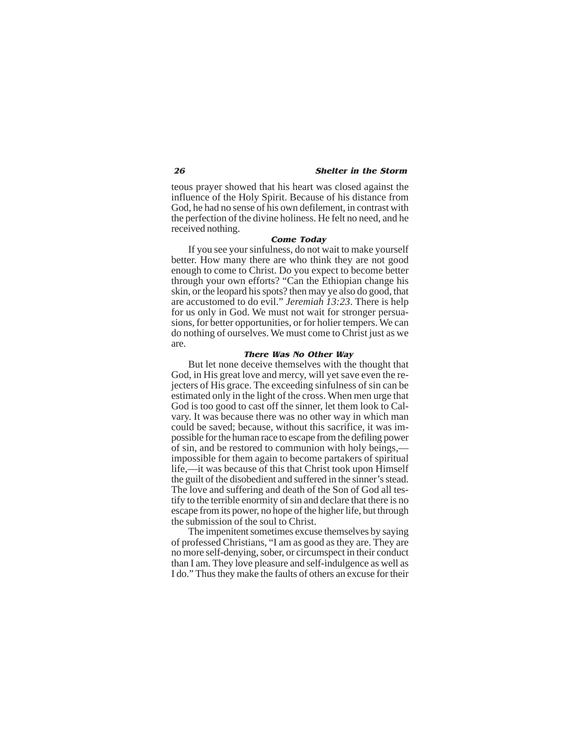teous prayer showed that his heart was closed against the influence of the Holy Spirit. Because of his distance from God, he had no sense of his own defilement, in contrast with the perfection of the divine holiness. He felt no need, and he received nothing.

### *Come Today*

If you see your sinfulness, do not wait to make yourself better. How many there are who think they are not good enough to come to Christ. Do you expect to become better through your own efforts? "Can the Ethiopian change his skin, or the leopard his spots? then may ye also do good, that are accustomed to do evil." *Jeremiah 13:23*. There is help for us only in God. We must not wait for stronger persuasions, for better opportunities, or for holier tempers. We can do nothing of ourselves. We must come to Christ just as we are.

### *There Was No Other Way*

But let none deceive themselves with the thought that God, in His great love and mercy, will yet save even the rejecters of His grace. The exceeding sinfulness of sin can be estimated only in the light of the cross. When men urge that God is too good to cast off the sinner, let them look to Calvary. It was because there was no other way in which man could be saved; because, without this sacrifice, it was impossible for the human race to escape from the defiling power of sin, and be restored to communion with holy beings,—impossible for them again to become partakers of spiritual life,—it was because of this that Christ took upon Himself the guilt of the disobedient and suffered in the sinner's stead. The love and suffering and death of the Son of God all testify to the terrible enormity of sin and declare that there is no escape from its power, no hope of the higher life, but through the submission of the soul to Christ.

The impenitent sometimes excuse themselves by saying of professed Christians, "I am as good as they are. They are no more self-denying, sober, or circumspect in their conduct than I am. They love pleasure and self-indulgence as well as I do." Thus they make the faults of others an excuse for their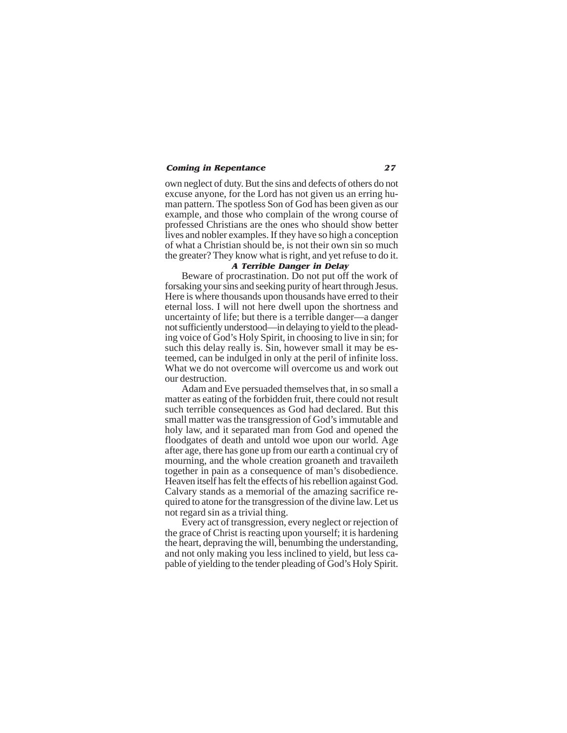own neglect of duty. But the sins and defects of others do not excuse anyone, for the Lord has not given us an erring human pattern. The spotless Son of God has been given as our example, and those who complain of the wrong course of professed Christians are the ones who should show better lives and nobler examples. If they have so high a conception of what a Christian should be, is not their own sin so much the greater? They know what is right, and yet refuse to do it.

### *A Terrible Danger in Delay*

Beware of procrastination. Do not put off the work of forsaking your sins and seeking purity of heart through Jesus. Here is where thousands upon thousands have erred to their eternal loss. I will not here dwell upon the shortness and uncertainty of life; but there is a terrible danger—a danger not sufficiently understood—in delaying to yield to the pleading voice of God's Holy Spirit, in choosing to live in sin; for such this delay really is. Sin, however small it may be esteemed, can be indulged in only at the peril of infinite loss. What we do not overcome will overcome us and work out our destruction.

Adam and Eve persuaded themselves that, in so small a matter as eating of the forbidden fruit, there could not result such terrible consequences as God had declared. But this small matter was the transgression of God's immutable and holy law, and it separated man from God and opened the floodgates of death and untold woe upon our world. Age after age, there has gone up from our earth a continual cry of mourning, and the whole creation groaneth and travaileth together in pain as a consequence of man's disobedience. Heaven itself has felt the effects of his rebellion against God. Calvary stands as a memorial of the amazing sacrifice required to atone for the transgression of the divine law. Let us not regard sin as a trivial thing.

Every act of transgression, every neglect or rejection of the grace of Christ is reacting upon yourself; it is hardening the heart, depraving the will, benumbing the understanding, and not only making you less inclined to yield, but less capable of yielding to the tender pleading of God's Holy Spirit.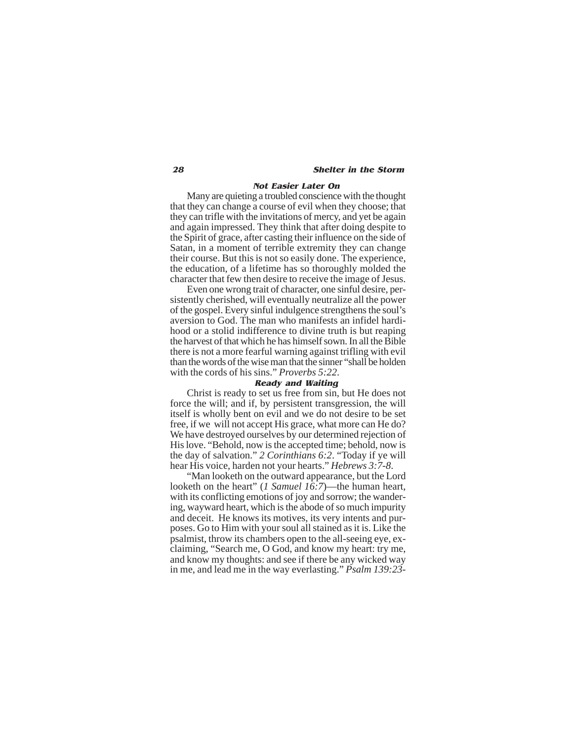#### Not Easier Later On

Many are quieting a troubled conscience with the thought that they can change a course of evil when they choose; that they can trifle with the invitations of mercy, and yet be again and again impressed. They think that after doing despite to the Spirit of grace, after casting their influence on the side of Satan, in a moment of terrible extremity they can change their course. But this is not so easily done. The experience, the education, of a lifetime has so thoroughly molded the character that few then desire to receive the image of Jesus.

Even one wrong trait of character, one sinful desire, persistently cherished, will eventually neutralize all the power of the gospel. Every sinful indulgence strengthens the soul's aversion to God. The man who manifests an infidel hardihood or a stolid indifference to divine truth is but reaping the harvest of that which he has himself sown. In all the Bible there is not a more fearful warning against trifling with evil than the words of the wise man that the sinner "shall be holden with the cords of his sins." *Proverbs 5:22*.

#### Ready and Waiting

Christ is ready to set us free from sin, but He does not force the will; and if, by persistent transgression, the will itself is wholly bent on evil and we do not desire to be set free, if we will not accept His grace, what more can He do? We have destroyed ourselves by our determined rejection of His love. "Behold, now is the accepted time; behold, now is the day of salvation." *2 Corinthians 6:2*. "Today if ye will hear His voice, harden not your hearts." *Hebrews 3:7-8*.

"Man looketh on the outward appearance, but the Lord looketh on the heart" (*1 Samuel 16:7*)—the human heart, with its conflicting emotions of joy and sorrow; the wandering, wayward heart, which is the abode of so much impurity and deceit. He knows its motives, its very intents and purposes. Go to Him with your soul all stained as it is. Like the psalmist, throw its chambers open to the all-seeing eye, exclaiming, "Search me, O God, and know my heart: try me, and know my thoughts: and see if there be any wicked way in me, and lead me in the way everlasting." *Psalm 139:23-*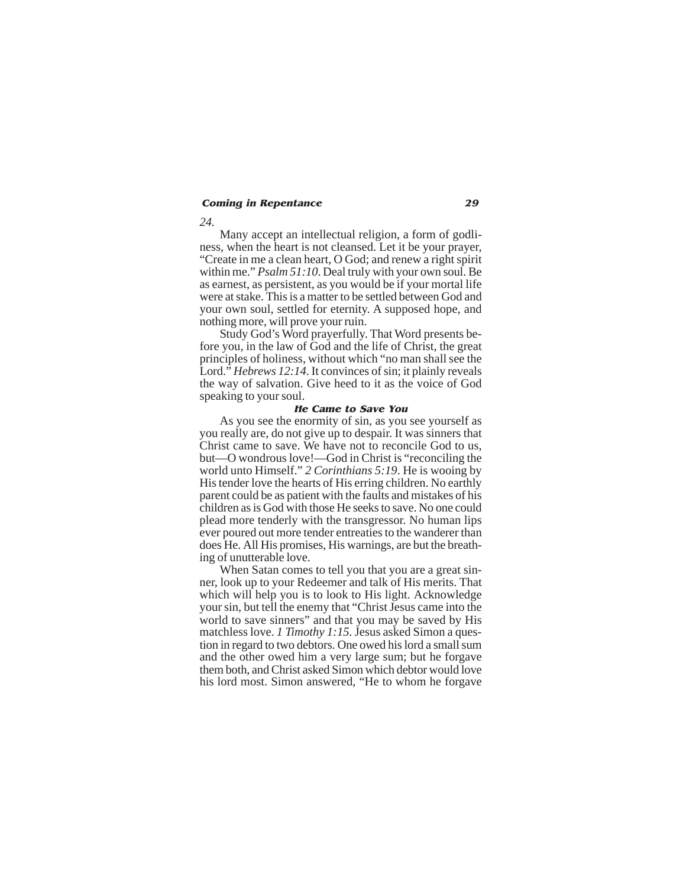*24.*

Many accept an intellectual religion, a form of godliness, when the heart is not cleansed. Let it be your prayer, "Create in me a clean heart, O God; and renew a right spirit within me." *Psalm 51:10*. Deal truly with your own soul. Be as earnest, as persistent, as you would be if your mortal life were at stake. This is a matter to be settled between God and your own soul, settled for eternity. A supposed hope, and nothing more, will prove your ruin.

Study God's Word prayerfully. That Word presents before you, in the law of God and the life of Christ, the great principles of holiness, without which "no man shall see the Lord." *Hebrews 12:14*. It convinces of sin; it plainly reveals the way of salvation. Give heed to it as the voice of God speaking to your soul.

### He Came to Save You

As you see the enormity of sin, as you see yourself as you really are, do not give up to despair. It was sinners that Christ came to save. We have not to reconcile God to us, but—O wondrous love!—God in Christ is "reconciling the world unto Himself." *2 Corinthians 5:19*. He is wooing by His tender love the hearts of His erring children. No earthly parent could be as patient with the faults and mistakes of his children as is God with those He seeks to save. No one could plead more tenderly with the transgressor. No human lips ever poured out more tender entreaties to the wanderer than does He. All His promises, His warnings, are but the breathing of unutterable love.

When Satan comes to tell you that you are a great sinner, look up to your Redeemer and talk of His merits. That which will help you is to look to His light. Acknowledge your sin, but tell the enemy that "Christ Jesus came into the world to save sinners" and that you may be saved by His matchless love. *1 Timothy 1:15*. Jesus asked Simon a question in regard to two debtors. One owed his lord a small sum and the other owed him a very large sum; but he forgave them both, and Christ asked Simon which debtor would love his lord most. Simon answered, "He to whom he forgave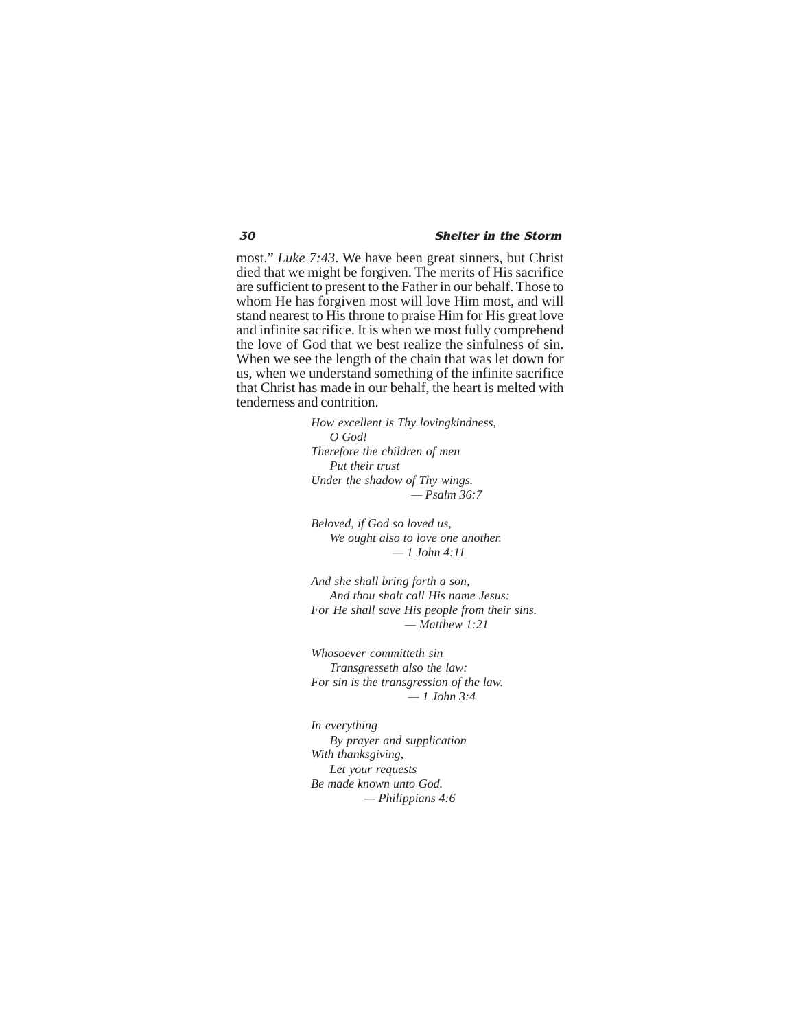most." *Luke 7:43*. We have been great sinners, but Christ died that we might be forgiven. The merits of His sacrifice are sufficient to present to the Father in our behalf. Those to whom He has forgiven most will love Him most, and will stand nearest to His throne to praise Him for His great love and infinite sacrifice. It is when we most fully comprehend the love of God that we best realize the sinfulness of sin. When we see the length of the chain that was let down for us, when we understand something of the infinite sacrifice that Christ has made in our behalf, the heart is melted with tenderness and contrition.

*How excellent is Thy lovingkindness,*
*O God!*
*Therefore the children of men*
*Put their trust*
*Under the shadow of Thy wings.*
*— Psalm 36:7*

*Beloved, if God so loved us,*
*We ought also to love one another.*
*— 1 John 4:11*

*And she shall bring forth a son,*
*And thou shalt call His name Jesus:*
*For He shall save His people from their sins.*
*— Matthew 1:21*

*Whosoever committeth sin*
*Transgresseth also the law:*
*For sin is the transgression of the law.*
*— 1 John 3:4*

*In everything*
*By prayer and supplication*
*With thanksgiving,*
*Let your requests*
*Be made known unto God.*
*— Philippians 4:6*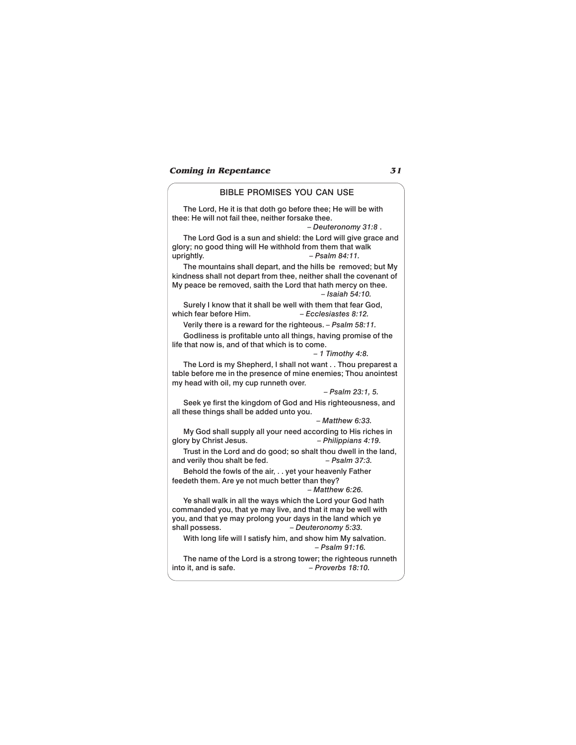## BIBLE PROMISES YOU CAN USE

The Lord, He it is that doth go before thee; He will be with thee: He will not fail thee, neither forsake thee.

*– Deuteronomy 31:8* .

The Lord God is a sun and shield: the Lord will give grace and glory; no good thing will He withhold from them that walk uprightly. *– Psalm 84:11.*

The mountains shall depart, and the hills be removed; but My kindness shall not depart from thee, neither shall the covenant of My peace be removed, saith the Lord that hath mercy on thee.

*– Isaiah 54:10.*

Surely I know that it shall be well with them that fear God, which fear before Him. *– Ecclesiastes 8:12.*

Verily there is a reward for the righteous. *– Psalm 58:11.*

Godliness is profitable unto all things, having promise of the life that now is, and of that which is to come.

*– 1 Timothy 4:8.*

The Lord is my Shepherd, I shall not want . . Thou preparest a table before me in the presence of mine enemies; Thou anointest my head with oil, my cup runneth over.

*– Psalm 23:1, 5.*

Seek ye first the kingdom of God and His righteousness, and all these things shall be added unto you.

*– Matthew 6:33.*

My God shall supply all your need according to His riches in glory by Christ Jesus. *– Philippians 4:19.*

Trust in the Lord and do good; so shalt thou dwell in the land, and verily thou shalt be fed. *– Psalm 37:3.*

Behold the fowls of the air, . . yet your heavenly Father feedeth them. Are ye not much better than they?

*– Matthew 6:26.*

Ye shall walk in all the ways which the Lord your God hath commanded you, that ye may live, and that it may be well with you, and that ye may prolong your days in the land which ye shall possess. *– Deuteronomy 5:33.*

With long life will I satisfy him, and show him My salvation.

*– Psalm 91:16.*

The name of the Lord is a strong tower; the righteous runneth into it, and is safe. *– Proverbs 18:10.*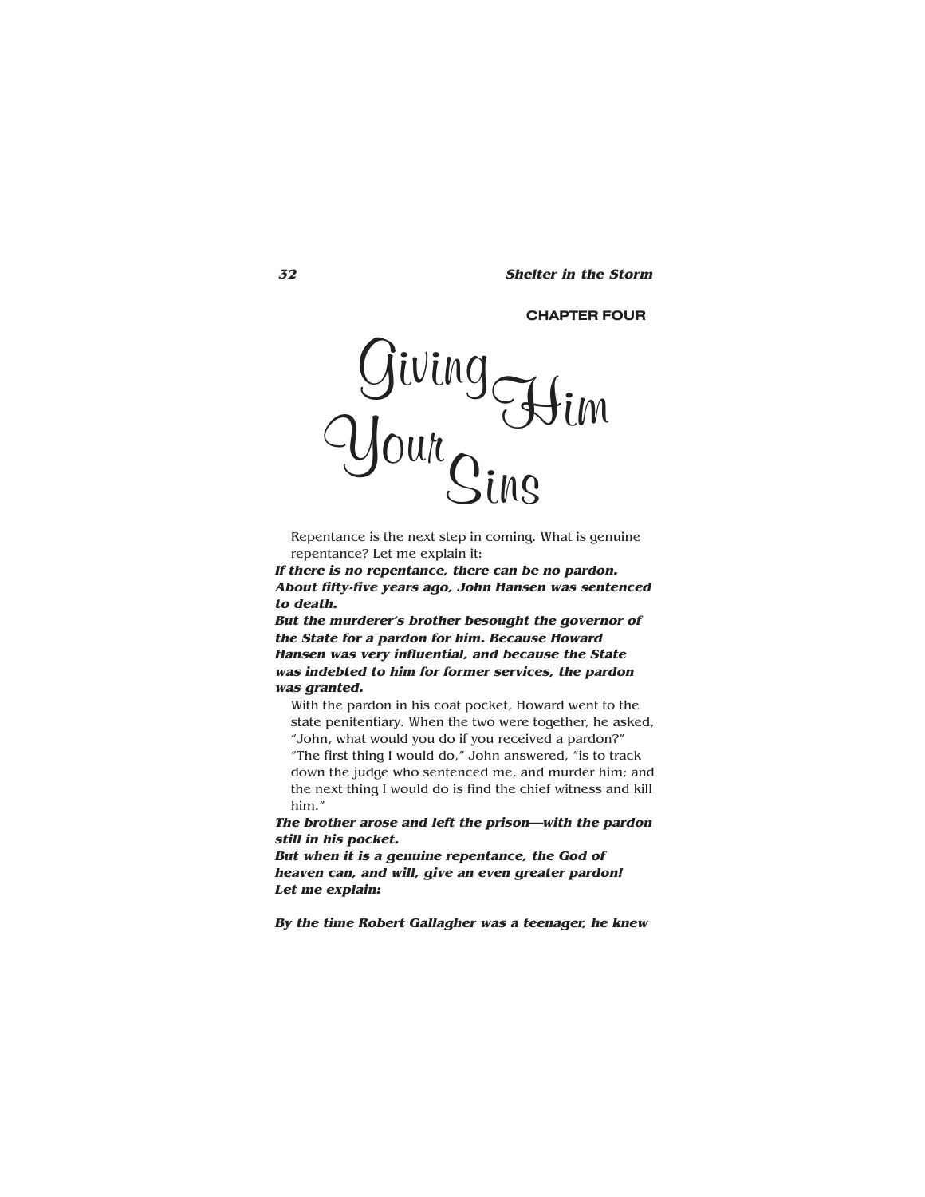CHAPTER FOUR

# Giving Him Your Sins

Repentance is the next step in coming. What is genuine repentance? Let me explain it:

***If there is no repentance, there can be no pardon. About fifty-five years ago, John Hansen was sentenced to death.***

***But the murderer's brother besought the governor of the State for a pardon for him. Because Howard Hansen was very influential, and because the State was indebted to him for former services, the pardon was granted.***

With the pardon in his coat pocket, Howard went to the state penitentiary. When the two were together, he asked, "John, what would you do if you received a pardon?"

"The first thing I would do," John answered, "is to track down the judge who sentenced me, and murder him; and the next thing I would do is find the chief witness and kill him."

***The brother arose and left the prison—with the pardon still in his pocket.***

***But when it is a genuine repentance, the God of heaven can, and will, give an even greater pardon! Let me explain:***

***By the time Robert Gallagher was a teenager, he knew***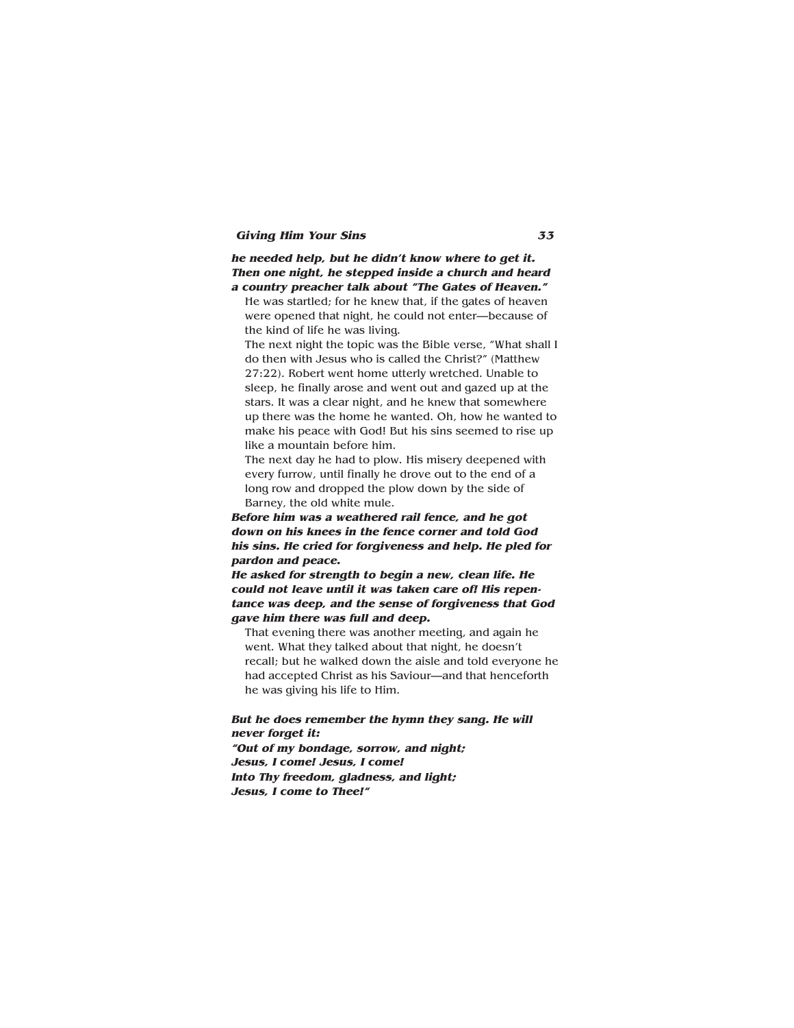***he needed help, but he didn't know where to get it. Then one night, he stepped inside a church and heard a country preacher talk about "The Gates of Heaven."***

He was startled; for he knew that, if the gates of heaven were opened that night, he could not enter—because of the kind of life he was living.

The next night the topic was the Bible verse, "What shall I do then with Jesus who is called the Christ?" (Matthew 27:22). Robert went home utterly wretched. Unable to sleep, he finally arose and went out and gazed up at the stars. It was a clear night, and he knew that somewhere up there was the home he wanted. Oh, how he wanted to make his peace with God! But his sins seemed to rise up like a mountain before him.

The next day he had to plow. His misery deepened with every furrow, until finally he drove out to the end of a long row and dropped the plow down by the side of Barney, the old white mule.

***Before him was a weathered rail fence, and he got down on his knees in the fence corner and told God his sins. He cried for forgiveness and help. He pled for pardon and peace.***

***He asked for strength to begin a new, clean life. He could not leave until it was taken care of! His repentance was deep, and the sense of forgiveness that God gave him there was full and deep.***

That evening there was another meeting, and again he went. What they talked about that night, he doesn't recall; but he walked down the aisle and told everyone he had accepted Christ as his Saviour—and that henceforth he was giving his life to Him.

***But he does remember the hymn they sang. He will never forget it:***
***"Out of my bondage, sorrow, and night;***
***Jesus, I come! Jesus, I come!***
***Into Thy freedom, gladness, and light;***
***Jesus, I come to Thee!"***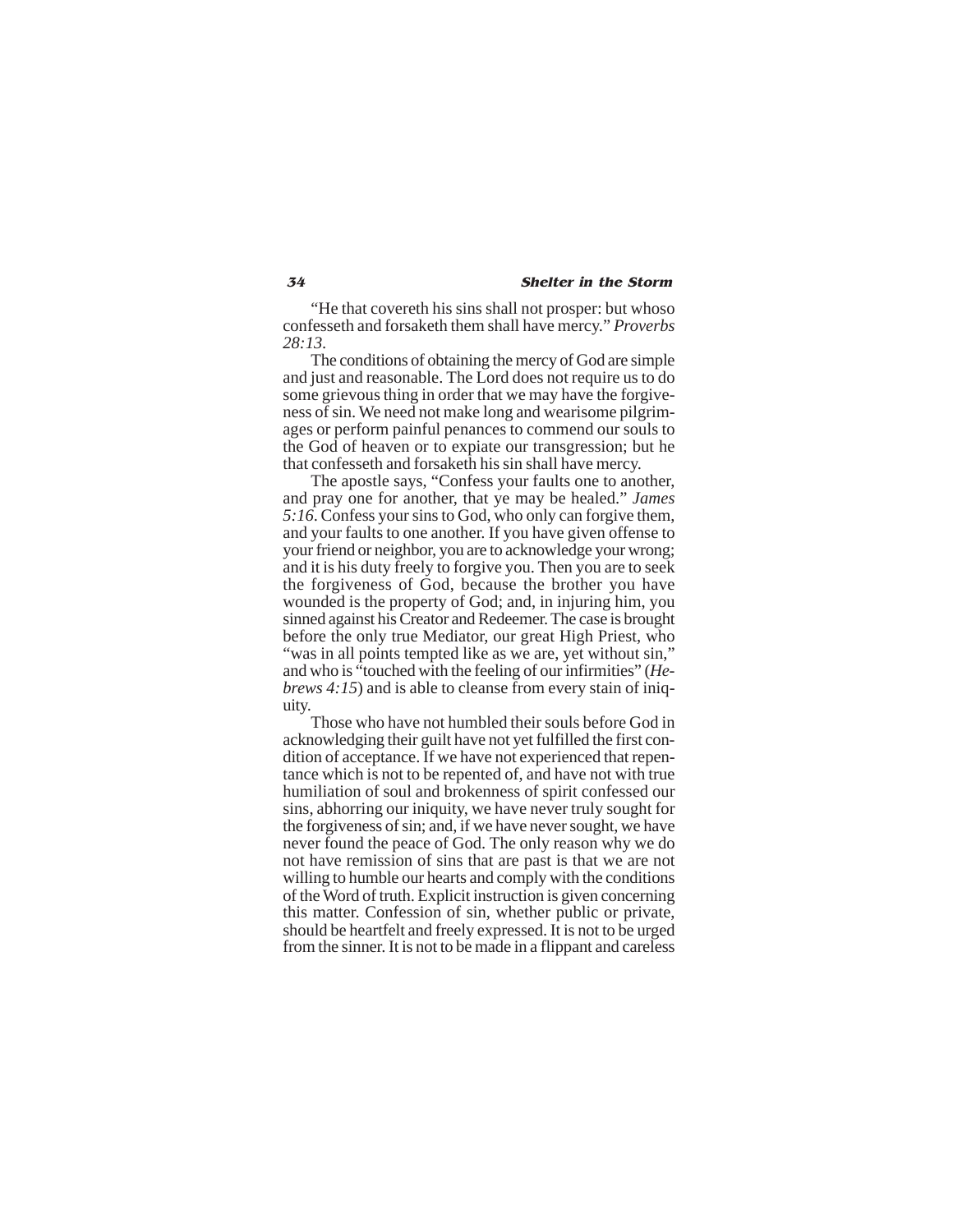"He that covereth his sins shall not prosper: but whoso confesseth and forsaketh them shall have mercy." *Proverbs 28:13*.

The conditions of obtaining the mercy of God are simple and just and reasonable. The Lord does not require us to do some grievous thing in order that we may have the forgiveness of sin. We need not make long and wearisome pilgrimages or perform painful penances to commend our souls to the God of heaven or to expiate our transgression; but he that confesseth and forsaketh his sin shall have mercy.

The apostle says, "Confess your faults one to another, and pray one for another, that ye may be healed." *James 5:16*. Confess your sins to God, who only can forgive them, and your faults to one another. If you have given offense to your friend or neighbor, you are to acknowledge your wrong; and it is his duty freely to forgive you. Then you are to seek the forgiveness of God, because the brother you have wounded is the property of God; and, in injuring him, you sinned against his Creator and Redeemer. The case is brought before the only true Mediator, our great High Priest, who "was in all points tempted like as we are, yet without sin," and who is "touched with the feeling of our infirmities" (*Hebrews 4:15*) and is able to cleanse from every stain of iniquity.

Those who have not humbled their souls before God in acknowledging their guilt have not yet fulfilled the first condition of acceptance. If we have not experienced that repentance which is not to be repented of, and have not with true humiliation of soul and brokenness of spirit confessed our sins, abhorring our iniquity, we have never truly sought for the forgiveness of sin; and, if we have never sought, we have never found the peace of God. The only reason why we do not have remission of sins that are past is that we are not willing to humble our hearts and comply with the conditions of the Word of truth. Explicit instruction is given concerning this matter. Confession of sin, whether public or private, should be heartfelt and freely expressed. It is not to be urged from the sinner. It is not to be made in a flippant and careless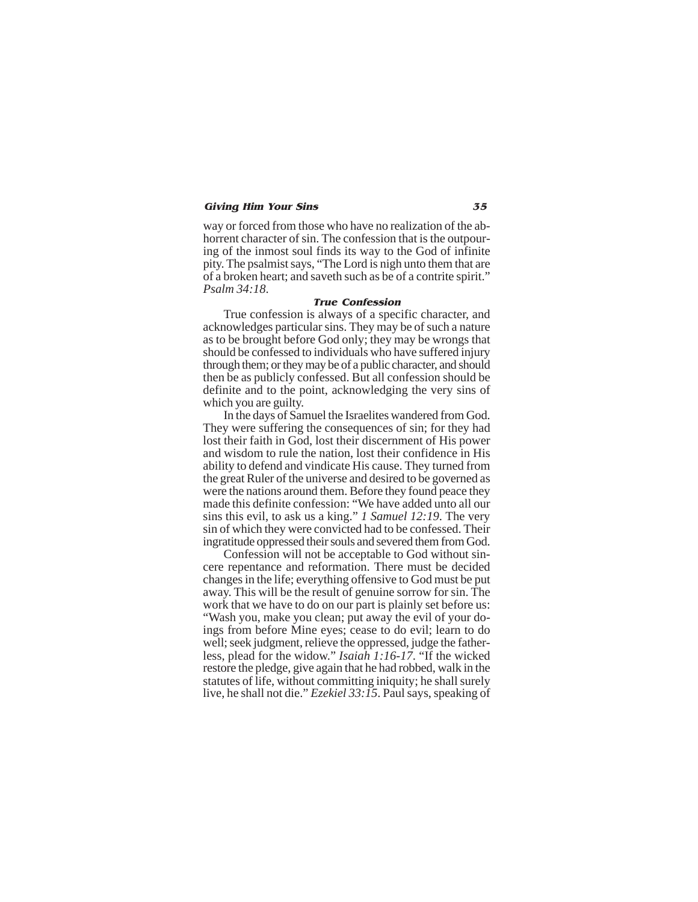way or forced from those who have no realization of the abhorrent character of sin. The confession that is the outpouring of the inmost soul finds its way to the God of infinite pity. The psalmist says, "The Lord is nigh unto them that are of a broken heart; and saveth such as be of a contrite spirit." *Psalm 34:18*.

### True Confession

True confession is always of a specific character, and acknowledges particular sins. They may be of such a nature as to be brought before God only; they may be wrongs that should be confessed to individuals who have suffered injury through them; or they may be of a public character, and should then be as publicly confessed. But all confession should be definite and to the point, acknowledging the very sins of which you are guilty.

In the days of Samuel the Israelites wandered from God. They were suffering the consequences of sin; for they had lost their faith in God, lost their discernment of His power and wisdom to rule the nation, lost their confidence in His ability to defend and vindicate His cause. They turned from the great Ruler of the universe and desired to be governed as were the nations around them. Before they found peace they made this definite confession: "We have added unto all our sins this evil, to ask us a king." *1 Samuel 12:19*. The very sin of which they were convicted had to be confessed. Their ingratitude oppressed their souls and severed them from God.

Confession will not be acceptable to God without sincere repentance and reformation. There must be decided changes in the life; everything offensive to God must be put away. This will be the result of genuine sorrow for sin. The work that we have to do on our part is plainly set before us: "Wash you, make you clean; put away the evil of your doings from before Mine eyes; cease to do evil; learn to do well; seek judgment, relieve the oppressed, judge the fatherless, plead for the widow." *Isaiah 1:16-17*. "If the wicked restore the pledge, give again that he had robbed, walk in the statutes of life, without committing iniquity; he shall surely live, he shall not die." *Ezekiel 33:15*. Paul says, speaking of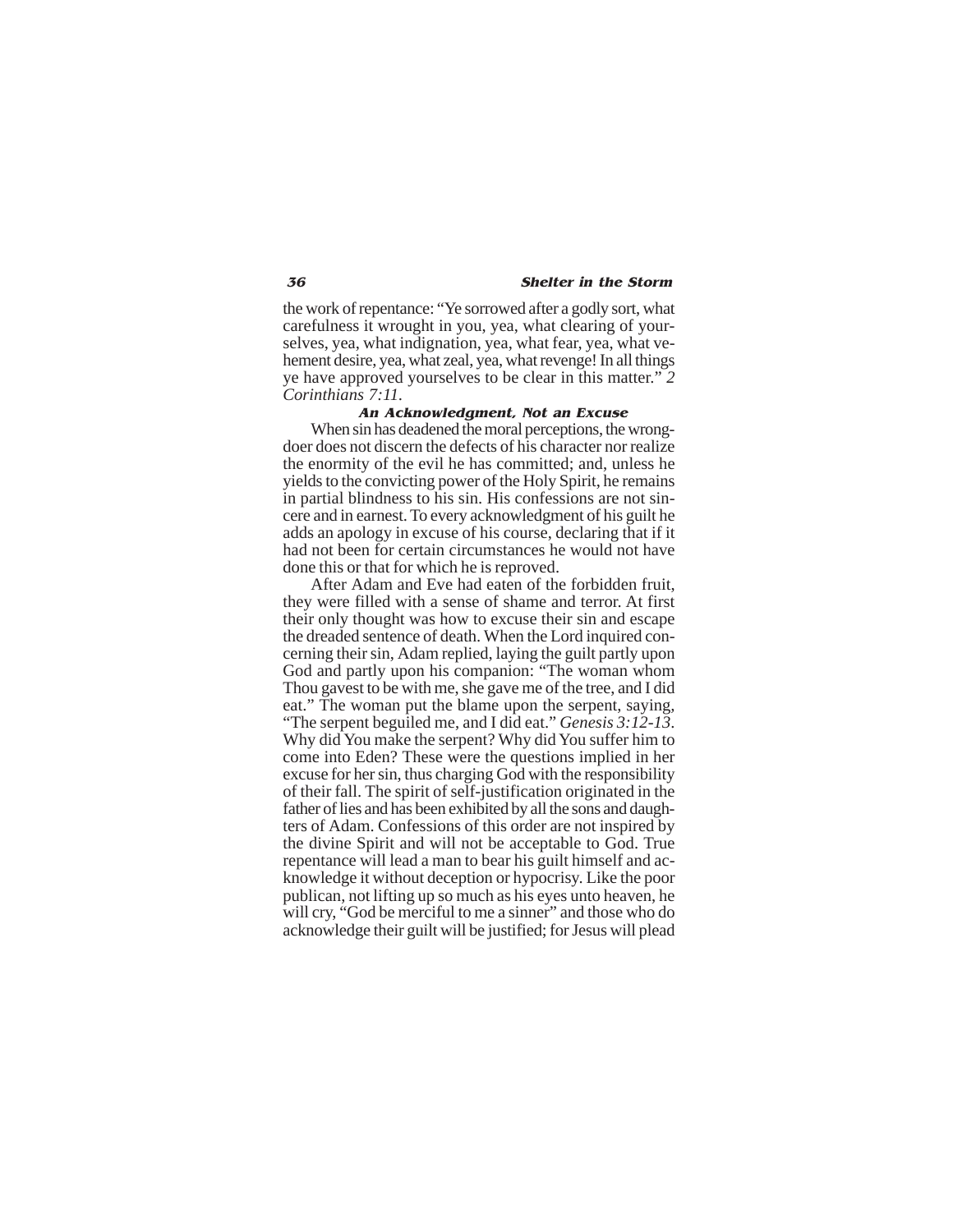the work of repentance: "Ye sorrowed after a godly sort, what carefulness it wrought in you, yea, what clearing of yourselves, yea, what indignation, yea, what fear, yea, what vehement desire, yea, what zeal, yea, what revenge! In all things ye have approved yourselves to be clear in this matter." *2 Corinthians 7:11.*

### An Acknowledgment, Not an Excuse

When sin has deadened the moral perceptions, the wrongdoer does not discern the defects of his character nor realize the enormity of the evil he has committed; and, unless he yields to the convicting power of the Holy Spirit, he remains in partial blindness to his sin. His confessions are not sincere and in earnest. To every acknowledgment of his guilt he adds an apology in excuse of his course, declaring that if it had not been for certain circumstances he would not have done this or that for which he is reproved.

After Adam and Eve had eaten of the forbidden fruit, they were filled with a sense of shame and terror. At first their only thought was how to excuse their sin and escape the dreaded sentence of death. When the Lord inquired concerning their sin, Adam replied, laying the guilt partly upon God and partly upon his companion: "The woman whom Thou gavest to be with me, she gave me of the tree, and I did eat." The woman put the blame upon the serpent, saying, "The serpent beguiled me, and I did eat." *Genesis 3:12-13*. Why did You make the serpent? Why did You suffer him to come into Eden? These were the questions implied in her excuse for her sin, thus charging God with the responsibility of their fall. The spirit of self-justification originated in the father of lies and has been exhibited by all the sons and daughters of Adam. Confessions of this order are not inspired by the divine Spirit and will not be acceptable to God. True repentance will lead a man to bear his guilt himself and acknowledge it without deception or hypocrisy. Like the poor publican, not lifting up so much as his eyes unto heaven, he will cry, "God be merciful to me a sinner" and those who do acknowledge their guilt will be justified; for Jesus will plead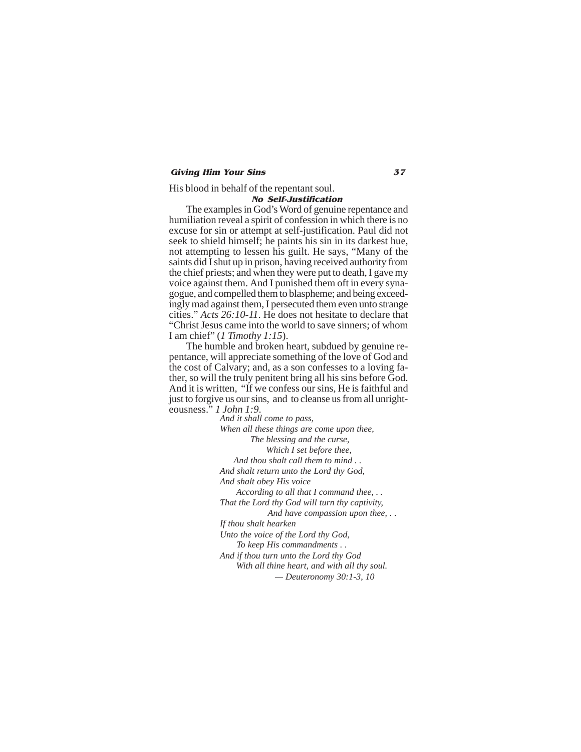His blood in behalf of the repentant soul.

### *No Self-Justification*

The examples in God's Word of genuine repentance and humiliation reveal a spirit of confession in which there is no excuse for sin or attempt at self-justification. Paul did not seek to shield himself; he paints his sin in its darkest hue, not attempting to lessen his guilt. He says, "Many of the saints did I shut up in prison, having received authority from the chief priests; and when they were put to death, I gave my voice against them. And I punished them oft in every synagogue, and compelled them to blaspheme; and being exceedingly mad against them, I persecuted them even unto strange cities." *Acts 26:10-11*. He does not hesitate to declare that "Christ Jesus came into the world to save sinners; of whom I am chief" (*1 Timothy 1:15*).

The humble and broken heart, subdued by genuine repentance, will appreciate something of the love of God and the cost of Calvary; and, as a son confesses to a loving father, so will the truly penitent bring all his sins before God. And it is written, "If we confess our sins, He is faithful and just to forgive us our sins, and to cleanse us from all unrighteousness." *1 John 1:9*.

*And it shall come to pass,*
*When all these things are come upon thee,*
*The blessing and the curse,*
*Which I set before thee,*
*And thou shalt call them to mind . .*
*And shalt return unto the Lord thy God,*
*And shalt obey His voice*
*According to all that I command thee, . .*
*That the Lord thy God will turn thy captivity,*
*And have compassion upon thee, . .*
*If thou shalt hearken*
*Unto the voice of the Lord thy God,*
*To keep His commandments . .*
*And if thou turn unto the Lord thy God*
*With all thine heart, and with all thy soul.*
*— Deuteronomy 30:1-3, 10*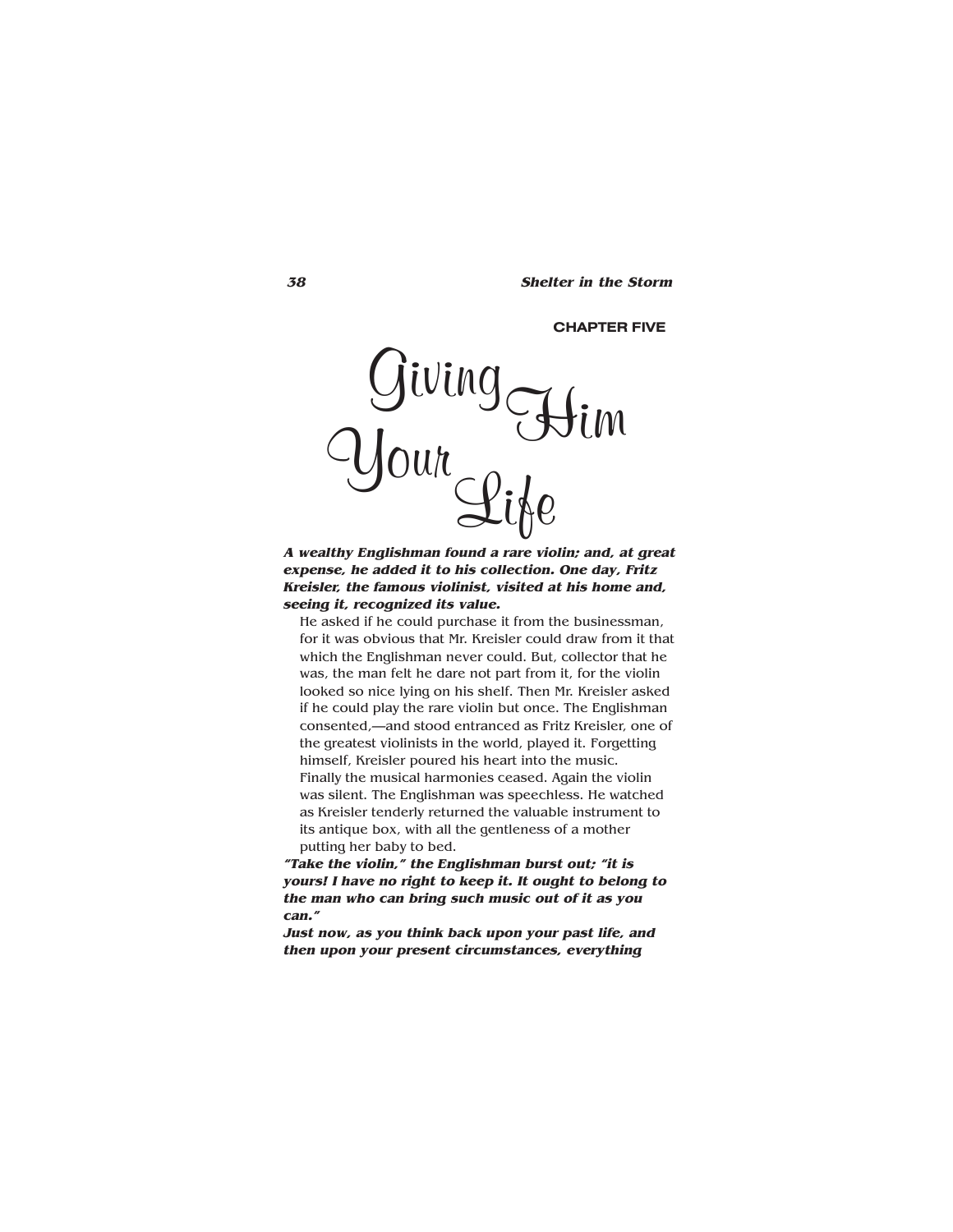CHAPTER FIVE

# Giving Him Your Life

***A wealthy Englishman found a rare violin; and, at great expense, he added it to his collection. One day, Fritz Kreisler, the famous violinist, visited at his home and, seeing it, recognized its value.***

He asked if he could purchase it from the businessman, for it was obvious that Mr. Kreisler could draw from it that which the Englishman never could. But, collector that he was, the man felt he dare not part from it, for the violin looked so nice lying on his shelf. Then Mr. Kreisler asked if he could play the rare violin but once. The Englishman consented,—and stood entranced as Fritz Kreisler, one of the greatest violinists in the world, played it. Forgetting himself, Kreisler poured his heart into the music. Finally the musical harmonies ceased. Again the violin was silent. The Englishman was speechless. He watched as Kreisler tenderly returned the valuable instrument to its antique box, with all the gentleness of a mother putting her baby to bed.

***"Take the violin," the Englishman burst out; "it is yours! I have no right to keep it. It ought to belong to the man who can bring such music out of it as you can."***

***Just now, as you think back upon your past life, and then upon your present circumstances, everything***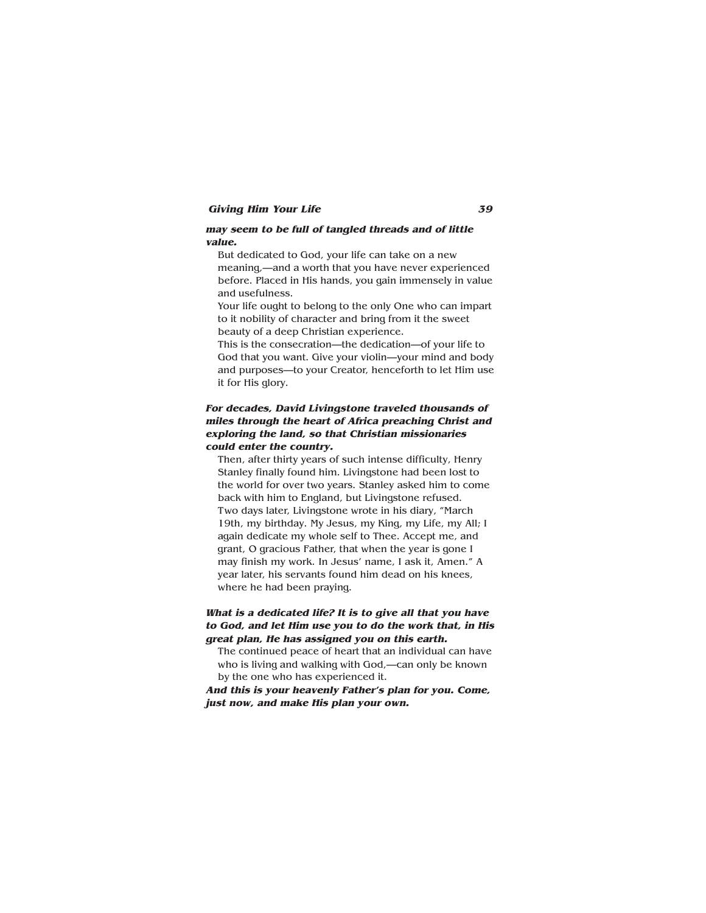***may seem to be full of tangled threads and of little value.***

But dedicated to God, your life can take on a new meaning,—and a worth that you have never experienced before. Placed in His hands, you gain immensely in value and usefulness.

Your life ought to belong to the only One who can impart to it nobility of character and bring from it the sweet beauty of a deep Christian experience.

This is the consecration—the dedication—of your life to God that you want. Give your violin—your mind and body and purposes—to your Creator, henceforth to let Him use it for His glory.

***For decades, David Livingstone traveled thousands of miles through the heart of Africa preaching Christ and exploring the land, so that Christian missionaries could enter the country.***

Then, after thirty years of such intense difficulty, Henry Stanley finally found him. Livingstone had been lost to the world for over two years. Stanley asked him to come back with him to England, but Livingstone refused. Two days later, Livingstone wrote in his diary, "March 19th, my birthday. My Jesus, my King, my Life, my All; I again dedicate my whole self to Thee. Accept me, and grant, O gracious Father, that when the year is gone I may finish my work. In Jesus' name, I ask it, Amen." A year later, his servants found him dead on his knees, where he had been praying.

***What is a dedicated life? It is to give all that you have to God, and let Him use you to do the work that, in His great plan, He has assigned you on this earth.***

The continued peace of heart that an individual can have who is living and walking with God,—can only be known by the one who has experienced it.

***And this is your heavenly Father's plan for you. Come, just now, and make His plan your own.***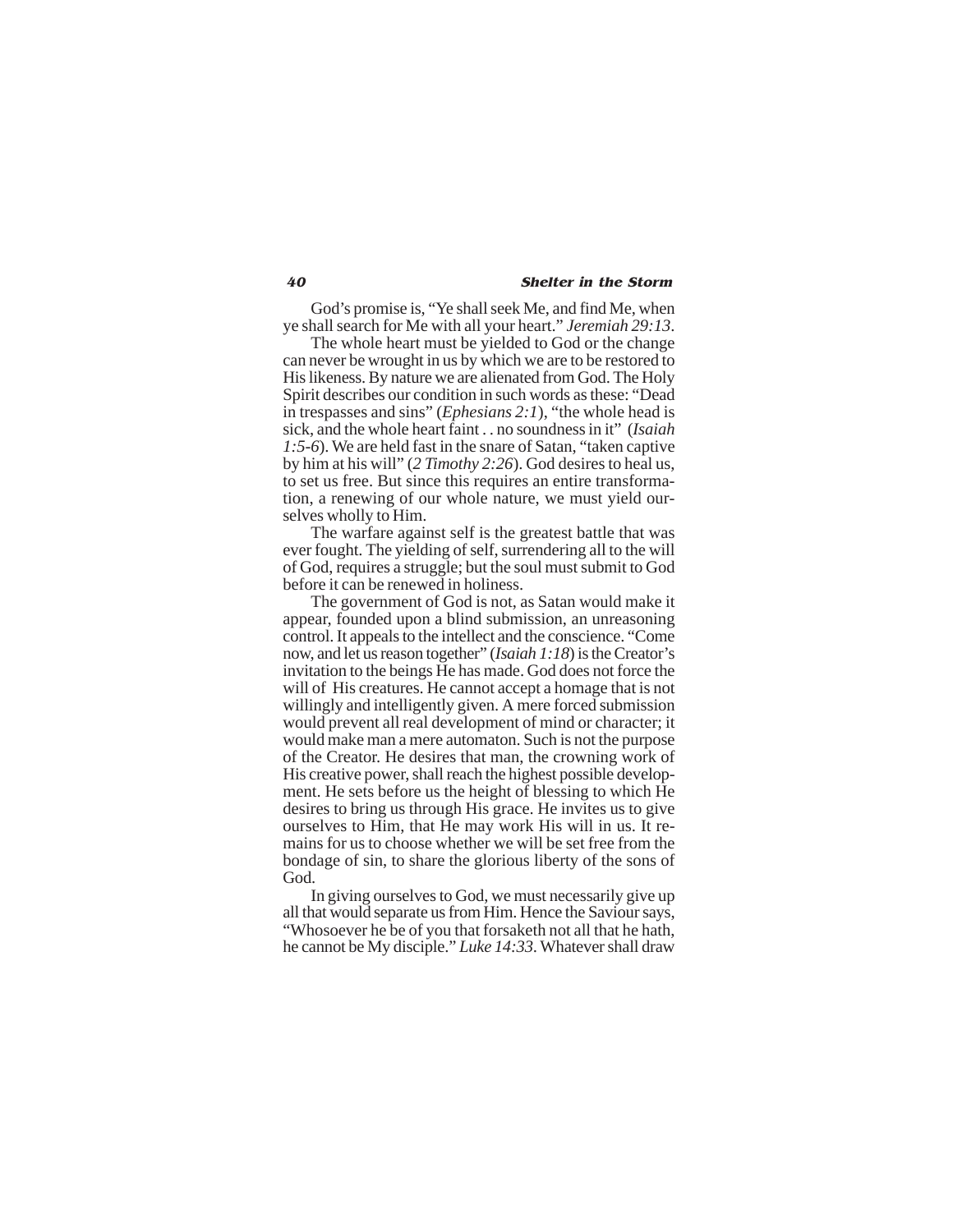God's promise is, "Ye shall seek Me, and find Me, when ye shall search for Me with all your heart." *Jeremiah 29:13*.

The whole heart must be yielded to God or the change can never be wrought in us by which we are to be restored to His likeness. By nature we are alienated from God. The Holy Spirit describes our condition in such words as these: "Dead in trespasses and sins" (*Ephesians 2:1*), "the whole head is sick, and the whole heart faint . . no soundness in it" (*Isaiah 1:5-6*). We are held fast in the snare of Satan, "taken captive by him at his will" (*2 Timothy 2:26*). God desires to heal us, to set us free. But since this requires an entire transformation, a renewing of our whole nature, we must yield ourselves wholly to Him.

The warfare against self is the greatest battle that was ever fought. The yielding of self, surrendering all to the will of God, requires a struggle; but the soul must submit to God before it can be renewed in holiness.

The government of God is not, as Satan would make it appear, founded upon a blind submission, an unreasoning control. It appeals to the intellect and the conscience. "Come now, and let us reason together" (*Isaiah 1:18*) is the Creator's invitation to the beings He has made. God does not force the will of His creatures. He cannot accept a homage that is not willingly and intelligently given. A mere forced submission would prevent all real development of mind or character; it would make man a mere automaton. Such is not the purpose of the Creator. He desires that man, the crowning work of His creative power, shall reach the highest possible development. He sets before us the height of blessing to which He desires to bring us through His grace. He invites us to give ourselves to Him, that He may work His will in us. It remains for us to choose whether we will be set free from the bondage of sin, to share the glorious liberty of the sons of God.

In giving ourselves to God, we must necessarily give up all that would separate us from Him. Hence the Saviour says, "Whosoever he be of you that forsaketh not all that he hath, he cannot be My disciple." *Luke 14:33*. Whatever shall draw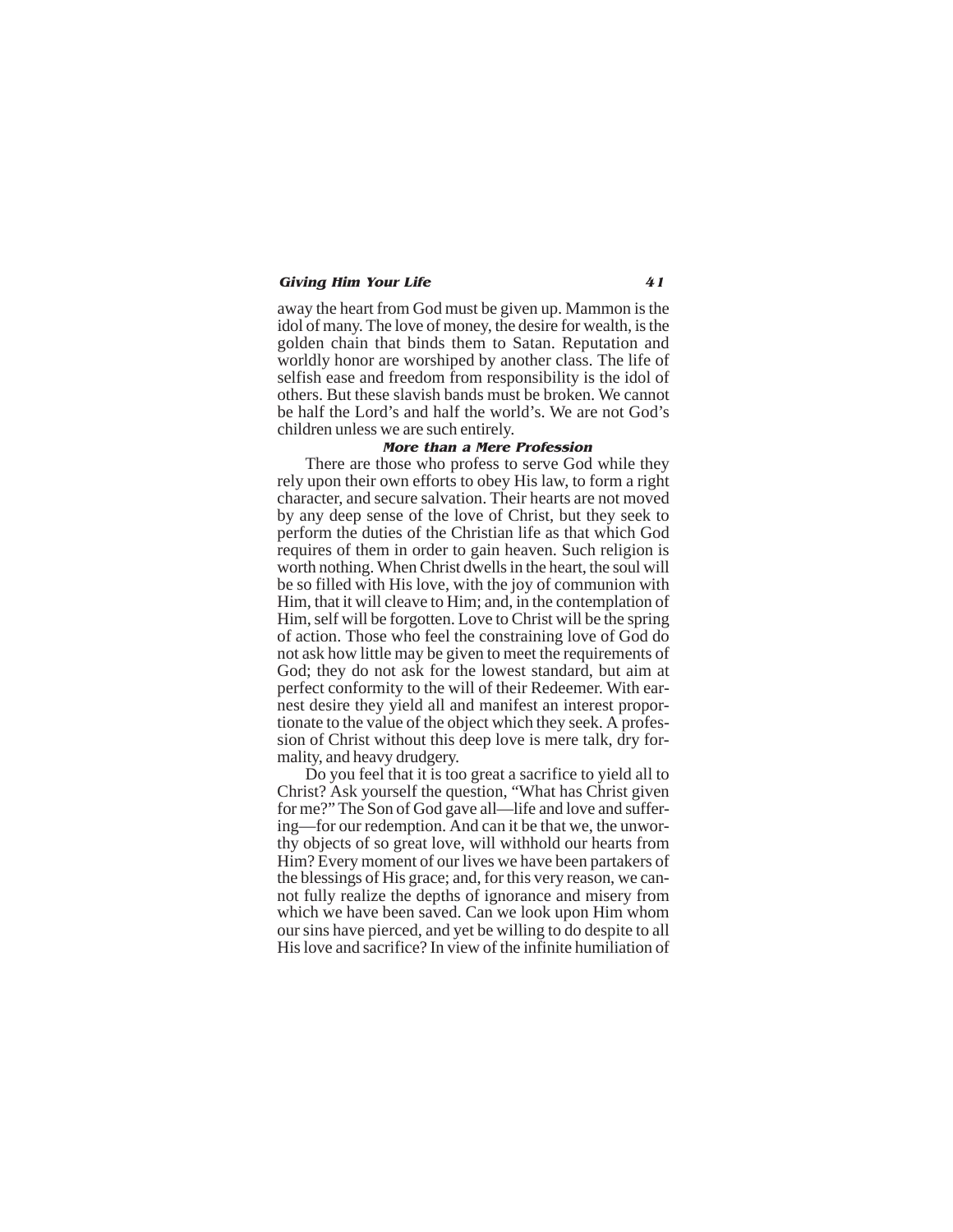away the heart from God must be given up. Mammon is the idol of many. The love of money, the desire for wealth, is the golden chain that binds them to Satan. Reputation and worldly honor are worshiped by another class. The life of selfish ease and freedom from responsibility is the idol of others. But these slavish bands must be broken. We cannot be half the Lord's and half the world's. We are not God's children unless we are such entirely.

### *More than a Mere Profession*

There are those who profess to serve God while they rely upon their own efforts to obey His law, to form a right character, and secure salvation. Their hearts are not moved by any deep sense of the love of Christ, but they seek to perform the duties of the Christian life as that which God requires of them in order to gain heaven. Such religion is worth nothing. When Christ dwells in the heart, the soul will be so filled with His love, with the joy of communion with Him, that it will cleave to Him; and, in the contemplation of Him, self will be forgotten. Love to Christ will be the spring of action. Those who feel the constraining love of God do not ask how little may be given to meet the requirements of God; they do not ask for the lowest standard, but aim at perfect conformity to the will of their Redeemer. With earnest desire they yield all and manifest an interest proportionate to the value of the object which they seek. A profession of Christ without this deep love is mere talk, dry formality, and heavy drudgery.

Do you feel that it is too great a sacrifice to yield all to Christ? Ask yourself the question, "What has Christ given for me?" The Son of God gave all—life and love and suffering—for our redemption. And can it be that we, the unworthy objects of so great love, will withhold our hearts from Him? Every moment of our lives we have been partakers of the blessings of His grace; and, for this very reason, we cannot fully realize the depths of ignorance and misery from which we have been saved. Can we look upon Him whom our sins have pierced, and yet be willing to do despite to all His love and sacrifice? In view of the infinite humiliation of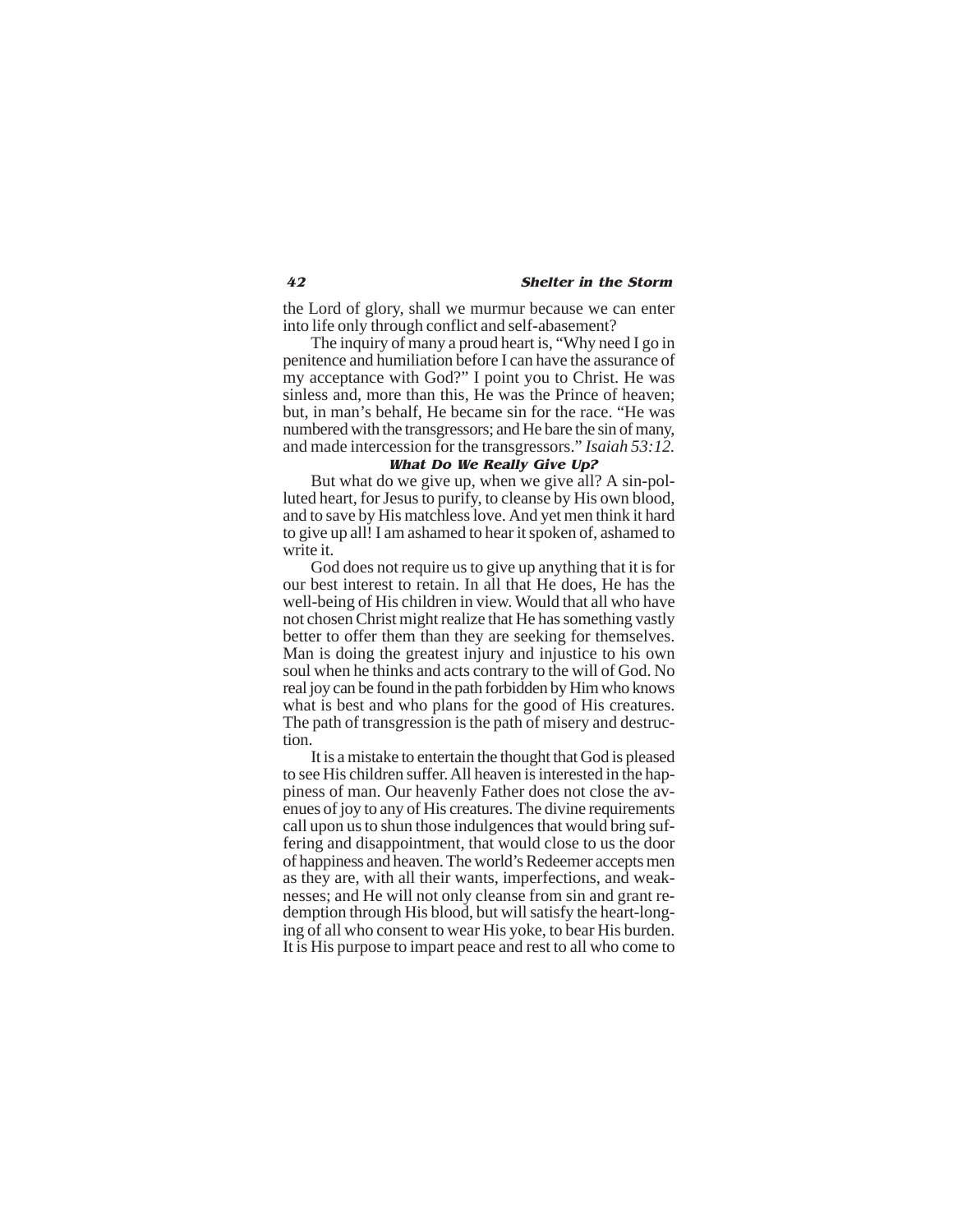the Lord of glory, shall we murmur because we can enter into life only through conflict and self-abasement?

The inquiry of many a proud heart is, "Why need I go in penitence and humiliation before I can have the assurance of my acceptance with God?" I point you to Christ. He was sinless and, more than this, He was the Prince of heaven; but, in man's behalf, He became sin for the race. "He was numbered with the transgressors; and He bare the sin of many, and made intercession for the transgressors." *Isaiah 53:12.*

### *What Do We Really Give Up?*

But what do we give up, when we give all? A sin-polluted heart, for Jesus to purify, to cleanse by His own blood, and to save by His matchless love. And yet men think it hard to give up all! I am ashamed to hear it spoken of, ashamed to write it.

God does not require us to give up anything that it is for our best interest to retain. In all that He does, He has the well-being of His children in view. Would that all who have not chosen Christ might realize that He has something vastly better to offer them than they are seeking for themselves. Man is doing the greatest injury and injustice to his own soul when he thinks and acts contrary to the will of God. No real joy can be found in the path forbidden by Him who knows what is best and who plans for the good of His creatures. The path of transgression is the path of misery and destruction.

It is a mistake to entertain the thought that God is pleased to see His children suffer. All heaven is interested in the happiness of man. Our heavenly Father does not close the avenues of joy to any of His creatures. The divine requirements call upon us to shun those indulgences that would bring suffering and disappointment, that would close to us the door of happiness and heaven. The world's Redeemer accepts men as they are, with all their wants, imperfections, and weaknesses; and He will not only cleanse from sin and grant redemption through His blood, but will satisfy the heart-longing of all who consent to wear His yoke, to bear His burden. It is His purpose to impart peace and rest to all who come to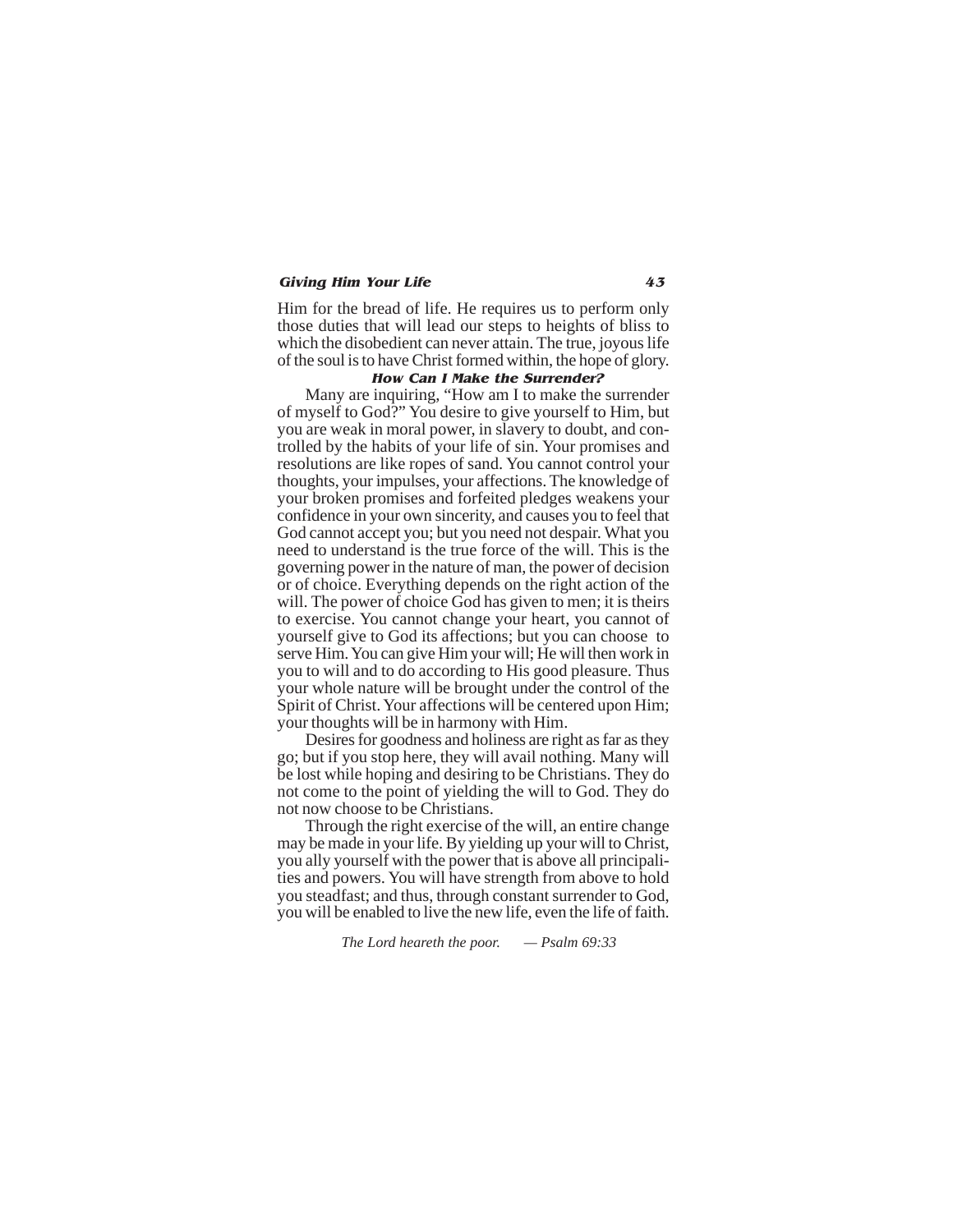Him for the bread of life. He requires us to perform only those duties that will lead our steps to heights of bliss to which the disobedient can never attain. The true, joyous life of the soul is to have Christ formed within, the hope of glory.

### How Can I Make the Surrender?

Many are inquiring, "How am I to make the surrender of myself to God?" You desire to give yourself to Him, but you are weak in moral power, in slavery to doubt, and controlled by the habits of your life of sin. Your promises and resolutions are like ropes of sand. You cannot control your thoughts, your impulses, your affections. The knowledge of your broken promises and forfeited pledges weakens your confidence in your own sincerity, and causes you to feel that God cannot accept you; but you need not despair. What you need to understand is the true force of the will. This is the governing power in the nature of man, the power of decision or of choice. Everything depends on the right action of the will. The power of choice God has given to men; it is theirs to exercise. You cannot change your heart, you cannot of yourself give to God its affections; but you can choose to serve Him. You can give Him your will; He will then work in you to will and to do according to His good pleasure. Thus your whole nature will be brought under the control of the Spirit of Christ. Your affections will be centered upon Him; your thoughts will be in harmony with Him.

Desires for goodness and holiness are right as far as they go; but if you stop here, they will avail nothing. Many will be lost while hoping and desiring to be Christians. They do not come to the point of yielding the will to God. They do not now choose to be Christians.

Through the right exercise of the will, an entire change may be made in your life. By yielding up your will to Christ, you ally yourself with the power that is above all principalities and powers. You will have strength from above to hold you steadfast; and thus, through constant surrender to God, you will be enabled to live the new life, even the life of faith.

*The Lord heareth the poor. — Psalm 69:33*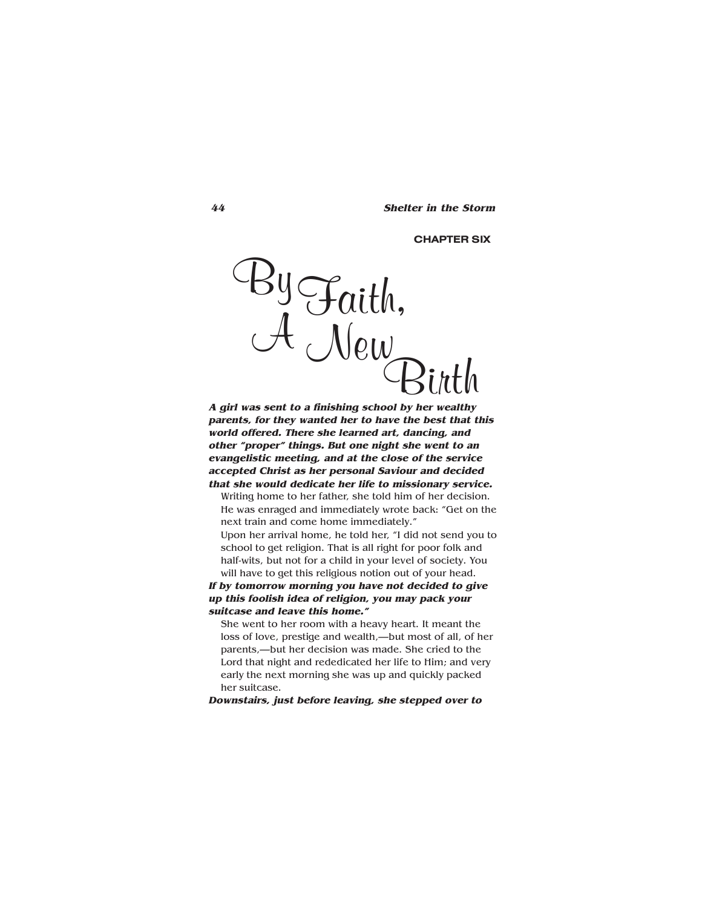## CHAPTER SIX

# By Faith, A New Birth

***A girl was sent to a finishing school by her wealthy parents, for they wanted her to have the best that this world offered. There she learned art, dancing, and other "proper" things. But one night she went to an evangelistic meeting, and at the close of the service accepted Christ as her personal Saviour and decided that she would dedicate her life to missionary service.***

Writing home to her father, she told him of her decision. He was enraged and immediately wrote back: "Get on the next train and come home immediately."

Upon her arrival home, he told her, "I did not send you to school to get religion. That is all right for poor folk and half-wits, but not for a child in your level of society. You will have to get this religious notion out of your head. ***If by tomorrow morning you have not decided to give up this foolish idea of religion, you may pack your suitcase and leave this home."***

She went to her room with a heavy heart. It meant the loss of love, prestige and wealth,—but most of all, of her parents,—but her decision was made. She cried to the Lord that night and rededicated her life to Him; and very early the next morning she was up and quickly packed her suitcase.

***Downstairs, just before leaving, she stepped over to***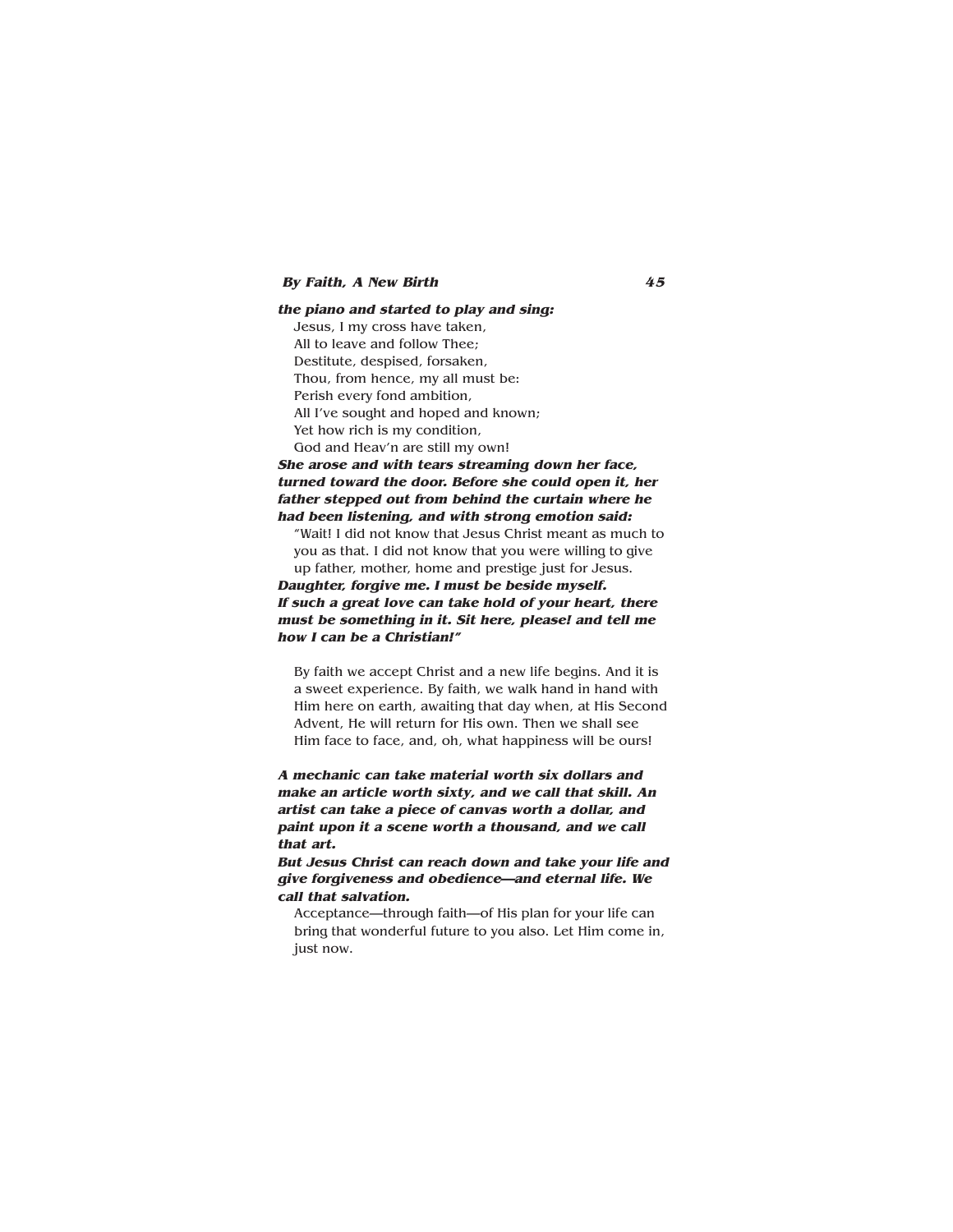***the piano and started to play and sing:***

Jesus, I my cross have taken,
All to leave and follow Thee;
Destitute, despised, forsaken,
Thou, from hence, my all must be:
Perish every fond ambition,
All I've sought and hoped and known;
Yet how rich is my condition,
God and Heav'n are still my own!

***She arose and with tears streaming down her face, turned toward the door. Before she could open it, her father stepped out from behind the curtain where he had been listening, and with strong emotion said:***

"Wait! I did not know that Jesus Christ meant as much to you as that. I did not know that you were willing to give up father, mother, home and prestige just for Jesus. ***Daughter, forgive me. I must be beside myself. If such a great love can take hold of your heart, there must be something in it. Sit here, please! and tell me how I can be a Christian!"***

By faith we accept Christ and a new life begins. And it is a sweet experience. By faith, we walk hand in hand with Him here on earth, awaiting that day when, at His Second Advent, He will return for His own. Then we shall see Him face to face, and, oh, what happiness will be ours!

***A mechanic can take material worth six dollars and make an article worth sixty, and we call that skill. An artist can take a piece of canvas worth a dollar, and paint upon it a scene worth a thousand, and we call that art.***

***But Jesus Christ can reach down and take your life and give forgiveness and obedience—and eternal life. We call that salvation.***

Acceptance—through faith—of His plan for your life can bring that wonderful future to you also. Let Him come in, just now.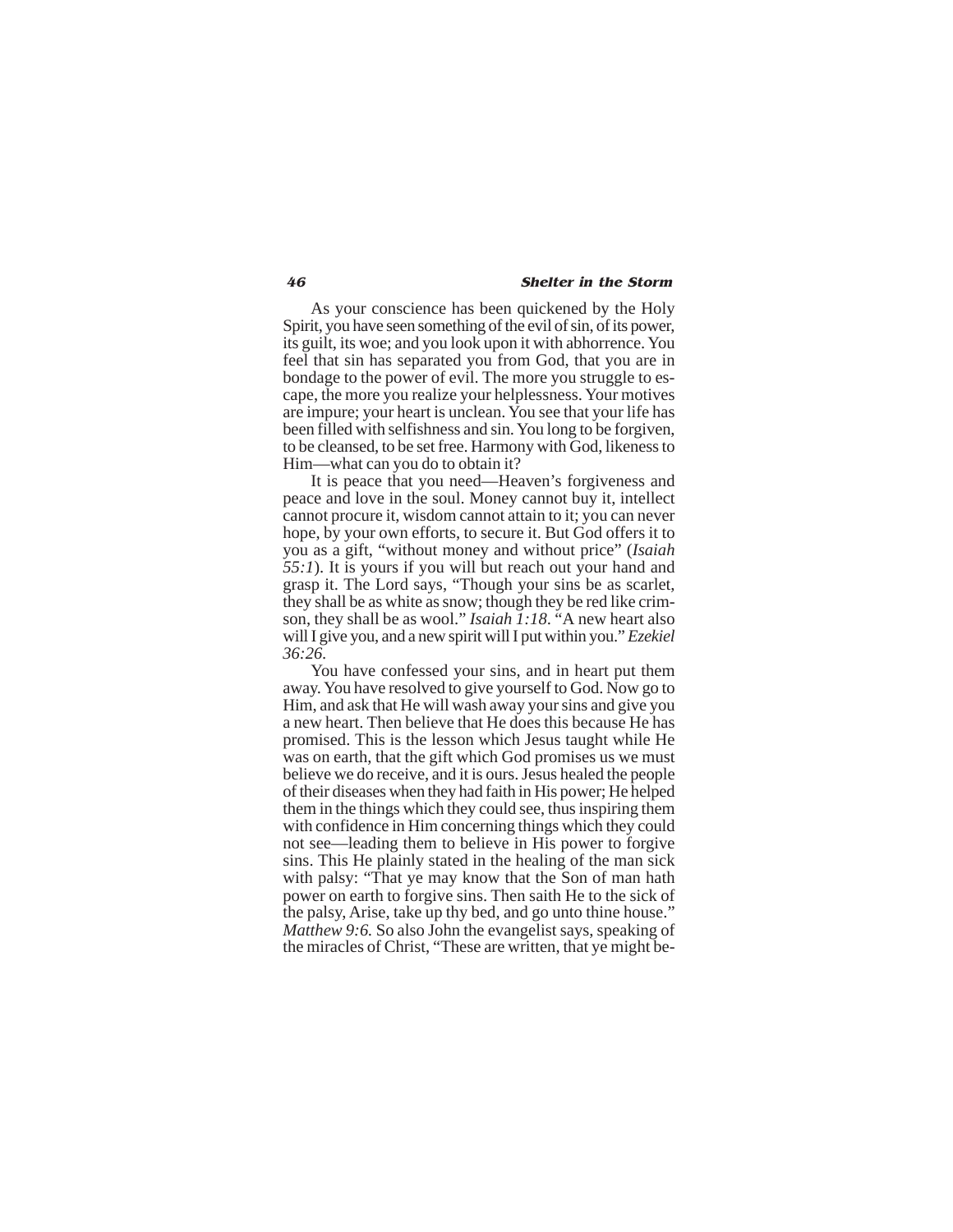As your conscience has been quickened by the Holy Spirit, you have seen something of the evil of sin, of its power, its guilt, its woe; and you look upon it with abhorrence. You feel that sin has separated you from God, that you are in bondage to the power of evil. The more you struggle to escape, the more you realize your helplessness. Your motives are impure; your heart is unclean. You see that your life has been filled with selfishness and sin. You long to be forgiven, to be cleansed, to be set free. Harmony with God, likeness to Him—what can you do to obtain it?

It is peace that you need—Heaven's forgiveness and peace and love in the soul. Money cannot buy it, intellect cannot procure it, wisdom cannot attain to it; you can never hope, by your own efforts, to secure it. But God offers it to you as a gift, "without money and without price" (*Isaiah 55:1*). It is yours if you will but reach out your hand and grasp it. The Lord says, "Though your sins be as scarlet, they shall be as white as snow; though they be red like crimson, they shall be as wool." *Isaiah 1:18*. "A new heart also will I give you, and a new spirit will I put within you." *Ezekiel 36:26*.

You have confessed your sins, and in heart put them away. You have resolved to give yourself to God. Now go to Him, and ask that He will wash away your sins and give you a new heart. Then believe that He does this because He has promised. This is the lesson which Jesus taught while He was on earth, that the gift which God promises us we must believe we do receive, and it is ours. Jesus healed the people of their diseases when they had faith in His power; He helped them in the things which they could see, thus inspiring them with confidence in Him concerning things which they could not see—leading them to believe in His power to forgive sins. This He plainly stated in the healing of the man sick with palsy: "That ye may know that the Son of man hath power on earth to forgive sins. Then saith He to the sick of the palsy, Arise, take up thy bed, and go unto thine house." *Matthew 9:6.* So also John the evangelist says, speaking of the miracles of Christ, "These are written, that ye might be-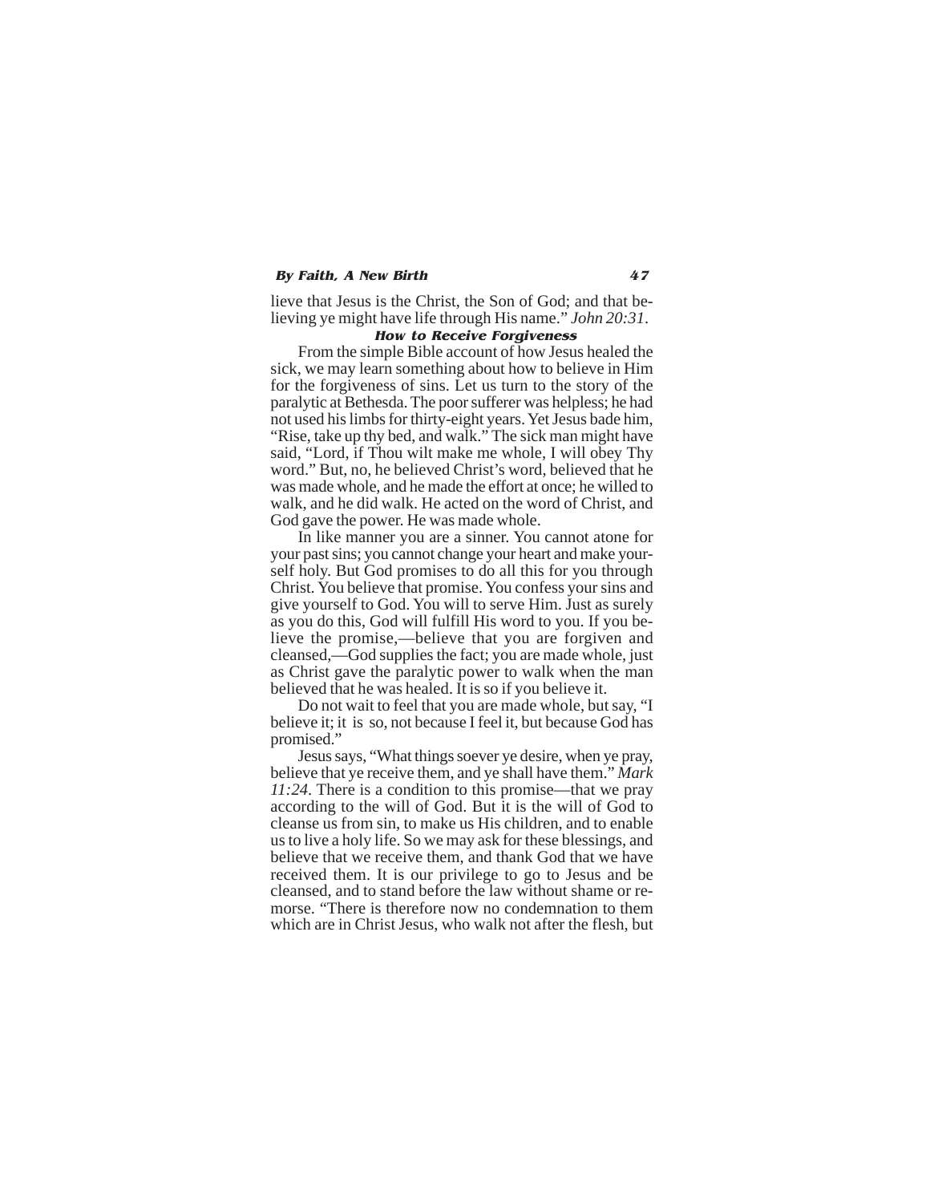lieve that Jesus is the Christ, the Son of God; and that believing ye might have life through His name." *John 20:31*.

### How to Receive Forgiveness

From the simple Bible account of how Jesus healed the sick, we may learn something about how to believe in Him for the forgiveness of sins. Let us turn to the story of the paralytic at Bethesda. The poor sufferer was helpless; he had not used his limbs for thirty-eight years. Yet Jesus bade him, "Rise, take up thy bed, and walk." The sick man might have said, "Lord, if Thou wilt make me whole, I will obey Thy word." But, no, he believed Christ's word, believed that he was made whole, and he made the effort at once; he willed to walk, and he did walk. He acted on the word of Christ, and God gave the power. He was made whole.

In like manner you are a sinner. You cannot atone for your past sins; you cannot change your heart and make yourself holy. But God promises to do all this for you through Christ. You believe that promise. You confess your sins and give yourself to God. You will to serve Him. Just as surely as you do this, God will fulfill His word to you. If you believe the promise,—believe that you are forgiven and cleansed,—God supplies the fact; you are made whole, just as Christ gave the paralytic power to walk when the man believed that he was healed. It is so if you believe it.

Do not wait to feel that you are made whole, but say, "I believe it; it is so, not because I feel it, but because God has promised."

Jesus says, "What things soever ye desire, when ye pray, believe that ye receive them, and ye shall have them." *Mark 11:24*. There is a condition to this promise—that we pray according to the will of God. But it is the will of God to cleanse us from sin, to make us His children, and to enable us to live a holy life. So we may ask for these blessings, and believe that we receive them, and thank God that we have received them. It is our privilege to go to Jesus and be cleansed, and to stand before the law without shame or remorse. "There is therefore now no condemnation to them which are in Christ Jesus, who walk not after the flesh, but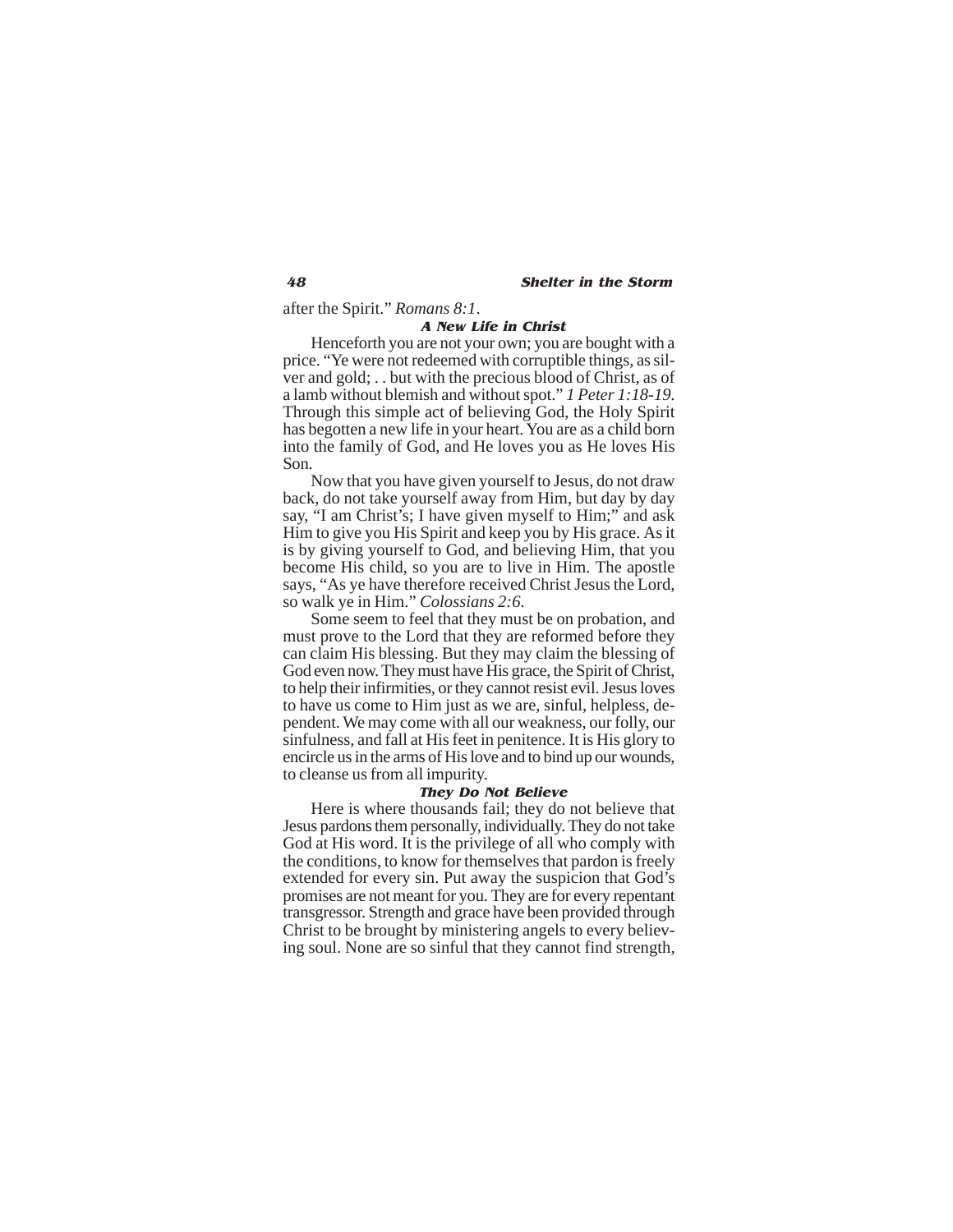after the Spirit." *Romans 8:1*.

### *A New Life in Christ*

Henceforth you are not your own; you are bought with a price. "Ye were not redeemed with corruptible things, as silver and gold; . . but with the precious blood of Christ, as of a lamb without blemish and without spot." *1 Peter 1:18-19*. Through this simple act of believing God, the Holy Spirit has begotten a new life in your heart. You are as a child born into the family of God, and He loves you as He loves His Son.

Now that you have given yourself to Jesus, do not draw back, do not take yourself away from Him, but day by day say, "I am Christ's; I have given myself to Him;" and ask Him to give you His Spirit and keep you by His grace. As it is by giving yourself to God, and believing Him, that you become His child, so you are to live in Him. The apostle says, "As ye have therefore received Christ Jesus the Lord, so walk ye in Him." *Colossians 2:6*.

Some seem to feel that they must be on probation, and must prove to the Lord that they are reformed before they can claim His blessing. But they may claim the blessing of God even now. They must have His grace, the Spirit of Christ, to help their infirmities, or they cannot resist evil. Jesus loves to have us come to Him just as we are, sinful, helpless, dependent. We may come with all our weakness, our folly, our sinfulness, and fall at His feet in penitence. It is His glory to encircle us in the arms of His love and to bind up our wounds, to cleanse us from all impurity.

### *They Do Not Believe*

Here is where thousands fail; they do not believe that Jesus pardons them personally, individually. They do not take God at His word. It is the privilege of all who comply with the conditions, to know for themselves that pardon is freely extended for every sin. Put away the suspicion that God's promises are not meant for you. They are for every repentant transgressor. Strength and grace have been provided through Christ to be brought by ministering angels to every believing soul. None are so sinful that they cannot find strength,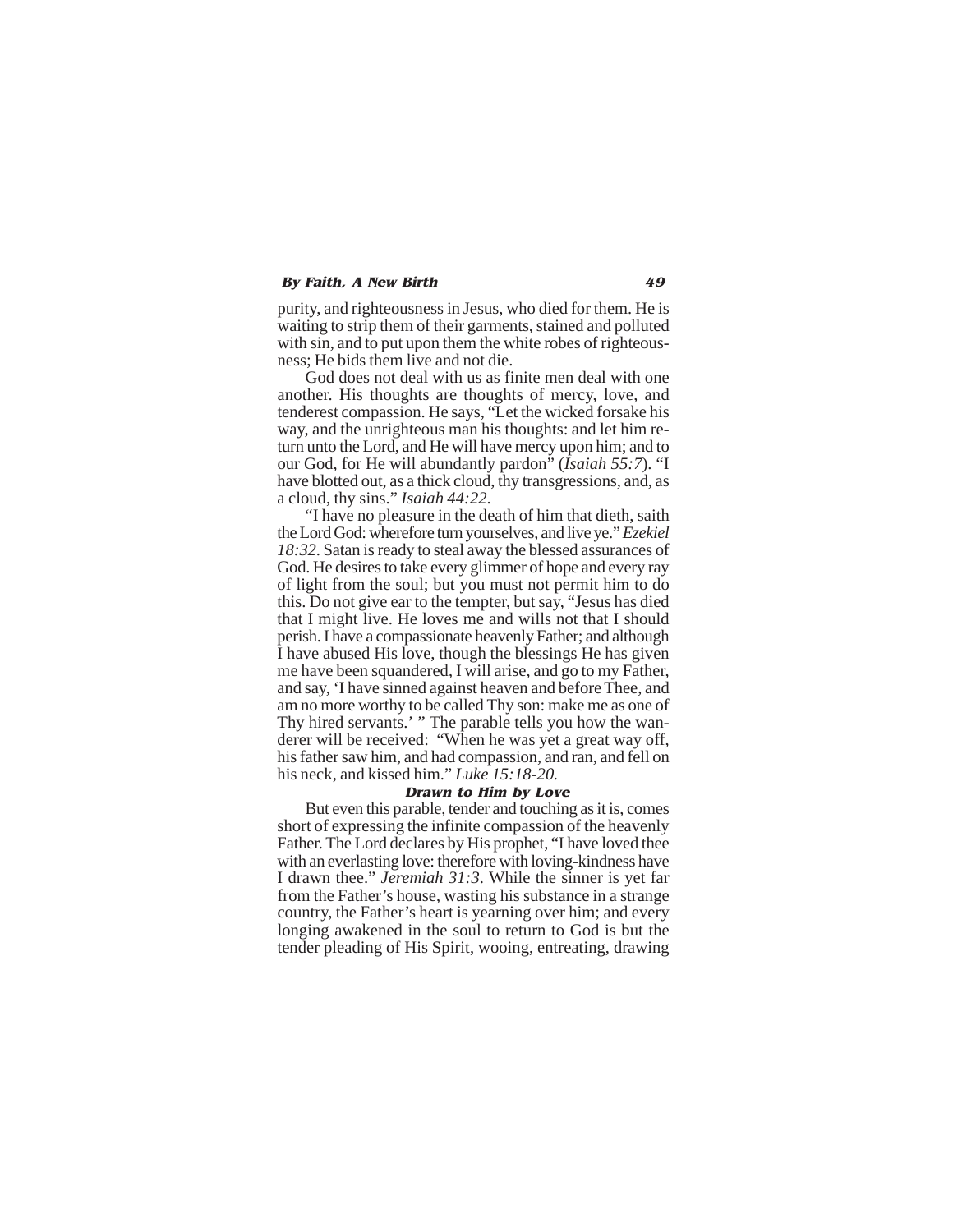purity, and righteousness in Jesus, who died for them. He is waiting to strip them of their garments, stained and polluted with sin, and to put upon them the white robes of righteousness; He bids them live and not die.

God does not deal with us as finite men deal with one another. His thoughts are thoughts of mercy, love, and tenderest compassion. He says, "Let the wicked forsake his way, and the unrighteous man his thoughts: and let him return unto the Lord, and He will have mercy upon him; and to our God, for He will abundantly pardon" (*Isaiah 55:7*). "I have blotted out, as a thick cloud, thy transgressions, and, as a cloud, thy sins." *Isaiah 44:22*.

"I have no pleasure in the death of him that dieth, saith the Lord God: wherefore turn yourselves, and live ye." *Ezekiel 18:32*. Satan is ready to steal away the blessed assurances of God. He desires to take every glimmer of hope and every ray of light from the soul; but you must not permit him to do this. Do not give ear to the tempter, but say, "Jesus has died that I might live. He loves me and wills not that I should perish. I have a compassionate heavenly Father; and although I have abused His love, though the blessings He has given me have been squandered, I will arise, and go to my Father, and say, 'I have sinned against heaven and before Thee, and am no more worthy to be called Thy son: make me as one of Thy hired servants.' " The parable tells you how the wanderer will be received: "When he was yet a great way off, his father saw him, and had compassion, and ran, and fell on his neck, and kissed him." *Luke 15:18-20.*

### Drawn to Him by Love

But even this parable, tender and touching as it is, comes short of expressing the infinite compassion of the heavenly Father. The Lord declares by His prophet, "I have loved thee with an everlasting love: therefore with loving-kindness have I drawn thee." *Jeremiah 31:3*. While the sinner is yet far from the Father's house, wasting his substance in a strange country, the Father's heart is yearning over him; and every longing awakened in the soul to return to God is but the tender pleading of His Spirit, wooing, entreating, drawing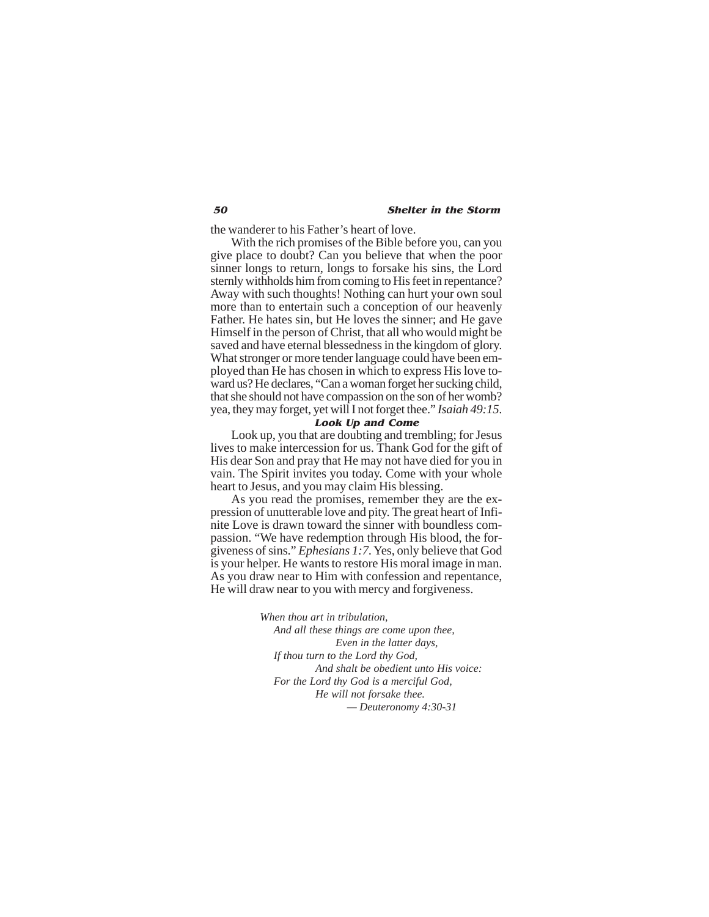the wanderer to his Father's heart of love.

With the rich promises of the Bible before you, can you give place to doubt? Can you believe that when the poor sinner longs to return, longs to forsake his sins, the Lord sternly withholds him from coming to His feet in repentance? Away with such thoughts! Nothing can hurt your own soul more than to entertain such a conception of our heavenly Father. He hates sin, but He loves the sinner; and He gave Himself in the person of Christ, that all who would might be saved and have eternal blessedness in the kingdom of glory. What stronger or more tender language could have been employed than He has chosen in which to express His love toward us? He declares, "Can a woman forget her sucking child, that she should not have compassion on the son of her womb? yea, they may forget, yet will I not forget thee." *Isaiah 49:15*.

### Look Up and Come

Look up, you that are doubting and trembling; for Jesus lives to make intercession for us. Thank God for the gift of His dear Son and pray that He may not have died for you in vain. The Spirit invites you today. Come with your whole heart to Jesus, and you may claim His blessing.

As you read the promises, remember they are the expression of unutterable love and pity. The great heart of Infinite Love is drawn toward the sinner with boundless compassion. "We have redemption through His blood, the forgiveness of sins." *Ephesians 1:7*. Yes, only believe that God is your helper. He wants to restore His moral image in man. As you draw near to Him with confession and repentance, He will draw near to you with mercy and forgiveness.

*When thou art in tribulation,*
*And all these things are come upon thee,*
*Even in the latter days,*
*If thou turn to the Lord thy God,*
*And shalt be obedient unto His voice:*
*For the Lord thy God is a merciful God,*
*He will not forsake thee.*
*— Deuteronomy 4:30-31*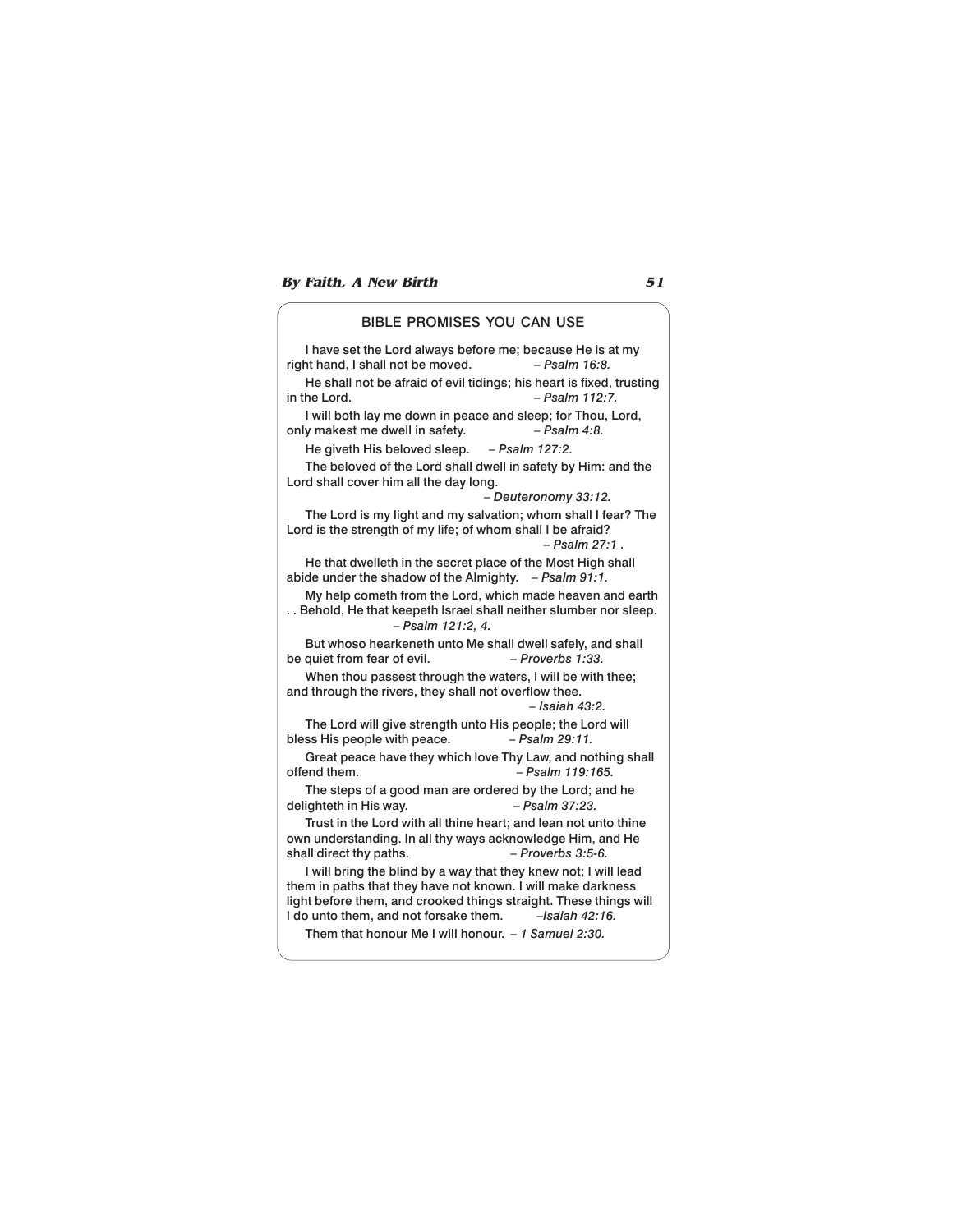## BIBLE PROMISES YOU CAN USE

I have set the Lord always before me; because He is at my right hand, I shall not be moved. *– Psalm 16:8.*

He shall not be afraid of evil tidings; his heart is fixed, trusting in the Lord. *– Psalm 112:7.*

I will both lay me down in peace and sleep; for Thou, Lord, only makest me dwell in safety. *– Psalm 4:8.*

He giveth His beloved sleep. *– Psalm 127:2.*

The beloved of the Lord shall dwell in safety by Him: and the Lord shall cover him all the day long. *– Deuteronomy 33:12.*

The Lord is my light and my salvation; whom shall I fear? The Lord is the strength of my life; of whom shall I be afraid? *– Psalm 27:1 .*

He that dwelleth in the secret place of the Most High shall abide under the shadow of the Almighty. *– Psalm 91:1.*

My help cometh from the Lord, which made heaven and earth . . Behold, He that keepeth Israel shall neither slumber nor sleep. *– Psalm 121:2, 4.*

But whoso hearkeneth unto Me shall dwell safely, and shall be quiet from fear of evil. *– Proverbs 1:33.*

When thou passest through the waters, I will be with thee; and through the rivers, they shall not overflow thee. *– Isaiah 43:2.*

The Lord will give strength unto His people; the Lord will bless His people with peace. *– Psalm 29:11.*

Great peace have they which love Thy Law, and nothing shall offend them. *– Psalm 119:165.*

The steps of a good man are ordered by the Lord; and he delighteth in His way. *– Psalm 37:23.*

Trust in the Lord with all thine heart; and lean not unto thine own understanding. In all thy ways acknowledge Him, and He shall direct thy paths. *– Proverbs 3:5-6.*

I will bring the blind by a way that they knew not; I will lead them in paths that they have not known. I will make darkness light before them, and crooked things straight. These things will I do unto them, and not forsake them. *–Isaiah 42:16.*

Them that honour Me I will honour. *– 1 Samuel 2:30.*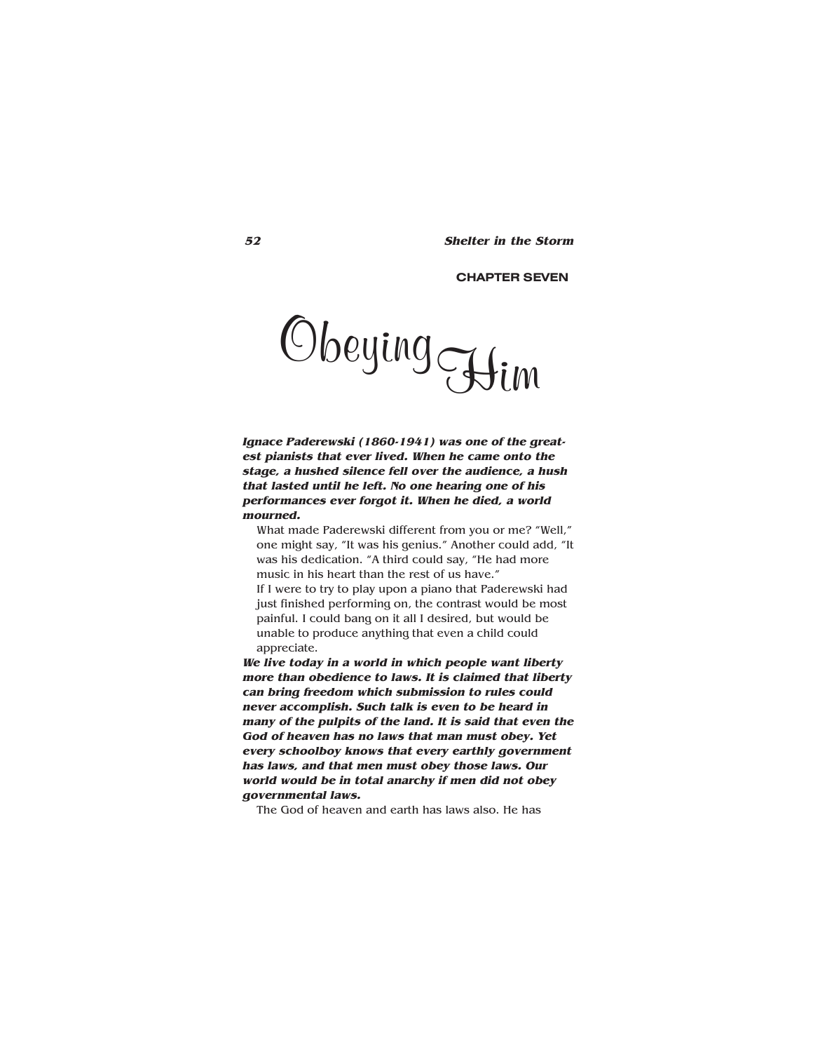## CHAPTER SEVEN

# Obeying Him

***Ignace Paderewski (1860-1941) was one of the greatest pianists that ever lived. When he came onto the stage, a hushed silence fell over the audience, a hush that lasted until he left. No one hearing one of his performances ever forgot it. When he died, a world mourned.***

What made Paderewski different from you or me? "Well," one might say, "It was his genius." Another could add, "It was his dedication. "A third could say, "He had more music in his heart than the rest of us have."

If I were to try to play upon a piano that Paderewski had just finished performing on, the contrast would be most painful. I could bang on it all I desired, but would be unable to produce anything that even a child could appreciate.

***We live today in a world in which people want liberty more than obedience to laws. It is claimed that liberty can bring freedom which submission to rules could never accomplish. Such talk is even to be heard in many of the pulpits of the land. It is said that even the God of heaven has no laws that man must obey. Yet every schoolboy knows that every earthly government has laws, and that men must obey those laws. Our world would be in total anarchy if men did not obey governmental laws.***

The God of heaven and earth has laws also. He has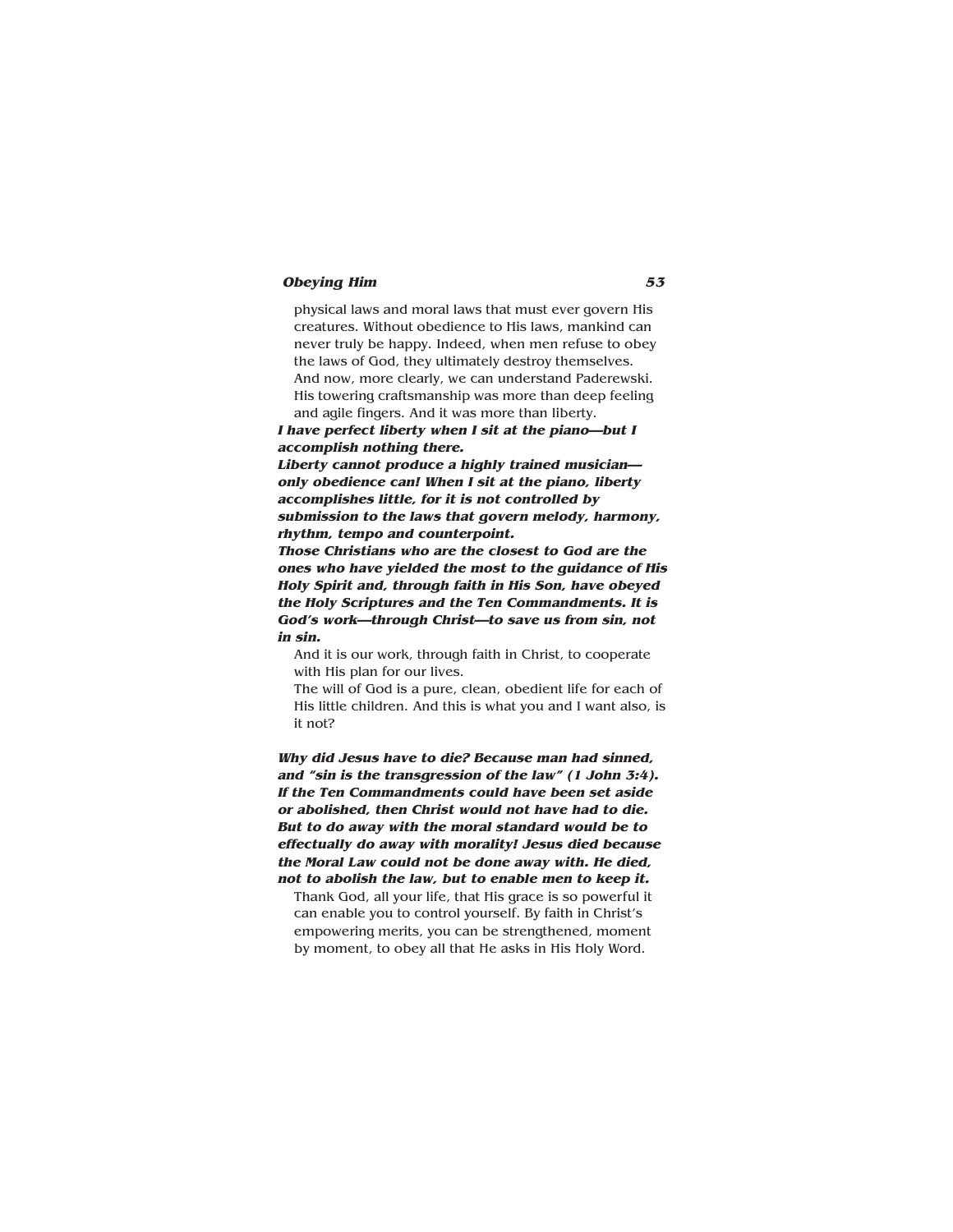physical laws and moral laws that must ever govern His creatures. Without obedience to His laws, mankind can never truly be happy. Indeed, when men refuse to obey the laws of God, they ultimately destroy themselves.

And now, more clearly, we can understand Paderewski. His towering craftsmanship was more than deep feeling and agile fingers. And it was more than liberty.

***I have perfect liberty when I sit at the piano—but I accomplish nothing there.***

***Liberty cannot produce a highly trained musician—only obedience can! When I sit at the piano, liberty accomplishes little, for it is not controlled by submission to the laws that govern melody, harmony, rhythm, tempo and counterpoint.***

***Those Christians who are the closest to God are the ones who have yielded the most to the guidance of His Holy Spirit and, through faith in His Son, have obeyed the Holy Scriptures and the Ten Commandments. It is God's work—through Christ—to save us from sin, not in sin.***

And it is our work, through faith in Christ, to cooperate with His plan for our lives.

The will of God is a pure, clean, obedient life for each of His little children. And this is what you and I want also, is it not?

***Why did Jesus have to die? Because man had sinned, and "sin is the transgression of the law" (1 John 3:4). If the Ten Commandments could have been set aside or abolished, then Christ would not have had to die. But to do away with the moral standard would be to effectually do away with morality! Jesus died because the Moral Law could not be done away with. He died, not to abolish the law, but to enable men to keep it.***

Thank God, all your life, that His grace is so powerful it can enable you to control yourself. By faith in Christ's empowering merits, you can be strengthened, moment by moment, to obey all that He asks in His Holy Word.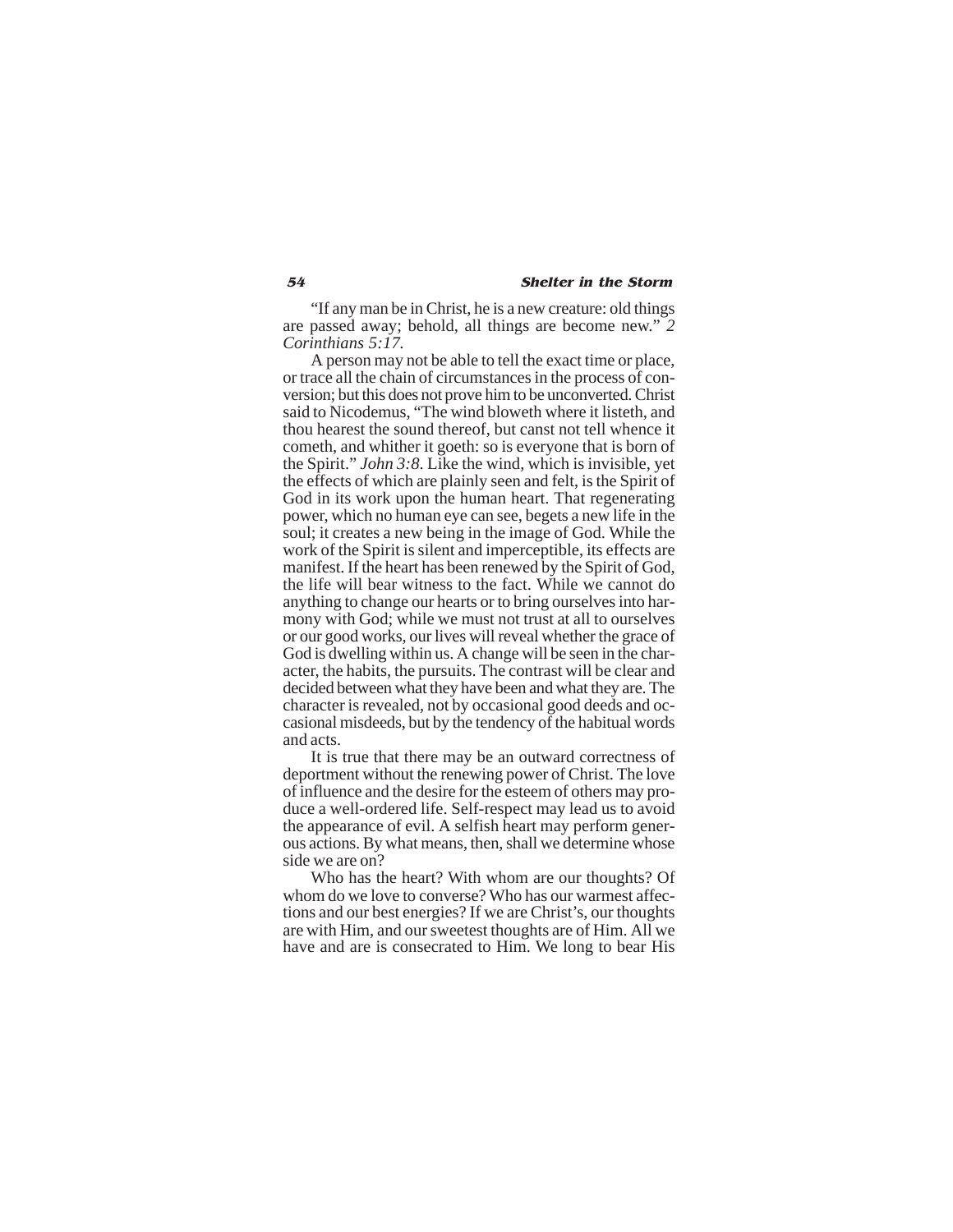"If any man be in Christ, he is a new creature: old things are passed away; behold, all things are become new." *2 Corinthians 5:17.*

A person may not be able to tell the exact time or place, or trace all the chain of circumstances in the process of conversion; but this does not prove him to be unconverted. Christ said to Nicodemus, "The wind bloweth where it listeth, and thou hearest the sound thereof, but canst not tell whence it cometh, and whither it goeth: so is everyone that is born of the Spirit." *John 3:8*. Like the wind, which is invisible, yet the effects of which are plainly seen and felt, is the Spirit of God in its work upon the human heart. That regenerating power, which no human eye can see, begets a new life in the soul; it creates a new being in the image of God. While the work of the Spirit is silent and imperceptible, its effects are manifest. If the heart has been renewed by the Spirit of God, the life will bear witness to the fact. While we cannot do anything to change our hearts or to bring ourselves into harmony with God; while we must not trust at all to ourselves or our good works, our lives will reveal whether the grace of God is dwelling within us. A change will be seen in the character, the habits, the pursuits. The contrast will be clear and decided between what they have been and what they are. The character is revealed, not by occasional good deeds and occasional misdeeds, but by the tendency of the habitual words and acts.

It is true that there may be an outward correctness of deportment without the renewing power of Christ. The love of influence and the desire for the esteem of others may produce a well-ordered life. Self-respect may lead us to avoid the appearance of evil. A selfish heart may perform generous actions. By what means, then, shall we determine whose side we are on?

Who has the heart? With whom are our thoughts? Of whom do we love to converse? Who has our warmest affections and our best energies? If we are Christ's, our thoughts are with Him, and our sweetest thoughts are of Him. All we have and are is consecrated to Him. We long to bear His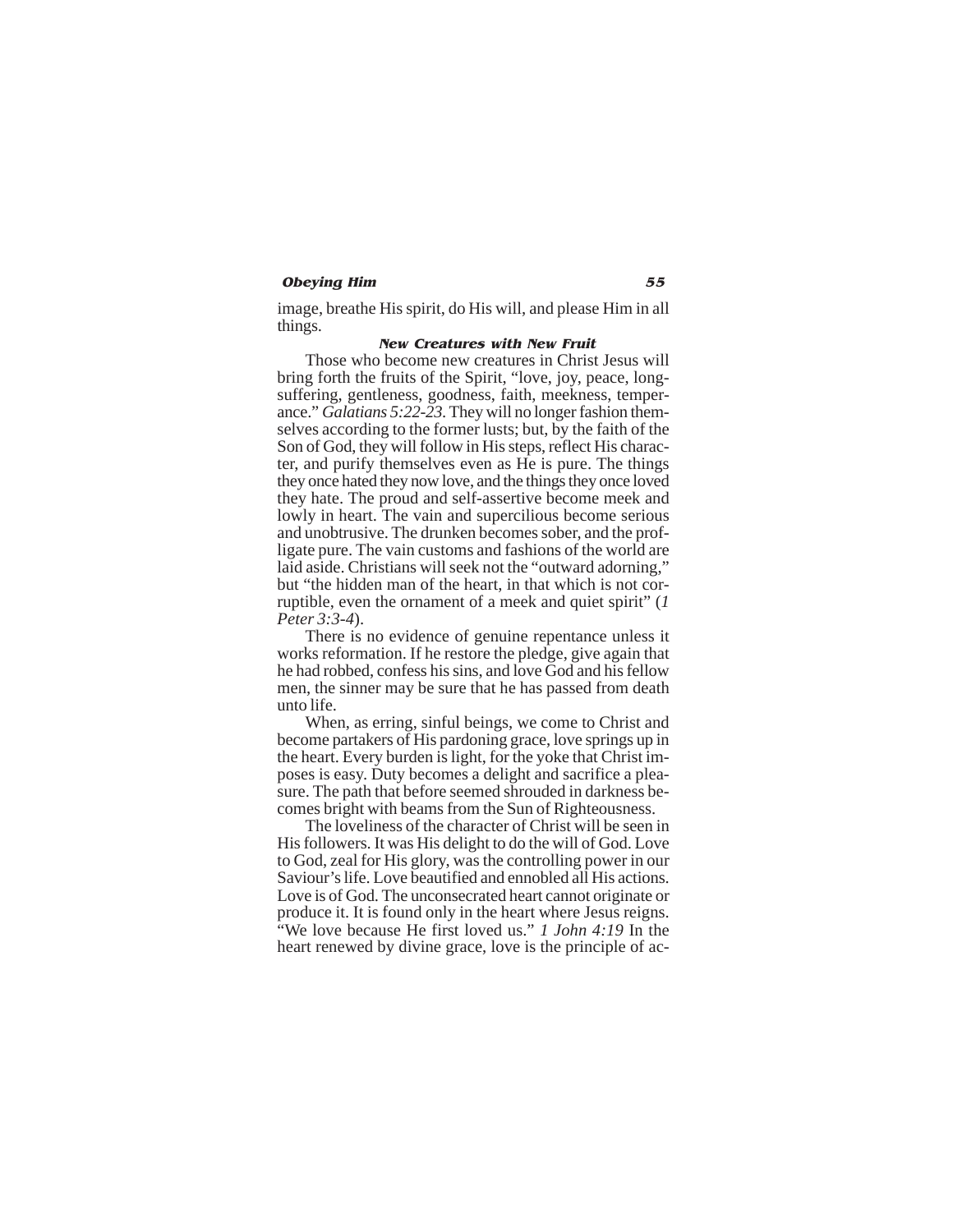image, breathe His spirit, do His will, and please Him in all things.

### *New Creatures with New Fruit*

Those who become new creatures in Christ Jesus will bring forth the fruits of the Spirit, "love, joy, peace, longsuffering, gentleness, goodness, faith, meekness, temperance." *Galatians 5:22-23.* They will no longer fashion themselves according to the former lusts; but, by the faith of the Son of God, they will follow in His steps, reflect His character, and purify themselves even as He is pure. The things they once hated they now love, and the things they once loved they hate. The proud and self-assertive become meek and lowly in heart. The vain and supercilious become serious and unobtrusive. The drunken becomes sober, and the profligate pure. The vain customs and fashions of the world are laid aside. Christians will seek not the "outward adorning," but "the hidden man of the heart, in that which is not corruptible, even the ornament of a meek and quiet spirit" (*1 Peter 3:3-4*).

There is no evidence of genuine repentance unless it works reformation. If he restore the pledge, give again that he had robbed, confess his sins, and love God and his fellow men, the sinner may be sure that he has passed from death unto life.

When, as erring, sinful beings, we come to Christ and become partakers of His pardoning grace, love springs up in the heart. Every burden is light, for the yoke that Christ imposes is easy. Duty becomes a delight and sacrifice a pleasure. The path that before seemed shrouded in darkness becomes bright with beams from the Sun of Righteousness.

The loveliness of the character of Christ will be seen in His followers. It was His delight to do the will of God. Love to God, zeal for His glory, was the controlling power in our Saviour's life. Love beautified and ennobled all His actions. Love is of God. The unconsecrated heart cannot originate or produce it. It is found only in the heart where Jesus reigns. "We love because He first loved us." *1 John 4:19* In the heart renewed by divine grace, love is the principle of ac-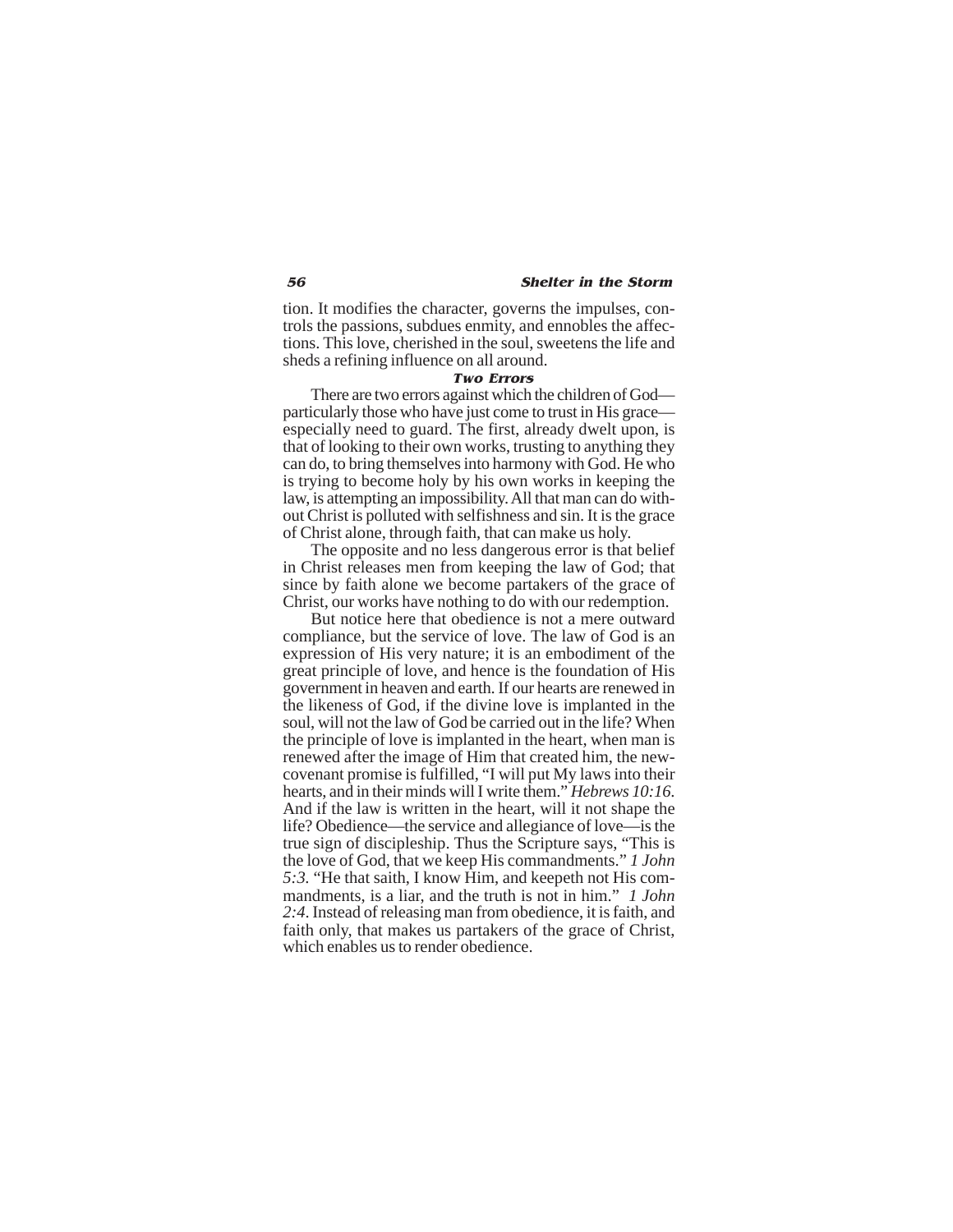tion. It modifies the character, governs the impulses, controls the passions, subdues enmity, and ennobles the affections. This love, cherished in the soul, sweetens the life and sheds a refining influence on all around.

### *Two Errors*

There are two errors against which the children of God—particularly those who have just come to trust in His grace—especially need to guard. The first, already dwelt upon, is that of looking to their own works, trusting to anything they can do, to bring themselves into harmony with God. He who is trying to become holy by his own works in keeping the law, is attempting an impossibility. All that man can do without Christ is polluted with selfishness and sin. It is the grace of Christ alone, through faith, that can make us holy.

The opposite and no less dangerous error is that belief in Christ releases men from keeping the law of God; that since by faith alone we become partakers of the grace of Christ, our works have nothing to do with our redemption.

But notice here that obedience is not a mere outward compliance, but the service of love. The law of God is an expression of His very nature; it is an embodiment of the great principle of love, and hence is the foundation of His government in heaven and earth. If our hearts are renewed in the likeness of God, if the divine love is implanted in the soul, will not the law of God be carried out in the life? When the principle of love is implanted in the heart, when man is renewed after the image of Him that created him, the new-covenant promise is fulfilled, "I will put My laws into their hearts, and in their minds will I write them." *Hebrews 10:16*. And if the law is written in the heart, will it not shape the life? Obedience—the service and allegiance of love—is the true sign of discipleship. Thus the Scripture says, "This is the love of God, that we keep His commandments." *1 John 5:3*. "He that saith, I know Him, and keepeth not His commandments, is a liar, and the truth is not in him." *1 John 2:4*. Instead of releasing man from obedience, it is faith, and faith only, that makes us partakers of the grace of Christ, which enables us to render obedience.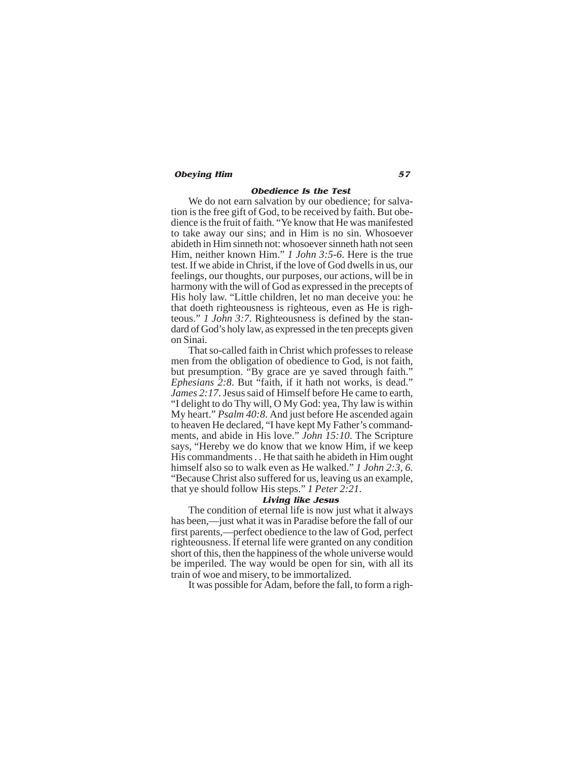### *Obedience Is the Test*

We do not earn salvation by our obedience; for salvation is the free gift of God, to be received by faith. But obedience is the fruit of faith. "Ye know that He was manifested to take away our sins; and in Him is no sin. Whosoever abideth in Him sinneth not: whosoever sinneth hath not seen Him, neither known Him." *1 John 3:5-6*. Here is the true test. If we abide in Christ, if the love of God dwells in us, our feelings, our thoughts, our purposes, our actions, will be in harmony with the will of God as expressed in the precepts of His holy law. "Little children, let no man deceive you: he that doeth righteousness is righteous, even as He is righteous." *1 John 3:7*. Righteousness is defined by the standard of God's holy law, as expressed in the ten precepts given on Sinai.

That so-called faith in Christ which professes to release men from the obligation of obedience to God, is not faith, but presumption. "By grace are ye saved through faith." *Ephesians 2:8*. But "faith, if it hath not works, is dead." *James 2:17*. Jesus said of Himself before He came to earth, "I delight to do Thy will, O My God: yea, Thy law is within My heart." *Psalm 40:8*. And just before He ascended again to heaven He declared, "I have kept My Father's commandments, and abide in His love." *John 15:10*. The Scripture says, "Hereby we do know that we know Him, if we keep His commandments . . He that saith he abideth in Him ought himself also so to walk even as He walked." *1 John 2:3, 6*. "Because Christ also suffered for us, leaving us an example, that ye should follow His steps." *1 Peter 2:21*.

### *Living like Jesus*

The condition of eternal life is now just what it always has been,—just what it was in Paradise before the fall of our first parents,—perfect obedience to the law of God, perfect righteousness. If eternal life were granted on any condition short of this, then the happiness of the whole universe would be imperiled. The way would be open for sin, with all its train of woe and misery, to be immortalized.

It was possible for Adam, before the fall, to form a righ-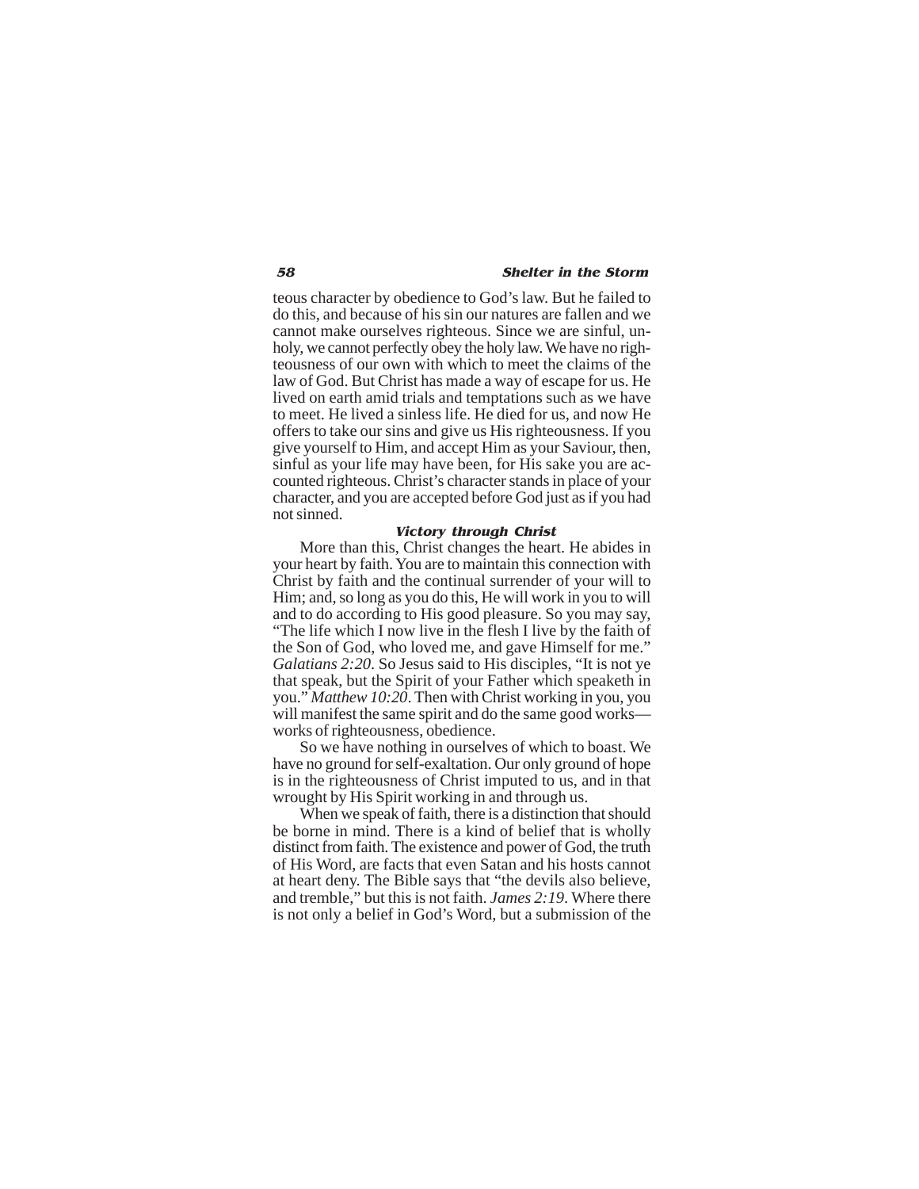teous character by obedience to God's law. But he failed to do this, and because of his sin our natures are fallen and we cannot make ourselves righteous. Since we are sinful, unholy, we cannot perfectly obey the holy law. We have no righteousness of our own with which to meet the claims of the law of God. But Christ has made a way of escape for us. He lived on earth amid trials and temptations such as we have to meet. He lived a sinless life. He died for us, and now He offers to take our sins and give us His righteousness. If you give yourself to Him, and accept Him as your Saviour, then, sinful as your life may have been, for His sake you are accounted righteous. Christ's character stands in place of your character, and you are accepted before God just as if you had not sinned.

### *Victory through Christ*

More than this, Christ changes the heart. He abides in your heart by faith. You are to maintain this connection with Christ by faith and the continual surrender of your will to Him; and, so long as you do this, He will work in you to will and to do according to His good pleasure. So you may say, "The life which I now live in the flesh I live by the faith of the Son of God, who loved me, and gave Himself for me." *Galatians 2:20*. So Jesus said to His disciples, "It is not ye that speak, but the Spirit of your Father which speaketh in you." *Matthew 10:20*. Then with Christ working in you, you will manifest the same spirit and do the same good works—works of righteousness, obedience.

So we have nothing in ourselves of which to boast. We have no ground for self-exaltation. Our only ground of hope is in the righteousness of Christ imputed to us, and in that wrought by His Spirit working in and through us.

When we speak of faith, there is a distinction that should be borne in mind. There is a kind of belief that is wholly distinct from faith. The existence and power of God, the truth of His Word, are facts that even Satan and his hosts cannot at heart deny. The Bible says that "the devils also believe, and tremble," but this is not faith. *James 2:19*. Where there is not only a belief in God's Word, but a submission of the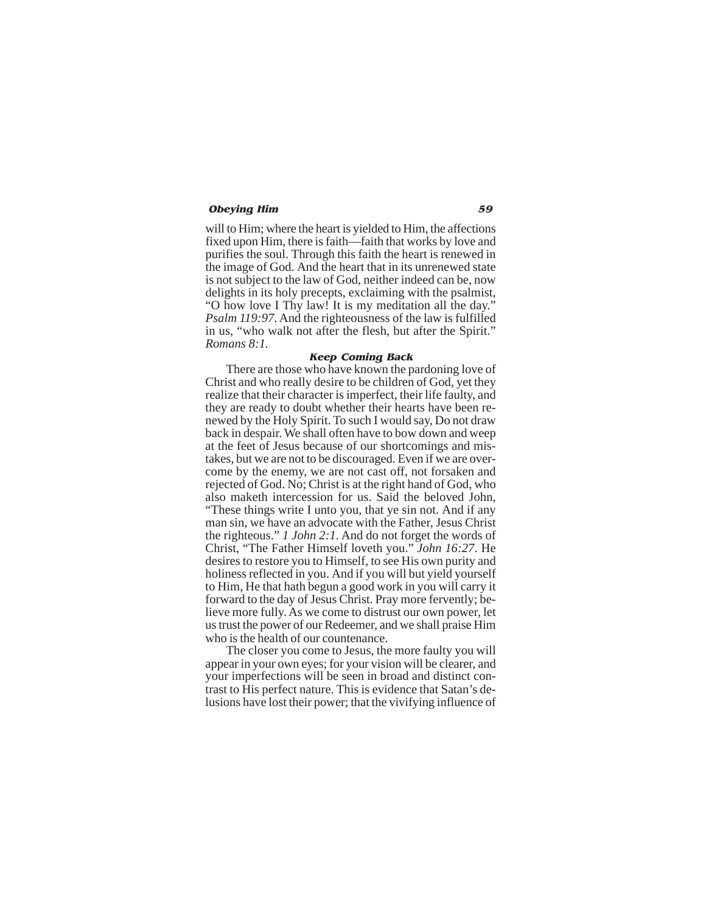will to Him; where the heart is yielded to Him, the affections fixed upon Him, there is faith—faith that works by love and purifies the soul. Through this faith the heart is renewed in the image of God. And the heart that in its unrenewed state is not subject to the law of God, neither indeed can be, now delights in its holy precepts, exclaiming with the psalmist, "O how love I Thy law! It is my meditation all the day." *Psalm 119:97*. And the righteousness of the law is fulfilled in us, "who walk not after the flesh, but after the Spirit." *Romans 8:1*.

### Keep Coming Back

There are those who have known the pardoning love of Christ and who really desire to be children of God, yet they realize that their character is imperfect, their life faulty, and they are ready to doubt whether their hearts have been renewed by the Holy Spirit. To such I would say, Do not draw back in despair. We shall often have to bow down and weep at the feet of Jesus because of our shortcomings and mistakes, but we are not to be discouraged. Even if we are overcome by the enemy, we are not cast off, not forsaken and rejected of God. No; Christ is at the right hand of God, who also maketh intercession for us. Said the beloved John, "These things write I unto you, that ye sin not. And if any man sin, we have an advocate with the Father, Jesus Christ the righteous." *1 John 2:1*. And do not forget the words of Christ, "The Father Himself loveth you." *John 16:27*. He desires to restore you to Himself, to see His own purity and holiness reflected in you. And if you will but yield yourself to Him, He that hath begun a good work in you will carry it forward to the day of Jesus Christ. Pray more fervently; believe more fully. As we come to distrust our own power, let us trust the power of our Redeemer, and we shall praise Him who is the health of our countenance.

The closer you come to Jesus, the more faulty you will appear in your own eyes; for your vision will be clearer, and your imperfections will be seen in broad and distinct contrast to His perfect nature. This is evidence that Satan's delusions have lost their power; that the vivifying influence of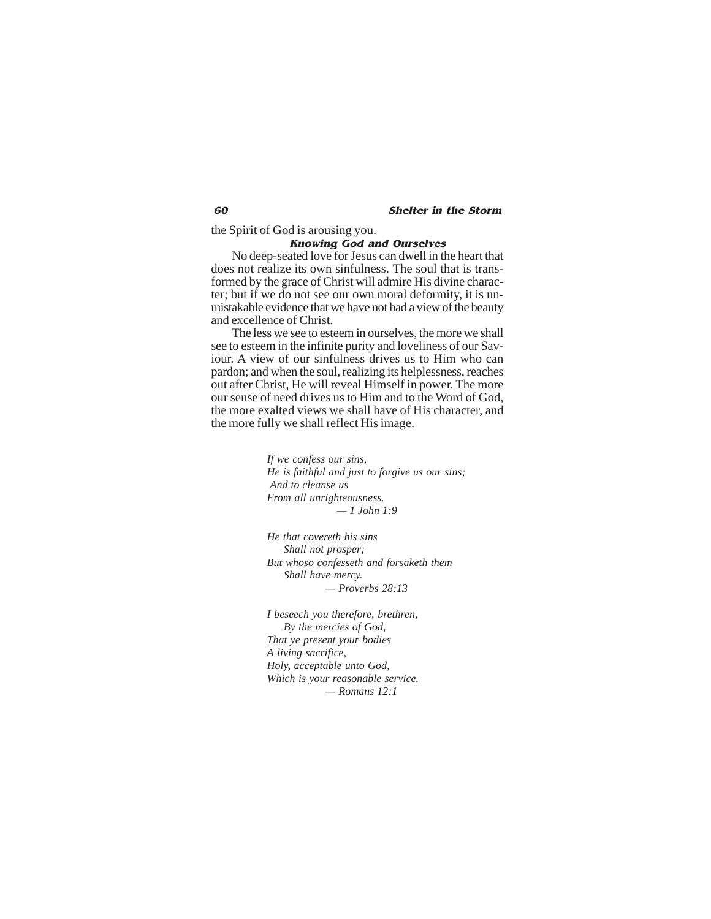the Spirit of God is arousing you.

### *Knowing God and Ourselves*

No deep-seated love for Jesus can dwell in the heart that does not realize its own sinfulness. The soul that is transformed by the grace of Christ will admire His divine character; but if we do not see our own moral deformity, it is unmistakable evidence that we have not had a view of the beauty and excellence of Christ.

The less we see to esteem in ourselves, the more we shall see to esteem in the infinite purity and loveliness of our Saviour. A view of our sinfulness drives us to Him who can pardon; and when the soul, realizing its helplessness, reaches out after Christ, He will reveal Himself in power. The more our sense of need drives us to Him and to the Word of God, the more exalted views we shall have of His character, and the more fully we shall reflect His image.

*If we confess our sins,*
*He is faithful and just to forgive us our sins;*
*And to cleanse us*
*From all unrighteousness.*
*— 1 John 1:9*

*He that covereth his sins*
*Shall not prosper;*
*But whoso confesseth and forsaketh them*
*Shall have mercy.*
*— Proverbs 28:13*

*I beseech you therefore, brethren,*
*By the mercies of God,*
*That ye present your bodies*
*A living sacrifice,*
*Holy, acceptable unto God,*
*Which is your reasonable service.*
*— Romans 12:1*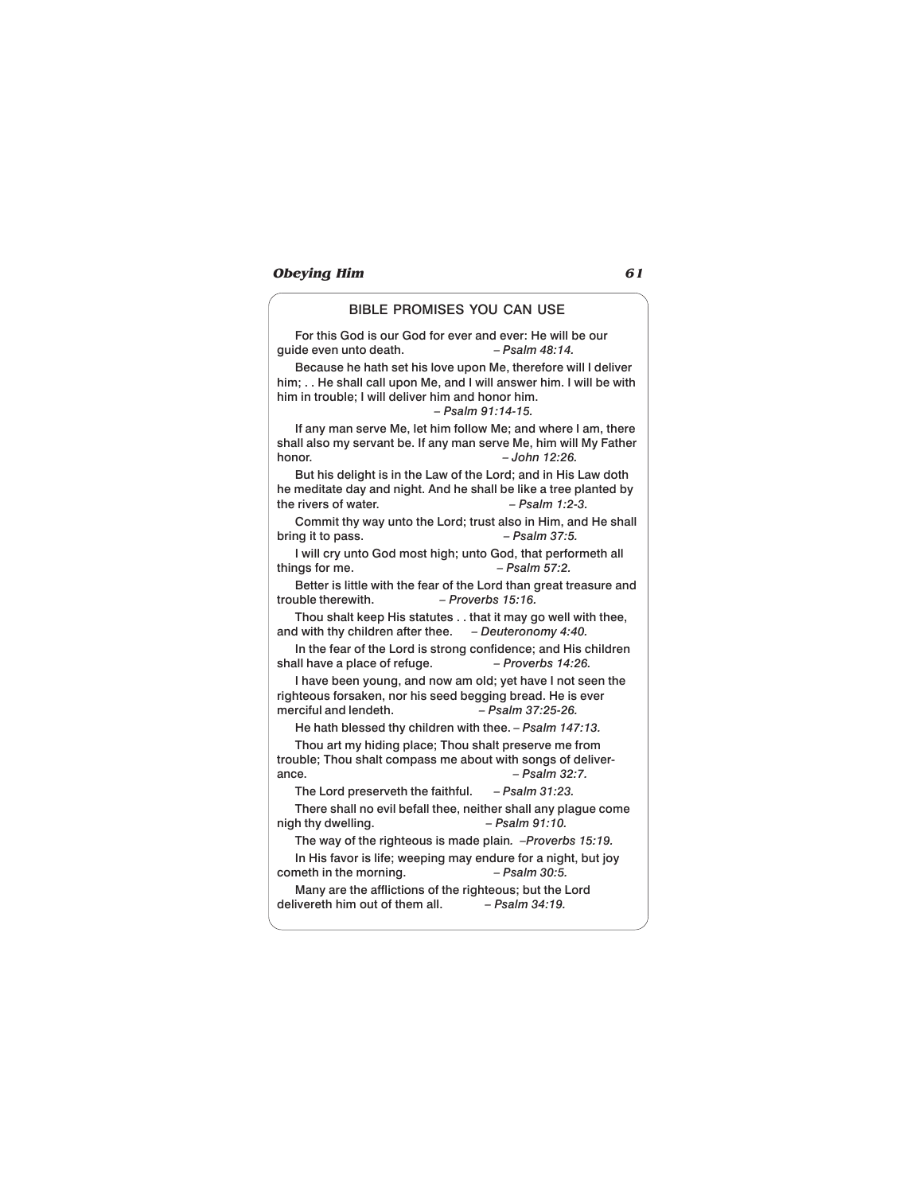## BIBLE PROMISES YOU CAN USE

For this God is our God for ever and ever: He will be our guide even unto death. *– Psalm 48:14.*

Because he hath set his love upon Me, therefore will I deliver him; . . He shall call upon Me, and I will answer him. I will be with him in trouble; I will deliver him and honor him. *– Psalm 91:14-15.*

If any man serve Me, let him follow Me; and where I am, there shall also my servant be. If any man serve Me, him will My Father honor. *– John 12:26.*

But his delight is in the Law of the Lord; and in His Law doth he meditate day and night. And he shall be like a tree planted by the rivers of water. *– Psalm 1:2-3.*

Commit thy way unto the Lord; trust also in Him, and He shall bring it to pass. *– Psalm 37:5.*

I will cry unto God most high; unto God, that performeth all things for me. *– Psalm 57:2.*

Better is little with the fear of the Lord than great treasure and trouble therewith. *– Proverbs 15:16.*

Thou shalt keep His statutes . . that it may go well with thee, and with thy children after thee. *– Deuteronomy 4:40.*

In the fear of the Lord is strong confidence; and His children shall have a place of refuge. *– Proverbs 14:26.*

I have been young, and now am old; yet have I not seen the righteous forsaken, nor his seed begging bread. He is ever merciful and lendeth. *– Psalm 37:25-26.*

He hath blessed thy children with thee. *– Psalm 147:13.*

Thou art my hiding place; Thou shalt preserve me from trouble; Thou shalt compass me about with songs of deliverance. *– Psalm 32:7.*

The Lord preserveth the faithful. *– Psalm 31:23.*

There shall no evil befall thee, neither shall any plague come nigh thy dwelling. *– Psalm 91:10.*

The way of the righteous is made plain. *–Proverbs 15:19.*

In His favor is life; weeping may endure for a night, but joy cometh in the morning. *– Psalm 30:5.*

Many are the afflictions of the righteous; but the Lord delivereth him out of them all. *– Psalm 34:19.*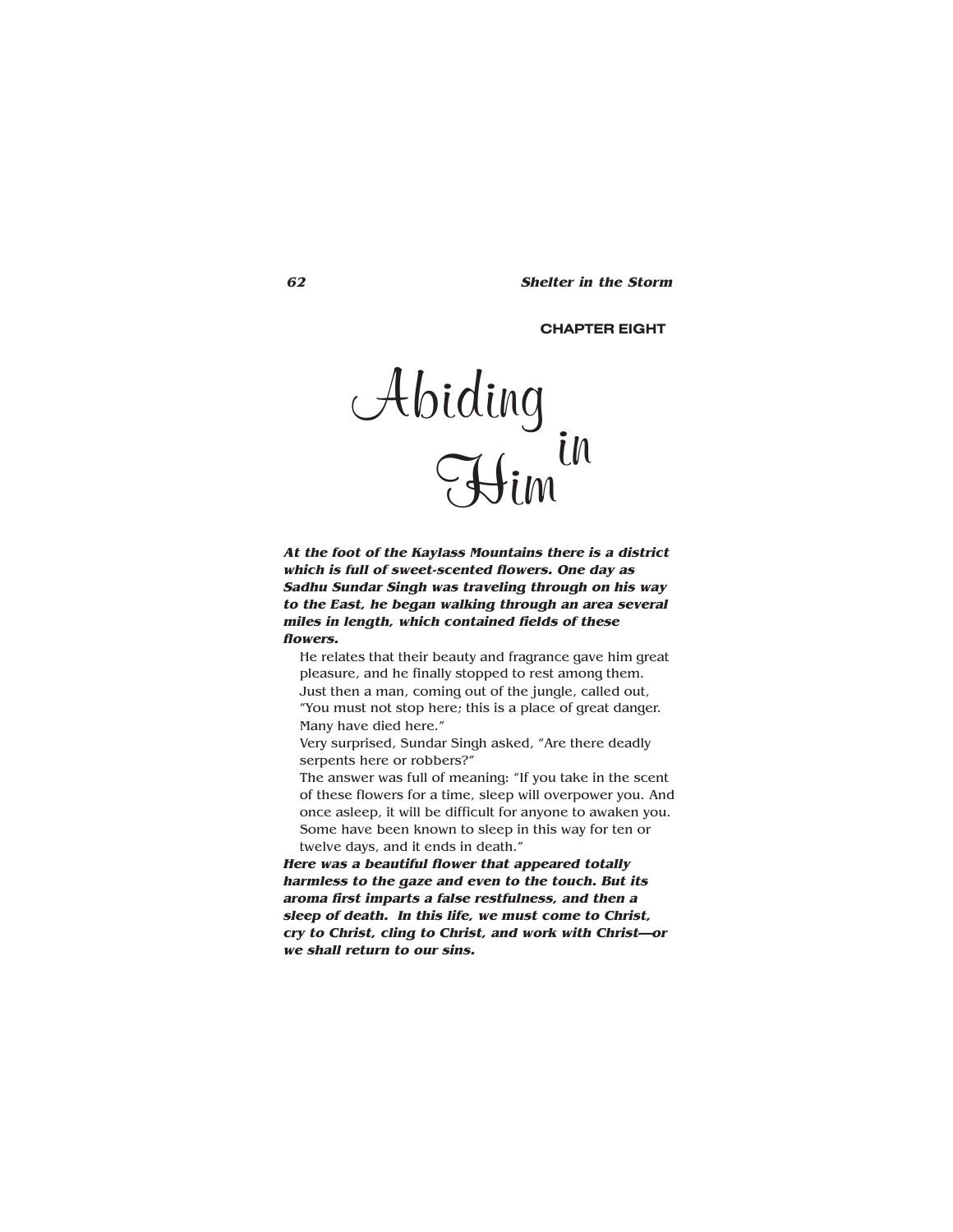CHAPTER EIGHT

# Abiding in Him

***At the foot of the Kaylass Mountains there is a district which is full of sweet-scented flowers. One day as Sadhu Sundar Singh was traveling through on his way to the East, he began walking through an area several miles in length, which contained fields of these flowers.***

He relates that their beauty and fragrance gave him great pleasure, and he finally stopped to rest among them. Just then a man, coming out of the jungle, called out, "You must not stop here; this is a place of great danger. Many have died here."

Very surprised, Sundar Singh asked, "Are there deadly serpents here or robbers?"

The answer was full of meaning: "If you take in the scent of these flowers for a time, sleep will overpower you. And once asleep, it will be difficult for anyone to awaken you. Some have been known to sleep in this way for ten or twelve days, and it ends in death."

***Here was a beautiful flower that appeared totally harmless to the gaze and even to the touch. But its aroma first imparts a false restfulness, and then a sleep of death. In this life, we must come to Christ, cry to Christ, cling to Christ, and work with Christ—or we shall return to our sins.***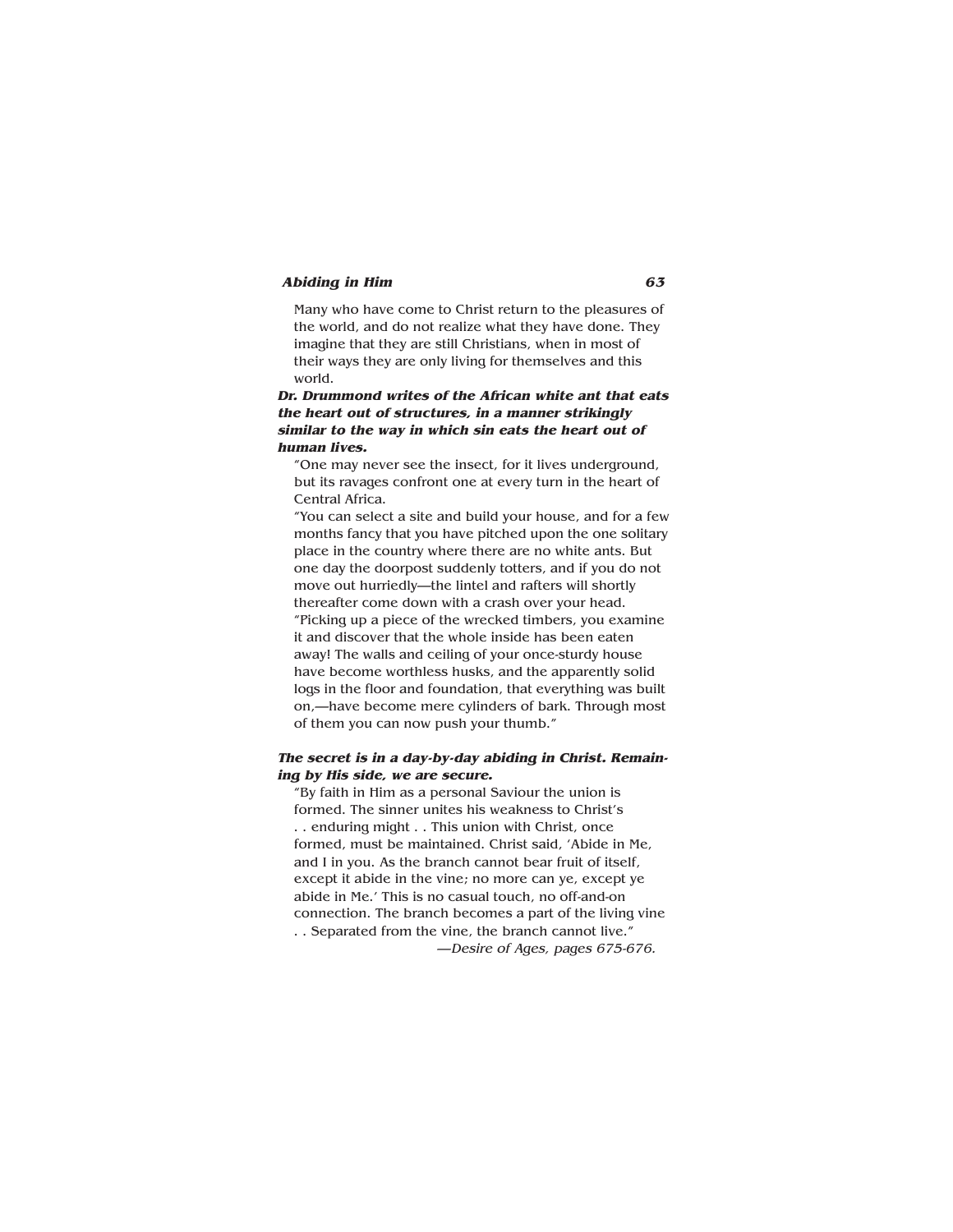Many who have come to Christ return to the pleasures of the world, and do not realize what they have done. They imagine that they are still Christians, when in most of their ways they are only living for themselves and this world.

***Dr. Drummond writes of the African white ant that eats the heart out of structures, in a manner strikingly similar to the way in which sin eats the heart out of human lives.***

"One may never see the insect, for it lives underground, but its ravages confront one at every turn in the heart of Central Africa.

"You can select a site and build your house, and for a few months fancy that you have pitched upon the one solitary place in the country where there are no white ants. But one day the doorpost suddenly totters, and if you do not move out hurriedly—the lintel and rafters will shortly thereafter come down with a crash over your head.

"Picking up a piece of the wrecked timbers, you examine it and discover that the whole inside has been eaten away! The walls and ceiling of your once-sturdy house have become worthless husks, and the apparently solid logs in the floor and foundation, that everything was built on,—have become mere cylinders of bark. Through most of them you can now push your thumb."

***The secret is in a day-by-day abiding in Christ. Remaining by His side, we are secure.***

"By faith in Him as a personal Saviour the union is formed. The sinner unites his weakness to Christ's . . enduring might . . This union with Christ, once formed, must be maintained. Christ said, 'Abide in Me, and I in you. As the branch cannot bear fruit of itself, except it abide in the vine; no more can ye, except ye abide in Me.' This is no casual touch, no off-and-on connection. The branch becomes a part of the living vine . . Separated from the vine, the branch cannot live."

—*Desire of Ages, pages 675-676.*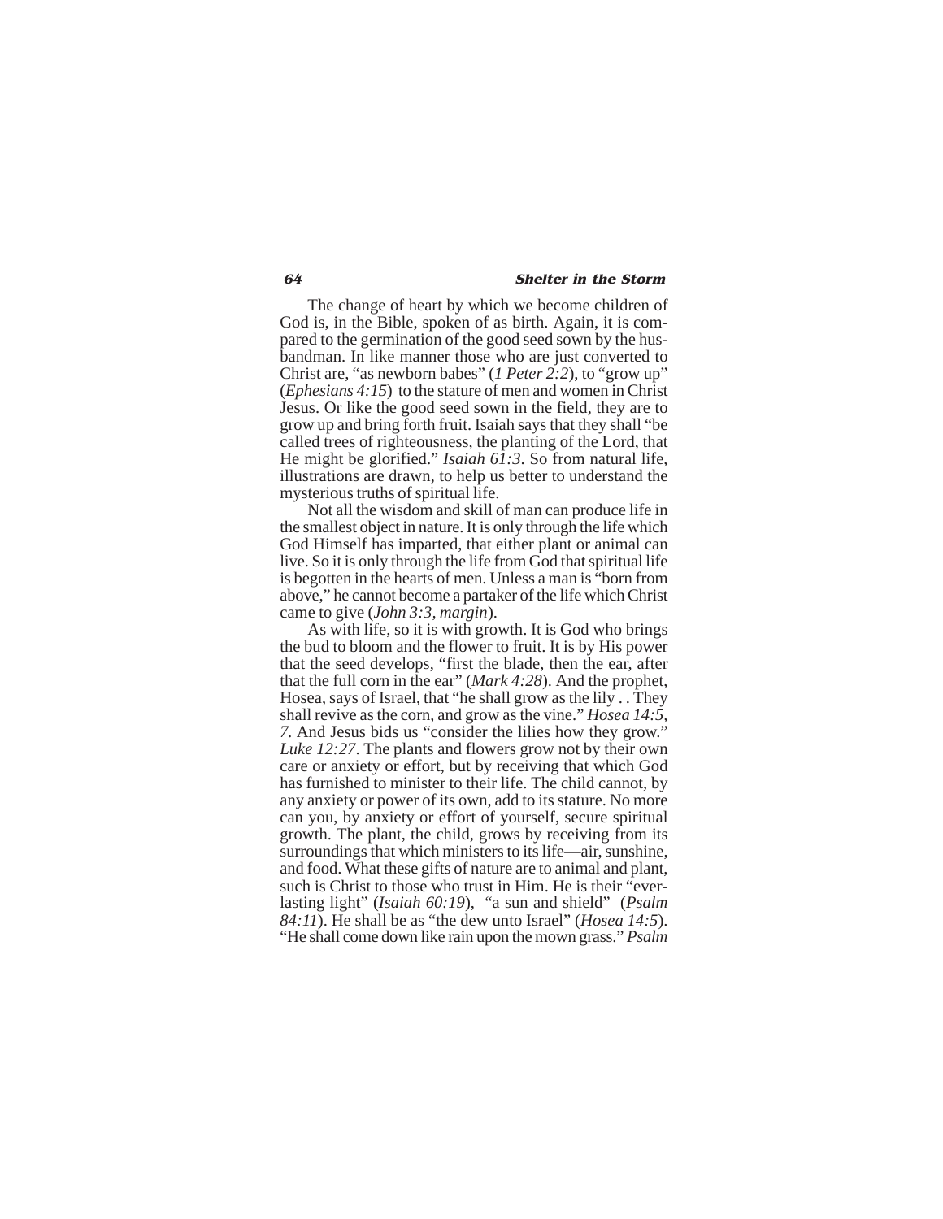The change of heart by which we become children of God is, in the Bible, spoken of as birth. Again, it is compared to the germination of the good seed sown by the husbandman. In like manner those who are just converted to Christ are, "as newborn babes" (*1 Peter 2:2*), to "grow up" (*Ephesians 4:15*) to the stature of men and women in Christ Jesus. Or like the good seed sown in the field, they are to grow up and bring forth fruit. Isaiah says that they shall "be called trees of righteousness, the planting of the Lord, that He might be glorified." *Isaiah 61:3*. So from natural life, illustrations are drawn, to help us better to understand the mysterious truths of spiritual life.

Not all the wisdom and skill of man can produce life in the smallest object in nature. It is only through the life which God Himself has imparted, that either plant or animal can live. So it is only through the life from God that spiritual life is begotten in the hearts of men. Unless a man is "born from above," he cannot become a partaker of the life which Christ came to give (*John 3:3, margin*).

As with life, so it is with growth. It is God who brings the bud to bloom and the flower to fruit. It is by His power that the seed develops, "first the blade, then the ear, after that the full corn in the ear" (*Mark 4:28*). And the prophet, Hosea, says of Israel, that "he shall grow as the lily . . They shall revive as the corn, and grow as the vine." *Hosea 14:5, 7.* And Jesus bids us "consider the lilies how they grow." *Luke 12:27*. The plants and flowers grow not by their own care or anxiety or effort, but by receiving that which God has furnished to minister to their life. The child cannot, by any anxiety or power of its own, add to its stature. No more can you, by anxiety or effort of yourself, secure spiritual growth. The plant, the child, grows by receiving from its surroundings that which ministers to its life—air, sunshine, and food. What these gifts of nature are to animal and plant, such is Christ to those who trust in Him. He is their "everlasting light" (*Isaiah 60:19*), "a sun and shield" (*Psalm 84:11*). He shall be as "the dew unto Israel" (*Hosea 14:5*). "He shall come down like rain upon the mown grass." *Psalm*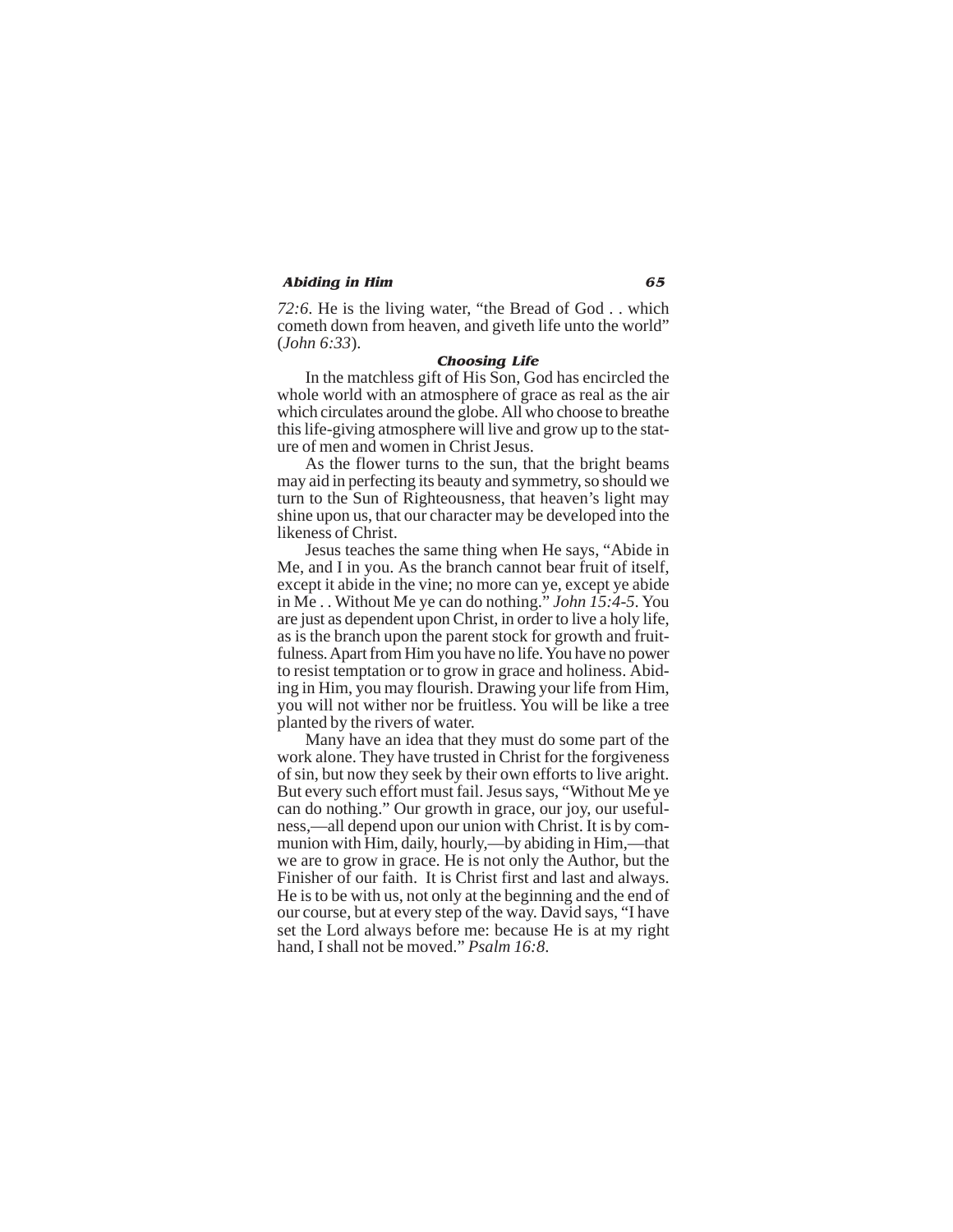*72:6*. He is the living water, "the Bread of God . . which cometh down from heaven, and giveth life unto the world" (*John 6:33*).

### *Choosing Life*

In the matchless gift of His Son, God has encircled the whole world with an atmosphere of grace as real as the air which circulates around the globe. All who choose to breathe this life-giving atmosphere will live and grow up to the stature of men and women in Christ Jesus.

As the flower turns to the sun, that the bright beams may aid in perfecting its beauty and symmetry, so should we turn to the Sun of Righteousness, that heaven's light may shine upon us, that our character may be developed into the likeness of Christ.

Jesus teaches the same thing when He says, "Abide in Me, and I in you. As the branch cannot bear fruit of itself, except it abide in the vine; no more can ye, except ye abide in Me . . Without Me ye can do nothing." *John 15:4-5*. You are just as dependent upon Christ, in order to live a holy life, as is the branch upon the parent stock for growth and fruitfulness. Apart from Him you have no life. You have no power to resist temptation or to grow in grace and holiness. Abiding in Him, you may flourish. Drawing your life from Him, you will not wither nor be fruitless. You will be like a tree planted by the rivers of water.

Many have an idea that they must do some part of the work alone. They have trusted in Christ for the forgiveness of sin, but now they seek by their own efforts to live aright. But every such effort must fail. Jesus says, "Without Me ye can do nothing." Our growth in grace, our joy, our usefulness,—all depend upon our union with Christ. It is by communion with Him, daily, hourly,—by abiding in Him,—that we are to grow in grace. He is not only the Author, but the Finisher of our faith. It is Christ first and last and always. He is to be with us, not only at the beginning and the end of our course, but at every step of the way. David says, "I have set the Lord always before me: because He is at my right hand, I shall not be moved." *Psalm 16:8*.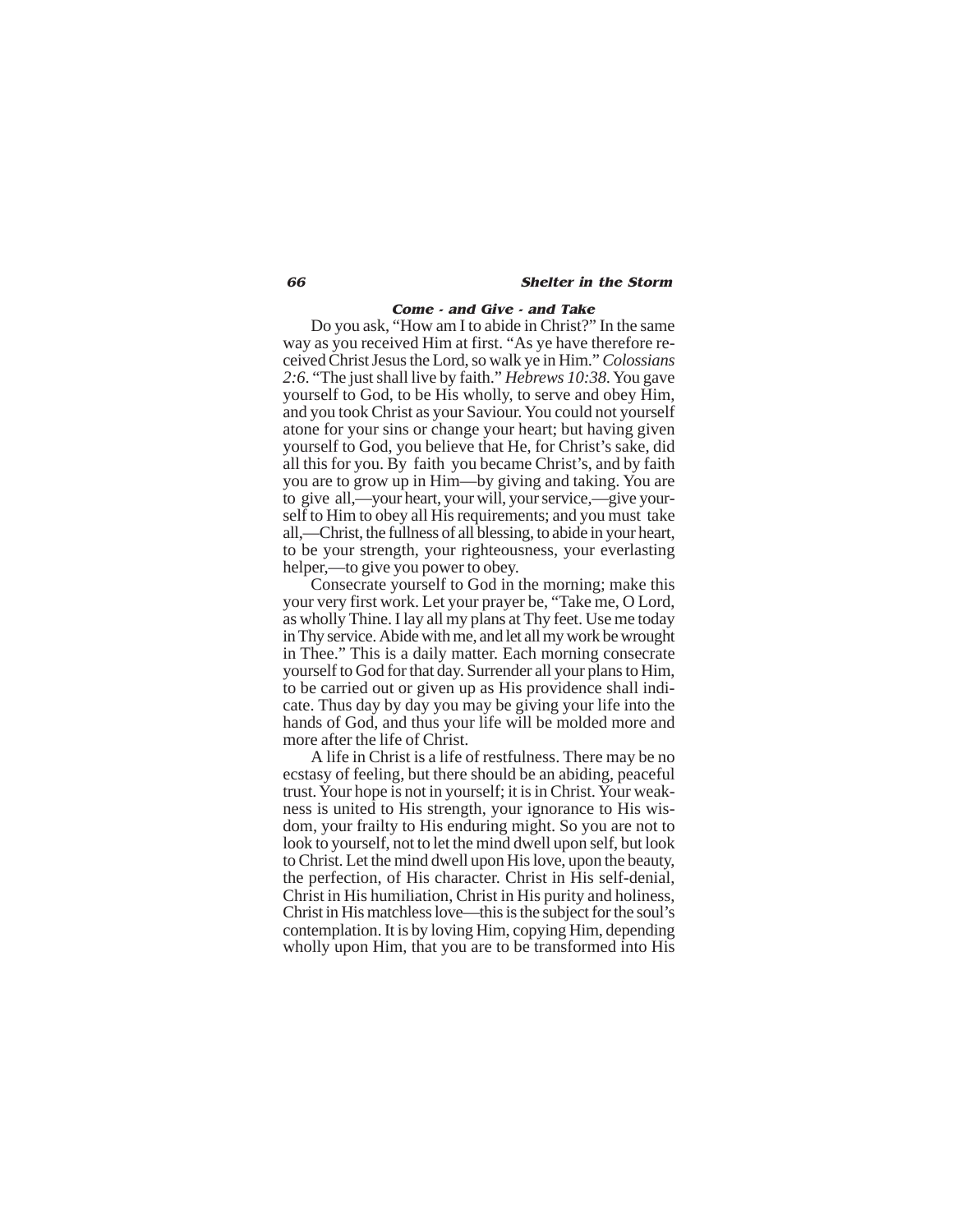### *Come - and Give - and Take*

Do you ask, "How am I to abide in Christ?" In the same way as you received Him at first. "As ye have therefore received Christ Jesus the Lord, so walk ye in Him." *Colossians 2:6*. "The just shall live by faith." *Hebrews 10:38*. You gave yourself to God, to be His wholly, to serve and obey Him, and you took Christ as your Saviour. You could not yourself atone for your sins or change your heart; but having given yourself to God, you believe that He, for Christ's sake, did all this for you. By faith you became Christ's, and by faith you are to grow up in Him—by giving and taking. You are to give all,—your heart, your will, your service,—give yourself to Him to obey all His requirements; and you must take all,—Christ, the fullness of all blessing, to abide in your heart, to be your strength, your righteousness, your everlasting helper,—to give you power to obey.

Consecrate yourself to God in the morning; make this your very first work. Let your prayer be, "Take me, O Lord, as wholly Thine. I lay all my plans at Thy feet. Use me today in Thy service. Abide with me, and let all my work be wrought in Thee." This is a daily matter. Each morning consecrate yourself to God for that day. Surrender all your plans to Him, to be carried out or given up as His providence shall indicate. Thus day by day you may be giving your life into the hands of God, and thus your life will be molded more and more after the life of Christ.

A life in Christ is a life of restfulness. There may be no ecstasy of feeling, but there should be an abiding, peaceful trust. Your hope is not in yourself; it is in Christ. Your weakness is united to His strength, your ignorance to His wisdom, your frailty to His enduring might. So you are not to look to yourself, not to let the mind dwell upon self, but look to Christ. Let the mind dwell upon His love, upon the beauty, the perfection, of His character. Christ in His self-denial, Christ in His humiliation, Christ in His purity and holiness, Christ in His matchless love—this is the subject for the soul's contemplation. It is by loving Him, copying Him, depending wholly upon Him, that you are to be transformed into His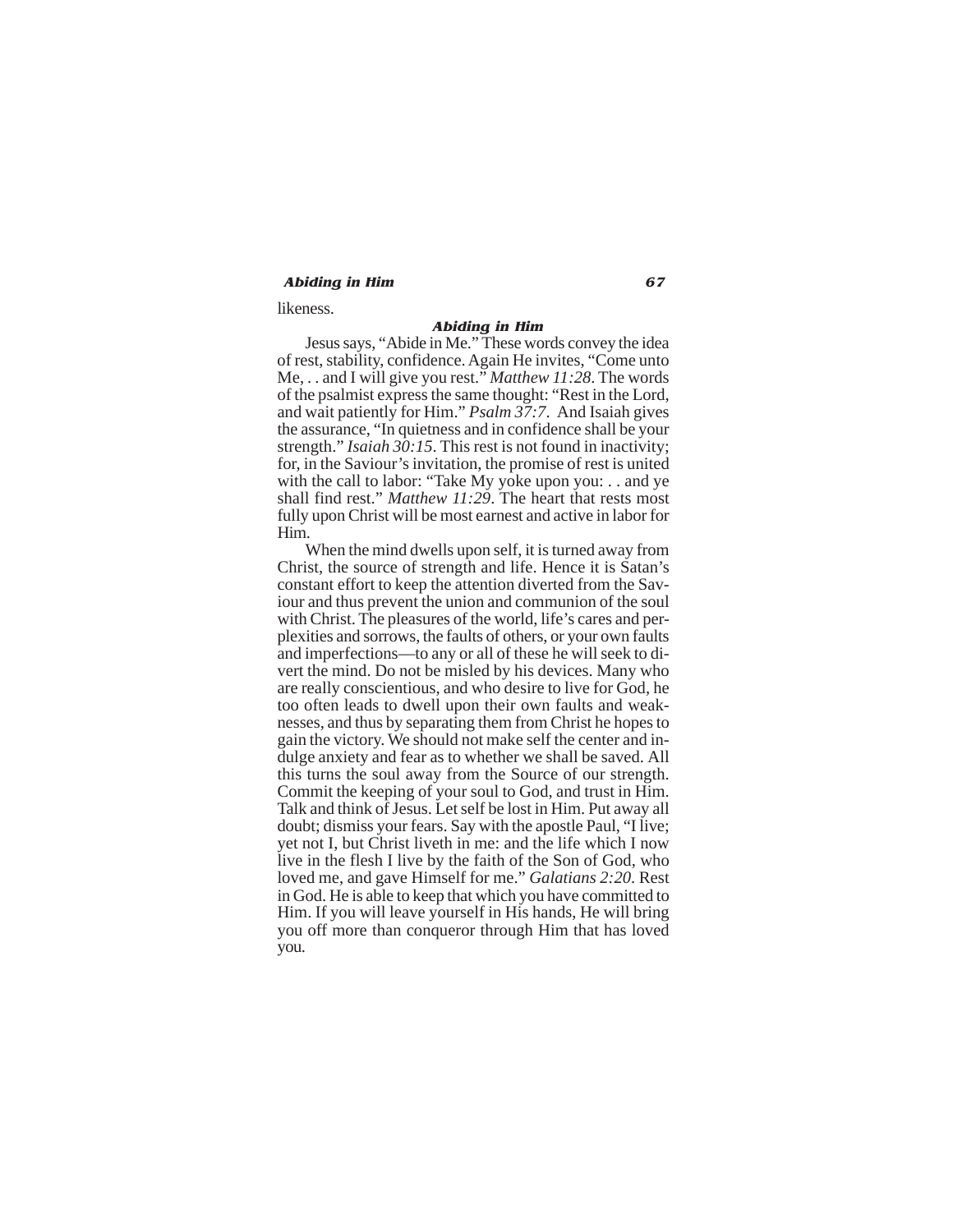likeness.

### *Abiding in Him*

Jesus says, "Abide in Me." These words convey the idea of rest, stability, confidence. Again He invites, "Come unto Me, . . and I will give you rest." *Matthew 11:28*. The words of the psalmist express the same thought: "Rest in the Lord, and wait patiently for Him." *Psalm 37:7*. And Isaiah gives the assurance, "In quietness and in confidence shall be your strength." *Isaiah 30:15*. This rest is not found in inactivity; for, in the Saviour's invitation, the promise of rest is united with the call to labor: "Take My yoke upon you: . . and ye shall find rest." *Matthew 11:29*. The heart that rests most fully upon Christ will be most earnest and active in labor for Him.

When the mind dwells upon self, it is turned away from Christ, the source of strength and life. Hence it is Satan's constant effort to keep the attention diverted from the Saviour and thus prevent the union and communion of the soul with Christ. The pleasures of the world, life's cares and perplexities and sorrows, the faults of others, or your own faults and imperfections—to any or all of these he will seek to divert the mind. Do not be misled by his devices. Many who are really conscientious, and who desire to live for God, he too often leads to dwell upon their own faults and weaknesses, and thus by separating them from Christ he hopes to gain the victory. We should not make self the center and indulge anxiety and fear as to whether we shall be saved. All this turns the soul away from the Source of our strength. Commit the keeping of your soul to God, and trust in Him. Talk and think of Jesus. Let self be lost in Him. Put away all doubt; dismiss your fears. Say with the apostle Paul, "I live; yet not I, but Christ liveth in me: and the life which I now live in the flesh I live by the faith of the Son of God, who loved me, and gave Himself for me." *Galatians 2:20*. Rest in God. He is able to keep that which you have committed to Him. If you will leave yourself in His hands, He will bring you off more than conqueror through Him that has loved you.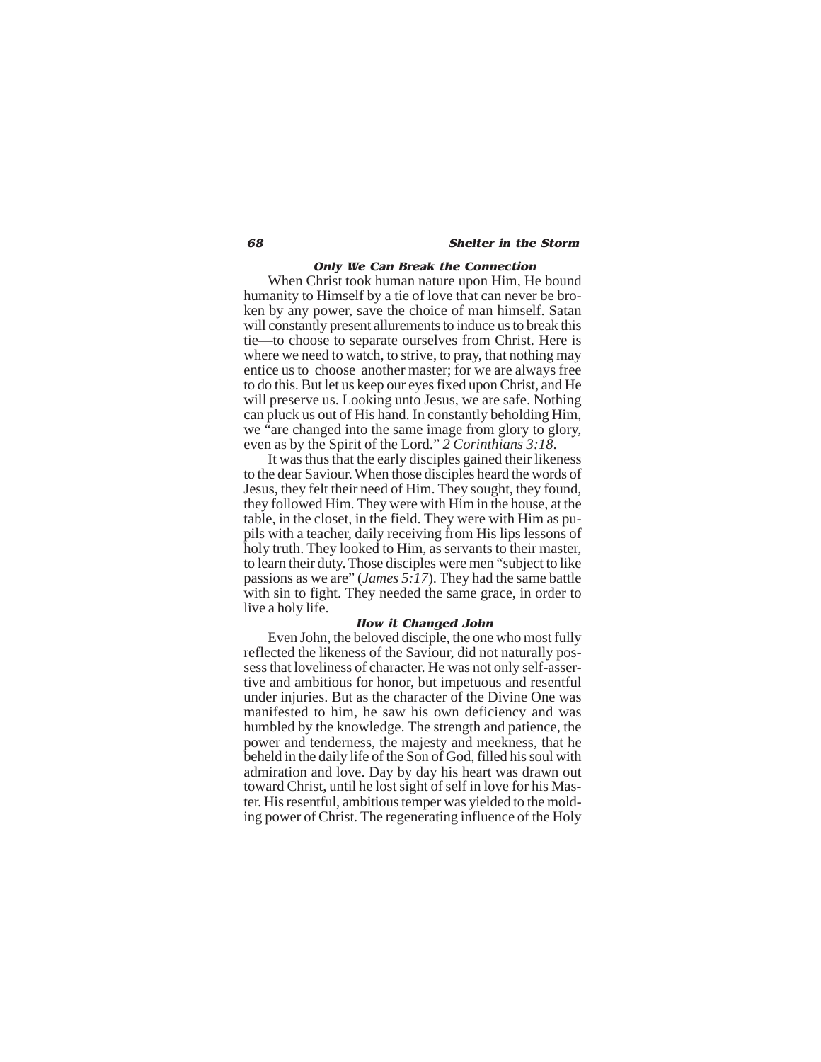### *Only We Can Break the Connection*

When Christ took human nature upon Him, He bound humanity to Himself by a tie of love that can never be broken by any power, save the choice of man himself. Satan will constantly present allurements to induce us to break this tie—to choose to separate ourselves from Christ. Here is where we need to watch, to strive, to pray, that nothing may entice us to choose another master; for we are always free to do this. But let us keep our eyes fixed upon Christ, and He will preserve us. Looking unto Jesus, we are safe. Nothing can pluck us out of His hand. In constantly beholding Him, we "are changed into the same image from glory to glory, even as by the Spirit of the Lord." *2 Corinthians 3:18*.

It was thus that the early disciples gained their likeness to the dear Saviour. When those disciples heard the words of Jesus, they felt their need of Him. They sought, they found, they followed Him. They were with Him in the house, at the table, in the closet, in the field. They were with Him as pupils with a teacher, daily receiving from His lips lessons of holy truth. They looked to Him, as servants to their master, to learn their duty. Those disciples were men "subject to like passions as we are" (*James 5:17*). They had the same battle with sin to fight. They needed the same grace, in order to live a holy life.

### *How it Changed John*

Even John, the beloved disciple, the one who most fully reflected the likeness of the Saviour, did not naturally possess that loveliness of character. He was not only self-assertive and ambitious for honor, but impetuous and resentful under injuries. But as the character of the Divine One was manifested to him, he saw his own deficiency and was humbled by the knowledge. The strength and patience, the power and tenderness, the majesty and meekness, that he beheld in the daily life of the Son of God, filled his soul with admiration and love. Day by day his heart was drawn out toward Christ, until he lost sight of self in love for his Master. His resentful, ambitious temper was yielded to the molding power of Christ. The regenerating influence of the Holy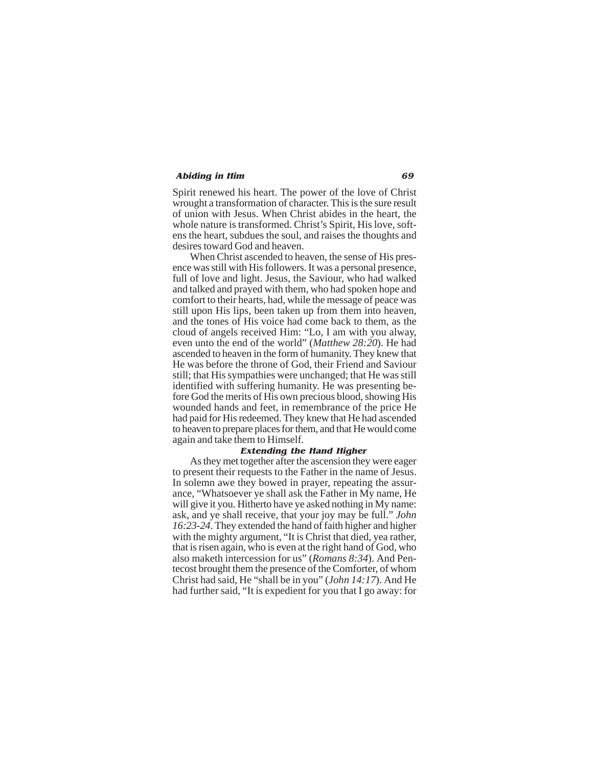Spirit renewed his heart. The power of the love of Christ wrought a transformation of character. This is the sure result of union with Jesus. When Christ abides in the heart, the whole nature is transformed. Christ's Spirit, His love, softens the heart, subdues the soul, and raises the thoughts and desires toward God and heaven.

When Christ ascended to heaven, the sense of His presence was still with His followers. It was a personal presence, full of love and light. Jesus, the Saviour, who had walked and talked and prayed with them, who had spoken hope and comfort to their hearts, had, while the message of peace was still upon His lips, been taken up from them into heaven, and the tones of His voice had come back to them, as the cloud of angels received Him: "Lo, I am with you alway, even unto the end of the world" (*Matthew 28:20*). He had ascended to heaven in the form of humanity. They knew that He was before the throne of God, their Friend and Saviour still; that His sympathies were unchanged; that He was still identified with suffering humanity. He was presenting before God the merits of His own precious blood, showing His wounded hands and feet, in remembrance of the price He had paid for His redeemed. They knew that He had ascended to heaven to prepare places for them, and that He would come again and take them to Himself.

#### *Extending the Hand Higher*

As they met together after the ascension they were eager to present their requests to the Father in the name of Jesus. In solemn awe they bowed in prayer, repeating the assurance, "Whatsoever ye shall ask the Father in My name, He will give it you. Hitherto have ye asked nothing in My name: ask, and ye shall receive, that your joy may be full." *John 16:23-24*. They extended the hand of faith higher and higher with the mighty argument, "It is Christ that died, yea rather, that is risen again, who is even at the right hand of God, who also maketh intercession for us" (*Romans 8:34*). And Pentecost brought them the presence of the Comforter, of whom Christ had said, He "shall be in you" (*John 14:17*). And He had further said, "It is expedient for you that I go away: for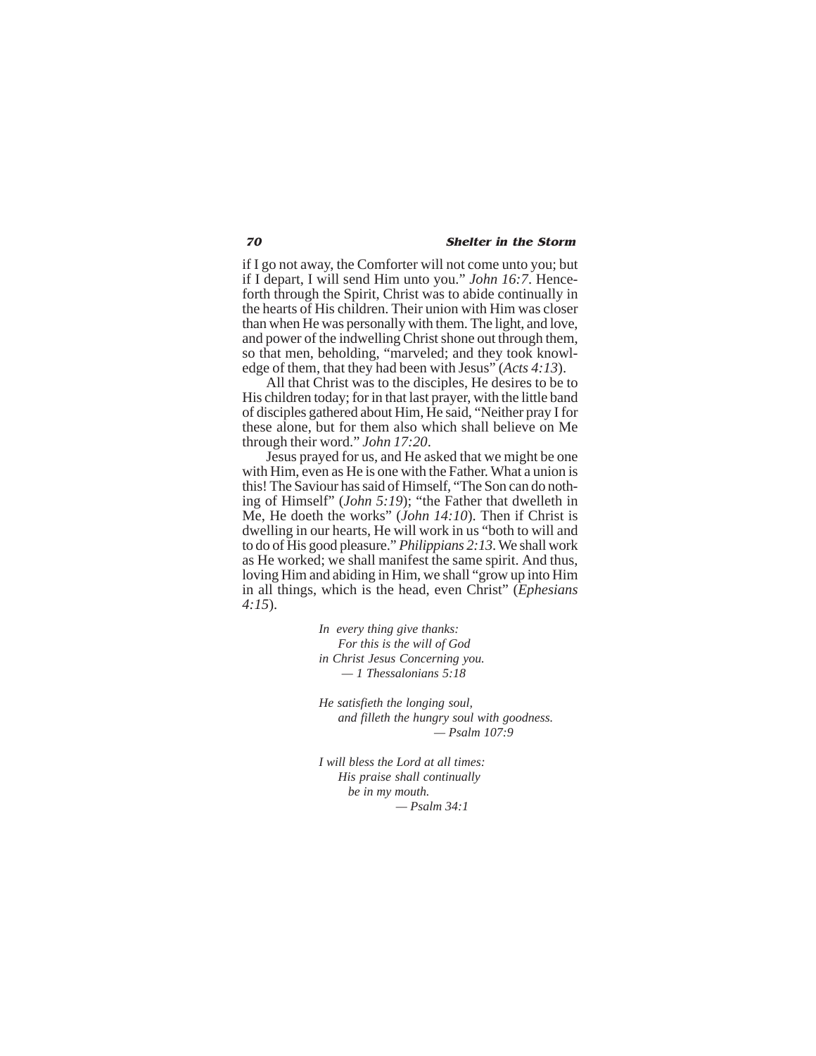if I go not away, the Comforter will not come unto you; but if I depart, I will send Him unto you." *John 16:7*. Henceforth through the Spirit, Christ was to abide continually in the hearts of His children. Their union with Him was closer than when He was personally with them. The light, and love, and power of the indwelling Christ shone out through them, so that men, beholding, "marveled; and they took knowledge of them, that they had been with Jesus" (*Acts 4:13*).

All that Christ was to the disciples, He desires to be to His children today; for in that last prayer, with the little band of disciples gathered about Him, He said, "Neither pray I for these alone, but for them also which shall believe on Me through their word." *John 17:20*.

Jesus prayed for us, and He asked that we might be one with Him, even as He is one with the Father. What a union is this! The Saviour has said of Himself, "The Son can do nothing of Himself" (*John 5:19*); "the Father that dwelleth in Me, He doeth the works" (*John 14:10*). Then if Christ is dwelling in our hearts, He will work in us "both to will and to do of His good pleasure." *Philippians 2:13*. We shall work as He worked; we shall manifest the same spirit. And thus, loving Him and abiding in Him, we shall "grow up into Him in all things, which is the head, even Christ" (*Ephesians 4:15*).

*In every thing give thanks:*
*For this is the will of God*
*in Christ Jesus Concerning you.*
*— 1 Thessalonians 5:18*

*He satisfieth the longing soul,*
*and filleth the hungry soul with goodness.*
*— Psalm 107:9*

*I will bless the Lord at all times:*
*His praise shall continually*
*be in my mouth.*
*— Psalm 34:1*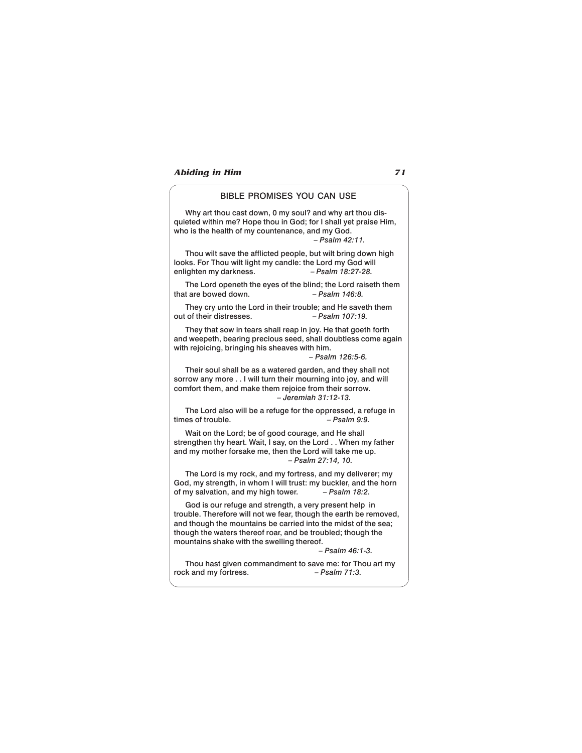## BIBLE PROMISES YOU CAN USE

Why art thou cast down, 0 my soul? and why art thou disquieted within me? Hope thou in God; for I shall yet praise Him, who is the health of my countenance, and my God.
*– Psalm 42:11.*

Thou wilt save the afflicted people, but wilt bring down high looks. For Thou wilt light my candle: the Lord my God will enlighten my darkness. *– Psalm 18:27-28.*

The Lord openeth the eyes of the blind; the Lord raiseth them that are bowed down. *– Psalm 146:8.*

They cry unto the Lord in their trouble; and He saveth them out of their distresses. *– Psalm 107:19.*

They that sow in tears shall reap in joy. He that goeth forth and weepeth, bearing precious seed, shall doubtless come again with rejoicing, bringing his sheaves with him.
*– Psalm 126:5-6.*

Their soul shall be as a watered garden, and they shall not sorrow any more . . I will turn their mourning into joy, and will comfort them, and make them rejoice from their sorrow.
*– Jeremiah 31:12-13.*

The Lord also will be a refuge for the oppressed, a refuge in times of trouble. *– Psalm 9:9.*

Wait on the Lord; be of good courage, and He shall strengthen thy heart. Wait, I say, on the Lord . . When my father and my mother forsake me, then the Lord will take me up.
*– Psalm 27:14, 10.*

The Lord is my rock, and my fortress, and my deliverer; my God, my strength, in whom I will trust: my buckler, and the horn of my salvation, and my high tower. *– Psalm 18:2.*

God is our refuge and strength, a very present help in trouble. Therefore will not we fear, though the earth be removed, and though the mountains be carried into the midst of the sea; though the waters thereof roar, and be troubled; though the mountains shake with the swelling thereof.
*– Psalm 46:1-3.*

Thou hast given commandment to save me: for Thou art my rock and my fortress. *– Psalm 71:3.*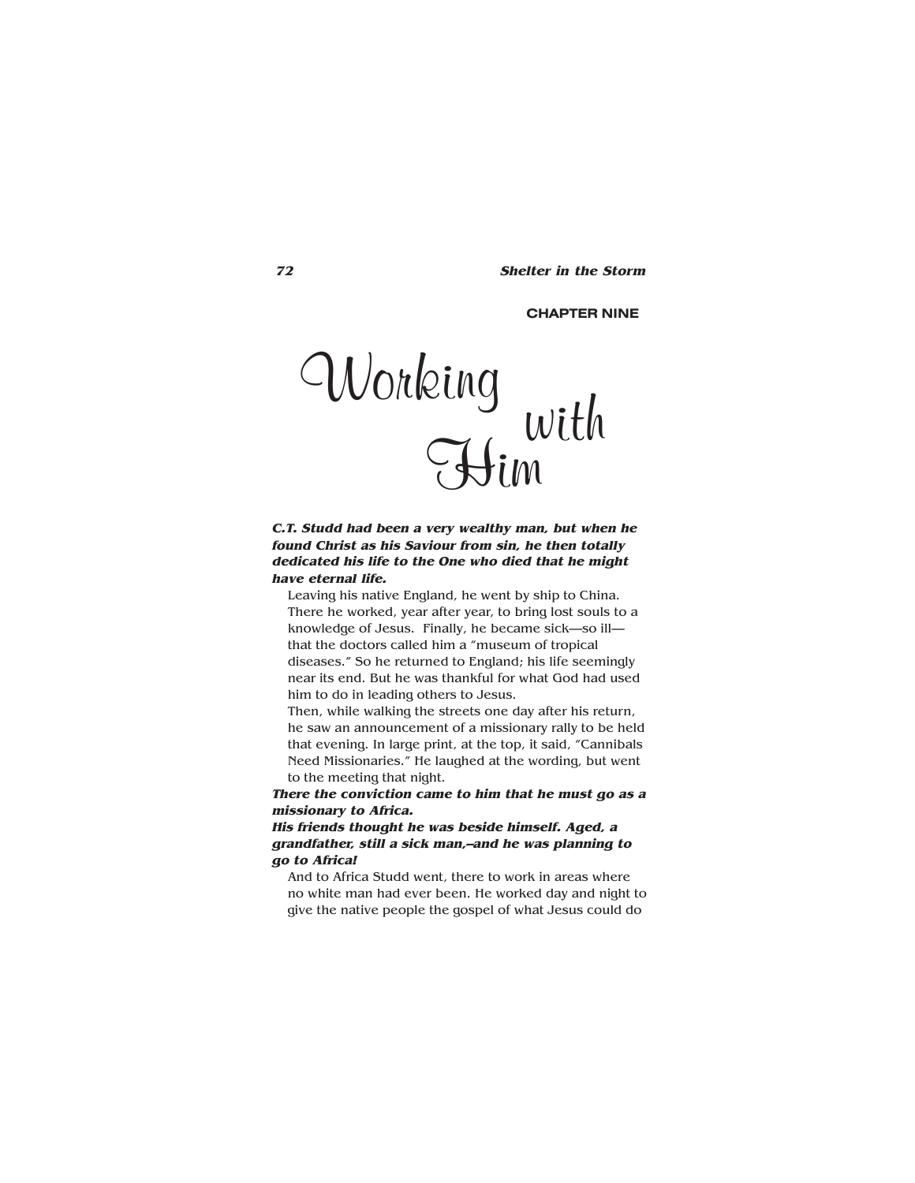CHAPTER NINE

# Working with Him

***C.T. Studd had been a very wealthy man, but when he found Christ as his Saviour from sin, he then totally dedicated his life to the One who died that he might have eternal life.***

Leaving his native England, he went by ship to China. There he worked, year after year, to bring lost souls to a knowledge of Jesus. Finally, he became sick—so ill—that the doctors called him a "museum of tropical diseases." So he returned to England; his life seemingly near its end. But he was thankful for what God had used him to do in leading others to Jesus.

Then, while walking the streets one day after his return, he saw an announcement of a missionary rally to be held that evening. In large print, at the top, it said, "Cannibals Need Missionaries." He laughed at the wording, but went to the meeting that night.

***There the conviction came to him that he must go as a missionary to Africa.***

***His friends thought he was beside himself. Aged, a grandfather, still a sick man,–and he was planning to go to Africa!***

And to Africa Studd went, there to work in areas where no white man had ever been. He worked day and night to give the native people the gospel of what Jesus could do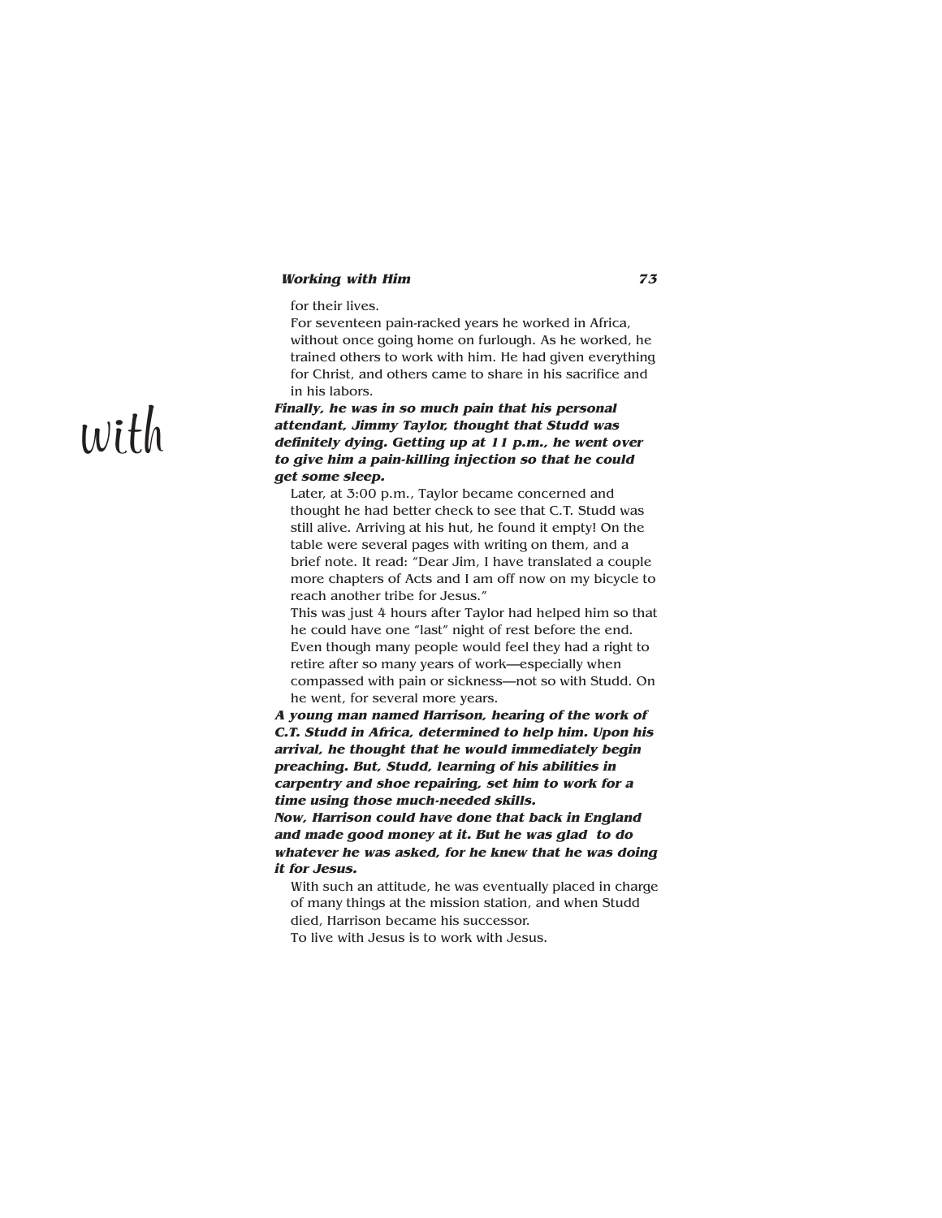with

for their lives.

For seventeen pain-racked years he worked in Africa, without once going home on furlough. As he worked, he trained others to work with him. He had given everything for Christ, and others came to share in his sacrifice and in his labors.

***Finally, he was in so much pain that his personal attendant, Jimmy Taylor, thought that Studd was definitely dying. Getting up at 11 p.m., he went over to give him a pain-killing injection so that he could get some sleep.***

Later, at 3:00 p.m., Taylor became concerned and thought he had better check to see that C.T. Studd was still alive. Arriving at his hut, he found it empty! On the table were several pages with writing on them, and a brief note. It read: "Dear Jim, I have translated a couple more chapters of Acts and I am off now on my bicycle to reach another tribe for Jesus."

This was just 4 hours after Taylor had helped him so that he could have one "last" night of rest before the end. Even though many people would feel they had a right to retire after so many years of work—especially when compassed with pain or sickness—not so with Studd. On he went, for several more years.

***A young man named Harrison, hearing of the work of C.T. Studd in Africa, determined to help him. Upon his arrival, he thought that he would immediately begin preaching. But, Studd, learning of his abilities in carpentry and shoe repairing, set him to work for a time using those much-needed skills.***

***Now, Harrison could have done that back in England and made good money at it. But he was glad to do whatever he was asked, for he knew that he was doing it for Jesus.***

With such an attitude, he was eventually placed in charge of many things at the mission station, and when Studd died, Harrison became his successor.

To live with Jesus is to work with Jesus.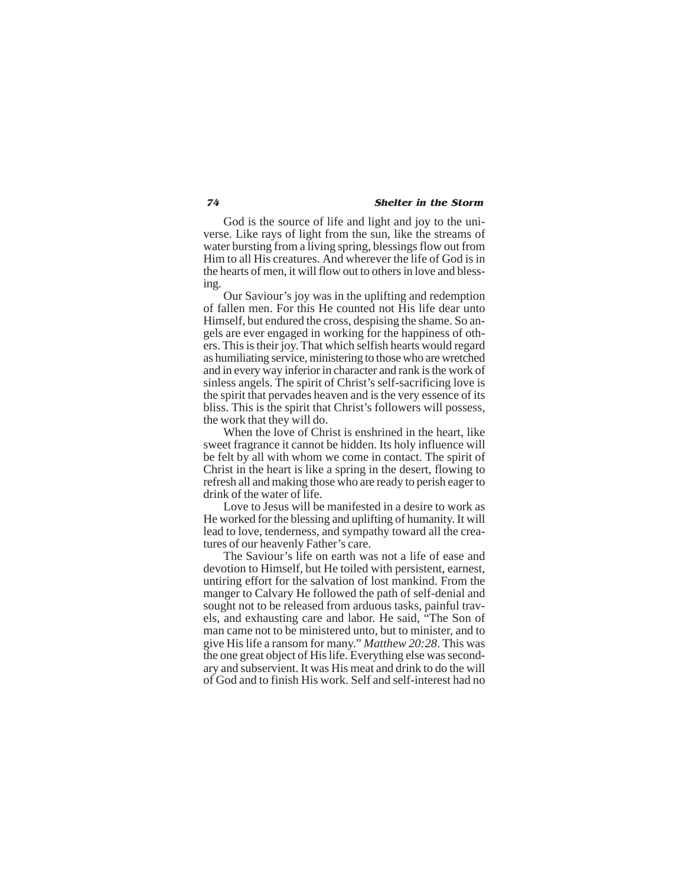God is the source of life and light and joy to the universe. Like rays of light from the sun, like the streams of water bursting from a living spring, blessings flow out from Him to all His creatures. And wherever the life of God is in the hearts of men, it will flow out to others in love and blessing.

Our Saviour's joy was in the uplifting and redemption of fallen men. For this He counted not His life dear unto Himself, but endured the cross, despising the shame. So angels are ever engaged in working for the happiness of others. This is their joy. That which selfish hearts would regard as humiliating service, ministering to those who are wretched and in every way inferior in character and rank is the work of sinless angels. The spirit of Christ's self-sacrificing love is the spirit that pervades heaven and is the very essence of its bliss. This is the spirit that Christ's followers will possess, the work that they will do.

When the love of Christ is enshrined in the heart, like sweet fragrance it cannot be hidden. Its holy influence will be felt by all with whom we come in contact. The spirit of Christ in the heart is like a spring in the desert, flowing to refresh all and making those who are ready to perish eager to drink of the water of life.

Love to Jesus will be manifested in a desire to work as He worked for the blessing and uplifting of humanity. It will lead to love, tenderness, and sympathy toward all the creatures of our heavenly Father's care.

The Saviour's life on earth was not a life of ease and devotion to Himself, but He toiled with persistent, earnest, untiring effort for the salvation of lost mankind. From the manger to Calvary He followed the path of self-denial and sought not to be released from arduous tasks, painful travels, and exhausting care and labor. He said, "The Son of man came not to be ministered unto, but to minister, and to give His life a ransom for many." *Matthew 20:28*. This was the one great object of His life. Everything else was secondary and subservient. It was His meat and drink to do the will of God and to finish His work. Self and self-interest had no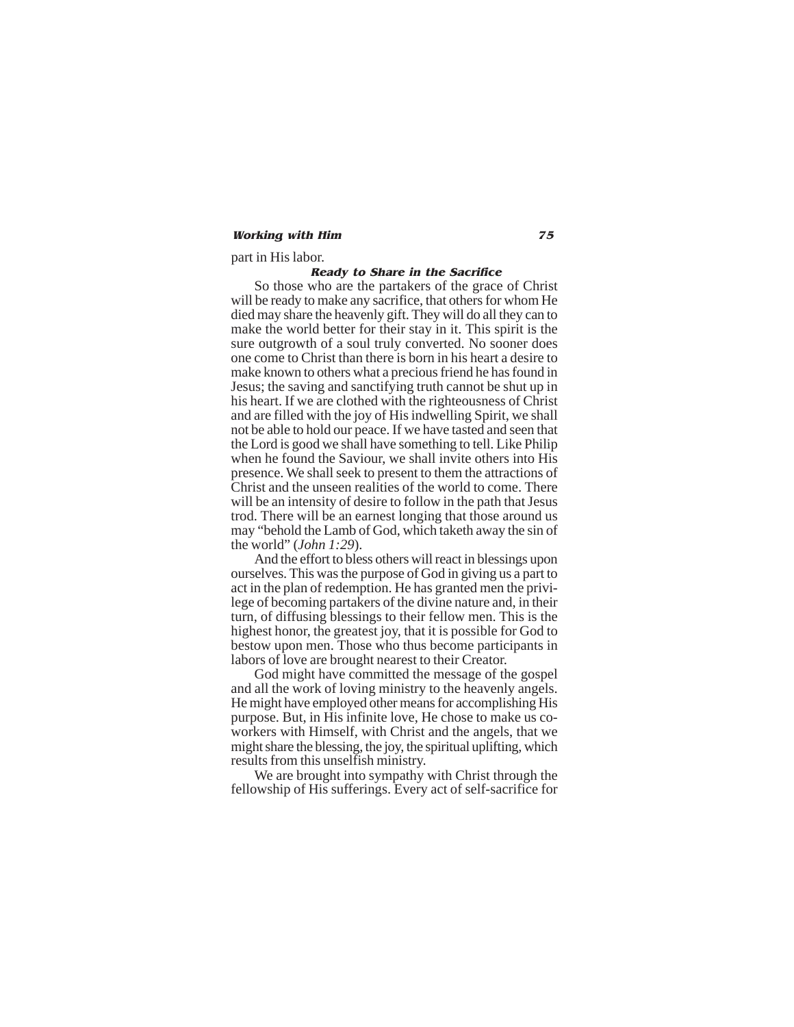part in His labor.

### *Ready to Share in the Sacrifice*

So those who are the partakers of the grace of Christ will be ready to make any sacrifice, that others for whom He died may share the heavenly gift. They will do all they can to make the world better for their stay in it. This spirit is the sure outgrowth of a soul truly converted. No sooner does one come to Christ than there is born in his heart a desire to make known to others what a precious friend he has found in Jesus; the saving and sanctifying truth cannot be shut up in his heart. If we are clothed with the righteousness of Christ and are filled with the joy of His indwelling Spirit, we shall not be able to hold our peace. If we have tasted and seen that the Lord is good we shall have something to tell. Like Philip when he found the Saviour, we shall invite others into His presence. We shall seek to present to them the attractions of Christ and the unseen realities of the world to come. There will be an intensity of desire to follow in the path that Jesus trod. There will be an earnest longing that those around us may "behold the Lamb of God, which taketh away the sin of the world" (*John 1:29*).

And the effort to bless others will react in blessings upon ourselves. This was the purpose of God in giving us a part to act in the plan of redemption. He has granted men the privilege of becoming partakers of the divine nature and, in their turn, of diffusing blessings to their fellow men. This is the highest honor, the greatest joy, that it is possible for God to bestow upon men. Those who thus become participants in labors of love are brought nearest to their Creator.

God might have committed the message of the gospel and all the work of loving ministry to the heavenly angels. He might have employed other means for accomplishing His purpose. But, in His infinite love, He chose to make us coworkers with Himself, with Christ and the angels, that we might share the blessing, the joy, the spiritual uplifting, which results from this unselfish ministry.

We are brought into sympathy with Christ through the fellowship of His sufferings. Every act of self-sacrifice for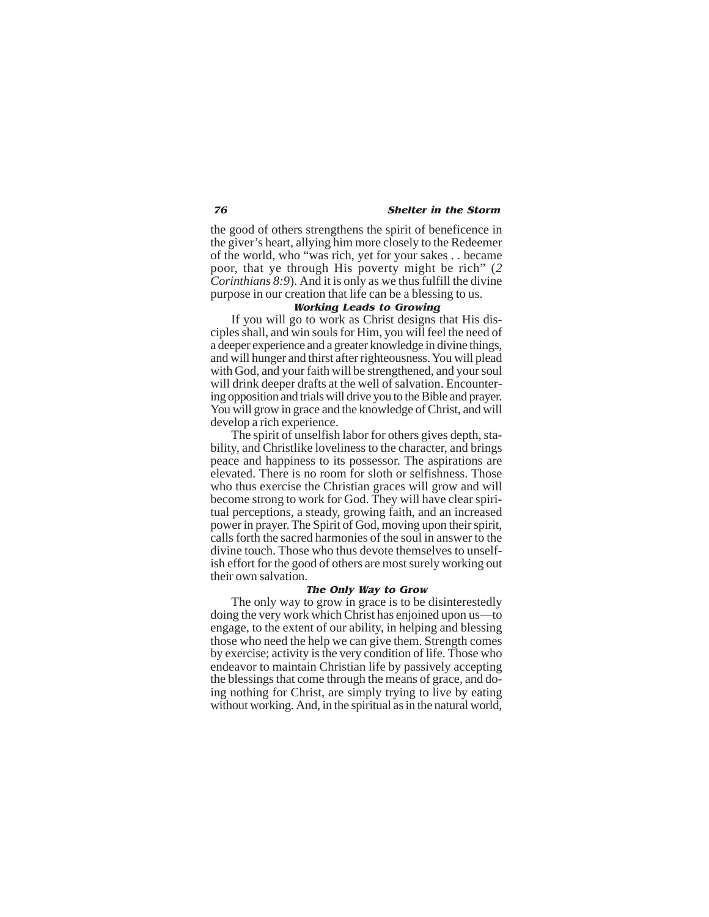the good of others strengthens the spirit of beneficence in the giver's heart, allying him more closely to the Redeemer of the world, who "was rich, yet for your sakes . . became poor, that ye through His poverty might be rich" (*2 Corinthians 8:9*). And it is only as we thus fulfill the divine purpose in our creation that life can be a blessing to us.

#### *Working Leads to Growing*

If you will go to work as Christ designs that His disciples shall, and win souls for Him, you will feel the need of a deeper experience and a greater knowledge in divine things, and will hunger and thirst after righteousness. You will plead with God, and your faith will be strengthened, and your soul will drink deeper drafts at the well of salvation. Encountering opposition and trials will drive you to the Bible and prayer. You will grow in grace and the knowledge of Christ, and will develop a rich experience.

The spirit of unselfish labor for others gives depth, stability, and Christlike loveliness to the character, and brings peace and happiness to its possessor. The aspirations are elevated. There is no room for sloth or selfishness. Those who thus exercise the Christian graces will grow and will become strong to work for God. They will have clear spiritual perceptions, a steady, growing faith, and an increased power in prayer. The Spirit of God, moving upon their spirit, calls forth the sacred harmonies of the soul in answer to the divine touch. Those who thus devote themselves to unselfish effort for the good of others are most surely working out their own salvation.

#### *The Only Way to Grow*

The only way to grow in grace is to be disinterestedly doing the very work which Christ has enjoined upon us—to engage, to the extent of our ability, in helping and blessing those who need the help we can give them. Strength comes by exercise; activity is the very condition of life. Those who endeavor to maintain Christian life by passively accepting the blessings that come through the means of grace, and doing nothing for Christ, are simply trying to live by eating without working. And, in the spiritual as in the natural world,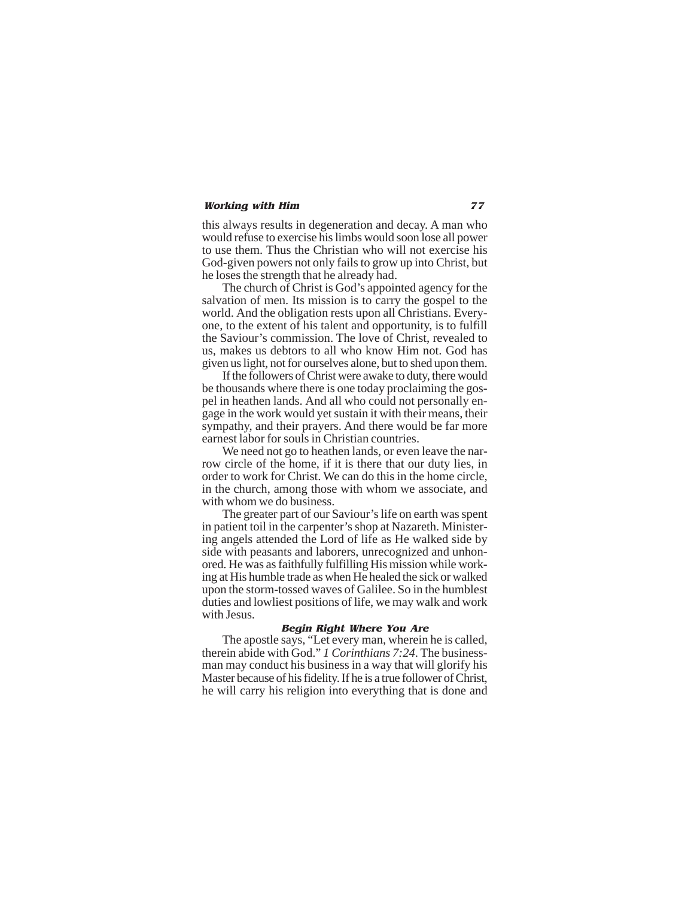this always results in degeneration and decay. A man who would refuse to exercise his limbs would soon lose all power to use them. Thus the Christian who will not exercise his God-given powers not only fails to grow up into Christ, but he loses the strength that he already had.

The church of Christ is God's appointed agency for the salvation of men. Its mission is to carry the gospel to the world. And the obligation rests upon all Christians. Everyone, to the extent of his talent and opportunity, is to fulfill the Saviour's commission. The love of Christ, revealed to us, makes us debtors to all who know Him not. God has given us light, not for ourselves alone, but to shed upon them.

If the followers of Christ were awake to duty, there would be thousands where there is one today proclaiming the gospel in heathen lands. And all who could not personally engage in the work would yet sustain it with their means, their sympathy, and their prayers. And there would be far more earnest labor for souls in Christian countries.

We need not go to heathen lands, or even leave the narrow circle of the home, if it is there that our duty lies, in order to work for Christ. We can do this in the home circle, in the church, among those with whom we associate, and with whom we do business.

The greater part of our Saviour's life on earth was spent in patient toil in the carpenter's shop at Nazareth. Ministering angels attended the Lord of life as He walked side by side with peasants and laborers, unrecognized and unhonored. He was as faithfully fulfilling His mission while working at His humble trade as when He healed the sick or walked upon the storm-tossed waves of Galilee. So in the humblest duties and lowliest positions of life, we may walk and work with Jesus.

### Begin Right Where You Are

The apostle says, "Let every man, wherein he is called, therein abide with God." *1 Corinthians 7:24*. The businessman may conduct his business in a way that will glorify his Master because of his fidelity. If he is a true follower of Christ, he will carry his religion into everything that is done and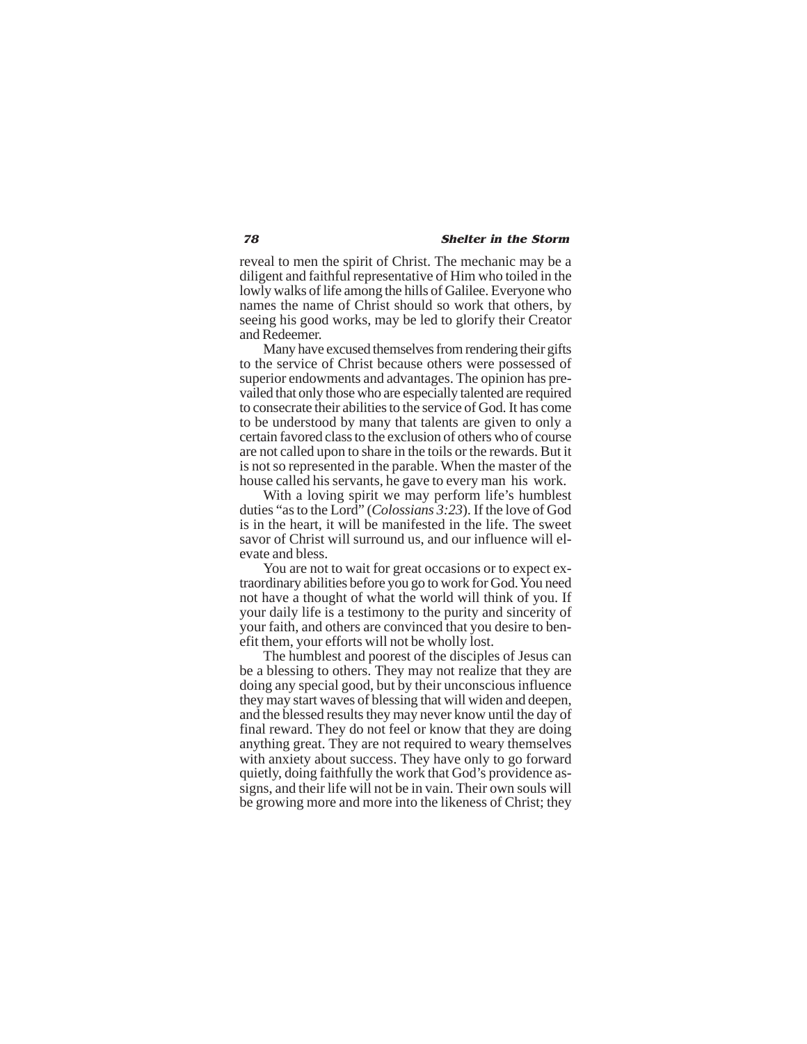reveal to men the spirit of Christ. The mechanic may be a diligent and faithful representative of Him who toiled in the lowly walks of life among the hills of Galilee. Everyone who names the name of Christ should so work that others, by seeing his good works, may be led to glorify their Creator and Redeemer.

Many have excused themselves from rendering their gifts to the service of Christ because others were possessed of superior endowments and advantages. The opinion has prevailed that only those who are especially talented are required to consecrate their abilities to the service of God. It has come to be understood by many that talents are given to only a certain favored class to the exclusion of others who of course are not called upon to share in the toils or the rewards. But it is not so represented in the parable. When the master of the house called his servants, he gave to every man his work.

With a loving spirit we may perform life's humblest duties "as to the Lord" (*Colossians 3:23*). If the love of God is in the heart, it will be manifested in the life. The sweet savor of Christ will surround us, and our influence will elevate and bless.

You are not to wait for great occasions or to expect extraordinary abilities before you go to work for God. You need not have a thought of what the world will think of you. If your daily life is a testimony to the purity and sincerity of your faith, and others are convinced that you desire to benefit them, your efforts will not be wholly lost.

The humblest and poorest of the disciples of Jesus can be a blessing to others. They may not realize that they are doing any special good, but by their unconscious influence they may start waves of blessing that will widen and deepen, and the blessed results they may never know until the day of final reward. They do not feel or know that they are doing anything great. They are not required to weary themselves with anxiety about success. They have only to go forward quietly, doing faithfully the work that God's providence assigns, and their life will not be in vain. Their own souls will be growing more and more into the likeness of Christ; they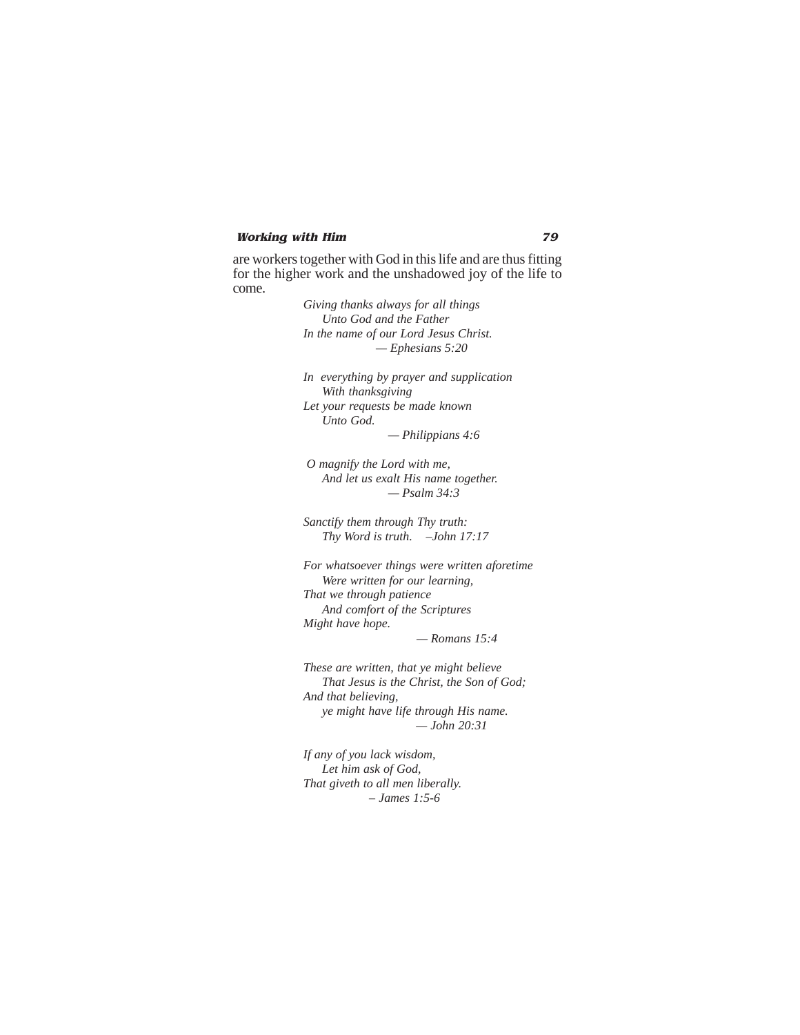are workers together with God in this life and are thus fitting for the higher work and the unshadowed joy of the life to come.

*Giving thanks always for all things*
*Unto God and the Father*
*In the name of our Lord Jesus Christ.*
*— Ephesians 5:20*

*In everything by prayer and supplication*
*With thanksgiving*
*Let your requests be made known*
*Unto God.*
*— Philippians 4:6*

*O magnify the Lord with me,*
*And let us exalt His name together.*
*— Psalm 34:3*

*Sanctify them through Thy truth:*
*Thy Word is truth. –John 17:17*

*For whatsoever things were written aforetime*
*Were written for our learning,*
*That we through patience*
*And comfort of the Scriptures*
*Might have hope.*
*— Romans 15:4*

*These are written, that ye might believe*
*That Jesus is the Christ, the Son of God;*
*And that believing,*
*ye might have life through His name.*
*— John 20:31*

*If any of you lack wisdom,*
*Let him ask of God,*
*That giveth to all men liberally.*
*– James 1:5-6*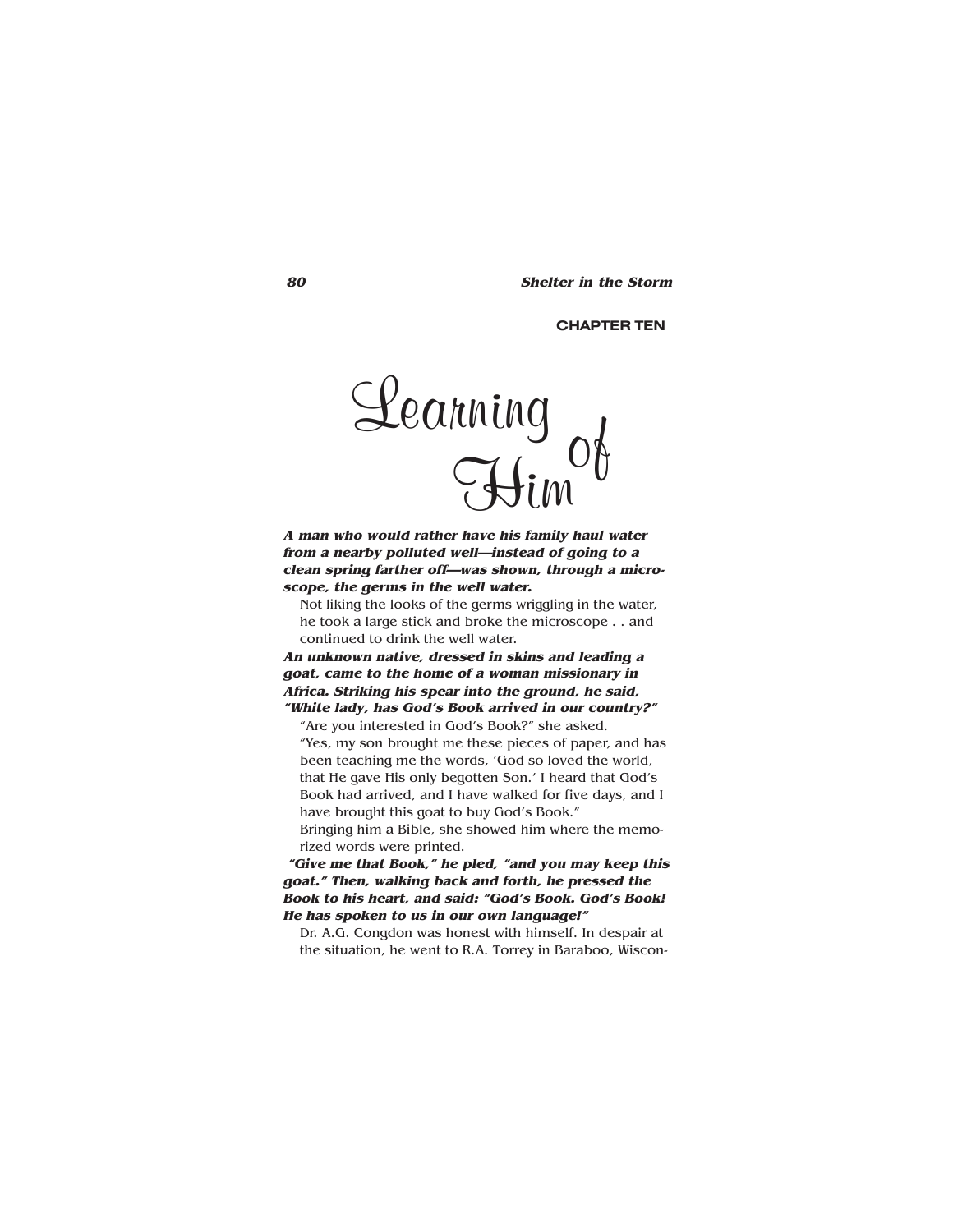CHAPTER TEN

# Learning of Him

***A man who would rather have his family haul water from a nearby polluted well—instead of going to a clean spring farther off—was shown, through a microscope, the germs in the well water.***

Not liking the looks of the germs wriggling in the water, he took a large stick and broke the microscope . . and continued to drink the well water.

***An unknown native, dressed in skins and leading a goat, came to the home of a woman missionary in Africa. Striking his spear into the ground, he said, "White lady, has God's Book arrived in our country?"***

"Are you interested in God's Book?" she asked.

"Yes, my son brought me these pieces of paper, and has been teaching me the words, 'God so loved the world, that He gave His only begotten Son.' I heard that God's Book had arrived, and I have walked for five days, and I have brought this goat to buy God's Book."

Bringing him a Bible, she showed him where the memorized words were printed.

***"Give me that Book," he pled, "and you may keep this goat." Then, walking back and forth, he pressed the Book to his heart, and said: "God's Book. God's Book! He has spoken to us in our own language!"***

Dr. A.G. Congdon was honest with himself. In despair at the situation, he went to R.A. Torrey in Baraboo, Wiscon-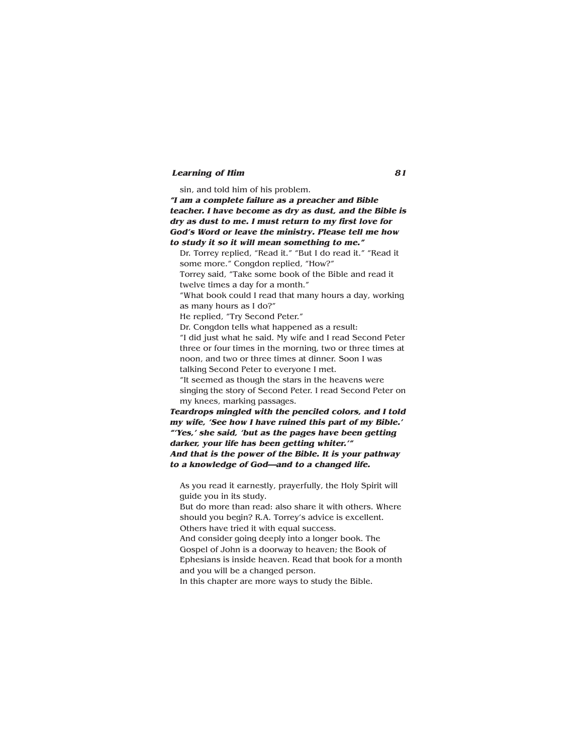sin, and told him of his problem.

***"I am a complete failure as a preacher and Bible teacher. I have become as dry as dust, and the Bible is dry as dust to me. I must return to my first love for God's Word or leave the ministry. Please tell me how to study it so it will mean something to me."***

Dr. Torrey replied, "Read it." "But I do read it." "Read it some more." Congdon replied, "How?"

Torrey said, "Take some book of the Bible and read it twelve times a day for a month."

"What book could I read that many hours a day, working as many hours as I do?"

He replied, "Try Second Peter."

Dr. Congdon tells what happened as a result:

"I did just what he said. My wife and I read Second Peter three or four times in the morning, two or three times at noon, and two or three times at dinner. Soon I was talking Second Peter to everyone I met.

"It seemed as though the stars in the heavens were singing the story of Second Peter. I read Second Peter on my knees, marking passages.

***Teardrops mingled with the penciled colors, and I told my wife, 'See how I have ruined this part of my Bible.' "'Yes,' she said, 'but as the pages have been getting darker, your life has been getting whiter.'"***

***And that is the power of the Bible. It is your pathway to a knowledge of God—and to a changed life.***

As you read it earnestly, prayerfully, the Holy Spirit will guide you in its study.

But do more than read: also share it with others. Where should you begin? R.A. Torrey's advice is excellent. Others have tried it with equal success.

And consider going deeply into a longer book. The Gospel of John is a doorway to heaven; the Book of Ephesians is inside heaven. Read that book for a month and you will be a changed person.

In this chapter are more ways to study the Bible.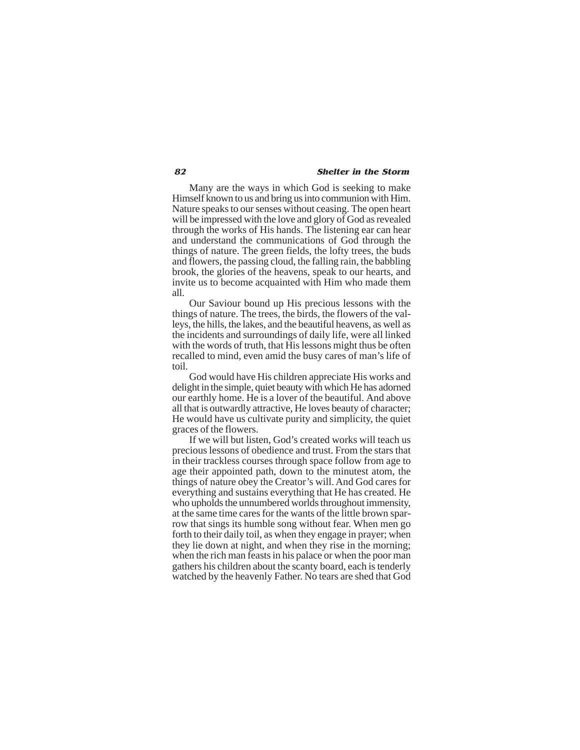Many are the ways in which God is seeking to make Himself known to us and bring us into communion with Him. Nature speaks to our senses without ceasing. The open heart will be impressed with the love and glory of God as revealed through the works of His hands. The listening ear can hear and understand the communications of God through the things of nature. The green fields, the lofty trees, the buds and flowers, the passing cloud, the falling rain, the babbling brook, the glories of the heavens, speak to our hearts, and invite us to become acquainted with Him who made them all.

Our Saviour bound up His precious lessons with the things of nature. The trees, the birds, the flowers of the valleys, the hills, the lakes, and the beautiful heavens, as well as the incidents and surroundings of daily life, were all linked with the words of truth, that His lessons might thus be often recalled to mind, even amid the busy cares of man's life of toil.

God would have His children appreciate His works and delight in the simple, quiet beauty with which He has adorned our earthly home. He is a lover of the beautiful. And above all that is outwardly attractive, He loves beauty of character; He would have us cultivate purity and simplicity, the quiet graces of the flowers.

If we will but listen, God's created works will teach us precious lessons of obedience and trust. From the stars that in their trackless courses through space follow from age to age their appointed path, down to the minutest atom, the things of nature obey the Creator's will. And God cares for everything and sustains everything that He has created. He who upholds the unnumbered worlds throughout immensity, at the same time cares for the wants of the little brown sparrow that sings its humble song without fear. When men go forth to their daily toil, as when they engage in prayer; when they lie down at night, and when they rise in the morning; when the rich man feasts in his palace or when the poor man gathers his children about the scanty board, each is tenderly watched by the heavenly Father. No tears are shed that God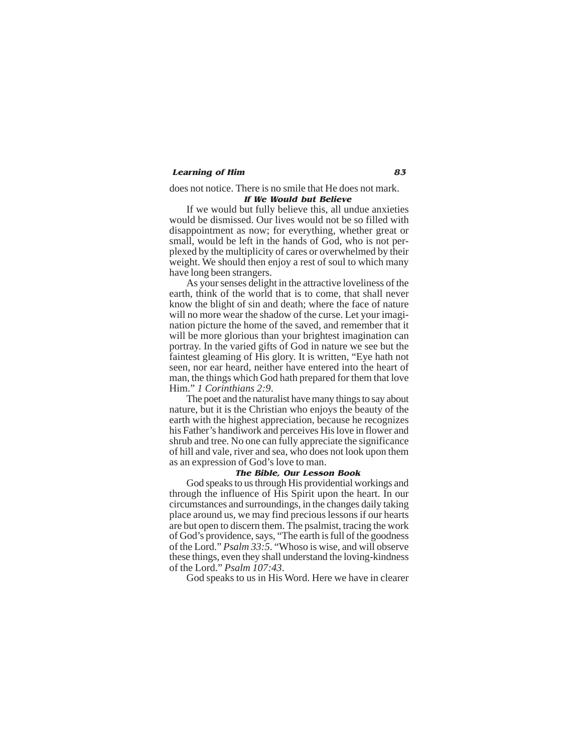does not notice. There is no smile that He does not mark.

### If We Would but Believe

If we would but fully believe this, all undue anxieties would be dismissed. Our lives would not be so filled with disappointment as now; for everything, whether great or small, would be left in the hands of God, who is not perplexed by the multiplicity of cares or overwhelmed by their weight. We should then enjoy a rest of soul to which many have long been strangers.

As your senses delight in the attractive loveliness of the earth, think of the world that is to come, that shall never know the blight of sin and death; where the face of nature will no more wear the shadow of the curse. Let your imagination picture the home of the saved, and remember that it will be more glorious than your brightest imagination can portray. In the varied gifts of God in nature we see but the faintest gleaming of His glory. It is written, "Eye hath not seen, nor ear heard, neither have entered into the heart of man, the things which God hath prepared for them that love Him." *1 Corinthians 2:9*.

The poet and the naturalist have many things to say about nature, but it is the Christian who enjoys the beauty of the earth with the highest appreciation, because he recognizes his Father's handiwork and perceives His love in flower and shrub and tree. No one can fully appreciate the significance of hill and vale, river and sea, who does not look upon them as an expression of God's love to man.

### The Bible, Our Lesson Book

God speaks to us through His providential workings and through the influence of His Spirit upon the heart. In our circumstances and surroundings, in the changes daily taking place around us, we may find precious lessons if our hearts are but open to discern them. The psalmist, tracing the work of God's providence, says, "The earth is full of the goodness of the Lord." *Psalm 33:5*. "Whoso is wise, and will observe these things, even they shall understand the loving-kindness of the Lord." *Psalm 107:43*.

God speaks to us in His Word. Here we have in clearer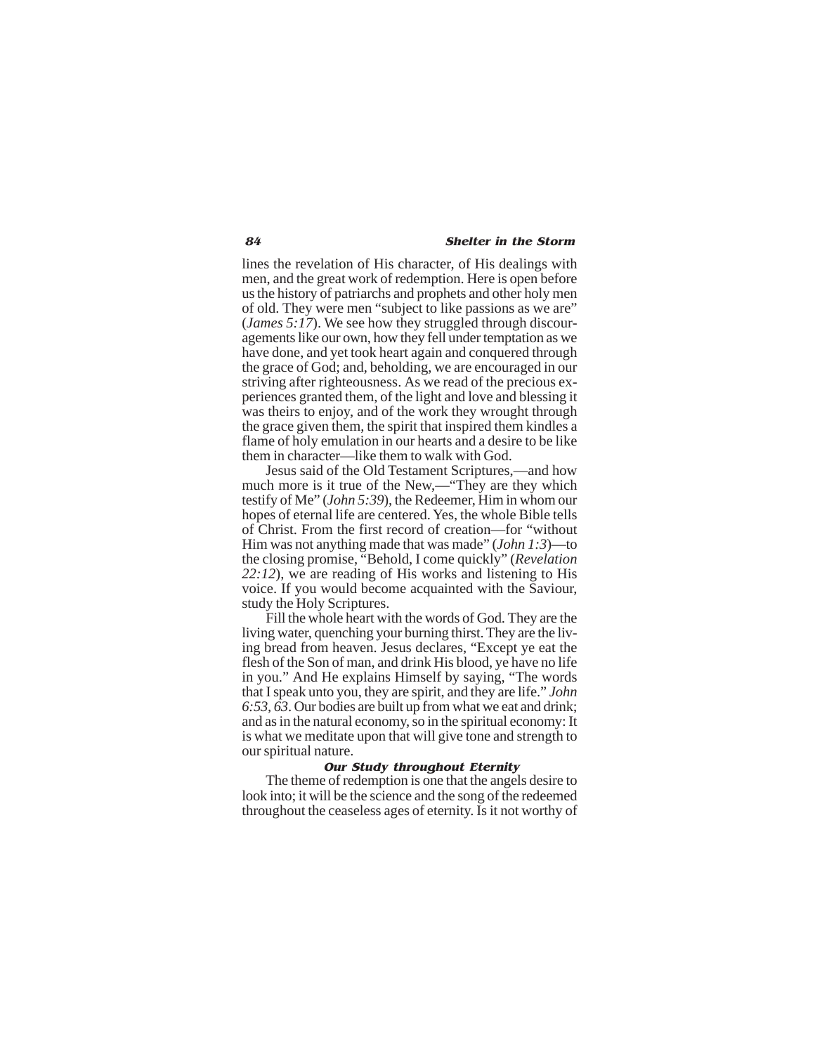lines the revelation of His character, of His dealings with men, and the great work of redemption. Here is open before us the history of patriarchs and prophets and other holy men of old. They were men "subject to like passions as we are" (*James 5:17*). We see how they struggled through discouragements like our own, how they fell under temptation as we have done, and yet took heart again and conquered through the grace of God; and, beholding, we are encouraged in our striving after righteousness. As we read of the precious experiences granted them, of the light and love and blessing it was theirs to enjoy, and of the work they wrought through the grace given them, the spirit that inspired them kindles a flame of holy emulation in our hearts and a desire to be like them in character—like them to walk with God.

Jesus said of the Old Testament Scriptures,—and how much more is it true of the New,—"They are they which testify of Me" (*John 5:39*), the Redeemer, Him in whom our hopes of eternal life are centered. Yes, the whole Bible tells of Christ. From the first record of creation—for "without Him was not anything made that was made" (*John 1:3*)—to the closing promise, "Behold, I come quickly" (*Revelation 22:12*), we are reading of His works and listening to His voice. If you would become acquainted with the Saviour, study the Holy Scriptures.

Fill the whole heart with the words of God. They are the living water, quenching your burning thirst. They are the living bread from heaven. Jesus declares, "Except ye eat the flesh of the Son of man, and drink His blood, ye have no life in you." And He explains Himself by saying, "The words that I speak unto you, they are spirit, and they are life." *John 6:53, 63*. Our bodies are built up from what we eat and drink; and as in the natural economy, so in the spiritual economy: It is what we meditate upon that will give tone and strength to our spiritual nature.

### Our Study throughout Eternity

The theme of redemption is one that the angels desire to look into; it will be the science and the song of the redeemed throughout the ceaseless ages of eternity. Is it not worthy of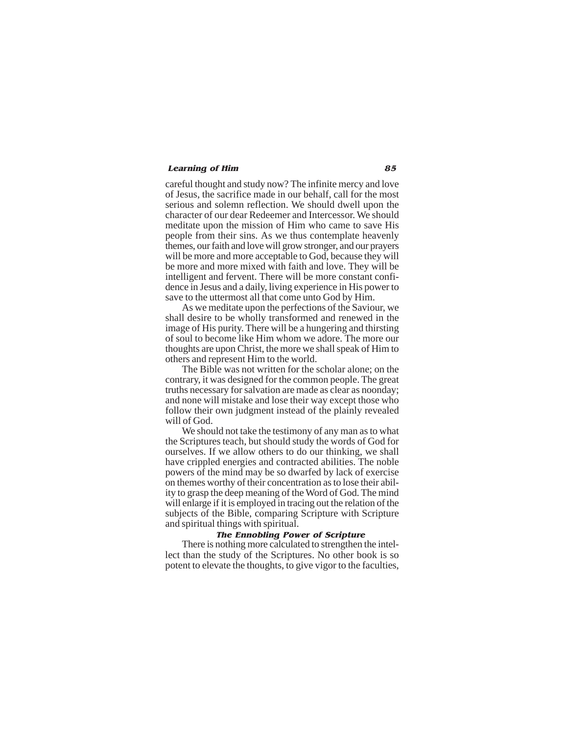careful thought and study now? The infinite mercy and love of Jesus, the sacrifice made in our behalf, call for the most serious and solemn reflection. We should dwell upon the character of our dear Redeemer and Intercessor. We should meditate upon the mission of Him who came to save His people from their sins. As we thus contemplate heavenly themes, our faith and love will grow stronger, and our prayers will be more and more acceptable to God, because they will be more and more mixed with faith and love. They will be intelligent and fervent. There will be more constant confidence in Jesus and a daily, living experience in His power to save to the uttermost all that come unto God by Him.

As we meditate upon the perfections of the Saviour, we shall desire to be wholly transformed and renewed in the image of His purity. There will be a hungering and thirsting of soul to become like Him whom we adore. The more our thoughts are upon Christ, the more we shall speak of Him to others and represent Him to the world.

The Bible was not written for the scholar alone; on the contrary, it was designed for the common people. The great truths necessary for salvation are made as clear as noonday; and none will mistake and lose their way except those who follow their own judgment instead of the plainly revealed will of God.

We should not take the testimony of any man as to what the Scriptures teach, but should study the words of God for ourselves. If we allow others to do our thinking, we shall have crippled energies and contracted abilities. The noble powers of the mind may be so dwarfed by lack of exercise on themes worthy of their concentration as to lose their ability to grasp the deep meaning of the Word of God. The mind will enlarge if it is employed in tracing out the relation of the subjects of the Bible, comparing Scripture with Scripture and spiritual things with spiritual.

### The Ennobling Power of Scripture

There is nothing more calculated to strengthen the intellect than the study of the Scriptures. No other book is so potent to elevate the thoughts, to give vigor to the faculties,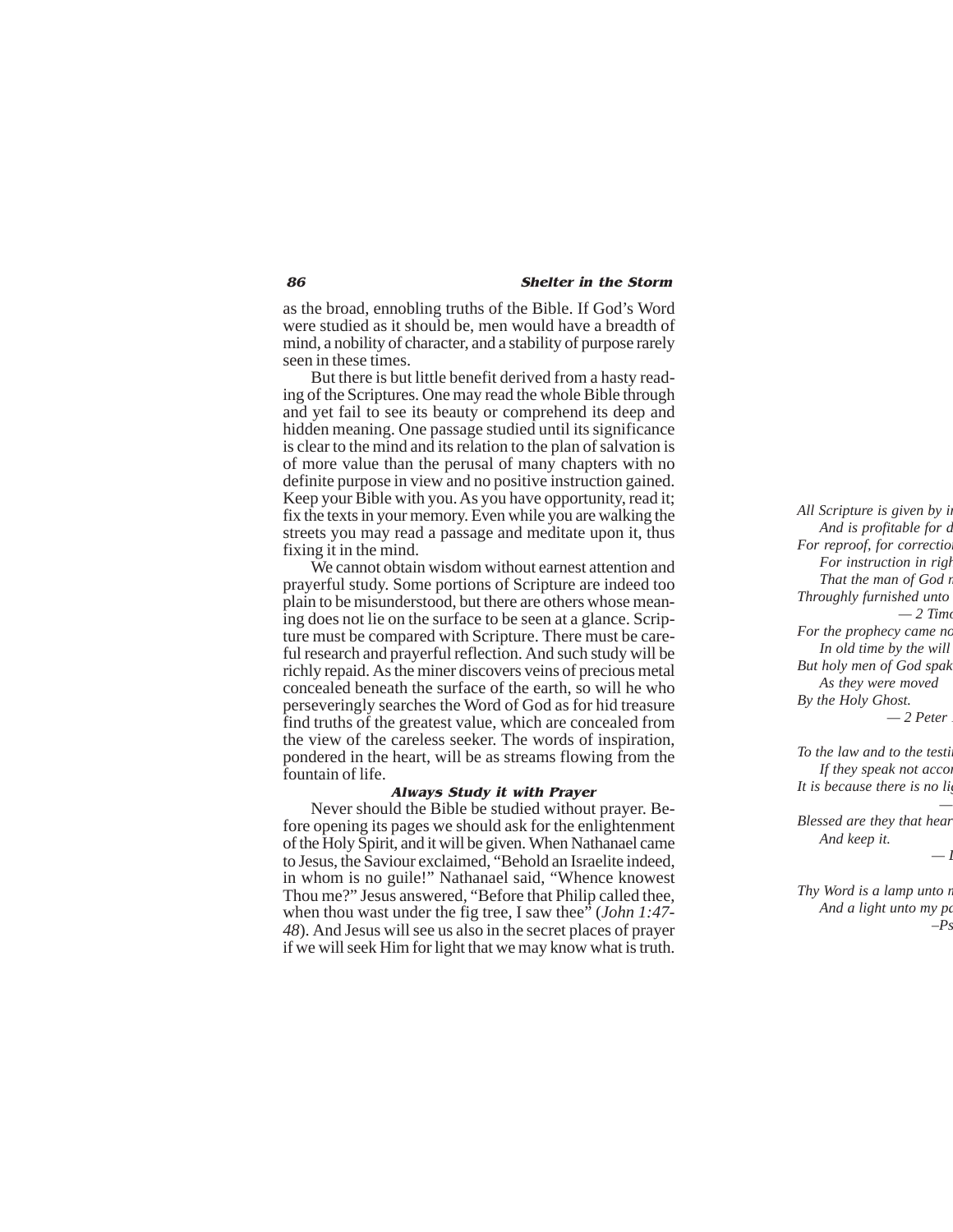as the broad, ennobling truths of the Bible. If God's Word were studied as it should be, men would have a breadth of mind, a nobility of character, and a stability of purpose rarely seen in these times.

But there is but little benefit derived from a hasty reading of the Scriptures. One may read the whole Bible through and yet fail to see its beauty or comprehend its deep and hidden meaning. One passage studied until its significance is clear to the mind and its relation to the plan of salvation is of more value than the perusal of many chapters with no definite purpose in view and no positive instruction gained. Keep your Bible with you. As you have opportunity, read it; fix the texts in your memory. Even while you are walking the streets you may read a passage and meditate upon it, thus fixing it in the mind.

We cannot obtain wisdom without earnest attention and prayerful study. Some portions of Scripture are indeed too plain to be misunderstood, but there are others whose meaning does not lie on the surface to be seen at a glance. Scripture must be compared with Scripture. There must be careful research and prayerful reflection. And such study will be richly repaid. As the miner discovers veins of precious metal concealed beneath the surface of the earth, so will he who perseveringly searches the Word of God as for hid treasure find truths of the greatest value, which are concealed from the view of the careless seeker. The words of inspiration, pondered in the heart, will be as streams flowing from the fountain of life.

#### Always Study it with Prayer

Never should the Bible be studied without prayer. Before opening its pages we should ask for the enlightenment of the Holy Spirit, and it will be given. When Nathanael came to Jesus, the Saviour exclaimed, "Behold an Israelite indeed, in whom is no guile!" Nathanael said, "Whence knowest Thou me?" Jesus answered, "Before that Philip called thee, when thou wast under the fig tree, I saw thee" (*John 1:47-48*). And Jesus will see us also in the secret places of prayer if we will seek Him for light that we may know what is truth.

*All Scripture is given by i*
*And is profitable for d*
*For reproof, for correctio*
*For instruction in righ*
*That the man of God r*
*Throughly furnished unto*
*— 2 Tim*

*For the prophecy came no*
*In old time by the will*
*But holy men of God spak*
*As they were moved*
*By the Holy Ghost.*
*— 2 Peter*

*To the law and to the testi*
*If they speak not acco*
*It is because there is no li*
*—*

*Blessed are they that hear*
*And keep it.*
*— L*

*Thy Word is a lamp unto n*
*And a light unto my pa*
*–Ps*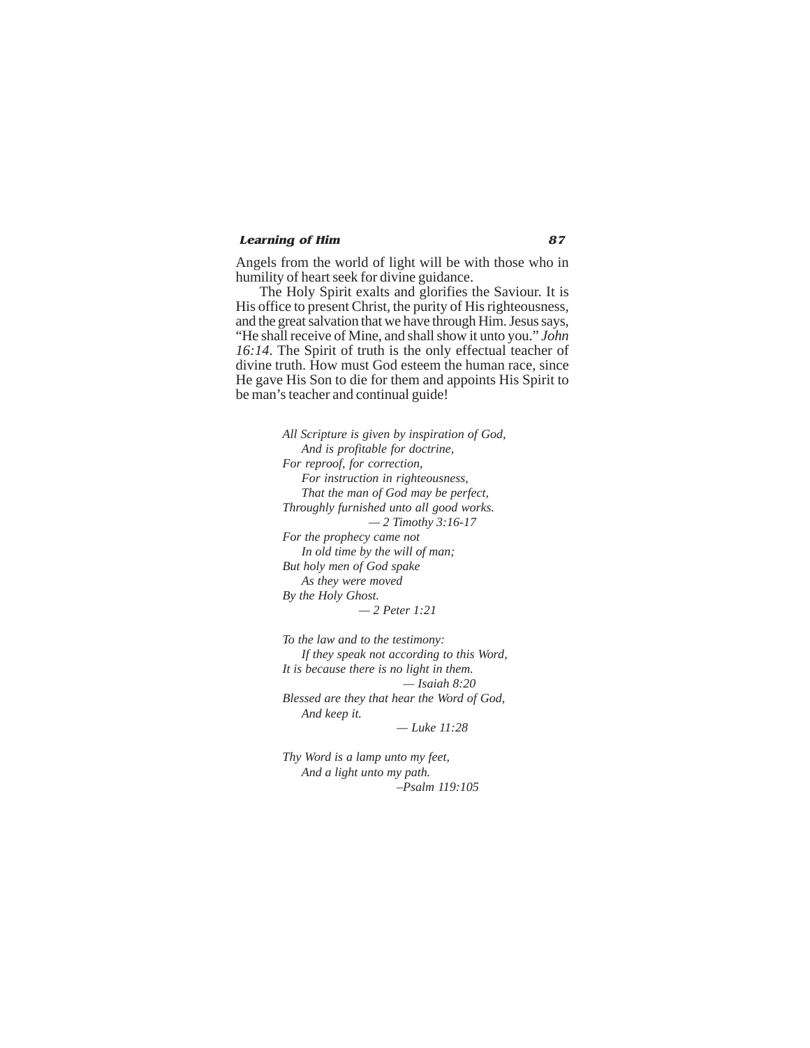Angels from the world of light will be with those who in humility of heart seek for divine guidance.

The Holy Spirit exalts and glorifies the Saviour. It is His office to present Christ, the purity of His righteousness, and the great salvation that we have through Him. Jesus says, "He shall receive of Mine, and shall show it unto you." *John 16:14*. The Spirit of truth is the only effectual teacher of divine truth. How must God esteem the human race, since He gave His Son to die for them and appoints His Spirit to be man's teacher and continual guide!

*All Scripture is given by inspiration of God,*
*And is profitable for doctrine,*
*For reproof, for correction,*
*For instruction in righteousness,*
*That the man of God may be perfect,*
*Throughly furnished unto all good works.*
*— 2 Timothy 3:16-17*

*For the prophecy came not*
*In old time by the will of man;*
*But holy men of God spake*
*As they were moved*
*By the Holy Ghost.*
*— 2 Peter 1:21*

*To the law and to the testimony:*
*If they speak not according to this Word,*
*It is because there is no light in them.*
*— Isaiah 8:20*

*Blessed are they that hear the Word of God,*
*And keep it.*
*— Luke 11:28*

*Thy Word is a lamp unto my feet,*
*And a light unto my path.*
*–Psalm 119:105*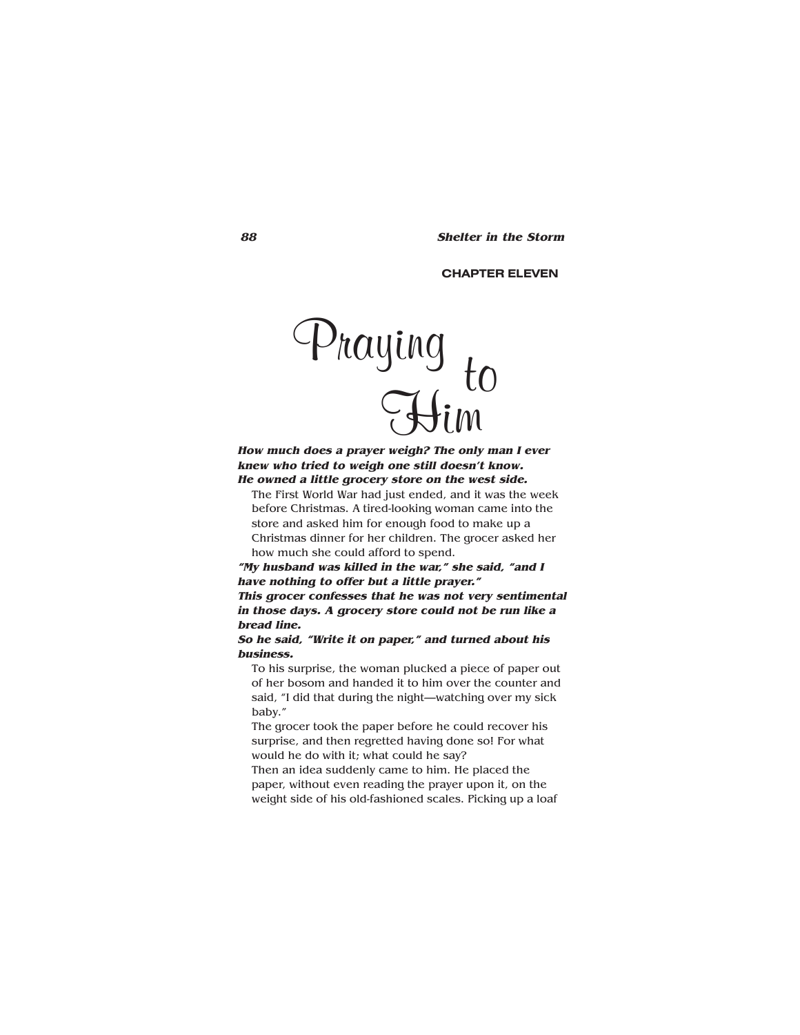## CHAPTER ELEVEN

# Praying to Him

***How much does a prayer weigh? The only man I ever knew who tried to weigh one still doesn't know. He owned a little grocery store on the west side.***

The First World War had just ended, and it was the week before Christmas. A tired-looking woman came into the store and asked him for enough food to make up a Christmas dinner for her children. The grocer asked her how much she could afford to spend.

***"My husband was killed in the war," she said, "and I have nothing to offer but a little prayer."***

***This grocer confesses that he was not very sentimental in those days. A grocery store could not be run like a bread line.***

***So he said, "Write it on paper," and turned about his business.***

To his surprise, the woman plucked a piece of paper out of her bosom and handed it to him over the counter and said, "I did that during the night—watching over my sick baby."

The grocer took the paper before he could recover his surprise, and then regretted having done so! For what would he do with it; what could he say?

Then an idea suddenly came to him. He placed the paper, without even reading the prayer upon it, on the weight side of his old-fashioned scales. Picking up a loaf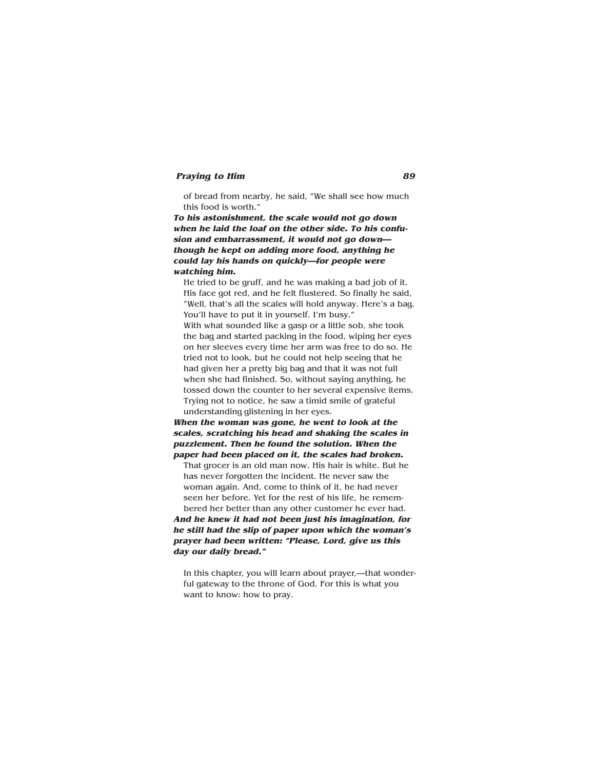of bread from nearby, he said, "We shall see how much this food is worth."

***To his astonishment, the scale would not go down when he laid the loaf on the other side. To his confusion and embarrassment, it would not go down—though he kept on adding more food, anything he could lay his hands on quickly—for people were watching him.***

He tried to be gruff, and he was making a bad job of it. His face got red, and he felt flustered. So finally he said, "Well, that's all the scales will hold anyway. Here's a bag. You'll have to put it in yourself. I'm busy."

With what sounded like a gasp or a little sob, she took the bag and started packing in the food, wiping her eyes on her sleeves every time her arm was free to do so. He tried not to look, but he could not help seeing that he had given her a pretty big bag and that it was not full when she had finished. So, without saying anything, he tossed down the counter to her several expensive items. Trying not to notice, he saw a timid smile of grateful understanding glistening in her eyes.

***When the woman was gone, he went to look at the scales, scratching his head and shaking the scales in puzzlement. Then he found the solution. When the paper had been placed on it, the scales had broken.***

That grocer is an old man now. His hair is white. But he has never forgotten the incident. He never saw the woman again. And, come to think of it, he had never seen her before. Yet for the rest of his life, he remembered her better than any other customer he ever had.

***And he knew it had not been just his imagination, for he still had the slip of paper upon which the woman's prayer had been written: "Please, Lord, give us this day our daily bread."***

In this chapter, you will learn about prayer,—that wonderful gateway to the throne of God. For this is what you want to know: how to pray.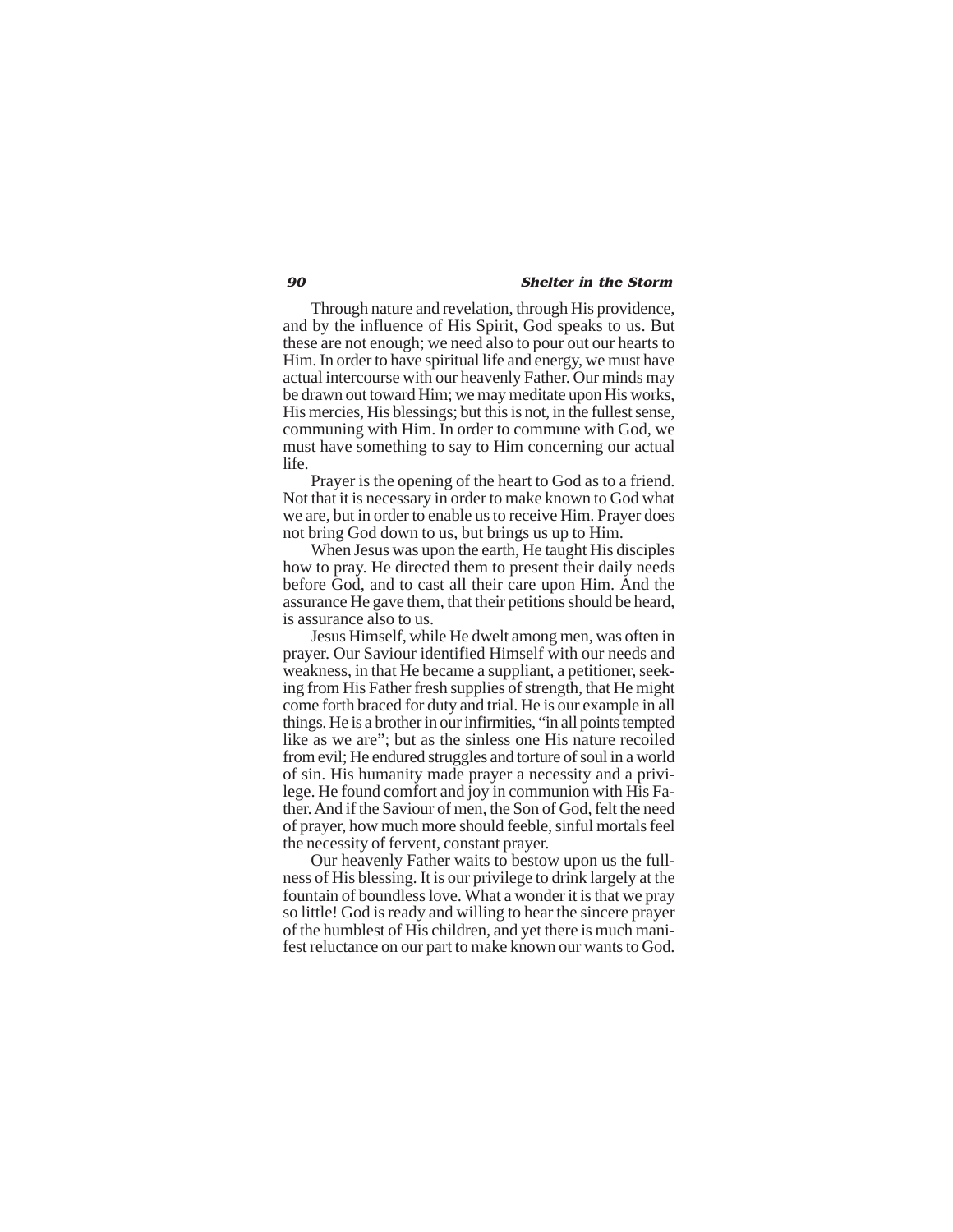Through nature and revelation, through His providence, and by the influence of His Spirit, God speaks to us. But these are not enough; we need also to pour out our hearts to Him. In order to have spiritual life and energy, we must have actual intercourse with our heavenly Father. Our minds may be drawn out toward Him; we may meditate upon His works, His mercies, His blessings; but this is not, in the fullest sense, communing with Him. In order to commune with God, we must have something to say to Him concerning our actual life.

Prayer is the opening of the heart to God as to a friend. Not that it is necessary in order to make known to God what we are, but in order to enable us to receive Him. Prayer does not bring God down to us, but brings us up to Him.

When Jesus was upon the earth, He taught His disciples how to pray. He directed them to present their daily needs before God, and to cast all their care upon Him. And the assurance He gave them, that their petitions should be heard, is assurance also to us.

Jesus Himself, while He dwelt among men, was often in prayer. Our Saviour identified Himself with our needs and weakness, in that He became a suppliant, a petitioner, seeking from His Father fresh supplies of strength, that He might come forth braced for duty and trial. He is our example in all things. He is a brother in our infirmities, "in all points tempted like as we are"; but as the sinless one His nature recoiled from evil; He endured struggles and torture of soul in a world of sin. His humanity made prayer a necessity and a privilege. He found comfort and joy in communion with His Father. And if the Saviour of men, the Son of God, felt the need of prayer, how much more should feeble, sinful mortals feel the necessity of fervent, constant prayer.

Our heavenly Father waits to bestow upon us the fullness of His blessing. It is our privilege to drink largely at the fountain of boundless love. What a wonder it is that we pray so little! God is ready and willing to hear the sincere prayer of the humblest of His children, and yet there is much manifest reluctance on our part to make known our wants to God.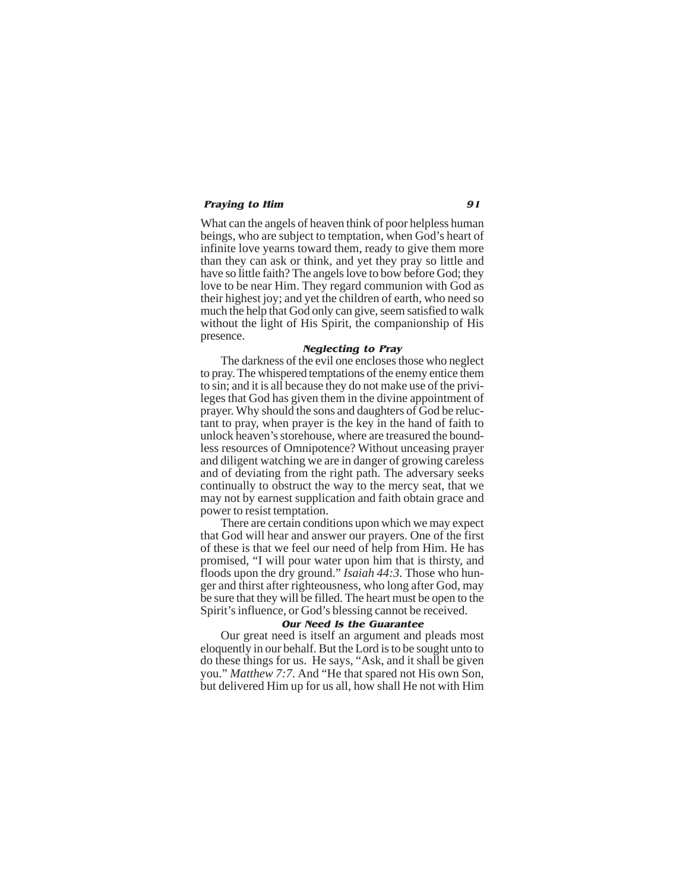What can the angels of heaven think of poor helpless human beings, who are subject to temptation, when God's heart of infinite love yearns toward them, ready to give them more than they can ask or think, and yet they pray so little and have so little faith? The angels love to bow before God; they love to be near Him. They regard communion with God as their highest joy; and yet the children of earth, who need so much the help that God only can give, seem satisfied to walk without the light of His Spirit, the companionship of His presence.

### *Neglecting to Pray*

The darkness of the evil one encloses those who neglect to pray. The whispered temptations of the enemy entice them to sin; and it is all because they do not make use of the privileges that God has given them in the divine appointment of prayer. Why should the sons and daughters of God be reluctant to pray, when prayer is the key in the hand of faith to unlock heaven's storehouse, where are treasured the boundless resources of Omnipotence? Without unceasing prayer and diligent watching we are in danger of growing careless and of deviating from the right path. The adversary seeks continually to obstruct the way to the mercy seat, that we may not by earnest supplication and faith obtain grace and power to resist temptation.

There are certain conditions upon which we may expect that God will hear and answer our prayers. One of the first of these is that we feel our need of help from Him. He has promised, "I will pour water upon him that is thirsty, and floods upon the dry ground." *Isaiah 44:3*. Those who hunger and thirst after righteousness, who long after God, may be sure that they will be filled. The heart must be open to the Spirit's influence, or God's blessing cannot be received.

### *Our Need Is the Guarantee*

Our great need is itself an argument and pleads most eloquently in our behalf. But the Lord is to be sought unto to do these things for us. He says, "Ask, and it shall be given you." *Matthew 7:7*. And "He that spared not His own Son, but delivered Him up for us all, how shall He not with Him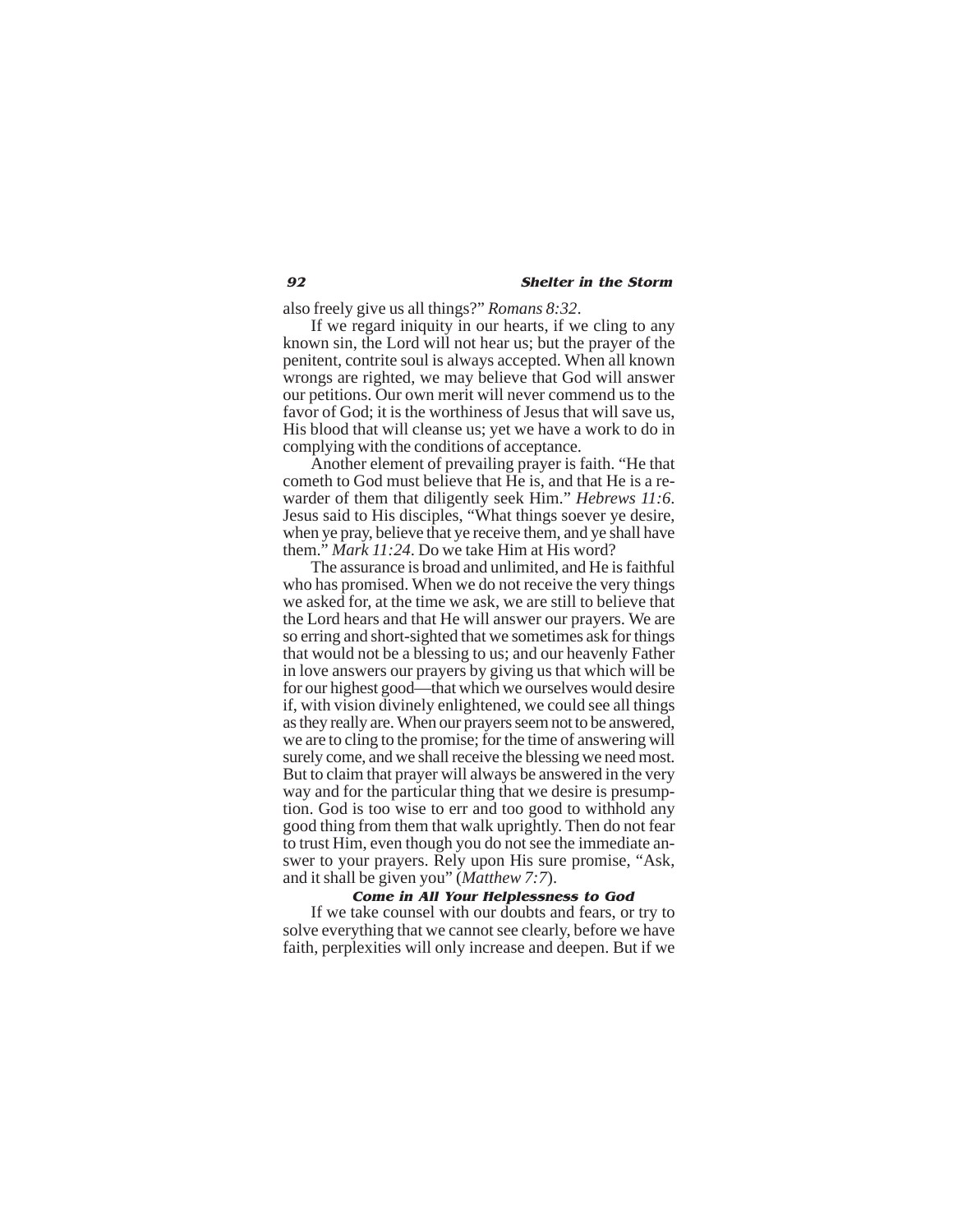also freely give us all things?" *Romans 8:32*.

If we regard iniquity in our hearts, if we cling to any known sin, the Lord will not hear us; but the prayer of the penitent, contrite soul is always accepted. When all known wrongs are righted, we may believe that God will answer our petitions. Our own merit will never commend us to the favor of God; it is the worthiness of Jesus that will save us, His blood that will cleanse us; yet we have a work to do in complying with the conditions of acceptance.

Another element of prevailing prayer is faith. "He that cometh to God must believe that He is, and that He is a rewarder of them that diligently seek Him." *Hebrews 11:6*. Jesus said to His disciples, "What things soever ye desire, when ye pray, believe that ye receive them, and ye shall have them." *Mark 11:24*. Do we take Him at His word?

The assurance is broad and unlimited, and He is faithful who has promised. When we do not receive the very things we asked for, at the time we ask, we are still to believe that the Lord hears and that He will answer our prayers. We are so erring and short-sighted that we sometimes ask for things that would not be a blessing to us; and our heavenly Father in love answers our prayers by giving us that which will be for our highest good—that which we ourselves would desire if, with vision divinely enlightened, we could see all things as they really are. When our prayers seem not to be answered, we are to cling to the promise; for the time of answering will surely come, and we shall receive the blessing we need most. But to claim that prayer will always be answered in the very way and for the particular thing that we desire is presumption. God is too wise to err and too good to withhold any good thing from them that walk uprightly. Then do not fear to trust Him, even though you do not see the immediate answer to your prayers. Rely upon His sure promise, "Ask, and it shall be given you" (*Matthew 7:7*).

### Come in All Your Helplessness to God

If we take counsel with our doubts and fears, or try to solve everything that we cannot see clearly, before we have faith, perplexities will only increase and deepen. But if we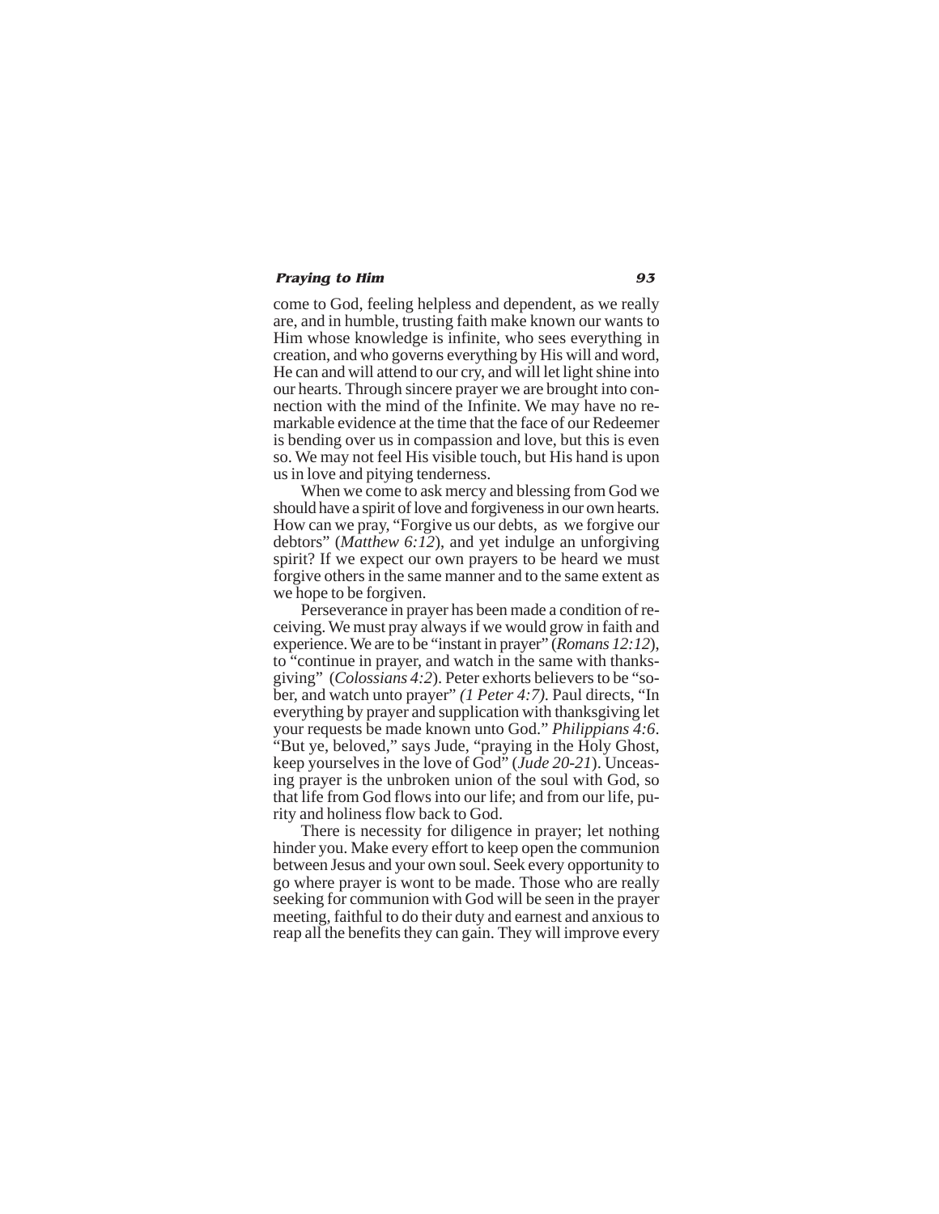come to God, feeling helpless and dependent, as we really are, and in humble, trusting faith make known our wants to Him whose knowledge is infinite, who sees everything in creation, and who governs everything by His will and word, He can and will attend to our cry, and will let light shine into our hearts. Through sincere prayer we are brought into connection with the mind of the Infinite. We may have no remarkable evidence at the time that the face of our Redeemer is bending over us in compassion and love, but this is even so. We may not feel His visible touch, but His hand is upon us in love and pitying tenderness.

When we come to ask mercy and blessing from God we should have a spirit of love and forgiveness in our own hearts. How can we pray, "Forgive us our debts, as we forgive our debtors" (*Matthew 6:12*), and yet indulge an unforgiving spirit? If we expect our own prayers to be heard we must forgive others in the same manner and to the same extent as we hope to be forgiven.

Perseverance in prayer has been made a condition of receiving. We must pray always if we would grow in faith and experience. We are to be "instant in prayer" (*Romans 12:12*), to "continue in prayer, and watch in the same with thanksgiving" (*Colossians 4:2*). Peter exhorts believers to be "sober, and watch unto prayer" *(1 Peter 4:7)*. Paul directs, "In everything by prayer and supplication with thanksgiving let your requests be made known unto God." *Philippians 4:6*. "But ye, beloved," says Jude, "praying in the Holy Ghost, keep yourselves in the love of God" (*Jude 20-21*). Unceasing prayer is the unbroken union of the soul with God, so that life from God flows into our life; and from our life, purity and holiness flow back to God.

There is necessity for diligence in prayer; let nothing hinder you. Make every effort to keep open the communion between Jesus and your own soul. Seek every opportunity to go where prayer is wont to be made. Those who are really seeking for communion with God will be seen in the prayer meeting, faithful to do their duty and earnest and anxious to reap all the benefits they can gain. They will improve every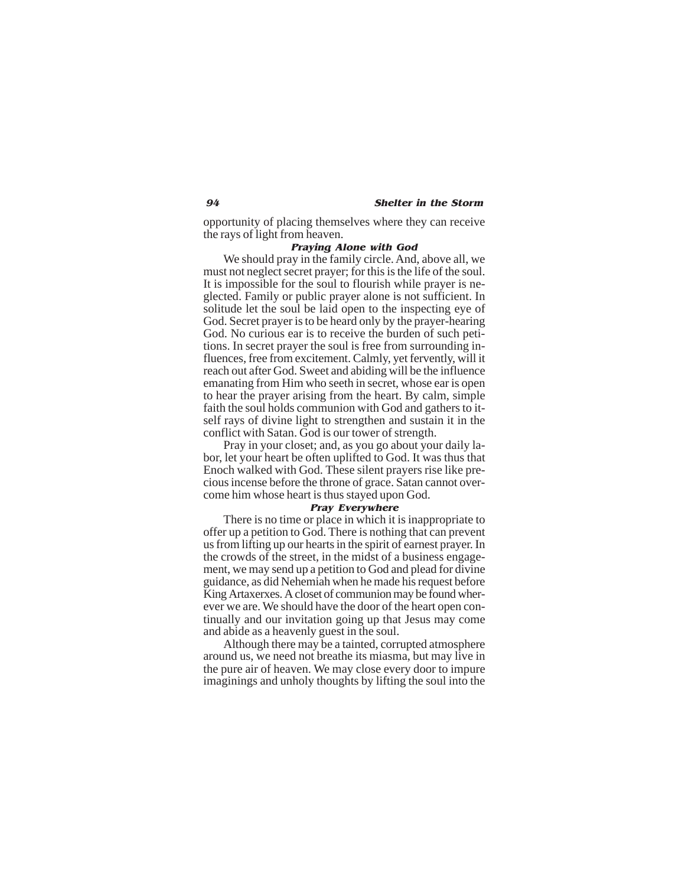opportunity of placing themselves where they can receive the rays of light from heaven.

### *Praying Alone with God*

We should pray in the family circle. And, above all, we must not neglect secret prayer; for this is the life of the soul. It is impossible for the soul to flourish while prayer is neglected. Family or public prayer alone is not sufficient. In solitude let the soul be laid open to the inspecting eye of God. Secret prayer is to be heard only by the prayer-hearing God. No curious ear is to receive the burden of such petitions. In secret prayer the soul is free from surrounding influences, free from excitement. Calmly, yet fervently, will it reach out after God. Sweet and abiding will be the influence emanating from Him who seeth in secret, whose ear is open to hear the prayer arising from the heart. By calm, simple faith the soul holds communion with God and gathers to itself rays of divine light to strengthen and sustain it in the conflict with Satan. God is our tower of strength.

Pray in your closet; and, as you go about your daily labor, let your heart be often uplifted to God. It was thus that Enoch walked with God. These silent prayers rise like precious incense before the throne of grace. Satan cannot overcome him whose heart is thus stayed upon God.

### *Pray Everywhere*

There is no time or place in which it is inappropriate to offer up a petition to God. There is nothing that can prevent us from lifting up our hearts in the spirit of earnest prayer. In the crowds of the street, in the midst of a business engagement, we may send up a petition to God and plead for divine guidance, as did Nehemiah when he made his request before King Artaxerxes. A closet of communion may be found wherever we are. We should have the door of the heart open continually and our invitation going up that Jesus may come and abide as a heavenly guest in the soul.

Although there may be a tainted, corrupted atmosphere around us, we need not breathe its miasma, but may live in the pure air of heaven. We may close every door to impure imaginings and unholy thoughts by lifting the soul into the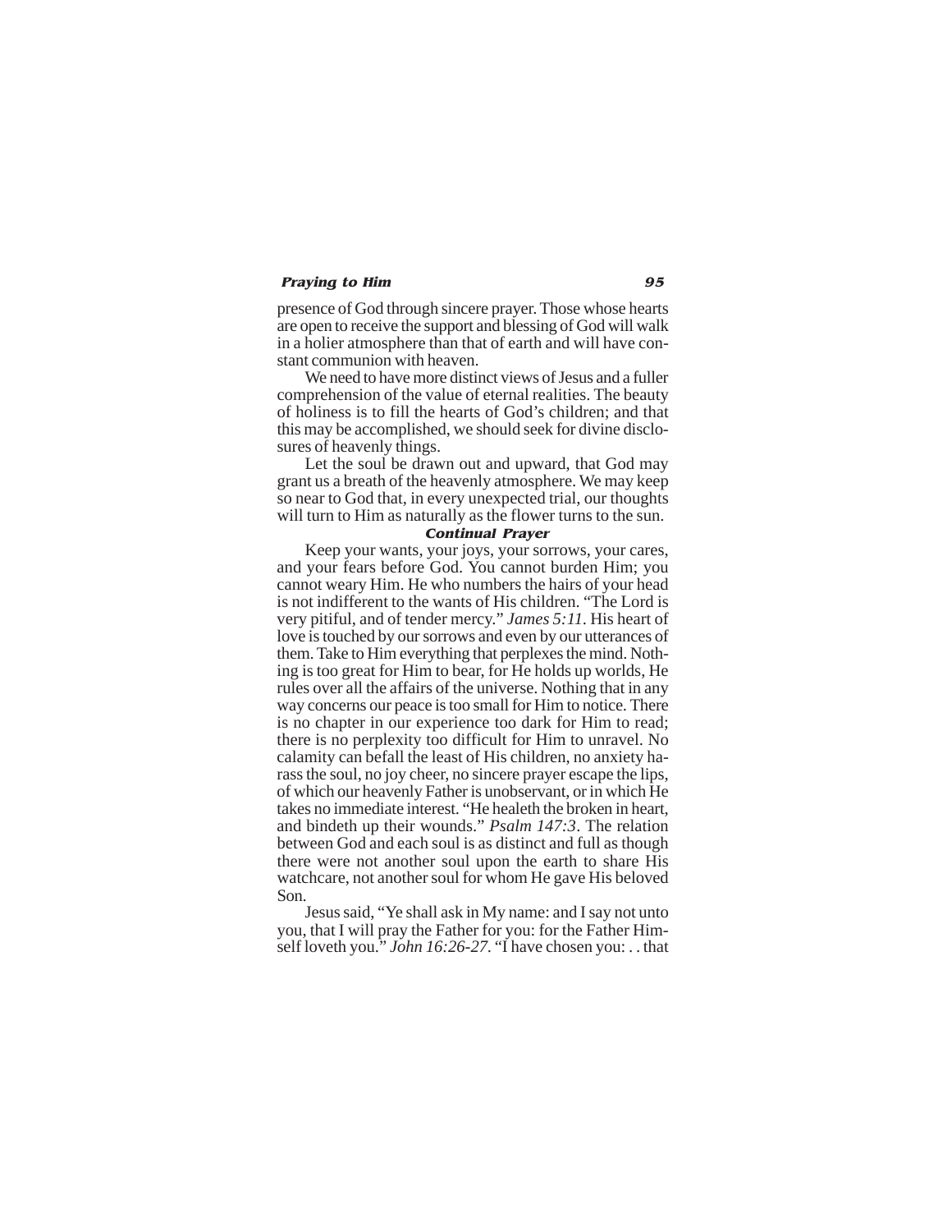presence of God through sincere prayer. Those whose hearts are open to receive the support and blessing of God will walk in a holier atmosphere than that of earth and will have constant communion with heaven.

We need to have more distinct views of Jesus and a fuller comprehension of the value of eternal realities. The beauty of holiness is to fill the hearts of God's children; and that this may be accomplished, we should seek for divine disclosures of heavenly things.

Let the soul be drawn out and upward, that God may grant us a breath of the heavenly atmosphere. We may keep so near to God that, in every unexpected trial, our thoughts will turn to Him as naturally as the flower turns to the sun.

### *Continual Prayer*

Keep your wants, your joys, your sorrows, your cares, and your fears before God. You cannot burden Him; you cannot weary Him. He who numbers the hairs of your head is not indifferent to the wants of His children. "The Lord is very pitiful, and of tender mercy." *James 5:11*. His heart of love is touched by our sorrows and even by our utterances of them. Take to Him everything that perplexes the mind. Nothing is too great for Him to bear, for He holds up worlds, He rules over all the affairs of the universe. Nothing that in any way concerns our peace is too small for Him to notice. There is no chapter in our experience too dark for Him to read; there is no perplexity too difficult for Him to unravel. No calamity can befall the least of His children, no anxiety harass the soul, no joy cheer, no sincere prayer escape the lips, of which our heavenly Father is unobservant, or in which He takes no immediate interest. "He healeth the broken in heart, and bindeth up their wounds." *Psalm 147:3*. The relation between God and each soul is as distinct and full as though there were not another soul upon the earth to share His watchcare, not another soul for whom He gave His beloved Son.

Jesus said, "Ye shall ask in My name: and I say not unto you, that I will pray the Father for you: for the Father Himself loveth you." *John 16:26-27*. "I have chosen you: . . that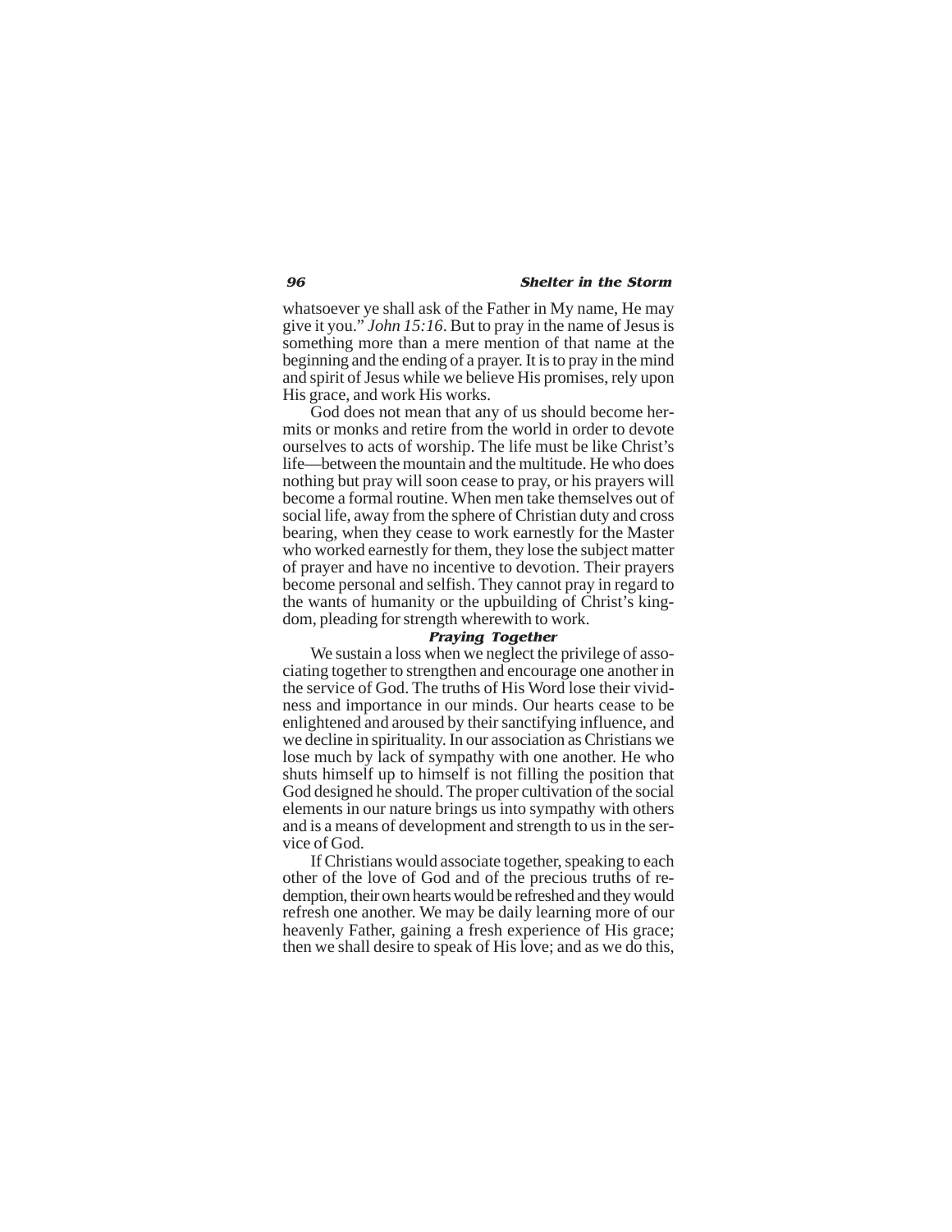whatsoever ye shall ask of the Father in My name, He may give it you." *John 15:16*. But to pray in the name of Jesus is something more than a mere mention of that name at the beginning and the ending of a prayer. It is to pray in the mind and spirit of Jesus while we believe His promises, rely upon His grace, and work His works.

God does not mean that any of us should become hermits or monks and retire from the world in order to devote ourselves to acts of worship. The life must be like Christ's life—between the mountain and the multitude. He who does nothing but pray will soon cease to pray, or his prayers will become a formal routine. When men take themselves out of social life, away from the sphere of Christian duty and cross bearing, when they cease to work earnestly for the Master who worked earnestly for them, they lose the subject matter of prayer and have no incentive to devotion. Their prayers become personal and selfish. They cannot pray in regard to the wants of humanity or the upbuilding of Christ's kingdom, pleading for strength wherewith to work.

### Praying Together

We sustain a loss when we neglect the privilege of associating together to strengthen and encourage one another in the service of God. The truths of His Word lose their vividness and importance in our minds. Our hearts cease to be enlightened and aroused by their sanctifying influence, and we decline in spirituality. In our association as Christians we lose much by lack of sympathy with one another. He who shuts himself up to himself is not filling the position that God designed he should. The proper cultivation of the social elements in our nature brings us into sympathy with others and is a means of development and strength to us in the service of God.

If Christians would associate together, speaking to each other of the love of God and of the precious truths of redemption, their own hearts would be refreshed and they would refresh one another. We may be daily learning more of our heavenly Father, gaining a fresh experience of His grace; then we shall desire to speak of His love; and as we do this,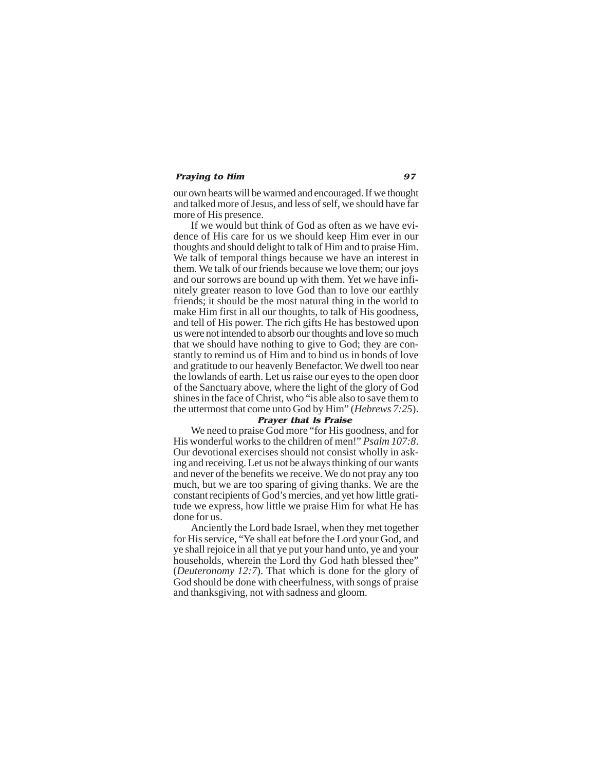our own hearts will be warmed and encouraged. If we thought and talked more of Jesus, and less of self, we should have far more of His presence.

If we would but think of God as often as we have evidence of His care for us we should keep Him ever in our thoughts and should delight to talk of Him and to praise Him. We talk of temporal things because we have an interest in them. We talk of our friends because we love them; our joys and our sorrows are bound up with them. Yet we have infinitely greater reason to love God than to love our earthly friends; it should be the most natural thing in the world to make Him first in all our thoughts, to talk of His goodness, and tell of His power. The rich gifts He has bestowed upon us were not intended to absorb our thoughts and love so much that we should have nothing to give to God; they are constantly to remind us of Him and to bind us in bonds of love and gratitude to our heavenly Benefactor. We dwell too near the lowlands of earth. Let us raise our eyes to the open door of the Sanctuary above, where the light of the glory of God shines in the face of Christ, who "is able also to save them to the uttermost that come unto God by Him" (*Hebrews 7:25*).

### Prayer that Is Praise

We need to praise God more "for His goodness, and for His wonderful works to the children of men!" *Psalm 107:8*. Our devotional exercises should not consist wholly in asking and receiving. Let us not be always thinking of our wants and never of the benefits we receive. We do not pray any too much, but we are too sparing of giving thanks. We are the constant recipients of God's mercies, and yet how little gratitude we express, how little we praise Him for what He has done for us.

Anciently the Lord bade Israel, when they met together for His service, "Ye shall eat before the Lord your God, and ye shall rejoice in all that ye put your hand unto, ye and your households, wherein the Lord thy God hath blessed thee" (*Deuteronomy 12:7*). That which is done for the glory of God should be done with cheerfulness, with songs of praise and thanksgiving, not with sadness and gloom.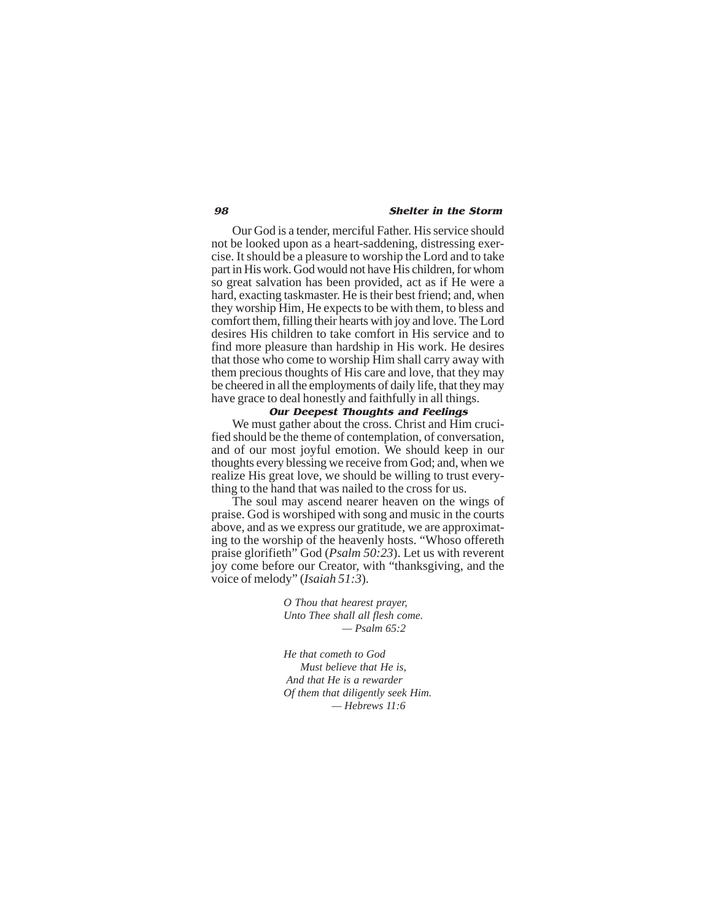Our God is a tender, merciful Father. His service should not be looked upon as a heart-saddening, distressing exercise. It should be a pleasure to worship the Lord and to take part in His work. God would not have His children, for whom so great salvation has been provided, act as if He were a hard, exacting taskmaster. He is their best friend; and, when they worship Him, He expects to be with them, to bless and comfort them, filling their hearts with joy and love. The Lord desires His children to take comfort in His service and to find more pleasure than hardship in His work. He desires that those who come to worship Him shall carry away with them precious thoughts of His care and love, that they may be cheered in all the employments of daily life, that they may have grace to deal honestly and faithfully in all things.

### Our Deepest Thoughts and Feelings

We must gather about the cross. Christ and Him crucified should be the theme of contemplation, of conversation, and of our most joyful emotion. We should keep in our thoughts every blessing we receive from God; and, when we realize His great love, we should be willing to trust everything to the hand that was nailed to the cross for us.

The soul may ascend nearer heaven on the wings of praise. God is worshiped with song and music in the courts above, and as we express our gratitude, we are approximating to the worship of the heavenly hosts. "Whoso offereth praise glorifieth" God (*Psalm 50:23*). Let us with reverent joy come before our Creator, with "thanksgiving, and the voice of melody" (*Isaiah 51:3*).

*O Thou that hearest prayer,*
*Unto Thee shall all flesh come.*
*— Psalm 65:2*

*He that cometh to God*
*Must believe that He is,*
*And that He is a rewarder*
*Of them that diligently seek Him.*
*— Hebrews 11:6*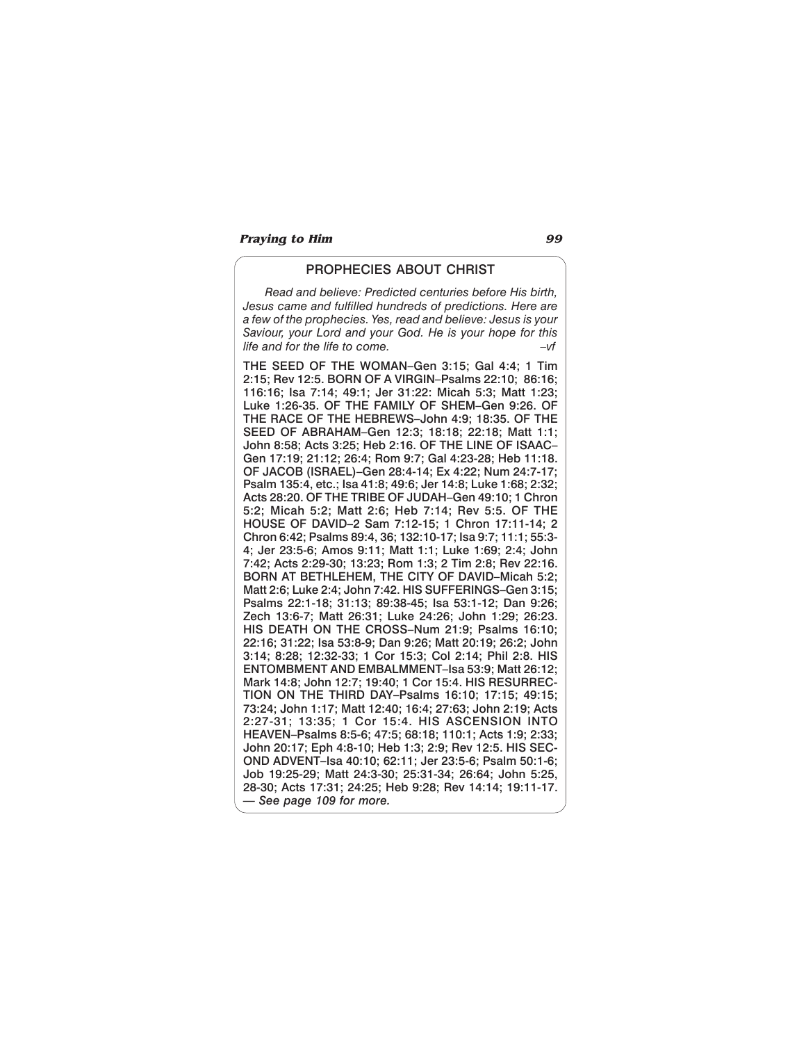## PROPHECIES ABOUT CHRIST

*Read and believe: Predicted centuries before His birth, Jesus came and fulfilled hundreds of predictions. Here are a few of the prophecies. Yes, read and believe: Jesus is your Saviour, your Lord and your God. He is your hope for this life and for the life to come.* *–vf*

THE SEED OF THE WOMAN–Gen 3:15; Gal 4:4; 1 Tim 2:15; Rev 12:5. BORN OF A VIRGIN–Psalms 22:10; 86:16; 116:16; Isa 7:14; 49:1; Jer 31:22: Micah 5:3; Matt 1:23; Luke 1:26-35. OF THE FAMILY OF SHEM–Gen 9:26. OF THE RACE OF THE HEBREWS–John 4:9; 18:35. OF THE SEED OF ABRAHAM–Gen 12:3; 18:18; 22:18; Matt 1:1; John 8:58; Acts 3:25; Heb 2:16. OF THE LINE OF ISAAC–Gen 17:19; 21:12; 26:4; Rom 9:7; Gal 4:23-28; Heb 11:18. OF JACOB (ISRAEL)–Gen 28:4-14; Ex 4:22; Num 24:7-17; Psalm 135:4, etc.; Isa 41:8; 49:6; Jer 14:8; Luke 1:68; 2:32; Acts 28:20. OF THE TRIBE OF JUDAH–Gen 49:10; 1 Chron 5:2; Micah 5:2; Matt 2:6; Heb 7:14; Rev 5:5. OF THE HOUSE OF DAVID–2 Sam 7:12-15; 1 Chron 17:11-14; 2 Chron 6:42; Psalms 89:4, 36; 132:10-17; Isa 9:7; 11:1; 55:3-4; Jer 23:5-6; Amos 9:11; Matt 1:1; Luke 1:69; 2:4; John 7:42; Acts 2:29-30; 13:23; Rom 1:3; 2 Tim 2:8; Rev 22:16. BORN AT BETHLEHEM, THE CITY OF DAVID–Micah 5:2; Matt 2:6; Luke 2:4; John 7:42. HIS SUFFERINGS–Gen 3:15; Psalms 22:1-18; 31:13; 89:38-45; Isa 53:1-12; Dan 9:26; Zech 13:6-7; Matt 26:31; Luke 24:26; John 1:29; 26:23. HIS DEATH ON THE CROSS–Num 21:9; Psalms 16:10; 22:16; 31:22; Isa 53:8-9; Dan 9:26; Matt 20:19; 26:2; John 3:14; 8:28; 12:32-33; 1 Cor 15:3; Col 2:14; Phil 2:8. HIS ENTOMBMENT AND EMBALMMENT–Isa 53:9; Matt 26:12; Mark 14:8; John 12:7; 19:40; 1 Cor 15:4. HIS RESURRECTION ON THE THIRD DAY–Psalms 16:10; 17:15; 49:15; 73:24; John 1:17; Matt 12:40; 16:4; 27:63; John 2:19; Acts 2:27-31; 13:35; 1 Cor 15:4. HIS ASCENSION INTO HEAVEN–Psalms 8:5-6; 47:5; 68:18; 110:1; Acts 1:9; 2:33; John 20:17; Eph 4:8-10; Heb 1:3; 2:9; Rev 12:5. HIS SECOND ADVENT–Isa 40:10; 62:11; Jer 23:5-6; Psalm 50:1-6; Job 19:25-29; Matt 24:3-30; 25:31-34; 26:64; John 5:25, 28-30; Acts 17:31; 24:25; Heb 9:28; Rev 14:14; 19:11-17. *— See page 109 for more.*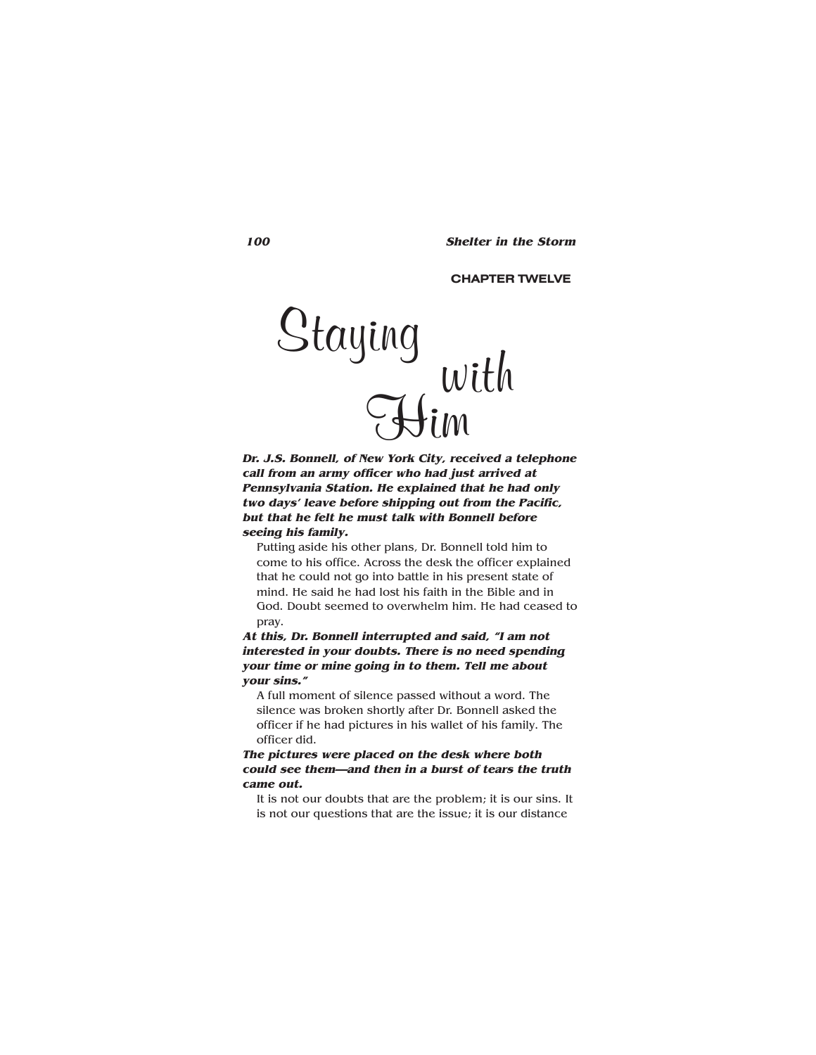**CHAPTER TWELVE**

# Staying with Him

***Dr. J.S. Bonnell, of New York City, received a telephone call from an army officer who had just arrived at Pennsylvania Station. He explained that he had only two days' leave before shipping out from the Pacific, but that he felt he must talk with Bonnell before seeing his family.***

Putting aside his other plans, Dr. Bonnell told him to come to his office. Across the desk the officer explained that he could not go into battle in his present state of mind. He said he had lost his faith in the Bible and in God. Doubt seemed to overwhelm him. He had ceased to pray.

***At this, Dr. Bonnell interrupted and said, "I am not interested in your doubts. There is no need spending your time or mine going in to them. Tell me about your sins."***

A full moment of silence passed without a word. The silence was broken shortly after Dr. Bonnell asked the officer if he had pictures in his wallet of his family. The officer did.

***The pictures were placed on the desk where both could see them—and then in a burst of tears the truth came out.***

It is not our doubts that are the problem; it is our sins. It is not our questions that are the issue; it is our distance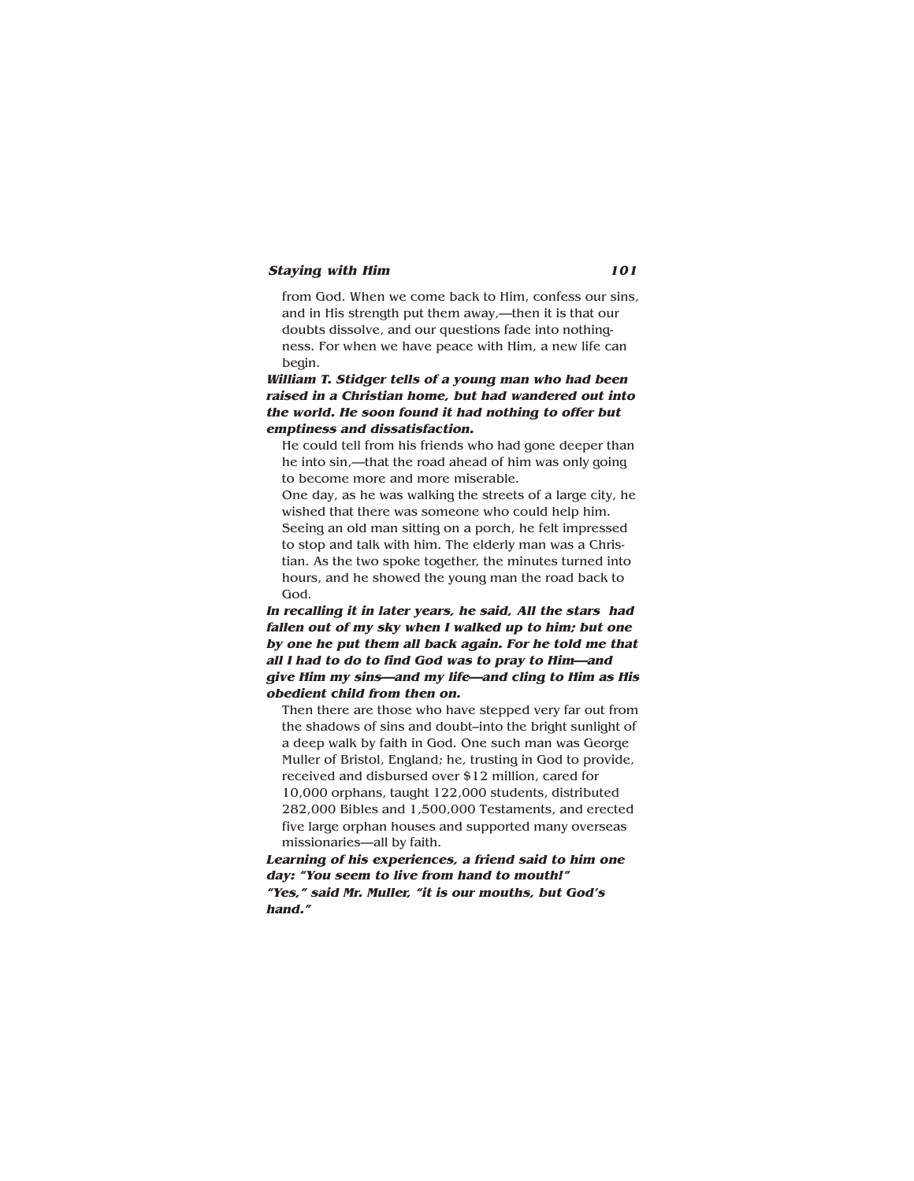from God. When we come back to Him, confess our sins, and in His strength put them away,—then it is that our doubts dissolve, and our questions fade into nothingness. For when we have peace with Him, a new life can begin.

***William T. Stidger tells of a young man who had been raised in a Christian home, but had wandered out into the world. He soon found it had nothing to offer but emptiness and dissatisfaction.***

He could tell from his friends who had gone deeper than he into sin,—that the road ahead of him was only going to become more and more miserable.

One day, as he was walking the streets of a large city, he wished that there was someone who could help him. Seeing an old man sitting on a porch, he felt impressed to stop and talk with him. The elderly man was a Christian. As the two spoke together, the minutes turned into hours, and he showed the young man the road back to God.

***In recalling it in later years, he said, All the stars had fallen out of my sky when I walked up to him; but one by one he put them all back again. For he told me that all I had to do to find God was to pray to Him—and give Him my sins—and my life—and cling to Him as His obedient child from then on.***

Then there are those who have stepped very far out from the shadows of sins and doubt–into the bright sunlight of a deep walk by faith in God. One such man was George Muller of Bristol, England; he, trusting in God to provide, received and disbursed over $12 million, cared for 10,000 orphans, taught 122,000 students, distributed 282,000 Bibles and 1,500,000 Testaments, and erected five large orphan houses and supported many overseas missionaries—all by faith.

***Learning of his experiences, a friend said to him one day: "You seem to live from hand to mouth!"***
***"Yes," said Mr. Muller, "it is our mouths, but God's hand."***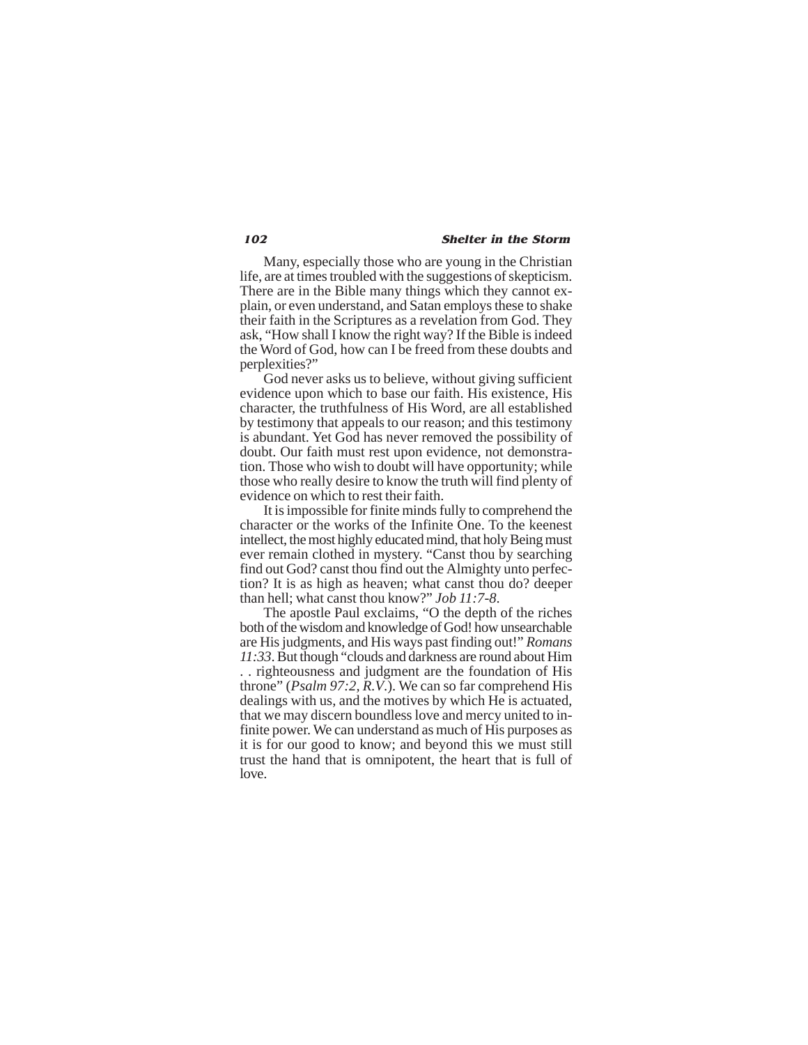Many, especially those who are young in the Christian life, are at times troubled with the suggestions of skepticism. There are in the Bible many things which they cannot explain, or even understand, and Satan employs these to shake their faith in the Scriptures as a revelation from God. They ask, "How shall I know the right way? If the Bible is indeed the Word of God, how can I be freed from these doubts and perplexities?"

God never asks us to believe, without giving sufficient evidence upon which to base our faith. His existence, His character, the truthfulness of His Word, are all established by testimony that appeals to our reason; and this testimony is abundant. Yet God has never removed the possibility of doubt. Our faith must rest upon evidence, not demonstration. Those who wish to doubt will have opportunity; while those who really desire to know the truth will find plenty of evidence on which to rest their faith.

It is impossible for finite minds fully to comprehend the character or the works of the Infinite One. To the keenest intellect, the most highly educated mind, that holy Being must ever remain clothed in mystery. "Canst thou by searching find out God? canst thou find out the Almighty unto perfection? It is as high as heaven; what canst thou do? deeper than hell; what canst thou know?" *Job 11:7-8*.

The apostle Paul exclaims, "O the depth of the riches both of the wisdom and knowledge of God! how unsearchable are His judgments, and His ways past finding out!" *Romans 11:33*. But though "clouds and darkness are round about Him . . righteousness and judgment are the foundation of His throne" (*Psalm 97:2, R.V.*). We can so far comprehend His dealings with us, and the motives by which He is actuated, that we may discern boundless love and mercy united to infinite power. We can understand as much of His purposes as it is for our good to know; and beyond this we must still trust the hand that is omnipotent, the heart that is full of love.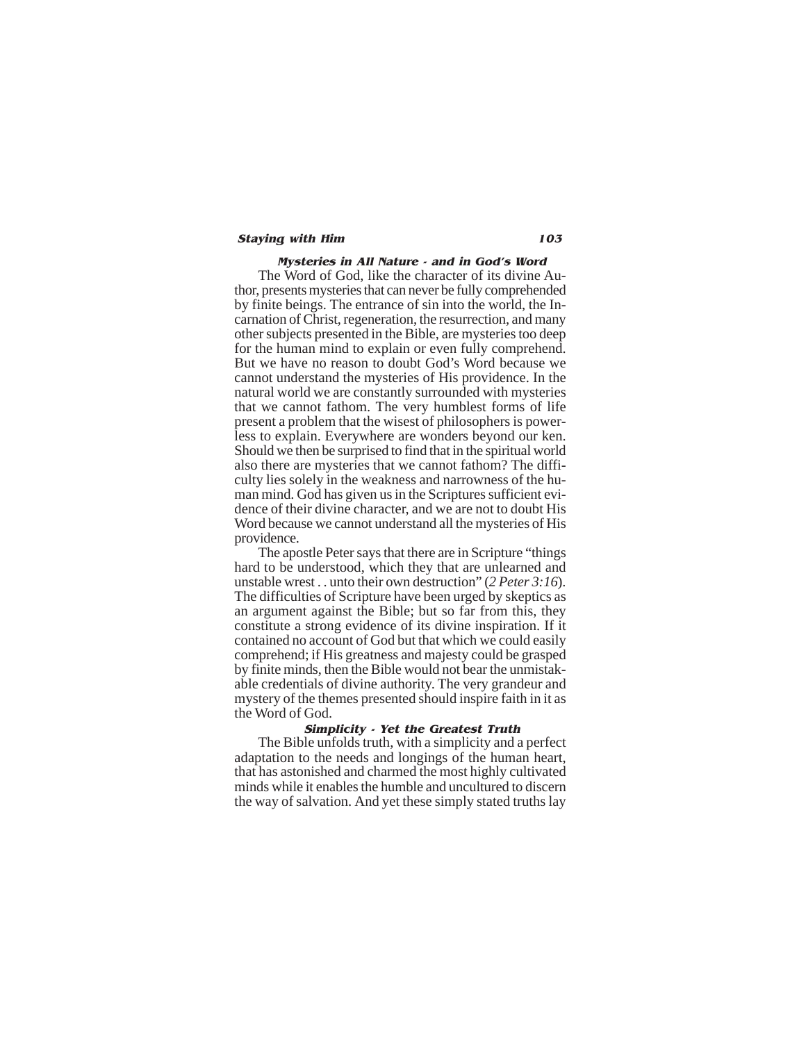### Mysteries in All Nature - and in God's Word

The Word of God, like the character of its divine Author, presents mysteries that can never be fully comprehended by finite beings. The entrance of sin into the world, the Incarnation of Christ, regeneration, the resurrection, and many other subjects presented in the Bible, are mysteries too deep for the human mind to explain or even fully comprehend. But we have no reason to doubt God's Word because we cannot understand the mysteries of His providence. In the natural world we are constantly surrounded with mysteries that we cannot fathom. The very humblest forms of life present a problem that the wisest of philosophers is powerless to explain. Everywhere are wonders beyond our ken. Should we then be surprised to find that in the spiritual world also there are mysteries that we cannot fathom? The difficulty lies solely in the weakness and narrowness of the human mind. God has given us in the Scriptures sufficient evidence of their divine character, and we are not to doubt His Word because we cannot understand all the mysteries of His providence.

The apostle Peter says that there are in Scripture "things hard to be understood, which they that are unlearned and unstable wrest . . unto their own destruction" (*2 Peter 3:16*). The difficulties of Scripture have been urged by skeptics as an argument against the Bible; but so far from this, they constitute a strong evidence of its divine inspiration. If it contained no account of God but that which we could easily comprehend; if His greatness and majesty could be grasped by finite minds, then the Bible would not bear the unmistakable credentials of divine authority. The very grandeur and mystery of the themes presented should inspire faith in it as the Word of God.

### Simplicity - Yet the Greatest Truth

The Bible unfolds truth, with a simplicity and a perfect adaptation to the needs and longings of the human heart, that has astonished and charmed the most highly cultivated minds while it enables the humble and uncultured to discern the way of salvation. And yet these simply stated truths lay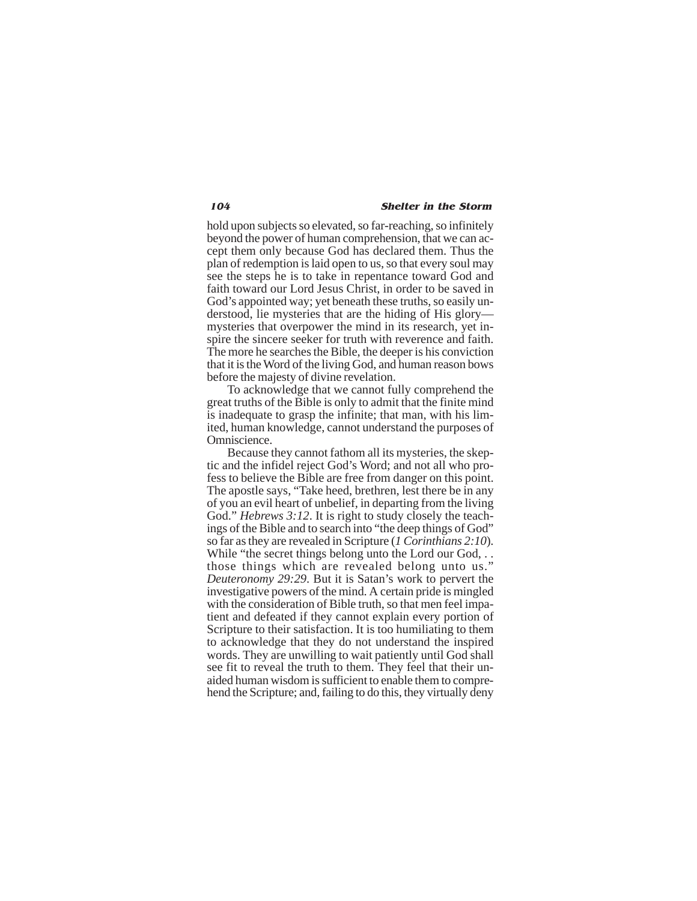hold upon subjects so elevated, so far-reaching, so infinitely beyond the power of human comprehension, that we can accept them only because God has declared them. Thus the plan of redemption is laid open to us, so that every soul may see the steps he is to take in repentance toward God and faith toward our Lord Jesus Christ, in order to be saved in God's appointed way; yet beneath these truths, so easily understood, lie mysteries that are the hiding of His glory—mysteries that overpower the mind in its research, yet inspire the sincere seeker for truth with reverence and faith. The more he searches the Bible, the deeper is his conviction that it is the Word of the living God, and human reason bows before the majesty of divine revelation.

To acknowledge that we cannot fully comprehend the great truths of the Bible is only to admit that the finite mind is inadequate to grasp the infinite; that man, with his limited, human knowledge, cannot understand the purposes of Omniscience.

Because they cannot fathom all its mysteries, the skeptic and the infidel reject God's Word; and not all who profess to believe the Bible are free from danger on this point. The apostle says, "Take heed, brethren, lest there be in any of you an evil heart of unbelief, in departing from the living God." *Hebrews 3:12*. It is right to study closely the teachings of the Bible and to search into "the deep things of God" so far as they are revealed in Scripture (*1 Corinthians 2:10*). While "the secret things belong unto the Lord our God, . . those things which are revealed belong unto us." *Deuteronomy 29:29*. But it is Satan's work to pervert the investigative powers of the mind. A certain pride is mingled with the consideration of Bible truth, so that men feel impatient and defeated if they cannot explain every portion of Scripture to their satisfaction. It is too humiliating to them to acknowledge that they do not understand the inspired words. They are unwilling to wait patiently until God shall see fit to reveal the truth to them. They feel that their unaided human wisdom is sufficient to enable them to comprehend the Scripture; and, failing to do this, they virtually deny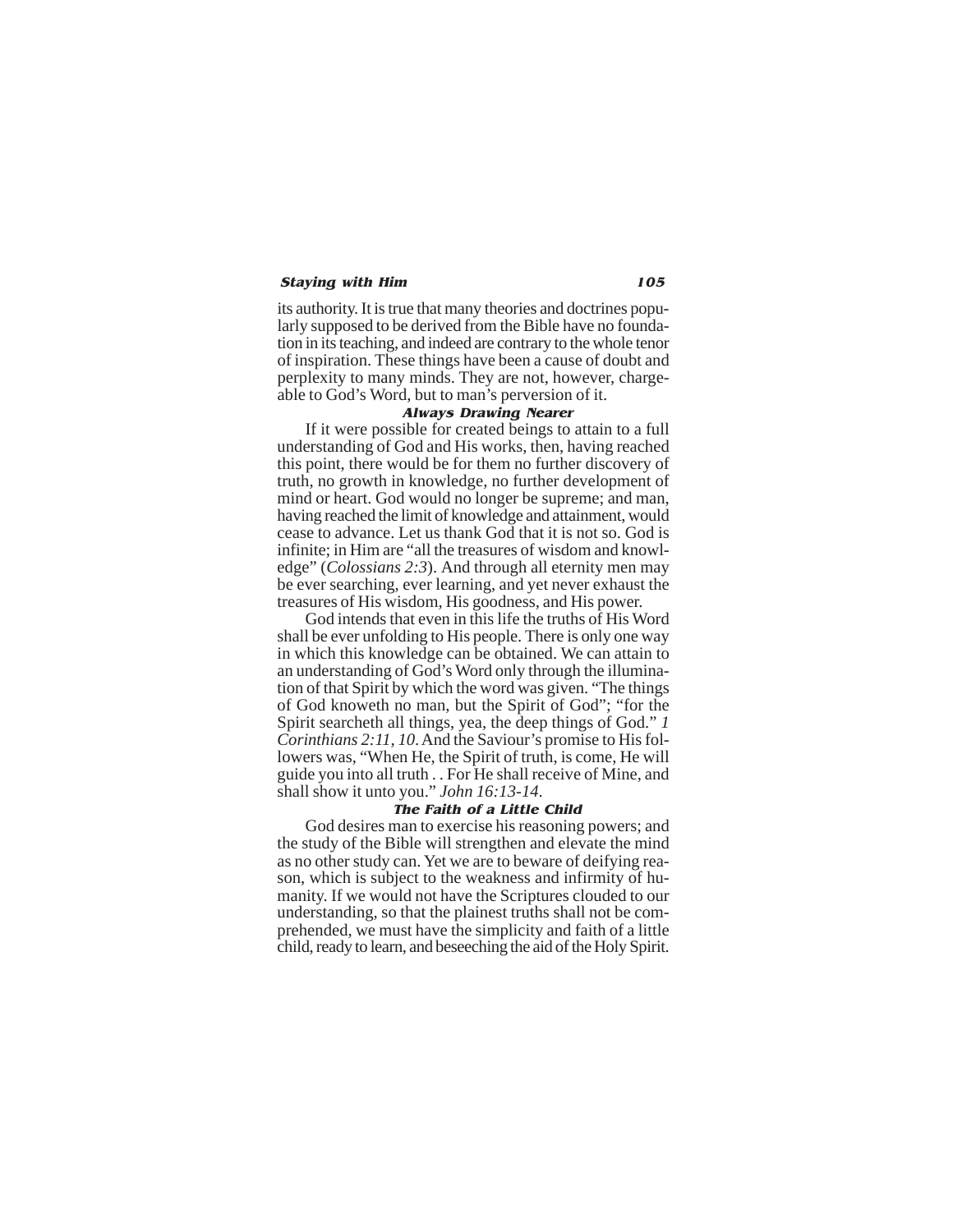its authority. It is true that many theories and doctrines popularly supposed to be derived from the Bible have no foundation in its teaching, and indeed are contrary to the whole tenor of inspiration. These things have been a cause of doubt and perplexity to many minds. They are not, however, chargeable to God's Word, but to man's perversion of it.

### Always Drawing Nearer

If it were possible for created beings to attain to a full understanding of God and His works, then, having reached this point, there would be for them no further discovery of truth, no growth in knowledge, no further development of mind or heart. God would no longer be supreme; and man, having reached the limit of knowledge and attainment, would cease to advance. Let us thank God that it is not so. God is infinite; in Him are "all the treasures of wisdom and knowledge" (*Colossians 2:3*). And through all eternity men may be ever searching, ever learning, and yet never exhaust the treasures of His wisdom, His goodness, and His power.

God intends that even in this life the truths of His Word shall be ever unfolding to His people. There is only one way in which this knowledge can be obtained. We can attain to an understanding of God's Word only through the illumination of that Spirit by which the word was given. "The things of God knoweth no man, but the Spirit of God"; "for the Spirit searcheth all things, yea, the deep things of God." *1 Corinthians 2:11, 10*. And the Saviour's promise to His followers was, "When He, the Spirit of truth, is come, He will guide you into all truth . . For He shall receive of Mine, and shall show it unto you." *John 16:13-14*.

### The Faith of a Little Child

God desires man to exercise his reasoning powers; and the study of the Bible will strengthen and elevate the mind as no other study can. Yet we are to beware of deifying reason, which is subject to the weakness and infirmity of humanity. If we would not have the Scriptures clouded to our understanding, so that the plainest truths shall not be comprehended, we must have the simplicity and faith of a little child, ready to learn, and beseeching the aid of the Holy Spirit.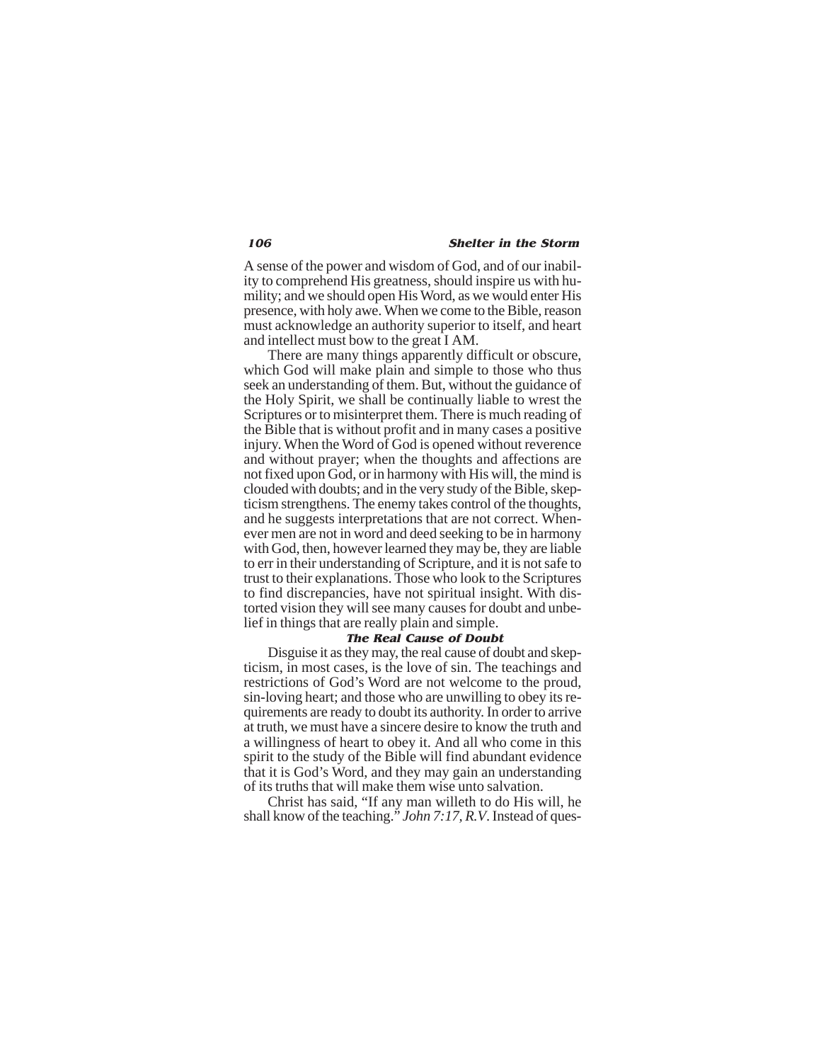A sense of the power and wisdom of God, and of our inability to comprehend His greatness, should inspire us with humility; and we should open His Word, as we would enter His presence, with holy awe. When we come to the Bible, reason must acknowledge an authority superior to itself, and heart and intellect must bow to the great I AM.

There are many things apparently difficult or obscure, which God will make plain and simple to those who thus seek an understanding of them. But, without the guidance of the Holy Spirit, we shall be continually liable to wrest the Scriptures or to misinterpret them. There is much reading of the Bible that is without profit and in many cases a positive injury. When the Word of God is opened without reverence and without prayer; when the thoughts and affections are not fixed upon God, or in harmony with His will, the mind is clouded with doubts; and in the very study of the Bible, skepticism strengthens. The enemy takes control of the thoughts, and he suggests interpretations that are not correct. Whenever men are not in word and deed seeking to be in harmony with God, then, however learned they may be, they are liable to err in their understanding of Scripture, and it is not safe to trust to their explanations. Those who look to the Scriptures to find discrepancies, have not spiritual insight. With distorted vision they will see many causes for doubt and unbelief in things that are really plain and simple.

### The Real Cause of Doubt

Disguise it as they may, the real cause of doubt and skepticism, in most cases, is the love of sin. The teachings and restrictions of God's Word are not welcome to the proud, sin-loving heart; and those who are unwilling to obey its requirements are ready to doubt its authority. In order to arrive at truth, we must have a sincere desire to know the truth and a willingness of heart to obey it. And all who come in this spirit to the study of the Bible will find abundant evidence that it is God's Word, and they may gain an understanding of its truths that will make them wise unto salvation.

Christ has said, "If any man willeth to do His will, he shall know of the teaching." *John 7:17, R.V*. Instead of ques-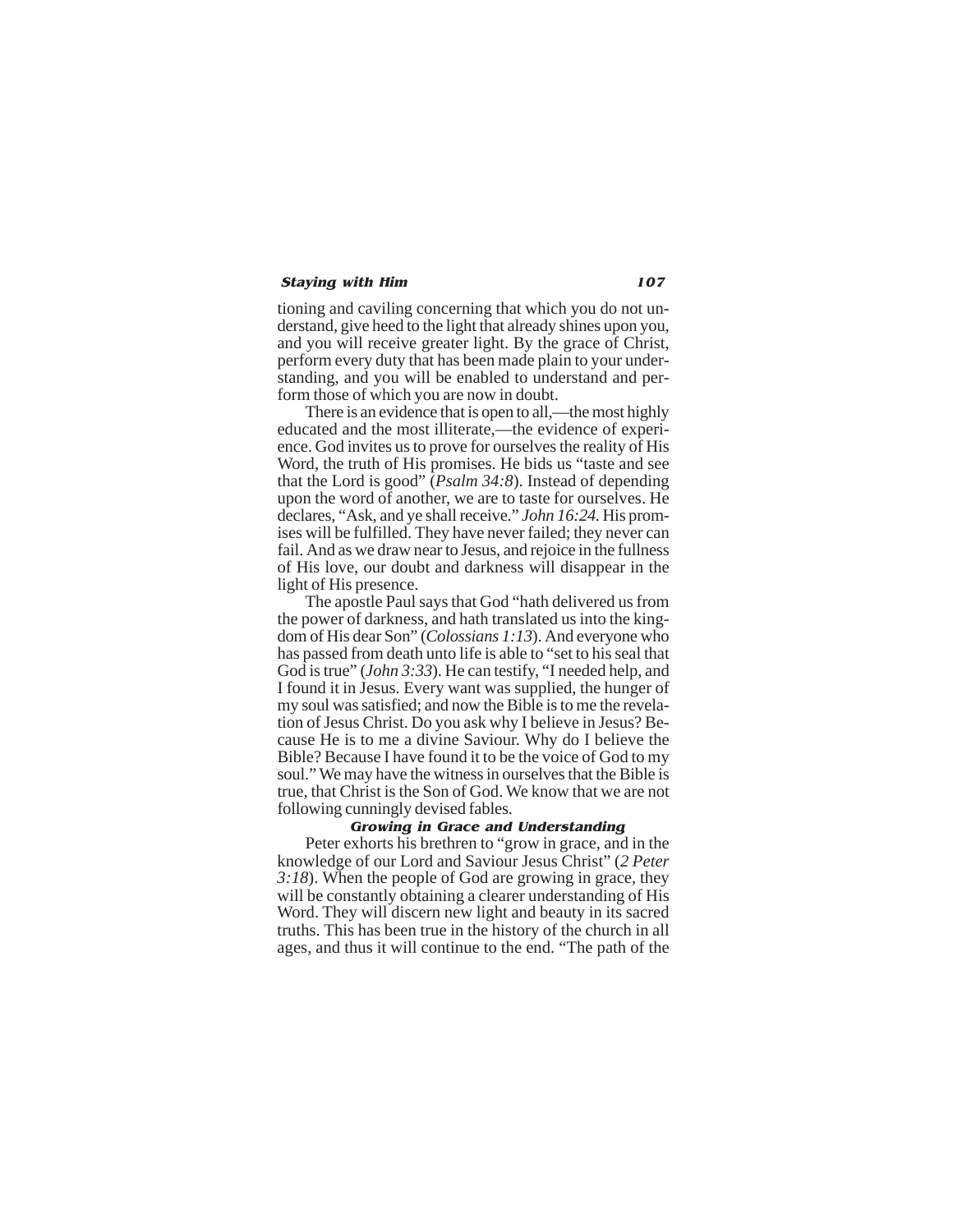tioning and caviling concerning that which you do not understand, give heed to the light that already shines upon you, and you will receive greater light. By the grace of Christ, perform every duty that has been made plain to your understanding, and you will be enabled to understand and perform those of which you are now in doubt.

There is an evidence that is open to all,—the most highly educated and the most illiterate,—the evidence of experience. God invites us to prove for ourselves the reality of His Word, the truth of His promises. He bids us "taste and see that the Lord is good" (*Psalm 34:8*). Instead of depending upon the word of another, we are to taste for ourselves. He declares, "Ask, and ye shall receive." *John 16:24.* His promises will be fulfilled. They have never failed; they never can fail. And as we draw near to Jesus, and rejoice in the fullness of His love, our doubt and darkness will disappear in the light of His presence.

The apostle Paul says that God "hath delivered us from the power of darkness, and hath translated us into the kingdom of His dear Son" (*Colossians 1:13*). And everyone who has passed from death unto life is able to "set to his seal that God is true" (*John 3:33*). He can testify, "I needed help, and I found it in Jesus. Every want was supplied, the hunger of my soul was satisfied; and now the Bible is to me the revelation of Jesus Christ. Do you ask why I believe in Jesus? Because He is to me a divine Saviour. Why do I believe the Bible? Because I have found it to be the voice of God to my soul." We may have the witness in ourselves that the Bible is true, that Christ is the Son of God. We know that we are not following cunningly devised fables.

### Growing in Grace and Understanding

Peter exhorts his brethren to "grow in grace, and in the knowledge of our Lord and Saviour Jesus Christ" (*2 Peter 3:18*). When the people of God are growing in grace, they will be constantly obtaining a clearer understanding of His Word. They will discern new light and beauty in its sacred truths. This has been true in the history of the church in all ages, and thus it will continue to the end. "The path of the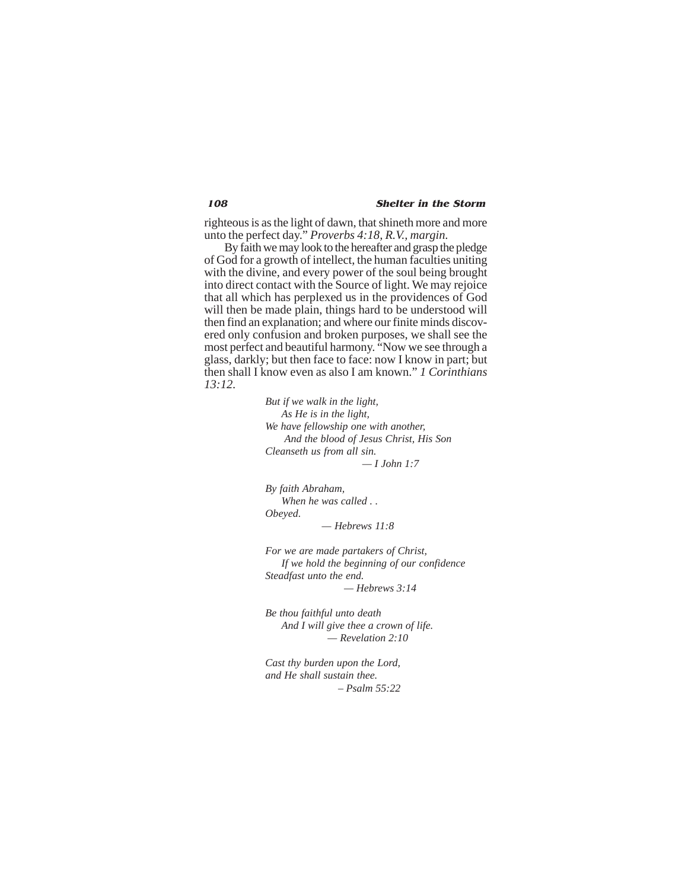righteous is as the light of dawn, that shineth more and more unto the perfect day." *Proverbs 4:18, R.V., margin*.

By faith we may look to the hereafter and grasp the pledge of God for a growth of intellect, the human faculties uniting with the divine, and every power of the soul being brought into direct contact with the Source of light. We may rejoice that all which has perplexed us in the providences of God will then be made plain, things hard to be understood will then find an explanation; and where our finite minds discovered only confusion and broken purposes, we shall see the most perfect and beautiful harmony. "Now we see through a glass, darkly; but then face to face: now I know in part; but then shall I know even as also I am known." *1 Corinthians 13:12*.

*But if we walk in the light,*
*As He is in the light,*
*We have fellowship one with another,*
*And the blood of Jesus Christ, His Son*
*Cleanseth us from all sin.*
*— I John 1:7*

*By faith Abraham,*
*When he was called . .*
*Obeyed.*
*— Hebrews 11:8*

*For we are made partakers of Christ,*
*If we hold the beginning of our confidence*
*Steadfast unto the end.*
*— Hebrews 3:14*

*Be thou faithful unto death*
*And I will give thee a crown of life.*
*— Revelation 2:10*

*Cast thy burden upon the Lord,*
*and He shall sustain thee.*
*– Psalm 55:22*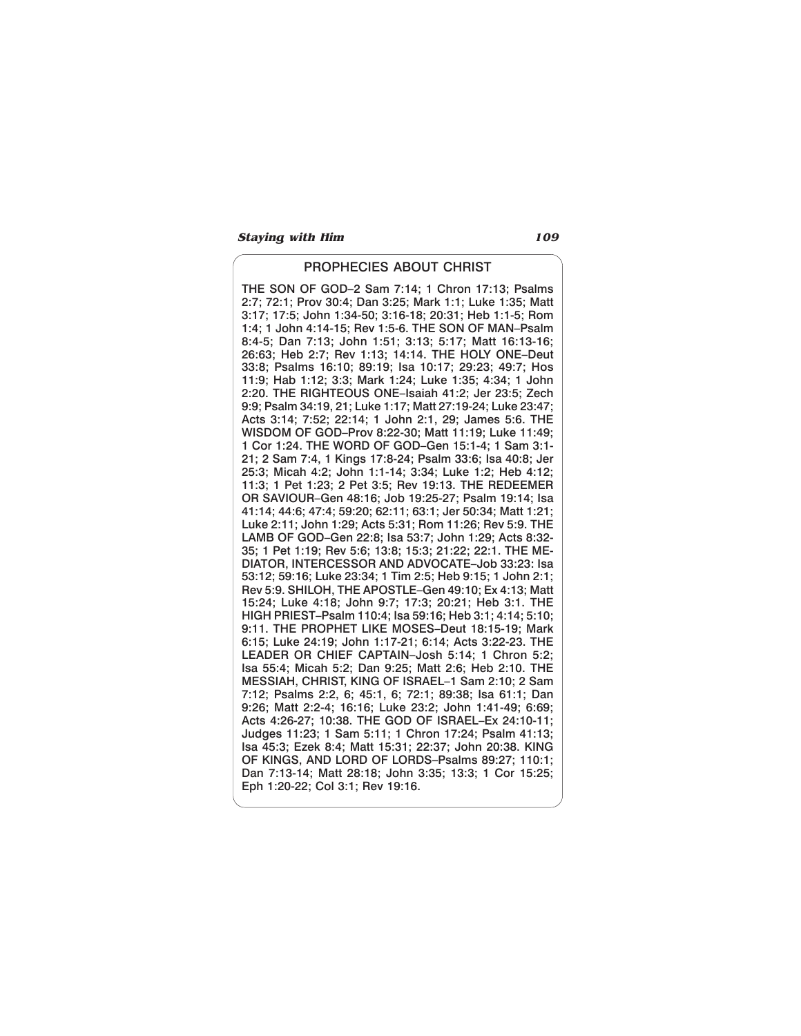## PROPHECIES ABOUT CHRIST

THE SON OF GOD–2 Sam 7:14; 1 Chron 17:13; Psalms 2:7; 72:1; Prov 30:4; Dan 3:25; Mark 1:1; Luke 1:35; Matt 3:17; 17:5; John 1:34-50; 3:16-18; 20:31; Heb 1:1-5; Rom 1:4; 1 John 4:14-15; Rev 1:5-6. THE SON OF MAN–Psalm 8:4-5; Dan 7:13; John 1:51; 3:13; 5:17; Matt 16:13-16; 26:63; Heb 2:7; Rev 1:13; 14:14. THE HOLY ONE–Deut 33:8; Psalms 16:10; 89:19; Isa 10:17; 29:23; 49:7; Hos 11:9; Hab 1:12; 3:3; Mark 1:24; Luke 1:35; 4:34; 1 John 2:20. THE RIGHTEOUS ONE–Isaiah 41:2; Jer 23:5; Zech 9:9; Psalm 34:19, 21; Luke 1:17; Matt 27:19-24; Luke 23:47; Acts 3:14; 7:52; 22:14; 1 John 2:1, 29; James 5:6. THE WISDOM OF GOD–Prov 8:22-30; Matt 11:19; Luke 11:49; 1 Cor 1:24. THE WORD OF GOD–Gen 15:1-4; 1 Sam 3:1-21; 2 Sam 7:4, 1 Kings 17:8-24; Psalm 33:6; Isa 40:8; Jer 25:3; Micah 4:2; John 1:1-14; 3:34; Luke 1:2; Heb 4:12; 11:3; 1 Pet 1:23; 2 Pet 3:5; Rev 19:13. THE REDEEMER OR SAVIOUR–Gen 48:16; Job 19:25-27; Psalm 19:14; Isa 41:14; 44:6; 47:4; 59:20; 62:11; 63:1; Jer 50:34; Matt 1:21; Luke 2:11; John 1:29; Acts 5:31; Rom 11:26; Rev 5:9. THE LAMB OF GOD–Gen 22:8; Isa 53:7; John 1:29; Acts 8:32-35; 1 Pet 1:19; Rev 5:6; 13:8; 15:3; 21:22; 22:1. THE MEDIATOR, INTERCESSOR AND ADVOCATE–Job 33:23: Isa 53:12; 59:16; Luke 23:34; 1 Tim 2:5; Heb 9:15; 1 John 2:1; Rev 5:9. SHILOH, THE APOSTLE–Gen 49:10; Ex 4:13; Matt 15:24; Luke 4:18; John 9:7; 17:3; 20:21; Heb 3:1. THE HIGH PRIEST–Psalm 110:4; Isa 59:16; Heb 3:1; 4:14; 5:10; 9:11. THE PROPHET LIKE MOSES–Deut 18:15-19; Mark 6:15; Luke 24:19; John 1:17-21; 6:14; Acts 3:22-23. THE LEADER OR CHIEF CAPTAIN–Josh 5:14; 1 Chron 5:2; Isa 55:4; Micah 5:2; Dan 9:25; Matt 2:6; Heb 2:10. THE MESSIAH, CHRIST, KING OF ISRAEL–1 Sam 2:10; 2 Sam 7:12; Psalms 2:2, 6; 45:1, 6; 72:1; 89:38; Isa 61:1; Dan 9:26; Matt 2:2-4; 16:16; Luke 23:2; John 1:41-49; 6:69; Acts 4:26-27; 10:38. THE GOD OF ISRAEL–Ex 24:10-11; Judges 11:23; 1 Sam 5:11; 1 Chron 17:24; Psalm 41:13; Isa 45:3; Ezek 8:4; Matt 15:31; 22:37; John 20:38. KING OF KINGS, AND LORD OF LORDS–Psalms 89:27; 110:1; Dan 7:13-14; Matt 28:18; John 3:35; 13:3; 1 Cor 15:25; Eph 1:20-22; Col 3:1; Rev 19:16.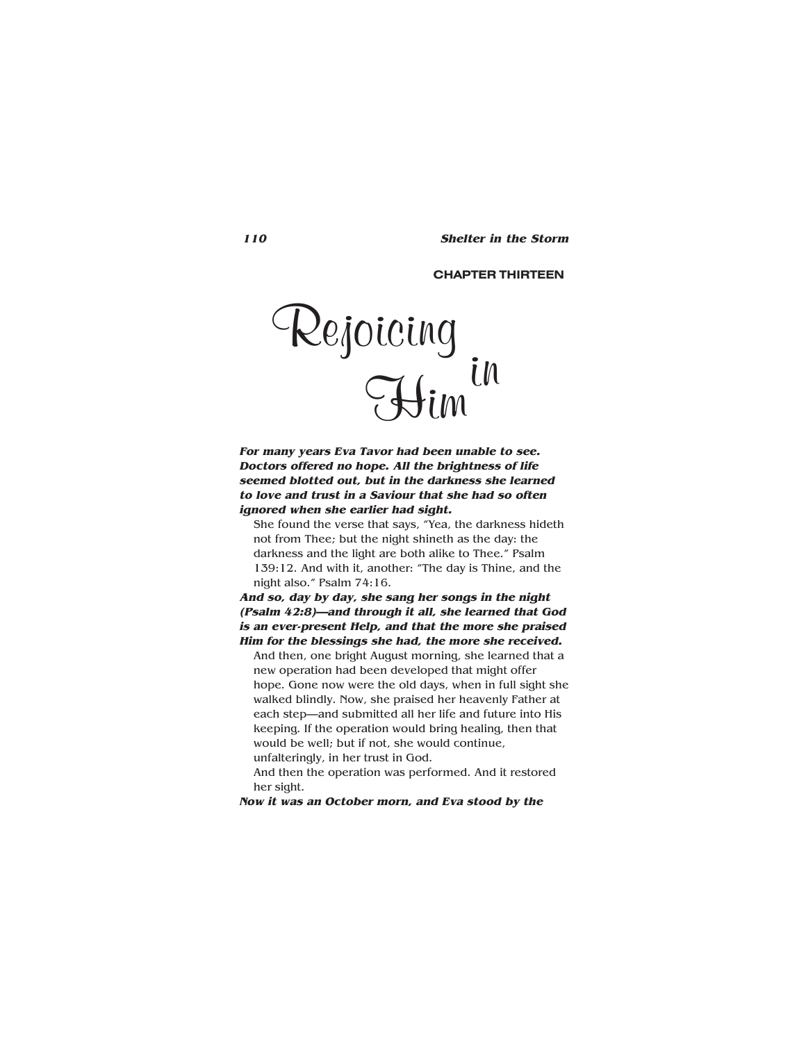CHAPTER THIRTEEN

# Rejoicing in Him

***For many years Eva Tavor had been unable to see. Doctors offered no hope. All the brightness of life seemed blotted out, but in the darkness she learned to love and trust in a Saviour that she had so often ignored when she earlier had sight.***

She found the verse that says, "Yea, the darkness hideth not from Thee; but the night shineth as the day: the darkness and the light are both alike to Thee." Psalm 139:12. And with it, another: "The day is Thine, and the night also." Psalm 74:16.

***And so, day by day, she sang her songs in the night (Psalm 42:8)—and through it all, she learned that God is an ever-present Help, and that the more she praised Him for the blessings she had, the more she received.***

And then, one bright August morning, she learned that a new operation had been developed that might offer hope. Gone now were the old days, when in full sight she walked blindly. Now, she praised her heavenly Father at each step—and submitted all her life and future into His keeping. If the operation would bring healing, then that would be well; but if not, she would continue, unfalteringly, in her trust in God.

And then the operation was performed. And it restored her sight.

***Now it was an October morn, and Eva stood by the***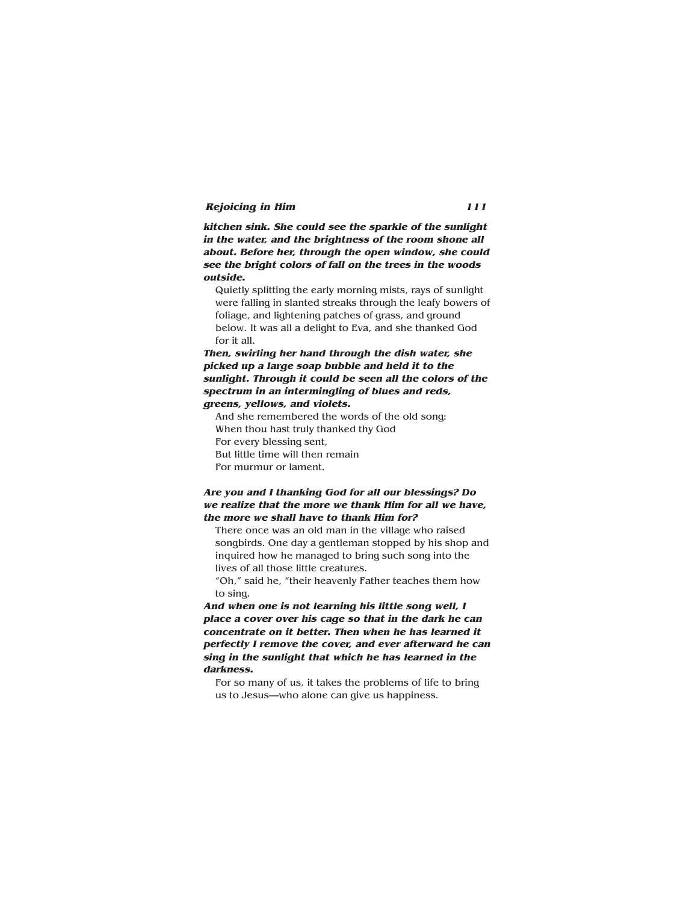***kitchen sink. She could see the sparkle of the sunlight in the water, and the brightness of the room shone all about. Before her, through the open window, she could see the bright colors of fall on the trees in the woods outside.***

Quietly splitting the early morning mists, rays of sunlight were falling in slanted streaks through the leafy bowers of foliage, and lightening patches of grass, and ground below. It was all a delight to Eva, and she thanked God for it all.

***Then, swirling her hand through the dish water, she picked up a large soap bubble and held it to the sunlight. Through it could be seen all the colors of the spectrum in an intermingling of blues and reds, greens, yellows, and violets.***

And she remembered the words of the old song:
When thou hast truly thanked thy God
For every blessing sent,
But little time will then remain
For murmur or lament.

***Are you and I thanking God for all our blessings? Do we realize that the more we thank Him for all we have, the more we shall have to thank Him for?***

There once was an old man in the village who raised songbirds. One day a gentleman stopped by his shop and inquired how he managed to bring such song into the lives of all those little creatures.

"Oh," said he, "their heavenly Father teaches them how to sing.

***And when one is not learning his little song well, I place a cover over his cage so that in the dark he can concentrate on it better. Then when he has learned it perfectly I remove the cover, and ever afterward he can sing in the sunlight that which he has learned in the darkness.***

For so many of us, it takes the problems of life to bring us to Jesus—who alone can give us happiness.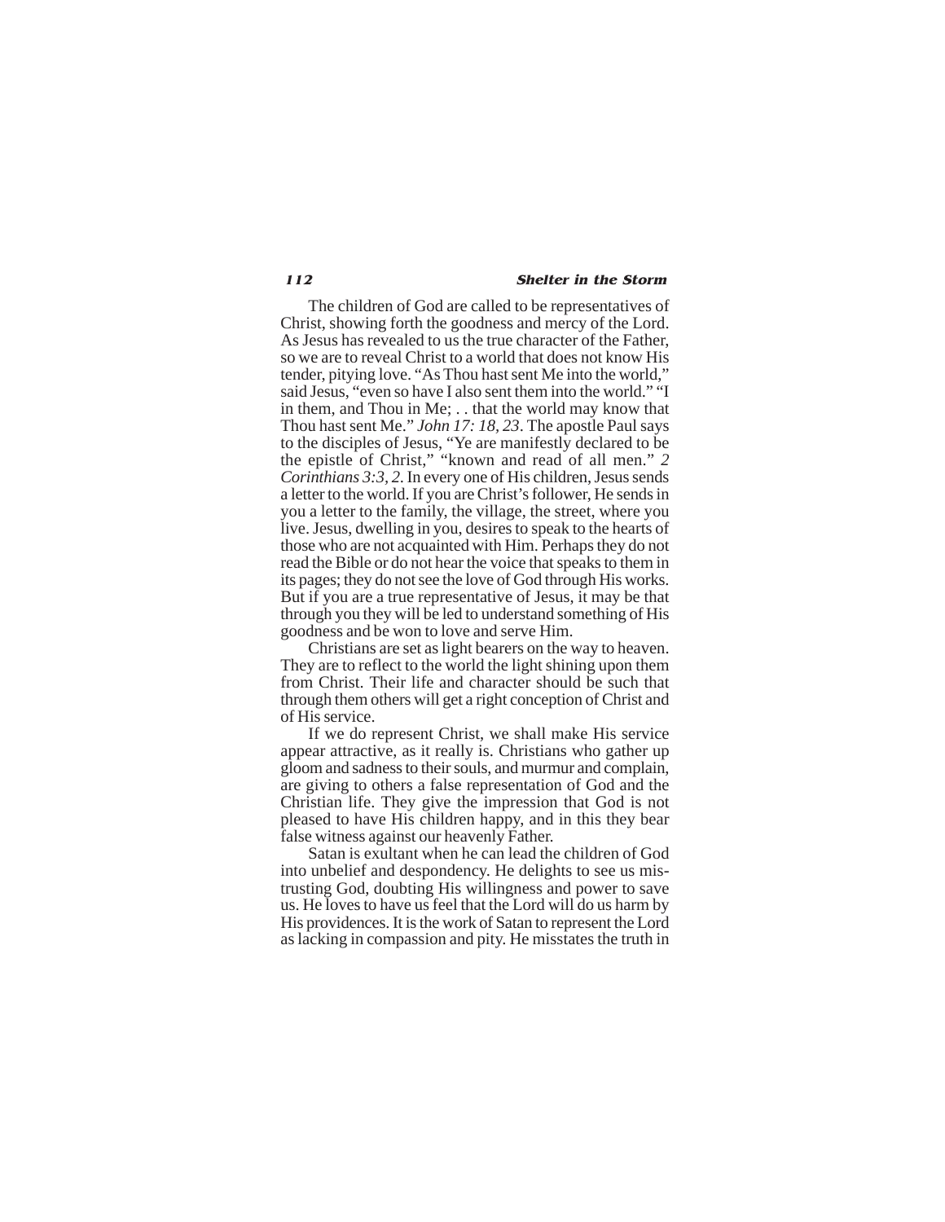The children of God are called to be representatives of Christ, showing forth the goodness and mercy of the Lord. As Jesus has revealed to us the true character of the Father, so we are to reveal Christ to a world that does not know His tender, pitying love. "As Thou hast sent Me into the world," said Jesus, "even so have I also sent them into the world." "I in them, and Thou in Me; . . that the world may know that Thou hast sent Me." *John 17: 18, 23*. The apostle Paul says to the disciples of Jesus, "Ye are manifestly declared to be the epistle of Christ," "known and read of all men." *2 Corinthians 3:3, 2*. In every one of His children, Jesus sends a letter to the world. If you are Christ's follower, He sends in you a letter to the family, the village, the street, where you live. Jesus, dwelling in you, desires to speak to the hearts of those who are not acquainted with Him. Perhaps they do not read the Bible or do not hear the voice that speaks to them in its pages; they do not see the love of God through His works. But if you are a true representative of Jesus, it may be that through you they will be led to understand something of His goodness and be won to love and serve Him.

Christians are set as light bearers on the way to heaven. They are to reflect to the world the light shining upon them from Christ. Their life and character should be such that through them others will get a right conception of Christ and of His service.

If we do represent Christ, we shall make His service appear attractive, as it really is. Christians who gather up gloom and sadness to their souls, and murmur and complain, are giving to others a false representation of God and the Christian life. They give the impression that God is not pleased to have His children happy, and in this they bear false witness against our heavenly Father.

Satan is exultant when he can lead the children of God into unbelief and despondency. He delights to see us mistrusting God, doubting His willingness and power to save us. He loves to have us feel that the Lord will do us harm by His providences. It is the work of Satan to represent the Lord as lacking in compassion and pity. He misstates the truth in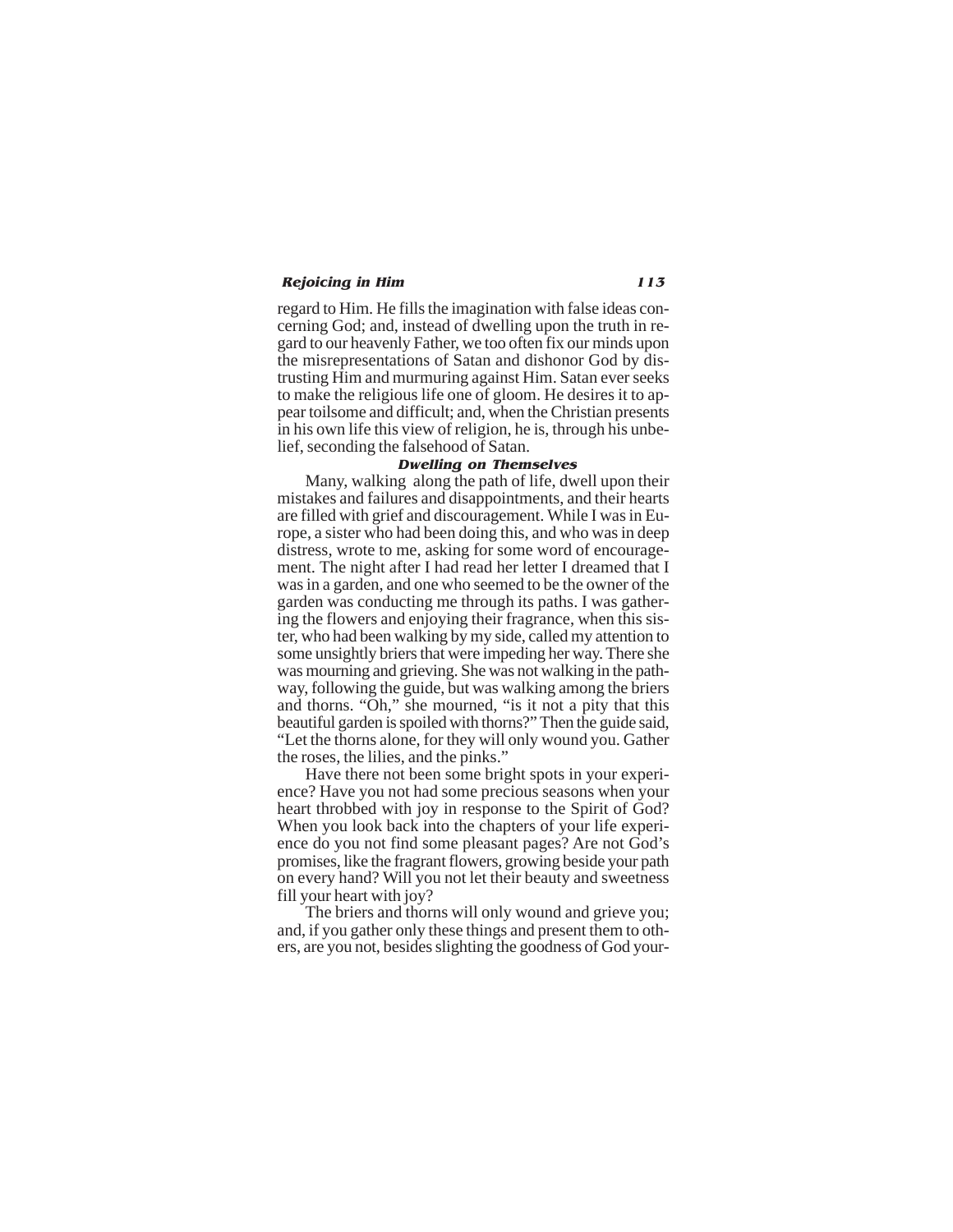regard to Him. He fills the imagination with false ideas concerning God; and, instead of dwelling upon the truth in regard to our heavenly Father, we too often fix our minds upon the misrepresentations of Satan and dishonor God by distrusting Him and murmuring against Him. Satan ever seeks to make the religious life one of gloom. He desires it to appear toilsome and difficult; and, when the Christian presents in his own life this view of religion, he is, through his unbelief, seconding the falsehood of Satan.

### *Dwelling on Themselves*

Many, walking along the path of life, dwell upon their mistakes and failures and disappointments, and their hearts are filled with grief and discouragement. While I was in Europe, a sister who had been doing this, and who was in deep distress, wrote to me, asking for some word of encouragement. The night after I had read her letter I dreamed that I was in a garden, and one who seemed to be the owner of the garden was conducting me through its paths. I was gathering the flowers and enjoying their fragrance, when this sister, who had been walking by my side, called my attention to some unsightly briers that were impeding her way. There she was mourning and grieving. She was not walking in the pathway, following the guide, but was walking among the briers and thorns. "Oh," she mourned, "is it not a pity that this beautiful garden is spoiled with thorns?" Then the guide said, "Let the thorns alone, for they will only wound you. Gather the roses, the lilies, and the pinks."

Have there not been some bright spots in your experience? Have you not had some precious seasons when your heart throbbed with joy in response to the Spirit of God? When you look back into the chapters of your life experience do you not find some pleasant pages? Are not God's promises, like the fragrant flowers, growing beside your path on every hand? Will you not let their beauty and sweetness fill your heart with joy?

The briers and thorns will only wound and grieve you; and, if you gather only these things and present them to others, are you not, besides slighting the goodness of God your-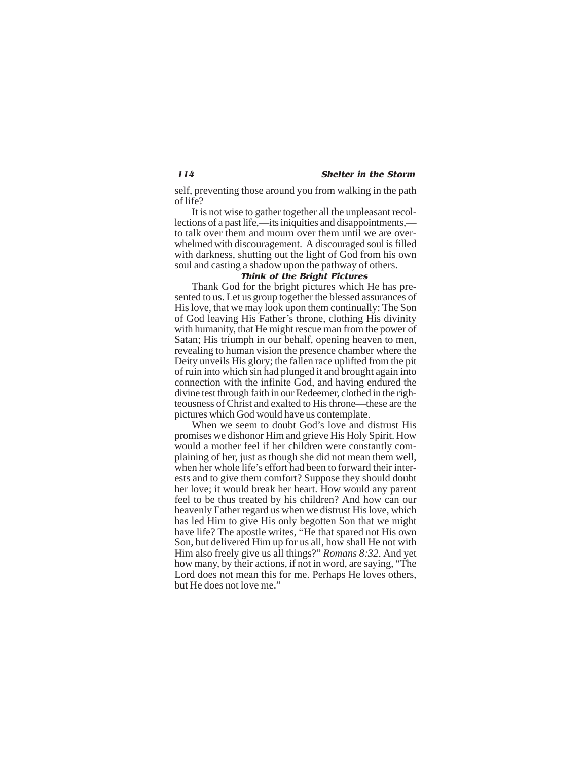self, preventing those around you from walking in the path of life?

It is not wise to gather together all the unpleasant recollections of a past life,—its iniquities and disappointments,—to talk over them and mourn over them until we are overwhelmed with discouragement. A discouraged soul is filled with darkness, shutting out the light of God from his own soul and casting a shadow upon the pathway of others.

### Think of the Bright Pictures

Thank God for the bright pictures which He has presented to us. Let us group together the blessed assurances of His love, that we may look upon them continually: The Son of God leaving His Father's throne, clothing His divinity with humanity, that He might rescue man from the power of Satan; His triumph in our behalf, opening heaven to men, revealing to human vision the presence chamber where the Deity unveils His glory; the fallen race uplifted from the pit of ruin into which sin had plunged it and brought again into connection with the infinite God, and having endured the divine test through faith in our Redeemer, clothed in the righteousness of Christ and exalted to His throne—these are the pictures which God would have us contemplate.

When we seem to doubt God's love and distrust His promises we dishonor Him and grieve His Holy Spirit. How would a mother feel if her children were constantly complaining of her, just as though she did not mean them well, when her whole life's effort had been to forward their interests and to give them comfort? Suppose they should doubt her love; it would break her heart. How would any parent feel to be thus treated by his children? And how can our heavenly Father regard us when we distrust His love, which has led Him to give His only begotten Son that we might have life? The apostle writes, "He that spared not His own Son, but delivered Him up for us all, how shall He not with Him also freely give us all things?" *Romans 8:32*. And yet how many, by their actions, if not in word, are saying, "The Lord does not mean this for me. Perhaps He loves others, but He does not love me."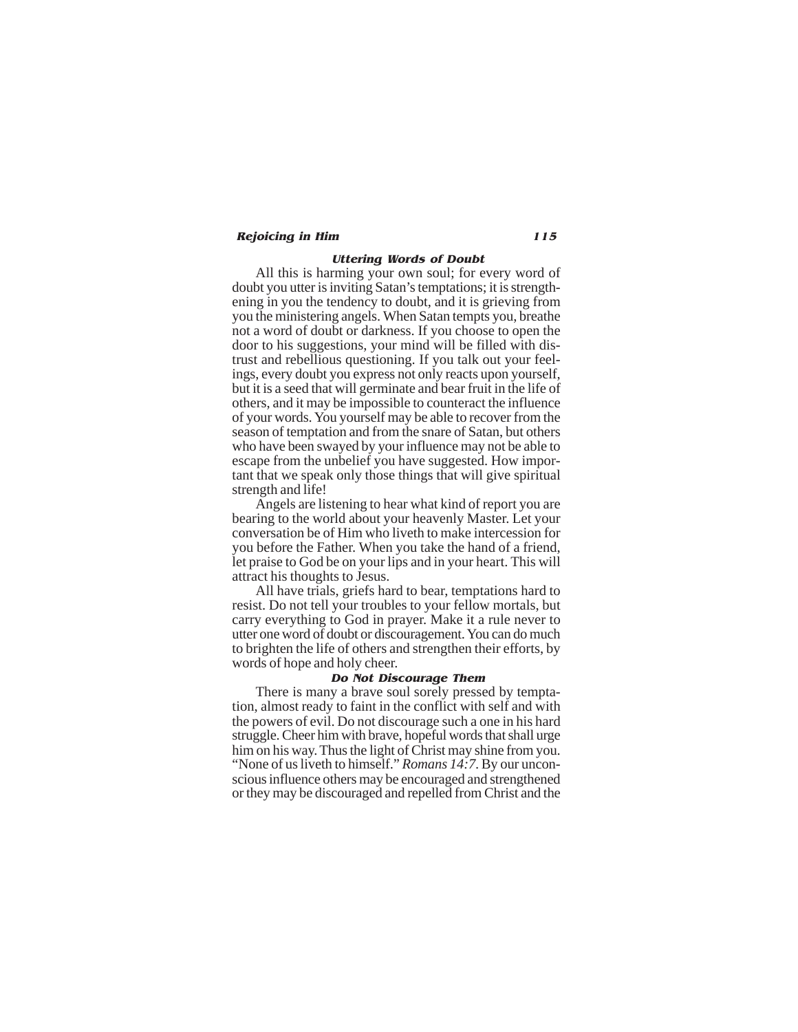### Uttering Words of Doubt

All this is harming your own soul; for every word of doubt you utter is inviting Satan's temptations; it is strengthening in you the tendency to doubt, and it is grieving from you the ministering angels. When Satan tempts you, breathe not a word of doubt or darkness. If you choose to open the door to his suggestions, your mind will be filled with distrust and rebellious questioning. If you talk out your feelings, every doubt you express not only reacts upon yourself, but it is a seed that will germinate and bear fruit in the life of others, and it may be impossible to counteract the influence of your words. You yourself may be able to recover from the season of temptation and from the snare of Satan, but others who have been swayed by your influence may not be able to escape from the unbelief you have suggested. How important that we speak only those things that will give spiritual strength and life!

Angels are listening to hear what kind of report you are bearing to the world about your heavenly Master. Let your conversation be of Him who liveth to make intercession for you before the Father. When you take the hand of a friend, let praise to God be on your lips and in your heart. This will attract his thoughts to Jesus.

All have trials, griefs hard to bear, temptations hard to resist. Do not tell your troubles to your fellow mortals, but carry everything to God in prayer. Make it a rule never to utter one word of doubt or discouragement. You can do much to brighten the life of others and strengthen their efforts, by words of hope and holy cheer.

### Do Not Discourage Them

There is many a brave soul sorely pressed by temptation, almost ready to faint in the conflict with self and with the powers of evil. Do not discourage such a one in his hard struggle. Cheer him with brave, hopeful words that shall urge him on his way. Thus the light of Christ may shine from you. "None of us liveth to himself." *Romans 14:7*. By our unconscious influence others may be encouraged and strengthened or they may be discouraged and repelled from Christ and the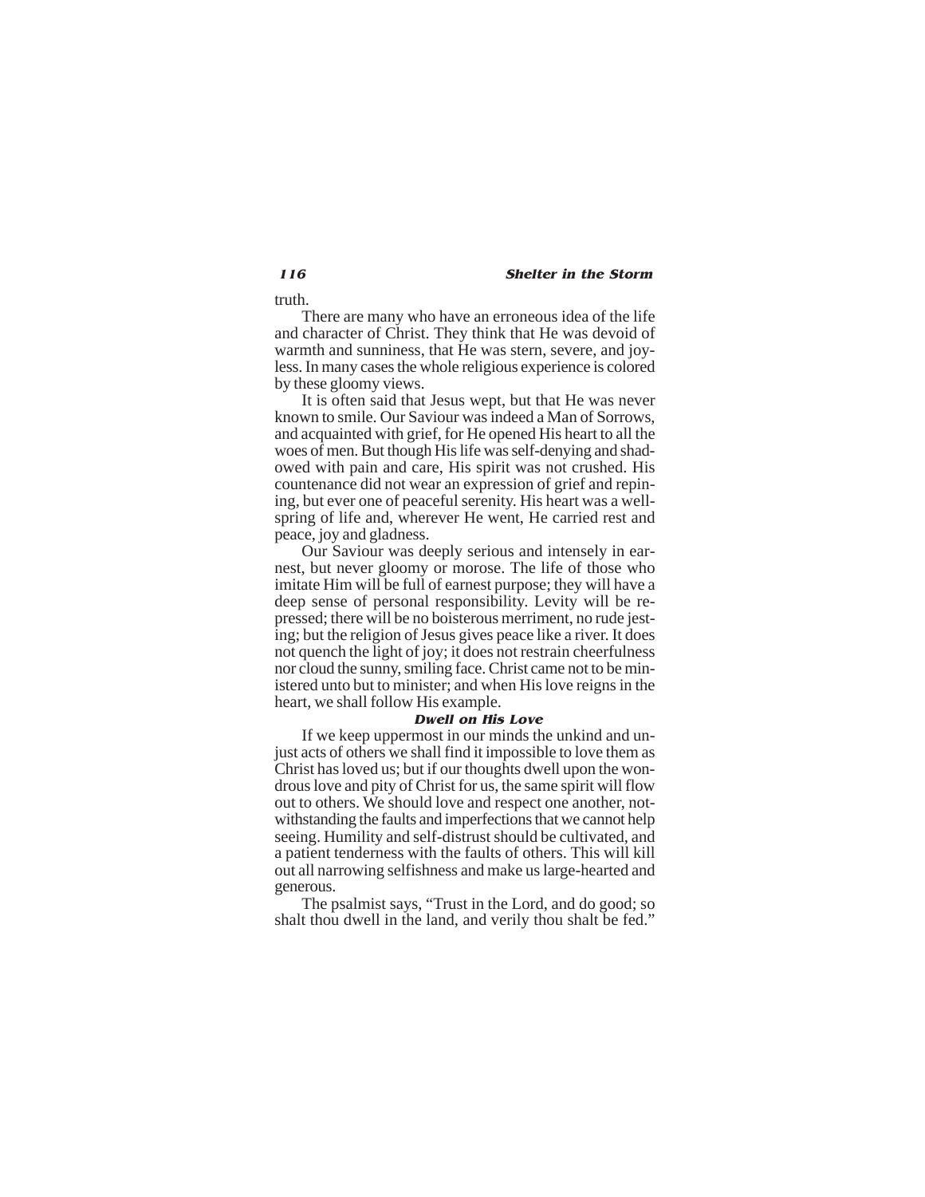truth.

There are many who have an erroneous idea of the life and character of Christ. They think that He was devoid of warmth and sunniness, that He was stern, severe, and joyless. In many cases the whole religious experience is colored by these gloomy views.

It is often said that Jesus wept, but that He was never known to smile. Our Saviour was indeed a Man of Sorrows, and acquainted with grief, for He opened His heart to all the woes of men. But though His life was self-denying and shadowed with pain and care, His spirit was not crushed. His countenance did not wear an expression of grief and repining, but ever one of peaceful serenity. His heart was a wellspring of life and, wherever He went, He carried rest and peace, joy and gladness.

Our Saviour was deeply serious and intensely in earnest, but never gloomy or morose. The life of those who imitate Him will be full of earnest purpose; they will have a deep sense of personal responsibility. Levity will be repressed; there will be no boisterous merriment, no rude jesting; but the religion of Jesus gives peace like a river. It does not quench the light of joy; it does not restrain cheerfulness nor cloud the sunny, smiling face. Christ came not to be ministered unto but to minister; and when His love reigns in the heart, we shall follow His example.

### Dwell on His Love

If we keep uppermost in our minds the unkind and unjust acts of others we shall find it impossible to love them as Christ has loved us; but if our thoughts dwell upon the wondrous love and pity of Christ for us, the same spirit will flow out to others. We should love and respect one another, notwithstanding the faults and imperfections that we cannot help seeing. Humility and self-distrust should be cultivated, and a patient tenderness with the faults of others. This will kill out all narrowing selfishness and make us large-hearted and generous.

The psalmist says, "Trust in the Lord, and do good; so shalt thou dwell in the land, and verily thou shalt be fed."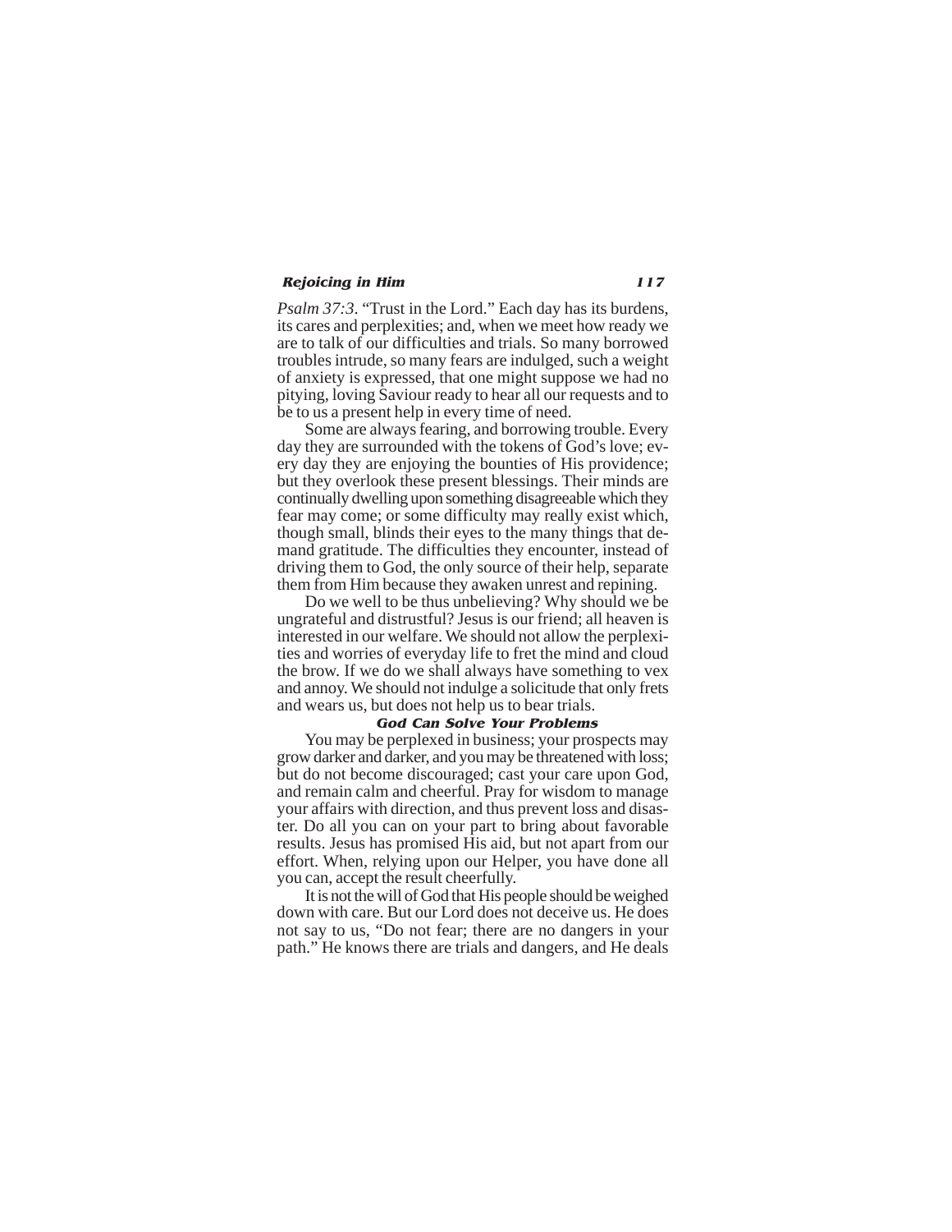*Psalm 37:3*. "Trust in the Lord." Each day has its burdens, its cares and perplexities; and, when we meet how ready we are to talk of our difficulties and trials. So many borrowed troubles intrude, so many fears are indulged, such a weight of anxiety is expressed, that one might suppose we had no pitying, loving Saviour ready to hear all our requests and to be to us a present help in every time of need.

Some are always fearing, and borrowing trouble. Every day they are surrounded with the tokens of God's love; every day they are enjoying the bounties of His providence; but they overlook these present blessings. Their minds are continually dwelling upon something disagreeable which they fear may come; or some difficulty may really exist which, though small, blinds their eyes to the many things that demand gratitude. The difficulties they encounter, instead of driving them to God, the only source of their help, separate them from Him because they awaken unrest and repining.

Do we well to be thus unbelieving? Why should we be ungrateful and distrustful? Jesus is our friend; all heaven is interested in our welfare. We should not allow the perplexities and worries of everyday life to fret the mind and cloud the brow. If we do we shall always have something to vex and annoy. We should not indulge a solicitude that only frets and wears us, but does not help us to bear trials.

### God Can Solve Your Problems

You may be perplexed in business; your prospects may grow darker and darker, and you may be threatened with loss; but do not become discouraged; cast your care upon God, and remain calm and cheerful. Pray for wisdom to manage your affairs with direction, and thus prevent loss and disaster. Do all you can on your part to bring about favorable results. Jesus has promised His aid, but not apart from our effort. When, relying upon our Helper, you have done all you can, accept the result cheerfully.

It is not the will of God that His people should be weighed down with care. But our Lord does not deceive us. He does not say to us, "Do not fear; there are no dangers in your path." He knows there are trials and dangers, and He deals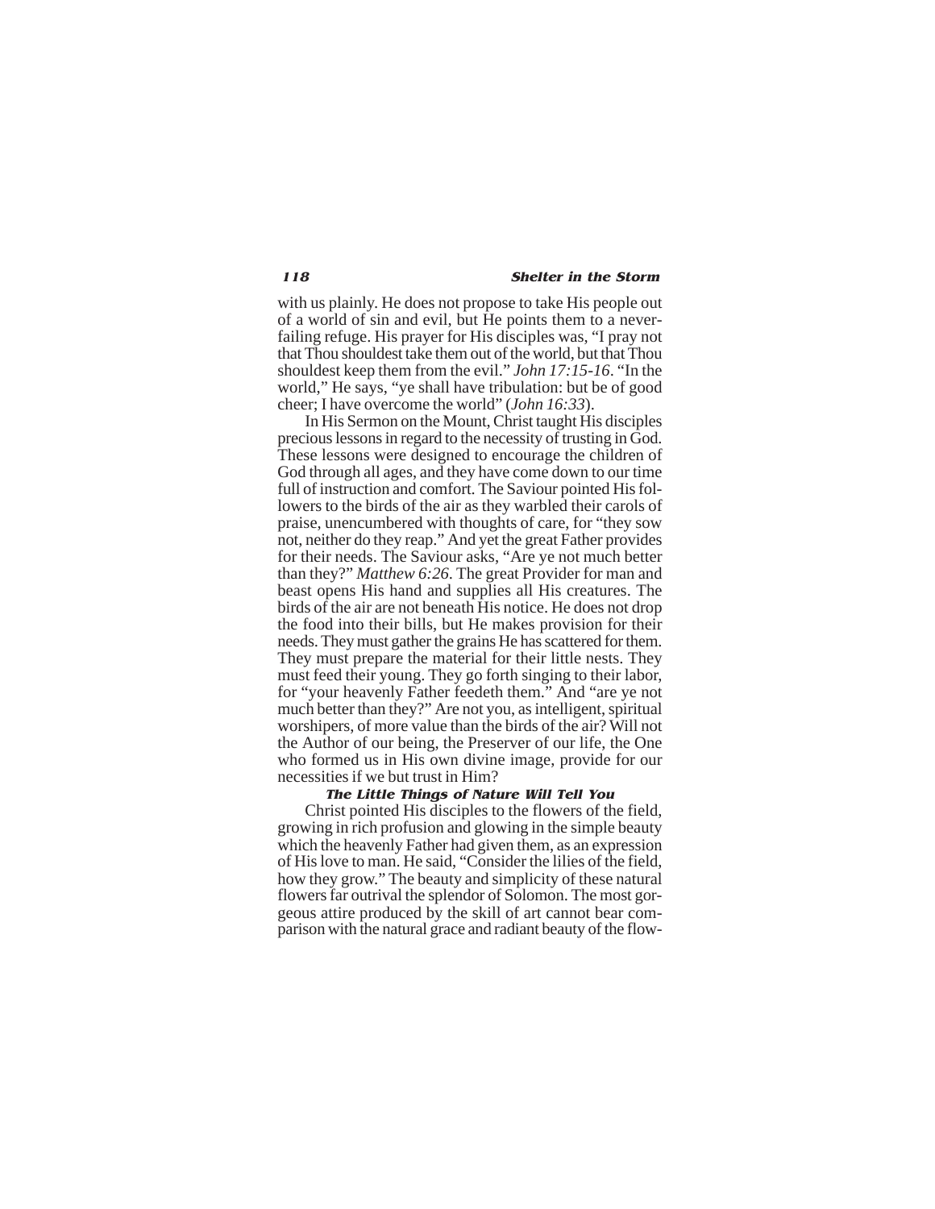with us plainly. He does not propose to take His people out of a world of sin and evil, but He points them to a never-failing refuge. His prayer for His disciples was, "I pray not that Thou shouldest take them out of the world, but that Thou shouldest keep them from the evil." *John 17:15-16*. "In the world," He says, "ye shall have tribulation: but be of good cheer; I have overcome the world" (*John 16:33*).

In His Sermon on the Mount, Christ taught His disciples precious lessons in regard to the necessity of trusting in God. These lessons were designed to encourage the children of God through all ages, and they have come down to our time full of instruction and comfort. The Saviour pointed His followers to the birds of the air as they warbled their carols of praise, unencumbered with thoughts of care, for "they sow not, neither do they reap." And yet the great Father provides for their needs. The Saviour asks, "Are ye not much better than they?" *Matthew 6:26*. The great Provider for man and beast opens His hand and supplies all His creatures. The birds of the air are not beneath His notice. He does not drop the food into their bills, but He makes provision for their needs. They must gather the grains He has scattered for them. They must prepare the material for their little nests. They must feed their young. They go forth singing to their labor, for "your heavenly Father feedeth them." And "are ye not much better than they?" Are not you, as intelligent, spiritual worshipers, of more value than the birds of the air? Will not the Author of our being, the Preserver of our life, the One who formed us in His own divine image, provide for our necessities if we but trust in Him?

### *The Little Things of Nature Will Tell You*

Christ pointed His disciples to the flowers of the field, growing in rich profusion and glowing in the simple beauty which the heavenly Father had given them, as an expression of His love to man. He said, "Consider the lilies of the field, how they grow." The beauty and simplicity of these natural flowers far outrival the splendor of Solomon. The most gorgeous attire produced by the skill of art cannot bear comparison with the natural grace and radiant beauty of the flow-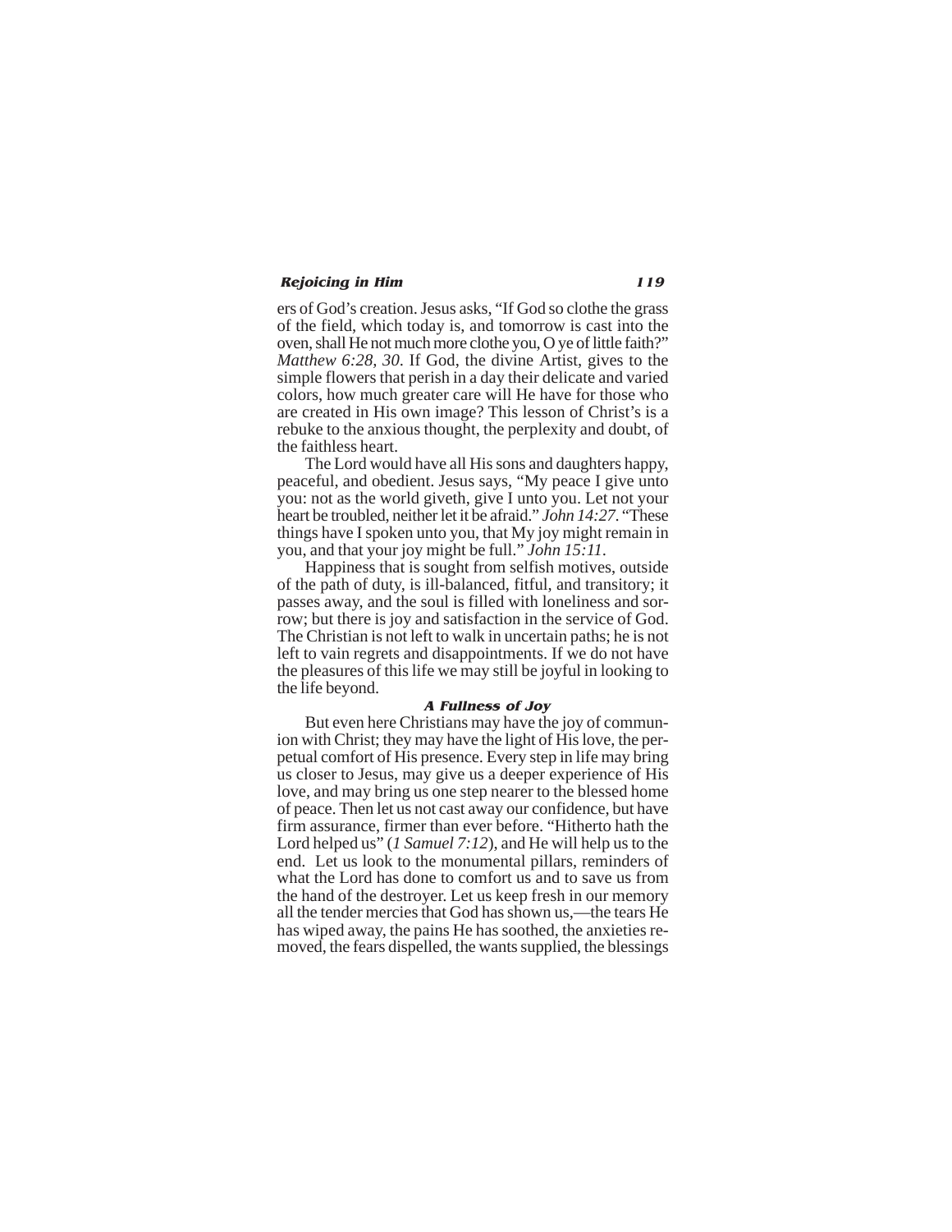ers of God's creation. Jesus asks, "If God so clothe the grass of the field, which today is, and tomorrow is cast into the oven, shall He not much more clothe you, O ye of little faith?" *Matthew 6:28, 30*. If God, the divine Artist, gives to the simple flowers that perish in a day their delicate and varied colors, how much greater care will He have for those who are created in His own image? This lesson of Christ's is a rebuke to the anxious thought, the perplexity and doubt, of the faithless heart.

The Lord would have all His sons and daughters happy, peaceful, and obedient. Jesus says, "My peace I give unto you: not as the world giveth, give I unto you. Let not your heart be troubled, neither let it be afraid." *John 14:27*. "These things have I spoken unto you, that My joy might remain in you, and that your joy might be full." *John 15:11*.

Happiness that is sought from selfish motives, outside of the path of duty, is ill-balanced, fitful, and transitory; it passes away, and the soul is filled with loneliness and sorrow; but there is joy and satisfaction in the service of God. The Christian is not left to walk in uncertain paths; he is not left to vain regrets and disappointments. If we do not have the pleasures of this life we may still be joyful in looking to the life beyond.

### A Fullness of Joy

But even here Christians may have the joy of communion with Christ; they may have the light of His love, the perpetual comfort of His presence. Every step in life may bring us closer to Jesus, may give us a deeper experience of His love, and may bring us one step nearer to the blessed home of peace. Then let us not cast away our confidence, but have firm assurance, firmer than ever before. "Hitherto hath the Lord helped us" (*1 Samuel 7:12*), and He will help us to the end. Let us look to the monumental pillars, reminders of what the Lord has done to comfort us and to save us from the hand of the destroyer. Let us keep fresh in our memory all the tender mercies that God has shown us,—the tears He has wiped away, the pains He has soothed, the anxieties removed, the fears dispelled, the wants supplied, the blessings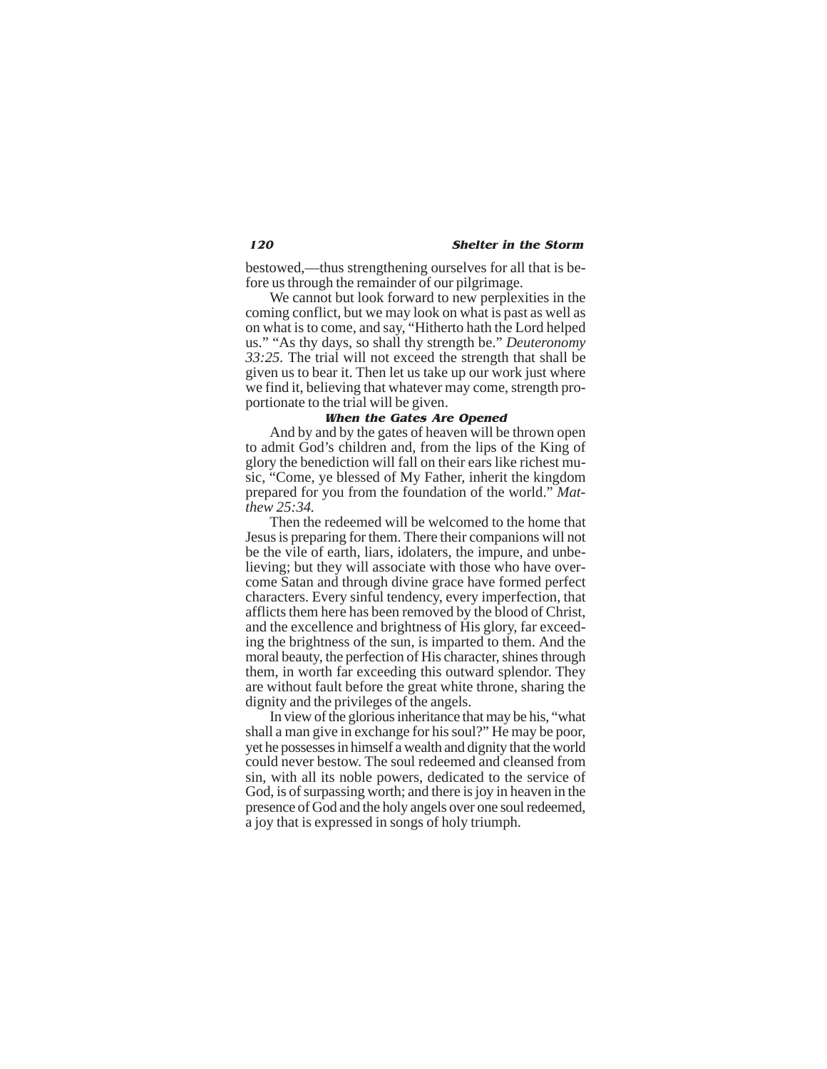bestowed,—thus strengthening ourselves for all that is before us through the remainder of our pilgrimage.

We cannot but look forward to new perplexities in the coming conflict, but we may look on what is past as well as on what is to come, and say, "Hitherto hath the Lord helped us." "As thy days, so shall thy strength be." *Deuteronomy 33:25*. The trial will not exceed the strength that shall be given us to bear it. Then let us take up our work just where we find it, believing that whatever may come, strength proportionate to the trial will be given.

### When the Gates Are Opened

And by and by the gates of heaven will be thrown open to admit God's children and, from the lips of the King of glory the benediction will fall on their ears like richest music, "Come, ye blessed of My Father, inherit the kingdom prepared for you from the foundation of the world." *Matthew 25:34.*

Then the redeemed will be welcomed to the home that Jesus is preparing for them. There their companions will not be the vile of earth, liars, idolaters, the impure, and unbelieving; but they will associate with those who have overcome Satan and through divine grace have formed perfect characters. Every sinful tendency, every imperfection, that afflicts them here has been removed by the blood of Christ, and the excellence and brightness of His glory, far exceeding the brightness of the sun, is imparted to them. And the moral beauty, the perfection of His character, shines through them, in worth far exceeding this outward splendor. They are without fault before the great white throne, sharing the dignity and the privileges of the angels.

In view of the glorious inheritance that may be his, "what shall a man give in exchange for his soul?" He may be poor, yet he possesses in himself a wealth and dignity that the world could never bestow. The soul redeemed and cleansed from sin, with all its noble powers, dedicated to the service of God, is of surpassing worth; and there is joy in heaven in the presence of God and the holy angels over one soul redeemed, a joy that is expressed in songs of holy triumph.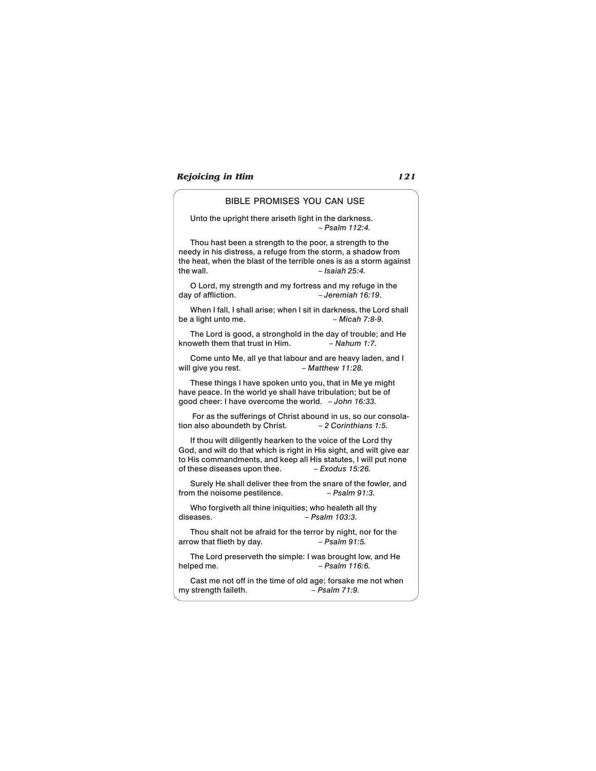## BIBLE PROMISES YOU CAN USE

Unto the upright there ariseth light in the darkness.
*– Psalm 112:4.*

Thou hast been a strength to the poor, a strength to the needy in his distress, a refuge from the storm, a shadow from the heat, when the blast of the terrible ones is as a storm against the wall. *– Isaiah 25:4.*

O Lord, my strength and my fortress and my refuge in the day of affliction. *– Jeremiah 16:19*.

When I fall, I shall arise; when I sit in darkness, the Lord shall be a light unto me. *– Micah 7:8-9.*

The Lord is good, a stronghold in the day of trouble; and He knoweth them that trust in Him. *– Nahum 1:7.*

Come unto Me, all ye that labour and are heavy laden, and I will give you rest. *– Matthew 11:28.*

These things I have spoken unto you, that in Me ye might have peace. In the world ye shall have tribulation; but be of good cheer: I have overcome the world. *– John 16:33.*

For as the sufferings of Christ abound in us, so our consolation also aboundeth by Christ. *– 2 Corinthians 1:5.*

If thou wilt diligently hearken to the voice of the Lord thy God, and wilt do that which is right in His sight, and wilt give ear to His commandments, and keep all His statutes, I will put none of these diseases upon thee. *– Exodus 15:26.*

Surely He shall deliver thee from the snare of the fowler, and from the noisome pestilence. *– Psalm 91:3.*

Who forgiveth all thine iniquities; who healeth all thy diseases. *– Psalm 103:3.*

Thou shalt not be afraid for the terror by night, nor for the arrow that flieth by day. *– Psalm 91:5.*

The Lord preserveth the simple: I was brought low, and He helped me. *– Psalm 116:6.*

Cast me not off in the time of old age; forsake me not when my strength faileth. *– Psalm 71:9.*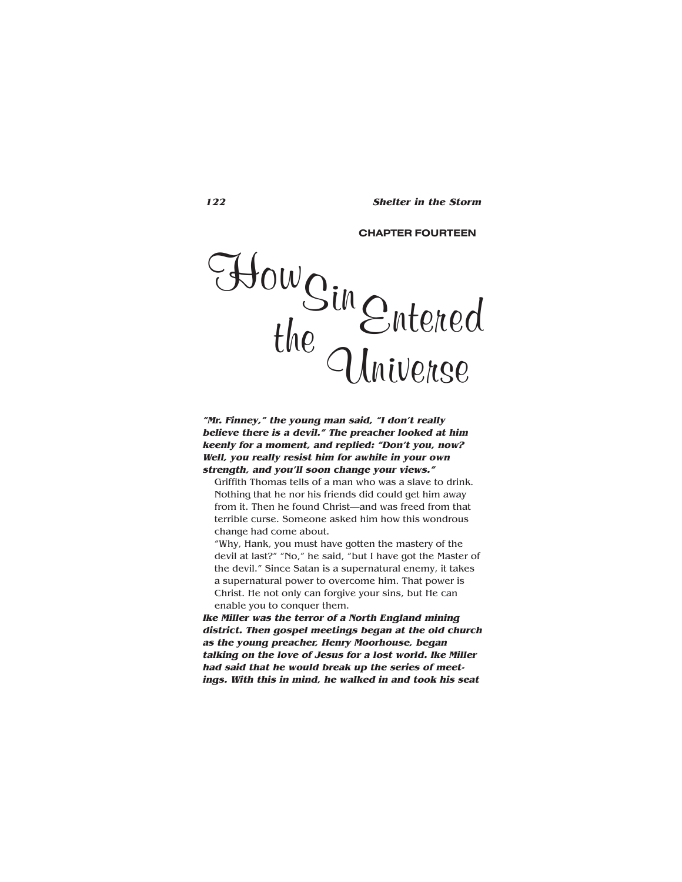CHAPTER FOURTEEN

# How Sin Entered the Universe

***"Mr. Finney," the young man said, "I don't really believe there is a devil." The preacher looked at him keenly for a moment, and replied: "Don't you, now? Well, you really resist him for awhile in your own strength, and you'll soon change your views."***

Griffith Thomas tells of a man who was a slave to drink. Nothing that he nor his friends did could get him away from it. Then he found Christ—and was freed from that terrible curse. Someone asked him how this wondrous change had come about.

"Why, Hank, you must have gotten the mastery of the devil at last?" "No," he said, "but I have got the Master of the devil." Since Satan is a supernatural enemy, it takes a supernatural power to overcome him. That power is Christ. He not only can forgive your sins, but He can enable you to conquer them.

***Ike Miller was the terror of a North England mining district. Then gospel meetings began at the old church as the young preacher, Henry Moorhouse, began talking on the love of Jesus for a lost world. Ike Miller had said that he would break up the series of meetings. With this in mind, he walked in and took his seat***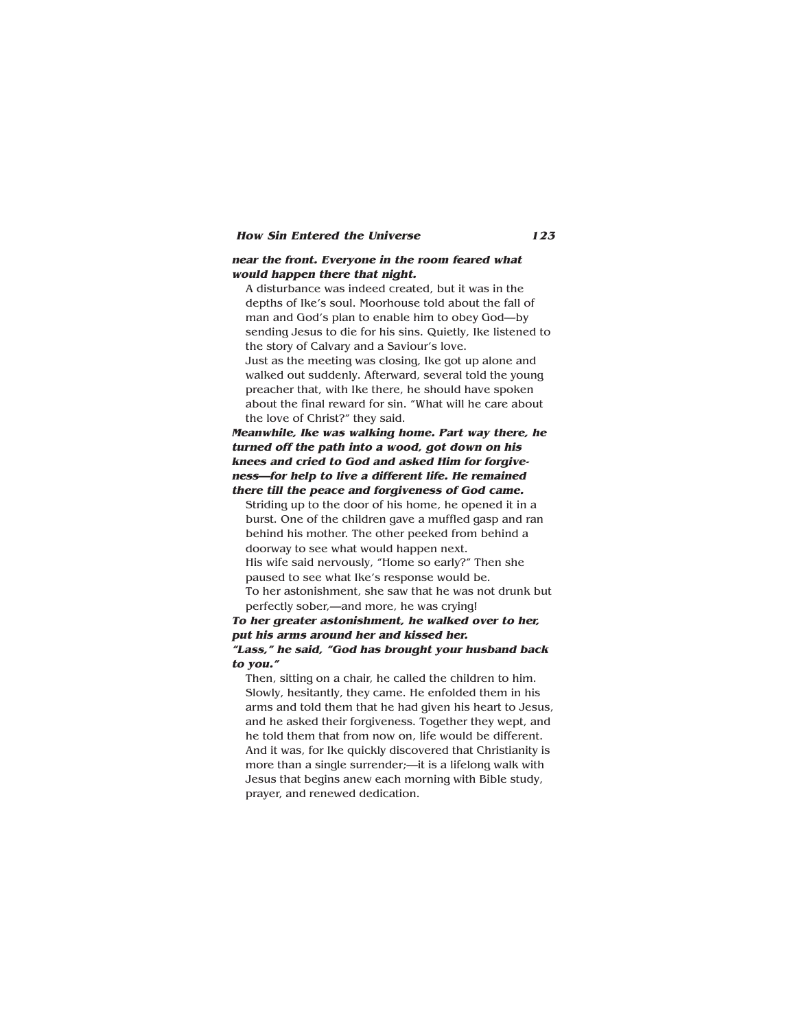***near the front. Everyone in the room feared what would happen there that night.***

A disturbance was indeed created, but it was in the depths of Ike's soul. Moorhouse told about the fall of man and God's plan to enable him to obey God—by sending Jesus to die for his sins. Quietly, Ike listened to the story of Calvary and a Saviour's love.

Just as the meeting was closing, Ike got up alone and walked out suddenly. Afterward, several told the young preacher that, with Ike there, he should have spoken about the final reward for sin. "What will he care about the love of Christ?" they said.

***Meanwhile, Ike was walking home. Part way there, he turned off the path into a wood, got down on his knees and cried to God and asked Him for forgiveness—for help to live a different life. He remained there till the peace and forgiveness of God came.***

Striding up to the door of his home, he opened it in a burst. One of the children gave a muffled gasp and ran behind his mother. The other peeked from behind a doorway to see what would happen next.

His wife said nervously, "Home so early?" Then she paused to see what Ike's response would be.

To her astonishment, she saw that he was not drunk but perfectly sober,—and more, he was crying!

***To her greater astonishment, he walked over to her, put his arms around her and kissed her.***

***"Lass," he said, "God has brought your husband back to you."***

Then, sitting on a chair, he called the children to him. Slowly, hesitantly, they came. He enfolded them in his arms and told them that he had given his heart to Jesus, and he asked their forgiveness. Together they wept, and he told them that from now on, life would be different. And it was, for Ike quickly discovered that Christianity is more than a single surrender;—it is a lifelong walk with Jesus that begins anew each morning with Bible study, prayer, and renewed dedication.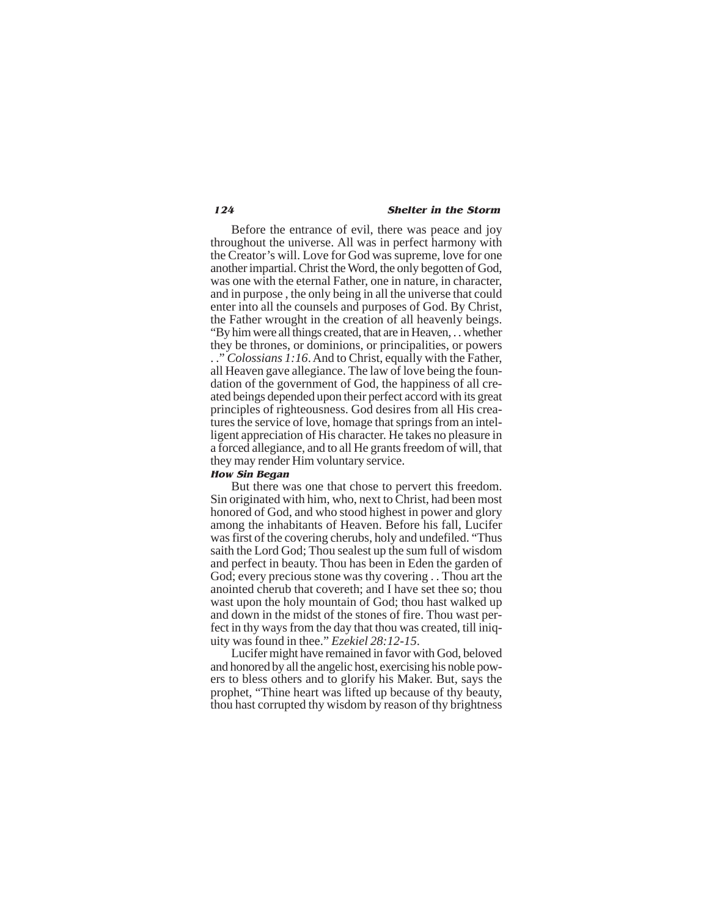Before the entrance of evil, there was peace and joy throughout the universe. All was in perfect harmony with the Creator's will. Love for God was supreme, love for one another impartial. Christ the Word, the only begotten of God, was one with the eternal Father, one in nature, in character, and in purpose , the only being in all the universe that could enter into all the counsels and purposes of God. By Christ, the Father wrought in the creation of all heavenly beings. "By him were all things created, that are in Heaven, . . whether they be thrones, or dominions, or principalities, or powers . ." *Colossians 1:16*. And to Christ, equally with the Father, all Heaven gave allegiance. The law of love being the foundation of the government of God, the happiness of all created beings depended upon their perfect accord with its great principles of righteousness. God desires from all His creatures the service of love, homage that springs from an intelligent appreciation of His character. He takes no pleasure in a forced allegiance, and to all He grants freedom of will, that they may render Him voluntary service.

#### How Sin Began

But there was one that chose to pervert this freedom. Sin originated with him, who, next to Christ, had been most honored of God, and who stood highest in power and glory among the inhabitants of Heaven. Before his fall, Lucifer was first of the covering cherubs, holy and undefiled. "Thus saith the Lord God; Thou sealest up the sum full of wisdom and perfect in beauty. Thou has been in Eden the garden of God; every precious stone was thy covering . . Thou art the anointed cherub that covereth; and I have set thee so; thou wast upon the holy mountain of God; thou hast walked up and down in the midst of the stones of fire. Thou wast perfect in thy ways from the day that thou was created, till iniquity was found in thee." *Ezekiel 28:12-15*.

Lucifer might have remained in favor with God, beloved and honored by all the angelic host, exercising his noble powers to bless others and to glorify his Maker. But, says the prophet, "Thine heart was lifted up because of thy beauty, thou hast corrupted thy wisdom by reason of thy brightness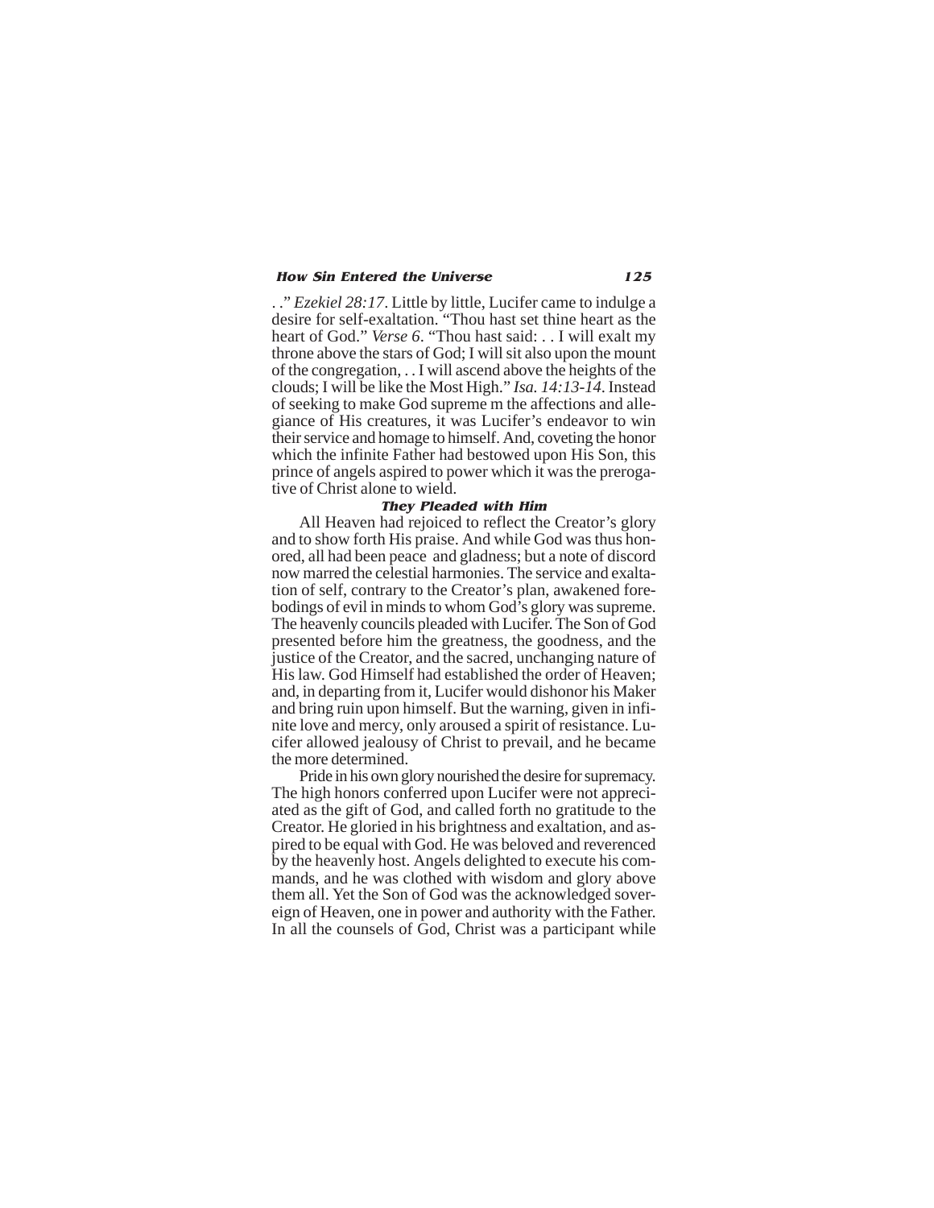. ." *Ezekiel 28:17*. Little by little, Lucifer came to indulge a desire for self-exaltation. "Thou hast set thine heart as the heart of God." *Verse 6*. "Thou hast said: . . I will exalt my throne above the stars of God; I will sit also upon the mount of the congregation, . . I will ascend above the heights of the clouds; I will be like the Most High." *Isa. 14:13-14*. Instead of seeking to make God supreme m the affections and allegiance of His creatures, it was Lucifer's endeavor to win their service and homage to himself. And, coveting the honor which the infinite Father had bestowed upon His Son, this prince of angels aspired to power which it was the prerogative of Christ alone to wield.

### They Pleaded with Him

All Heaven had rejoiced to reflect the Creator's glory and to show forth His praise. And while God was thus honored, all had been peace and gladness; but a note of discord now marred the celestial harmonies. The service and exaltation of self, contrary to the Creator's plan, awakened forebodings of evil in minds to whom God's glory was supreme. The heavenly councils pleaded with Lucifer. The Son of God presented before him the greatness, the goodness, and the justice of the Creator, and the sacred, unchanging nature of His law. God Himself had established the order of Heaven; and, in departing from it, Lucifer would dishonor his Maker and bring ruin upon himself. But the warning, given in infinite love and mercy, only aroused a spirit of resistance. Lucifer allowed jealousy of Christ to prevail, and he became the more determined.

Pride in his own glory nourished the desire for supremacy. The high honors conferred upon Lucifer were not appreciated as the gift of God, and called forth no gratitude to the Creator. He gloried in his brightness and exaltation, and aspired to be equal with God. He was beloved and reverenced by the heavenly host. Angels delighted to execute his commands, and he was clothed with wisdom and glory above them all. Yet the Son of God was the acknowledged sovereign of Heaven, one in power and authority with the Father. In all the counsels of God, Christ was a participant while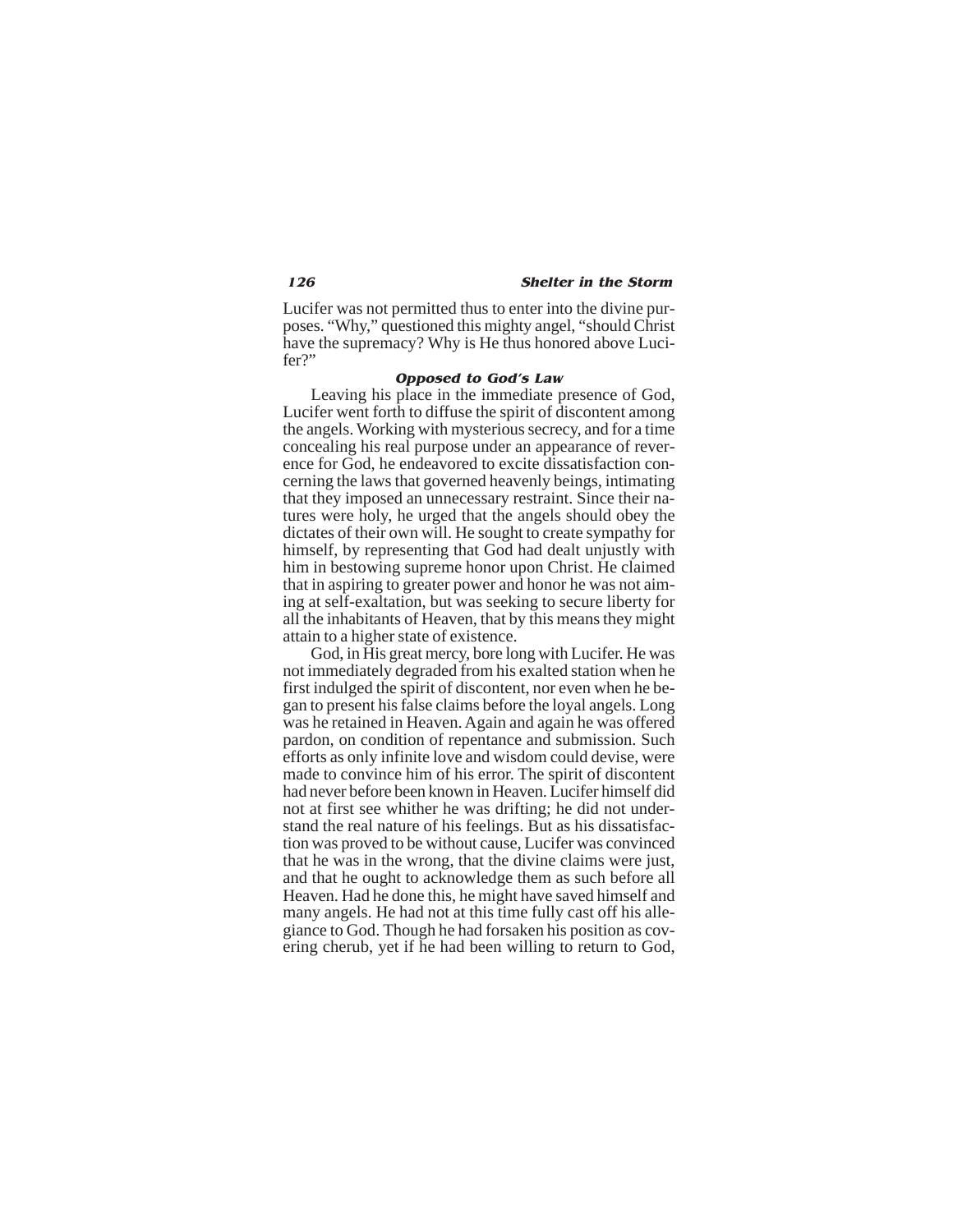Lucifer was not permitted thus to enter into the divine purposes. "Why," questioned this mighty angel, "should Christ have the supremacy? Why is He thus honored above Lucifer?"

### *Opposed to God's Law*

Leaving his place in the immediate presence of God, Lucifer went forth to diffuse the spirit of discontent among the angels. Working with mysterious secrecy, and for a time concealing his real purpose under an appearance of reverence for God, he endeavored to excite dissatisfaction concerning the laws that governed heavenly beings, intimating that they imposed an unnecessary restraint. Since their natures were holy, he urged that the angels should obey the dictates of their own will. He sought to create sympathy for himself, by representing that God had dealt unjustly with him in bestowing supreme honor upon Christ. He claimed that in aspiring to greater power and honor he was not aiming at self-exaltation, but was seeking to secure liberty for all the inhabitants of Heaven, that by this means they might attain to a higher state of existence.

God, in His great mercy, bore long with Lucifer. He was not immediately degraded from his exalted station when he first indulged the spirit of discontent, nor even when he began to present his false claims before the loyal angels. Long was he retained in Heaven. Again and again he was offered pardon, on condition of repentance and submission. Such efforts as only infinite love and wisdom could devise, were made to convince him of his error. The spirit of discontent had never before been known in Heaven. Lucifer himself did not at first see whither he was drifting; he did not understand the real nature of his feelings. But as his dissatisfaction was proved to be without cause, Lucifer was convinced that he was in the wrong, that the divine claims were just, and that he ought to acknowledge them as such before all Heaven. Had he done this, he might have saved himself and many angels. He had not at this time fully cast off his allegiance to God. Though he had forsaken his position as covering cherub, yet if he had been willing to return to God,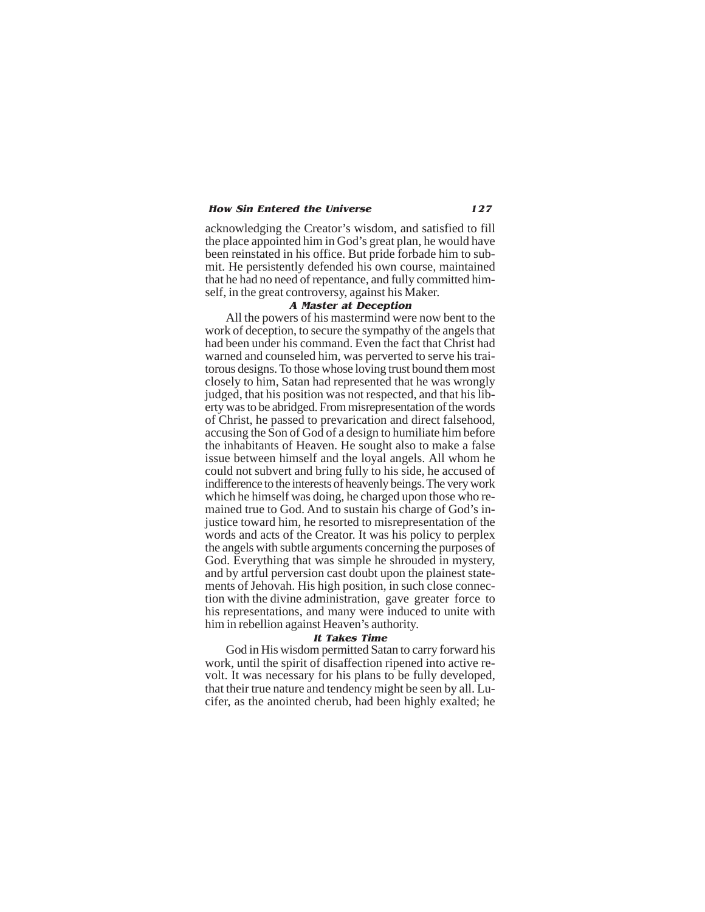acknowledging the Creator's wisdom, and satisfied to fill the place appointed him in God's great plan, he would have been reinstated in his office. But pride forbade him to submit. He persistently defended his own course, maintained that he had no need of repentance, and fully committed himself, in the great controversy, against his Maker.

### A Master at Deception

All the powers of his mastermind were now bent to the work of deception, to secure the sympathy of the angels that had been under his command. Even the fact that Christ had warned and counseled him, was perverted to serve his traitorous designs. To those whose loving trust bound them most closely to him, Satan had represented that he was wrongly judged, that his position was not respected, and that his liberty was to be abridged. From misrepresentation of the words of Christ, he passed to prevarication and direct falsehood, accusing the Son of God of a design to humiliate him before the inhabitants of Heaven. He sought also to make a false issue between himself and the loyal angels. All whom he could not subvert and bring fully to his side, he accused of indifference to the interests of heavenly beings. The very work which he himself was doing, he charged upon those who remained true to God. And to sustain his charge of God's injustice toward him, he resorted to misrepresentation of the words and acts of the Creator. It was his policy to perplex the angels with subtle arguments concerning the purposes of God. Everything that was simple he shrouded in mystery, and by artful perversion cast doubt upon the plainest statements of Jehovah. His high position, in such close connection with the divine administration, gave greater force to his representations, and many were induced to unite with him in rebellion against Heaven's authority.

### It Takes Time

God in His wisdom permitted Satan to carry forward his work, until the spirit of disaffection ripened into active revolt. It was necessary for his plans to be fully developed, that their true nature and tendency might be seen by all. Lucifer, as the anointed cherub, had been highly exalted; he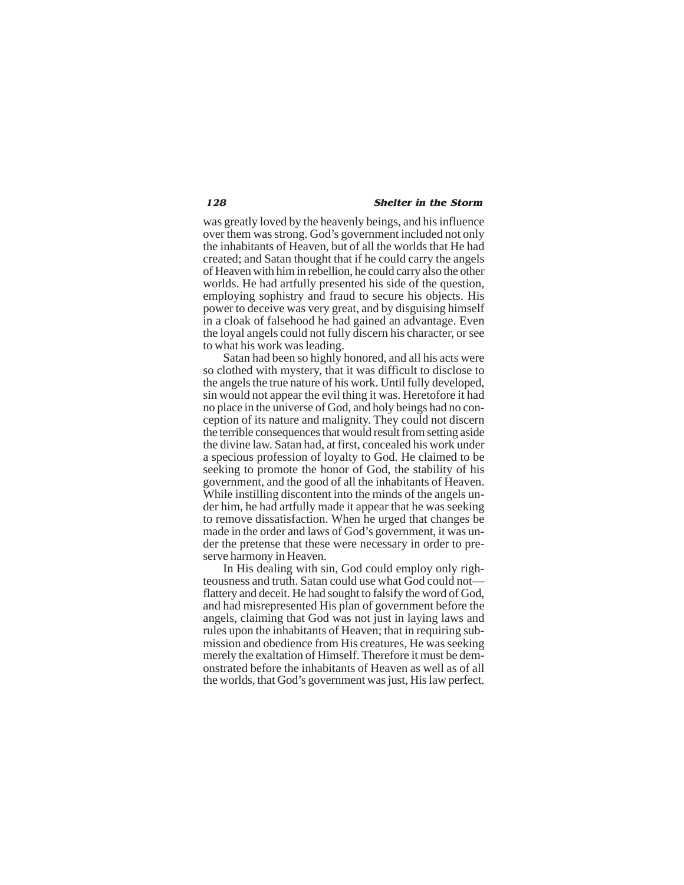was greatly loved by the heavenly beings, and his influence over them was strong. God's government included not only the inhabitants of Heaven, but of all the worlds that He had created; and Satan thought that if he could carry the angels of Heaven with him in rebellion, he could carry also the other worlds. He had artfully presented his side of the question, employing sophistry and fraud to secure his objects. His power to deceive was very great, and by disguising himself in a cloak of falsehood he had gained an advantage. Even the loyal angels could not fully discern his character, or see to what his work was leading.

Satan had been so highly honored, and all his acts were so clothed with mystery, that it was difficult to disclose to the angels the true nature of his work. Until fully developed, sin would not appear the evil thing it was. Heretofore it had no place in the universe of God, and holy beings had no conception of its nature and malignity. They could not discern the terrible consequences that would result from setting aside the divine law. Satan had, at first, concealed his work under a specious profession of loyalty to God. He claimed to be seeking to promote the honor of God, the stability of his government, and the good of all the inhabitants of Heaven. While instilling discontent into the minds of the angels under him, he had artfully made it appear that he was seeking to remove dissatisfaction. When he urged that changes be made in the order and laws of God's government, it was under the pretense that these were necessary in order to preserve harmony in Heaven.

In His dealing with sin, God could employ only righteousness and truth. Satan could use what God could not—flattery and deceit. He had sought to falsify the word of God, and had misrepresented His plan of government before the angels, claiming that God was not just in laying laws and rules upon the inhabitants of Heaven; that in requiring submission and obedience from His creatures, He was seeking merely the exaltation of Himself. Therefore it must be demonstrated before the inhabitants of Heaven as well as of all the worlds, that God's government was just, His law perfect.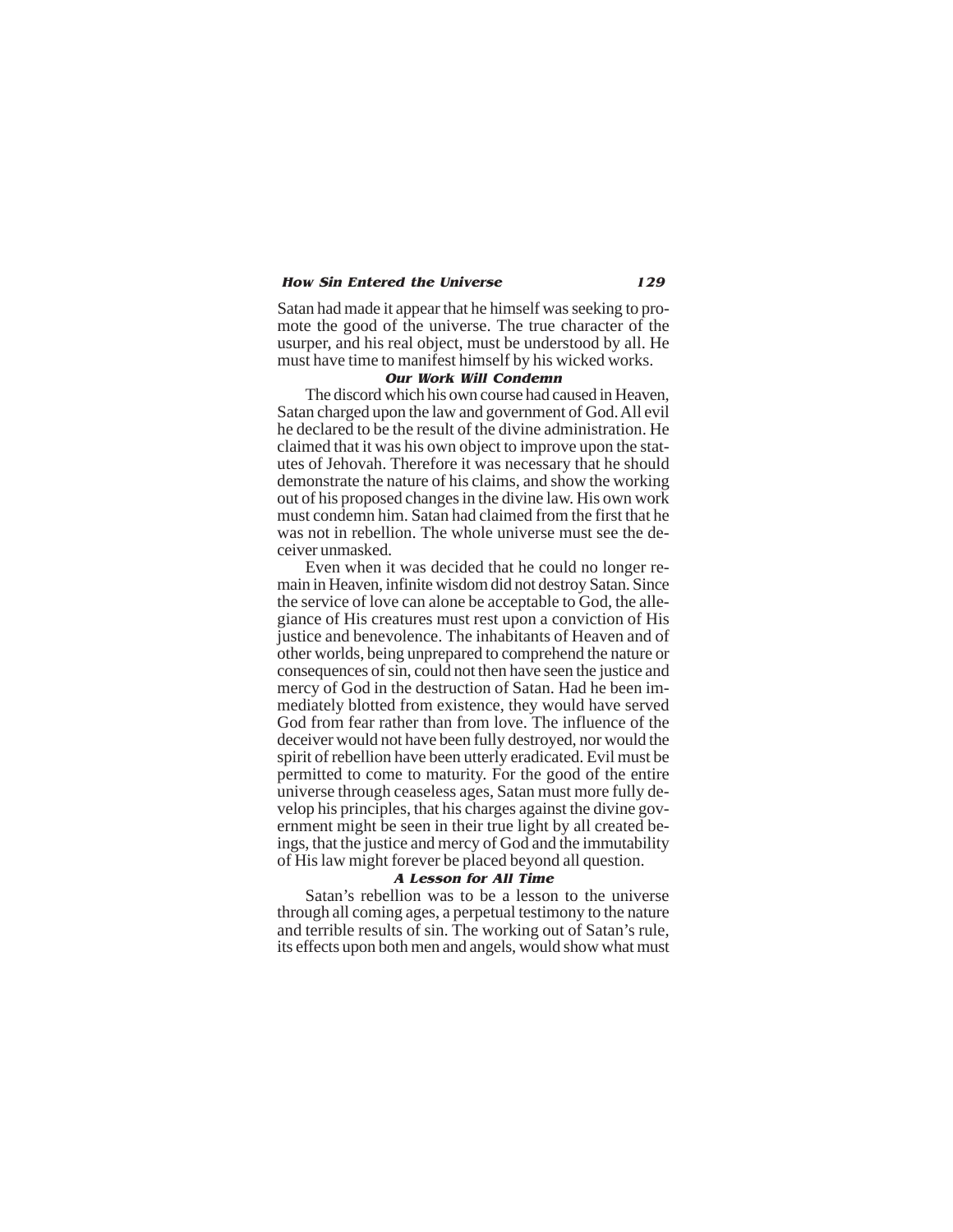Satan had made it appear that he himself was seeking to promote the good of the universe. The true character of the usurper, and his real object, must be understood by all. He must have time to manifest himself by his wicked works.

### *Our Work Will Condemn*

The discord which his own course had caused in Heaven, Satan charged upon the law and government of God. All evil he declared to be the result of the divine administration. He claimed that it was his own object to improve upon the statutes of Jehovah. Therefore it was necessary that he should demonstrate the nature of his claims, and show the working out of his proposed changes in the divine law. His own work must condemn him. Satan had claimed from the first that he was not in rebellion. The whole universe must see the deceiver unmasked.

Even when it was decided that he could no longer remain in Heaven, infinite wisdom did not destroy Satan. Since the service of love can alone be acceptable to God, the allegiance of His creatures must rest upon a conviction of His justice and benevolence. The inhabitants of Heaven and of other worlds, being unprepared to comprehend the nature or consequences of sin, could not then have seen the justice and mercy of God in the destruction of Satan. Had he been immediately blotted from existence, they would have served God from fear rather than from love. The influence of the deceiver would not have been fully destroyed, nor would the spirit of rebellion have been utterly eradicated. Evil must be permitted to come to maturity. For the good of the entire universe through ceaseless ages, Satan must more fully develop his principles, that his charges against the divine government might be seen in their true light by all created beings, that the justice and mercy of God and the immutability of His law might forever be placed beyond all question.

### *A Lesson for All Time*

Satan's rebellion was to be a lesson to the universe through all coming ages, a perpetual testimony to the nature and terrible results of sin. The working out of Satan's rule, its effects upon both men and angels, would show what must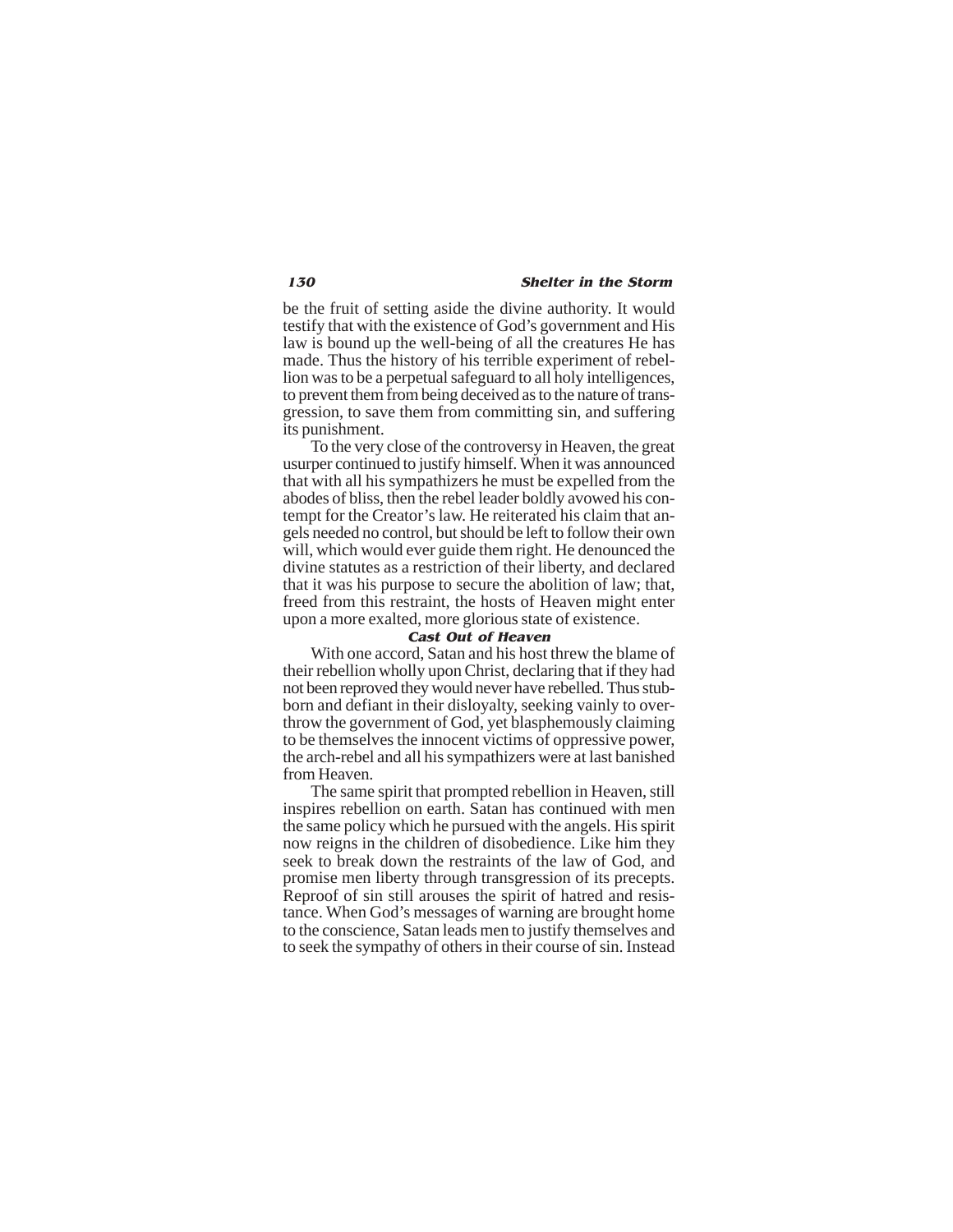be the fruit of setting aside the divine authority. It would testify that with the existence of God's government and His law is bound up the well-being of all the creatures He has made. Thus the history of his terrible experiment of rebellion was to be a perpetual safeguard to all holy intelligences, to prevent them from being deceived as to the nature of transgression, to save them from committing sin, and suffering its punishment.

To the very close of the controversy in Heaven, the great usurper continued to justify himself. When it was announced that with all his sympathizers he must be expelled from the abodes of bliss, then the rebel leader boldly avowed his contempt for the Creator's law. He reiterated his claim that angels needed no control, but should be left to follow their own will, which would ever guide them right. He denounced the divine statutes as a restriction of their liberty, and declared that it was his purpose to secure the abolition of law; that, freed from this restraint, the hosts of Heaven might enter upon a more exalted, more glorious state of existence.

### *Cast Out of Heaven*

With one accord, Satan and his host threw the blame of their rebellion wholly upon Christ, declaring that if they had not been reproved they would never have rebelled. Thus stubborn and defiant in their disloyalty, seeking vainly to overthrow the government of God, yet blasphemously claiming to be themselves the innocent victims of oppressive power, the arch-rebel and all his sympathizers were at last banished from Heaven.

The same spirit that prompted rebellion in Heaven, still inspires rebellion on earth. Satan has continued with men the same policy which he pursued with the angels. His spirit now reigns in the children of disobedience. Like him they seek to break down the restraints of the law of God, and promise men liberty through transgression of its precepts. Reproof of sin still arouses the spirit of hatred and resistance. When God's messages of warning are brought home to the conscience, Satan leads men to justify themselves and to seek the sympathy of others in their course of sin. Instead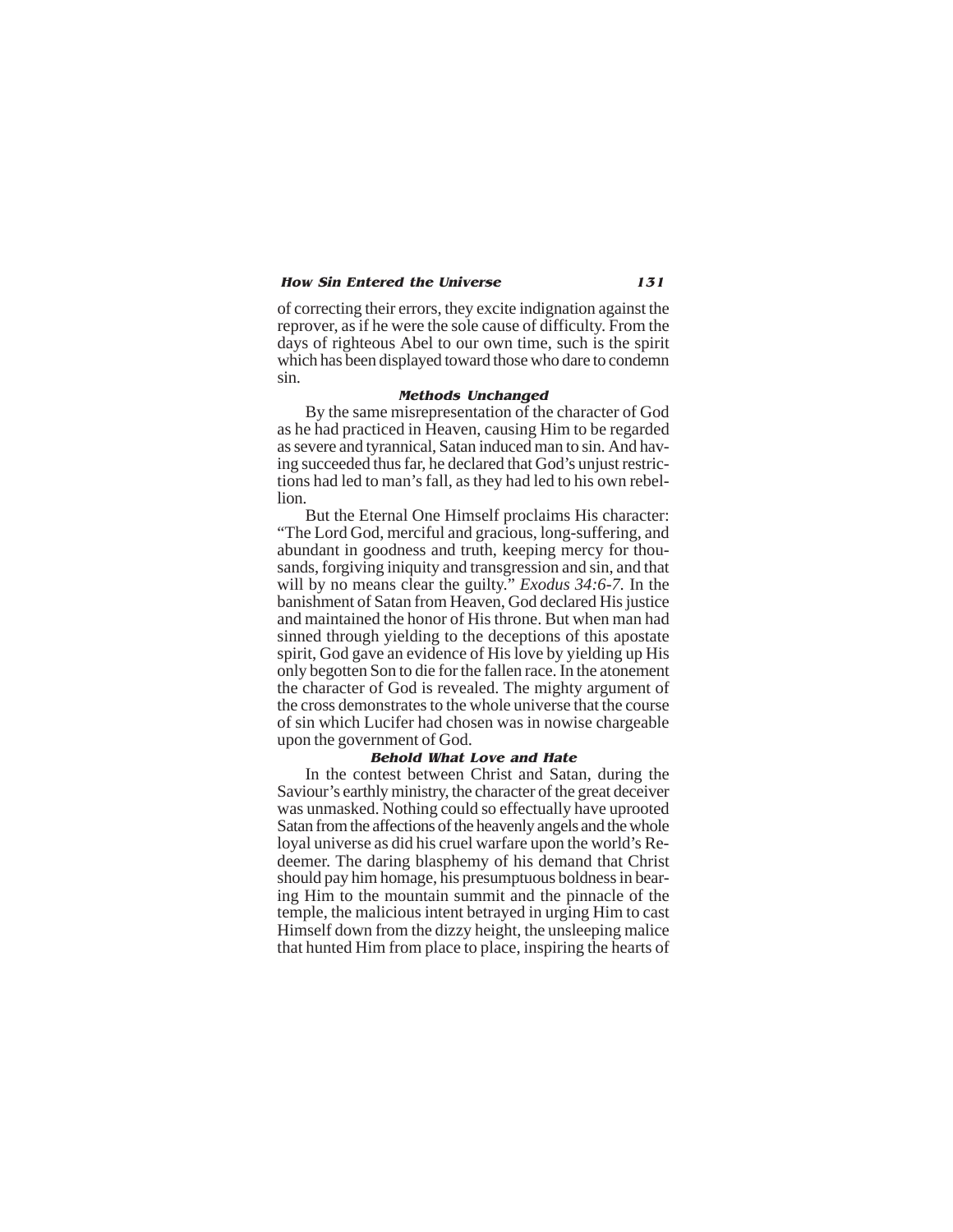of correcting their errors, they excite indignation against the reprover, as if he were the sole cause of difficulty. From the days of righteous Abel to our own time, such is the spirit which has been displayed toward those who dare to condemn sin.

### Methods Unchanged

By the same misrepresentation of the character of God as he had practiced in Heaven, causing Him to be regarded as severe and tyrannical, Satan induced man to sin. And having succeeded thus far, he declared that God's unjust restrictions had led to man's fall, as they had led to his own rebellion.

But the Eternal One Himself proclaims His character: "The Lord God, merciful and gracious, long-suffering, and abundant in goodness and truth, keeping mercy for thousands, forgiving iniquity and transgression and sin, and that will by no means clear the guilty." *Exodus 34:6-7*. In the banishment of Satan from Heaven, God declared His justice and maintained the honor of His throne. But when man had sinned through yielding to the deceptions of this apostate spirit, God gave an evidence of His love by yielding up His only begotten Son to die for the fallen race. In the atonement the character of God is revealed. The mighty argument of the cross demonstrates to the whole universe that the course of sin which Lucifer had chosen was in nowise chargeable upon the government of God.

### Behold What Love and Hate

In the contest between Christ and Satan, during the Saviour's earthly ministry, the character of the great deceiver was unmasked. Nothing could so effectually have uprooted Satan from the affections of the heavenly angels and the whole loyal universe as did his cruel warfare upon the world's Redeemer. The daring blasphemy of his demand that Christ should pay him homage, his presumptuous boldness in bearing Him to the mountain summit and the pinnacle of the temple, the malicious intent betrayed in urging Him to cast Himself down from the dizzy height, the unsleeping malice that hunted Him from place to place, inspiring the hearts of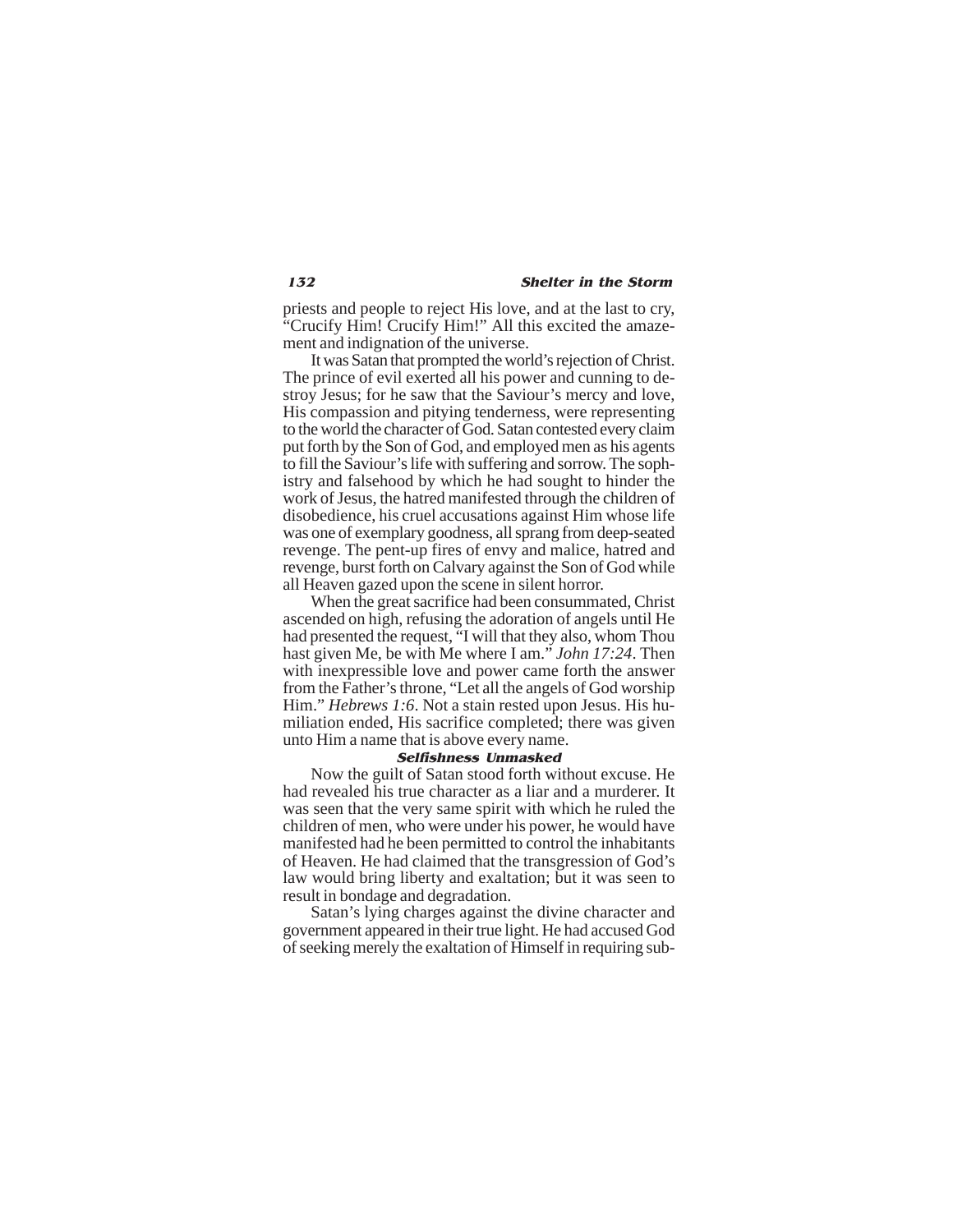priests and people to reject His love, and at the last to cry, "Crucify Him! Crucify Him!" All this excited the amazement and indignation of the universe.

It was Satan that prompted the world's rejection of Christ. The prince of evil exerted all his power and cunning to destroy Jesus; for he saw that the Saviour's mercy and love, His compassion and pitying tenderness, were representing to the world the character of God. Satan contested every claim put forth by the Son of God, and employed men as his agents to fill the Saviour's life with suffering and sorrow. The sophistry and falsehood by which he had sought to hinder the work of Jesus, the hatred manifested through the children of disobedience, his cruel accusations against Him whose life was one of exemplary goodness, all sprang from deep-seated revenge. The pent-up fires of envy and malice, hatred and revenge, burst forth on Calvary against the Son of God while all Heaven gazed upon the scene in silent horror.

When the great sacrifice had been consummated, Christ ascended on high, refusing the adoration of angels until He had presented the request, "I will that they also, whom Thou hast given Me, be with Me where I am." *John 17:24*. Then with inexpressible love and power came forth the answer from the Father's throne, "Let all the angels of God worship Him." *Hebrews 1:6*. Not a stain rested upon Jesus. His humiliation ended, His sacrifice completed; there was given unto Him a name that is above every name.

### Selfishness Unmasked

Now the guilt of Satan stood forth without excuse. He had revealed his true character as a liar and a murderer. It was seen that the very same spirit with which he ruled the children of men, who were under his power, he would have manifested had he been permitted to control the inhabitants of Heaven. He had claimed that the transgression of God's law would bring liberty and exaltation; but it was seen to result in bondage and degradation.

Satan's lying charges against the divine character and government appeared in their true light. He had accused God of seeking merely the exaltation of Himself in requiring sub-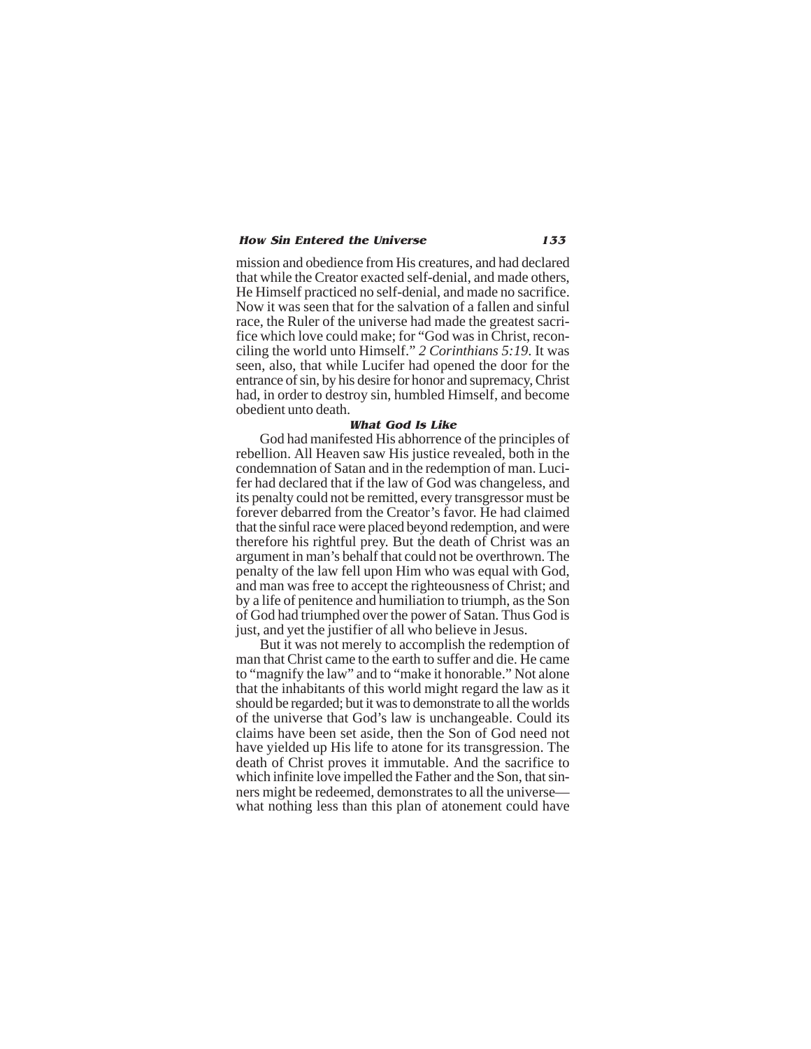mission and obedience from His creatures, and had declared that while the Creator exacted self-denial, and made others, He Himself practiced no self-denial, and made no sacrifice. Now it was seen that for the salvation of a fallen and sinful race, the Ruler of the universe had made the greatest sacrifice which love could make; for "God was in Christ, reconciling the world unto Himself." *2 Corinthians 5:19*. It was seen, also, that while Lucifer had opened the door for the entrance of sin, by his desire for honor and supremacy, Christ had, in order to destroy sin, humbled Himself, and become obedient unto death.

### What God Is Like

God had manifested His abhorrence of the principles of rebellion. All Heaven saw His justice revealed, both in the condemnation of Satan and in the redemption of man. Lucifer had declared that if the law of God was changeless, and its penalty could not be remitted, every transgressor must be forever debarred from the Creator's favor. He had claimed that the sinful race were placed beyond redemption, and were therefore his rightful prey. But the death of Christ was an argument in man's behalf that could not be overthrown. The penalty of the law fell upon Him who was equal with God, and man was free to accept the righteousness of Christ; and by a life of penitence and humiliation to triumph, as the Son of God had triumphed over the power of Satan. Thus God is just, and yet the justifier of all who believe in Jesus.

But it was not merely to accomplish the redemption of man that Christ came to the earth to suffer and die. He came to "magnify the law" and to "make it honorable." Not alone that the inhabitants of this world might regard the law as it should be regarded; but it was to demonstrate to all the worlds of the universe that God's law is unchangeable. Could its claims have been set aside, then the Son of God need not have yielded up His life to atone for its transgression. The death of Christ proves it immutable. And the sacrifice to which infinite love impelled the Father and the Son, that sinners might be redeemed, demonstrates to all the universe—what nothing less than this plan of atonement could have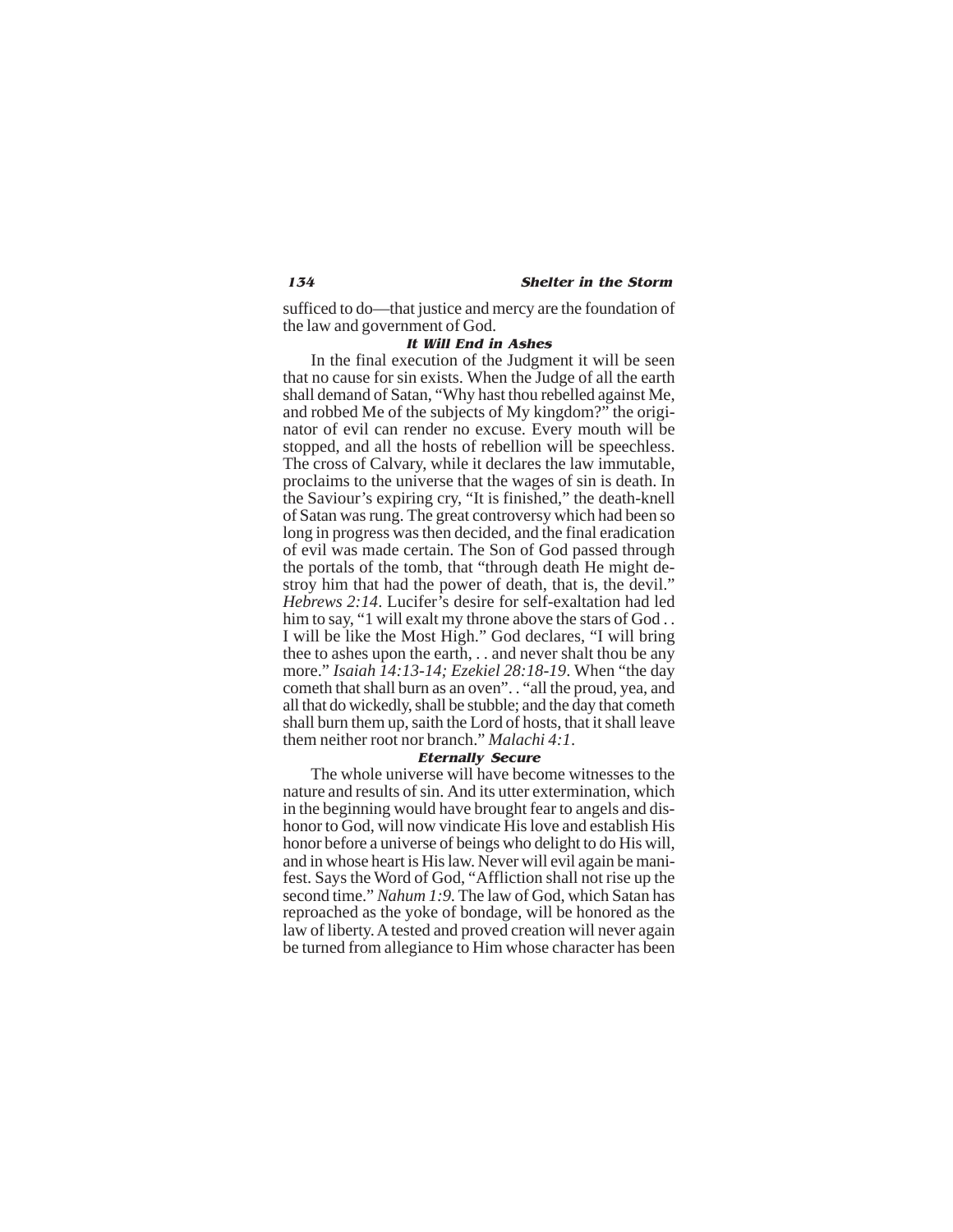sufficed to do—that justice and mercy are the foundation of the law and government of God.

### *It Will End in Ashes*

In the final execution of the Judgment it will be seen that no cause for sin exists. When the Judge of all the earth shall demand of Satan, "Why hast thou rebelled against Me, and robbed Me of the subjects of My kingdom?" the originator of evil can render no excuse. Every mouth will be stopped, and all the hosts of rebellion will be speechless. The cross of Calvary, while it declares the law immutable, proclaims to the universe that the wages of sin is death. In the Saviour's expiring cry, "It is finished," the death-knell of Satan was rung. The great controversy which had been so long in progress was then decided, and the final eradication of evil was made certain. The Son of God passed through the portals of the tomb, that "through death He might destroy him that had the power of death, that is, the devil." *Hebrews 2:14*. Lucifer's desire for self-exaltation had led him to say, "1 will exalt my throne above the stars of God . . I will be like the Most High." God declares, "I will bring thee to ashes upon the earth, . . and never shalt thou be any more." *Isaiah 14:13-14; Ezekiel 28:18-19*. When "the day cometh that shall burn as an oven". . "all the proud, yea, and all that do wickedly, shall be stubble; and the day that cometh shall burn them up, saith the Lord of hosts, that it shall leave them neither root nor branch." *Malachi 4:1*.

### *Eternally Secure*

The whole universe will have become witnesses to the nature and results of sin. And its utter extermination, which in the beginning would have brought fear to angels and dishonor to God, will now vindicate His love and establish His honor before a universe of beings who delight to do His will, and in whose heart is His law. Never will evil again be manifest. Says the Word of God, "Affliction shall not rise up the second time." *Nahum 1:9*. The law of God, which Satan has reproached as the yoke of bondage, will be honored as the law of liberty. A tested and proved creation will never again be turned from allegiance to Him whose character has been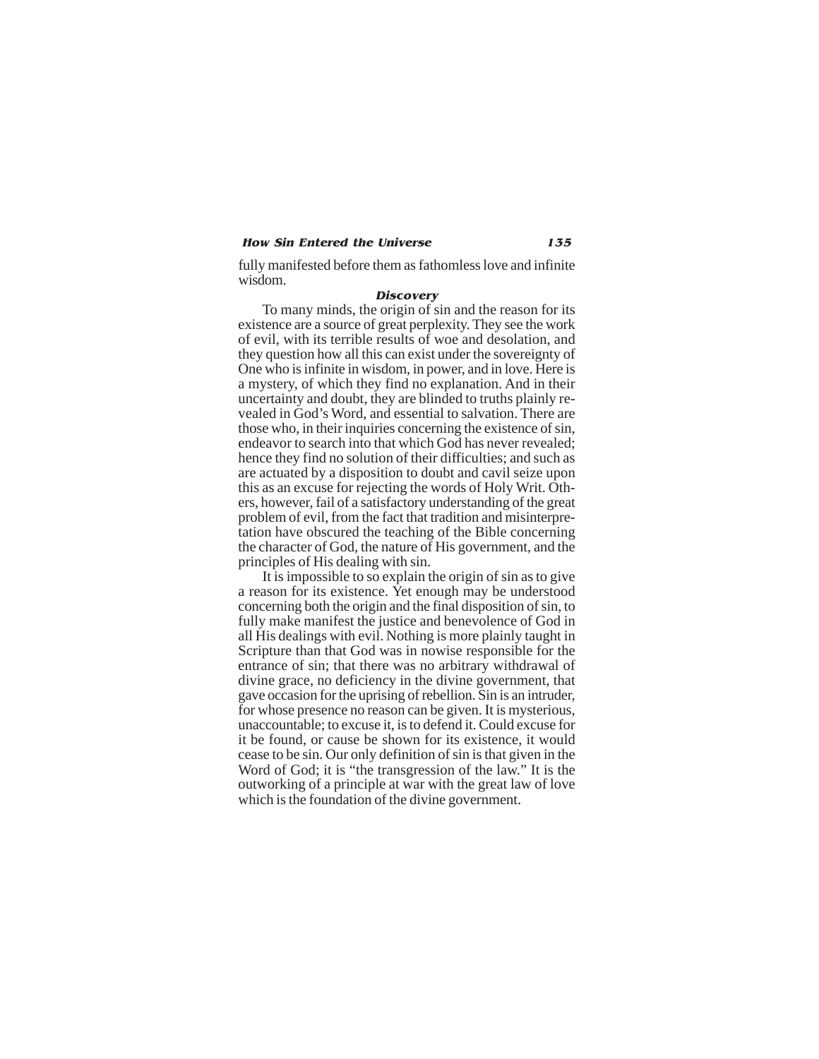fully manifested before them as fathomless love and infinite wisdom.

### *Discovery*

To many minds, the origin of sin and the reason for its existence are a source of great perplexity. They see the work of evil, with its terrible results of woe and desolation, and they question how all this can exist under the sovereignty of One who is infinite in wisdom, in power, and in love. Here is a mystery, of which they find no explanation. And in their uncertainty and doubt, they are blinded to truths plainly revealed in God's Word, and essential to salvation. There are those who, in their inquiries concerning the existence of sin, endeavor to search into that which God has never revealed; hence they find no solution of their difficulties; and such as are actuated by a disposition to doubt and cavil seize upon this as an excuse for rejecting the words of Holy Writ. Others, however, fail of a satisfactory understanding of the great problem of evil, from the fact that tradition and misinterpretation have obscured the teaching of the Bible concerning the character of God, the nature of His government, and the principles of His dealing with sin.

It is impossible to so explain the origin of sin as to give a reason for its existence. Yet enough may be understood concerning both the origin and the final disposition of sin, to fully make manifest the justice and benevolence of God in all His dealings with evil. Nothing is more plainly taught in Scripture than that God was in nowise responsible for the entrance of sin; that there was no arbitrary withdrawal of divine grace, no deficiency in the divine government, that gave occasion for the uprising of rebellion. Sin is an intruder, for whose presence no reason can be given. It is mysterious, unaccountable; to excuse it, is to defend it. Could excuse for it be found, or cause be shown for its existence, it would cease to be sin. Our only definition of sin is that given in the Word of God; it is "the transgression of the law." It is the outworking of a principle at war with the great law of love which is the foundation of the divine government.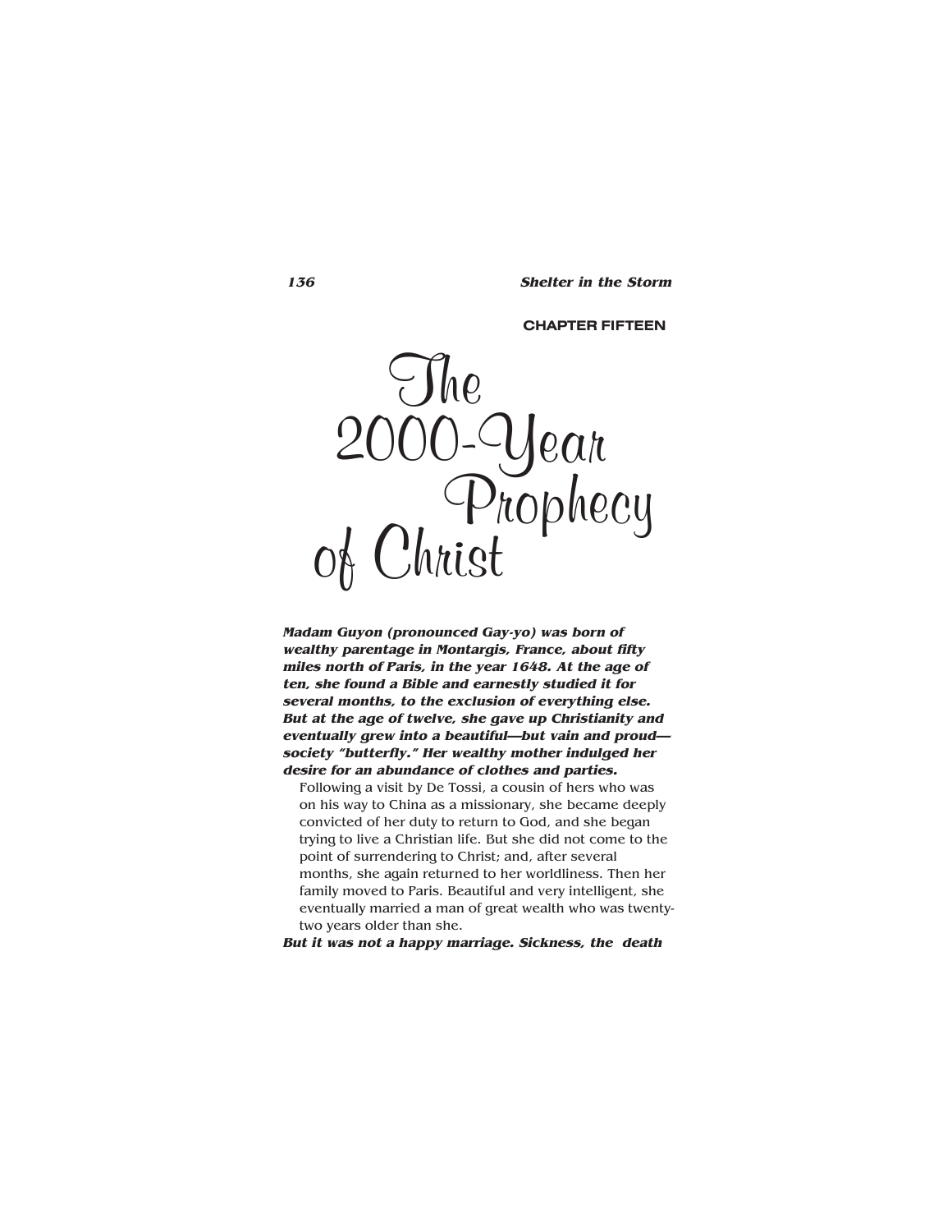CHAPTER FIFTEEN

# The 2000-Year Prophecy of Christ

***Madam Guyon (pronounced Gay-yo) was born of wealthy parentage in Montargis, France, about fifty miles north of Paris, in the year 1648. At the age of ten, she found a Bible and earnestly studied it for several months, to the exclusion of everything else. But at the age of twelve, she gave up Christianity and eventually grew into a beautiful—but vain and proud—society "butterfly." Her wealthy mother indulged her desire for an abundance of clothes and parties.***

Following a visit by De Tossi, a cousin of hers who was on his way to China as a missionary, she became deeply convicted of her duty to return to God, and she began trying to live a Christian life. But she did not come to the point of surrendering to Christ; and, after several months, she again returned to her worldliness. Then her family moved to Paris. Beautiful and very intelligent, she eventually married a man of great wealth who was twenty-two years older than she.

***But it was not a happy marriage. Sickness, the death***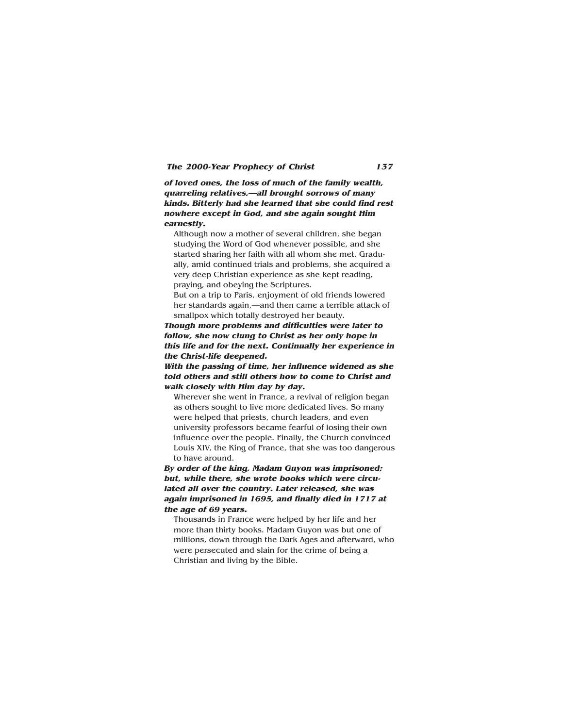***of loved ones, the loss of much of the family wealth, quarreling relatives,—all brought sorrows of many kinds. Bitterly had she learned that she could find rest nowhere except in God, and she again sought Him earnestly.***

Although now a mother of several children, she began studying the Word of God whenever possible, and she started sharing her faith with all whom she met. Gradually, amid continued trials and problems, she acquired a very deep Christian experience as she kept reading, praying, and obeying the Scriptures.

But on a trip to Paris, enjoyment of old friends lowered her standards again,—and then came a terrible attack of smallpox which totally destroyed her beauty.

***Though more problems and difficulties were later to follow, she now clung to Christ as her only hope in this life and for the next. Continually her experience in the Christ-life deepened.***

***With the passing of time, her influence widened as she told others and still others how to come to Christ and walk closely with Him day by day.***

Wherever she went in France, a revival of religion began as others sought to live more dedicated lives. So many were helped that priests, church leaders, and even university professors became fearful of losing their own influence over the people. Finally, the Church convinced Louis XIV, the King of France, that she was too dangerous to have around.

***By order of the king, Madam Guyon was imprisoned; but, while there, she wrote books which were circulated all over the country. Later released, she was again imprisoned in 1695, and finally died in 1717 at the age of 69 years.***

Thousands in France were helped by her life and her more than thirty books. Madam Guyon was but one of millions, down through the Dark Ages and afterward, who were persecuted and slain for the crime of being a Christian and living by the Bible.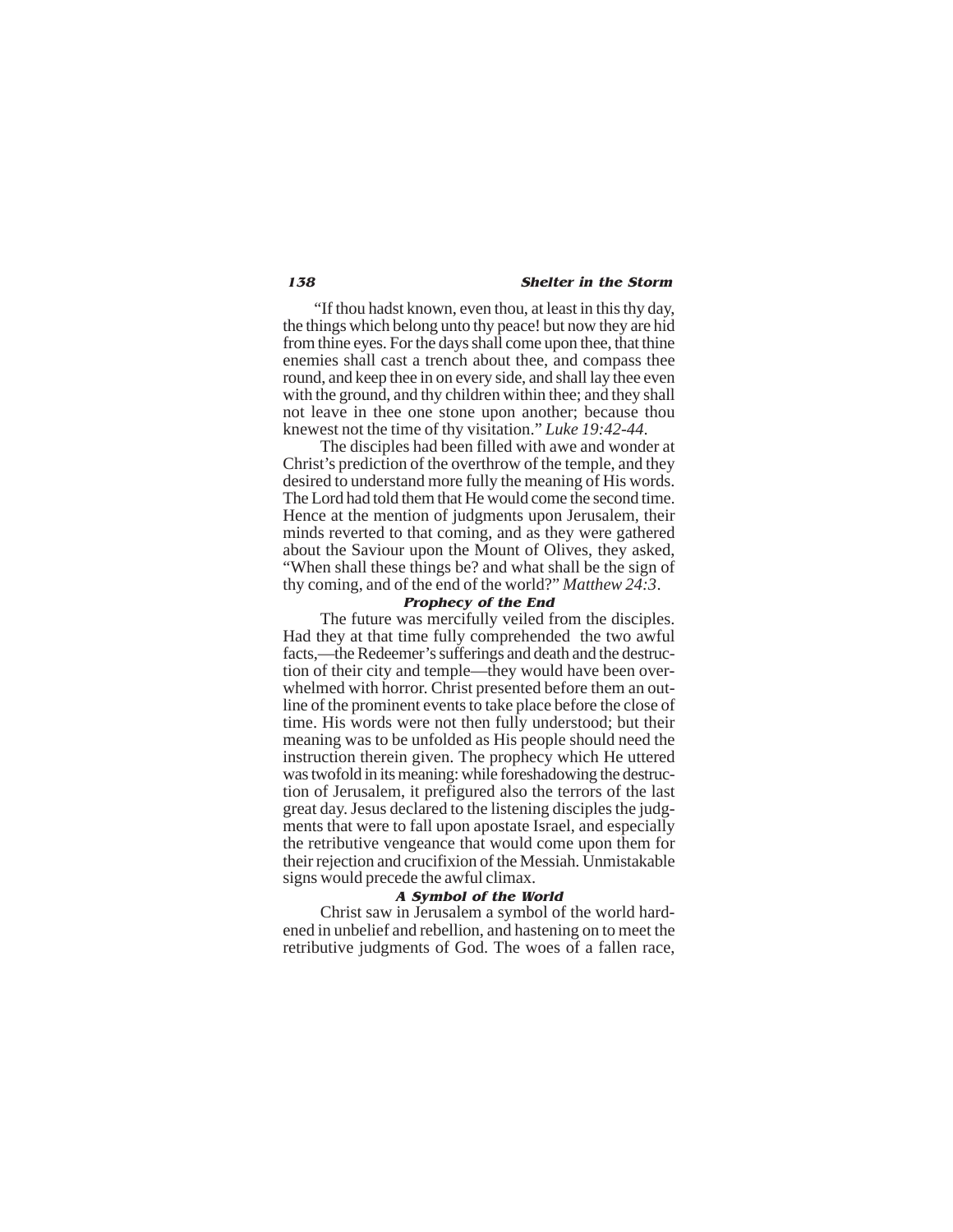"If thou hadst known, even thou, at least in this thy day, the things which belong unto thy peace! but now they are hid from thine eyes. For the days shall come upon thee, that thine enemies shall cast a trench about thee, and compass thee round, and keep thee in on every side, and shall lay thee even with the ground, and thy children within thee; and they shall not leave in thee one stone upon another; because thou knewest not the time of thy visitation." *Luke 19:42-44*.

The disciples had been filled with awe and wonder at Christ's prediction of the overthrow of the temple, and they desired to understand more fully the meaning of His words. The Lord had told them that He would come the second time. Hence at the mention of judgments upon Jerusalem, their minds reverted to that coming, and as they were gathered about the Saviour upon the Mount of Olives, they asked, "When shall these things be? and what shall be the sign of thy coming, and of the end of the world?" *Matthew 24:3*.

### Prophecy of the End

The future was mercifully veiled from the disciples. Had they at that time fully comprehended the two awful facts,—the Redeemer's sufferings and death and the destruction of their city and temple—they would have been overwhelmed with horror. Christ presented before them an outline of the prominent events to take place before the close of time. His words were not then fully understood; but their meaning was to be unfolded as His people should need the instruction therein given. The prophecy which He uttered was twofold in its meaning: while foreshadowing the destruction of Jerusalem, it prefigured also the terrors of the last great day. Jesus declared to the listening disciples the judgments that were to fall upon apostate Israel, and especially the retributive vengeance that would come upon them for their rejection and crucifixion of the Messiah. Unmistakable signs would precede the awful climax.

### A Symbol of the World

Christ saw in Jerusalem a symbol of the world hardened in unbelief and rebellion, and hastening on to meet the retributive judgments of God. The woes of a fallen race,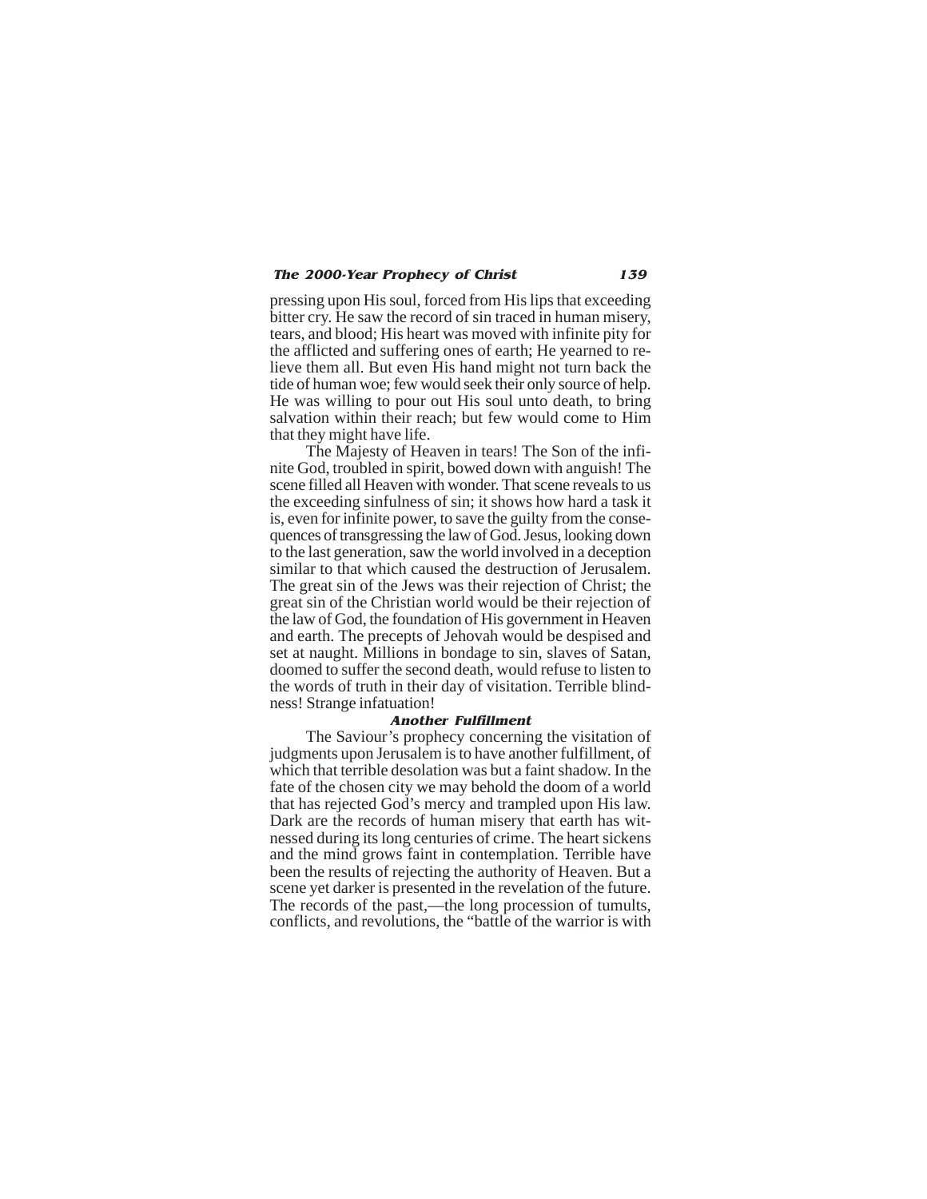pressing upon His soul, forced from His lips that exceeding bitter cry. He saw the record of sin traced in human misery, tears, and blood; His heart was moved with infinite pity for the afflicted and suffering ones of earth; He yearned to relieve them all. But even His hand might not turn back the tide of human woe; few would seek their only source of help. He was willing to pour out His soul unto death, to bring salvation within their reach; but few would come to Him that they might have life.

The Majesty of Heaven in tears! The Son of the infinite God, troubled in spirit, bowed down with anguish! The scene filled all Heaven with wonder. That scene reveals to us the exceeding sinfulness of sin; it shows how hard a task it is, even for infinite power, to save the guilty from the consequences of transgressing the law of God. Jesus, looking down to the last generation, saw the world involved in a deception similar to that which caused the destruction of Jerusalem. The great sin of the Jews was their rejection of Christ; the great sin of the Christian world would be their rejection of the law of God, the foundation of His government in Heaven and earth. The precepts of Jehovah would be despised and set at naught. Millions in bondage to sin, slaves of Satan, doomed to suffer the second death, would refuse to listen to the words of truth in their day of visitation. Terrible blindness! Strange infatuation!

### Another Fulfillment

The Saviour's prophecy concerning the visitation of judgments upon Jerusalem is to have another fulfillment, of which that terrible desolation was but a faint shadow. In the fate of the chosen city we may behold the doom of a world that has rejected God's mercy and trampled upon His law. Dark are the records of human misery that earth has witnessed during its long centuries of crime. The heart sickens and the mind grows faint in contemplation. Terrible have been the results of rejecting the authority of Heaven. But a scene yet darker is presented in the revelation of the future. The records of the past,—the long procession of tumults, conflicts, and revolutions, the "battle of the warrior is with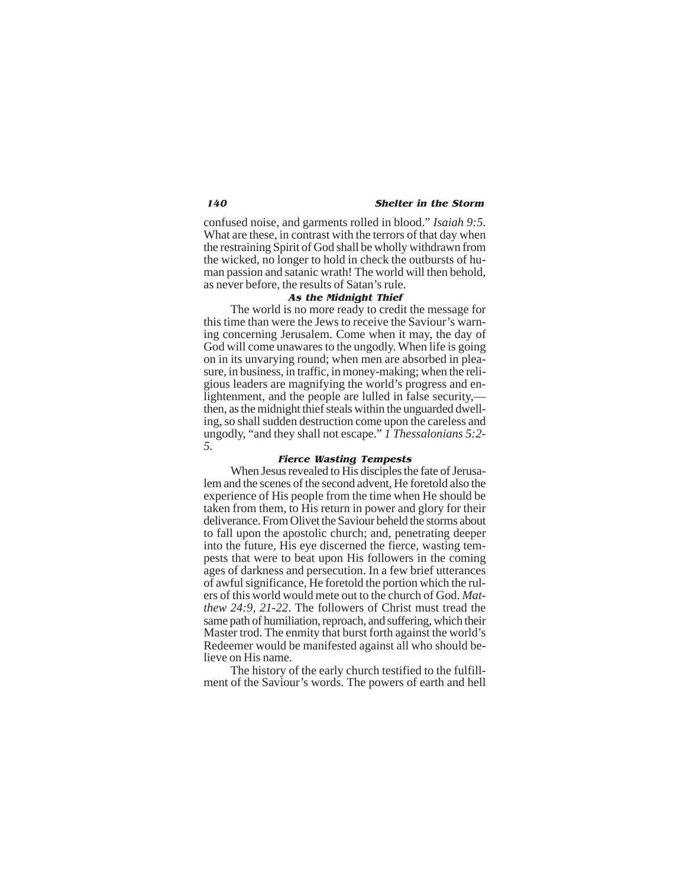confused noise, and garments rolled in blood." *Isaiah 9:5*. What are these, in contrast with the terrors of that day when the restraining Spirit of God shall be wholly withdrawn from the wicked, no longer to hold in check the outbursts of human passion and satanic wrath! The world will then behold, as never before, the results of Satan's rule.

### As the Midnight Thief

The world is no more ready to credit the message for this time than were the Jews to receive the Saviour's warning concerning Jerusalem. Come when it may, the day of God will come unawares to the ungodly. When life is going on in its unvarying round; when men are absorbed in pleasure, in business, in traffic, in money-making; when the religious leaders are magnifying the world's progress and enlightenment, and the people are lulled in false security,—then, as the midnight thief steals within the unguarded dwelling, so shall sudden destruction come upon the careless and ungodly, "and they shall not escape." *1 Thessalonians 5:2-5*.

### Fierce Wasting Tempests

When Jesus revealed to His disciples the fate of Jerusalem and the scenes of the second advent, He foretold also the experience of His people from the time when He should be taken from them, to His return in power and glory for their deliverance. From Olivet the Saviour beheld the storms about to fall upon the apostolic church; and, penetrating deeper into the future, His eye discerned the fierce, wasting tempests that were to beat upon His followers in the coming ages of darkness and persecution. In a few brief utterances of awful significance, He foretold the portion which the rulers of this world would mete out to the church of God. *Matthew 24:9, 21-22*. The followers of Christ must tread the same path of humiliation, reproach, and suffering, which their Master trod. The enmity that burst forth against the world's Redeemer would be manifested against all who should believe on His name.

The history of the early church testified to the fulfillment of the Saviour's words. The powers of earth and hell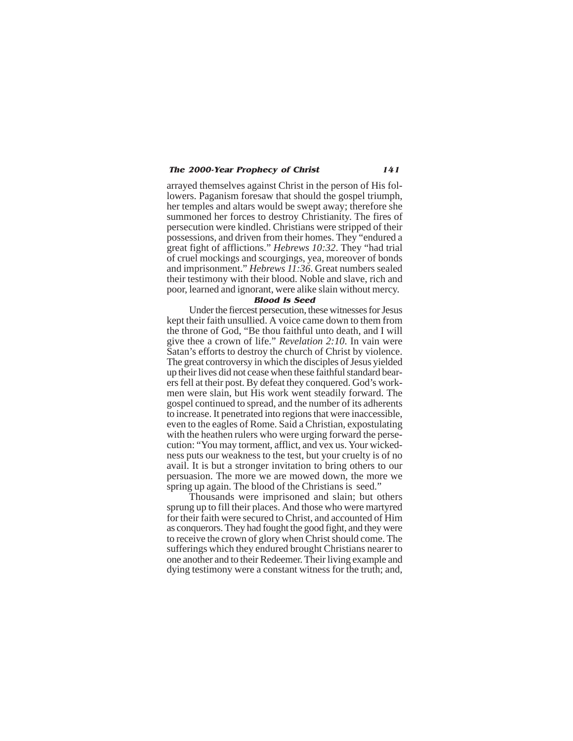arrayed themselves against Christ in the person of His followers. Paganism foresaw that should the gospel triumph, her temples and altars would be swept away; therefore she summoned her forces to destroy Christianity. The fires of persecution were kindled. Christians were stripped of their possessions, and driven from their homes. They "endured a great fight of afflictions." *Hebrews 10:32*. They "had trial of cruel mockings and scourgings, yea, moreover of bonds and imprisonment." *Hebrews 11:36*. Great numbers sealed their testimony with their blood. Noble and slave, rich and poor, learned and ignorant, were alike slain without mercy.

### Blood Is Seed

Under the fiercest persecution, these witnesses for Jesus kept their faith unsullied. A voice came down to them from the throne of God, "Be thou faithful unto death, and I will give thee a crown of life." *Revelation 2:10*. In vain were Satan's efforts to destroy the church of Christ by violence. The great controversy in which the disciples of Jesus yielded up their lives did not cease when these faithful standard bearers fell at their post. By defeat they conquered. God's workmen were slain, but His work went steadily forward. The gospel continued to spread, and the number of its adherents to increase. It penetrated into regions that were inaccessible, even to the eagles of Rome. Said a Christian, expostulating with the heathen rulers who were urging forward the persecution: "You may torment, afflict, and vex us. Your wickedness puts our weakness to the test, but your cruelty is of no avail. It is but a stronger invitation to bring others to our persuasion. The more we are mowed down, the more we spring up again. The blood of the Christians is seed."

Thousands were imprisoned and slain; but others sprung up to fill their places. And those who were martyred for their faith were secured to Christ, and accounted of Him as conquerors. They had fought the good fight, and they were to receive the crown of glory when Christ should come. The sufferings which they endured brought Christians nearer to one another and to their Redeemer. Their living example and dying testimony were a constant witness for the truth; and,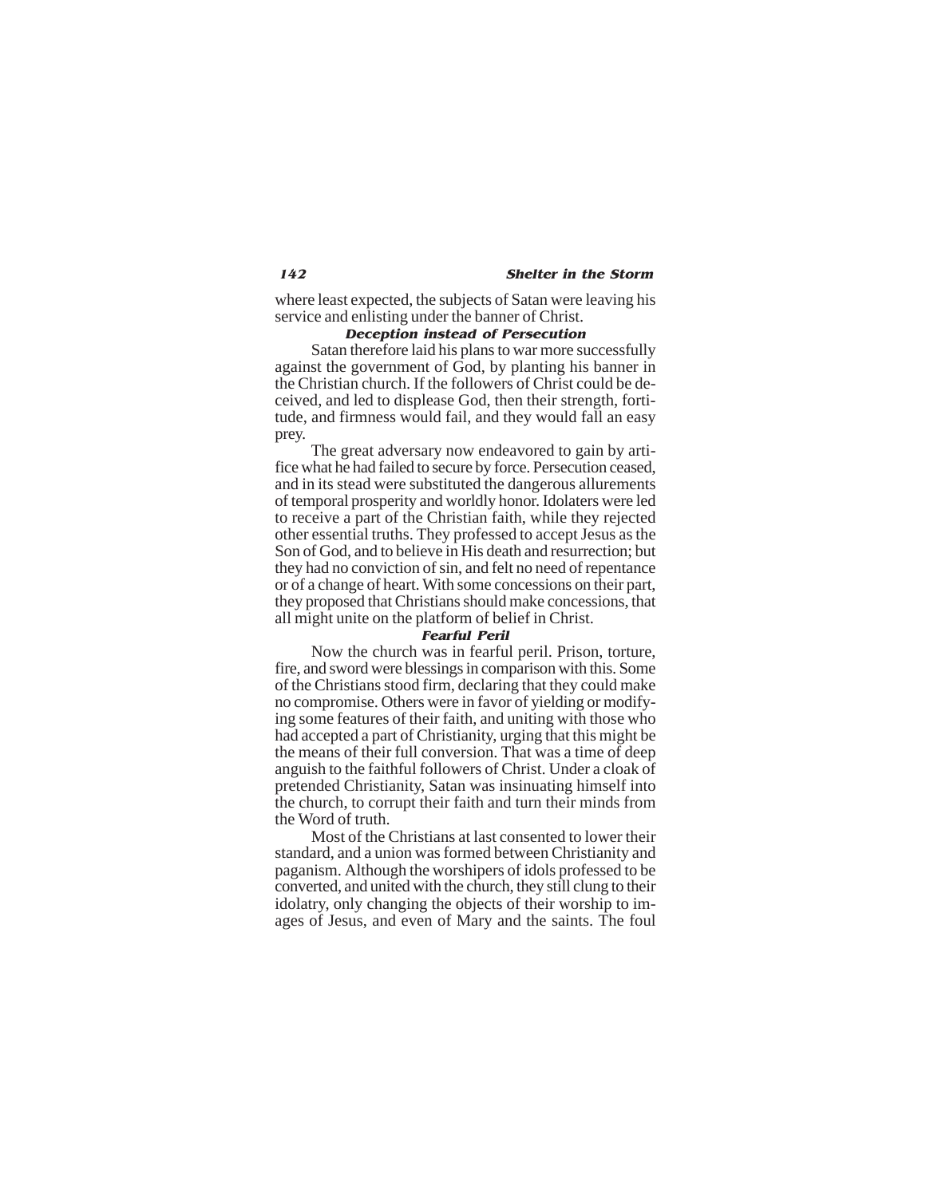where least expected, the subjects of Satan were leaving his service and enlisting under the banner of Christ.

### *Deception instead of Persecution*

Satan therefore laid his plans to war more successfully against the government of God, by planting his banner in the Christian church. If the followers of Christ could be deceived, and led to displease God, then their strength, fortitude, and firmness would fail, and they would fall an easy prey.

The great adversary now endeavored to gain by artifice what he had failed to secure by force. Persecution ceased, and in its stead were substituted the dangerous allurements of temporal prosperity and worldly honor. Idolaters were led to receive a part of the Christian faith, while they rejected other essential truths. They professed to accept Jesus as the Son of God, and to believe in His death and resurrection; but they had no conviction of sin, and felt no need of repentance or of a change of heart. With some concessions on their part, they proposed that Christians should make concessions, that all might unite on the platform of belief in Christ.

### *Fearful Peril*

Now the church was in fearful peril. Prison, torture, fire, and sword were blessings in comparison with this. Some of the Christians stood firm, declaring that they could make no compromise. Others were in favor of yielding or modifying some features of their faith, and uniting with those who had accepted a part of Christianity, urging that this might be the means of their full conversion. That was a time of deep anguish to the faithful followers of Christ. Under a cloak of pretended Christianity, Satan was insinuating himself into the church, to corrupt their faith and turn their minds from the Word of truth.

Most of the Christians at last consented to lower their standard, and a union was formed between Christianity and paganism. Although the worshipers of idols professed to be converted, and united with the church, they still clung to their idolatry, only changing the objects of their worship to images of Jesus, and even of Mary and the saints. The foul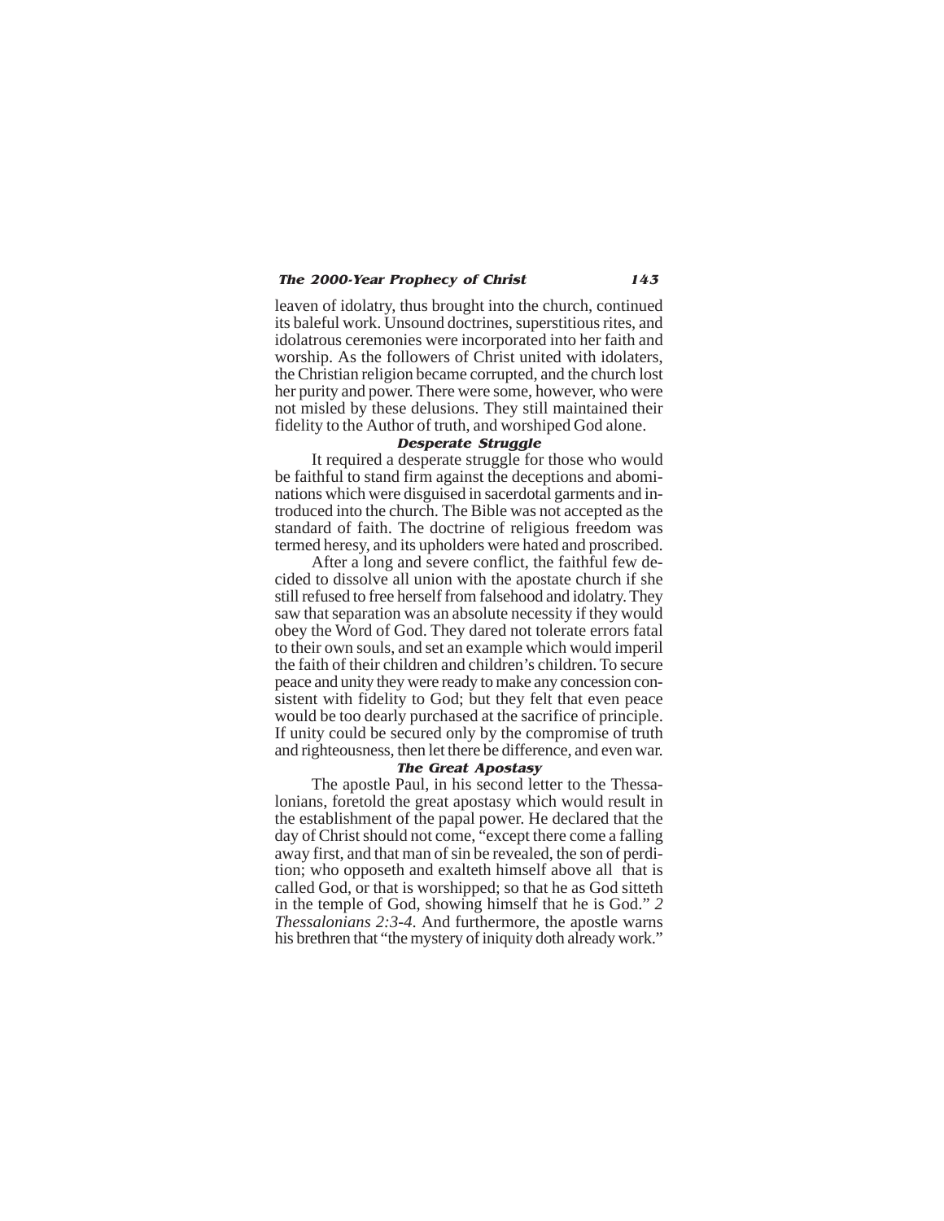leaven of idolatry, thus brought into the church, continued its baleful work. Unsound doctrines, superstitious rites, and idolatrous ceremonies were incorporated into her faith and worship. As the followers of Christ united with idolaters, the Christian religion became corrupted, and the church lost her purity and power. There were some, however, who were not misled by these delusions. They still maintained their fidelity to the Author of truth, and worshiped God alone.

### *Desperate Struggle*

It required a desperate struggle for those who would be faithful to stand firm against the deceptions and abominations which were disguised in sacerdotal garments and introduced into the church. The Bible was not accepted as the standard of faith. The doctrine of religious freedom was termed heresy, and its upholders were hated and proscribed.

After a long and severe conflict, the faithful few decided to dissolve all union with the apostate church if she still refused to free herself from falsehood and idolatry. They saw that separation was an absolute necessity if they would obey the Word of God. They dared not tolerate errors fatal to their own souls, and set an example which would imperil the faith of their children and children's children. To secure peace and unity they were ready to make any concession consistent with fidelity to God; but they felt that even peace would be too dearly purchased at the sacrifice of principle. If unity could be secured only by the compromise of truth and righteousness, then let there be difference, and even war.

### *The Great Apostasy*

The apostle Paul, in his second letter to the Thessalonians, foretold the great apostasy which would result in the establishment of the papal power. He declared that the day of Christ should not come, "except there come a falling away first, and that man of sin be revealed, the son of perdition; who opposeth and exalteth himself above all that is called God, or that is worshipped; so that he as God sitteth in the temple of God, showing himself that he is God." *2 Thessalonians 2:3-4*. And furthermore, the apostle warns his brethren that "the mystery of iniquity doth already work."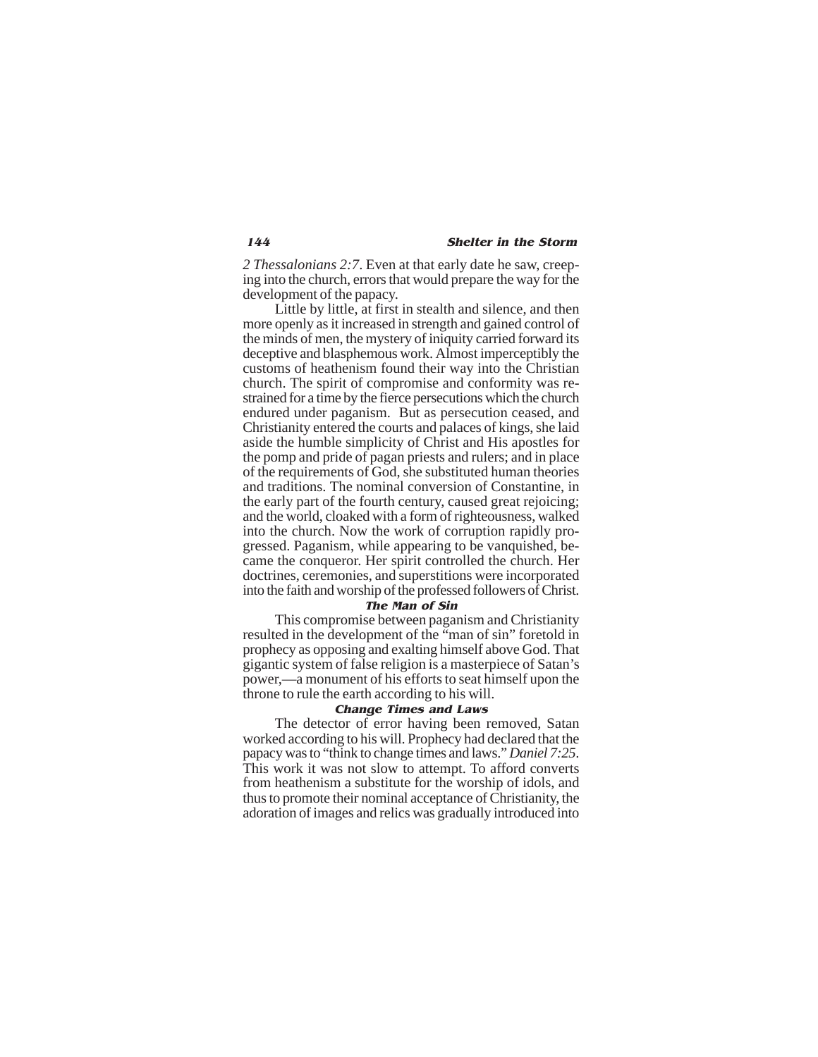*2 Thessalonians 2:7*. Even at that early date he saw, creeping into the church, errors that would prepare the way for the development of the papacy.

Little by little, at first in stealth and silence, and then more openly as it increased in strength and gained control of the minds of men, the mystery of iniquity carried forward its deceptive and blasphemous work. Almost imperceptibly the customs of heathenism found their way into the Christian church. The spirit of compromise and conformity was restrained for a time by the fierce persecutions which the church endured under paganism. But as persecution ceased, and Christianity entered the courts and palaces of kings, she laid aside the humble simplicity of Christ and His apostles for the pomp and pride of pagan priests and rulers; and in place of the requirements of God, she substituted human theories and traditions. The nominal conversion of Constantine, in the early part of the fourth century, caused great rejoicing; and the world, cloaked with a form of righteousness, walked into the church. Now the work of corruption rapidly progressed. Paganism, while appearing to be vanquished, became the conqueror. Her spirit controlled the church. Her doctrines, ceremonies, and superstitions were incorporated into the faith and worship of the professed followers of Christ.

### The Man of Sin

This compromise between paganism and Christianity resulted in the development of the "man of sin" foretold in prophecy as opposing and exalting himself above God. That gigantic system of false religion is a masterpiece of Satan's power,—a monument of his efforts to seat himself upon the throne to rule the earth according to his will.

### Change Times and Laws

The detector of error having been removed, Satan worked according to his will. Prophecy had declared that the papacy was to "think to change times and laws." *Daniel 7:25*. This work it was not slow to attempt. To afford converts from heathenism a substitute for the worship of idols, and thus to promote their nominal acceptance of Christianity, the adoration of images and relics was gradually introduced into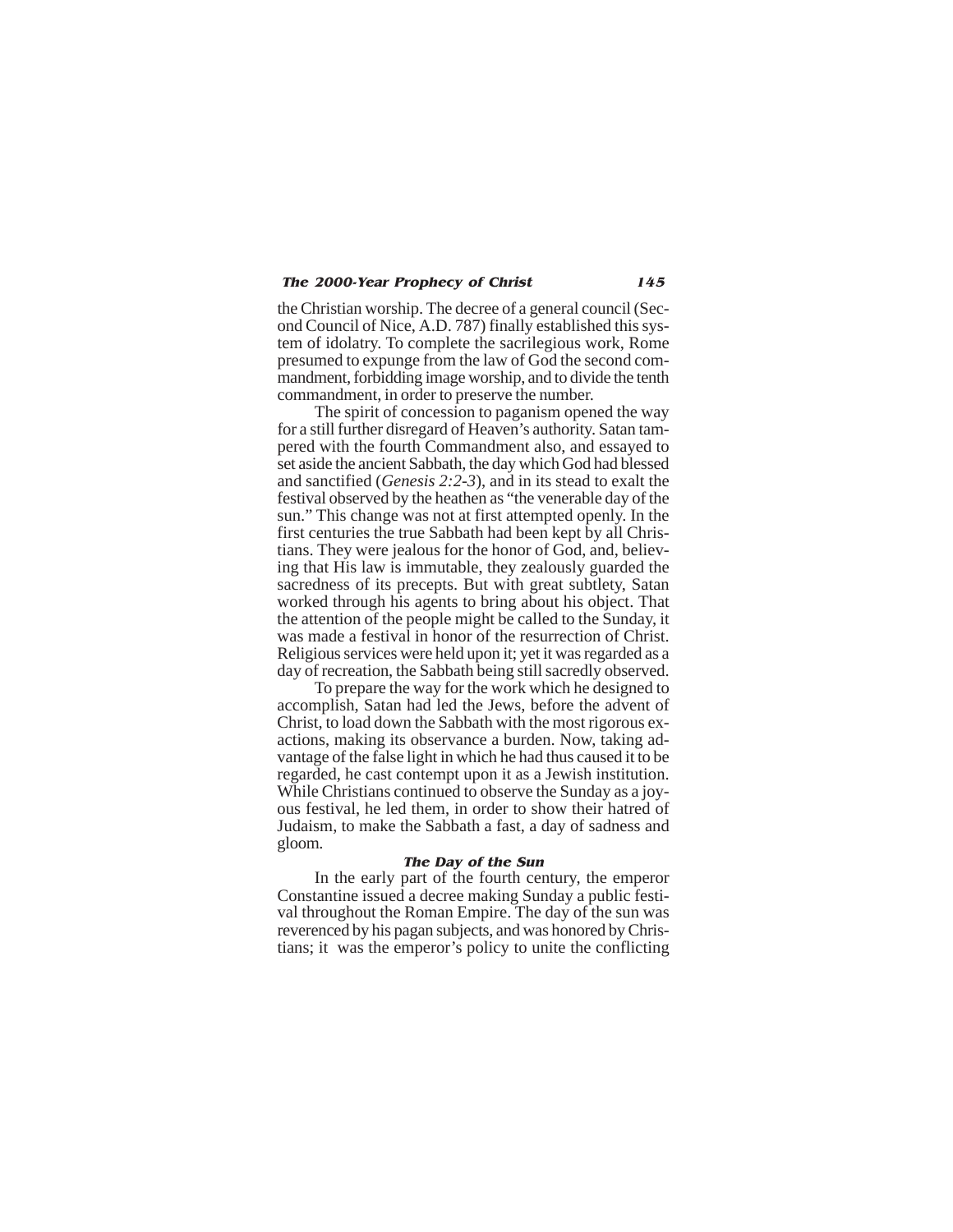the Christian worship. The decree of a general council (Second Council of Nice, A.D. 787) finally established this system of idolatry. To complete the sacrilegious work, Rome presumed to expunge from the law of God the second commandment, forbidding image worship, and to divide the tenth commandment, in order to preserve the number.

The spirit of concession to paganism opened the way for a still further disregard of Heaven's authority. Satan tampered with the fourth Commandment also, and essayed to set aside the ancient Sabbath, the day which God had blessed and sanctified (*Genesis 2:2-3*), and in its stead to exalt the festival observed by the heathen as "the venerable day of the sun." This change was not at first attempted openly. In the first centuries the true Sabbath had been kept by all Christians. They were jealous for the honor of God, and, believing that His law is immutable, they zealously guarded the sacredness of its precepts. But with great subtlety, Satan worked through his agents to bring about his object. That the attention of the people might be called to the Sunday, it was made a festival in honor of the resurrection of Christ. Religious services were held upon it; yet it was regarded as a day of recreation, the Sabbath being still sacredly observed.

To prepare the way for the work which he designed to accomplish, Satan had led the Jews, before the advent of Christ, to load down the Sabbath with the most rigorous exactions, making its observance a burden. Now, taking advantage of the false light in which he had thus caused it to be regarded, he cast contempt upon it as a Jewish institution. While Christians continued to observe the Sunday as a joyous festival, he led them, in order to show their hatred of Judaism, to make the Sabbath a fast, a day of sadness and gloom.

### The Day of the Sun

In the early part of the fourth century, the emperor Constantine issued a decree making Sunday a public festival throughout the Roman Empire. The day of the sun was reverenced by his pagan subjects, and was honored by Christians; it was the emperor's policy to unite the conflicting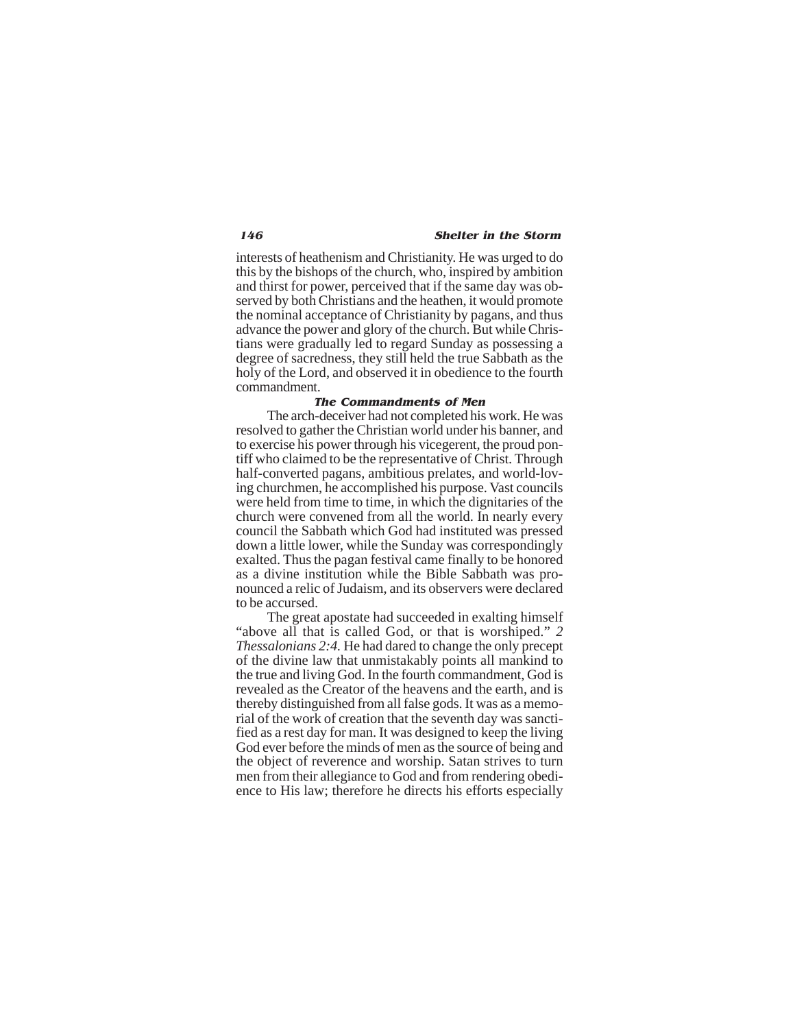interests of heathenism and Christianity. He was urged to do this by the bishops of the church, who, inspired by ambition and thirst for power, perceived that if the same day was observed by both Christians and the heathen, it would promote the nominal acceptance of Christianity by pagans, and thus advance the power and glory of the church. But while Christians were gradually led to regard Sunday as possessing a degree of sacredness, they still held the true Sabbath as the holy of the Lord, and observed it in obedience to the fourth commandment.

### The Commandments of Men

The arch-deceiver had not completed his work. He was resolved to gather the Christian world under his banner, and to exercise his power through his vicegerent, the proud pontiff who claimed to be the representative of Christ. Through half-converted pagans, ambitious prelates, and world-loving churchmen, he accomplished his purpose. Vast councils were held from time to time, in which the dignitaries of the church were convened from all the world. In nearly every council the Sabbath which God had instituted was pressed down a little lower, while the Sunday was correspondingly exalted. Thus the pagan festival came finally to be honored as a divine institution while the Bible Sabbath was pronounced a relic of Judaism, and its observers were declared to be accursed.

The great apostate had succeeded in exalting himself "above all that is called God, or that is worshiped." *2 Thessalonians 2:4.* He had dared to change the only precept of the divine law that unmistakably points all mankind to the true and living God. In the fourth commandment, God is revealed as the Creator of the heavens and the earth, and is thereby distinguished from all false gods. It was as a memorial of the work of creation that the seventh day was sanctified as a rest day for man. It was designed to keep the living God ever before the minds of men as the source of being and the object of reverence and worship. Satan strives to turn men from their allegiance to God and from rendering obedience to His law; therefore he directs his efforts especially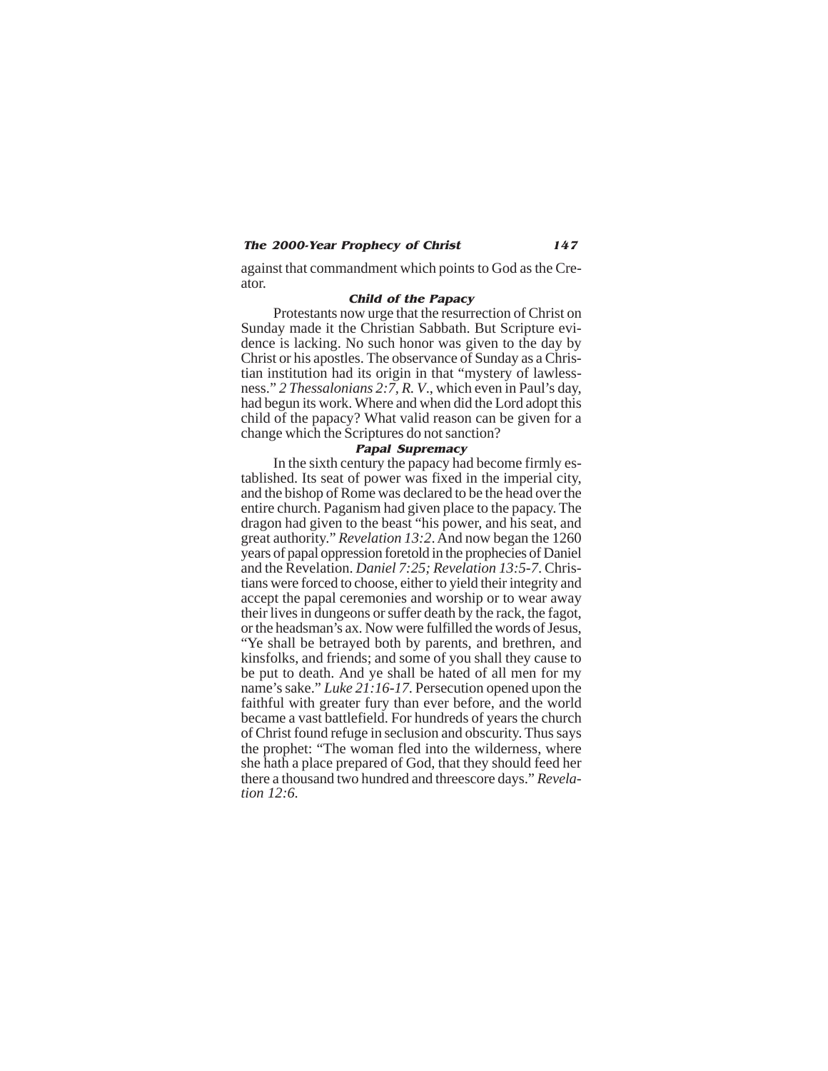against that commandment which points to God as the Creator.

### *Child of the Papacy*

Protestants now urge that the resurrection of Christ on Sunday made it the Christian Sabbath. But Scripture evidence is lacking. No such honor was given to the day by Christ or his apostles. The observance of Sunday as a Christian institution had its origin in that "mystery of lawlessness." *2 Thessalonians 2:7, R. V*., which even in Paul's day, had begun its work. Where and when did the Lord adopt this child of the papacy? What valid reason can be given for a change which the Scriptures do not sanction?

### *Papal Supremacy*

In the sixth century the papacy had become firmly established. Its seat of power was fixed in the imperial city, and the bishop of Rome was declared to be the head over the entire church. Paganism had given place to the papacy. The dragon had given to the beast "his power, and his seat, and great authority." *Revelation 13:2*. And now began the 1260 years of papal oppression foretold in the prophecies of Daniel and the Revelation. *Daniel 7:25; Revelation 13:5-7*. Christians were forced to choose, either to yield their integrity and accept the papal ceremonies and worship or to wear away their lives in dungeons or suffer death by the rack, the fagot, or the headsman's ax. Now were fulfilled the words of Jesus, "Ye shall be betrayed both by parents, and brethren, and kinsfolks, and friends; and some of you shall they cause to be put to death. And ye shall be hated of all men for my name's sake." *Luke 21:16-17*. Persecution opened upon the faithful with greater fury than ever before, and the world became a vast battlefield. For hundreds of years the church of Christ found refuge in seclusion and obscurity. Thus says the prophet: "The woman fled into the wilderness, where she hath a place prepared of God, that they should feed her there a thousand two hundred and threescore days." *Revelation 12:6*.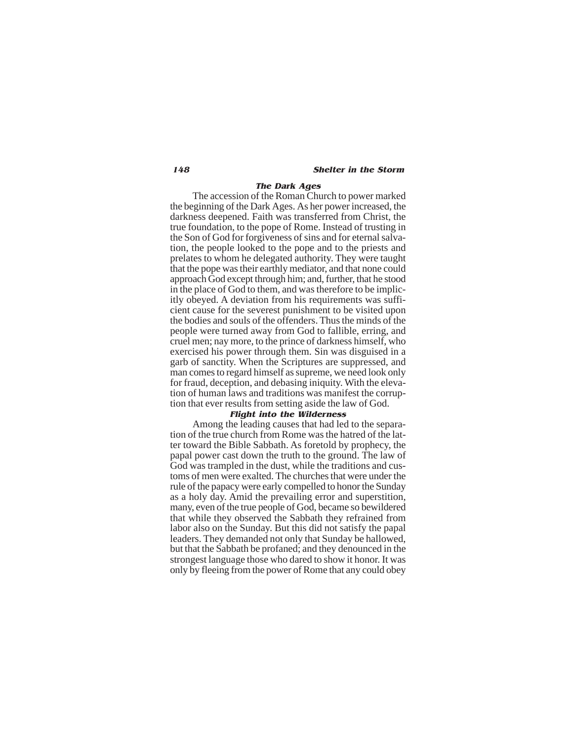### The Dark Ages

The accession of the Roman Church to power marked the beginning of the Dark Ages. As her power increased, the darkness deepened. Faith was transferred from Christ, the true foundation, to the pope of Rome. Instead of trusting in the Son of God for forgiveness of sins and for eternal salvation, the people looked to the pope and to the priests and prelates to whom he delegated authority. They were taught that the pope was their earthly mediator, and that none could approach God except through him; and, further, that he stood in the place of God to them, and was therefore to be implicitly obeyed. A deviation from his requirements was sufficient cause for the severest punishment to be visited upon the bodies and souls of the offenders. Thus the minds of the people were turned away from God to fallible, erring, and cruel men; nay more, to the prince of darkness himself, who exercised his power through them. Sin was disguised in a garb of sanctity. When the Scriptures are suppressed, and man comes to regard himself as supreme, we need look only for fraud, deception, and debasing iniquity. With the elevation of human laws and traditions was manifest the corruption that ever results from setting aside the law of God.

### Flight into the Wilderness

Among the leading causes that had led to the separation of the true church from Rome was the hatred of the latter toward the Bible Sabbath. As foretold by prophecy, the papal power cast down the truth to the ground. The law of God was trampled in the dust, while the traditions and customs of men were exalted. The churches that were under the rule of the papacy were early compelled to honor the Sunday as a holy day. Amid the prevailing error and superstition, many, even of the true people of God, became so bewildered that while they observed the Sabbath they refrained from labor also on the Sunday. But this did not satisfy the papal leaders. They demanded not only that Sunday be hallowed, but that the Sabbath be profaned; and they denounced in the strongest language those who dared to show it honor. It was only by fleeing from the power of Rome that any could obey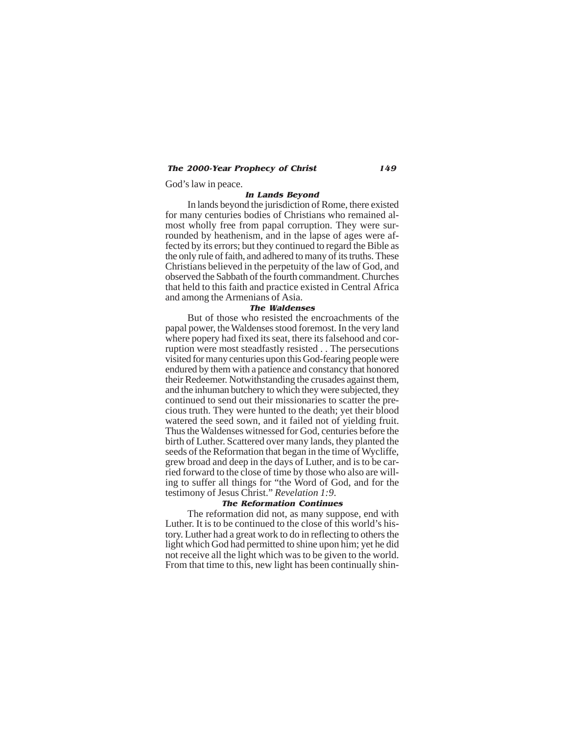God's law in peace.

### In Lands Beyond

In lands beyond the jurisdiction of Rome, there existed for many centuries bodies of Christians who remained almost wholly free from papal corruption. They were surrounded by heathenism, and in the lapse of ages were affected by its errors; but they continued to regard the Bible as the only rule of faith, and adhered to many of its truths. These Christians believed in the perpetuity of the law of God, and observed the Sabbath of the fourth commandment. Churches that held to this faith and practice existed in Central Africa and among the Armenians of Asia.

### The Waldenses

But of those who resisted the encroachments of the papal power, the Waldenses stood foremost. In the very land where popery had fixed its seat, there its falsehood and corruption were most steadfastly resisted . . The persecutions visited for many centuries upon this God-fearing people were endured by them with a patience and constancy that honored their Redeemer. Notwithstanding the crusades against them, and the inhuman butchery to which they were subjected, they continued to send out their missionaries to scatter the precious truth. They were hunted to the death; yet their blood watered the seed sown, and it failed not of yielding fruit. Thus the Waldenses witnessed for God, centuries before the birth of Luther. Scattered over many lands, they planted the seeds of the Reformation that began in the time of Wycliffe, grew broad and deep in the days of Luther, and is to be carried forward to the close of time by those who also are willing to suffer all things for "the Word of God, and for the testimony of Jesus Christ." *Revelation 1:9*.

### The Reformation Continues

The reformation did not, as many suppose, end with Luther. It is to be continued to the close of this world's history. Luther had a great work to do in reflecting to others the light which God had permitted to shine upon him; yet he did not receive all the light which was to be given to the world. From that time to this, new light has been continually shin-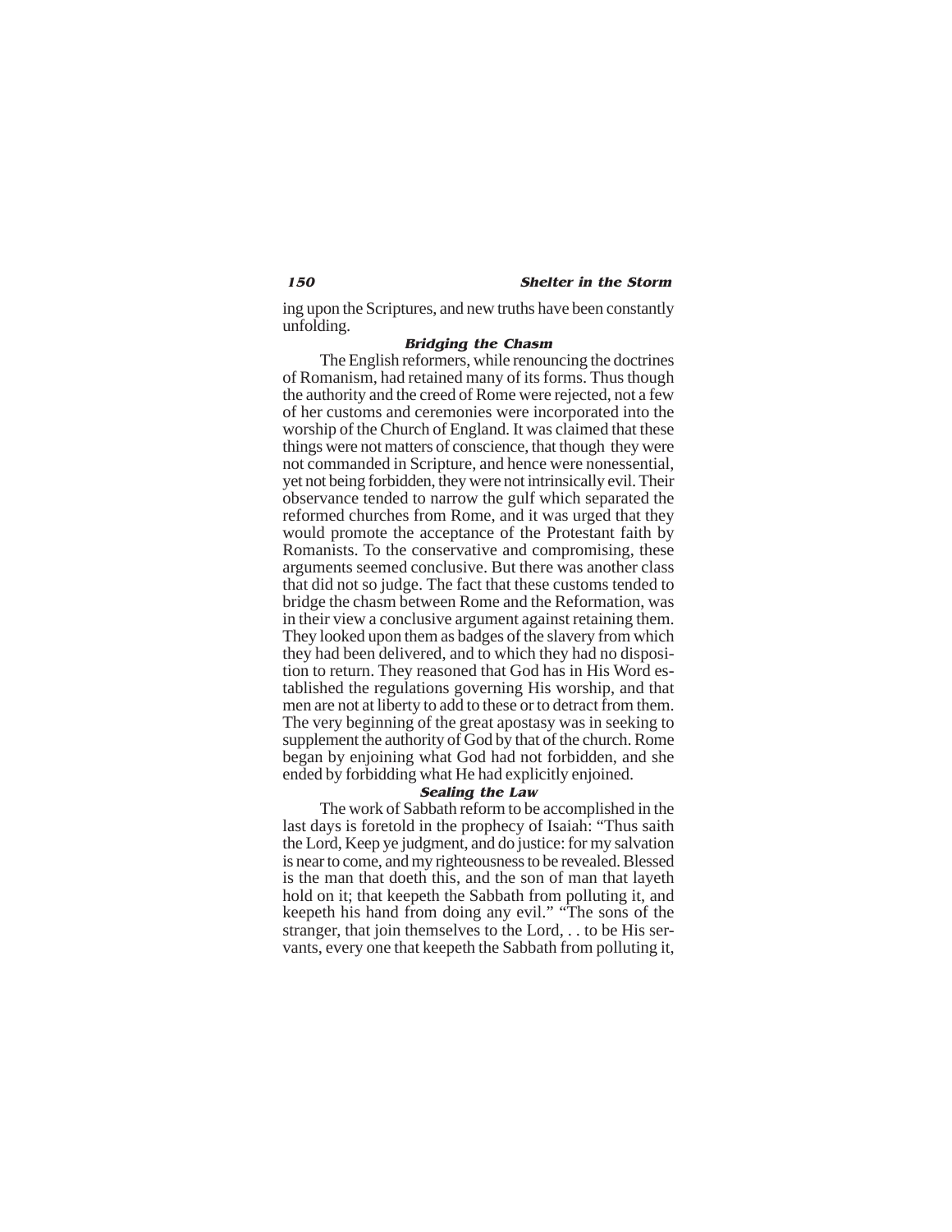ing upon the Scriptures, and new truths have been constantly unfolding.

### *Bridging the Chasm*

The English reformers, while renouncing the doctrines of Romanism, had retained many of its forms. Thus though the authority and the creed of Rome were rejected, not a few of her customs and ceremonies were incorporated into the worship of the Church of England. It was claimed that these things were not matters of conscience, that though they were not commanded in Scripture, and hence were nonessential, yet not being forbidden, they were not intrinsically evil. Their observance tended to narrow the gulf which separated the reformed churches from Rome, and it was urged that they would promote the acceptance of the Protestant faith by Romanists. To the conservative and compromising, these arguments seemed conclusive. But there was another class that did not so judge. The fact that these customs tended to bridge the chasm between Rome and the Reformation, was in their view a conclusive argument against retaining them. They looked upon them as badges of the slavery from which they had been delivered, and to which they had no disposition to return. They reasoned that God has in His Word established the regulations governing His worship, and that men are not at liberty to add to these or to detract from them. The very beginning of the great apostasy was in seeking to supplement the authority of God by that of the church. Rome began by enjoining what God had not forbidden, and she ended by forbidding what He had explicitly enjoined.

### *Sealing the Law*

The work of Sabbath reform to be accomplished in the last days is foretold in the prophecy of Isaiah: "Thus saith the Lord, Keep ye judgment, and do justice: for my salvation is near to come, and my righteousness to be revealed. Blessed is the man that doeth this, and the son of man that layeth hold on it; that keepeth the Sabbath from polluting it, and keepeth his hand from doing any evil." "The sons of the stranger, that join themselves to the Lord, . . to be His servants, every one that keepeth the Sabbath from polluting it,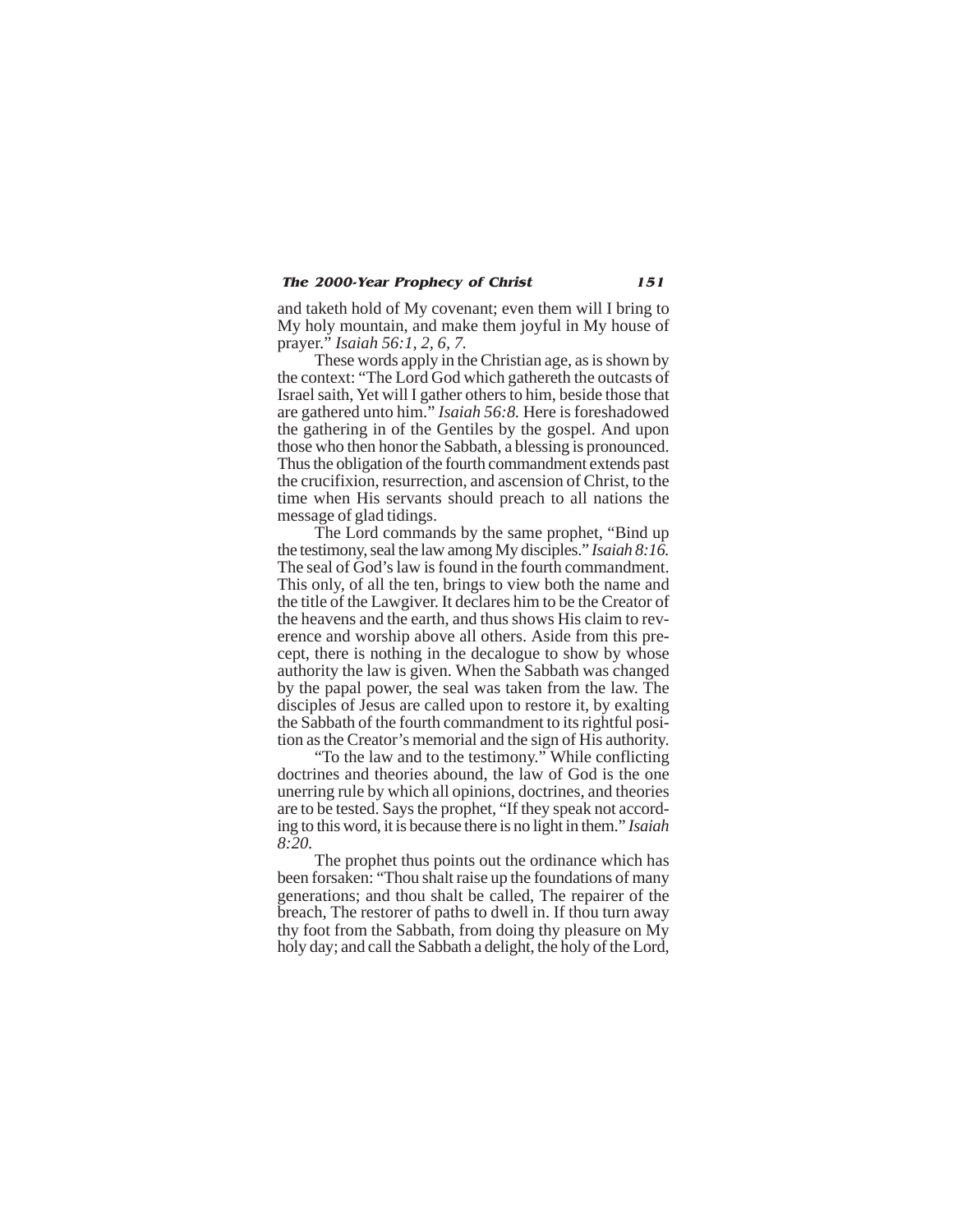and taketh hold of My covenant; even them will I bring to My holy mountain, and make them joyful in My house of prayer." *Isaiah 56:1, 2, 6, 7.*

These words apply in the Christian age, as is shown by the context: "The Lord God which gathereth the outcasts of Israel saith, Yet will I gather others to him, beside those that are gathered unto him." *Isaiah 56:8.* Here is foreshadowed the gathering in of the Gentiles by the gospel. And upon those who then honor the Sabbath, a blessing is pronounced. Thus the obligation of the fourth commandment extends past the crucifixion, resurrection, and ascension of Christ, to the time when His servants should preach to all nations the message of glad tidings.

The Lord commands by the same prophet, "Bind up the testimony, seal the law among My disciples." *Isaiah 8:16.* The seal of God's law is found in the fourth commandment. This only, of all the ten, brings to view both the name and the title of the Lawgiver. It declares him to be the Creator of the heavens and the earth, and thus shows His claim to reverence and worship above all others. Aside from this precept, there is nothing in the decalogue to show by whose authority the law is given. When the Sabbath was changed by the papal power, the seal was taken from the law. The disciples of Jesus are called upon to restore it, by exalting the Sabbath of the fourth commandment to its rightful position as the Creator's memorial and the sign of His authority.

"To the law and to the testimony." While conflicting doctrines and theories abound, the law of God is the one unerring rule by which all opinions, doctrines, and theories are to be tested. Says the prophet, "If they speak not according to this word, it is because there is no light in them." *Isaiah 8:20.*

The prophet thus points out the ordinance which has been forsaken: "Thou shalt raise up the foundations of many generations; and thou shalt be called, The repairer of the breach, The restorer of paths to dwell in. If thou turn away thy foot from the Sabbath, from doing thy pleasure on My holy day; and call the Sabbath a delight, the holy of the Lord,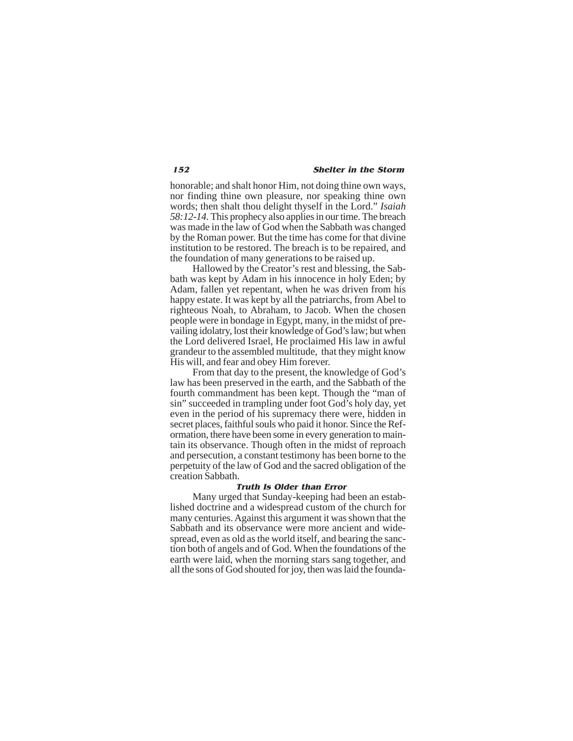honorable; and shalt honor Him, not doing thine own ways, nor finding thine own pleasure, nor speaking thine own words; then shalt thou delight thyself in the Lord." *Isaiah 58:12-14*. This prophecy also applies in our time. The breach was made in the law of God when the Sabbath was changed by the Roman power. But the time has come for that divine institution to be restored. The breach is to be repaired, and the foundation of many generations to be raised up.

Hallowed by the Creator's rest and blessing, the Sabbath was kept by Adam in his innocence in holy Eden; by Adam, fallen yet repentant, when he was driven from his happy estate. It was kept by all the patriarchs, from Abel to righteous Noah, to Abraham, to Jacob. When the chosen people were in bondage in Egypt, many, in the midst of prevailing idolatry, lost their knowledge of God's law; but when the Lord delivered Israel, He proclaimed His law in awful grandeur to the assembled multitude, that they might know His will, and fear and obey Him forever.

From that day to the present, the knowledge of God's law has been preserved in the earth, and the Sabbath of the fourth commandment has been kept. Though the "man of sin" succeeded in trampling under foot God's holy day, yet even in the period of his supremacy there were, hidden in secret places, faithful souls who paid it honor. Since the Reformation, there have been some in every generation to maintain its observance. Though often in the midst of reproach and persecution, a constant testimony has been borne to the perpetuity of the law of God and the sacred obligation of the creation Sabbath.

### Truth Is Older than Error

Many urged that Sunday-keeping had been an established doctrine and a widespread custom of the church for many centuries. Against this argument it was shown that the Sabbath and its observance were more ancient and widespread, even as old as the world itself, and bearing the sanction both of angels and of God. When the foundations of the earth were laid, when the morning stars sang together, and all the sons of God shouted for joy, then was laid the founda-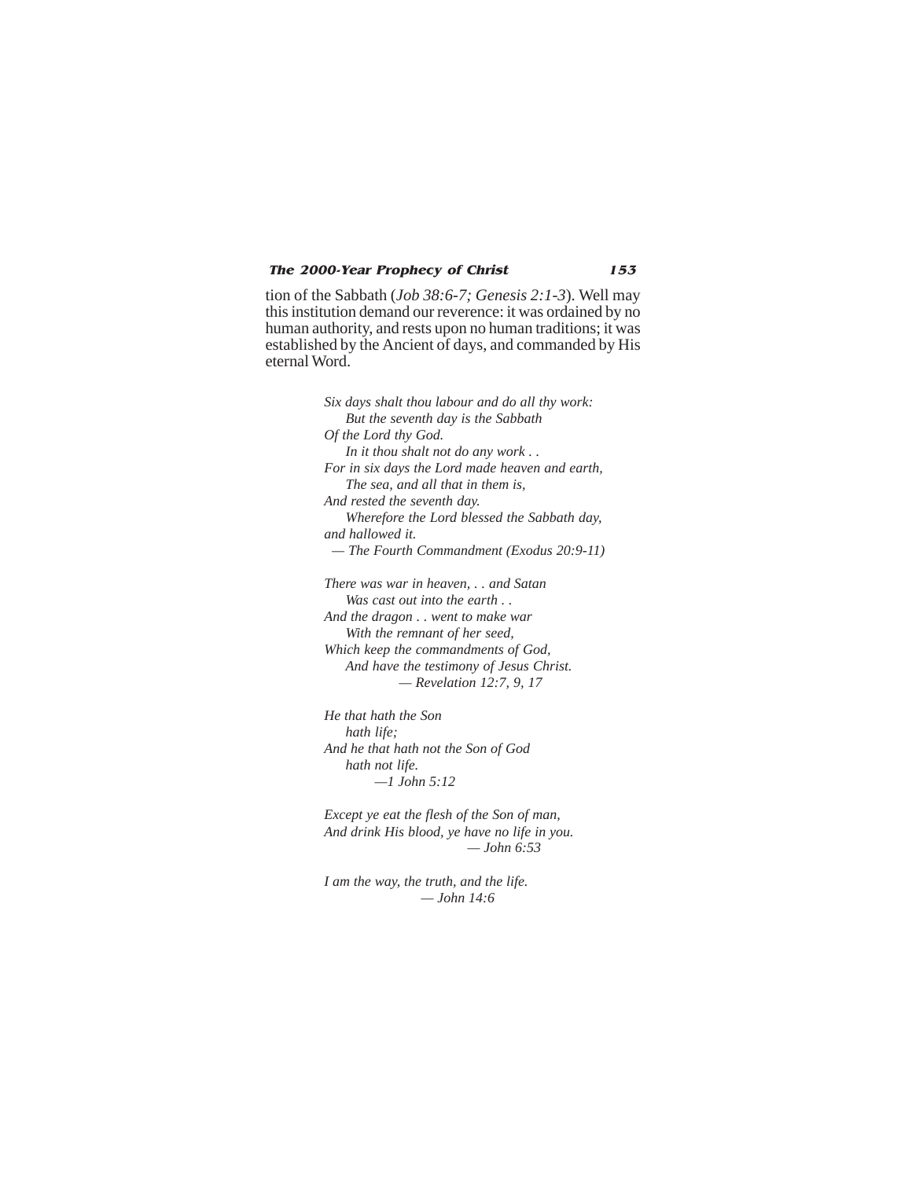tion of the Sabbath (*Job 38:6-7; Genesis 2:1-3*). Well may this institution demand our reverence: it was ordained by no human authority, and rests upon no human traditions; it was established by the Ancient of days, and commanded by His eternal Word.

> *Six days shalt thou labour and do all thy work:*
> *But the seventh day is the Sabbath*
> *Of the Lord thy God.*
> *In it thou shalt not do any work . .*
> *For in six days the Lord made heaven and earth,*
> *The sea, and all that in them is,*
> *And rested the seventh day.*
> *Wherefore the Lord blessed the Sabbath day, and hallowed it.*
> *— The Fourth Commandment (Exodus 20:9-11)*

> *There was war in heaven, . . and Satan*
> *Was cast out into the earth . .*
> *And the dragon . . went to make war*
> *With the remnant of her seed,*
> *Which keep the commandments of God,*
> *And have the testimony of Jesus Christ.*
> *— Revelation 12:7, 9, 17*

> *He that hath the Son*
> *hath life;*
> *And he that hath not the Son of God*
> *hath not life.*
> *—1 John 5:12*

> *Except ye eat the flesh of the Son of man,*
> *And drink His blood, ye have no life in you.*
> *— John 6:53*

> *I am the way, the truth, and the life.*
> *— John 14:6*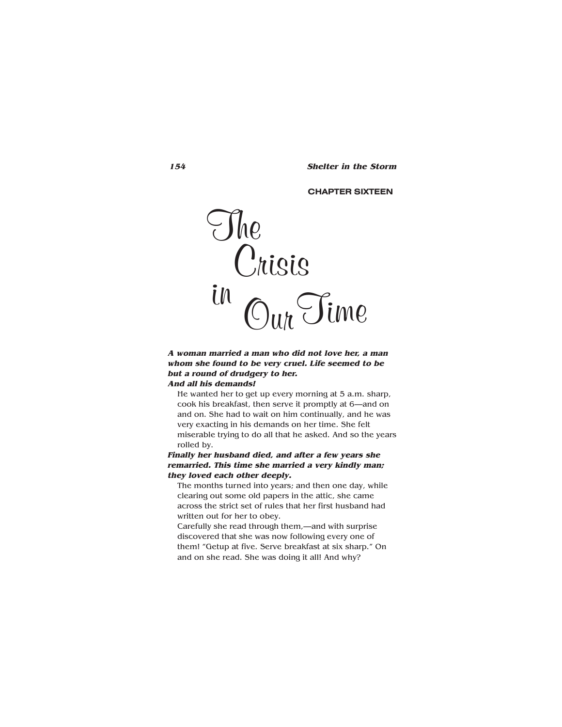CHAPTER SIXTEEN

# The Crisis in Our Time

***A woman married a man who did not love her, a man whom she found to be very cruel. Life seemed to be but a round of drudgery to her.***
***And all his demands!***

He wanted her to get up every morning at 5 a.m. sharp, cook his breakfast, then serve it promptly at 6—and on and on. She had to wait on him continually, and he was very exacting in his demands on her time. She felt miserable trying to do all that he asked. And so the years rolled by.

***Finally her husband died, and after a few years she remarried. This time she married a very kindly man; they loved each other deeply.***

The months turned into years; and then one day, while clearing out some old papers in the attic, she came across the strict set of rules that her first husband had written out for her to obey.

Carefully she read through them,—and with surprise discovered that she was now following every one of them! "Getup at five. Serve breakfast at six sharp." On and on she read. She was doing it all! And why?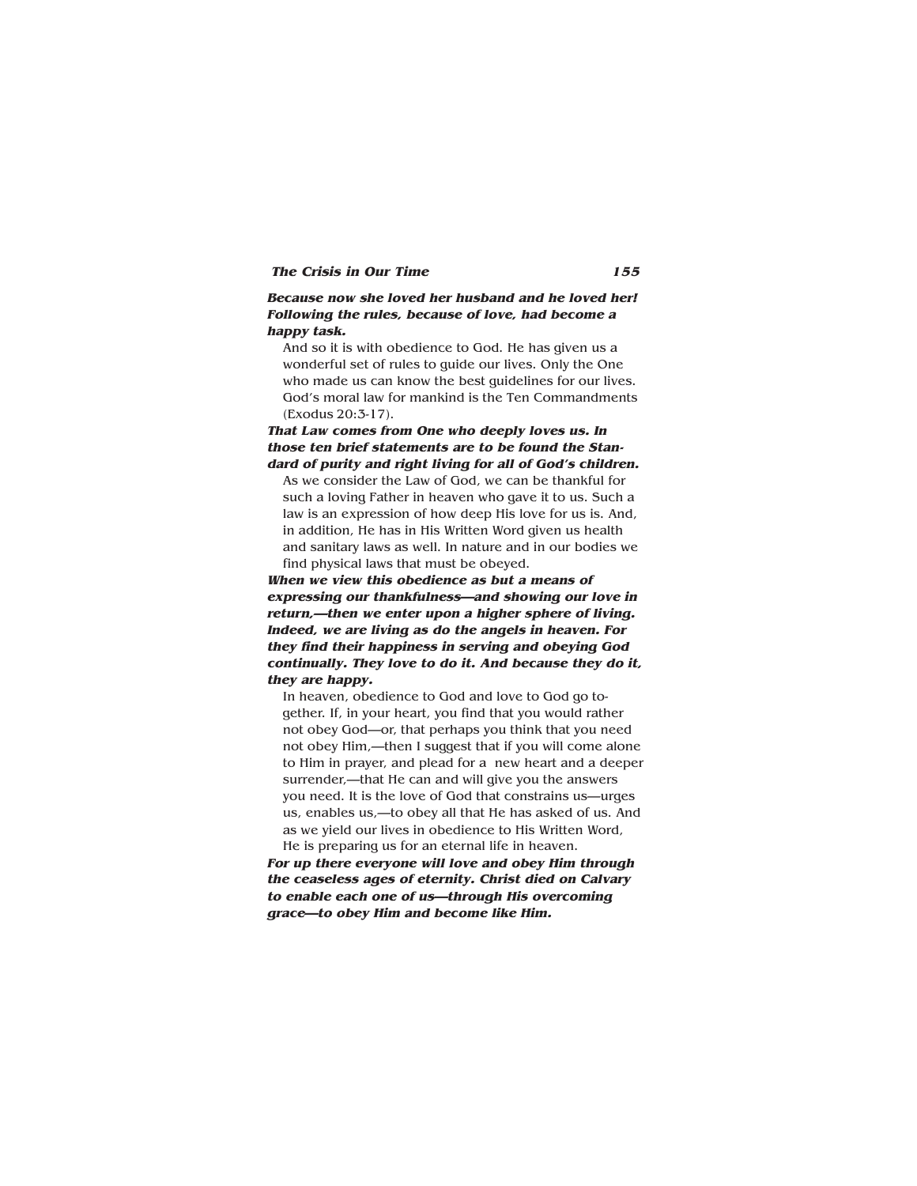***Because now she loved her husband and he loved her! Following the rules, because of love, had become a happy task.***

And so it is with obedience to God. He has given us a wonderful set of rules to guide our lives. Only the One who made us can know the best guidelines for our lives. God's moral law for mankind is the Ten Commandments (Exodus 20:3-17).

***That Law comes from One who deeply loves us. In those ten brief statements are to be found the Standard of purity and right living for all of God's children.***

As we consider the Law of God, we can be thankful for such a loving Father in heaven who gave it to us. Such a law is an expression of how deep His love for us is. And, in addition, He has in His Written Word given us health and sanitary laws as well. In nature and in our bodies we find physical laws that must be obeyed.

***When we view this obedience as but a means of expressing our thankfulness—and showing our love in return,—then we enter upon a higher sphere of living. Indeed, we are living as do the angels in heaven. For they find their happiness in serving and obeying God continually. They love to do it. And because they do it, they are happy.***

In heaven, obedience to God and love to God go together. If, in your heart, you find that you would rather not obey God—or, that perhaps you think that you need not obey Him,—then I suggest that if you will come alone to Him in prayer, and plead for a new heart and a deeper surrender,—that He can and will give you the answers you need. It is the love of God that constrains us—urges us, enables us,—to obey all that He has asked of us. And as we yield our lives in obedience to His Written Word, He is preparing us for an eternal life in heaven.

***For up there everyone will love and obey Him through the ceaseless ages of eternity. Christ died on Calvary to enable each one of us—through His overcoming grace—to obey Him and become like Him.***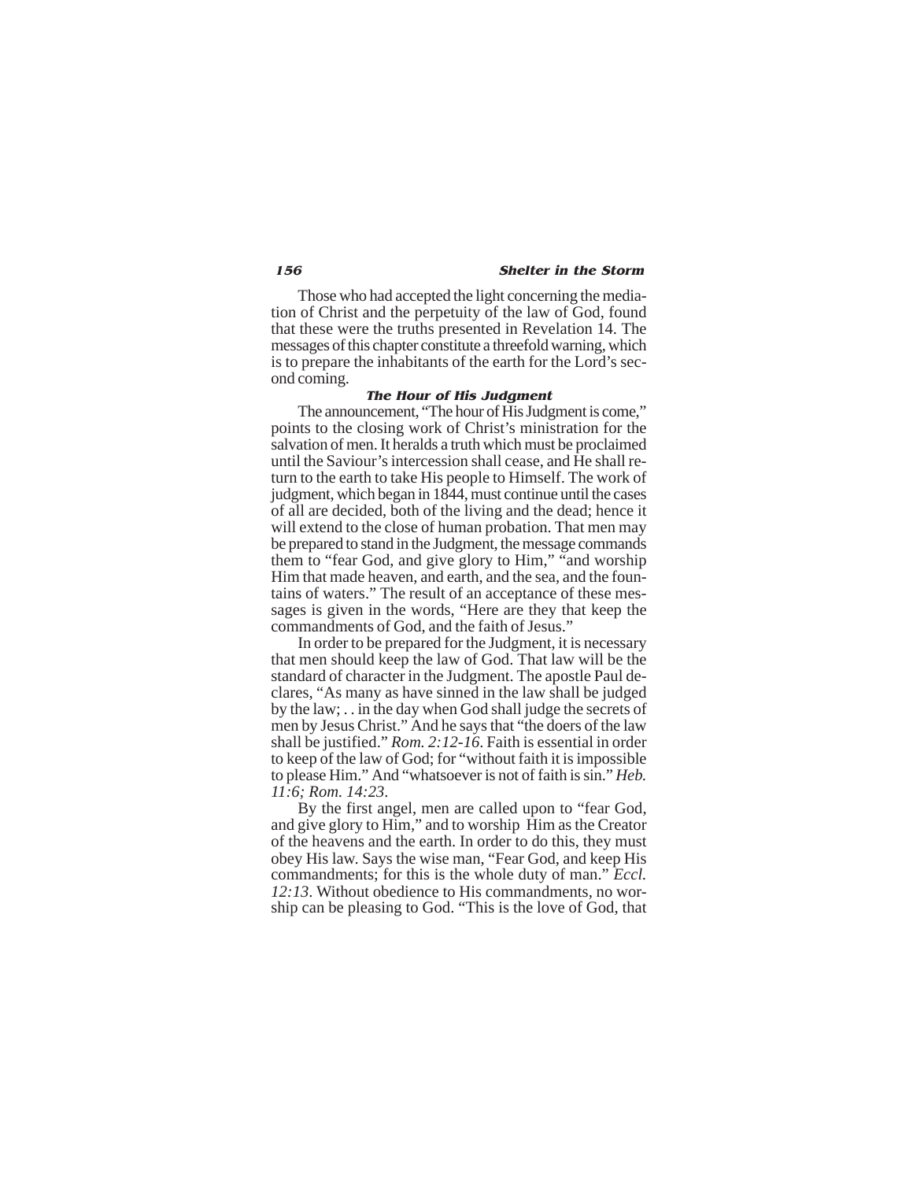Those who had accepted the light concerning the mediation of Christ and the perpetuity of the law of God, found that these were the truths presented in Revelation 14. The messages of this chapter constitute a threefold warning, which is to prepare the inhabitants of the earth for the Lord's second coming.

### *The Hour of His Judgment*

The announcement, "The hour of His Judgment is come," points to the closing work of Christ's ministration for the salvation of men. It heralds a truth which must be proclaimed until the Saviour's intercession shall cease, and He shall return to the earth to take His people to Himself. The work of judgment, which began in 1844, must continue until the cases of all are decided, both of the living and the dead; hence it will extend to the close of human probation. That men may be prepared to stand in the Judgment, the message commands them to "fear God, and give glory to Him," "and worship Him that made heaven, and earth, and the sea, and the fountains of waters." The result of an acceptance of these messages is given in the words, "Here are they that keep the commandments of God, and the faith of Jesus."

In order to be prepared for the Judgment, it is necessary that men should keep the law of God. That law will be the standard of character in the Judgment. The apostle Paul declares, "As many as have sinned in the law shall be judged by the law; . . in the day when God shall judge the secrets of men by Jesus Christ." And he says that "the doers of the law shall be justified." *Rom. 2:12-16*. Faith is essential in order to keep of the law of God; for "without faith it is impossible to please Him." And "whatsoever is not of faith is sin." *Heb. 11:6; Rom. 14:23*.

By the first angel, men are called upon to "fear God, and give glory to Him," and to worship Him as the Creator of the heavens and the earth. In order to do this, they must obey His law. Says the wise man, "Fear God, and keep His commandments; for this is the whole duty of man." *Eccl. 12:13*. Without obedience to His commandments, no worship can be pleasing to God. "This is the love of God, that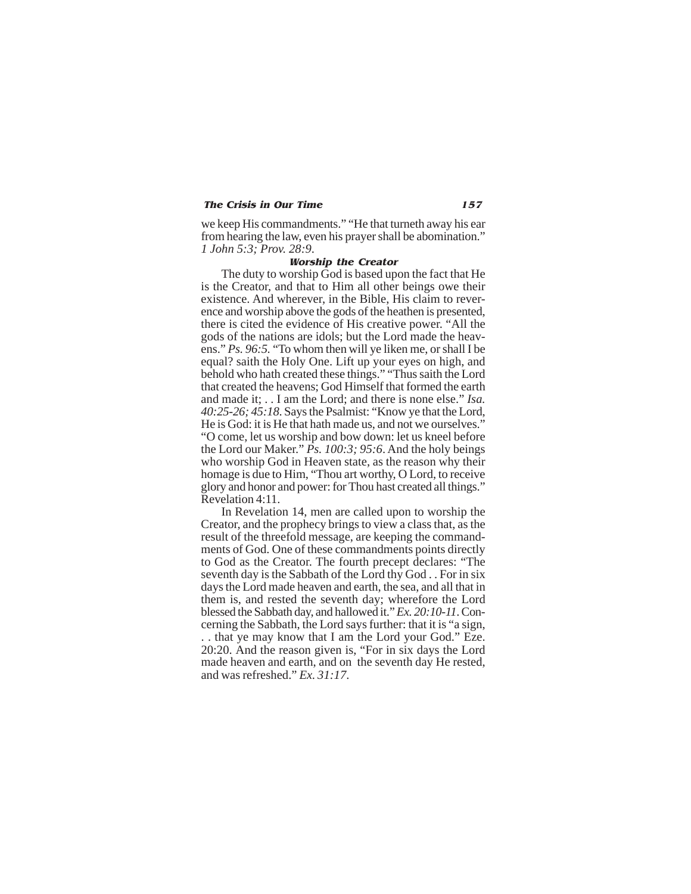we keep His commandments." "He that turneth away his ear from hearing the law, even his prayer shall be abomination." *1 John 5:3; Prov. 28:9*.

### *Worship the Creator*

The duty to worship God is based upon the fact that He is the Creator, and that to Him all other beings owe their existence. And wherever, in the Bible, His claim to reverence and worship above the gods of the heathen is presented, there is cited the evidence of His creative power. "All the gods of the nations are idols; but the Lord made the heavens." *Ps. 96:5*. "To whom then will ye liken me, or shall I be equal? saith the Holy One. Lift up your eyes on high, and behold who hath created these things." "Thus saith the Lord that created the heavens; God Himself that formed the earth and made it; . . I am the Lord; and there is none else." *Isa. 40:25-26; 45:18*. Says the Psalmist: "Know ye that the Lord, He is God: it is He that hath made us, and not we ourselves." "O come, let us worship and bow down: let us kneel before the Lord our Maker." *Ps. 100:3; 95:6*. And the holy beings who worship God in Heaven state, as the reason why their homage is due to Him, "Thou art worthy, O Lord, to receive glory and honor and power: for Thou hast created all things." Revelation 4:11.

In Revelation 14, men are called upon to worship the Creator, and the prophecy brings to view a class that, as the result of the threefold message, are keeping the commandments of God. One of these commandments points directly to God as the Creator. The fourth precept declares: "The seventh day is the Sabbath of the Lord thy God . . For in six days the Lord made heaven and earth, the sea, and all that in them is, and rested the seventh day; wherefore the Lord blessed the Sabbath day, and hallowed it." *Ex. 20:10-11*. Concerning the Sabbath, the Lord says further: that it is "a sign, . . that ye may know that I am the Lord your God." Eze. 20:20. And the reason given is, "For in six days the Lord made heaven and earth, and on the seventh day He rested, and was refreshed." *Ex. 31:17*.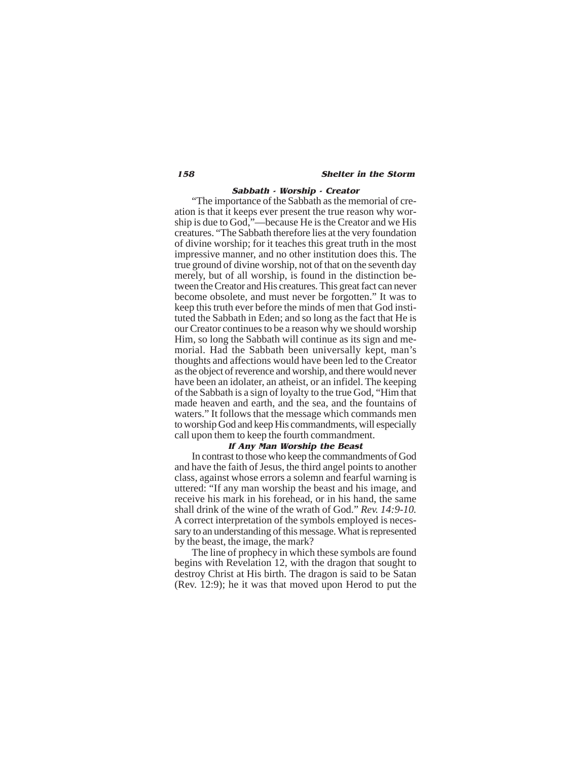### Sabbath - Worship - Creator

"The importance of the Sabbath as the memorial of creation is that it keeps ever present the true reason why worship is due to God,"—because He is the Creator and we His creatures. "The Sabbath therefore lies at the very foundation of divine worship; for it teaches this great truth in the most impressive manner, and no other institution does this. The true ground of divine worship, not of that on the seventh day merely, but of all worship, is found in the distinction between the Creator and His creatures. This great fact can never become obsolete, and must never be forgotten." It was to keep this truth ever before the minds of men that God instituted the Sabbath in Eden; and so long as the fact that He is our Creator continues to be a reason why we should worship Him, so long the Sabbath will continue as its sign and memorial. Had the Sabbath been universally kept, man's thoughts and affections would have been led to the Creator as the object of reverence and worship, and there would never have been an idolater, an atheist, or an infidel. The keeping of the Sabbath is a sign of loyalty to the true God, "Him that made heaven and earth, and the sea, and the fountains of waters." It follows that the message which commands men to worship God and keep His commandments, will especially call upon them to keep the fourth commandment.

### If Any Man Worship the Beast

In contrast to those who keep the commandments of God and have the faith of Jesus, the third angel points to another class, against whose errors a solemn and fearful warning is uttered: "If any man worship the beast and his image, and receive his mark in his forehead, or in his hand, the same shall drink of the wine of the wrath of God." *Rev. 14:9-10.* A correct interpretation of the symbols employed is necessary to an understanding of this message. What is represented by the beast, the image, the mark?

The line of prophecy in which these symbols are found begins with Revelation 12, with the dragon that sought to destroy Christ at His birth. The dragon is said to be Satan (Rev. 12:9); he it was that moved upon Herod to put the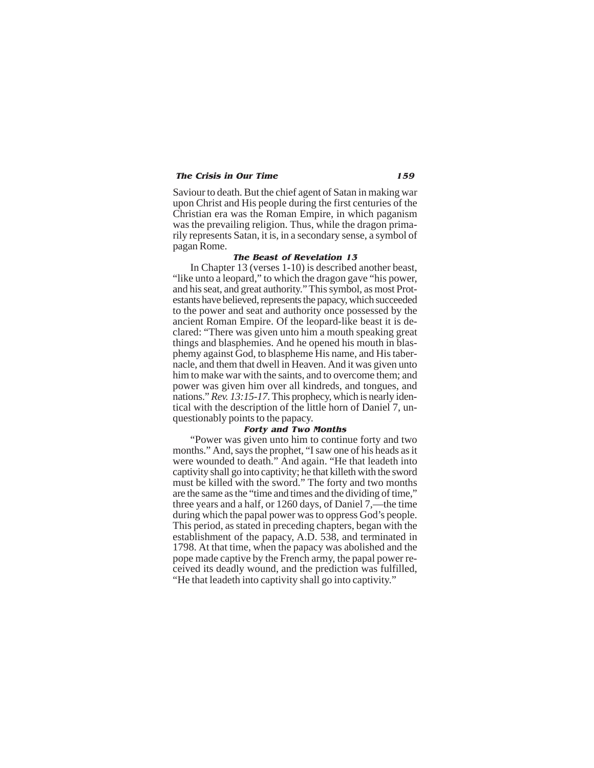Saviour to death. But the chief agent of Satan in making war upon Christ and His people during the first centuries of the Christian era was the Roman Empire, in which paganism was the prevailing religion. Thus, while the dragon primarily represents Satan, it is, in a secondary sense, a symbol of pagan Rome.

### *The Beast of Revelation 13*

In Chapter 13 (verses 1-10) is described another beast, "like unto a leopard," to which the dragon gave "his power, and his seat, and great authority." This symbol, as most Protestants have believed, represents the papacy, which succeeded to the power and seat and authority once possessed by the ancient Roman Empire. Of the leopard-like beast it is declared: "There was given unto him a mouth speaking great things and blasphemies. And he opened his mouth in blasphemy against God, to blaspheme His name, and His tabernacle, and them that dwell in Heaven. And it was given unto him to make war with the saints, and to overcome them; and power was given him over all kindreds, and tongues, and nations." *Rev. 13:15-17.* This prophecy, which is nearly identical with the description of the little horn of Daniel 7, unquestionably points to the papacy.

### *Forty and Two Months*

"Power was given unto him to continue forty and two months." And, says the prophet, "I saw one of his heads as it were wounded to death." And again. "He that leadeth into captivity shall go into captivity; he that killeth with the sword must be killed with the sword." The forty and two months are the same as the "time and times and the dividing of time," three years and a half, or 1260 days, of Daniel 7,—the time during which the papal power was to oppress God's people. This period, as stated in preceding chapters, began with the establishment of the papacy, A.D. 538, and terminated in 1798. At that time, when the papacy was abolished and the pope made captive by the French army, the papal power received its deadly wound, and the prediction was fulfilled, "He that leadeth into captivity shall go into captivity."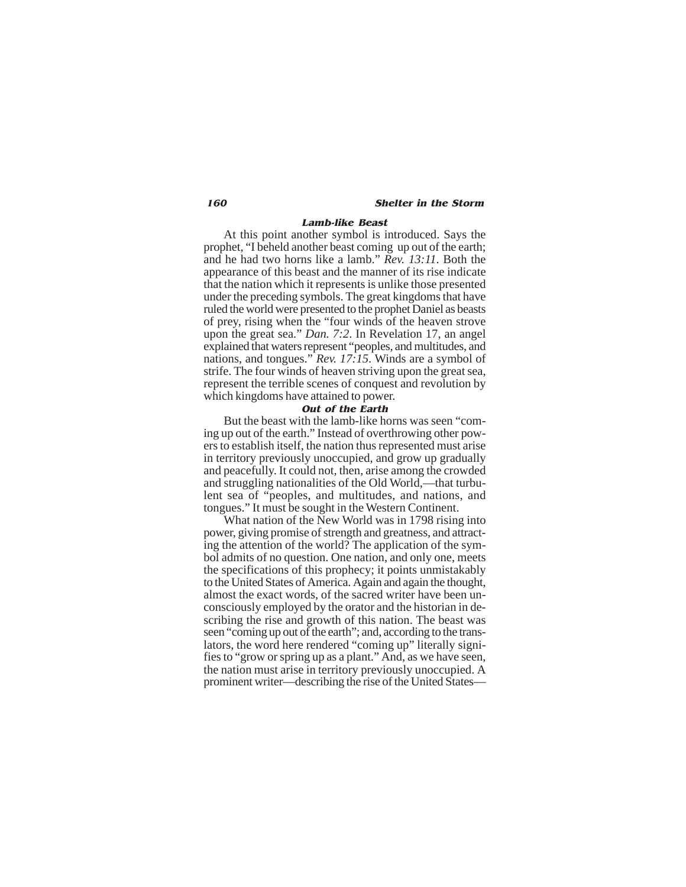### Lamb-like Beast

At this point another symbol is introduced. Says the prophet, "I beheld another beast coming up out of the earth; and he had two horns like a lamb." *Rev. 13:11*. Both the appearance of this beast and the manner of its rise indicate that the nation which it represents is unlike those presented under the preceding symbols. The great kingdoms that have ruled the world were presented to the prophet Daniel as beasts of prey, rising when the "four winds of the heaven strove upon the great sea." *Dan. 7:2*. In Revelation 17, an angel explained that waters represent "peoples, and multitudes, and nations, and tongues." *Rev. 17:15*. Winds are a symbol of strife. The four winds of heaven striving upon the great sea, represent the terrible scenes of conquest and revolution by which kingdoms have attained to power.

### Out of the Earth

But the beast with the lamb-like horns was seen "coming up out of the earth." Instead of overthrowing other powers to establish itself, the nation thus represented must arise in territory previously unoccupied, and grow up gradually and peacefully. It could not, then, arise among the crowded and struggling nationalities of the Old World,—that turbulent sea of "peoples, and multitudes, and nations, and tongues." It must be sought in the Western Continent.

What nation of the New World was in 1798 rising into power, giving promise of strength and greatness, and attracting the attention of the world? The application of the symbol admits of no question. One nation, and only one, meets the specifications of this prophecy; it points unmistakably to the United States of America. Again and again the thought, almost the exact words, of the sacred writer have been unconsciously employed by the orator and the historian in describing the rise and growth of this nation. The beast was seen "coming up out of the earth"; and, according to the translators, the word here rendered "coming up" literally signifies to "grow or spring up as a plant." And, as we have seen, the nation must arise in territory previously unoccupied. A prominent writer—describing the rise of the United States—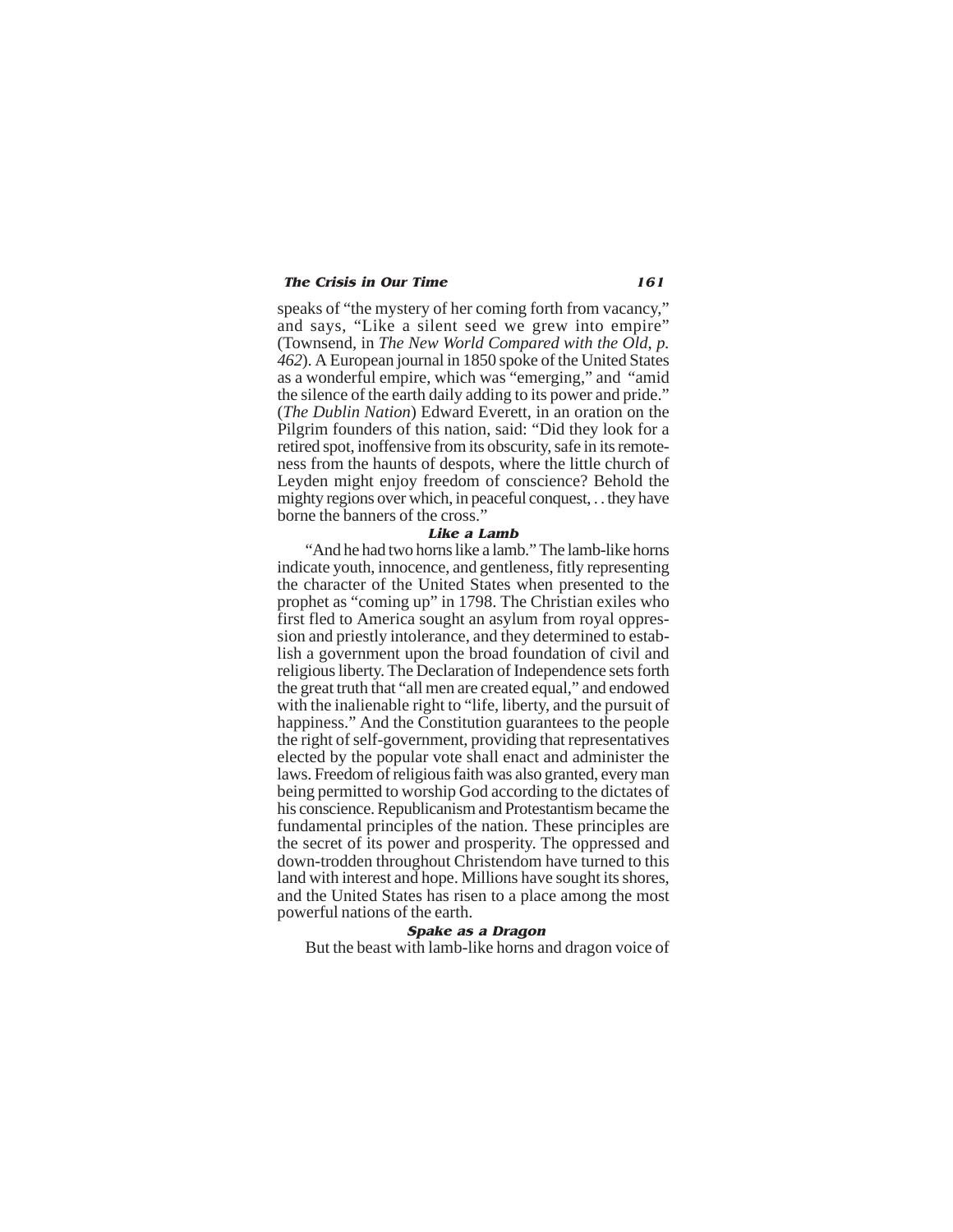speaks of "the mystery of her coming forth from vacancy," and says, "Like a silent seed we grew into empire" (Townsend, in *The New World Compared with the Old, p. 462*). A European journal in 1850 spoke of the United States as a wonderful empire, which was "emerging," and "amid the silence of the earth daily adding to its power and pride." (*The Dublin Nation*) Edward Everett, in an oration on the Pilgrim founders of this nation, said: "Did they look for a retired spot, inoffensive from its obscurity, safe in its remoteness from the haunts of despots, where the little church of Leyden might enjoy freedom of conscience? Behold the mighty regions over which, in peaceful conquest, . . they have borne the banners of the cross."

### Like a Lamb

"And he had two horns like a lamb." The lamb-like horns indicate youth, innocence, and gentleness, fitly representing the character of the United States when presented to the prophet as "coming up" in 1798. The Christian exiles who first fled to America sought an asylum from royal oppression and priestly intolerance, and they determined to establish a government upon the broad foundation of civil and religious liberty. The Declaration of Independence sets forth the great truth that "all men are created equal," and endowed with the inalienable right to "life, liberty, and the pursuit of happiness." And the Constitution guarantees to the people the right of self-government, providing that representatives elected by the popular vote shall enact and administer the laws. Freedom of religious faith was also granted, every man being permitted to worship God according to the dictates of his conscience. Republicanism and Protestantism became the fundamental principles of the nation. These principles are the secret of its power and prosperity. The oppressed and down-trodden throughout Christendom have turned to this land with interest and hope. Millions have sought its shores, and the United States has risen to a place among the most powerful nations of the earth.

### Spake as a Dragon

But the beast with lamb-like horns and dragon voice of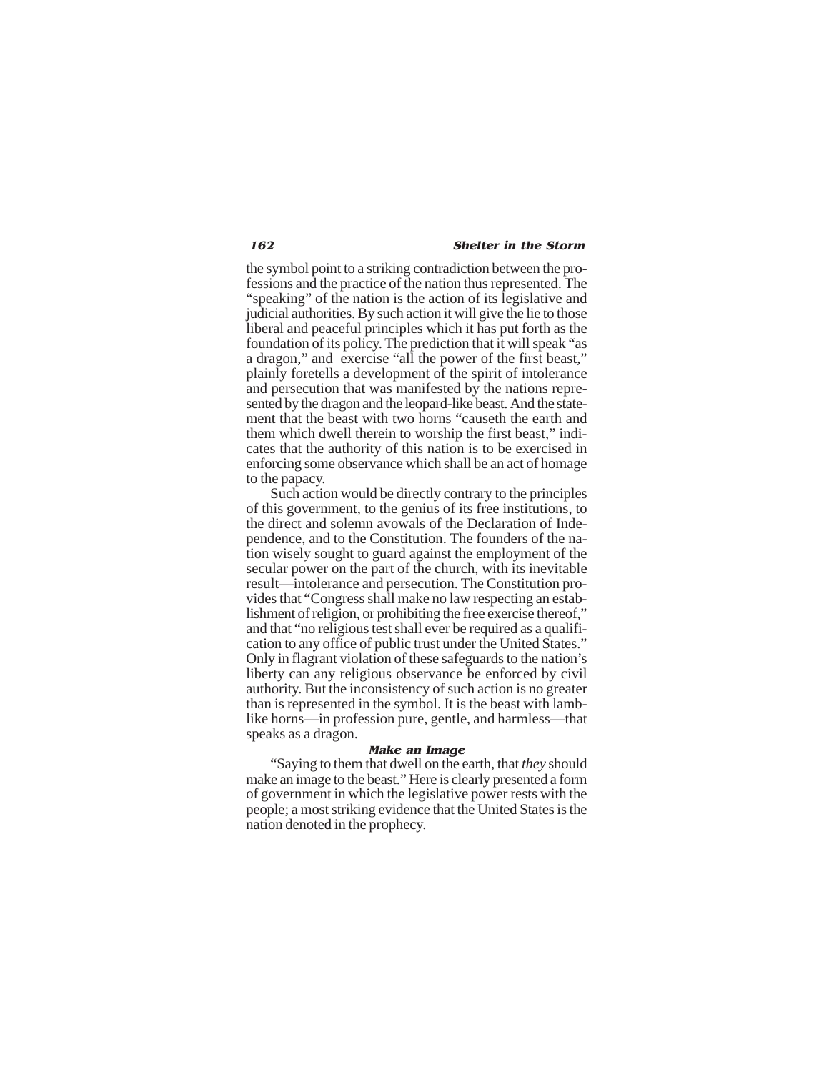the symbol point to a striking contradiction between the professions and the practice of the nation thus represented. The "speaking" of the nation is the action of its legislative and judicial authorities. By such action it will give the lie to those liberal and peaceful principles which it has put forth as the foundation of its policy. The prediction that it will speak "as a dragon," and exercise "all the power of the first beast," plainly foretells a development of the spirit of intolerance and persecution that was manifested by the nations represented by the dragon and the leopard-like beast. And the statement that the beast with two horns "causeth the earth and them which dwell therein to worship the first beast," indicates that the authority of this nation is to be exercised in enforcing some observance which shall be an act of homage to the papacy.

Such action would be directly contrary to the principles of this government, to the genius of its free institutions, to the direct and solemn avowals of the Declaration of Independence, and to the Constitution. The founders of the nation wisely sought to guard against the employment of the secular power on the part of the church, with its inevitable result—intolerance and persecution. The Constitution provides that "Congress shall make no law respecting an establishment of religion, or prohibiting the free exercise thereof," and that "no religious test shall ever be required as a qualification to any office of public trust under the United States." Only in flagrant violation of these safeguards to the nation's liberty can any religious observance be enforced by civil authority. But the inconsistency of such action is no greater than is represented in the symbol. It is the beast with lamb-like horns—in profession pure, gentle, and harmless—that speaks as a dragon.

### Make an Image

"Saying to them that dwell on the earth, that *they* should make an image to the beast." Here is clearly presented a form of government in which the legislative power rests with the people; a most striking evidence that the United States is the nation denoted in the prophecy.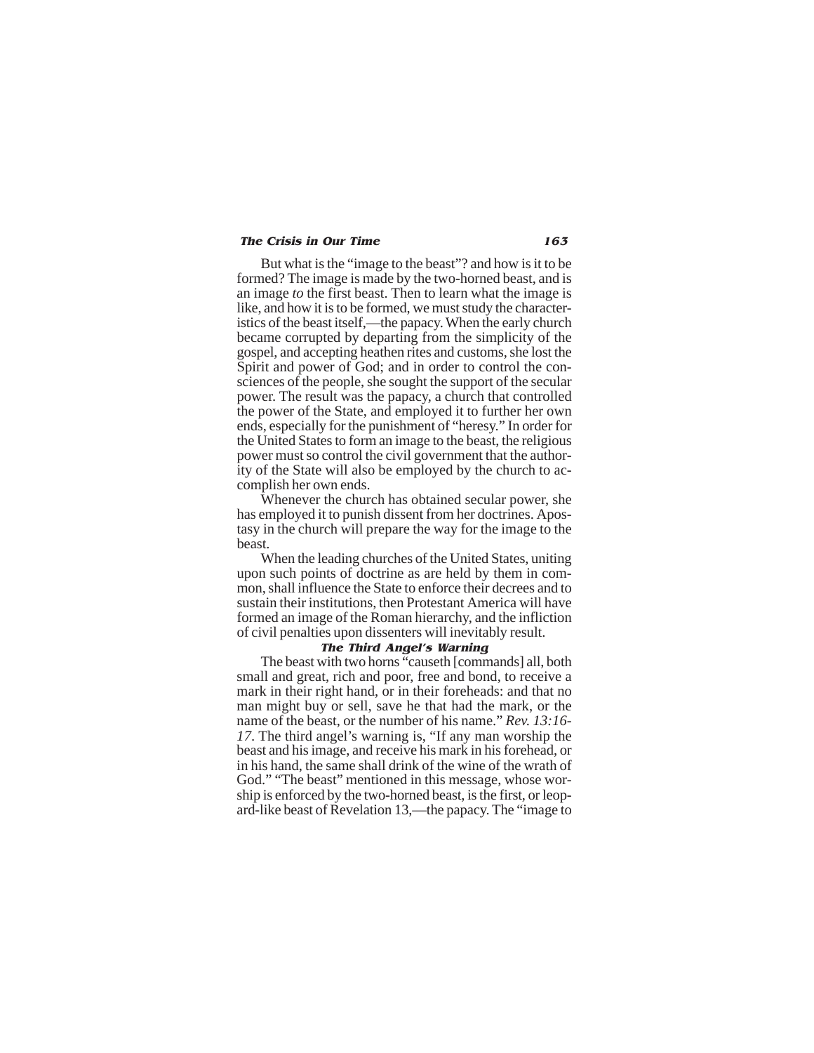But what is the "image to the beast"? and how is it to be formed? The image is made by the two-horned beast, and is an image *to* the first beast. Then to learn what the image is like, and how it is to be formed, we must study the characteristics of the beast itself,—the papacy. When the early church became corrupted by departing from the simplicity of the gospel, and accepting heathen rites and customs, she lost the Spirit and power of God; and in order to control the consciences of the people, she sought the support of the secular power. The result was the papacy, a church that controlled the power of the State, and employed it to further her own ends, especially for the punishment of "heresy." In order for the United States to form an image to the beast, the religious power must so control the civil government that the authority of the State will also be employed by the church to accomplish her own ends.

Whenever the church has obtained secular power, she has employed it to punish dissent from her doctrines. Apostasy in the church will prepare the way for the image to the beast.

When the leading churches of the United States, uniting upon such points of doctrine as are held by them in common, shall influence the State to enforce their decrees and to sustain their institutions, then Protestant America will have formed an image of the Roman hierarchy, and the infliction of civil penalties upon dissenters will inevitably result.

### *The Third Angel's Warning*

The beast with two horns "causeth [commands] all, both small and great, rich and poor, free and bond, to receive a mark in their right hand, or in their foreheads: and that no man might buy or sell, save he that had the mark, or the name of the beast, or the number of his name." *Rev. 13:16-17*. The third angel's warning is, "If any man worship the beast and his image, and receive his mark in his forehead, or in his hand, the same shall drink of the wine of the wrath of God." "The beast" mentioned in this message, whose worship is enforced by the two-horned beast, is the first, or leopard-like beast of Revelation 13,—the papacy. The "image to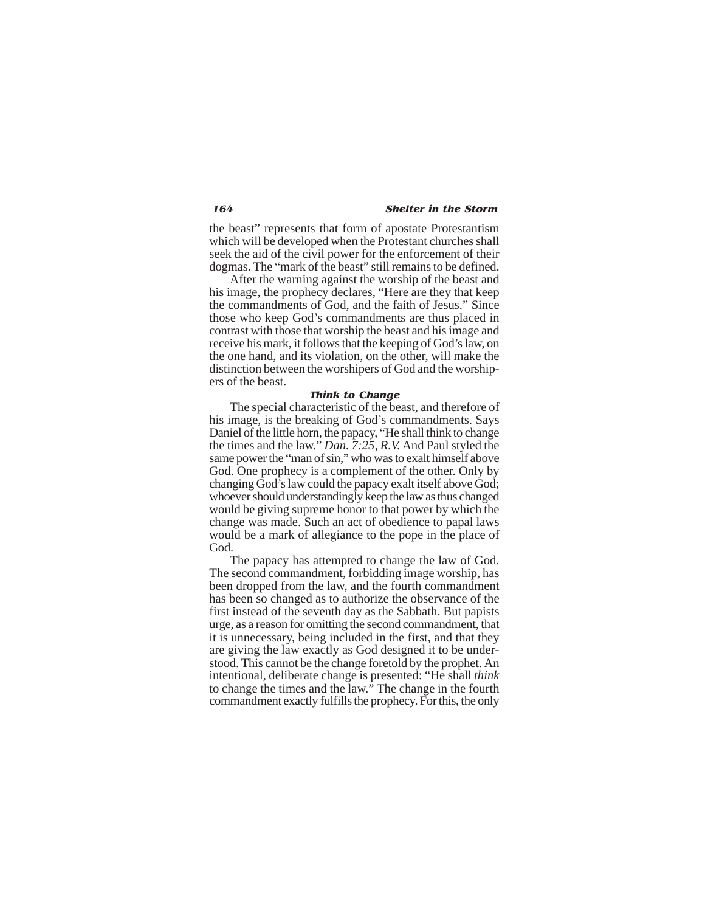the beast" represents that form of apostate Protestantism which will be developed when the Protestant churches shall seek the aid of the civil power for the enforcement of their dogmas. The "mark of the beast" still remains to be defined.

After the warning against the worship of the beast and his image, the prophecy declares, "Here are they that keep the commandments of God, and the faith of Jesus." Since those who keep God's commandments are thus placed in contrast with those that worship the beast and his image and receive his mark, it follows that the keeping of God's law, on the one hand, and its violation, on the other, will make the distinction between the worshipers of God and the worshipers of the beast.

### *Think to Change*

The special characteristic of the beast, and therefore of his image, is the breaking of God's commandments. Says Daniel of the little horn, the papacy, "He shall think to change the times and the law." *Dan. 7:25, R.V.* And Paul styled the same power the "man of sin," who was to exalt himself above God. One prophecy is a complement of the other. Only by changing God's law could the papacy exalt itself above God; whoever should understandingly keep the law as thus changed would be giving supreme honor to that power by which the change was made. Such an act of obedience to papal laws would be a mark of allegiance to the pope in the place of God.

The papacy has attempted to change the law of God. The second commandment, forbidding image worship, has been dropped from the law, and the fourth commandment has been so changed as to authorize the observance of the first instead of the seventh day as the Sabbath. But papists urge, as a reason for omitting the second commandment, that it is unnecessary, being included in the first, and that they are giving the law exactly as God designed it to be understood. This cannot be the change foretold by the prophet. An intentional, deliberate change is presented: "He shall *think* to change the times and the law." The change in the fourth commandment exactly fulfills the prophecy. For this, the only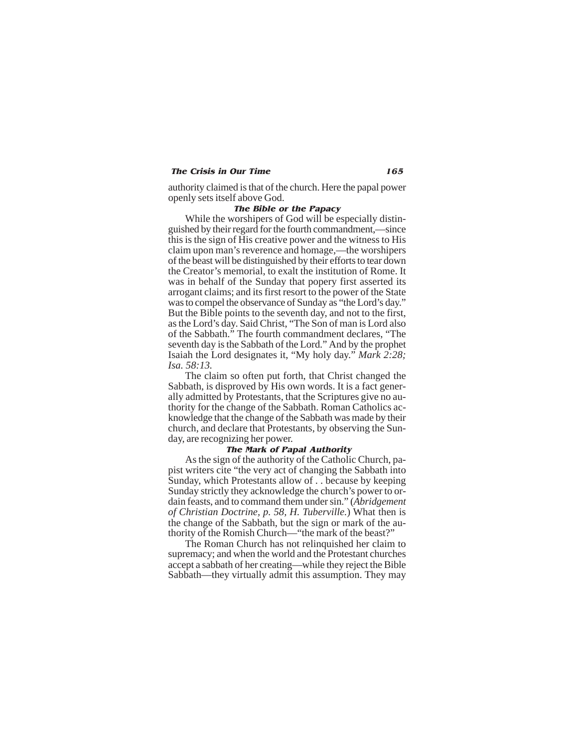authority claimed is that of the church. Here the papal power openly sets itself above God.

### *The Bible or the Papacy*

While the worshipers of God will be especially distinguished by their regard for the fourth commandment,—since this is the sign of His creative power and the witness to His claim upon man's reverence and homage,—the worshipers of the beast will be distinguished by their efforts to tear down the Creator's memorial, to exalt the institution of Rome. It was in behalf of the Sunday that popery first asserted its arrogant claims; and its first resort to the power of the State was to compel the observance of Sunday as "the Lord's day." But the Bible points to the seventh day, and not to the first, as the Lord's day. Said Christ, "The Son of man is Lord also of the Sabbath." The fourth commandment declares, "The seventh day is the Sabbath of the Lord." And by the prophet Isaiah the Lord designates it, "My holy day." *Mark 2:28; Isa. 58:13.*

The claim so often put forth, that Christ changed the Sabbath, is disproved by His own words. It is a fact generally admitted by Protestants, that the Scriptures give no authority for the change of the Sabbath. Roman Catholics acknowledge that the change of the Sabbath was made by their church, and declare that Protestants, by observing the Sunday, are recognizing her power.

### *The Mark of Papal Authority*

As the sign of the authority of the Catholic Church, papist writers cite "the very act of changing the Sabbath into Sunday, which Protestants allow of . . because by keeping Sunday strictly they acknowledge the church's power to ordain feasts, and to command them under sin." (*Abridgement of Christian Doctrine, p. 58, H. Tuberville.*) What then is the change of the Sabbath, but the sign or mark of the authority of the Romish Church—"the mark of the beast?"

The Roman Church has not relinquished her claim to supremacy; and when the world and the Protestant churches accept a sabbath of her creating—while they reject the Bible Sabbath—they virtually admit this assumption. They may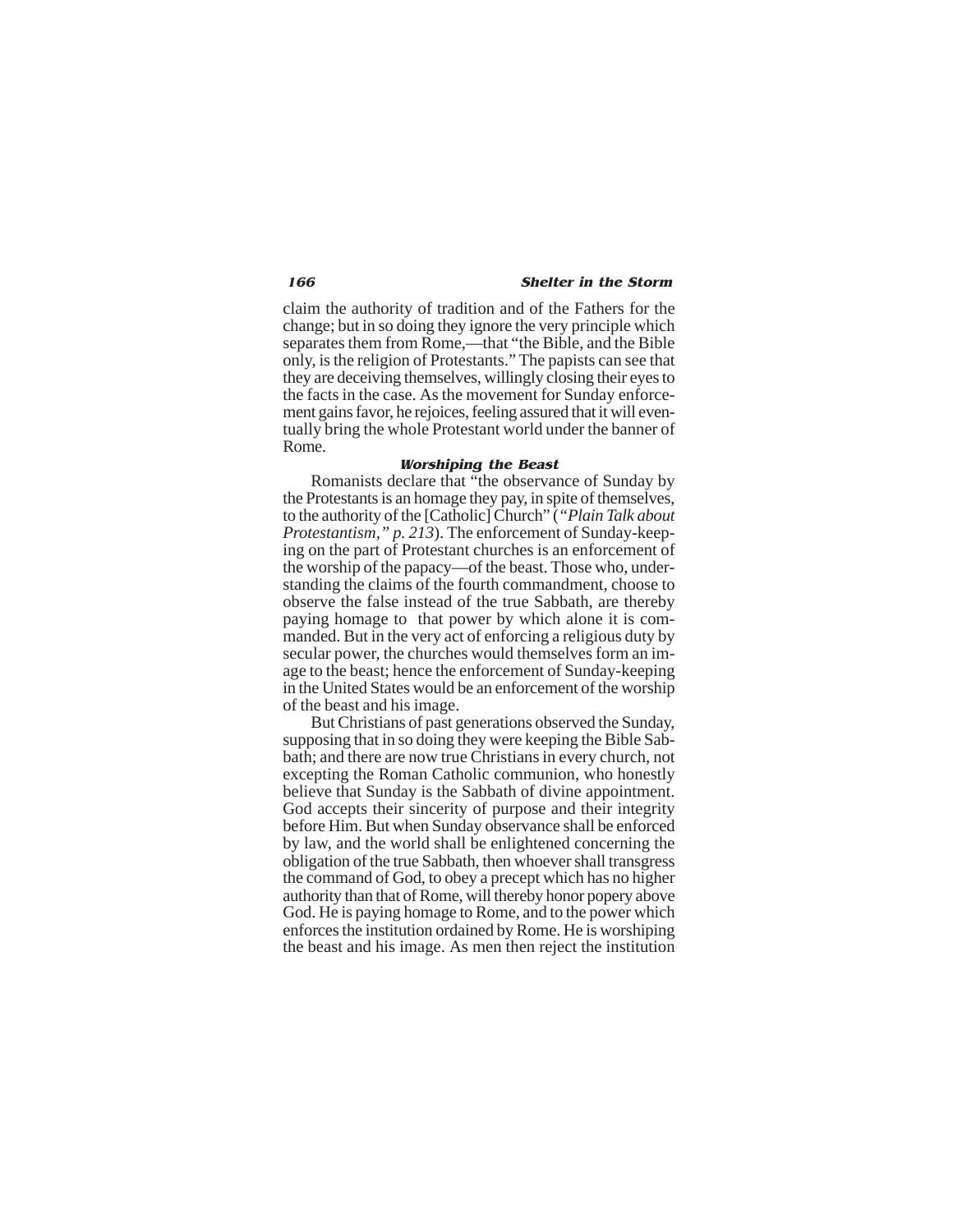claim the authority of tradition and of the Fathers for the change; but in so doing they ignore the very principle which separates them from Rome,—that "the Bible, and the Bible only, is the religion of Protestants." The papists can see that they are deceiving themselves, willingly closing their eyes to the facts in the case. As the movement for Sunday enforcement gains favor, he rejoices, feeling assured that it will eventually bring the whole Protestant world under the banner of Rome.

### *Worshiping the Beast*

Romanists declare that "the observance of Sunday by the Protestants is an homage they pay, in spite of themselves, to the authority of the [Catholic] Church" (*"Plain Talk about Protestantism," p. 213*). The enforcement of Sunday-keeping on the part of Protestant churches is an enforcement of the worship of the papacy—of the beast. Those who, understanding the claims of the fourth commandment, choose to observe the false instead of the true Sabbath, are thereby paying homage to that power by which alone it is commanded. But in the very act of enforcing a religious duty by secular power, the churches would themselves form an image to the beast; hence the enforcement of Sunday-keeping in the United States would be an enforcement of the worship of the beast and his image.

But Christians of past generations observed the Sunday, supposing that in so doing they were keeping the Bible Sabbath; and there are now true Christians in every church, not excepting the Roman Catholic communion, who honestly believe that Sunday is the Sabbath of divine appointment. God accepts their sincerity of purpose and their integrity before Him. But when Sunday observance shall be enforced by law, and the world shall be enlightened concerning the obligation of the true Sabbath, then whoever shall transgress the command of God, to obey a precept which has no higher authority than that of Rome, will thereby honor popery above God. He is paying homage to Rome, and to the power which enforces the institution ordained by Rome. He is worshiping the beast and his image. As men then reject the institution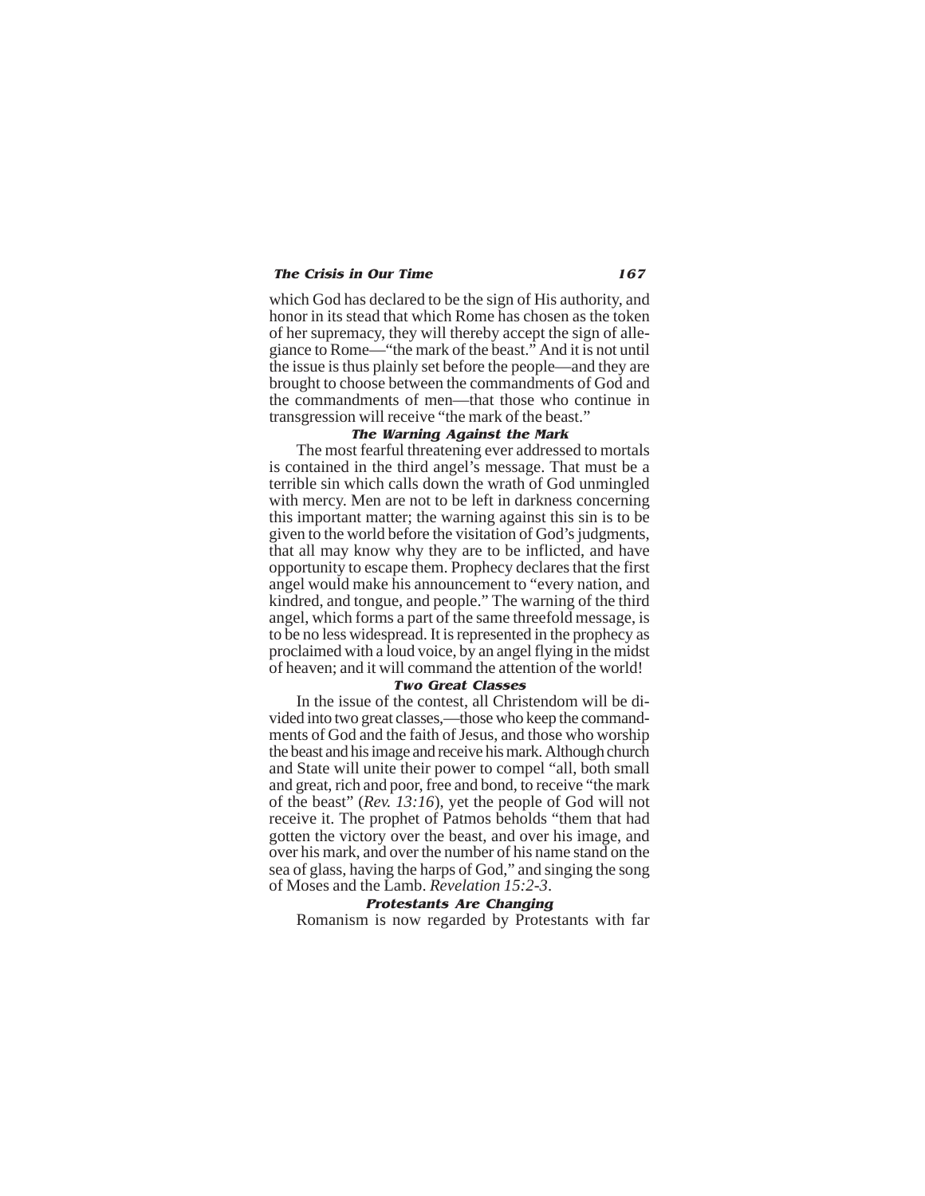which God has declared to be the sign of His authority, and honor in its stead that which Rome has chosen as the token of her supremacy, they will thereby accept the sign of allegiance to Rome—"the mark of the beast." And it is not until the issue is thus plainly set before the people—and they are brought to choose between the commandments of God and the commandments of men—that those who continue in transgression will receive "the mark of the beast."

### *The Warning Against the Mark*

The most fearful threatening ever addressed to mortals is contained in the third angel's message. That must be a terrible sin which calls down the wrath of God unmingled with mercy. Men are not to be left in darkness concerning this important matter; the warning against this sin is to be given to the world before the visitation of God's judgments, that all may know why they are to be inflicted, and have opportunity to escape them. Prophecy declares that the first angel would make his announcement to "every nation, and kindred, and tongue, and people." The warning of the third angel, which forms a part of the same threefold message, is to be no less widespread. It is represented in the prophecy as proclaimed with a loud voice, by an angel flying in the midst of heaven; and it will command the attention of the world!

### *Two Great Classes*

In the issue of the contest, all Christendom will be divided into two great classes,—those who keep the commandments of God and the faith of Jesus, and those who worship the beast and his image and receive his mark. Although church and State will unite their power to compel "all, both small and great, rich and poor, free and bond, to receive "the mark of the beast" (*Rev. 13:16*), yet the people of God will not receive it. The prophet of Patmos beholds "them that had gotten the victory over the beast, and over his image, and over his mark, and over the number of his name stand on the sea of glass, having the harps of God," and singing the song of Moses and the Lamb. *Revelation 15:2-3*.

### *Protestants Are Changing*

Romanism is now regarded by Protestants with far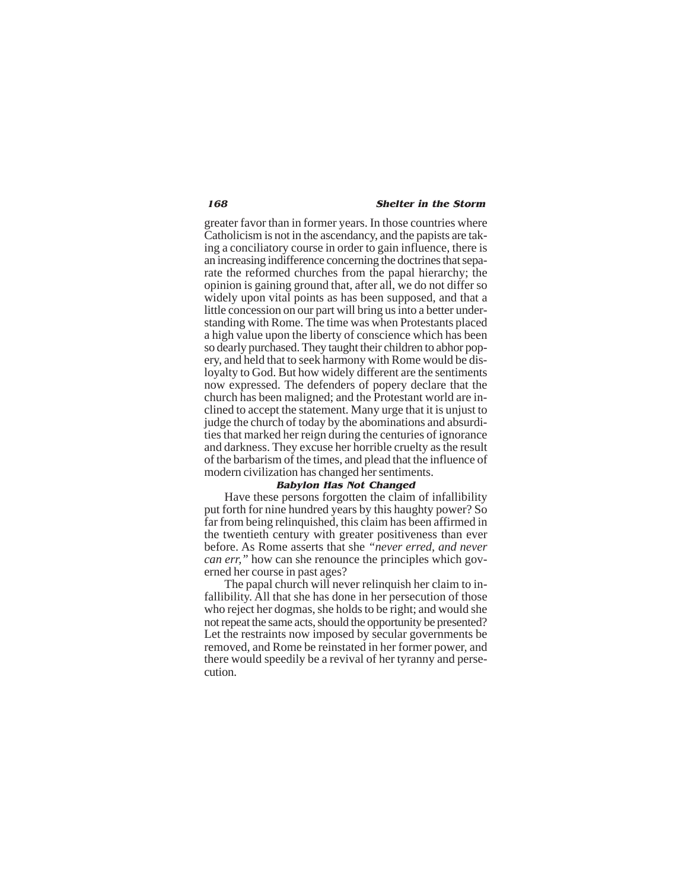greater favor than in former years. In those countries where Catholicism is not in the ascendancy, and the papists are taking a conciliatory course in order to gain influence, there is an increasing indifference concerning the doctrines that separate the reformed churches from the papal hierarchy; the opinion is gaining ground that, after all, we do not differ so widely upon vital points as has been supposed, and that a little concession on our part will bring us into a better understanding with Rome. The time was when Protestants placed a high value upon the liberty of conscience which has been so dearly purchased. They taught their children to abhor popery, and held that to seek harmony with Rome would be disloyalty to God. But how widely different are the sentiments now expressed. The defenders of popery declare that the church has been maligned; and the Protestant world are inclined to accept the statement. Many urge that it is unjust to judge the church of today by the abominations and absurdities that marked her reign during the centuries of ignorance and darkness. They excuse her horrible cruelty as the result of the barbarism of the times, and plead that the influence of modern civilization has changed her sentiments.

### Babylon Has Not Changed

Have these persons forgotten the claim of infallibility put forth for nine hundred years by this haughty power? So far from being relinquished, this claim has been affirmed in the twentieth century with greater positiveness than ever before. As Rome asserts that she *"never erred, and never can err,"* how can she renounce the principles which governed her course in past ages?

The papal church will never relinquish her claim to infallibility. All that she has done in her persecution of those who reject her dogmas, she holds to be right; and would she not repeat the same acts, should the opportunity be presented? Let the restraints now imposed by secular governments be removed, and Rome be reinstated in her former power, and there would speedily be a revival of her tyranny and persecution.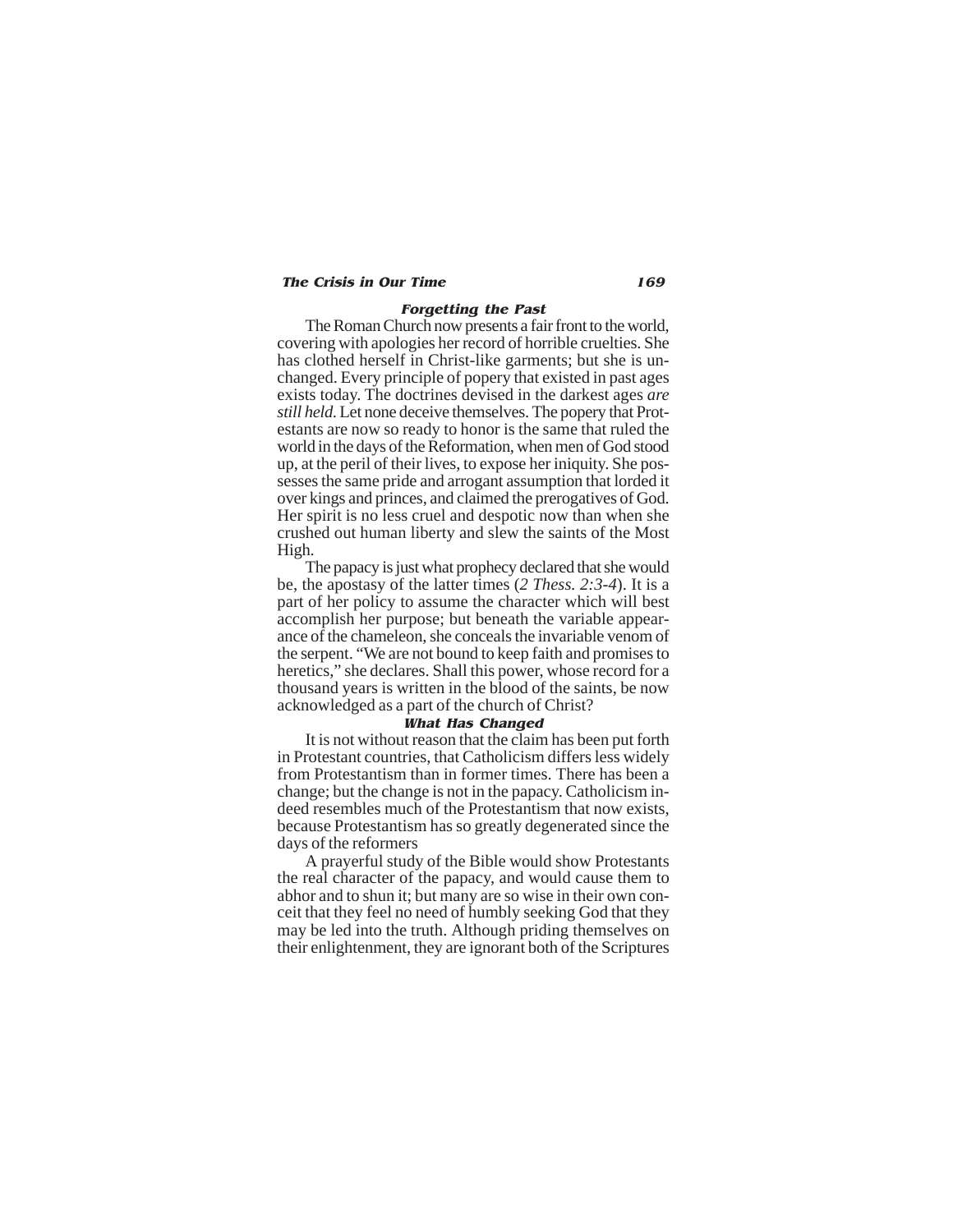### *Forgetting the Past*

The Roman Church now presents a fair front to the world, covering with apologies her record of horrible cruelties. She has clothed herself in Christ-like garments; but she is unchanged. Every principle of popery that existed in past ages exists today. The doctrines devised in the darkest ages *are still held.* Let none deceive themselves. The popery that Protestants are now so ready to honor is the same that ruled the world in the days of the Reformation, when men of God stood up, at the peril of their lives, to expose her iniquity. She possesses the same pride and arrogant assumption that lorded it over kings and princes, and claimed the prerogatives of God. Her spirit is no less cruel and despotic now than when she crushed out human liberty and slew the saints of the Most High.

The papacy is just what prophecy declared that she would be, the apostasy of the latter times (*2 Thess. 2:3-4*). It is a part of her policy to assume the character which will best accomplish her purpose; but beneath the variable appearance of the chameleon, she conceals the invariable venom of the serpent. "We are not bound to keep faith and promises to heretics," she declares. Shall this power, whose record for a thousand years is written in the blood of the saints, be now acknowledged as a part of the church of Christ?

### *What Has Changed*

It is not without reason that the claim has been put forth in Protestant countries, that Catholicism differs less widely from Protestantism than in former times. There has been a change; but the change is not in the papacy. Catholicism indeed resembles much of the Protestantism that now exists, because Protestantism has so greatly degenerated since the days of the reformers

A prayerful study of the Bible would show Protestants the real character of the papacy, and would cause them to abhor and to shun it; but many are so wise in their own conceit that they feel no need of humbly seeking God that they may be led into the truth. Although priding themselves on their enlightenment, they are ignorant both of the Scriptures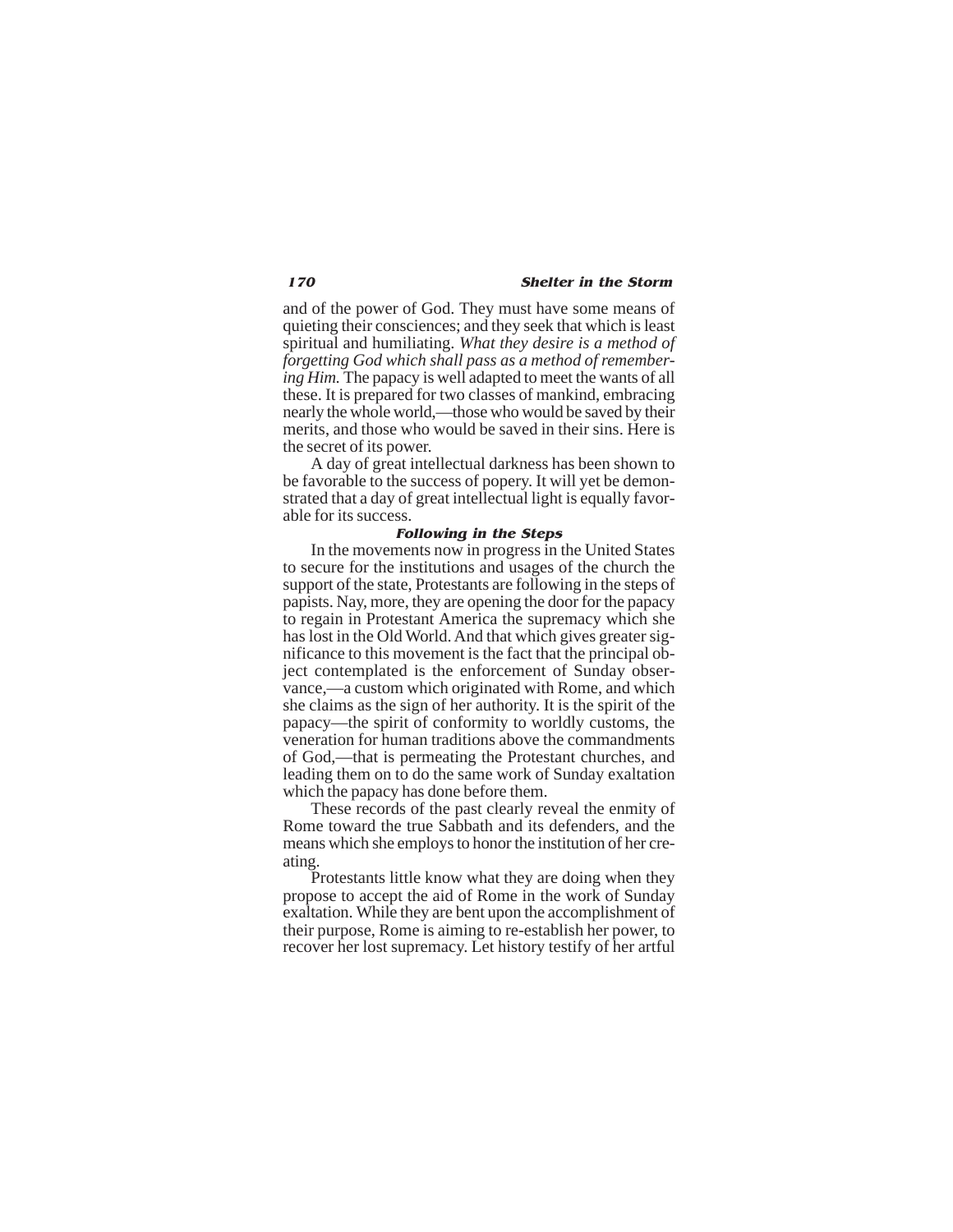and of the power of God. They must have some means of quieting their consciences; and they seek that which is least spiritual and humiliating. *What they desire is a method of forgetting God which shall pass as a method of remembering Him.* The papacy is well adapted to meet the wants of all these. It is prepared for two classes of mankind, embracing nearly the whole world,—those who would be saved by their merits, and those who would be saved in their sins. Here is the secret of its power.

A day of great intellectual darkness has been shown to be favorable to the success of popery. It will yet be demonstrated that a day of great intellectual light is equally favorable for its success.

### Following in the Steps

In the movements now in progress in the United States to secure for the institutions and usages of the church the support of the state, Protestants are following in the steps of papists. Nay, more, they are opening the door for the papacy to regain in Protestant America the supremacy which she has lost in the Old World. And that which gives greater significance to this movement is the fact that the principal object contemplated is the enforcement of Sunday observance,—a custom which originated with Rome, and which she claims as the sign of her authority. It is the spirit of the papacy—the spirit of conformity to worldly customs, the veneration for human traditions above the commandments of God,—that is permeating the Protestant churches, and leading them on to do the same work of Sunday exaltation which the papacy has done before them.

These records of the past clearly reveal the enmity of Rome toward the true Sabbath and its defenders, and the means which she employs to honor the institution of her creating.

Protestants little know what they are doing when they propose to accept the aid of Rome in the work of Sunday exaltation. While they are bent upon the accomplishment of their purpose, Rome is aiming to re-establish her power, to recover her lost supremacy. Let history testify of her artful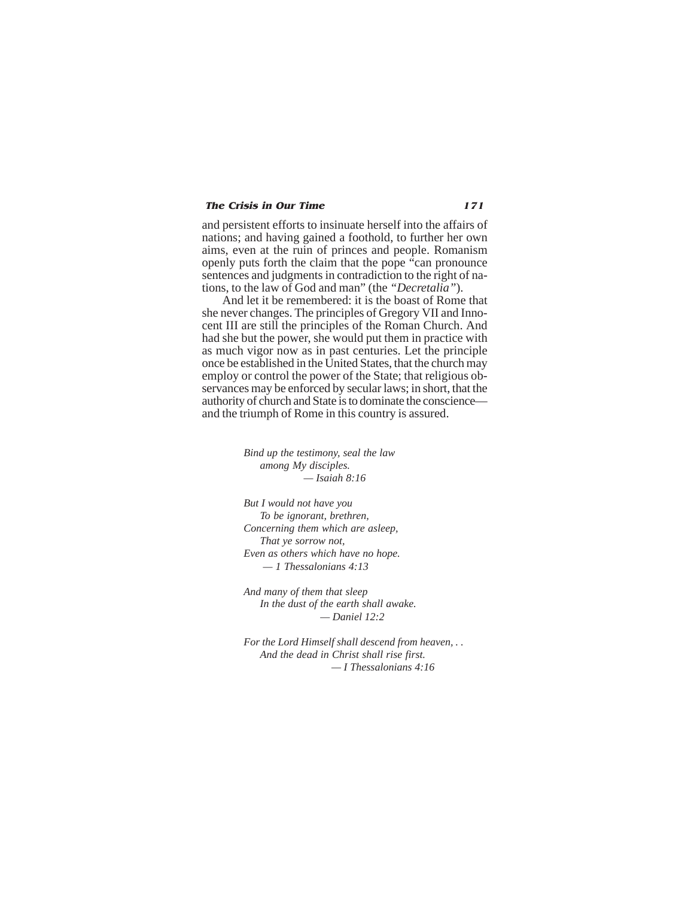and persistent efforts to insinuate herself into the affairs of nations; and having gained a foothold, to further her own aims, even at the ruin of princes and people. Romanism openly puts forth the claim that the pope "can pronounce sentences and judgments in contradiction to the right of nations, to the law of God and man" (the *"Decretalia"*).

And let it be remembered: it is the boast of Rome that she never changes. The principles of Gregory VII and Innocent III are still the principles of the Roman Church. And had she but the power, she would put them in practice with as much vigor now as in past centuries. Let the principle once be established in the United States, that the church may employ or control the power of the State; that religious observances may be enforced by secular laws; in short, that the authority of church and State is to dominate the conscience—and the triumph of Rome in this country is assured.

*Bind up the testimony, seal the law*
*among My disciples.*
*— Isaiah 8:16*

*But I would not have you*
*To be ignorant, brethren,*
*Concerning them which are asleep,*
*That ye sorrow not,*
*Even as others which have no hope.*
*— 1 Thessalonians 4:13*

*And many of them that sleep*
*In the dust of the earth shall awake.*
*— Daniel 12:2*

*For the Lord Himself shall descend from heaven, . .*
*And the dead in Christ shall rise first.*
*— I Thessalonians 4:16*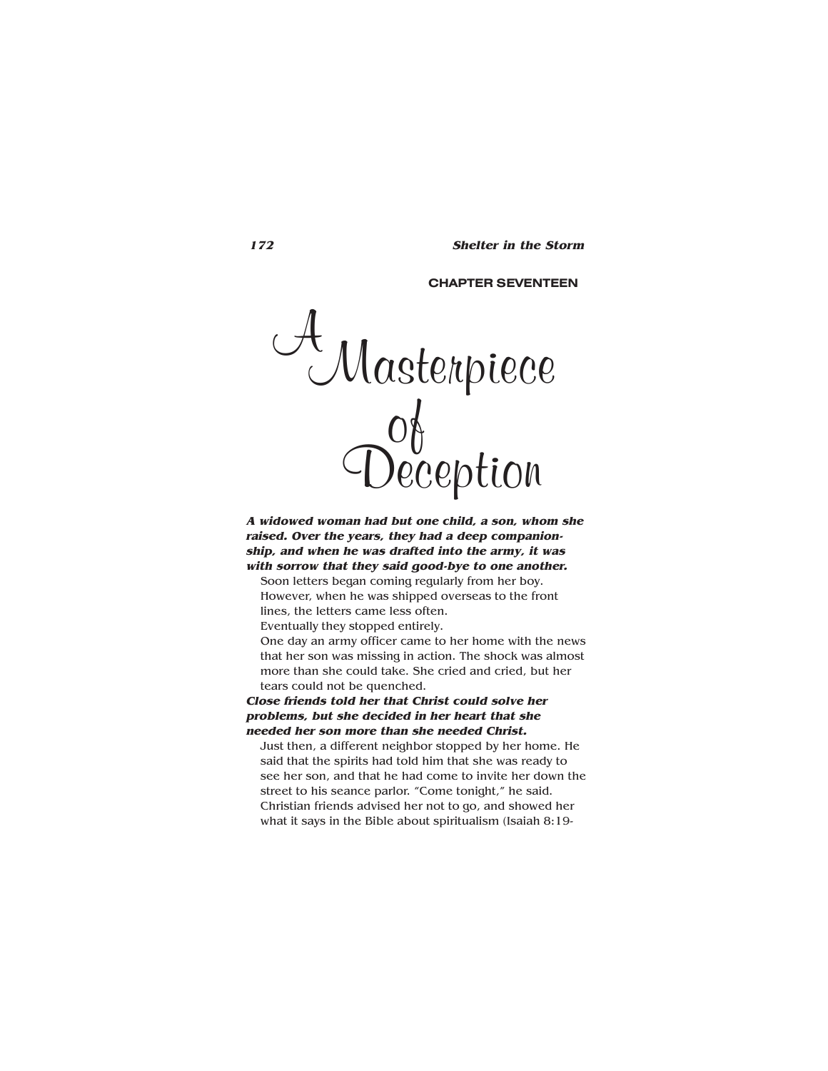CHAPTER SEVENTEEN

# A Masterpiece of Deception

***A widowed woman had but one child, a son, whom she raised. Over the years, they had a deep companionship, and when he was drafted into the army, it was with sorrow that they said good-bye to one another.***

Soon letters began coming regularly from her boy. However, when he was shipped overseas to the front lines, the letters came less often.

Eventually they stopped entirely.

One day an army officer came to her home with the news that her son was missing in action. The shock was almost more than she could take. She cried and cried, but her tears could not be quenched.

***Close friends told her that Christ could solve her problems, but she decided in her heart that she needed her son more than she needed Christ.***

Just then, a different neighbor stopped by her home. He said that the spirits had told him that she was ready to see her son, and that he had come to invite her down the street to his seance parlor. "Come tonight," he said. Christian friends advised her not to go, and showed her what it says in the Bible about spiritualism (Isaiah 8:19-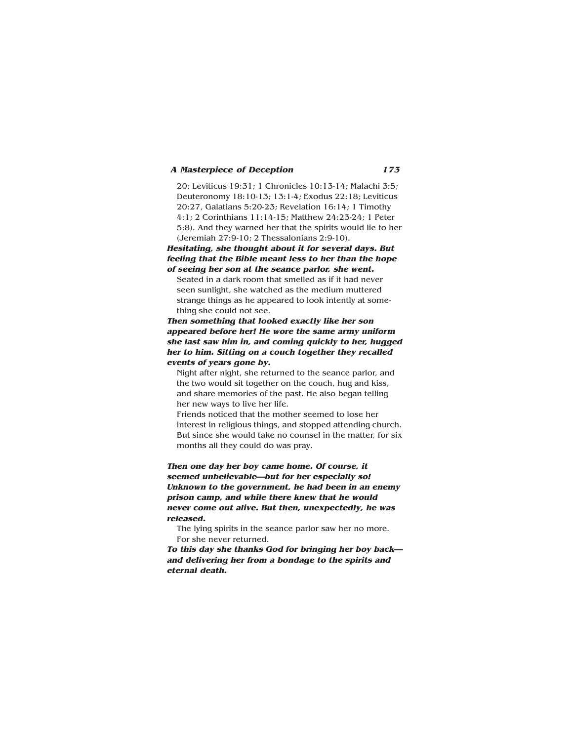20; Leviticus 19:31; 1 Chronicles 10:13-14; Malachi 3:5; Deuteronomy 18:10-13; 13:1-4; Exodus 22:18; Leviticus 20:27, Galatians 5:20-23; Revelation 16:14; 1 Timothy 4:1; 2 Corinthians 11:14-15; Matthew 24:23-24; 1 Peter 5:8). And they warned her that the spirits would lie to her (Jeremiah 27:9-10; 2 Thessalonians 2:9-10).

***Hesitating, she thought about it for several days. But feeling that the Bible meant less to her than the hope of seeing her son at the seance parlor, she went.***

Seated in a dark room that smelled as if it had never seen sunlight, she watched as the medium muttered strange things as he appeared to look intently at something she could not see.

***Then something that looked exactly like her son appeared before her! He wore the same army uniform she last saw him in, and coming quickly to her, hugged her to him. Sitting on a couch together they recalled events of years gone by.***

Night after night, she returned to the seance parlor, and the two would sit together on the couch, hug and kiss, and share memories of the past. He also began telling her new ways to live her life.

Friends noticed that the mother seemed to lose her interest in religious things, and stopped attending church. But since she would take no counsel in the matter, for six months all they could do was pray.

***Then one day her boy came home. Of course, it seemed unbelievable—but for her especially so! Unknown to the government, he had been in an enemy prison camp, and while there knew that he would never come out alive. But then, unexpectedly, he was released.***

The lying spirits in the seance parlor saw her no more. For she never returned.

***To this day she thanks God for bringing her boy back—and delivering her from a bondage to the spirits and eternal death.***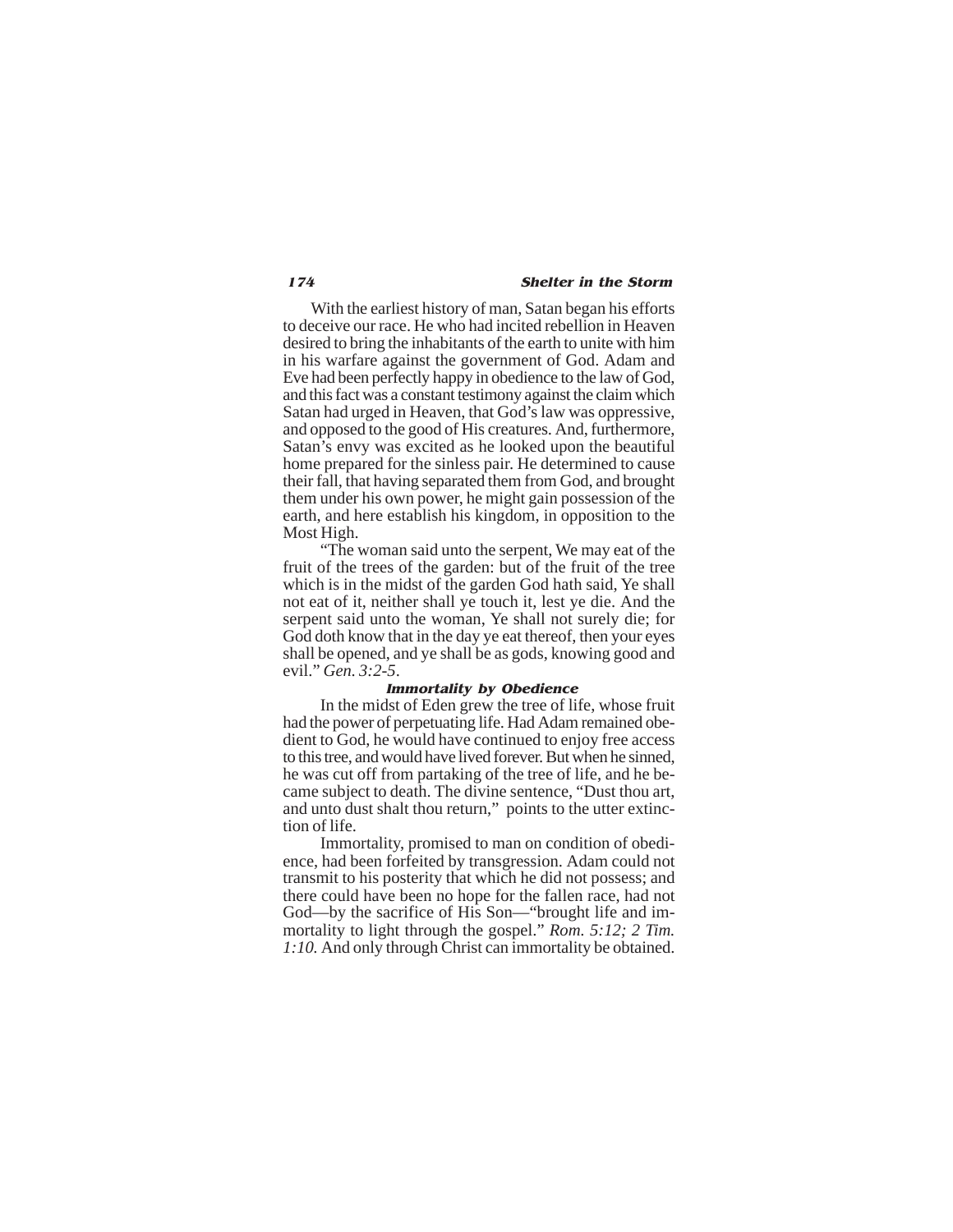With the earliest history of man, Satan began his efforts to deceive our race. He who had incited rebellion in Heaven desired to bring the inhabitants of the earth to unite with him in his warfare against the government of God. Adam and Eve had been perfectly happy in obedience to the law of God, and this fact was a constant testimony against the claim which Satan had urged in Heaven, that God's law was oppressive, and opposed to the good of His creatures. And, furthermore, Satan's envy was excited as he looked upon the beautiful home prepared for the sinless pair. He determined to cause their fall, that having separated them from God, and brought them under his own power, he might gain possession of the earth, and here establish his kingdom, in opposition to the Most High.

"The woman said unto the serpent, We may eat of the fruit of the trees of the garden: but of the fruit of the tree which is in the midst of the garden God hath said, Ye shall not eat of it, neither shall ye touch it, lest ye die. And the serpent said unto the woman, Ye shall not surely die; for God doth know that in the day ye eat thereof, then your eyes shall be opened, and ye shall be as gods, knowing good and evil." *Gen. 3:2-5*.

### Immortality by Obedience

In the midst of Eden grew the tree of life, whose fruit had the power of perpetuating life. Had Adam remained obedient to God, he would have continued to enjoy free access to this tree, and would have lived forever. But when he sinned, he was cut off from partaking of the tree of life, and he became subject to death. The divine sentence, "Dust thou art, and unto dust shalt thou return," points to the utter extinction of life.

Immortality, promised to man on condition of obedience, had been forfeited by transgression. Adam could not transmit to his posterity that which he did not possess; and there could have been no hope for the fallen race, had not God—by the sacrifice of His Son—"brought life and immortality to light through the gospel." *Rom. 5:12; 2 Tim. 1:10.* And only through Christ can immortality be obtained.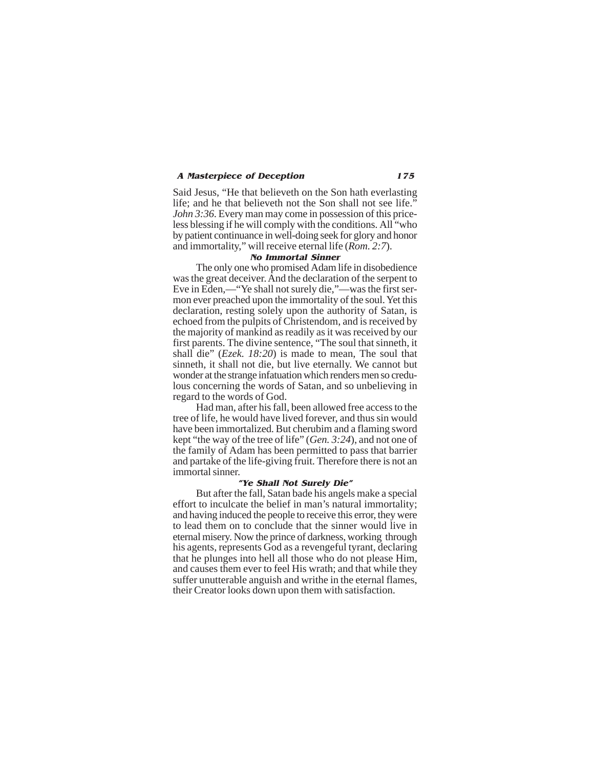Said Jesus, "He that believeth on the Son hath everlasting life; and he that believeth not the Son shall not see life." *John 3:36*. Every man may come in possession of this priceless blessing if he will comply with the conditions. All "who by patient continuance in well-doing seek for glory and honor and immortality," will receive eternal life (*Rom. 2:7*).

### No Immortal Sinner

The only one who promised Adam life in disobedience was the great deceiver. And the declaration of the serpent to Eve in Eden,—"Ye shall not surely die,"—was the first sermon ever preached upon the immortality of the soul. Yet this declaration, resting solely upon the authority of Satan, is echoed from the pulpits of Christendom, and is received by the majority of mankind as readily as it was received by our first parents. The divine sentence, "The soul that sinneth, it shall die" (*Ezek. 18:20*) is made to mean, The soul that sinneth, it shall not die, but live eternally. We cannot but wonder at the strange infatuation which renders men so credulous concerning the words of Satan, and so unbelieving in regard to the words of God.

Had man, after his fall, been allowed free access to the tree of life, he would have lived forever, and thus sin would have been immortalized. But cherubim and a flaming sword kept "the way of the tree of life" (*Gen. 3:24*), and not one of the family of Adam has been permitted to pass that barrier and partake of the life-giving fruit. Therefore there is not an immortal sinner.

### "Ye Shall Not Surely Die"

But after the fall, Satan bade his angels make a special effort to inculcate the belief in man's natural immortality; and having induced the people to receive this error, they were to lead them on to conclude that the sinner would live in eternal misery. Now the prince of darkness, working through his agents, represents God as a revengeful tyrant, declaring that he plunges into hell all those who do not please Him, and causes them ever to feel His wrath; and that while they suffer unutterable anguish and writhe in the eternal flames, their Creator looks down upon them with satisfaction.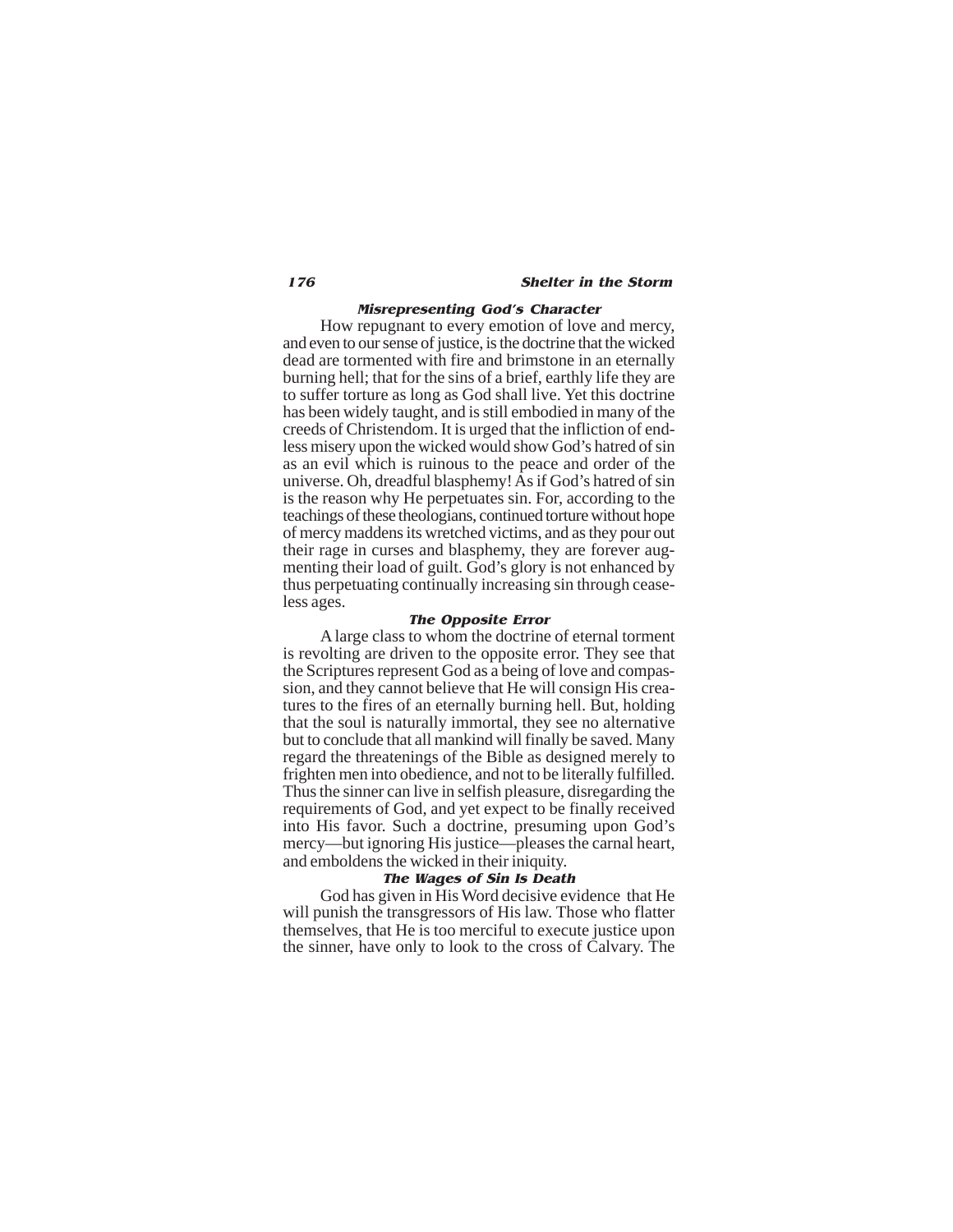### *Misrepresenting God's Character*

How repugnant to every emotion of love and mercy, and even to our sense of justice, is the doctrine that the wicked dead are tormented with fire and brimstone in an eternally burning hell; that for the sins of a brief, earthly life they are to suffer torture as long as God shall live. Yet this doctrine has been widely taught, and is still embodied in many of the creeds of Christendom. It is urged that the infliction of endless misery upon the wicked would show God's hatred of sin as an evil which is ruinous to the peace and order of the universe. Oh, dreadful blasphemy! As if God's hatred of sin is the reason why He perpetuates sin. For, according to the teachings of these theologians, continued torture without hope of mercy maddens its wretched victims, and as they pour out their rage in curses and blasphemy, they are forever augmenting their load of guilt. God's glory is not enhanced by thus perpetuating continually increasing sin through ceaseless ages.

### *The Opposite Error*

A large class to whom the doctrine of eternal torment is revolting are driven to the opposite error. They see that the Scriptures represent God as a being of love and compassion, and they cannot believe that He will consign His creatures to the fires of an eternally burning hell. But, holding that the soul is naturally immortal, they see no alternative but to conclude that all mankind will finally be saved. Many regard the threatenings of the Bible as designed merely to frighten men into obedience, and not to be literally fulfilled. Thus the sinner can live in selfish pleasure, disregarding the requirements of God, and yet expect to be finally received into His favor. Such a doctrine, presuming upon God's mercy—but ignoring His justice—pleases the carnal heart, and emboldens the wicked in their iniquity.

### *The Wages of Sin Is Death*

God has given in His Word decisive evidence that He will punish the transgressors of His law. Those who flatter themselves, that He is too merciful to execute justice upon the sinner, have only to look to the cross of Calvary. The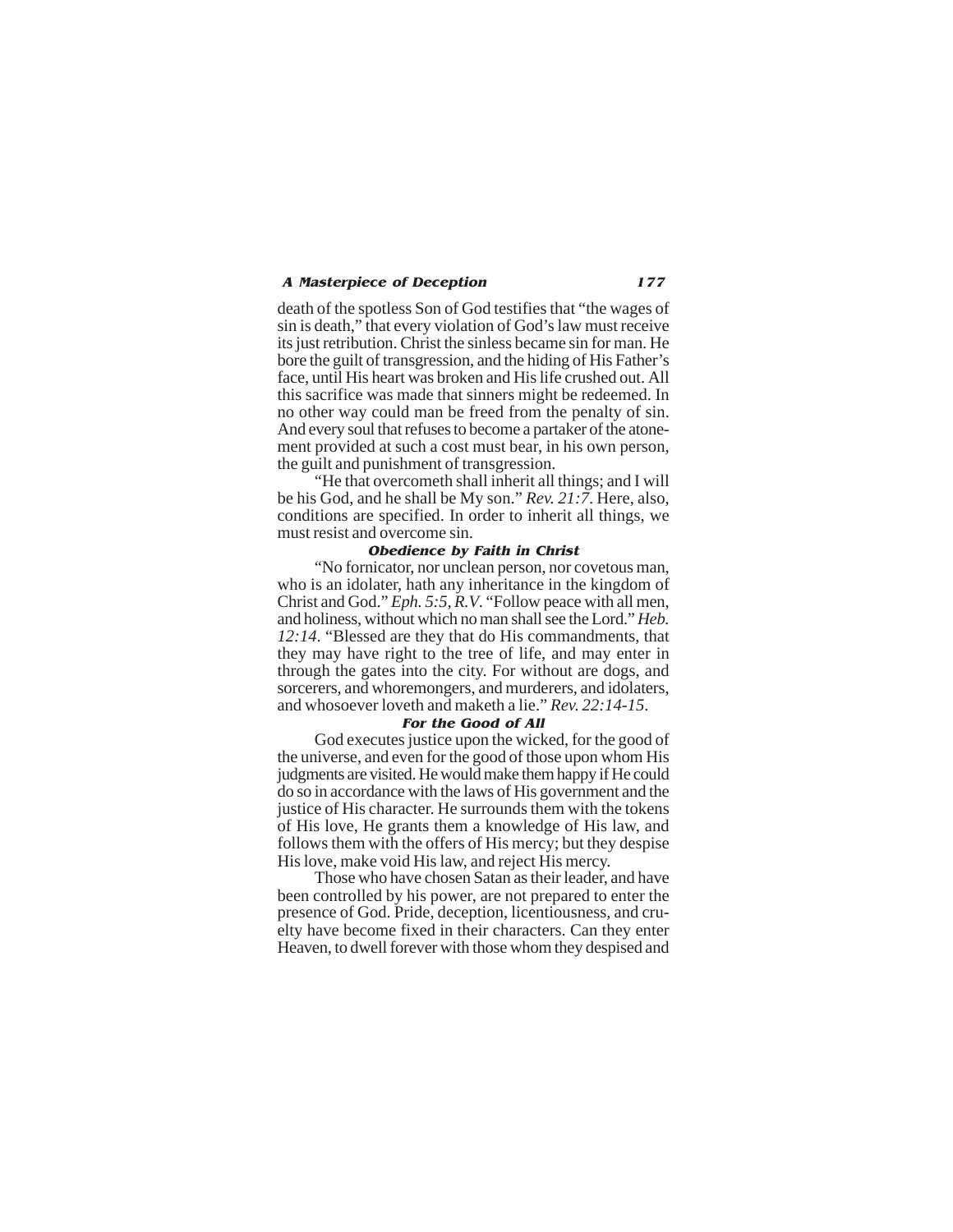death of the spotless Son of God testifies that "the wages of sin is death," that every violation of God's law must receive its just retribution. Christ the sinless became sin for man. He bore the guilt of transgression, and the hiding of His Father's face, until His heart was broken and His life crushed out. All this sacrifice was made that sinners might be redeemed. In no other way could man be freed from the penalty of sin. And every soul that refuses to become a partaker of the atonement provided at such a cost must bear, in his own person, the guilt and punishment of transgression.

"He that overcometh shall inherit all things; and I will be his God, and he shall be My son." *Rev. 21:7*. Here, also, conditions are specified. In order to inherit all things, we must resist and overcome sin.

### Obedience by Faith in Christ

"No fornicator, nor unclean person, nor covetous man, who is an idolater, hath any inheritance in the kingdom of Christ and God." *Eph. 5:5, R.V.* "Follow peace with all men, and holiness, without which no man shall see the Lord." *Heb. 12:14*. "Blessed are they that do His commandments, that they may have right to the tree of life, and may enter in through the gates into the city. For without are dogs, and sorcerers, and whoremongers, and murderers, and idolaters, and whosoever loveth and maketh a lie." *Rev. 22:14-15*.

### For the Good of All

God executes justice upon the wicked, for the good of the universe, and even for the good of those upon whom His judgments are visited. He would make them happy if He could do so in accordance with the laws of His government and the justice of His character. He surrounds them with the tokens of His love, He grants them a knowledge of His law, and follows them with the offers of His mercy; but they despise His love, make void His law, and reject His mercy.

Those who have chosen Satan as their leader, and have been controlled by his power, are not prepared to enter the presence of God. Pride, deception, licentiousness, and cruelty have become fixed in their characters. Can they enter Heaven, to dwell forever with those whom they despised and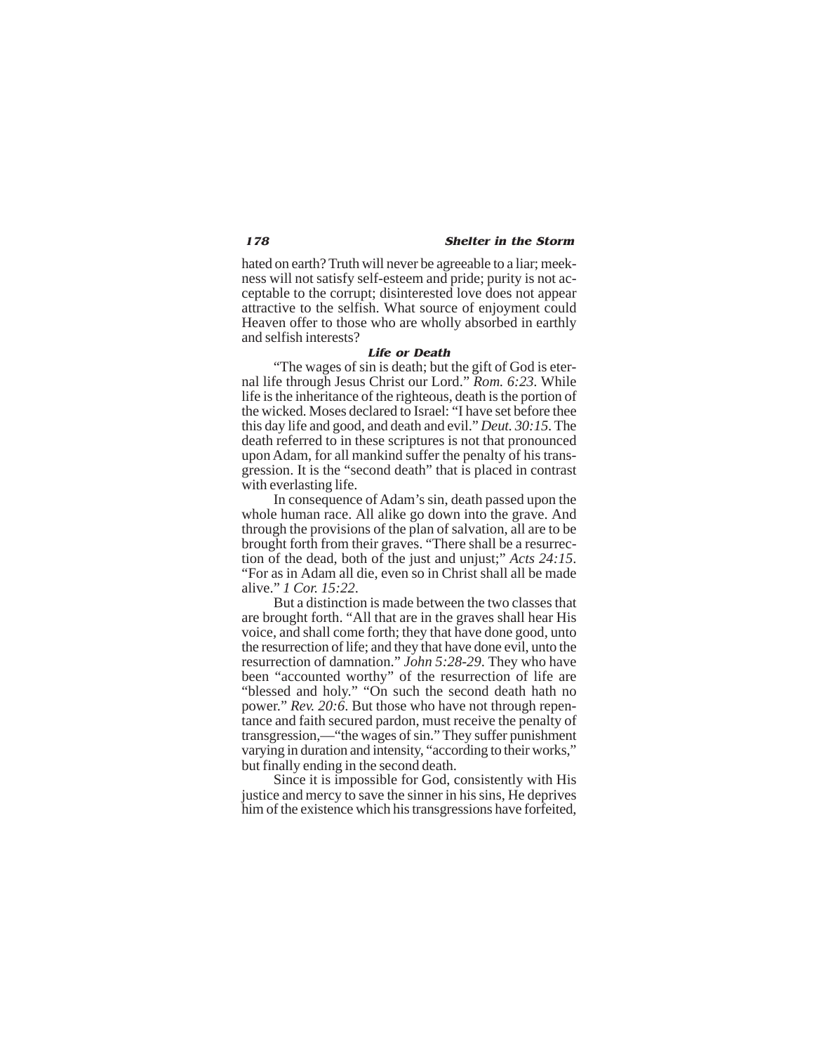hated on earth? Truth will never be agreeable to a liar; meekness will not satisfy self-esteem and pride; purity is not acceptable to the corrupt; disinterested love does not appear attractive to the selfish. What source of enjoyment could Heaven offer to those who are wholly absorbed in earthly and selfish interests?

### *Life or Death*

"The wages of sin is death; but the gift of God is eternal life through Jesus Christ our Lord." *Rom. 6:23*. While life is the inheritance of the righteous, death is the portion of the wicked. Moses declared to Israel: "I have set before thee this day life and good, and death and evil." *Deut. 30:15*. The death referred to in these scriptures is not that pronounced upon Adam, for all mankind suffer the penalty of his transgression. It is the "second death" that is placed in contrast with everlasting life.

In consequence of Adam's sin, death passed upon the whole human race. All alike go down into the grave. And through the provisions of the plan of salvation, all are to be brought forth from their graves. "There shall be a resurrection of the dead, both of the just and unjust;" *Acts 24:15*. "For as in Adam all die, even so in Christ shall all be made alive." *1 Cor. 15:22*.

But a distinction is made between the two classes that are brought forth. "All that are in the graves shall hear His voice, and shall come forth; they that have done good, unto the resurrection of life; and they that have done evil, unto the resurrection of damnation." *John 5:28-29*. They who have been "accounted worthy" of the resurrection of life are "blessed and holy." "On such the second death hath no power." *Rev. 20:6*. But those who have not through repentance and faith secured pardon, must receive the penalty of transgression,—"the wages of sin." They suffer punishment varying in duration and intensity, "according to their works," but finally ending in the second death.

Since it is impossible for God, consistently with His justice and mercy to save the sinner in his sins, He deprives him of the existence which his transgressions have forfeited,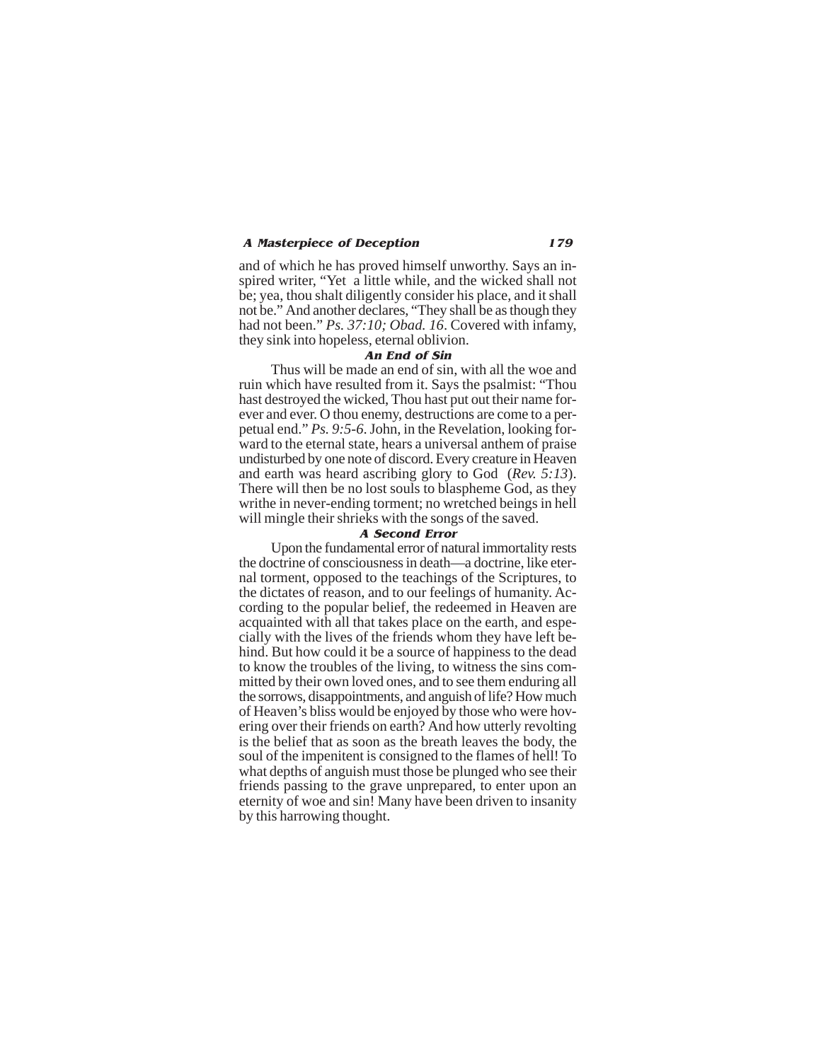and of which he has proved himself unworthy. Says an inspired writer, "Yet a little while, and the wicked shall not be; yea, thou shalt diligently consider his place, and it shall not be." And another declares, "They shall be as though they had not been." *Ps. 37:10; Obad. 16*. Covered with infamy, they sink into hopeless, eternal oblivion.

### An End of Sin

Thus will be made an end of sin, with all the woe and ruin which have resulted from it. Says the psalmist: "Thou hast destroyed the wicked, Thou hast put out their name forever and ever. O thou enemy, destructions are come to a perpetual end." *Ps. 9:5-6*. John, in the Revelation, looking forward to the eternal state, hears a universal anthem of praise undisturbed by one note of discord. Every creature in Heaven and earth was heard ascribing glory to God (*Rev. 5:13*). There will then be no lost souls to blaspheme God, as they writhe in never-ending torment; no wretched beings in hell will mingle their shrieks with the songs of the saved.

### A Second Error

Upon the fundamental error of natural immortality rests the doctrine of consciousness in death—a doctrine, like eternal torment, opposed to the teachings of the Scriptures, to the dictates of reason, and to our feelings of humanity. According to the popular belief, the redeemed in Heaven are acquainted with all that takes place on the earth, and especially with the lives of the friends whom they have left behind. But how could it be a source of happiness to the dead to know the troubles of the living, to witness the sins committed by their own loved ones, and to see them enduring all the sorrows, disappointments, and anguish of life? How much of Heaven's bliss would be enjoyed by those who were hovering over their friends on earth? And how utterly revolting is the belief that as soon as the breath leaves the body, the soul of the impenitent is consigned to the flames of hell! To what depths of anguish must those be plunged who see their friends passing to the grave unprepared, to enter upon an eternity of woe and sin! Many have been driven to insanity by this harrowing thought.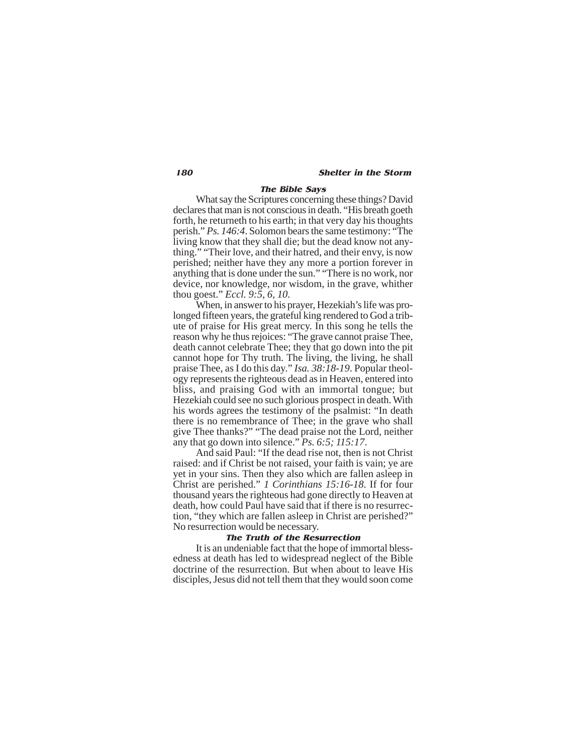### *The Bible Says*

What say the Scriptures concerning these things? David declares that man is not conscious in death. "His breath goeth forth, he returneth to his earth; in that very day his thoughts perish." *Ps. 146:4*. Solomon bears the same testimony: "The living know that they shall die; but the dead know not anything." "Their love, and their hatred, and their envy, is now perished; neither have they any more a portion forever in anything that is done under the sun." "There is no work, nor device, nor knowledge, nor wisdom, in the grave, whither thou goest." *Eccl. 9:5, 6, 10*.

When, in answer to his prayer, Hezekiah's life was prolonged fifteen years, the grateful king rendered to God a tribute of praise for His great mercy. In this song he tells the reason why he thus rejoices: "The grave cannot praise Thee, death cannot celebrate Thee; they that go down into the pit cannot hope for Thy truth. The living, the living, he shall praise Thee, as I do this day." *Isa. 38:18-19*. Popular theology represents the righteous dead as in Heaven, entered into bliss, and praising God with an immortal tongue; but Hezekiah could see no such glorious prospect in death. With his words agrees the testimony of the psalmist: "In death there is no remembrance of Thee; in the grave who shall give Thee thanks?" "The dead praise not the Lord, neither any that go down into silence." *Ps. 6:5; 115:17*.

And said Paul: "If the dead rise not, then is not Christ raised: and if Christ be not raised, your faith is vain; ye are yet in your sins. Then they also which are fallen asleep in Christ are perished." *1 Corinthians 15:16-18*. If for four thousand years the righteous had gone directly to Heaven at death, how could Paul have said that if there is no resurrection, "they which are fallen asleep in Christ are perished?" No resurrection would be necessary.

### *The Truth of the Resurrection*

It is an undeniable fact that the hope of immortal blessedness at death has led to widespread neglect of the Bible doctrine of the resurrection. But when about to leave His disciples, Jesus did not tell them that they would soon come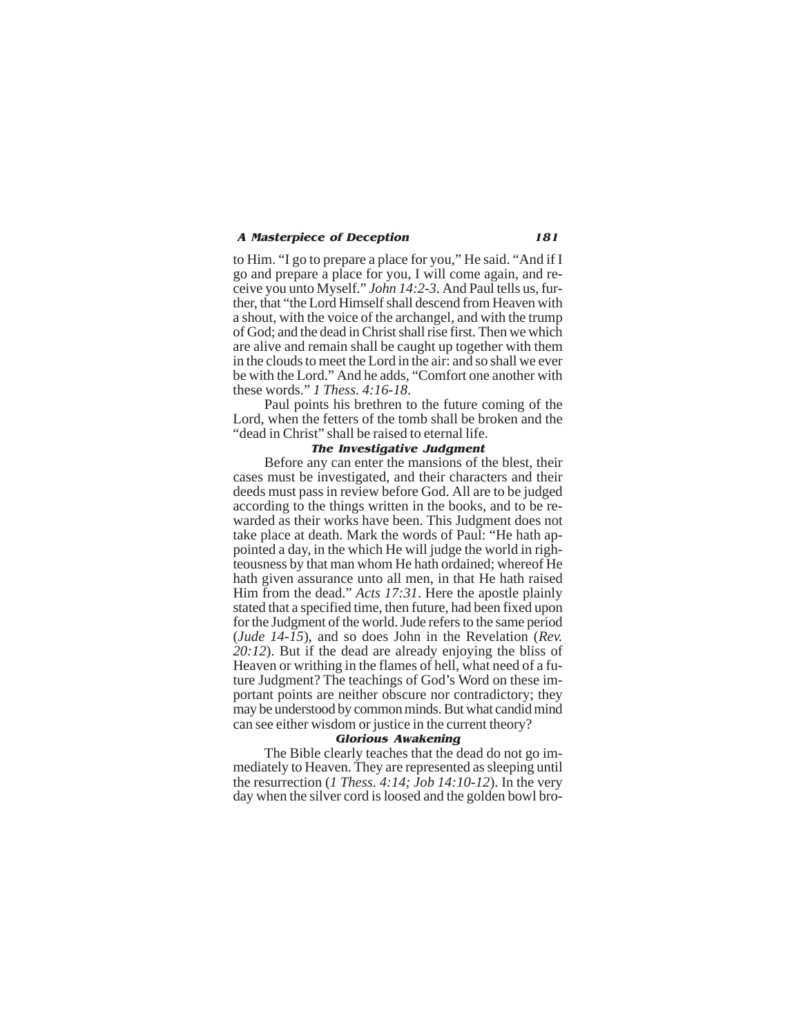to Him. "I go to prepare a place for you," He said. "And if I go and prepare a place for you, I will come again, and receive you unto Myself." *John 14:2-3*. And Paul tells us, further, that "the Lord Himself shall descend from Heaven with a shout, with the voice of the archangel, and with the trump of God; and the dead in Christ shall rise first. Then we which are alive and remain shall be caught up together with them in the clouds to meet the Lord in the air: and so shall we ever be with the Lord." And he adds, "Comfort one another with these words." *1 Thess. 4:16-18*.

Paul points his brethren to the future coming of the Lord, when the fetters of the tomb shall be broken and the "dead in Christ" shall be raised to eternal life.

### The Investigative Judgment

Before any can enter the mansions of the blest, their cases must be investigated, and their characters and their deeds must pass in review before God. All are to be judged according to the things written in the books, and to be rewarded as their works have been. This Judgment does not take place at death. Mark the words of Paul: "He hath appointed a day, in the which He will judge the world in righteousness by that man whom He hath ordained; whereof He hath given assurance unto all men, in that He hath raised Him from the dead." *Acts 17:31*. Here the apostle plainly stated that a specified time, then future, had been fixed upon for the Judgment of the world. Jude refers to the same period (*Jude 14-15*), and so does John in the Revelation (*Rev. 20:12*). But if the dead are already enjoying the bliss of Heaven or writhing in the flames of hell, what need of a future Judgment? The teachings of God's Word on these important points are neither obscure nor contradictory; they may be understood by common minds. But what candid mind can see either wisdom or justice in the current theory?

### Glorious Awakening

The Bible clearly teaches that the dead do not go immediately to Heaven. They are represented as sleeping until the resurrection (*1 Thess. 4:14; Job 14:10-12*). In the very day when the silver cord is loosed and the golden bowl bro-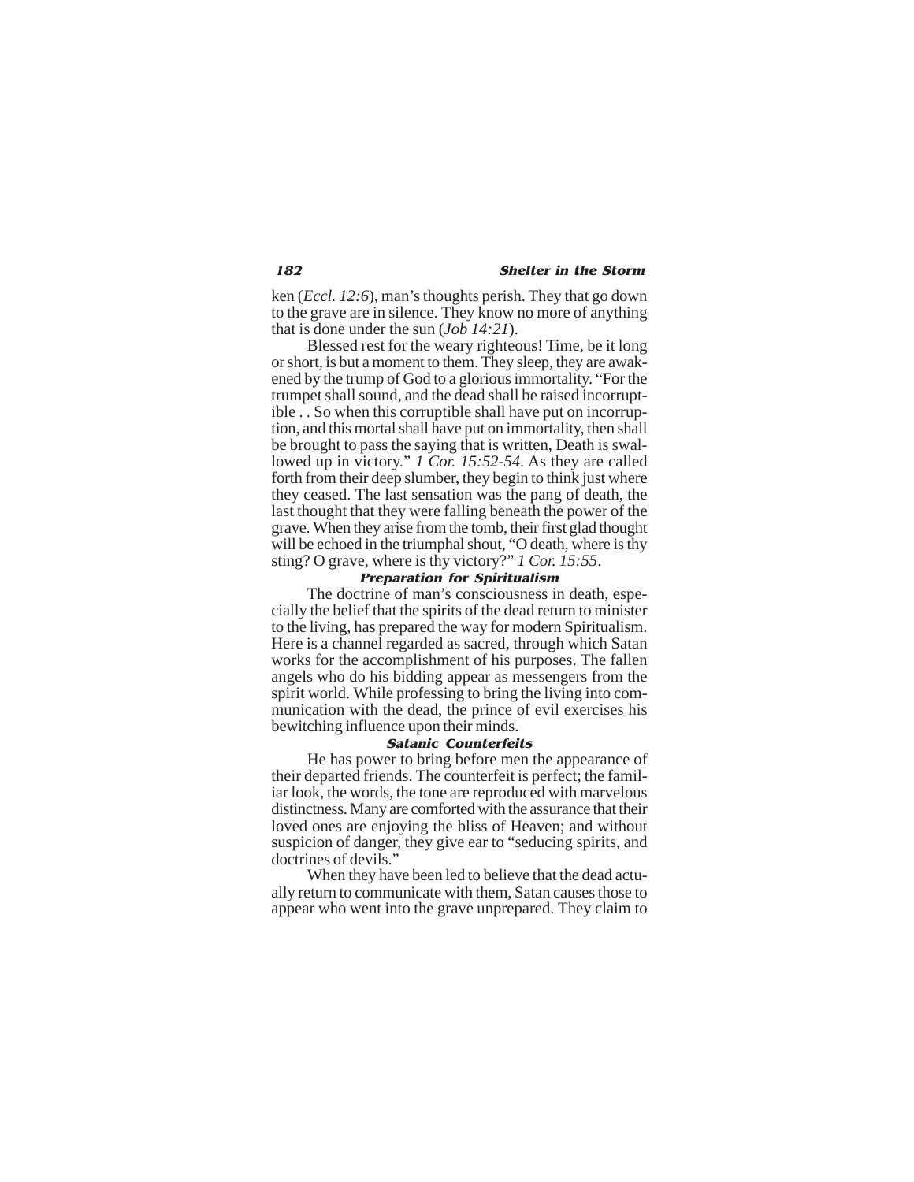ken (*Eccl. 12:6*), man's thoughts perish. They that go down to the grave are in silence. They know no more of anything that is done under the sun (*Job 14:21*).

Blessed rest for the weary righteous! Time, be it long or short, is but a moment to them. They sleep, they are awakened by the trump of God to a glorious immortality. "For the trumpet shall sound, and the dead shall be raised incorruptible . . So when this corruptible shall have put on incorruption, and this mortal shall have put on immortality, then shall be brought to pass the saying that is written, Death is swallowed up in victory." *1 Cor. 15:52-54*. As they are called forth from their deep slumber, they begin to think just where they ceased. The last sensation was the pang of death, the last thought that they were falling beneath the power of the grave. When they arise from the tomb, their first glad thought will be echoed in the triumphal shout, "O death, where is thy sting? O grave, where is thy victory?" *1 Cor. 15:55*.

### Preparation for Spiritualism

The doctrine of man's consciousness in death, especially the belief that the spirits of the dead return to minister to the living, has prepared the way for modern Spiritualism. Here is a channel regarded as sacred, through which Satan works for the accomplishment of his purposes. The fallen angels who do his bidding appear as messengers from the spirit world. While professing to bring the living into communication with the dead, the prince of evil exercises his bewitching influence upon their minds.

### Satanic Counterfeits

He has power to bring before men the appearance of their departed friends. The counterfeit is perfect; the familiar look, the words, the tone are reproduced with marvelous distinctness. Many are comforted with the assurance that their loved ones are enjoying the bliss of Heaven; and without suspicion of danger, they give ear to "seducing spirits, and doctrines of devils."

When they have been led to believe that the dead actually return to communicate with them, Satan causes those to appear who went into the grave unprepared. They claim to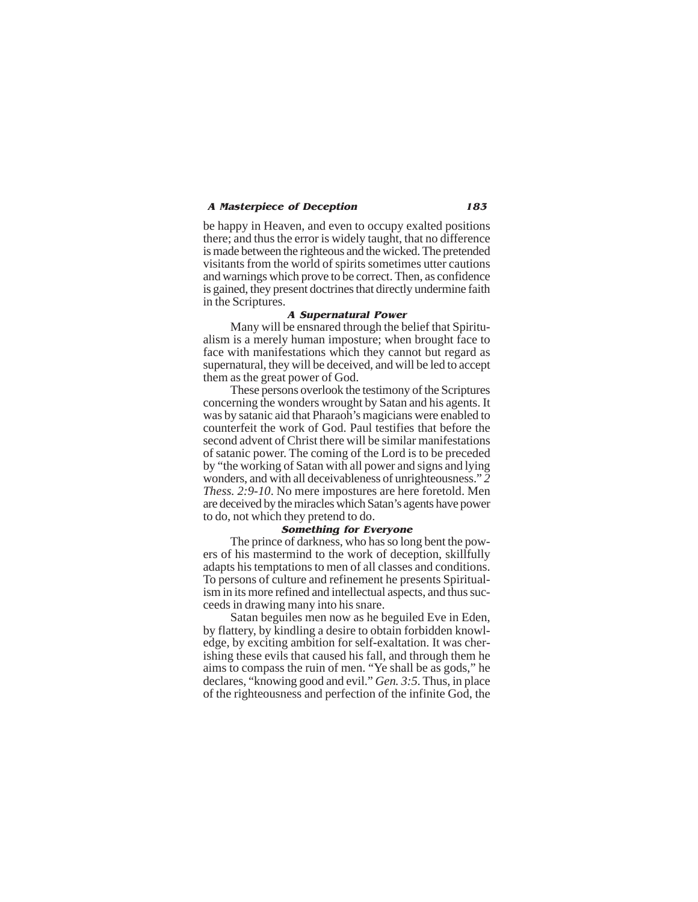be happy in Heaven, and even to occupy exalted positions there; and thus the error is widely taught, that no difference is made between the righteous and the wicked. The pretended visitants from the world of spirits sometimes utter cautions and warnings which prove to be correct. Then, as confidence is gained, they present doctrines that directly undermine faith in the Scriptures.

### A Supernatural Power

Many will be ensnared through the belief that Spiritualism is a merely human imposture; when brought face to face with manifestations which they cannot but regard as supernatural, they will be deceived, and will be led to accept them as the great power of God.

These persons overlook the testimony of the Scriptures concerning the wonders wrought by Satan and his agents. It was by satanic aid that Pharaoh's magicians were enabled to counterfeit the work of God. Paul testifies that before the second advent of Christ there will be similar manifestations of satanic power. The coming of the Lord is to be preceded by "the working of Satan with all power and signs and lying wonders, and with all deceivableness of unrighteousness." *2 Thess. 2:9-10*. No mere impostures are here foretold. Men are deceived by the miracles which Satan's agents have power to do, not which they pretend to do.

### Something for Everyone

The prince of darkness, who has so long bent the powers of his mastermind to the work of deception, skillfully adapts his temptations to men of all classes and conditions. To persons of culture and refinement he presents Spiritualism in its more refined and intellectual aspects, and thus succeeds in drawing many into his snare.

Satan beguiles men now as he beguiled Eve in Eden, by flattery, by kindling a desire to obtain forbidden knowledge, by exciting ambition for self-exaltation. It was cherishing these evils that caused his fall, and through them he aims to compass the ruin of men. "Ye shall be as gods," he declares, "knowing good and evil." *Gen. 3:5*. Thus, in place of the righteousness and perfection of the infinite God, the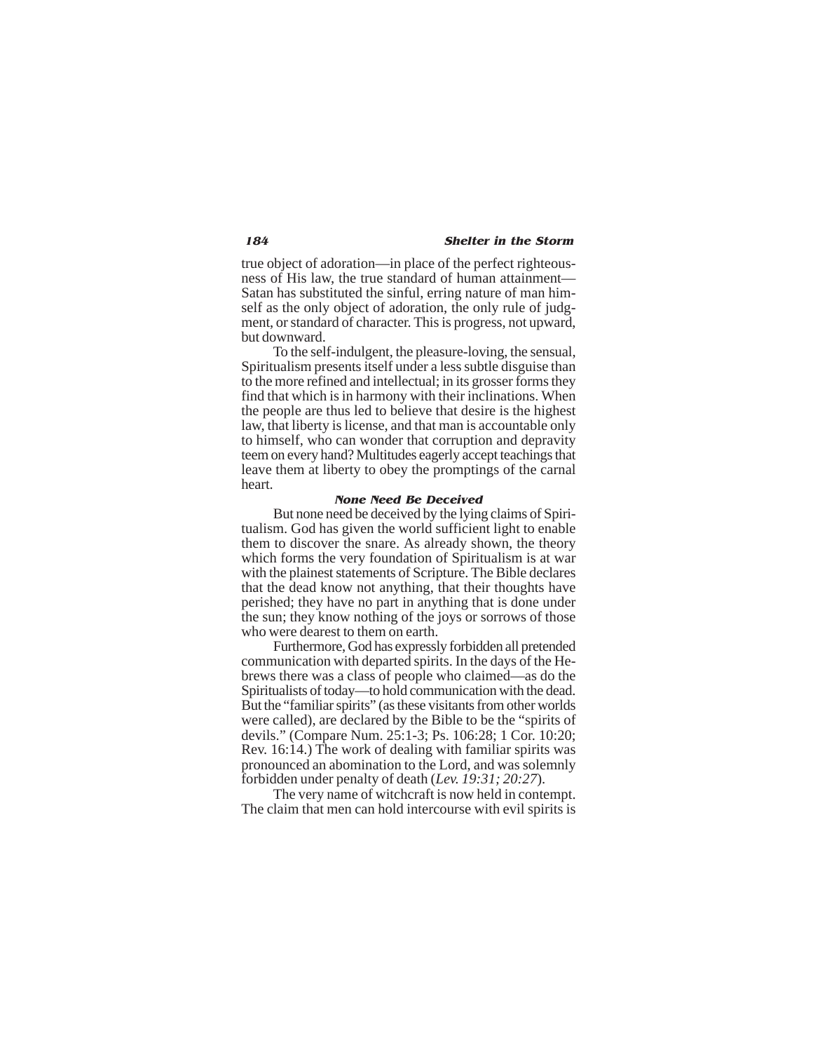true object of adoration—in place of the perfect righteousness of His law, the true standard of human attainment—Satan has substituted the sinful, erring nature of man himself as the only object of adoration, the only rule of judgment, or standard of character. This is progress, not upward, but downward.

To the self-indulgent, the pleasure-loving, the sensual, Spiritualism presents itself under a less subtle disguise than to the more refined and intellectual; in its grosser forms they find that which is in harmony with their inclinations. When the people are thus led to believe that desire is the highest law, that liberty is license, and that man is accountable only to himself, who can wonder that corruption and depravity teem on every hand? Multitudes eagerly accept teachings that leave them at liberty to obey the promptings of the carnal heart.

### *None Need Be Deceived*

But none need be deceived by the lying claims of Spiritualism. God has given the world sufficient light to enable them to discover the snare. As already shown, the theory which forms the very foundation of Spiritualism is at war with the plainest statements of Scripture. The Bible declares that the dead know not anything, that their thoughts have perished; they have no part in anything that is done under the sun; they know nothing of the joys or sorrows of those who were dearest to them on earth.

Furthermore, God has expressly forbidden all pretended communication with departed spirits. In the days of the Hebrews there was a class of people who claimed—as do the Spiritualists of today—to hold communication with the dead. But the "familiar spirits" (as these visitants from other worlds were called), are declared by the Bible to be the "spirits of devils." (Compare Num. 25:1-3; Ps. 106:28; 1 Cor. 10:20; Rev. 16:14.) The work of dealing with familiar spirits was pronounced an abomination to the Lord, and was solemnly forbidden under penalty of death (*Lev. 19:31; 20:27*).

The very name of witchcraft is now held in contempt. The claim that men can hold intercourse with evil spirits is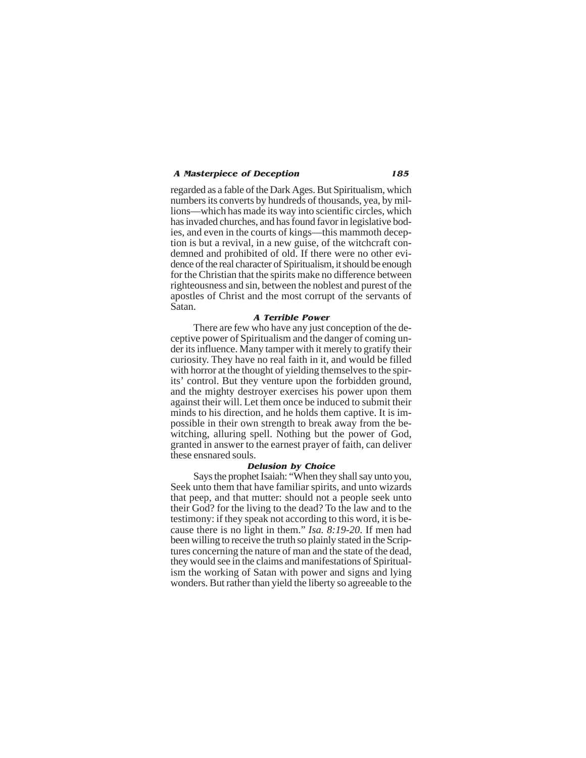regarded as a fable of the Dark Ages. But Spiritualism, which numbers its converts by hundreds of thousands, yea, by millions—which has made its way into scientific circles, which has invaded churches, and has found favor in legislative bodies, and even in the courts of kings—this mammoth deception is but a revival, in a new guise, of the witchcraft condemned and prohibited of old. If there were no other evidence of the real character of Spiritualism, it should be enough for the Christian that the spirits make no difference between righteousness and sin, between the noblest and purest of the apostles of Christ and the most corrupt of the servants of Satan.

### *A Terrible Power*

There are few who have any just conception of the deceptive power of Spiritualism and the danger of coming under its influence. Many tamper with it merely to gratify their curiosity. They have no real faith in it, and would be filled with horror at the thought of yielding themselves to the spirits' control. But they venture upon the forbidden ground, and the mighty destroyer exercises his power upon them against their will. Let them once be induced to submit their minds to his direction, and he holds them captive. It is impossible in their own strength to break away from the bewitching, alluring spell. Nothing but the power of God, granted in answer to the earnest prayer of faith, can deliver these ensnared souls.

### *Delusion by Choice*

Says the prophet Isaiah: "When they shall say unto you, Seek unto them that have familiar spirits, and unto wizards that peep, and that mutter: should not a people seek unto their God? for the living to the dead? To the law and to the testimony: if they speak not according to this word, it is because there is no light in them." *Isa. 8:19-20*. If men had been willing to receive the truth so plainly stated in the Scriptures concerning the nature of man and the state of the dead, they would see in the claims and manifestations of Spiritualism the working of Satan with power and signs and lying wonders. But rather than yield the liberty so agreeable to the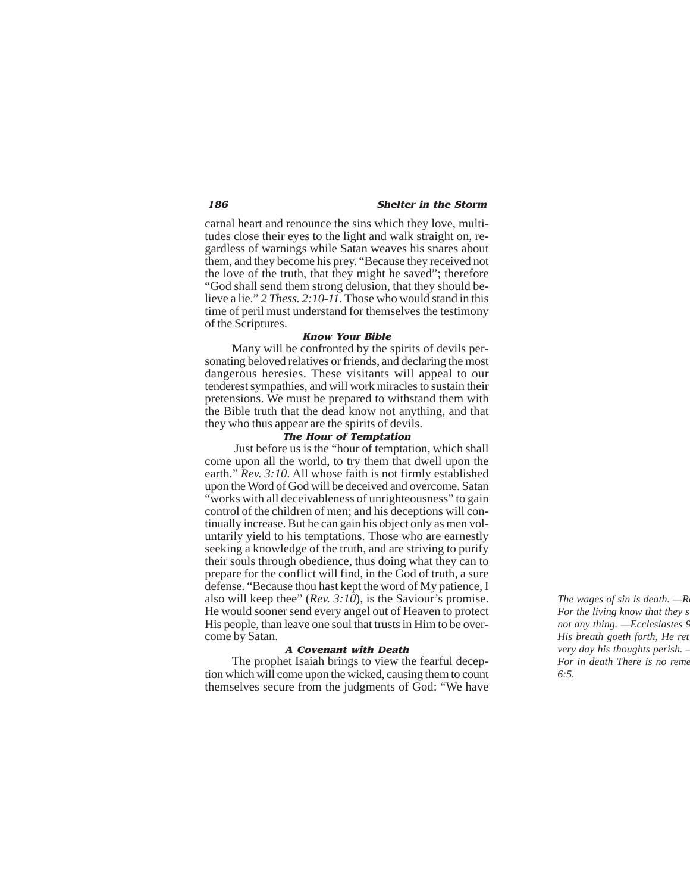carnal heart and renounce the sins which they love, multitudes close their eyes to the light and walk straight on, regardless of warnings while Satan weaves his snares about them, and they become his prey. "Because they received not the love of the truth, that they might he saved"; therefore "God shall send them strong delusion, that they should believe a lie." *2 Thess. 2:10-11*. Those who would stand in this time of peril must understand for themselves the testimony of the Scriptures.

### Know Your Bible

Many will be confronted by the spirits of devils personating beloved relatives or friends, and declaring the most dangerous heresies. These visitants will appeal to our tenderest sympathies, and will work miracles to sustain their pretensions. We must be prepared to withstand them with the Bible truth that the dead know not anything, and that they who thus appear are the spirits of devils.

### The Hour of Temptation

Just before us is the "hour of temptation, which shall come upon all the world, to try them that dwell upon the earth." *Rev. 3:10*. All whose faith is not firmly established upon the Word of God will be deceived and overcome. Satan "works with all deceivableness of unrighteousness" to gain control of the children of men; and his deceptions will continually increase. But he can gain his object only as men voluntarily yield to his temptations. Those who are earnestly seeking a knowledge of the truth, and are striving to purify their souls through obedience, thus doing what they can to prepare for the conflict will find, in the God of truth, a sure defense. "Because thou hast kept the word of My patience, I also will keep thee" (*Rev. 3:10*), is the Saviour's promise. He would sooner send every angel out of Heaven to protect His people, than leave one soul that trusts in Him to be overcome by Satan.

### A Covenant with Death

The prophet Isaiah brings to view the fearful deception which will come upon the wicked, causing them to count themselves secure from the judgments of God: "We have

*The wages of sin is death. —R*
*For the living know that they s*
*not any thing. —Ecclesiastes 9*
*His breath goeth forth, He ret*
*very day his thoughts perish. –*
*For in death There is no reme*
*6:5.*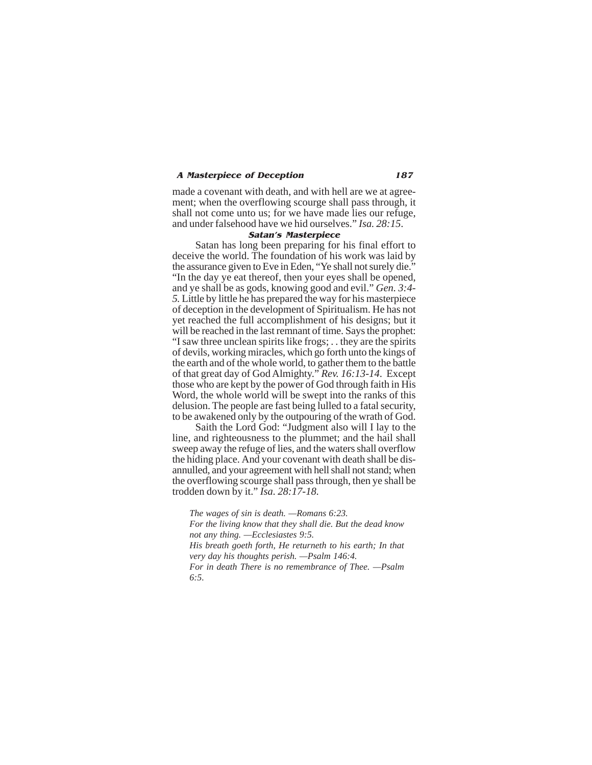made a covenant with death, and with hell are we at agreement; when the overflowing scourge shall pass through, it shall not come unto us; for we have made lies our refuge, and under falsehood have we hid ourselves." *Isa. 28:15*.

### Satan's Masterpiece

Satan has long been preparing for his final effort to deceive the world. The foundation of his work was laid by the assurance given to Eve in Eden, "Ye shall not surely die." "In the day ye eat thereof, then your eyes shall be opened, and ye shall be as gods, knowing good and evil." *Gen. 3:4-5.* Little by little he has prepared the way for his masterpiece of deception in the development of Spiritualism. He has not yet reached the full accomplishment of his designs; but it will be reached in the last remnant of time. Says the prophet: "I saw three unclean spirits like frogs; . . they are the spirits of devils, working miracles, which go forth unto the kings of the earth and of the whole world, to gather them to the battle of that great day of God Almighty." *Rev. 16:13-14*. Except those who are kept by the power of God through faith in His Word, the whole world will be swept into the ranks of this delusion. The people are fast being lulled to a fatal security, to be awakened only by the outpouring of the wrath of God.

Saith the Lord God: "Judgment also will I lay to the line, and righteousness to the plummet; and the hail shall sweep away the refuge of lies, and the waters shall overflow the hiding place. And your covenant with death shall be disannulled, and your agreement with hell shall not stand; when the overflowing scourge shall pass through, then ye shall be trodden down by it." *Isa. 28:17-18.*

*The wages of sin is death. —Romans 6:23.*
*For the living know that they shall die. But the dead know not any thing. —Ecclesiastes 9:5.*
*His breath goeth forth, He returneth to his earth; In that very day his thoughts perish. —Psalm 146:4.*
*For in death There is no remembrance of Thee. —Psalm 6:5.*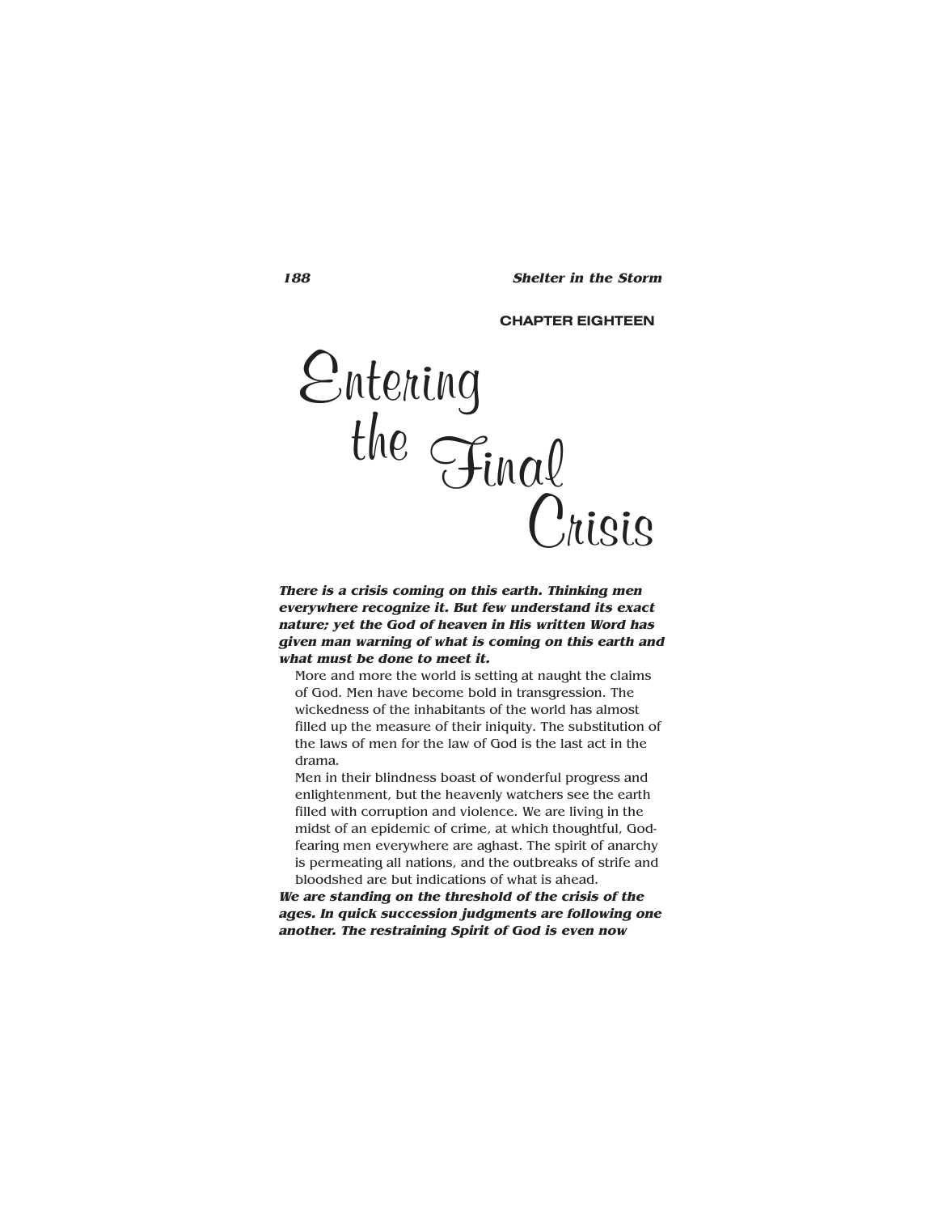CHAPTER EIGHTEEN

# Entering the Final Crisis

***There is a crisis coming on this earth. Thinking men everywhere recognize it. But few understand its exact nature; yet the God of heaven in His written Word has given man warning of what is coming on this earth and what must be done to meet it.***

More and more the world is setting at naught the claims of God. Men have become bold in transgression. The wickedness of the inhabitants of the world has almost filled up the measure of their iniquity. The substitution of the laws of men for the law of God is the last act in the drama.

Men in their blindness boast of wonderful progress and enlightenment, but the heavenly watchers see the earth filled with corruption and violence. We are living in the midst of an epidemic of crime, at which thoughtful, God-fearing men everywhere are aghast. The spirit of anarchy is permeating all nations, and the outbreaks of strife and bloodshed are but indications of what is ahead.

***We are standing on the threshold of the crisis of the ages. In quick succession judgments are following one another. The restraining Spirit of God is even now***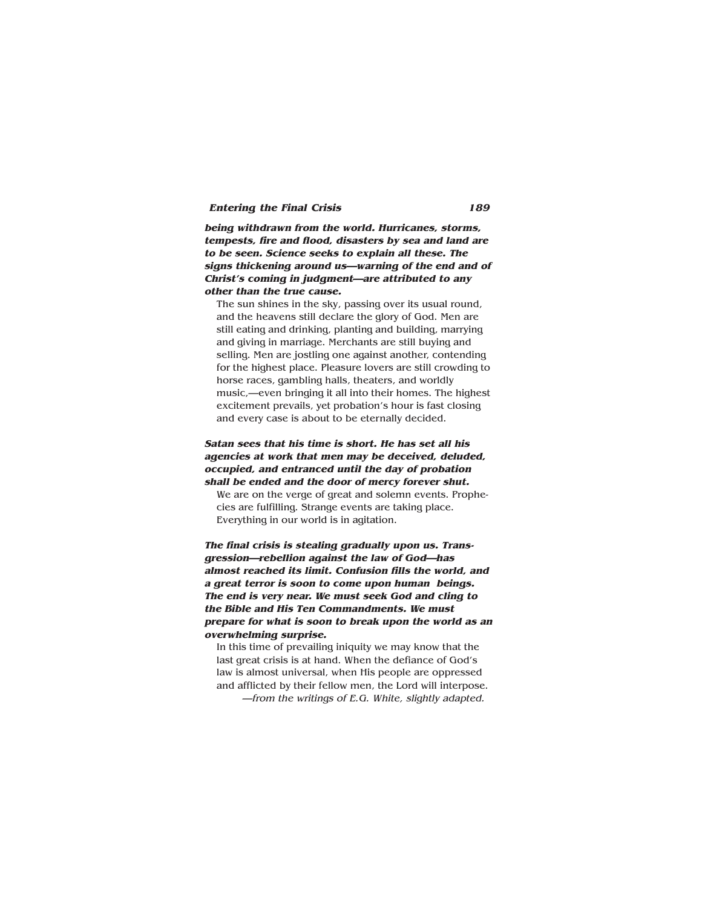***being withdrawn from the world. Hurricanes, storms, tempests, fire and flood, disasters by sea and land are to be seen. Science seeks to explain all these. The signs thickening around us—warning of the end and of Christ's coming in judgment—are attributed to any other than the true cause.***

The sun shines in the sky, passing over its usual round, and the heavens still declare the glory of God. Men are still eating and drinking, planting and building, marrying and giving in marriage. Merchants are still buying and selling. Men are jostling one against another, contending for the highest place. Pleasure lovers are still crowding to horse races, gambling halls, theaters, and worldly music,—even bringing it all into their homes. The highest excitement prevails, yet probation's hour is fast closing and every case is about to be eternally decided.

***Satan sees that his time is short. He has set all his agencies at work that men may be deceived, deluded, occupied, and entranced until the day of probation shall be ended and the door of mercy forever shut.***

We are on the verge of great and solemn events. Prophecies are fulfilling. Strange events are taking place. Everything in our world is in agitation.

***The final crisis is stealing gradually upon us. Transgression—rebellion against the law of God—has almost reached its limit. Confusion fills the world, and a great terror is soon to come upon human beings. The end is very near. We must seek God and cling to the Bible and His Ten Commandments. We must prepare for what is soon to break upon the world as an overwhelming surprise.***

In this time of prevailing iniquity we may know that the last great crisis is at hand. When the defiance of God's law is almost universal, when His people are oppressed and afflicted by their fellow men, the Lord will interpose.

*—from the writings of E.G. White, slightly adapted.*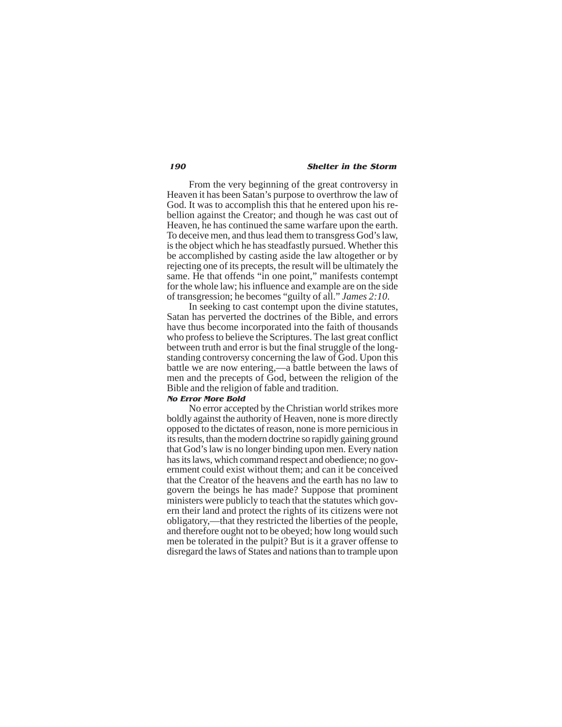From the very beginning of the great controversy in Heaven it has been Satan's purpose to overthrow the law of God. It was to accomplish this that he entered upon his rebellion against the Creator; and though he was cast out of Heaven, he has continued the same warfare upon the earth. To deceive men, and thus lead them to transgress God's law, is the object which he has steadfastly pursued. Whether this be accomplished by casting aside the law altogether or by rejecting one of its precepts, the result will be ultimately the same. He that offends "in one point," manifests contempt for the whole law; his influence and example are on the side of transgression; he becomes "guilty of all." *James 2:10.*

In seeking to cast contempt upon the divine statutes, Satan has perverted the doctrines of the Bible, and errors have thus become incorporated into the faith of thousands who profess to believe the Scriptures. The last great conflict between truth and error is but the final struggle of the long-standing controversy concerning the law of God. Upon this battle we are now entering,—a battle between the laws of men and the precepts of God, between the religion of the Bible and the religion of fable and tradition.

### *No Error More Bold*

No error accepted by the Christian world strikes more boldly against the authority of Heaven, none is more directly opposed to the dictates of reason, none is more pernicious in its results, than the modern doctrine so rapidly gaining ground that God's law is no longer binding upon men. Every nation has its laws, which command respect and obedience; no government could exist without them; and can it be conceived that the Creator of the heavens and the earth has no law to govern the beings he has made? Suppose that prominent ministers were publicly to teach that the statutes which govern their land and protect the rights of its citizens were not obligatory,—that they restricted the liberties of the people, and therefore ought not to be obeyed; how long would such men be tolerated in the pulpit? But is it a graver offense to disregard the laws of States and nations than to trample upon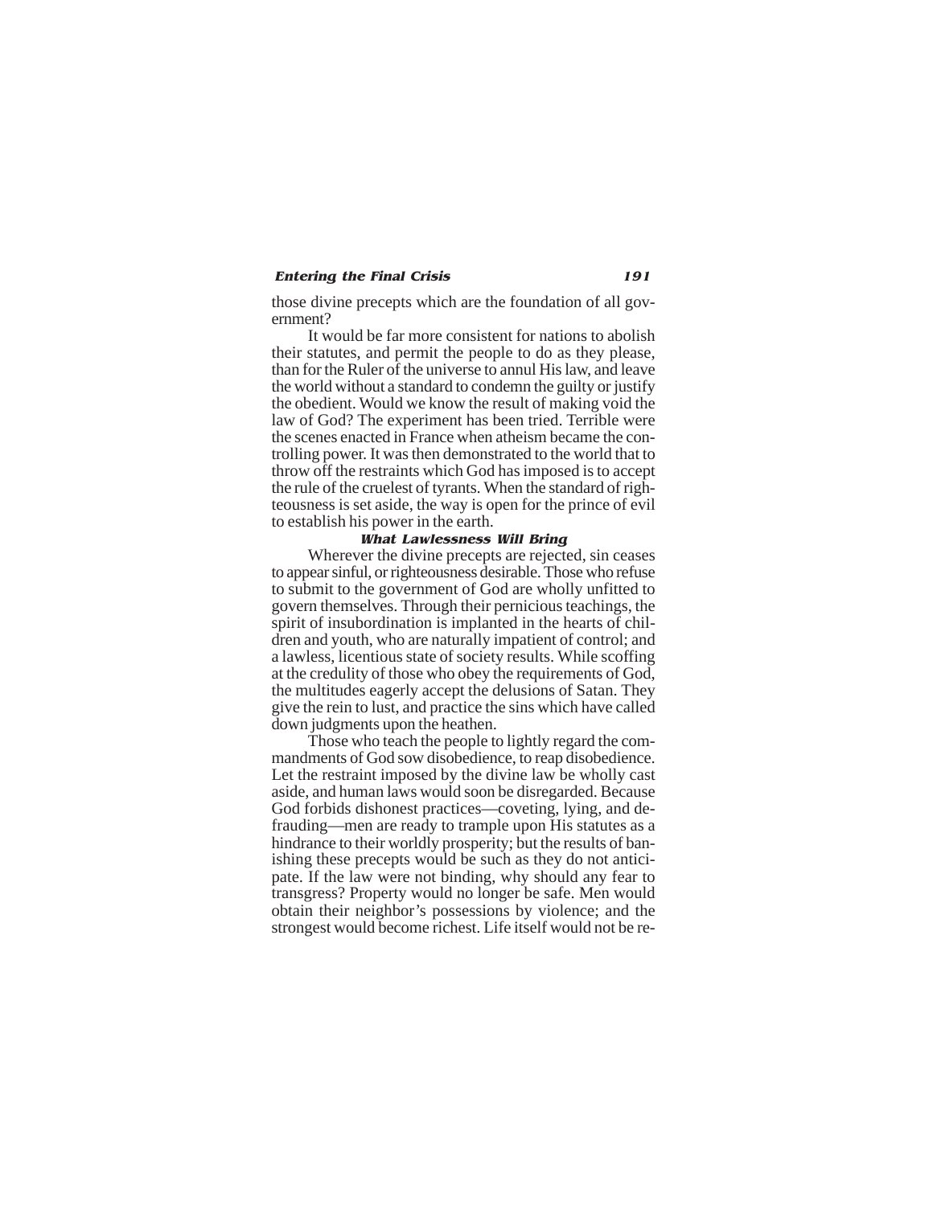those divine precepts which are the foundation of all government?

It would be far more consistent for nations to abolish their statutes, and permit the people to do as they please, than for the Ruler of the universe to annul His law, and leave the world without a standard to condemn the guilty or justify the obedient. Would we know the result of making void the law of God? The experiment has been tried. Terrible were the scenes enacted in France when atheism became the controlling power. It was then demonstrated to the world that to throw off the restraints which God has imposed is to accept the rule of the cruelest of tyrants. When the standard of righteousness is set aside, the way is open for the prince of evil to establish his power in the earth.

### *What Lawlessness Will Bring*

Wherever the divine precepts are rejected, sin ceases to appear sinful, or righteousness desirable. Those who refuse to submit to the government of God are wholly unfitted to govern themselves. Through their pernicious teachings, the spirit of insubordination is implanted in the hearts of children and youth, who are naturally impatient of control; and a lawless, licentious state of society results. While scoffing at the credulity of those who obey the requirements of God, the multitudes eagerly accept the delusions of Satan. They give the rein to lust, and practice the sins which have called down judgments upon the heathen.

Those who teach the people to lightly regard the commandments of God sow disobedience, to reap disobedience. Let the restraint imposed by the divine law be wholly cast aside, and human laws would soon be disregarded. Because God forbids dishonest practices—coveting, lying, and defrauding—men are ready to trample upon His statutes as a hindrance to their worldly prosperity; but the results of banishing these precepts would be such as they do not anticipate. If the law were not binding, why should any fear to transgress? Property would no longer be safe. Men would obtain their neighbor's possessions by violence; and the strongest would become richest. Life itself would not be re-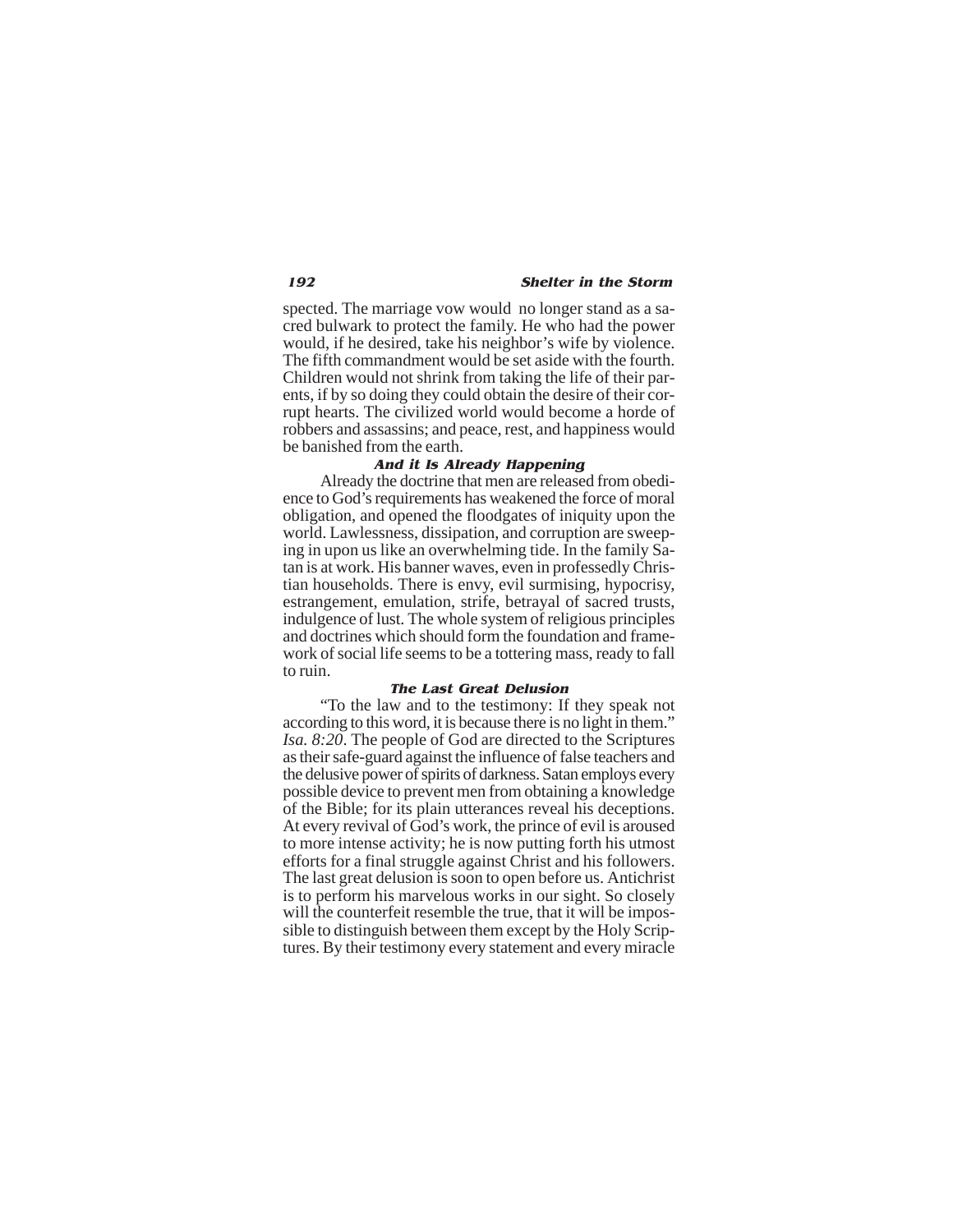spected. The marriage vow would no longer stand as a sacred bulwark to protect the family. He who had the power would, if he desired, take his neighbor's wife by violence. The fifth commandment would be set aside with the fourth. Children would not shrink from taking the life of their parents, if by so doing they could obtain the desire of their corrupt hearts. The civilized world would become a horde of robbers and assassins; and peace, rest, and happiness would be banished from the earth.

### *And it Is Already Happening*

Already the doctrine that men are released from obedience to God's requirements has weakened the force of moral obligation, and opened the floodgates of iniquity upon the world. Lawlessness, dissipation, and corruption are sweeping in upon us like an overwhelming tide. In the family Satan is at work. His banner waves, even in professedly Christian households. There is envy, evil surmising, hypocrisy, estrangement, emulation, strife, betrayal of sacred trusts, indulgence of lust. The whole system of religious principles and doctrines which should form the foundation and framework of social life seems to be a tottering mass, ready to fall to ruin.

### *The Last Great Delusion*

"To the law and to the testimony: If they speak not according to this word, it is because there is no light in them." *Isa. 8:20*. The people of God are directed to the Scriptures as their safe-guard against the influence of false teachers and the delusive power of spirits of darkness. Satan employs every possible device to prevent men from obtaining a knowledge of the Bible; for its plain utterances reveal his deceptions. At every revival of God's work, the prince of evil is aroused to more intense activity; he is now putting forth his utmost efforts for a final struggle against Christ and his followers. The last great delusion is soon to open before us. Antichrist is to perform his marvelous works in our sight. So closely will the counterfeit resemble the true, that it will be impossible to distinguish between them except by the Holy Scriptures. By their testimony every statement and every miracle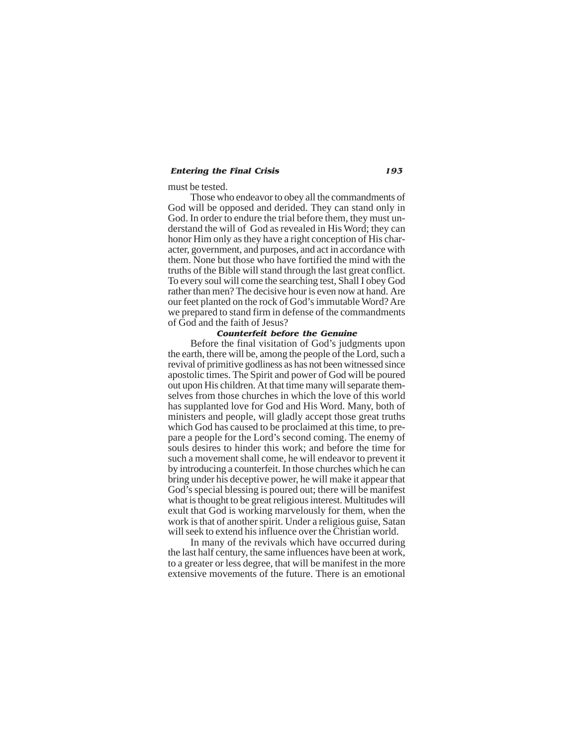must be tested.

Those who endeavor to obey all the commandments of God will be opposed and derided. They can stand only in God. In order to endure the trial before them, they must understand the will of God as revealed in His Word; they can honor Him only as they have a right conception of His character, government, and purposes, and act in accordance with them. None but those who have fortified the mind with the truths of the Bible will stand through the last great conflict. To every soul will come the searching test, Shall I obey God rather than men? The decisive hour is even now at hand. Are our feet planted on the rock of God's immutable Word? Are we prepared to stand firm in defense of the commandments of God and the faith of Jesus?

### *Counterfeit before the Genuine*

Before the final visitation of God's judgments upon the earth, there will be, among the people of the Lord, such a revival of primitive godliness as has not been witnessed since apostolic times. The Spirit and power of God will be poured out upon His children. At that time many will separate themselves from those churches in which the love of this world has supplanted love for God and His Word. Many, both of ministers and people, will gladly accept those great truths which God has caused to be proclaimed at this time, to prepare a people for the Lord's second coming. The enemy of souls desires to hinder this work; and before the time for such a movement shall come, he will endeavor to prevent it by introducing a counterfeit. In those churches which he can bring under his deceptive power, he will make it appear that God's special blessing is poured out; there will be manifest what is thought to be great religious interest. Multitudes will exult that God is working marvelously for them, when the work is that of another spirit. Under a religious guise, Satan will seek to extend his influence over the Christian world.

In many of the revivals which have occurred during the last half century, the same influences have been at work, to a greater or less degree, that will be manifest in the more extensive movements of the future. There is an emotional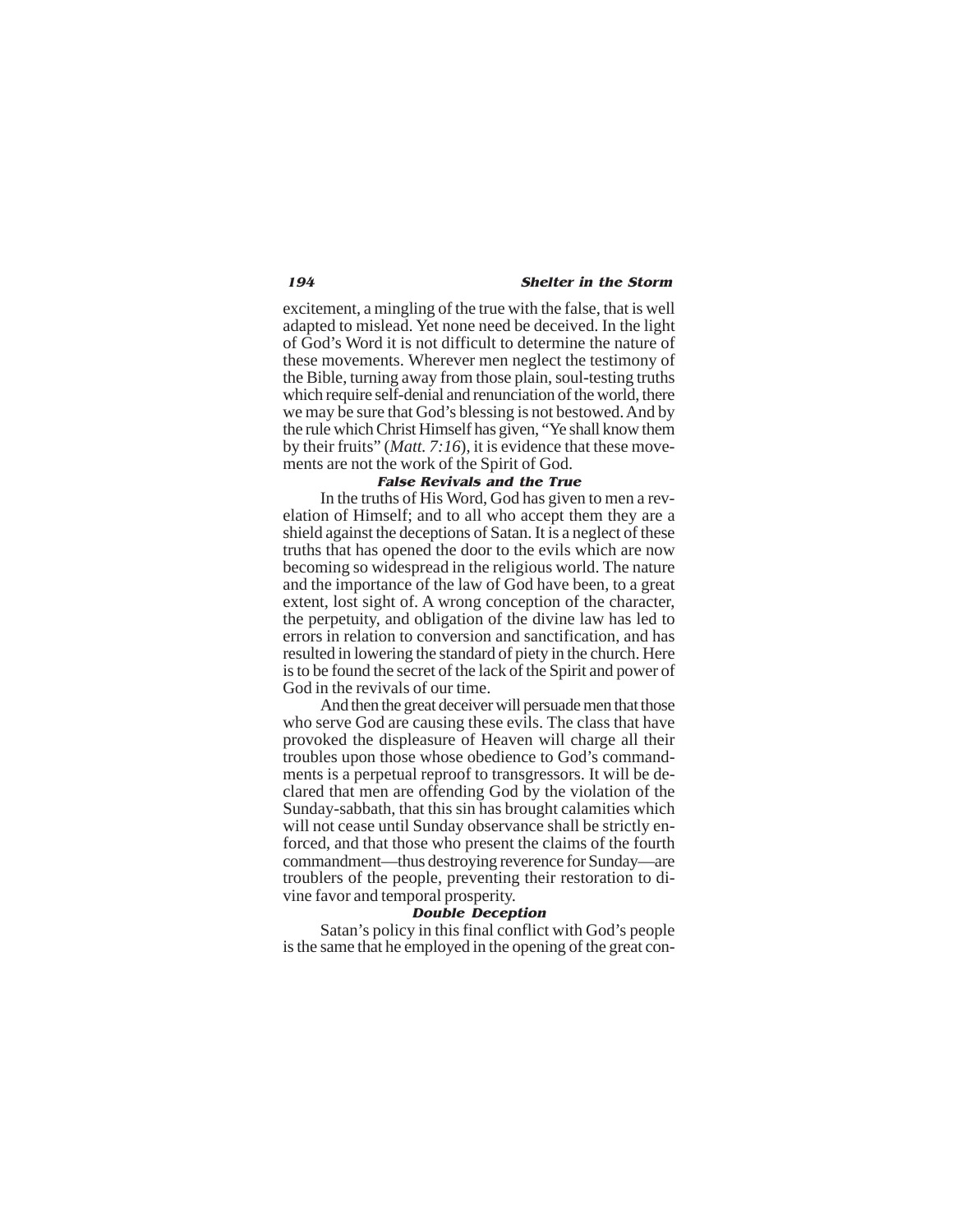excitement, a mingling of the true with the false, that is well adapted to mislead. Yet none need be deceived. In the light of God's Word it is not difficult to determine the nature of these movements. Wherever men neglect the testimony of the Bible, turning away from those plain, soul-testing truths which require self-denial and renunciation of the world, there we may be sure that God's blessing is not bestowed. And by the rule which Christ Himself has given, "Ye shall know them by their fruits" (*Matt. 7:16*), it is evidence that these movements are not the work of the Spirit of God.

### False Revivals and the True

In the truths of His Word, God has given to men a revelation of Himself; and to all who accept them they are a shield against the deceptions of Satan. It is a neglect of these truths that has opened the door to the evils which are now becoming so widespread in the religious world. The nature and the importance of the law of God have been, to a great extent, lost sight of. A wrong conception of the character, the perpetuity, and obligation of the divine law has led to errors in relation to conversion and sanctification, and has resulted in lowering the standard of piety in the church. Here is to be found the secret of the lack of the Spirit and power of God in the revivals of our time.

And then the great deceiver will persuade men that those who serve God are causing these evils. The class that have provoked the displeasure of Heaven will charge all their troubles upon those whose obedience to God's commandments is a perpetual reproof to transgressors. It will be declared that men are offending God by the violation of the Sunday-sabbath, that this sin has brought calamities which will not cease until Sunday observance shall be strictly enforced, and that those who present the claims of the fourth commandment—thus destroying reverence for Sunday—are troublers of the people, preventing their restoration to divine favor and temporal prosperity.

### Double Deception

Satan's policy in this final conflict with God's people is the same that he employed in the opening of the great con-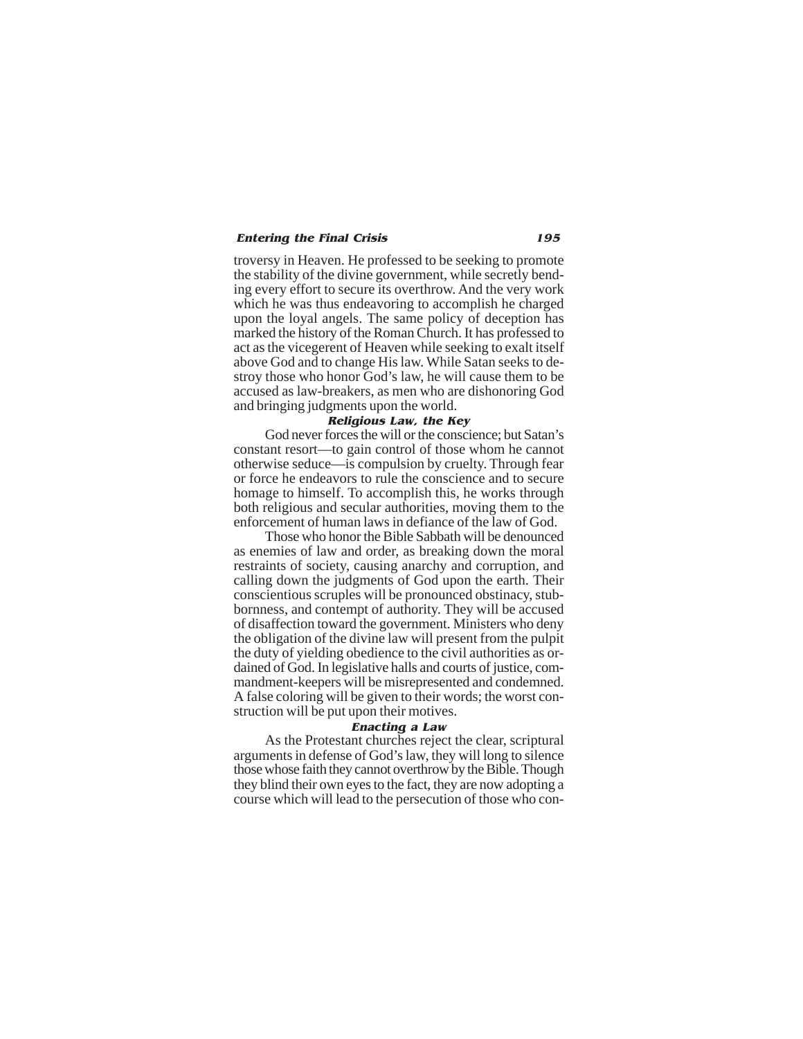troversy in Heaven. He professed to be seeking to promote the stability of the divine government, while secretly bending every effort to secure its overthrow. And the very work which he was thus endeavoring to accomplish he charged upon the loyal angels. The same policy of deception has marked the history of the Roman Church. It has professed to act as the vicegerent of Heaven while seeking to exalt itself above God and to change His law. While Satan seeks to destroy those who honor God's law, he will cause them to be accused as law-breakers, as men who are dishonoring God and bringing judgments upon the world.

### *Religious Law, the Key*

God never forces the will or the conscience; but Satan's constant resort—to gain control of those whom he cannot otherwise seduce—is compulsion by cruelty. Through fear or force he endeavors to rule the conscience and to secure homage to himself. To accomplish this, he works through both religious and secular authorities, moving them to the enforcement of human laws in defiance of the law of God.

Those who honor the Bible Sabbath will be denounced as enemies of law and order, as breaking down the moral restraints of society, causing anarchy and corruption, and calling down the judgments of God upon the earth. Their conscientious scruples will be pronounced obstinacy, stubbornness, and contempt of authority. They will be accused of disaffection toward the government. Ministers who deny the obligation of the divine law will present from the pulpit the duty of yielding obedience to the civil authorities as ordained of God. In legislative halls and courts of justice, commandment-keepers will be misrepresented and condemned. A false coloring will be given to their words; the worst construction will be put upon their motives.

### *Enacting a Law*

As the Protestant churches reject the clear, scriptural arguments in defense of God's law, they will long to silence those whose faith they cannot overthrow by the Bible. Though they blind their own eyes to the fact, they are now adopting a course which will lead to the persecution of those who con-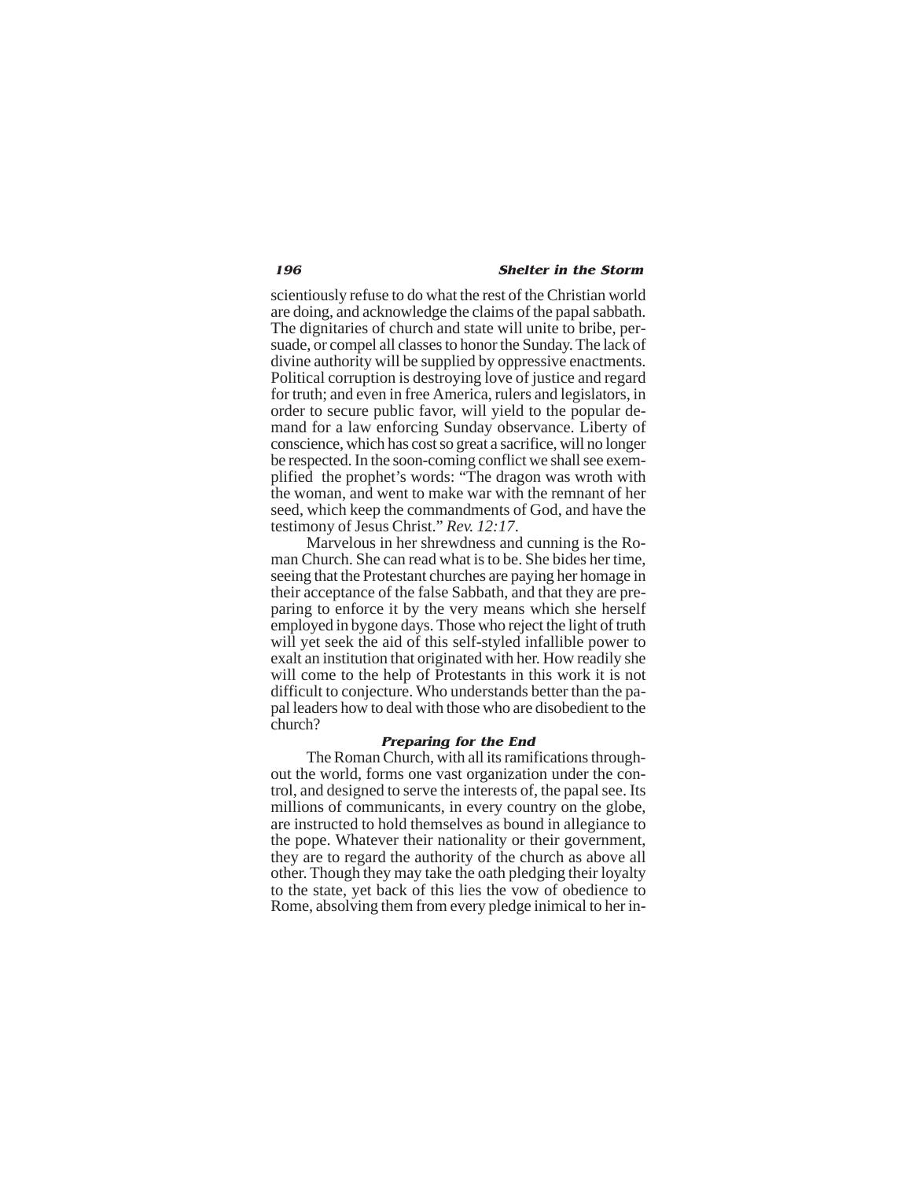scientiously refuse to do what the rest of the Christian world are doing, and acknowledge the claims of the papal sabbath. The dignitaries of church and state will unite to bribe, persuade, or compel all classes to honor the Sunday. The lack of divine authority will be supplied by oppressive enactments. Political corruption is destroying love of justice and regard for truth; and even in free America, rulers and legislators, in order to secure public favor, will yield to the popular demand for a law enforcing Sunday observance. Liberty of conscience, which has cost so great a sacrifice, will no longer be respected. In the soon-coming conflict we shall see exemplified the prophet's words: "The dragon was wroth with the woman, and went to make war with the remnant of her seed, which keep the commandments of God, and have the testimony of Jesus Christ." *Rev. 12:17*.

Marvelous in her shrewdness and cunning is the Roman Church. She can read what is to be. She bides her time, seeing that the Protestant churches are paying her homage in their acceptance of the false Sabbath, and that they are preparing to enforce it by the very means which she herself employed in bygone days. Those who reject the light of truth will yet seek the aid of this self-styled infallible power to exalt an institution that originated with her. How readily she will come to the help of Protestants in this work it is not difficult to conjecture. Who understands better than the papal leaders how to deal with those who are disobedient to the church?

### Preparing for the End

The Roman Church, with all its ramifications throughout the world, forms one vast organization under the control, and designed to serve the interests of, the papal see. Its millions of communicants, in every country on the globe, are instructed to hold themselves as bound in allegiance to the pope. Whatever their nationality or their government, they are to regard the authority of the church as above all other. Though they may take the oath pledging their loyalty to the state, yet back of this lies the vow of obedience to Rome, absolving them from every pledge inimical to her in-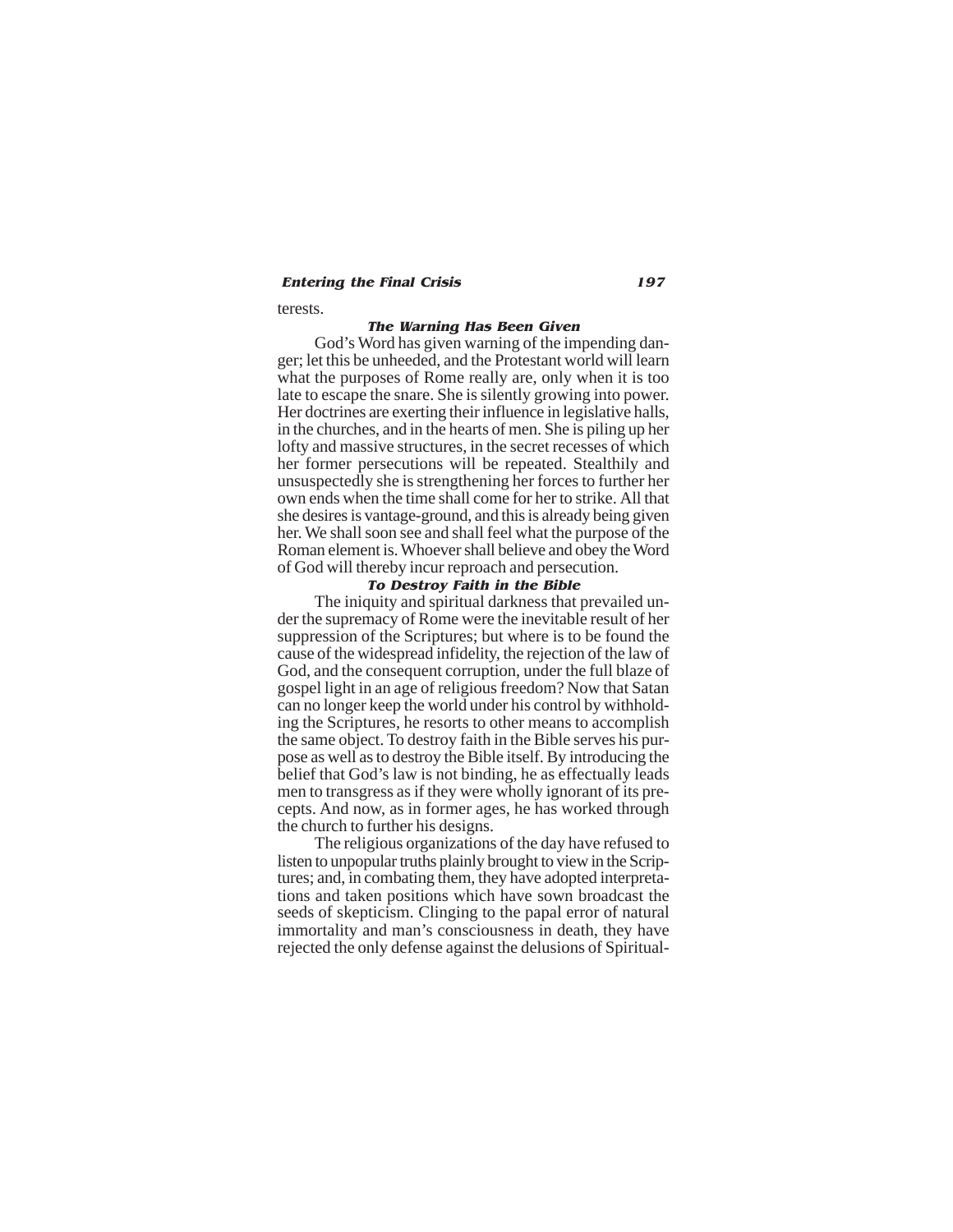terests.

### The Warning Has Been Given

God's Word has given warning of the impending danger; let this be unheeded, and the Protestant world will learn what the purposes of Rome really are, only when it is too late to escape the snare. She is silently growing into power. Her doctrines are exerting their influence in legislative halls, in the churches, and in the hearts of men. She is piling up her lofty and massive structures, in the secret recesses of which her former persecutions will be repeated. Stealthily and unsuspectedly she is strengthening her forces to further her own ends when the time shall come for her to strike. All that she desires is vantage-ground, and this is already being given her. We shall soon see and shall feel what the purpose of the Roman element is. Whoever shall believe and obey the Word of God will thereby incur reproach and persecution.

### To Destroy Faith in the Bible

The iniquity and spiritual darkness that prevailed under the supremacy of Rome were the inevitable result of her suppression of the Scriptures; but where is to be found the cause of the widespread infidelity, the rejection of the law of God, and the consequent corruption, under the full blaze of gospel light in an age of religious freedom? Now that Satan can no longer keep the world under his control by withholding the Scriptures, he resorts to other means to accomplish the same object. To destroy faith in the Bible serves his purpose as well as to destroy the Bible itself. By introducing the belief that God's law is not binding, he as effectually leads men to transgress as if they were wholly ignorant of its precepts. And now, as in former ages, he has worked through the church to further his designs.

The religious organizations of the day have refused to listen to unpopular truths plainly brought to view in the Scriptures; and, in combating them, they have adopted interpretations and taken positions which have sown broadcast the seeds of skepticism. Clinging to the papal error of natural immortality and man's consciousness in death, they have rejected the only defense against the delusions of Spiritual-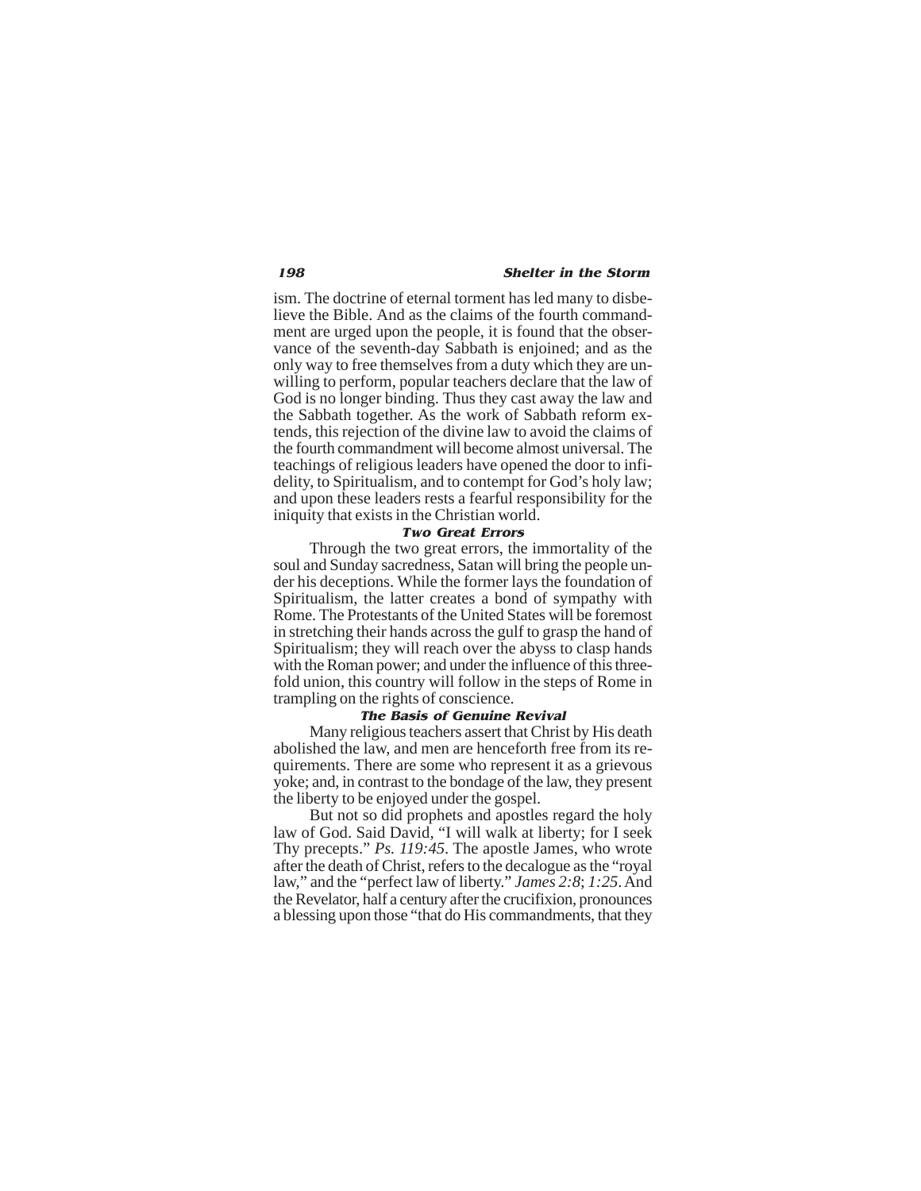ism. The doctrine of eternal torment has led many to disbelieve the Bible. And as the claims of the fourth commandment are urged upon the people, it is found that the observance of the seventh-day Sabbath is enjoined; and as the only way to free themselves from a duty which they are unwilling to perform, popular teachers declare that the law of God is no longer binding. Thus they cast away the law and the Sabbath together. As the work of Sabbath reform extends, this rejection of the divine law to avoid the claims of the fourth commandment will become almost universal. The teachings of religious leaders have opened the door to infidelity, to Spiritualism, and to contempt for God's holy law; and upon these leaders rests a fearful responsibility for the iniquity that exists in the Christian world.

### *Two Great Errors*

Through the two great errors, the immortality of the soul and Sunday sacredness, Satan will bring the people under his deceptions. While the former lays the foundation of Spiritualism, the latter creates a bond of sympathy with Rome. The Protestants of the United States will be foremost in stretching their hands across the gulf to grasp the hand of Spiritualism; they will reach over the abyss to clasp hands with the Roman power; and under the influence of this threefold union, this country will follow in the steps of Rome in trampling on the rights of conscience.

### *The Basis of Genuine Revival*

Many religious teachers assert that Christ by His death abolished the law, and men are henceforth free from its requirements. There are some who represent it as a grievous yoke; and, in contrast to the bondage of the law, they present the liberty to be enjoyed under the gospel.

But not so did prophets and apostles regard the holy law of God. Said David, "I will walk at liberty; for I seek Thy precepts." *Ps. 119:45*. The apostle James, who wrote after the death of Christ, refers to the decalogue as the "royal law," and the "perfect law of liberty." *James 2:8*; *1:25*. And the Revelator, half a century after the crucifixion, pronounces a blessing upon those "that do His commandments, that they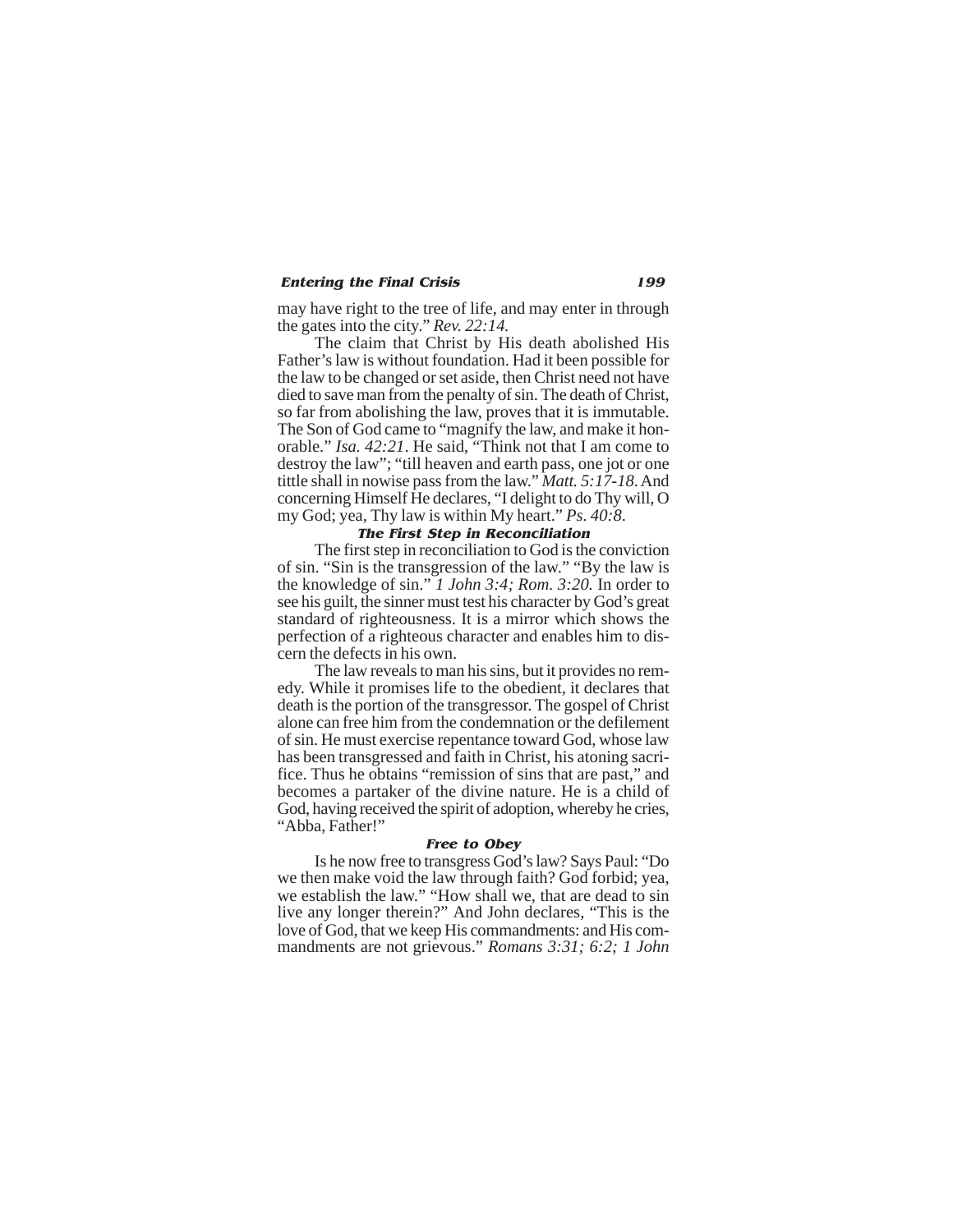may have right to the tree of life, and may enter in through the gates into the city." *Rev. 22:14.*

The claim that Christ by His death abolished His Father's law is without foundation. Had it been possible for the law to be changed or set aside, then Christ need not have died to save man from the penalty of sin. The death of Christ, so far from abolishing the law, proves that it is immutable. The Son of God came to "magnify the law, and make it honorable." *Isa. 42:21*. He said, "Think not that I am come to destroy the law"; "till heaven and earth pass, one jot or one tittle shall in nowise pass from the law." *Matt. 5:17-18*. And concerning Himself He declares, "I delight to do Thy will, O my God; yea, Thy law is within My heart." *Ps. 40:8*.

### The First Step in Reconciliation

The first step in reconciliation to God is the conviction of sin. "Sin is the transgression of the law." "By the law is the knowledge of sin." *1 John 3:4; Rom. 3:20.* In order to see his guilt, the sinner must test his character by God's great standard of righteousness. It is a mirror which shows the perfection of a righteous character and enables him to discern the defects in his own.

The law reveals to man his sins, but it provides no remedy. While it promises life to the obedient, it declares that death is the portion of the transgressor. The gospel of Christ alone can free him from the condemnation or the defilement of sin. He must exercise repentance toward God, whose law has been transgressed and faith in Christ, his atoning sacrifice. Thus he obtains "remission of sins that are past," and becomes a partaker of the divine nature. He is a child of God, having received the spirit of adoption, whereby he cries, "Abba, Father!"

### Free to Obey

Is he now free to transgress God's law? Says Paul: "Do we then make void the law through faith? God forbid; yea, we establish the law." "How shall we, that are dead to sin live any longer therein?" And John declares, "This is the love of God, that we keep His commandments: and His commandments are not grievous." *Romans 3:31; 6:2; 1 John*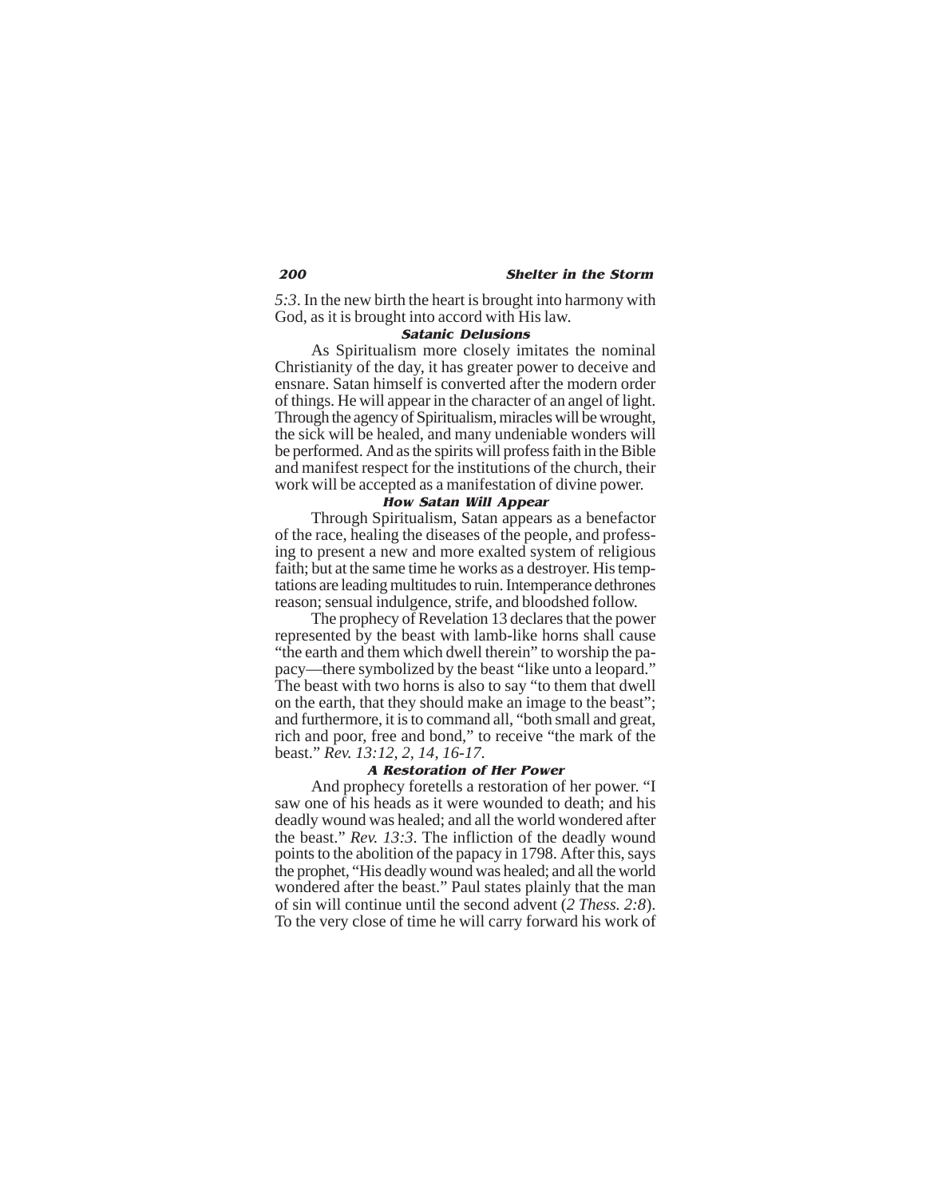*5:3*. In the new birth the heart is brought into harmony with God, as it is brought into accord with His law.

### Satanic Delusions

As Spiritualism more closely imitates the nominal Christianity of the day, it has greater power to deceive and ensnare. Satan himself is converted after the modern order of things. He will appear in the character of an angel of light. Through the agency of Spiritualism, miracles will be wrought, the sick will be healed, and many undeniable wonders will be performed. And as the spirits will profess faith in the Bible and manifest respect for the institutions of the church, their work will be accepted as a manifestation of divine power.

### How Satan Will Appear

Through Spiritualism, Satan appears as a benefactor of the race, healing the diseases of the people, and professing to present a new and more exalted system of religious faith; but at the same time he works as a destroyer. His temptations are leading multitudes to ruin. Intemperance dethrones reason; sensual indulgence, strife, and bloodshed follow.

The prophecy of Revelation 13 declares that the power represented by the beast with lamb-like horns shall cause "the earth and them which dwell therein" to worship the papacy—there symbolized by the beast "like unto a leopard." The beast with two horns is also to say "to them that dwell on the earth, that they should make an image to the beast"; and furthermore, it is to command all, "both small and great, rich and poor, free and bond," to receive "the mark of the beast." *Rev. 13:12, 2, 14, 16-17*.

### A Restoration of Her Power

And prophecy foretells a restoration of her power. "I saw one of his heads as it were wounded to death; and his deadly wound was healed; and all the world wondered after the beast." *Rev. 13:3*. The infliction of the deadly wound points to the abolition of the papacy in 1798. After this, says the prophet, "His deadly wound was healed; and all the world wondered after the beast." Paul states plainly that the man of sin will continue until the second advent (*2 Thess. 2:8*). To the very close of time he will carry forward his work of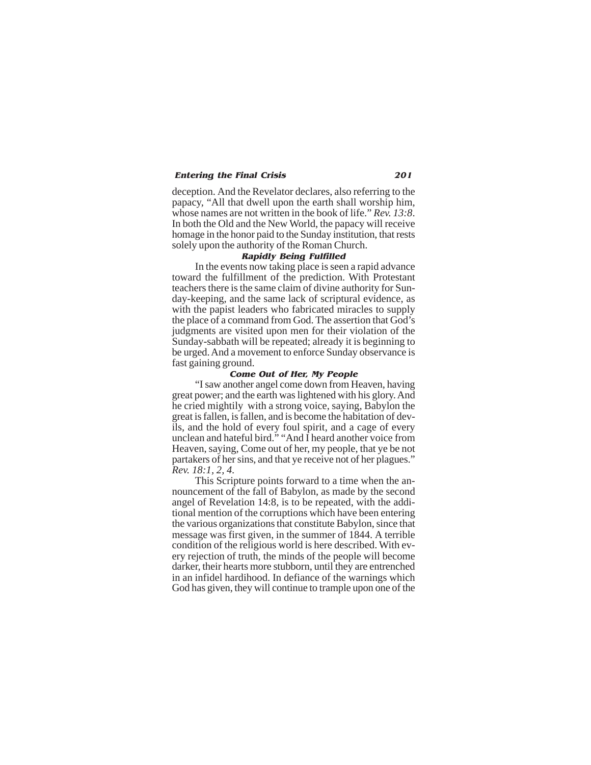deception. And the Revelator declares, also referring to the papacy, "All that dwell upon the earth shall worship him, whose names are not written in the book of life." *Rev. 13:8*. In both the Old and the New World, the papacy will receive homage in the honor paid to the Sunday institution, that rests solely upon the authority of the Roman Church.

### *Rapidly Being Fulfilled*

In the events now taking place is seen a rapid advance toward the fulfillment of the prediction. With Protestant teachers there is the same claim of divine authority for Sunday-keeping, and the same lack of scriptural evidence, as with the papist leaders who fabricated miracles to supply the place of a command from God. The assertion that God's judgments are visited upon men for their violation of the Sunday-sabbath will be repeated; already it is beginning to be urged. And a movement to enforce Sunday observance is fast gaining ground.

### *Come Out of Her, My People*

"I saw another angel come down from Heaven, having great power; and the earth was lightened with his glory. And he cried mightily with a strong voice, saying, Babylon the great is fallen, is fallen, and is become the habitation of devils, and the hold of every foul spirit, and a cage of every unclean and hateful bird." "And I heard another voice from Heaven, saying, Come out of her, my people, that ye be not partakers of her sins, and that ye receive not of her plagues." *Rev. 18:1, 2, 4.*

This Scripture points forward to a time when the announcement of the fall of Babylon, as made by the second angel of Revelation 14:8, is to be repeated, with the additional mention of the corruptions which have been entering the various organizations that constitute Babylon, since that message was first given, in the summer of 1844. A terrible condition of the religious world is here described. With every rejection of truth, the minds of the people will become darker, their hearts more stubborn, until they are entrenched in an infidel hardihood. In defiance of the warnings which God has given, they will continue to trample upon one of the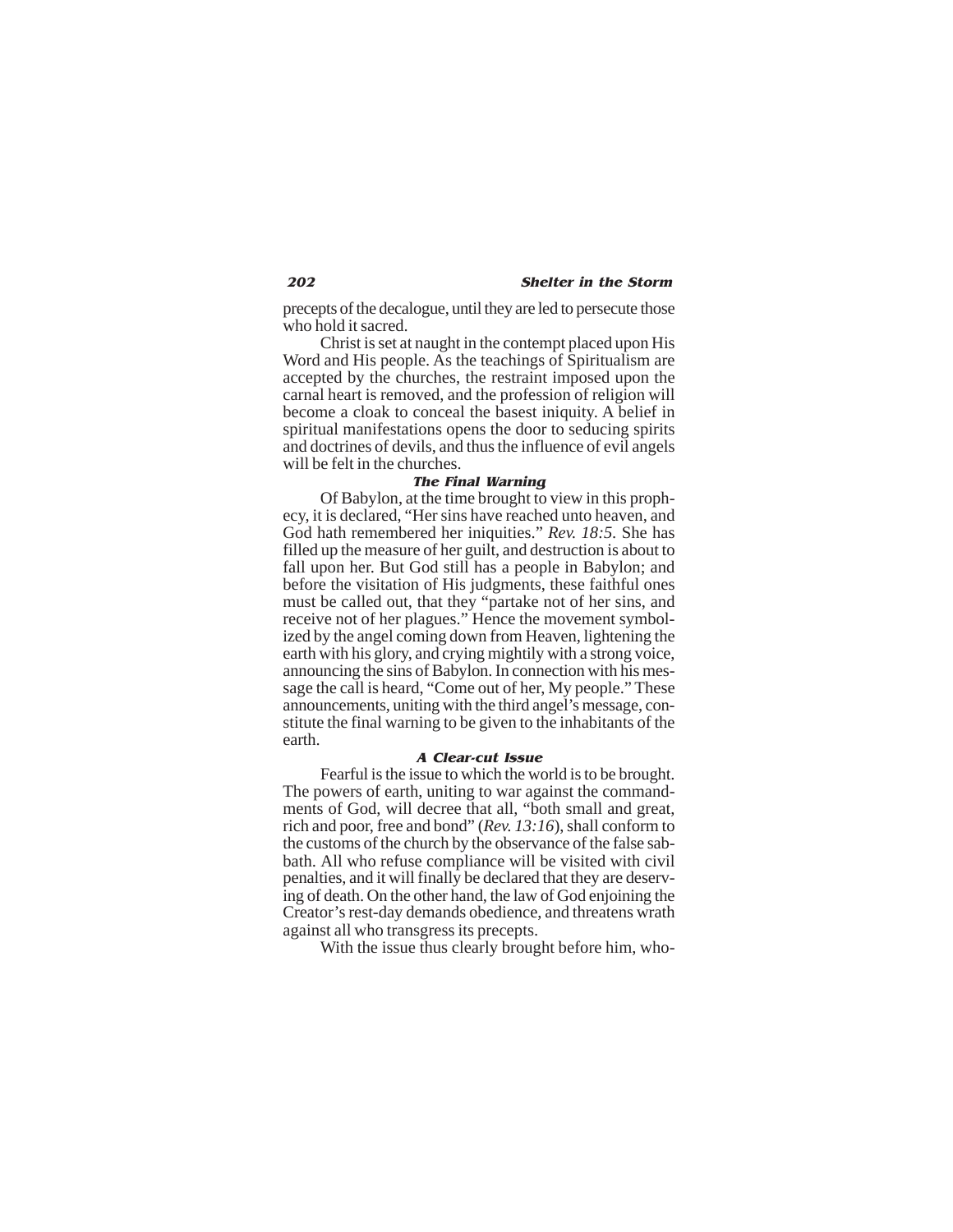precepts of the decalogue, until they are led to persecute those who hold it sacred.

Christ is set at naught in the contempt placed upon His Word and His people. As the teachings of Spiritualism are accepted by the churches, the restraint imposed upon the carnal heart is removed, and the profession of religion will become a cloak to conceal the basest iniquity. A belief in spiritual manifestations opens the door to seducing spirits and doctrines of devils, and thus the influence of evil angels will be felt in the churches.

### *The Final Warning*

Of Babylon, at the time brought to view in this prophecy, it is declared, "Her sins have reached unto heaven, and God hath remembered her iniquities." *Rev. 18:5.* She has filled up the measure of her guilt, and destruction is about to fall upon her. But God still has a people in Babylon; and before the visitation of His judgments, these faithful ones must be called out, that they "partake not of her sins, and receive not of her plagues." Hence the movement symbolized by the angel coming down from Heaven, lightening the earth with his glory, and crying mightily with a strong voice, announcing the sins of Babylon. In connection with his message the call is heard, "Come out of her, My people." These announcements, uniting with the third angel's message, constitute the final warning to be given to the inhabitants of the earth.

### *A Clear-cut Issue*

Fearful is the issue to which the world is to be brought. The powers of earth, uniting to war against the commandments of God, will decree that all, "both small and great, rich and poor, free and bond" (*Rev. 13:16*), shall conform to the customs of the church by the observance of the false sabbath. All who refuse compliance will be visited with civil penalties, and it will finally be declared that they are deserving of death. On the other hand, the law of God enjoining the Creator's rest-day demands obedience, and threatens wrath against all who transgress its precepts.

With the issue thus clearly brought before him, who-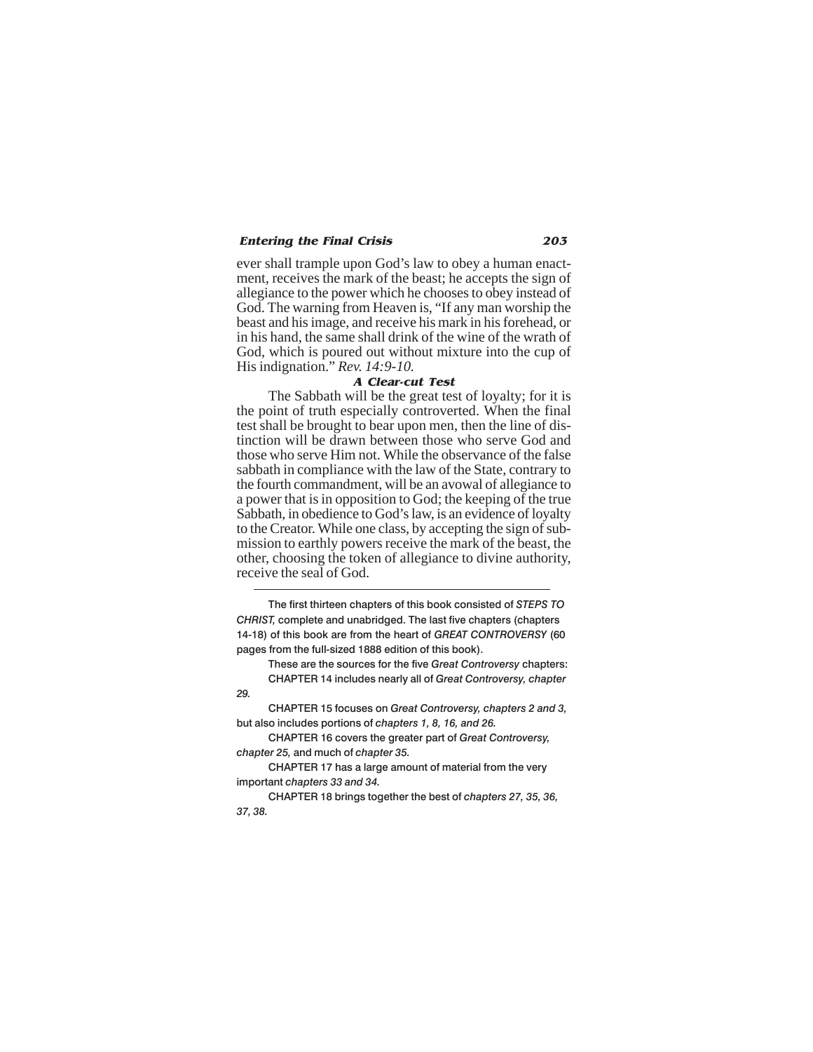ever shall trample upon God's law to obey a human enactment, receives the mark of the beast; he accepts the sign of allegiance to the power which he chooses to obey instead of God. The warning from Heaven is, "If any man worship the beast and his image, and receive his mark in his forehead, or in his hand, the same shall drink of the wine of the wrath of God, which is poured out without mixture into the cup of His indignation." *Rev. 14:9-10.*

### *A Clear-cut Test*

The Sabbath will be the great test of loyalty; for it is the point of truth especially controverted. When the final test shall be brought to bear upon men, then the line of distinction will be drawn between those who serve God and those who serve Him not. While the observance of the false sabbath in compliance with the law of the State, contrary to the fourth commandment, will be an avowal of allegiance to a power that is in opposition to God; the keeping of the true Sabbath, in obedience to God's law, is an evidence of loyalty to the Creator. While one class, by accepting the sign of submission to earthly powers receive the mark of the beast, the other, choosing the token of allegiance to divine authority, receive the seal of God.

---

The first thirteen chapters of this book consisted of *STEPS TO CHRIST,* complete and unabridged. The last five chapters (chapters 14-18) of this book are from the heart of *GREAT CONTROVERSY* (60 pages from the full-sized 1888 edition of this book).

These are the sources for the five *Great Controversy* chapters:

CHAPTER 14 includes nearly all of *Great Controversy, chapter 29.*

CHAPTER 15 focuses on *Great Controversy, chapters 2 and 3,* but also includes portions of *chapters 1, 8, 16, and 26.*

CHAPTER 16 covers the greater part of *Great Controversy, chapter 25,* and much of *chapter 35.*

CHAPTER 17 has a large amount of material from the very important *chapters 33 and 34.*

CHAPTER 18 brings together the best of *chapters 27, 35, 36, 37, 38.*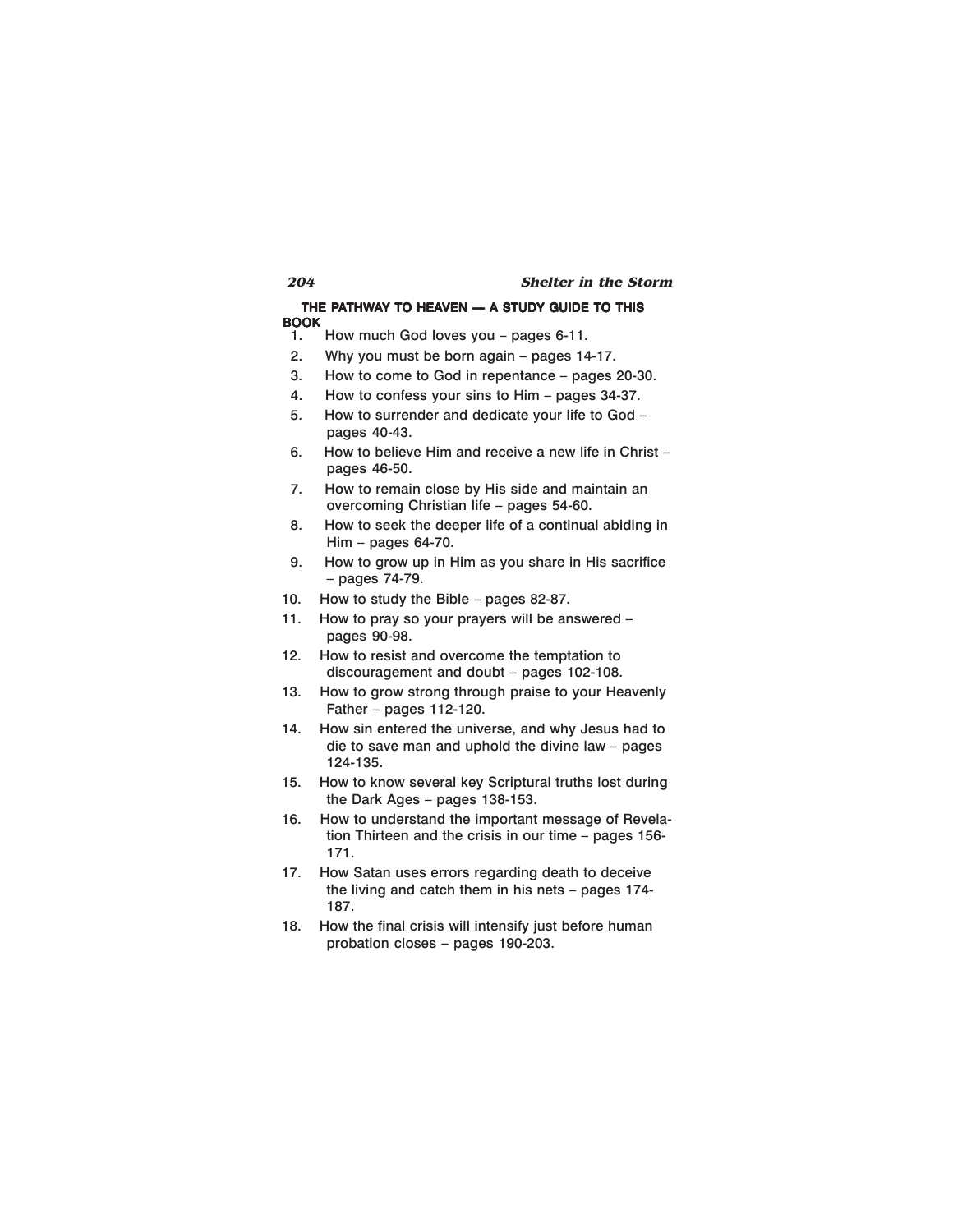## THE PATHWAY TO HEAVEN — A STUDY GUIDE TO THIS BOOK

1. How much God loves you – pages 6-11.
2. Why you must be born again – pages 14-17.
3. How to come to God in repentance – pages 20-30.
4. How to confess your sins to Him – pages 34-37.
5. How to surrender and dedicate your life to God – pages 40-43.
6. How to believe Him and receive a new life in Christ – pages 46-50.
7. How to remain close by His side and maintain an overcoming Christian life – pages 54-60.
8. How to seek the deeper life of a continual abiding in Him – pages 64-70.
9. How to grow up in Him as you share in His sacrifice – pages 74-79.
10. How to study the Bible – pages 82-87.
11. How to pray so your prayers will be answered – pages 90-98.
12. How to resist and overcome the temptation to discouragement and doubt – pages 102-108.
13. How to grow strong through praise to your Heavenly Father – pages 112-120.
14. How sin entered the universe, and why Jesus had to die to save man and uphold the divine law – pages 124-135.
15. How to know several key Scriptural truths lost during the Dark Ages – pages 138-153.
16. How to understand the important message of Revelation Thirteen and the crisis in our time – pages 156-171.
17. How Satan uses errors regarding death to deceive the living and catch them in his nets – pages 174-187.
18. How the final crisis will intensify just before human probation closes – pages 190-203.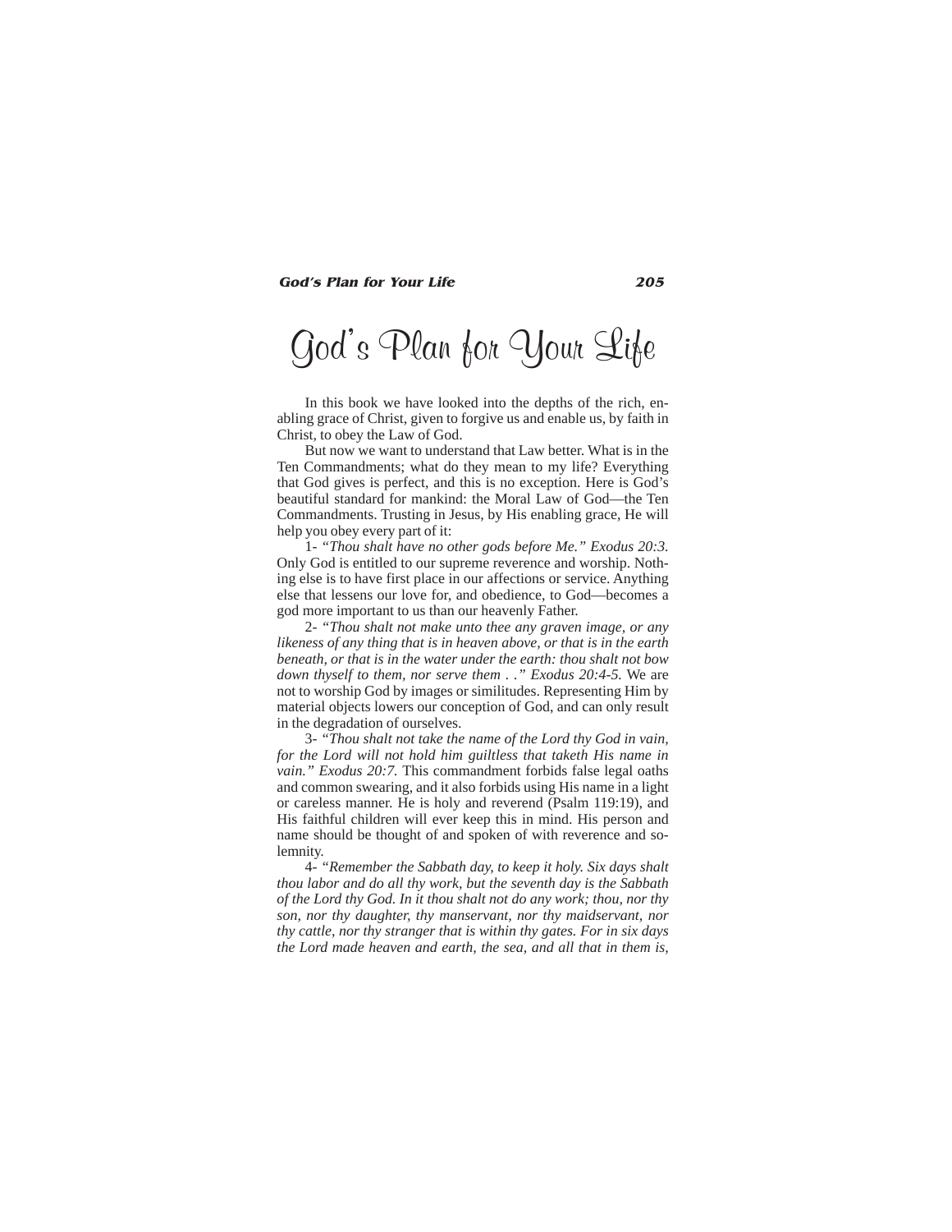# God's Plan for Your Life

In this book we have looked into the depths of the rich, enabling grace of Christ, given to forgive us and enable us, by faith in Christ, to obey the Law of God.

But now we want to understand that Law better. What is in the Ten Commandments; what do they mean to my life? Everything that God gives is perfect, and this is no exception. Here is God's beautiful standard for mankind: the Moral Law of God—the Ten Commandments. Trusting in Jesus, by His enabling grace, He will help you obey every part of it:

1- *"Thou shalt have no other gods before Me." Exodus 20:3.* Only God is entitled to our supreme reverence and worship. Nothing else is to have first place in our affections or service. Anything else that lessens our love for, and obedience, to God—becomes a god more important to us than our heavenly Father.

2- *"Thou shalt not make unto thee any graven image, or any likeness of any thing that is in heaven above, or that is in the earth beneath, or that is in the water under the earth: thou shalt not bow down thyself to them, nor serve them . ." Exodus 20:4-5.* We are not to worship God by images or similitudes. Representing Him by material objects lowers our conception of God, and can only result in the degradation of ourselves.

3- *"Thou shalt not take the name of the Lord thy God in vain, for the Lord will not hold him guiltless that taketh His name in vain." Exodus 20:7.* This commandment forbids false legal oaths and common swearing, and it also forbids using His name in a light or careless manner. He is holy and reverend (Psalm 119:19), and His faithful children will ever keep this in mind. His person and name should be thought of and spoken of with reverence and solemnity.

4- *"Remember the Sabbath day, to keep it holy. Six days shalt thou labor and do all thy work, but the seventh day is the Sabbath of the Lord thy God. In it thou shalt not do any work; thou, nor thy son, nor thy daughter, thy manservant, nor thy maidservant, nor thy cattle, nor thy stranger that is within thy gates. For in six days the Lord made heaven and earth, the sea, and all that in them is,*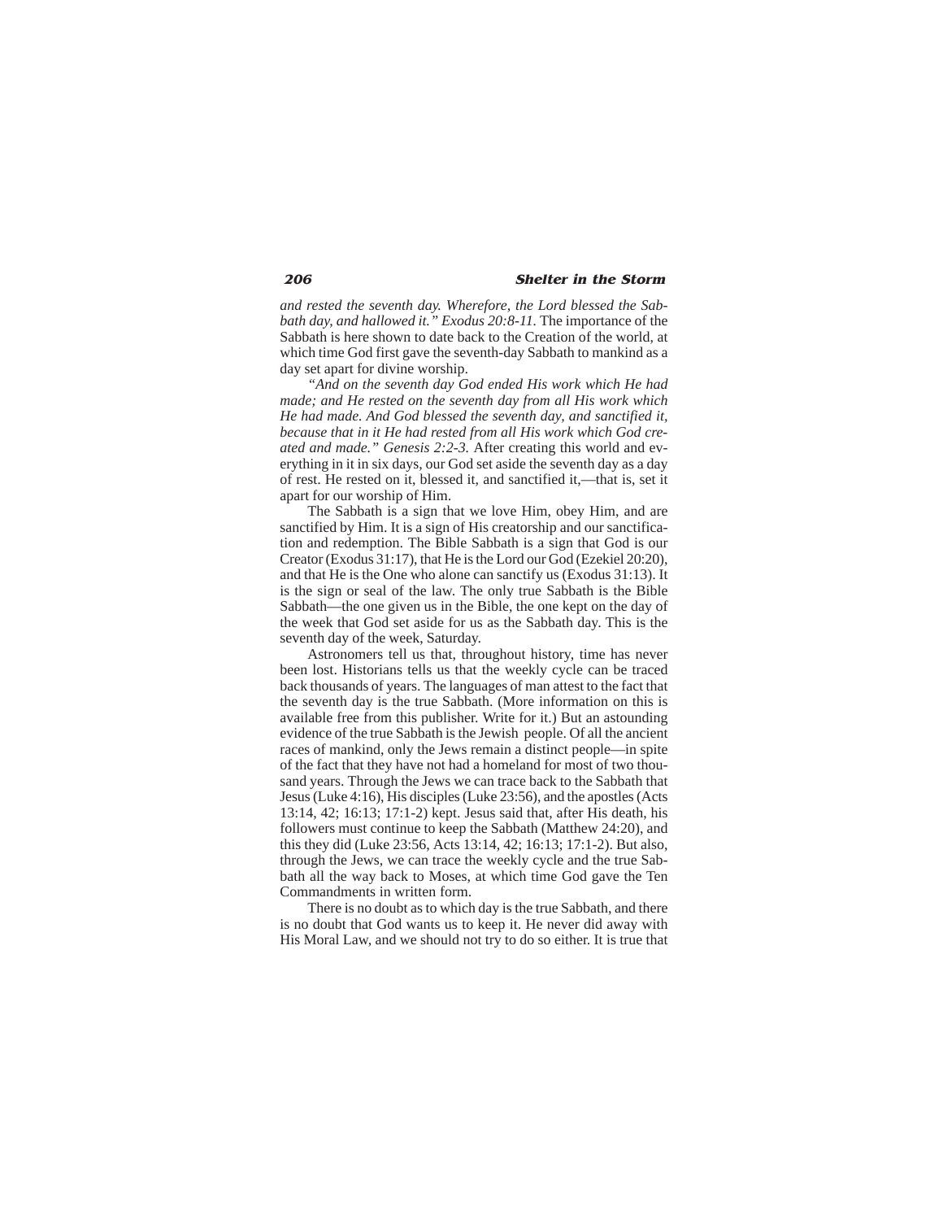*and rested the seventh day. Wherefore, the Lord blessed the Sabbath day, and hallowed it." Exodus 20:8-11.* The importance of the Sabbath is here shown to date back to the Creation of the world, at which time God first gave the seventh-day Sabbath to mankind as a day set apart for divine worship.

*"And on the seventh day God ended His work which He had made; and He rested on the seventh day from all His work which He had made. And God blessed the seventh day, and sanctified it, because that in it He had rested from all His work which God created and made." Genesis 2:2-3.* After creating this world and everything in it in six days, our God set aside the seventh day as a day of rest. He rested on it, blessed it, and sanctified it,—that is, set it apart for our worship of Him.

The Sabbath is a sign that we love Him, obey Him, and are sanctified by Him. It is a sign of His creatorship and our sanctification and redemption. The Bible Sabbath is a sign that God is our Creator (Exodus 31:17), that He is the Lord our God (Ezekiel 20:20), and that He is the One who alone can sanctify us (Exodus 31:13). It is the sign or seal of the law. The only true Sabbath is the Bible Sabbath—the one given us in the Bible, the one kept on the day of the week that God set aside for us as the Sabbath day. This is the seventh day of the week, Saturday.

Astronomers tell us that, throughout history, time has never been lost. Historians tells us that the weekly cycle can be traced back thousands of years. The languages of man attest to the fact that the seventh day is the true Sabbath. (More information on this is available free from this publisher. Write for it.) But an astounding evidence of the true Sabbath is the Jewish people. Of all the ancient races of mankind, only the Jews remain a distinct people—in spite of the fact that they have not had a homeland for most of two thousand years. Through the Jews we can trace back to the Sabbath that Jesus (Luke 4:16), His disciples (Luke 23:56), and the apostles (Acts 13:14, 42; 16:13; 17:1-2) kept. Jesus said that, after His death, his followers must continue to keep the Sabbath (Matthew 24:20), and this they did (Luke 23:56, Acts 13:14, 42; 16:13; 17:1-2). But also, through the Jews, we can trace the weekly cycle and the true Sabbath all the way back to Moses, at which time God gave the Ten Commandments in written form.

There is no doubt as to which day is the true Sabbath, and there is no doubt that God wants us to keep it. He never did away with His Moral Law, and we should not try to do so either. It is true that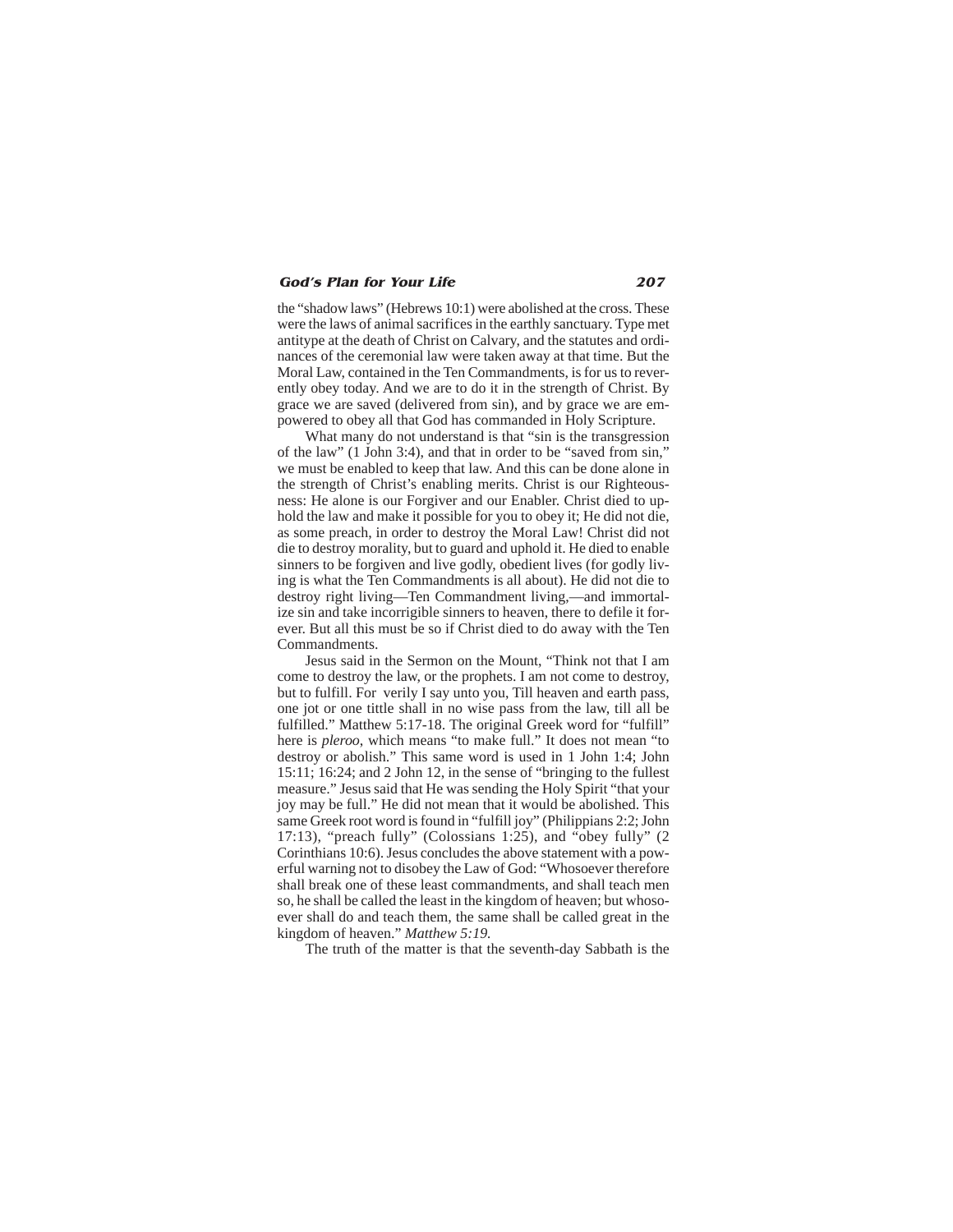the "shadow laws" (Hebrews 10:1) were abolished at the cross. These were the laws of animal sacrifices in the earthly sanctuary. Type met antitype at the death of Christ on Calvary, and the statutes and ordinances of the ceremonial law were taken away at that time. But the Moral Law, contained in the Ten Commandments, is for us to reverently obey today. And we are to do it in the strength of Christ. By grace we are saved (delivered from sin), and by grace we are empowered to obey all that God has commanded in Holy Scripture.

What many do not understand is that "sin is the transgression of the law" (1 John 3:4), and that in order to be "saved from sin," we must be enabled to keep that law. And this can be done alone in the strength of Christ's enabling merits. Christ is our Righteousness: He alone is our Forgiver and our Enabler. Christ died to uphold the law and make it possible for you to obey it; He did not die, as some preach, in order to destroy the Moral Law! Christ did not die to destroy morality, but to guard and uphold it. He died to enable sinners to be forgiven and live godly, obedient lives (for godly living is what the Ten Commandments is all about). He did not die to destroy right living—Ten Commandment living,—and immortalize sin and take incorrigible sinners to heaven, there to defile it forever. But all this must be so if Christ died to do away with the Ten Commandments.

Jesus said in the Sermon on the Mount, "Think not that I am come to destroy the law, or the prophets. I am not come to destroy, but to fulfill. For verily I say unto you, Till heaven and earth pass, one jot or one tittle shall in no wise pass from the law, till all be fulfilled." Matthew 5:17-18. The original Greek word for "fulfill" here is *pleroo*, which means "to make full." It does not mean "to destroy or abolish." This same word is used in 1 John 1:4; John 15:11; 16:24; and 2 John 12, in the sense of "bringing to the fullest measure." Jesus said that He was sending the Holy Spirit "that your joy may be full." He did not mean that it would be abolished. This same Greek root word is found in "fulfill joy" (Philippians 2:2; John 17:13), "preach fully" (Colossians 1:25), and "obey fully" (2 Corinthians 10:6). Jesus concludes the above statement with a powerful warning not to disobey the Law of God: "Whosoever therefore shall break one of these least commandments, and shall teach men so, he shall be called the least in the kingdom of heaven; but whosoever shall do and teach them, the same shall be called great in the kingdom of heaven." *Matthew 5:19.*

The truth of the matter is that the seventh-day Sabbath is the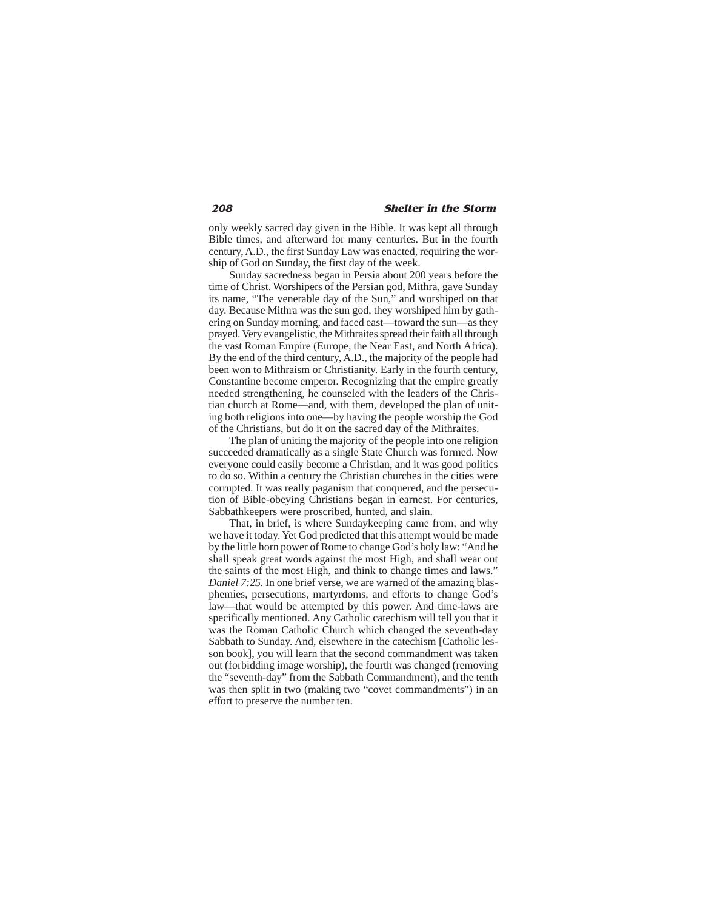only weekly sacred day given in the Bible. It was kept all through Bible times, and afterward for many centuries. But in the fourth century, A.D., the first Sunday Law was enacted, requiring the worship of God on Sunday, the first day of the week.

Sunday sacredness began in Persia about 200 years before the time of Christ. Worshipers of the Persian god, Mithra, gave Sunday its name, "The venerable day of the Sun," and worshiped on that day. Because Mithra was the sun god, they worshiped him by gathering on Sunday morning, and faced east—toward the sun—as they prayed. Very evangelistic, the Mithraites spread their faith all through the vast Roman Empire (Europe, the Near East, and North Africa). By the end of the third century, A.D., the majority of the people had been won to Mithraism or Christianity. Early in the fourth century, Constantine become emperor. Recognizing that the empire greatly needed strengthening, he counseled with the leaders of the Christian church at Rome—and, with them, developed the plan of uniting both religions into one—by having the people worship the God of the Christians, but do it on the sacred day of the Mithraites.

The plan of uniting the majority of the people into one religion succeeded dramatically as a single State Church was formed. Now everyone could easily become a Christian, and it was good politics to do so. Within a century the Christian churches in the cities were corrupted. It was really paganism that conquered, and the persecution of Bible-obeying Christians began in earnest. For centuries, Sabbathkeepers were proscribed, hunted, and slain.

That, in brief, is where Sundaykeeping came from, and why we have it today. Yet God predicted that this attempt would be made by the little horn power of Rome to change God's holy law: "And he shall speak great words against the most High, and shall wear out the saints of the most High, and think to change times and laws." *Daniel 7:25*. In one brief verse, we are warned of the amazing blasphemies, persecutions, martyrdoms, and efforts to change God's law—that would be attempted by this power. And time-laws are specifically mentioned. Any Catholic catechism will tell you that it was the Roman Catholic Church which changed the seventh-day Sabbath to Sunday. And, elsewhere in the catechism [Catholic lesson book], you will learn that the second commandment was taken out (forbidding image worship), the fourth was changed (removing the "seventh-day" from the Sabbath Commandment), and the tenth was then split in two (making two "covet commandments") in an effort to preserve the number ten.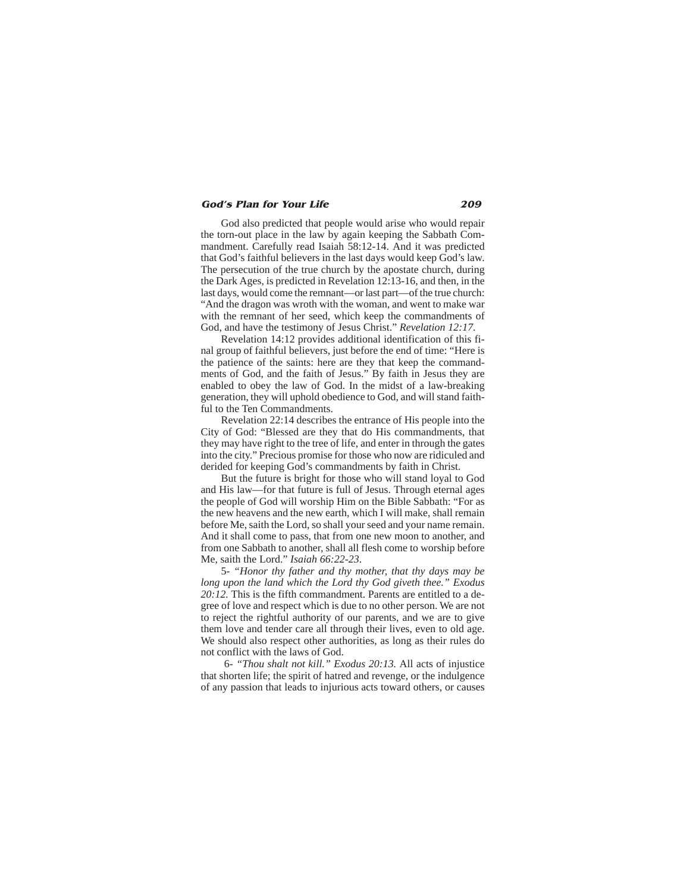God also predicted that people would arise who would repair the torn-out place in the law by again keeping the Sabbath Commandment. Carefully read Isaiah 58:12-14. And it was predicted that God's faithful believers in the last days would keep God's law. The persecution of the true church by the apostate church, during the Dark Ages, is predicted in Revelation 12:13-16, and then, in the last days, would come the remnant—or last part—of the true church: "And the dragon was wroth with the woman, and went to make war with the remnant of her seed, which keep the commandments of God, and have the testimony of Jesus Christ." *Revelation 12:17.*

Revelation 14:12 provides additional identification of this final group of faithful believers, just before the end of time: "Here is the patience of the saints: here are they that keep the commandments of God, and the faith of Jesus." By faith in Jesus they are enabled to obey the law of God. In the midst of a law-breaking generation, they will uphold obedience to God, and will stand faithful to the Ten Commandments.

Revelation 22:14 describes the entrance of His people into the City of God: "Blessed are they that do His commandments, that they may have right to the tree of life, and enter in through the gates into the city." Precious promise for those who now are ridiculed and derided for keeping God's commandments by faith in Christ.

But the future is bright for those who will stand loyal to God and His law—for that future is full of Jesus. Through eternal ages the people of God will worship Him on the Bible Sabbath: "For as the new heavens and the new earth, which I will make, shall remain before Me, saith the Lord, so shall your seed and your name remain. And it shall come to pass, that from one new moon to another, and from one Sabbath to another, shall all flesh come to worship before Me, saith the Lord." *Isaiah 66:22-23.*

5- *"Honor thy father and thy mother, that thy days may be long upon the land which the Lord thy God giveth thee." Exodus 20:12.* This is the fifth commandment. Parents are entitled to a degree of love and respect which is due to no other person. We are not to reject the rightful authority of our parents, and we are to give them love and tender care all through their lives, even to old age. We should also respect other authorities, as long as their rules do not conflict with the laws of God.

6- *"Thou shalt not kill." Exodus 20:13.* All acts of injustice that shorten life; the spirit of hatred and revenge, or the indulgence of any passion that leads to injurious acts toward others, or causes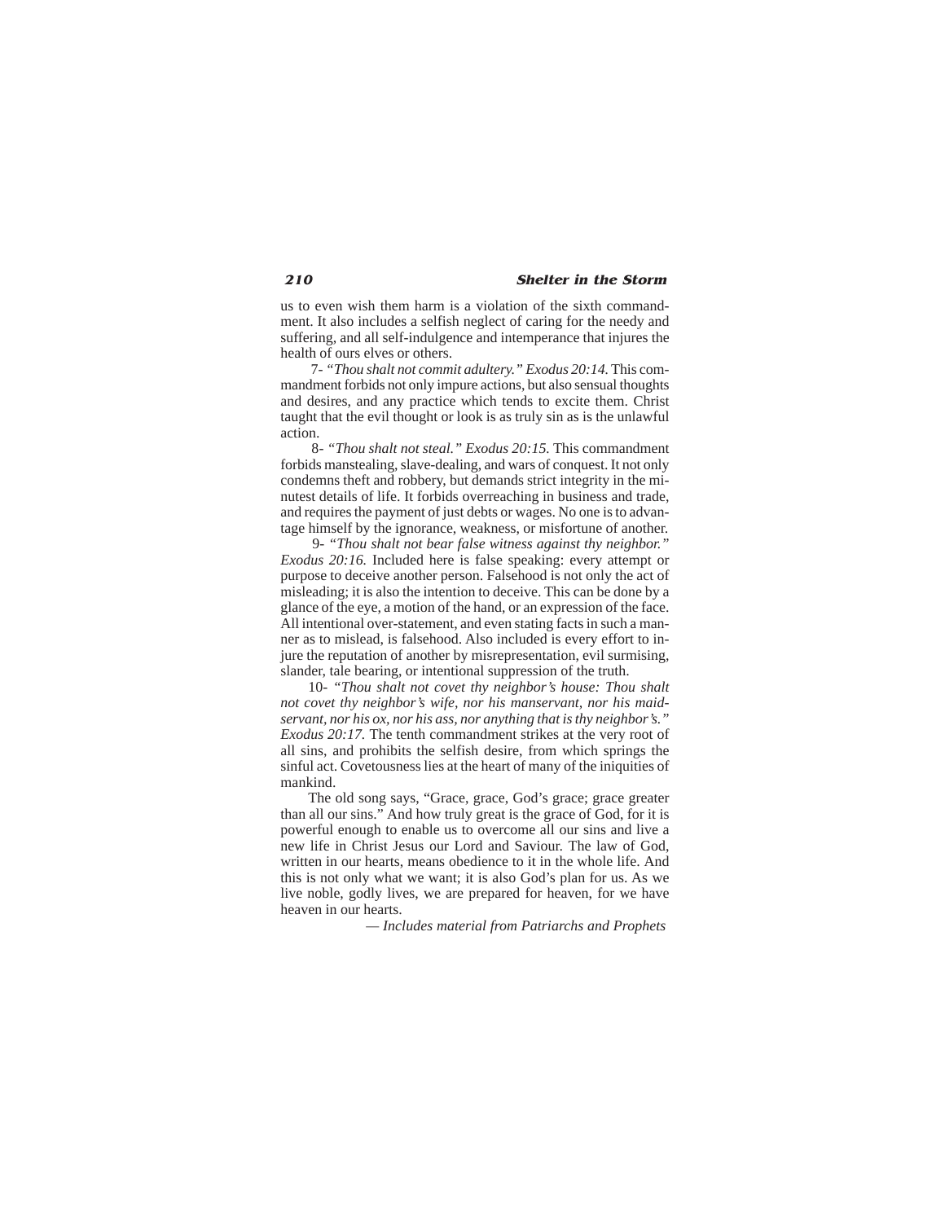us to even wish them harm is a violation of the sixth commandment. It also includes a selfish neglect of caring for the needy and suffering, and all self-indulgence and intemperance that injures the health of ours elves or others.

7- *"Thou shalt not commit adultery." Exodus 20:14.* This commandment forbids not only impure actions, but also sensual thoughts and desires, and any practice which tends to excite them. Christ taught that the evil thought or look is as truly sin as is the unlawful action.

8- *"Thou shalt not steal." Exodus 20:15.* This commandment forbids manstealing, slave-dealing, and wars of conquest. It not only condemns theft and robbery, but demands strict integrity in the minutest details of life. It forbids overreaching in business and trade, and requires the payment of just debts or wages. No one is to advantage himself by the ignorance, weakness, or misfortune of another.

9- *"Thou shalt not bear false witness against thy neighbor." Exodus 20:16.* Included here is false speaking: every attempt or purpose to deceive another person. Falsehood is not only the act of misleading; it is also the intention to deceive. This can be done by a glance of the eye, a motion of the hand, or an expression of the face. All intentional over-statement, and even stating facts in such a manner as to mislead, is falsehood. Also included is every effort to injure the reputation of another by misrepresentation, evil surmising, slander, tale bearing, or intentional suppression of the truth.

10- *"Thou shalt not covet thy neighbor's house: Thou shalt not covet thy neighbor's wife, nor his manservant, nor his maidservant, nor his ox, nor his ass, nor anything that is thy neighbor's." Exodus 20:17.* The tenth commandment strikes at the very root of all sins, and prohibits the selfish desire, from which springs the sinful act. Covetousness lies at the heart of many of the iniquities of mankind.

The old song says, "Grace, grace, God's grace; grace greater than all our sins." And how truly great is the grace of God, for it is powerful enough to enable us to overcome all our sins and live a new life in Christ Jesus our Lord and Saviour. The law of God, written in our hearts, means obedience to it in the whole life. And this is not only what we want; it is also God's plan for us. As we live noble, godly lives, we are prepared for heaven, for we have heaven in our hearts.

*— Includes material from Patriarchs and Prophets*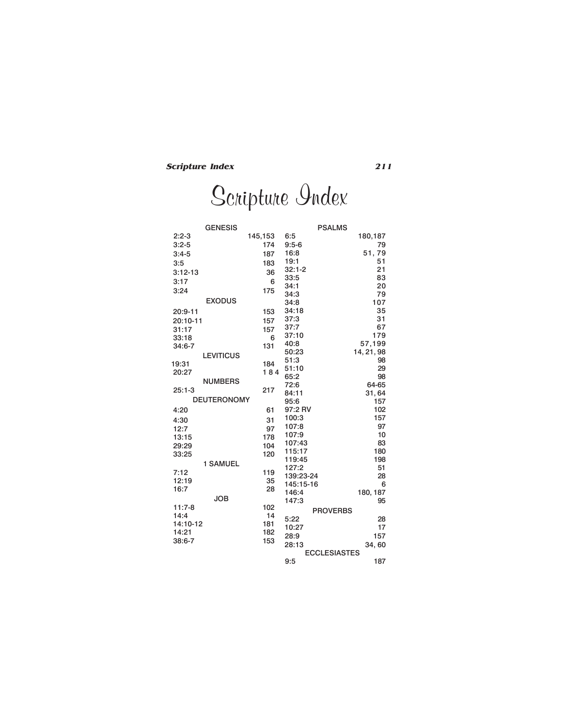# Scripture Index

| GENESIS | |
|---|---|
| 2:2-3 | 145,153 |
| 3:2-5 | 174 |
| 3:4-5 | 187 |
| 3:5 | 183 |
| 3:12-13 | 36 |
| 3:17 | 6 |
| 3:24 | 175 |
| **EXODUS** | |
| 20:9-11 | 153 |
| 20:10-11 | 157 |
| 31:17 | 157 |
| 33:18 | 6 |
| 34:6-7 | 131 |
| **LEVITICUS** | |
| 19:31 | 184 |
| 20:27 | 1 8 4 |
| **NUMBERS** | |
| 25:1-3 | 217 |
| **DEUTERONOMY** | |
| 4:20 | 61 |
| 4:30 | 31 |
| 12:7 | 97 |
| 13:15 | 178 |
| 29:29 | 104 |
| 33:25 | 120 |
| **1 SAMUEL** | |
| 7:12 | 119 |
| 12:19 | 35 |
| 16:7 | 28 |
| **JOB** | |
| 11:7-8 | 102 |
| 14:4 | 14 |
| 14:10-12 | 181 |
| 14:21 | 182 |
| 38:6-7 | 153 |

| PSALMS | |
|---|---|
| 6:5 | 180,187 |
| 9:5-6 | 79 |
| 16:8 | 51, 79 |
| 19:1 | 51 |
| 32:1-2 | 21 |
| 33:5 | 83 |
| 34:1 | 20 |
| 34:3 | 79 |
| 34:8 | 107 |
| 34:18 | 35 |
| 37:3 | 31 |
| 37:7 | 67 |
| 37:10 | 179 |
| 40:8 | 57,199 |
| 50:23 | 14, 21, 98 |
| 51:3 | 98 |
| 51:10 | 29 |
| 65:2 | 98 |
| 72:6 | 64-65 |
| 84:11 | 31, 64 |
| 95:6 | 157 |
| 97:2 RV | 102 |
| 100:3 | 157 |
| 107:8 | 97 |
| 107:9 | 10 |
| 107:43 | 83 |
| 115:17 | 180 |
| 119:45 | 198 |
| 127:2 | 51 |
| 139:23-24 | 28 |
| 145:15-16 | 6 |
| 146:4 | 180, 187 |
| 147:3 | 95 |
| **PROVERBS** | |
| 5:22 | 28 |
| 10:27 | 17 |
| 28:9 | 157 |
| 28:13 | 34, 60 |
| **ECCLESIASTES** | |
| 9:5 | 187 |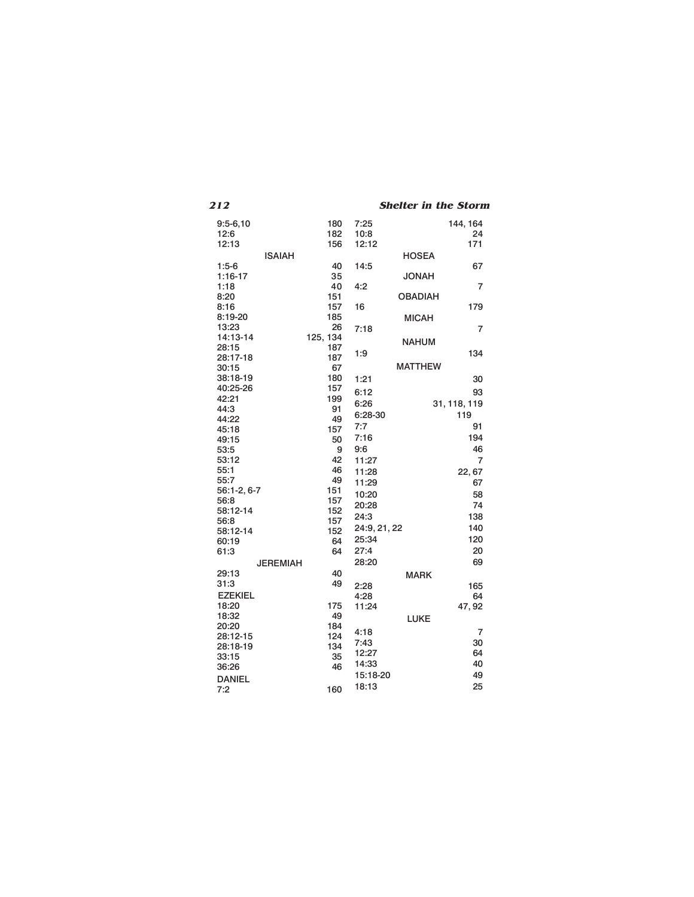| | |
|---|---|
| 9:5-6,10 | 180 |
| 12:6 | 182 |
| 12:13 | 156 |

### ISAIAH

| | |
|---|---|
| 1:5-6 | 40 |
| 1:16-17 | 35 |
| 1:18 | 40 |
| 8:20 | 151 |
| 8:16 | 157 |
| 8:19-20 | 185 |
| 13:23 | 26 |
| 14:13-14 | 125, 134 |
| 28:15 | 187 |
| 28:17-18 | 187 |
| 30:15 | 67 |
| 38:18-19 | 180 |
| 40:25-26 | 157 |
| 42:21 | 199 |
| 44:3 | 91 |
| 44:22 | 49 |
| 45:18 | 157 |
| 49:15 | 50 |
| 53:5 | 9 |
| 53:12 | 42 |
| 55:1 | 46 |
| 55:7 | 49 |
| 56:1-2, 6-7 | 151 |
| 56:8 | 157 |
| 58:12-14 | 152 |
| 56:8 | 157 |
| 58:12-14 | 152 |
| 60:19 | 64 |
| 61:3 | 64 |

### JEREMIAH

| | |
|---|---|
| 29:13 | 40 |
| 31:3 | 49 |

### EZEKIEL

| | |
|---|---|
| 18:20 | 175 |
| 18:32 | 49 |
| 20:20 | 184 |
| 28:12-15 | 124 |
| 28:18-19 | 134 |
| 33:15 | 35 |
| 36:26 | 46 |

### DANIEL

| | |
|---|---|
| 7:2 | 160 |
| 7:25 | 144, 164 |
| 10:8 | 24 |
| 12:12 | 171 |

### HOSEA

| | |
|---|---|
| 14:5 | 67 |

### JONAH

| | |
|---|---|
| 4:2 | 7 |

### OBADIAH

| | |
|---|---|
| 16 | 179 |

### MICAH

| | |
|---|---|
| 7:18 | 7 |

### NAHUM

| | |
|---|---|
| 1:9 | 134 |

### MATTHEW

| | |
|---|---|
| 1:21 | 30 |
| 6:12 | 93 |
| 6:26 | 31, 118, 119 |
| 6:28-30 | 119 |
| 7:7 | 91 |
| 7:16 | 194 |
| 9:6 | 46 |
| 11:27 | 7 |
| 11:28 | 22, 67 |
| 11:29 | 67 |
| 10:20 | 58 |
| 20:28 | 74 |
| 24:3 | 138 |
| 24:9, 21, 22 | 140 |
| 25:34 | 120 |
| 27:4 | 20 |
| 28:20 | 69 |

### MARK

| | |
|---|---|
| 2:28 | 165 |
| 4:28 | 64 |
| 11:24 | 47, 92 |

### LUKE

| | |
|---|---|
| 4:18 | 7 |
| 7:43 | 30 |
| 12:27 | 64 |
| 14:33 | 40 |
| 15:18-20 | 49 |
| 18:13 | 25 |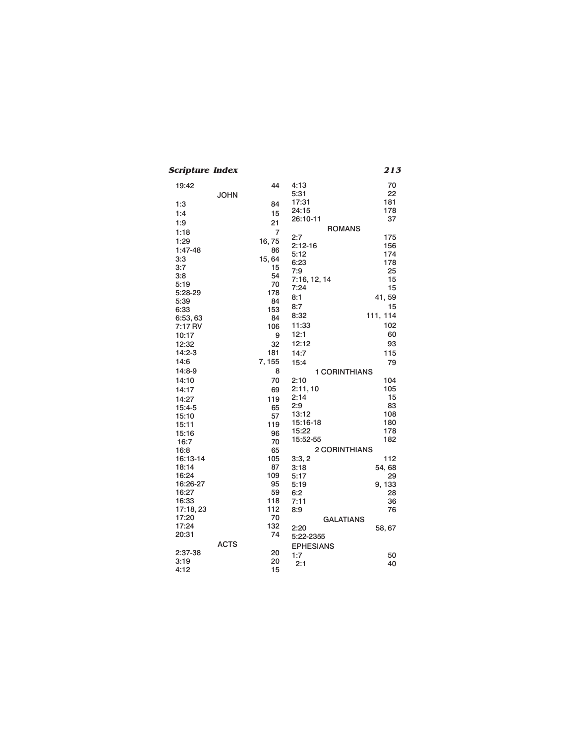| | |
|---|---|
| 19:42 | 44 |
| **JOHN** | |
| 1:3 | 84 |
| 1:4 | 15 |
| 1:9 | 21 |
| 1:18 | 7 |
| 1:29 | 16, 75 |
| 1:47-48 | 86 |
| 3:3 | 15, 64 |
| 3:7 | 15 |
| 3:8 | 54 |
| 5:19 | 70 |
| 5:28-29 | 178 |
| 5:39 | 84 |
| 6:33 | 153 |
| 6:53, 63 | 84 |
| 7:17 RV | 106 |
| 10:17 | 9 |
| 12:32 | 32 |
| 14:2-3 | 181 |
| 14:6 | 7, 155 |
| 14:8-9 | 8 |
| 14:10 | 70 |
| 14:17 | 69 |
| 14:27 | 119 |
| 15:4-5 | 65 |
| 15:10 | 57 |
| 15:11 | 119 |
| 15:16 | 96 |
| 16:7 | 70 |
| 16:8 | 65 |
| 16:13-14 | 105 |
| 18:14 | 87 |
| 16:24 | 109 |
| 16:26-27 | 95 |
| 16:27 | 59 |
| 16:33 | 118 |
| 17:18, 23 | 112 |
| 17:20 | 70 |
| 17:24 | 132 |
| 20:31 | 74 |
| **ACTS** | |
| 2:37-38 | 20 |
| 3:19 | 20 |
| 4:12 | 15 |
| 4:13 | 70 |
| 5:31 | 22 |
| 17:31 | 181 |
| 24:15 | 178 |
| 26:10-11 | 37 |
| **ROMANS** | |
| 2:7 | 175 |
| 2:12-16 | 156 |
| 5:12 | 174 |
| 6:23 | 178 |
| 7:9 | 25 |
| 7:16, 12, 14 | 15 |
| 7:24 | 15 |
| 8:1 | 41, 59 |
| 8:7 | 15 |
| 8:32 | 111, 114 |
| 11:33 | 102 |
| 12:1 | 60 |
| 12:12 | 93 |
| 14:7 | 115 |
| 15:4 | 79 |
| **1 CORINTHIANS** | |
| 2:10 | 104 |
| 2:11, 10 | 105 |
| 2:14 | 15 |
| 2:9 | 83 |
| 13:12 | 108 |
| 15:16-18 | 180 |
| 15:22 | 178 |
| 15:52-55 | 182 |
| **2 CORINTHIANS** | |
| 3:3, 2 | 112 |
| 3:18 | 54, 68 |
| 5:17 | 29 |
| 5:19 | 9, 133 |
| 6:2 | 28 |
| 7:11 | 36 |
| 8:9 | 76 |
| **GALATIANS** | |
| 2:20 | 58, 67 |
| 5:22-2355 | |
| **EPHESIANS** | |
| 1:7 | 50 |
| 2:1 | 40 |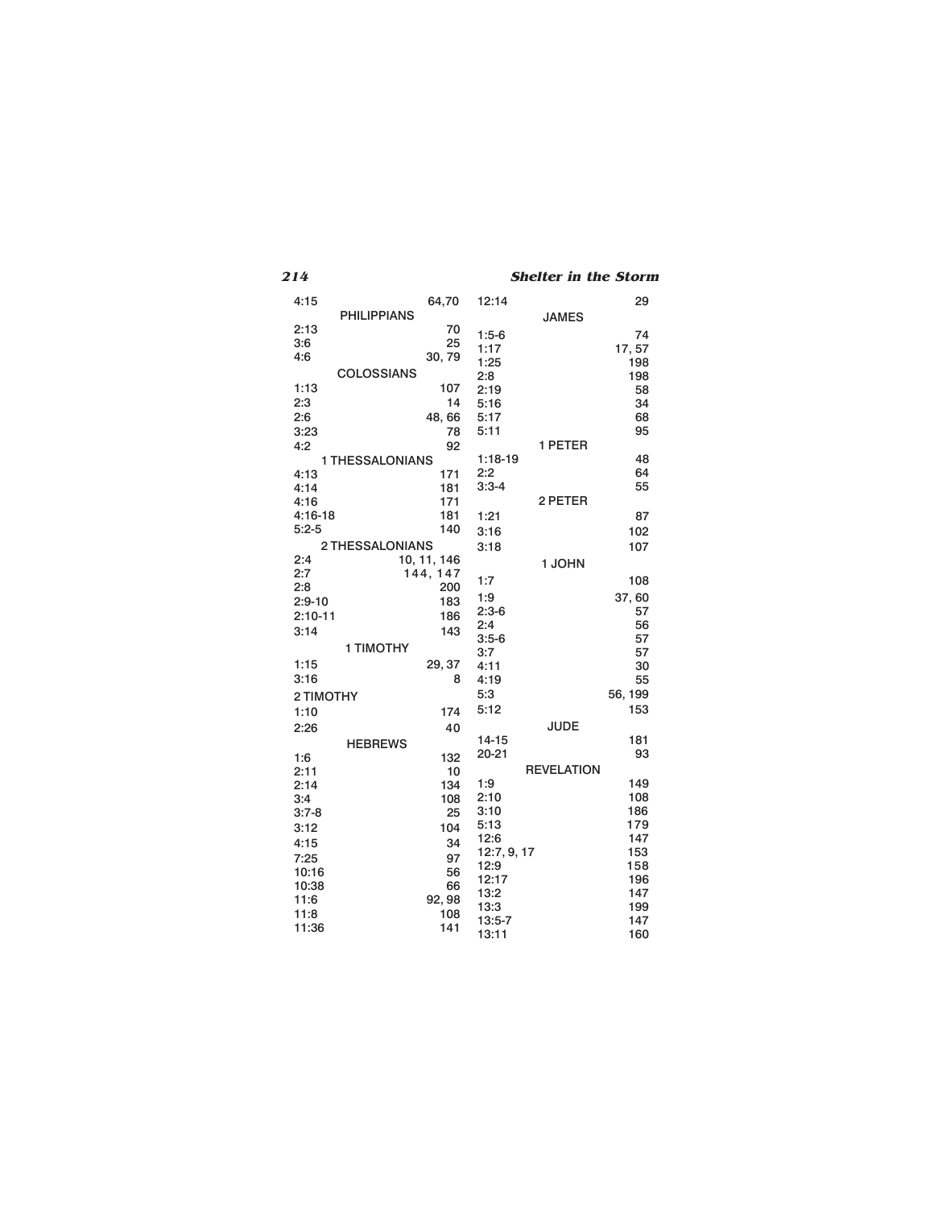4:15 64,70

## PHILIPPIANS

2:13 70
3:6 25
4:6 30, 79

## COLOSSIANS

1:13 107
2:3 14
2:6 48, 66
3:23 78
4:2 92

## 1 THESSALONIANS

4:13 171
4:14 181
4:16 171
4:16-18 181
5:2-5 140

## 2 THESSALONIANS

2:4 10, 11, 146
2:7 144, 147
2:8 200
2:9-10 183
2:10-11 186
3:14 143

## 1 TIMOTHY

1:15 29, 37
3:16 8

## 2 TIMOTHY

1:10 174
2:26 40

## HEBREWS

1:6 132
2:11 10
2:14 134
3:4 108
3:7-8 25
3:12 104
4:15 34
7:25 97
10:16 56
10:38 66
11:6 92, 98
11:8 108
11:36 141
12:14 29

## JAMES

1:5-6 74
1:17 17, 57
1:25 198
2:8 198
2:19 58
5:16 34
5:17 68
5:11 95

## 1 PETER

1:18-19 48
2:2 64
3:3-4 55

## 2 PETER

1:21 87
3:16 102
3:18 107

## 1 JOHN

1:7 108
1:9 37, 60
2:3-6 57
2:4 56
3:5-6 57
3:7 57
4:11 30
4:19 55
5:3 56, 199
5:12 153

## JUDE

14-15 181
20-21 93

## REVELATION

1:9 149
2:10 108
3:10 186
5:13 179
12:6 147
12:7, 9, 17 153
12:9 158
12:17 196
13:2 147
13:3 199
13:5-7 147
13:11 160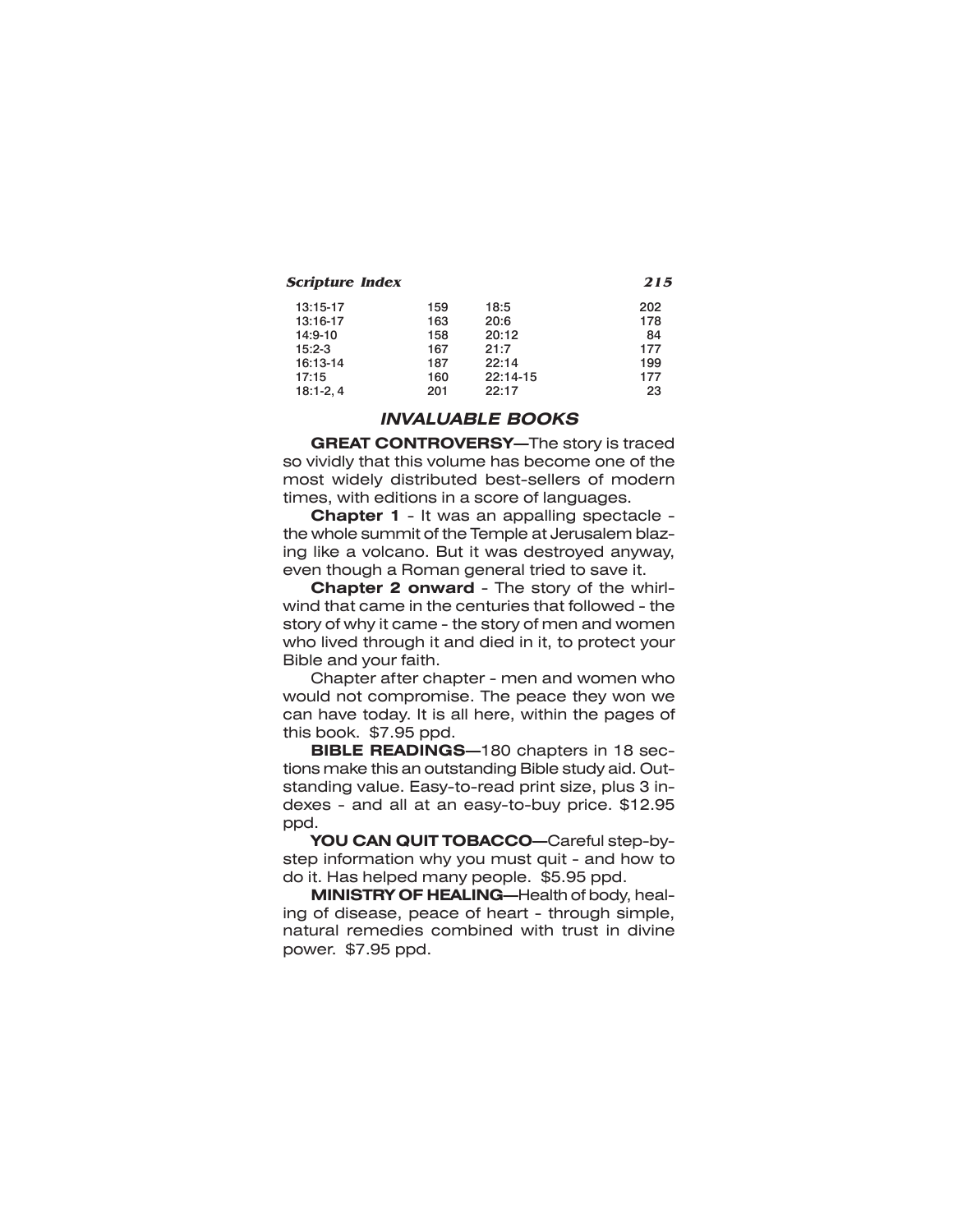| | | | |
|---|---|---|---|
| 13:15-17 | 159 | 18:5 | 202 |
| 13:16-17 | 163 | 20:6 | 178 |
| 14:9-10 | 158 | 20:12 | 84 |
| 15:2-3 | 167 | 21:7 | 177 |
| 16:13-14 | 187 | 22:14 | 199 |
| 17:15 | 160 | 22:14-15 | 177 |
| 18:1-2, 4 | 201 | 22:17 | 23 |

## *INVALUABLE BOOKS*

**GREAT CONTROVERSY**—The story is traced so vividly that this volume has become one of the most widely distributed best-sellers of modern times, with editions in a score of languages.

**Chapter 1** - It was an appalling spectacle - the whole summit of the Temple at Jerusalem blazing like a volcano. But it was destroyed anyway, even though a Roman general tried to save it.

**Chapter 2 onward** - The story of the whirlwind that came in the centuries that followed - the story of why it came - the story of men and women who lived through it and died in it, to protect your Bible and your faith.

Chapter after chapter - men and women who would not compromise. The peace they won we can have today. It is all here, within the pages of this book. $7.95 ppd.

**BIBLE READINGS**—180 chapters in 18 sections make this an outstanding Bible study aid. Outstanding value. Easy-to-read print size, plus 3 indexes - and all at an easy-to-buy price. $12.95 ppd.

**YOU CAN QUIT TOBACCO**—Careful step-by-step information why you must quit - and how to do it. Has helped many people. $5.95 ppd.

**MINISTRY OF HEALING**—Health of body, healing of disease, peace of heart - through simple, natural remedies combined with trust in divine power. $7.95 ppd.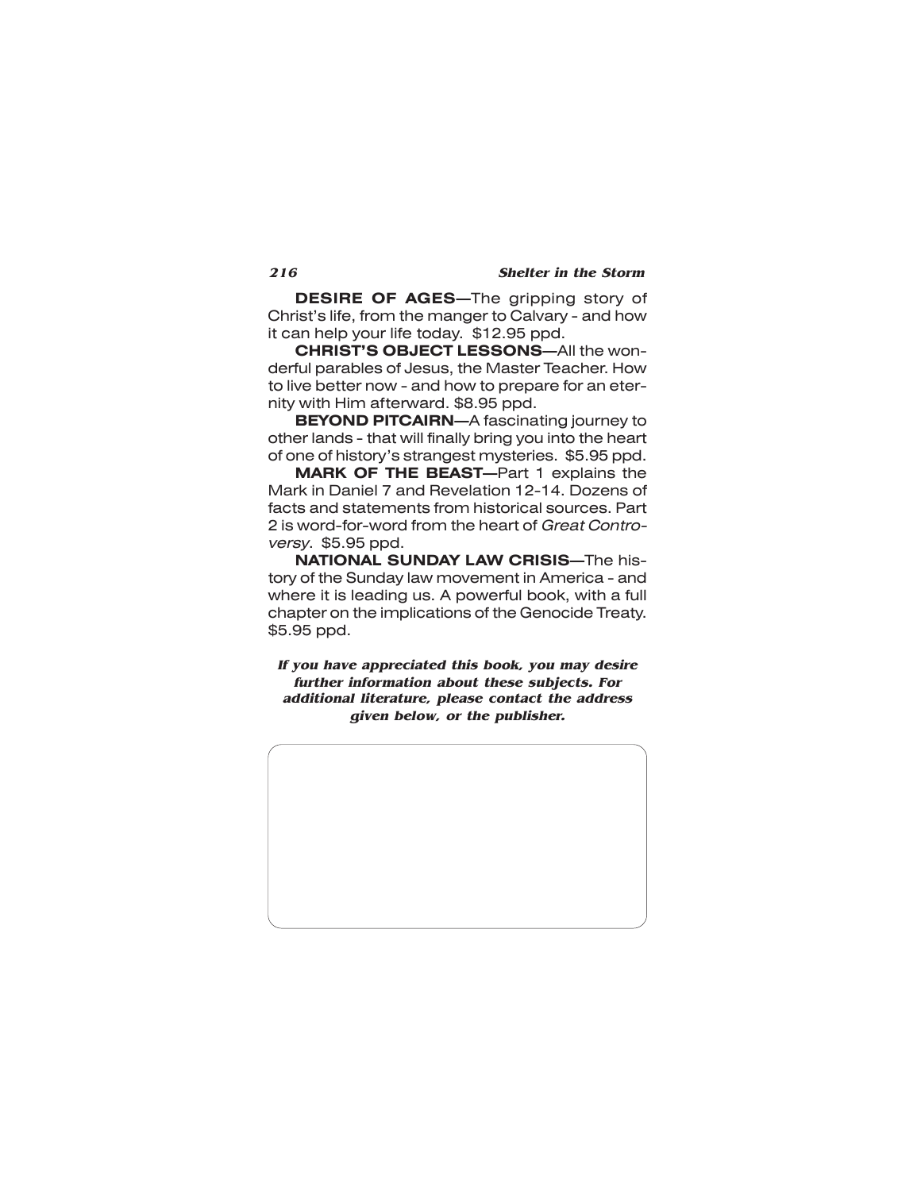**DESIRE OF AGES**—The gripping story of Christ's life, from the manger to Calvary - and how it can help your life today. $12.95 ppd.

**CHRIST'S OBJECT LESSONS**—All the wonderful parables of Jesus, the Master Teacher. How to live better now - and how to prepare for an eternity with Him afterward. $8.95 ppd.

**BEYOND PITCAIRN**—A fascinating journey to other lands - that will finally bring you into the heart of one of history's strangest mysteries. $5.95 ppd.

**MARK OF THE BEAST**—Part 1 explains the Mark in Daniel 7 and Revelation 12-14. Dozens of facts and statements from historical sources. Part 2 is word-for-word from the heart of *Great Controversy*. $5.95 ppd.

**NATIONAL SUNDAY LAW CRISIS**—The history of the Sunday law movement in America - and where it is leading us. A powerful book, with a full chapter on the implications of the Genocide Treaty. $5.95 ppd.

***If you have appreciated this book, you may desire further information about these subjects. For additional literature, please contact the address given below, or the publisher.***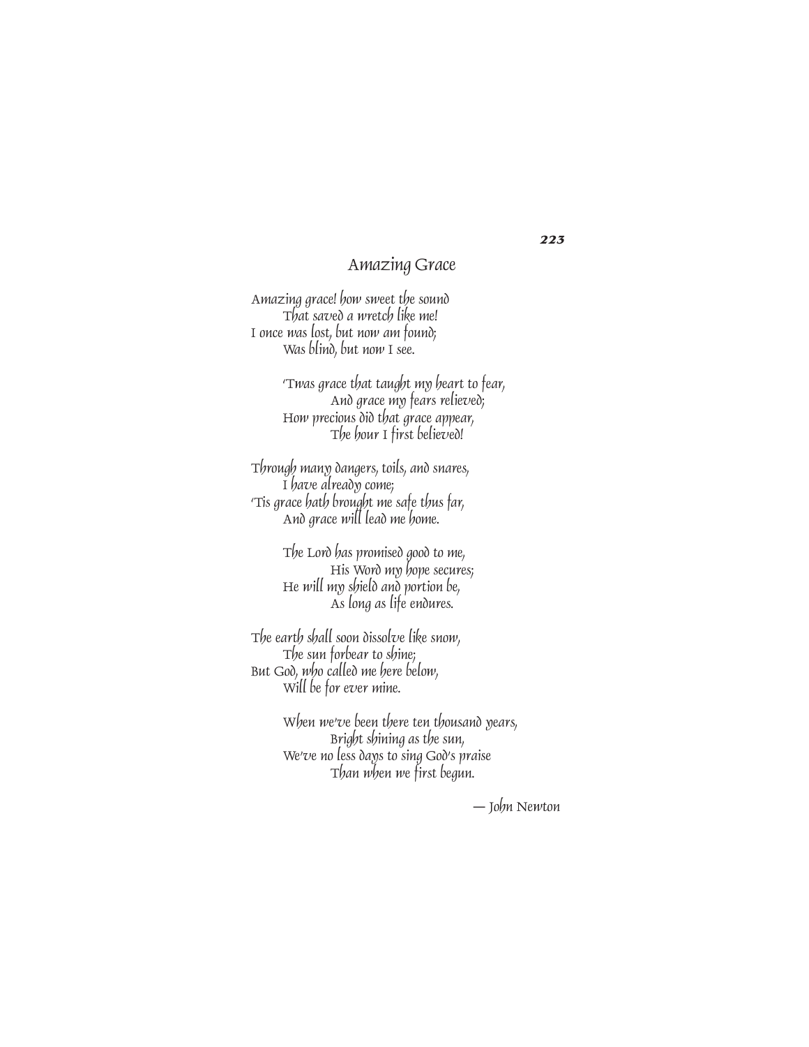# Amazing Grace

Amazing grace! how sweet the sound
That saved a wretch like me!
I once was lost, but now am found;
Was blind, but now I see.

'Twas grace that taught my heart to fear,
And grace my fears relieved;
How precious did that grace appear,
The hour I first believed!

Through many dangers, toils, and snares,
I have already come;
'Tis grace hath brought me safe thus far,
And grace will lead me home.

The Lord has promised good to me,
His Word my hope secures;
He will my shield and portion be,
As long as life endures.

The earth shall soon dissolve like snow,
The sun forbear to shine;
But God, who called me here below,
Will be for ever mine.

When we've been there ten thousand years,
Bright shining as the sun,
We've no less days to sing God's praise
Than when we first begun.

— John Newton